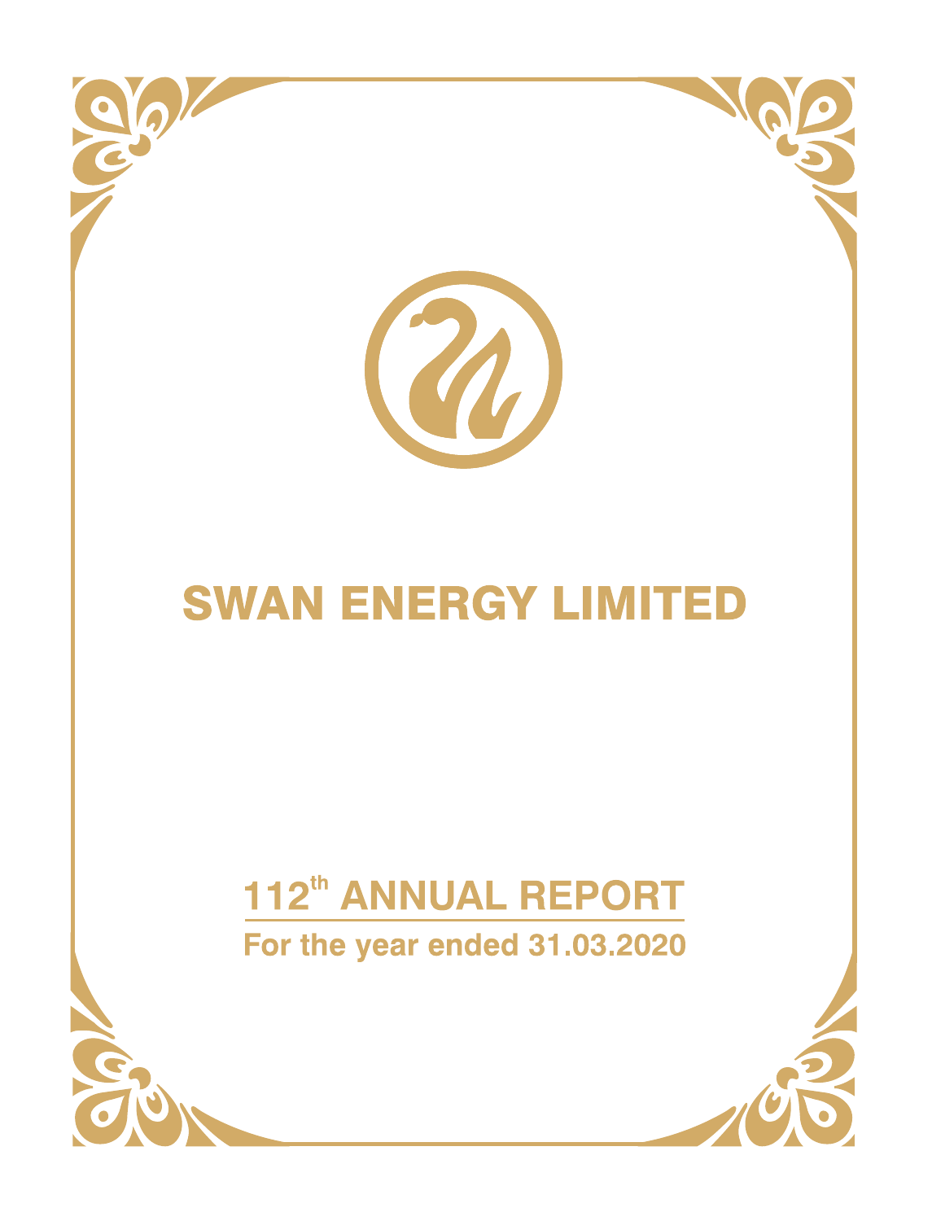# SWAN ENERGY LIMITED

## 112th ANNUAL REPORT

**For the year ended 31.03.2020**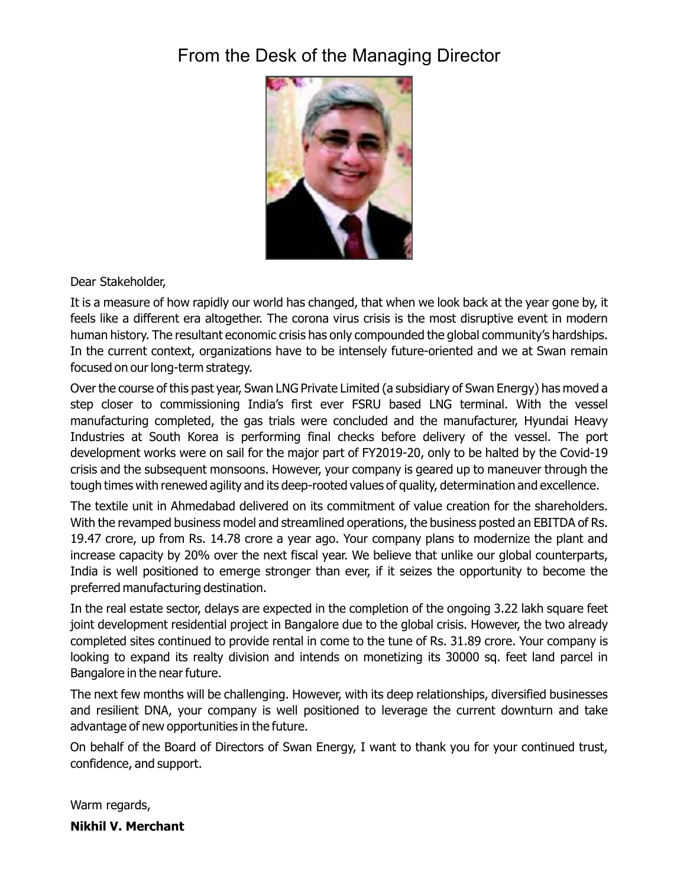# From the Desk of the Managing Director

Dear Stakeholder,

It is a measure of how rapidly our world has changed, that when we look back at the year gone by, it feels like a different era altogether. The corona virus crisis is the most disruptive event in modern human history. The resultant economic crisis has only compounded the global community's hardships. In the current context, organizations have to be intensely future-oriented and we at Swan remain focused on our long-term strategy.

Over the course of this past year, Swan LNG Private Limited (a subsidiary of Swan Energy) has moved a step closer to commissioning India's first ever FSRU based LNG terminal. With the vessel manufacturing completed, the gas trials were concluded and the manufacturer, Hyundai Heavy Industries at South Korea is performing final checks before delivery of the vessel. The port development works were on sail for the major part of FY2019-20, only to be halted by the Covid-19 crisis and the subsequent monsoons. However, your company is geared up to maneuver through the tough times with renewed agility and its deep-rooted values of quality, determination and excellence.

The textile unit in Ahmedabad delivered on its commitment of value creation for the shareholders. With the revamped business model and streamlined operations, the business posted an EBITDA of Rs. 19.47 crore, up from Rs. 14.78 crore a year ago. Your company plans to modernize the plant and increase capacity by 20% over the next fiscal year. We believe that unlike our global counterparts, India is well positioned to emerge stronger than ever, if it seizes the opportunity to become the preferred manufacturing destination.

In the real estate sector, delays are expected in the completion of the ongoing 3.22 lakh square feet joint development residential project in Bangalore due to the global crisis. However, the two already completed sites continued to provide rental in come to the tune of Rs. 31.89 crore. Your company is looking to expand its realty division and intends on monetizing its 30000 sq. feet land parcel in Bangalore in the near future.

The next few months will be challenging. However, with its deep relationships, diversified businesses and resilient DNA, your company is well positioned to leverage the current downturn and take advantage of new opportunities in the future.

On behalf of the Board of Directors of Swan Energy, I want to thank you for your continued trust, confidence, and support.

Warm regards,

**Nikhil V. Merchant**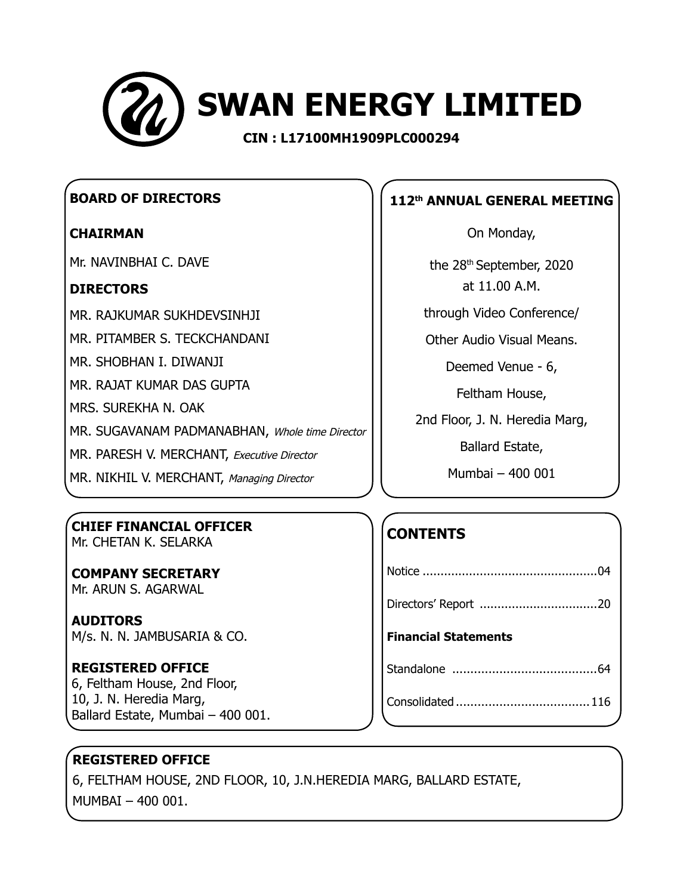# SWAN ENERGY LIMITED

**CIN : L17100MH1909PLC000294**

## BOARD OF DIRECTORS

**CHAIRMAN**

Mr. NAVINBHAI C. DAVE

**DIRECTORS**

MR. RAJKUMAR SUKHDEVSINHJI

MR. PITAMBER S. TECKCHANDANI

MR. SHOBHAN I. DIWANJI

MR. RAJAT KUMAR DAS GUPTA

MRS. SUREKHA N. OAK

MR. SUGAVANAM PADMANABHAN, *Whole time Director*

MR. PARESH V. MERCHANT, *Executive Director*

MR. NIKHIL V. MERCHANT, *Managing Director*

## 112th ANNUAL GENERAL MEETING

On Monday,

the 28th September, 2020
at 11.00 A.M.

through Video Conference/

Other Audio Visual Means.

Deemed Venue - 6,

Feltham House,

2nd Floor, J. N. Heredia Marg,

Ballard Estate,

Mumbai – 400 001

**CHIEF FINANCIAL OFFICER**
Mr. CHETAN K. SELARKA

**COMPANY SECRETARY**
Mr. ARUN S. AGARWAL

**AUDITORS**
M/s. N. N. JAMBUSARIA & CO.

**REGISTERED OFFICE**
6, Feltham House, 2nd Floor,
10, J. N. Heredia Marg,
Ballard Estate, Mumbai – 400 001.

## CONTENTS

Notice ................................................04

Directors' Report ................................20

**Financial Statements**

Standalone ........................................64

Consolidated ....................................116

**REGISTERED OFFICE**

6, FELTHAM HOUSE, 2ND FLOOR, 10, J.N.HEREDIA MARG, BALLARD ESTATE,
MUMBAI – 400 001.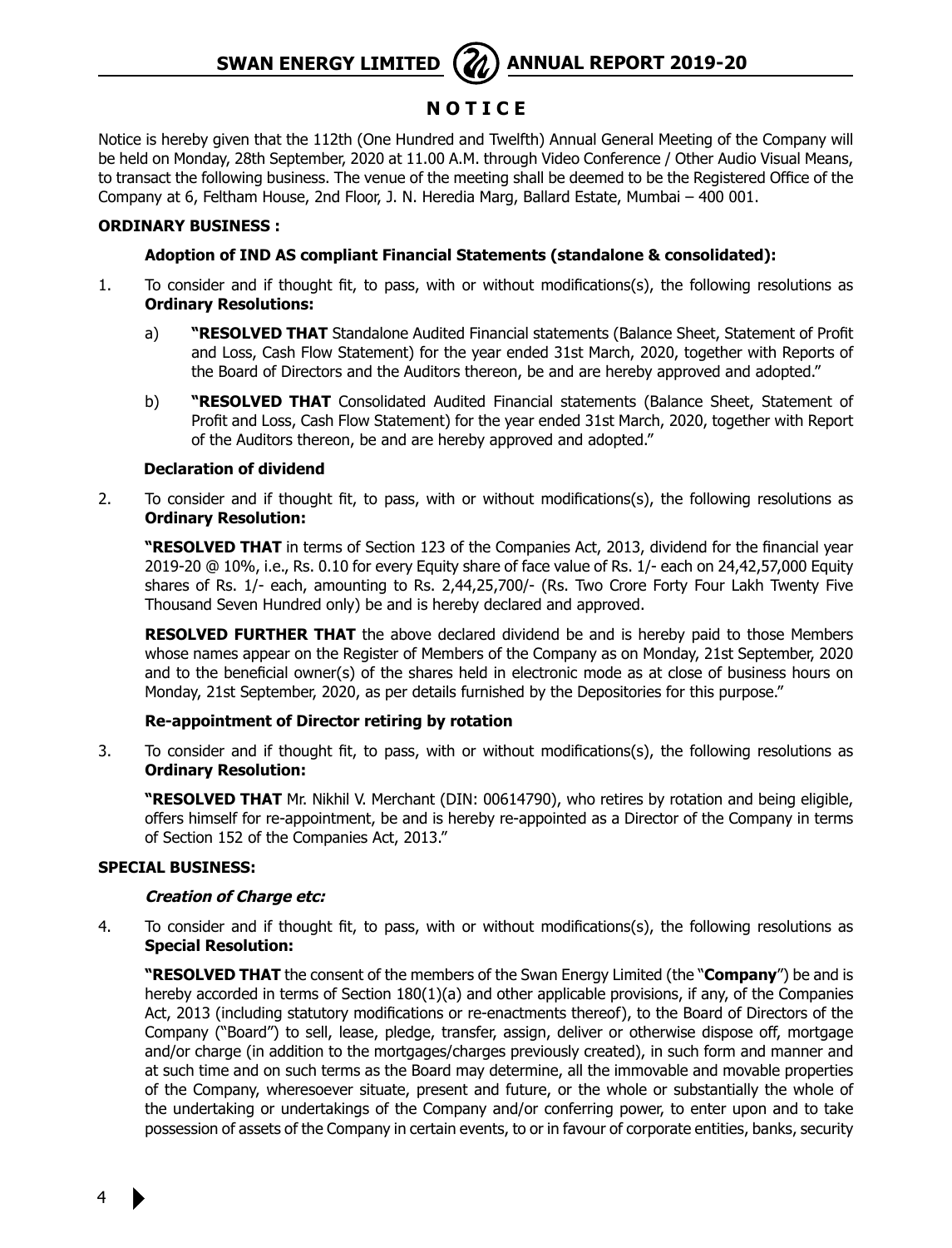# NOTICE

Notice is hereby given that the 112th (One Hundred and Twelfth) Annual General Meeting of the Company will be held on Monday, 28th September, 2020 at 11.00 A.M. through Video Conference / Other Audio Visual Means, to transact the following business. The venue of the meeting shall be deemed to be the Registered Office of the Company at 6, Feltham House, 2nd Floor, J. N. Heredia Marg, Ballard Estate, Mumbai – 400 001.

**ORDINARY BUSINESS :**

**Adoption of IND AS compliant Financial Statements (standalone & consolidated):**

1. To consider and if thought fit, to pass, with or without modifications(s), the following resolutions as **Ordinary Resolutions:**

   a) **"RESOLVED THAT** Standalone Audited Financial statements (Balance Sheet, Statement of Profit and Loss, Cash Flow Statement) for the year ended 31st March, 2020, together with Reports of the Board of Directors and the Auditors thereon, be and are hereby approved and adopted."

   b) **"RESOLVED THAT** Consolidated Audited Financial statements (Balance Sheet, Statement of Profit and Loss, Cash Flow Statement) for the year ended 31st March, 2020, together with Report of the Auditors thereon, be and are hereby approved and adopted."

**Declaration of dividend**

2. To consider and if thought fit, to pass, with or without modifications(s), the following resolutions as **Ordinary Resolution:**

   **"RESOLVED THAT** in terms of Section 123 of the Companies Act, 2013, dividend for the financial year 2019-20 @ 10%, i.e., Rs. 0.10 for every Equity share of face value of Rs. 1/- each on 24,42,57,000 Equity shares of Rs. 1/- each, amounting to Rs. 2,44,25,700/- (Rs. Two Crore Forty Four Lakh Twenty Five Thousand Seven Hundred only) be and is hereby declared and approved.

   **RESOLVED FURTHER THAT** the above declared dividend be and is hereby paid to those Members whose names appear on the Register of Members of the Company as on Monday, 21st September, 2020 and to the beneficial owner(s) of the shares held in electronic mode as at close of business hours on Monday, 21st September, 2020, as per details furnished by the Depositories for this purpose."

**Re-appointment of Director retiring by rotation**

3. To consider and if thought fit, to pass, with or without modifications(s), the following resolutions as **Ordinary Resolution:**

   **"RESOLVED THAT** Mr. Nikhil V. Merchant (DIN: 00614790), who retires by rotation and being eligible, offers himself for re-appointment, be and is hereby re-appointed as a Director of the Company in terms of Section 152 of the Companies Act, 2013."

**SPECIAL BUSINESS:**

***Creation of Charge etc:***

4. To consider and if thought fit, to pass, with or without modifications(s), the following resolutions as **Special Resolution:**

   **"RESOLVED THAT** the consent of the members of the Swan Energy Limited (the "**Company**") be and is hereby accorded in terms of Section 180(1)(a) and other applicable provisions, if any, of the Companies Act, 2013 (including statutory modifications or re-enactments thereof), to the Board of Directors of the Company ("Board") to sell, lease, pledge, transfer, assign, deliver or otherwise dispose off, mortgage and/or charge (in addition to the mortgages/charges previously created), in such form and manner and at such time and on such terms as the Board may determine, all the immovable and movable properties of the Company, wheresoever situate, present and future, or the whole or substantially the whole of the undertaking or undertakings of the Company and/or conferring power, to enter upon and to take possession of assets of the Company in certain events, to or in favour of corporate entities, banks, security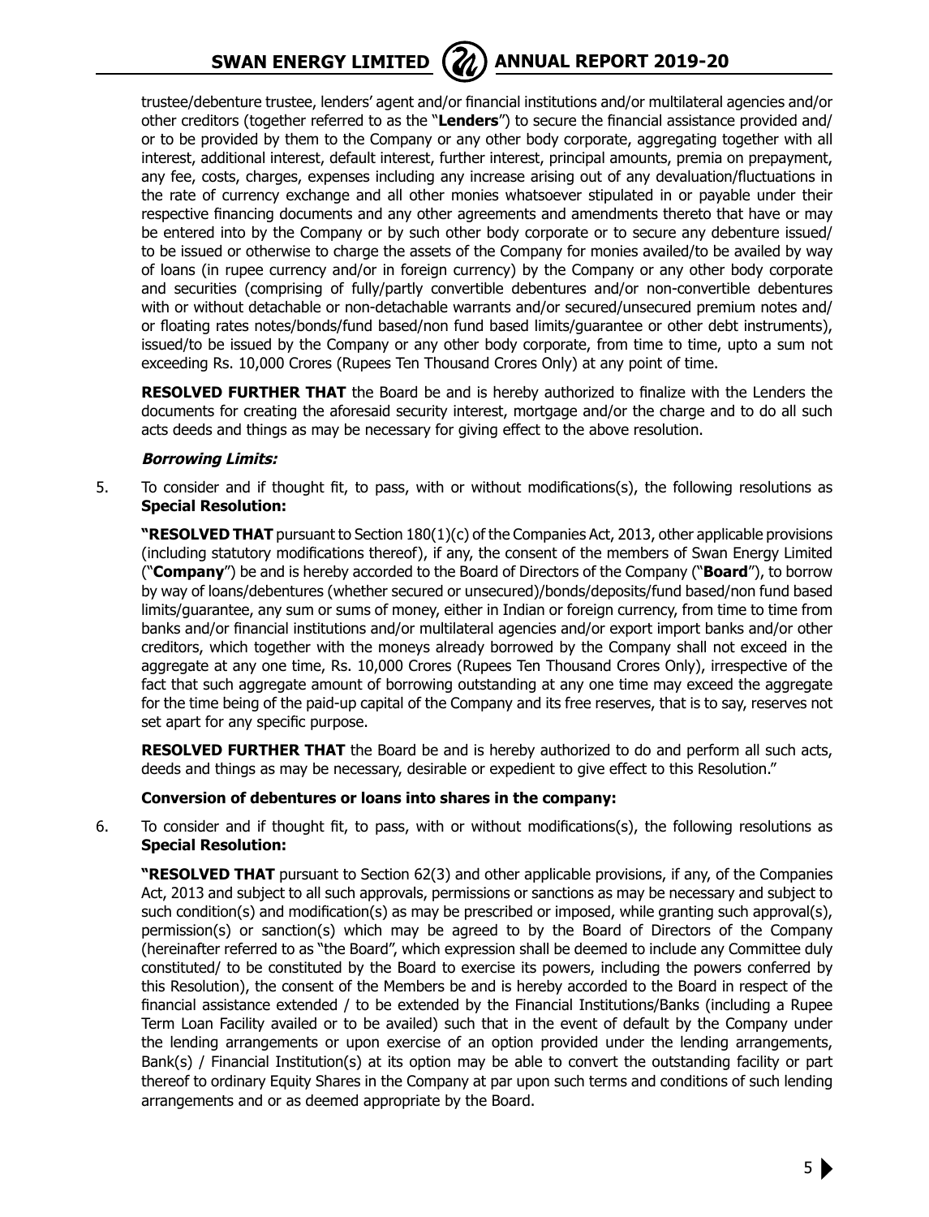trustee/debenture trustee, lenders' agent and/or financial institutions and/or multilateral agencies and/or other creditors (together referred to as the "**Lenders**") to secure the financial assistance provided and/ or to be provided by them to the Company or any other body corporate, aggregating together with all interest, additional interest, default interest, further interest, principal amounts, premia on prepayment, any fee, costs, charges, expenses including any increase arising out of any devaluation/fluctuations in the rate of currency exchange and all other monies whatsoever stipulated in or payable under their respective financing documents and any other agreements and amendments thereto that have or may be entered into by the Company or by such other body corporate or to secure any debenture issued/ to be issued or otherwise to charge the assets of the Company for monies availed/to be availed by way of loans (in rupee currency and/or in foreign currency) by the Company or any other body corporate and securities (comprising of fully/partly convertible debentures and/or non-convertible debentures with or without detachable or non-detachable warrants and/or secured/unsecured premium notes and/ or floating rates notes/bonds/fund based/non fund based limits/guarantee or other debt instruments), issued/to be issued by the Company or any other body corporate, from time to time, upto a sum not exceeding Rs. 10,000 Crores (Rupees Ten Thousand Crores Only) at any point of time.

**RESOLVED FURTHER THAT** the Board be and is hereby authorized to finalize with the Lenders the documents for creating the aforesaid security interest, mortgage and/or the charge and to do all such acts deeds and things as may be necessary for giving effect to the above resolution.

***Borrowing Limits:***

5. To consider and if thought fit, to pass, with or without modifications(s), the following resolutions as **Special Resolution:**

   **"RESOLVED THAT** pursuant to Section 180(1)(c) of the Companies Act, 2013, other applicable provisions (including statutory modifications thereof), if any, the consent of the members of Swan Energy Limited ("**Company**") be and is hereby accorded to the Board of Directors of the Company ("**Board**"), to borrow by way of loans/debentures (whether secured or unsecured)/bonds/deposits/fund based/non fund based limits/guarantee, any sum or sums of money, either in Indian or foreign currency, from time to time from banks and/or financial institutions and/or multilateral agencies and/or export import banks and/or other creditors, which together with the moneys already borrowed by the Company shall not exceed in the aggregate at any one time, Rs. 10,000 Crores (Rupees Ten Thousand Crores Only), irrespective of the fact that such aggregate amount of borrowing outstanding at any one time may exceed the aggregate for the time being of the paid-up capital of the Company and its free reserves, that is to say, reserves not set apart for any specific purpose.

   **RESOLVED FURTHER THAT** the Board be and is hereby authorized to do and perform all such acts, deeds and things as may be necessary, desirable or expedient to give effect to this Resolution."

**Conversion of debentures or loans into shares in the company:**

6. To consider and if thought fit, to pass, with or without modifications(s), the following resolutions as **Special Resolution:**

   **"RESOLVED THAT** pursuant to Section 62(3) and other applicable provisions, if any, of the Companies Act, 2013 and subject to all such approvals, permissions or sanctions as may be necessary and subject to such condition(s) and modification(s) as may be prescribed or imposed, while granting such approval(s), permission(s) or sanction(s) which may be agreed to by the Board of Directors of the Company (hereinafter referred to as "the Board", which expression shall be deemed to include any Committee duly constituted/ to be constituted by the Board to exercise its powers, including the powers conferred by this Resolution), the consent of the Members be and is hereby accorded to the Board in respect of the financial assistance extended / to be extended by the Financial Institutions/Banks (including a Rupee Term Loan Facility availed or to be availed) such that in the event of default by the Company under the lending arrangements or upon exercise of an option provided under the lending arrangements, Bank(s) / Financial Institution(s) at its option may be able to convert the outstanding facility or part thereof to ordinary Equity Shares in the Company at par upon such terms and conditions of such lending arrangements and or as deemed appropriate by the Board.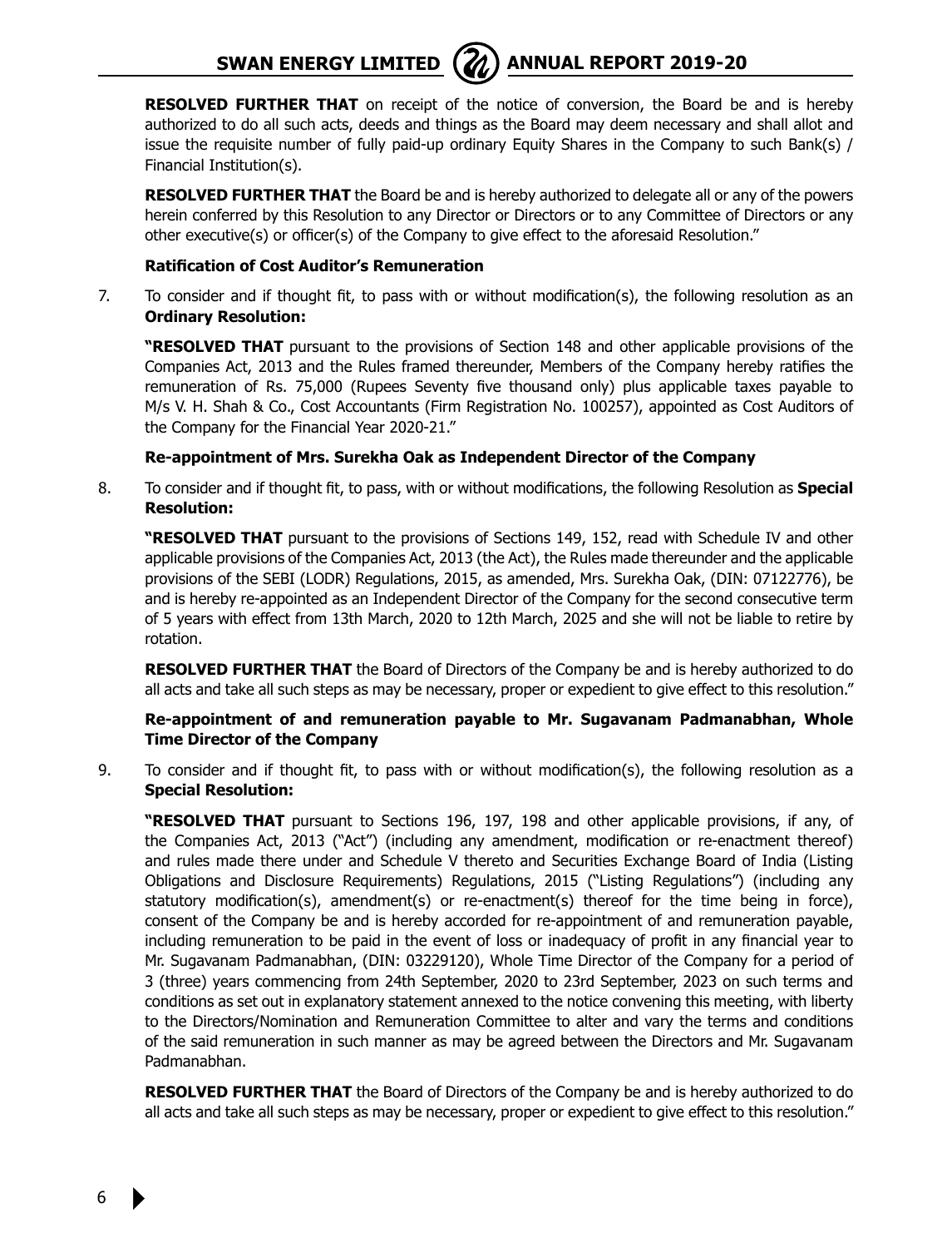**RESOLVED FURTHER THAT** on receipt of the notice of conversion, the Board be and is hereby authorized to do all such acts, deeds and things as the Board may deem necessary and shall allot and issue the requisite number of fully paid-up ordinary Equity Shares in the Company to such Bank(s) / Financial Institution(s).

**RESOLVED FURTHER THAT** the Board be and is hereby authorized to delegate all or any of the powers herein conferred by this Resolution to any Director or Directors or to any Committee of Directors or any other executive(s) or officer(s) of the Company to give effect to the aforesaid Resolution."

**Ratification of Cost Auditor's Remuneration**

7. To consider and if thought fit, to pass with or without modification(s), the following resolution as an **Ordinary Resolution:**

**"RESOLVED THAT** pursuant to the provisions of Section 148 and other applicable provisions of the Companies Act, 2013 and the Rules framed thereunder, Members of the Company hereby ratifies the remuneration of Rs. 75,000 (Rupees Seventy five thousand only) plus applicable taxes payable to M/s V. H. Shah & Co., Cost Accountants (Firm Registration No. 100257), appointed as Cost Auditors of the Company for the Financial Year 2020-21."

**Re-appointment of Mrs. Surekha Oak as Independent Director of the Company**

8. To consider and if thought fit, to pass, with or without modifications, the following Resolution as **Special Resolution:**

**"RESOLVED THAT** pursuant to the provisions of Sections 149, 152, read with Schedule IV and other applicable provisions of the Companies Act, 2013 (the Act), the Rules made thereunder and the applicable provisions of the SEBI (LODR) Regulations, 2015, as amended, Mrs. Surekha Oak, (DIN: 07122776), be and is hereby re-appointed as an Independent Director of the Company for the second consecutive term of 5 years with effect from 13th March, 2020 to 12th March, 2025 and she will not be liable to retire by rotation.

**RESOLVED FURTHER THAT** the Board of Directors of the Company be and is hereby authorized to do all acts and take all such steps as may be necessary, proper or expedient to give effect to this resolution."

**Re-appointment of and remuneration payable to Mr. Sugavanam Padmanabhan, Whole Time Director of the Company**

9. To consider and if thought fit, to pass with or without modification(s), the following resolution as a **Special Resolution:**

**"RESOLVED THAT** pursuant to Sections 196, 197, 198 and other applicable provisions, if any, of the Companies Act, 2013 ("Act") (including any amendment, modification or re-enactment thereof) and rules made there under and Schedule V thereto and Securities Exchange Board of India (Listing Obligations and Disclosure Requirements) Regulations, 2015 ("Listing Regulations") (including any statutory modification(s), amendment(s) or re-enactment(s) thereof for the time being in force), consent of the Company be and is hereby accorded for re-appointment of and remuneration payable, including remuneration to be paid in the event of loss or inadequacy of profit in any financial year to Mr. Sugavanam Padmanabhan, (DIN: 03229120), Whole Time Director of the Company for a period of 3 (three) years commencing from 24th September, 2020 to 23rd September, 2023 on such terms and conditions as set out in explanatory statement annexed to the notice convening this meeting, with liberty to the Directors/Nomination and Remuneration Committee to alter and vary the terms and conditions of the said remuneration in such manner as may be agreed between the Directors and Mr. Sugavanam Padmanabhan.

**RESOLVED FURTHER THAT** the Board of Directors of the Company be and is hereby authorized to do all acts and take all such steps as may be necessary, proper or expedient to give effect to this resolution."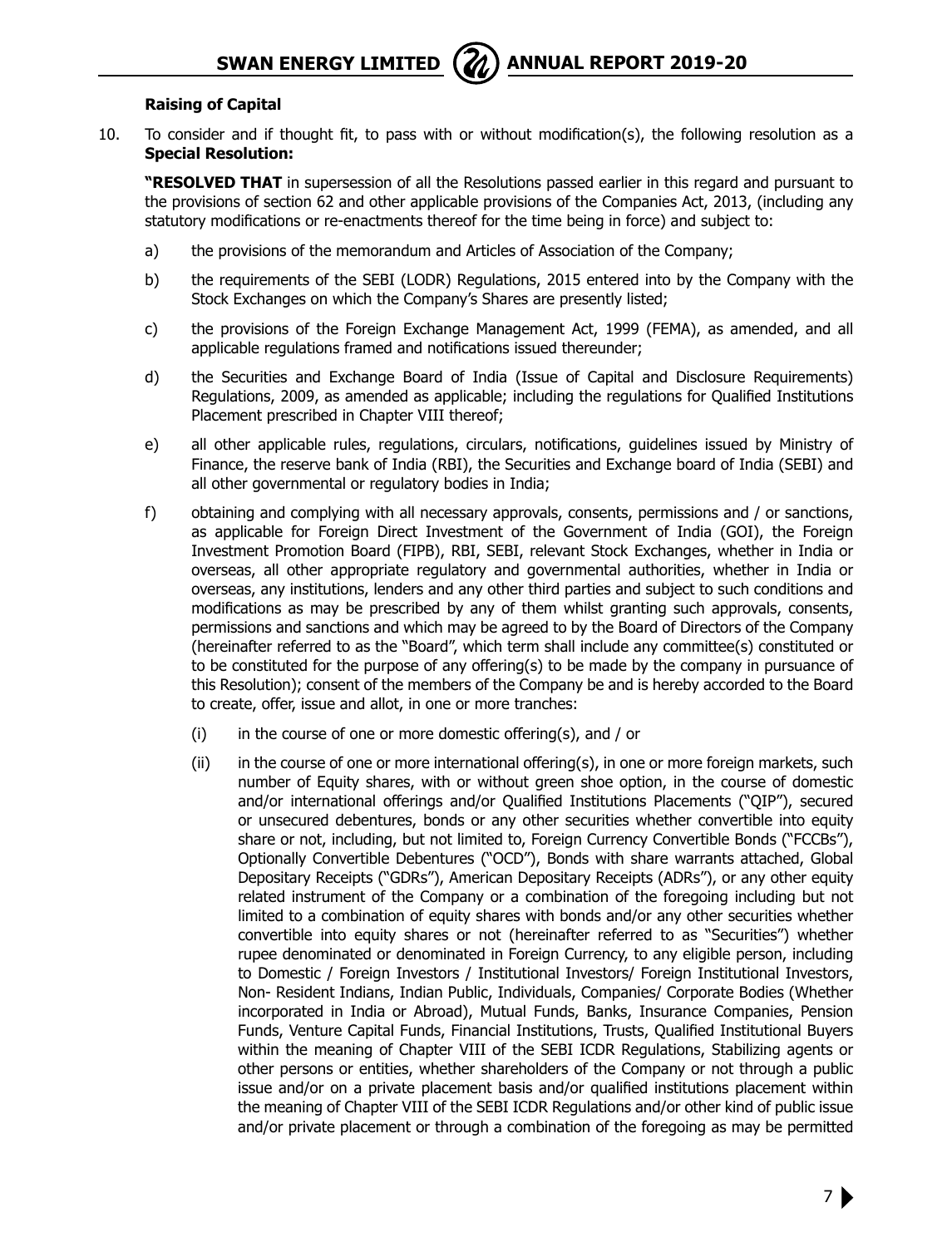### Raising of Capital

10. To consider and if thought fit, to pass with or without modification(s), the following resolution as a **Special Resolution:**

**"RESOLVED THAT** in supersession of all the Resolutions passed earlier in this regard and pursuant to the provisions of section 62 and other applicable provisions of the Companies Act, 2013, (including any statutory modifications or re-enactments thereof for the time being in force) and subject to:

a) the provisions of the memorandum and Articles of Association of the Company;

b) the requirements of the SEBI (LODR) Regulations, 2015 entered into by the Company with the Stock Exchanges on which the Company's Shares are presently listed;

c) the provisions of the Foreign Exchange Management Act, 1999 (FEMA), as amended, and all applicable regulations framed and notifications issued thereunder;

d) the Securities and Exchange Board of India (Issue of Capital and Disclosure Requirements) Regulations, 2009, as amended as applicable; including the regulations for Qualified Institutions Placement prescribed in Chapter VIII thereof;

e) all other applicable rules, regulations, circulars, notifications, guidelines issued by Ministry of Finance, the reserve bank of India (RBI), the Securities and Exchange board of India (SEBI) and all other governmental or regulatory bodies in India;

f) obtaining and complying with all necessary approvals, consents, permissions and / or sanctions, as applicable for Foreign Direct Investment of the Government of India (GOI), the Foreign Investment Promotion Board (FIPB), RBI, SEBI, relevant Stock Exchanges, whether in India or overseas, all other appropriate regulatory and governmental authorities, whether in India or overseas, any institutions, lenders and any other third parties and subject to such conditions and modifications as may be prescribed by any of them whilst granting such approvals, consents, permissions and sanctions and which may be agreed to by the Board of Directors of the Company (hereinafter referred to as the "Board", which term shall include any committee(s) constituted or to be constituted for the purpose of any offering(s) to be made by the company in pursuance of this Resolution); consent of the members of the Company be and is hereby accorded to the Board to create, offer, issue and allot, in one or more tranches:

   (i) in the course of one or more domestic offering(s), and / or

   (ii) in the course of one or more international offering(s), in one or more foreign markets, such number of Equity shares, with or without green shoe option, in the course of domestic and/or international offerings and/or Qualified Institutions Placements ("QIP"), secured or unsecured debentures, bonds or any other securities whether convertible into equity share or not, including, but not limited to, Foreign Currency Convertible Bonds ("FCCBs"), Optionally Convertible Debentures ("OCD"), Bonds with share warrants attached, Global Depositary Receipts ("GDRs"), American Depositary Receipts (ADRs"), or any other equity related instrument of the Company or a combination of the foregoing including but not limited to a combination of equity shares with bonds and/or any other securities whether convertible into equity shares or not (hereinafter referred to as "Securities") whether rupee denominated or denominated in Foreign Currency, to any eligible person, including to Domestic / Foreign Investors / Institutional Investors/ Foreign Institutional Investors, Non- Resident Indians, Indian Public, Individuals, Companies/ Corporate Bodies (Whether incorporated in India or Abroad), Mutual Funds, Banks, Insurance Companies, Pension Funds, Venture Capital Funds, Financial Institutions, Trusts, Qualified Institutional Buyers within the meaning of Chapter VIII of the SEBI ICDR Regulations, Stabilizing agents or other persons or entities, whether shareholders of the Company or not through a public issue and/or on a private placement basis and/or qualified institutions placement within the meaning of Chapter VIII of the SEBI ICDR Regulations and/or other kind of public issue and/or private placement or through a combination of the foregoing as may be permitted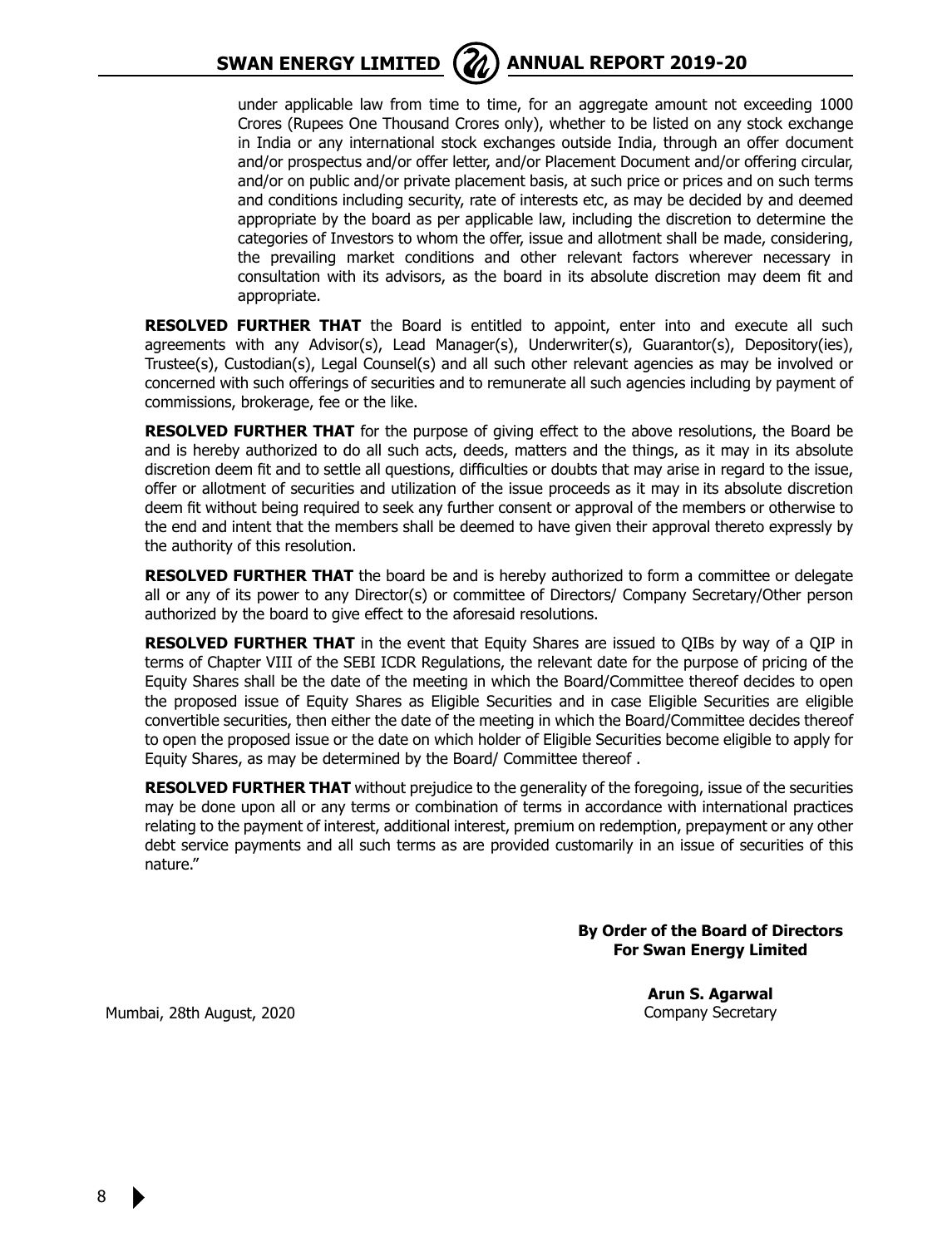under applicable law from time to time, for an aggregate amount not exceeding 1000 Crores (Rupees One Thousand Crores only), whether to be listed on any stock exchange in India or any international stock exchanges outside India, through an offer document and/or prospectus and/or offer letter, and/or Placement Document and/or offering circular, and/or on public and/or private placement basis, at such price or prices and on such terms and conditions including security, rate of interests etc, as may be decided by and deemed appropriate by the board as per applicable law, including the discretion to determine the categories of Investors to whom the offer, issue and allotment shall be made, considering, the prevailing market conditions and other relevant factors wherever necessary in consultation with its advisors, as the board in its absolute discretion may deem fit and appropriate.

**RESOLVED FURTHER THAT** the Board is entitled to appoint, enter into and execute all such agreements with any Advisor(s), Lead Manager(s), Underwriter(s), Guarantor(s), Depository(ies), Trustee(s), Custodian(s), Legal Counsel(s) and all such other relevant agencies as may be involved or concerned with such offerings of securities and to remunerate all such agencies including by payment of commissions, brokerage, fee or the like.

**RESOLVED FURTHER THAT** for the purpose of giving effect to the above resolutions, the Board be and is hereby authorized to do all such acts, deeds, matters and the things, as it may in its absolute discretion deem fit and to settle all questions, difficulties or doubts that may arise in regard to the issue, offer or allotment of securities and utilization of the issue proceeds as it may in its absolute discretion deem fit without being required to seek any further consent or approval of the members or otherwise to the end and intent that the members shall be deemed to have given their approval thereto expressly by the authority of this resolution.

**RESOLVED FURTHER THAT** the board be and is hereby authorized to form a committee or delegate all or any of its power to any Director(s) or committee of Directors/ Company Secretary/Other person authorized by the board to give effect to the aforesaid resolutions.

**RESOLVED FURTHER THAT** in the event that Equity Shares are issued to QIBs by way of a QIP in terms of Chapter VIII of the SEBI ICDR Regulations, the relevant date for the purpose of pricing of the Equity Shares shall be the date of the meeting in which the Board/Committee thereof decides to open the proposed issue of Equity Shares as Eligible Securities and in case Eligible Securities are eligible convertible securities, then either the date of the meeting in which the Board/Committee decides thereof to open the proposed issue or the date on which holder of Eligible Securities become eligible to apply for Equity Shares, as may be determined by the Board/ Committee thereof .

**RESOLVED FURTHER THAT** without prejudice to the generality of the foregoing, issue of the securities may be done upon all or any terms or combination of terms in accordance with international practices relating to the payment of interest, additional interest, premium on redemption, prepayment or any other debt service payments and all such terms as are provided customarily in an issue of securities of this nature."

**By Order of the Board of Directors**
**For Swan Energy Limited**

**Arun S. Agarwal**
Company Secretary

Mumbai, 28th August, 2020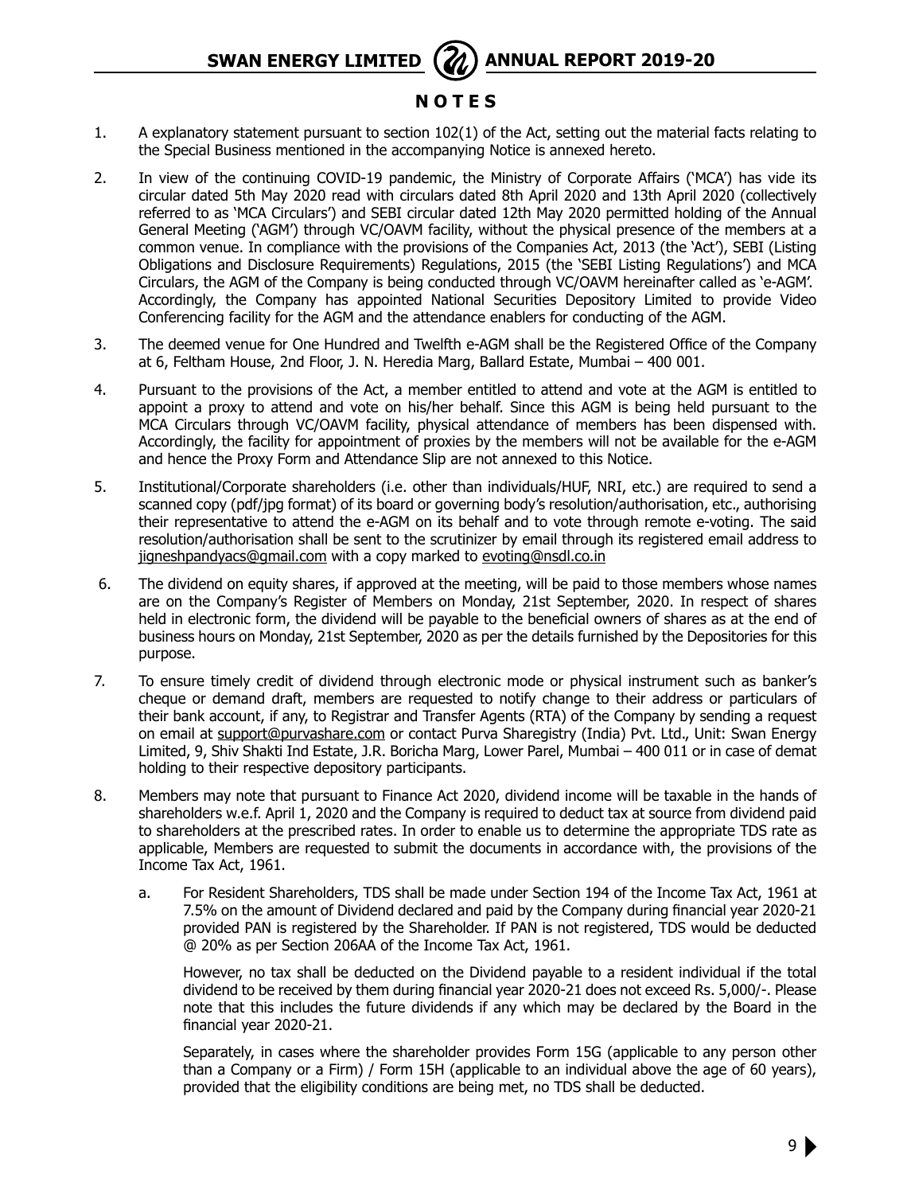## N O T E S

1. A explanatory statement pursuant to section 102(1) of the Act, setting out the material facts relating to the Special Business mentioned in the accompanying Notice is annexed hereto.

2. In view of the continuing COVID-19 pandemic, the Ministry of Corporate Affairs ('MCA') has vide its circular dated 5th May 2020 read with circulars dated 8th April 2020 and 13th April 2020 (collectively referred to as 'MCA Circulars') and SEBI circular dated 12th May 2020 permitted holding of the Annual General Meeting ('AGM') through VC/OAVM facility, without the physical presence of the members at a common venue. In compliance with the provisions of the Companies Act, 2013 (the 'Act'), SEBI (Listing Obligations and Disclosure Requirements) Regulations, 2015 (the 'SEBI Listing Regulations') and MCA Circulars, the AGM of the Company is being conducted through VC/OAVM hereinafter called as 'e-AGM'. Accordingly, the Company has appointed National Securities Depository Limited to provide Video Conferencing facility for the AGM and the attendance enablers for conducting of the AGM.

3. The deemed venue for One Hundred and Twelfth e-AGM shall be the Registered Office of the Company at 6, Feltham House, 2nd Floor, J. N. Heredia Marg, Ballard Estate, Mumbai – 400 001.

4. Pursuant to the provisions of the Act, a member entitled to attend and vote at the AGM is entitled to appoint a proxy to attend and vote on his/her behalf. Since this AGM is being held pursuant to the MCA Circulars through VC/OAVM facility, physical attendance of members has been dispensed with. Accordingly, the facility for appointment of proxies by the members will not be available for the e-AGM and hence the Proxy Form and Attendance Slip are not annexed to this Notice.

5. Institutional/Corporate shareholders (i.e. other than individuals/HUF, NRI, etc.) are required to send a scanned copy (pdf/jpg format) of its board or governing body's resolution/authorisation, etc., authorising their representative to attend the e-AGM on its behalf and to vote through remote e-voting. The said resolution/authorisation shall be sent to the scrutinizer by email through its registered email address to jigneshpandyacs@gmail.com with a copy marked to evoting@nsdl.co.in

6. The dividend on equity shares, if approved at the meeting, will be paid to those members whose names are on the Company's Register of Members on Monday, 21st September, 2020. In respect of shares held in electronic form, the dividend will be payable to the beneficial owners of shares as at the end of business hours on Monday, 21st September, 2020 as per the details furnished by the Depositories for this purpose.

7. To ensure timely credit of dividend through electronic mode or physical instrument such as banker's cheque or demand draft, members are requested to notify change to their address or particulars of their bank account, if any, to Registrar and Transfer Agents (RTA) of the Company by sending a request on email at support@purvashare.com or contact Purva Sharegistry (India) Pvt. Ltd., Unit: Swan Energy Limited, 9, Shiv Shakti Ind Estate, J.R. Boricha Marg, Lower Parel, Mumbai – 400 011 or in case of demat holding to their respective depository participants.

8. Members may note that pursuant to Finance Act 2020, dividend income will be taxable in the hands of shareholders w.e.f. April 1, 2020 and the Company is required to deduct tax at source from dividend paid to shareholders at the prescribed rates. In order to enable us to determine the appropriate TDS rate as applicable, Members are requested to submit the documents in accordance with, the provisions of the Income Tax Act, 1961.

   a. For Resident Shareholders, TDS shall be made under Section 194 of the Income Tax Act, 1961 at 7.5% on the amount of Dividend declared and paid by the Company during financial year 2020-21 provided PAN is registered by the Shareholder. If PAN is not registered, TDS would be deducted @ 20% as per Section 206AA of the Income Tax Act, 1961.

      However, no tax shall be deducted on the Dividend payable to a resident individual if the total dividend to be received by them during financial year 2020-21 does not exceed Rs. 5,000/-. Please note that this includes the future dividends if any which may be declared by the Board in the financial year 2020-21.

      Separately, in cases where the shareholder provides Form 15G (applicable to any person other than a Company or a Firm) / Form 15H (applicable to an individual above the age of 60 years), provided that the eligibility conditions are being met, no TDS shall be deducted.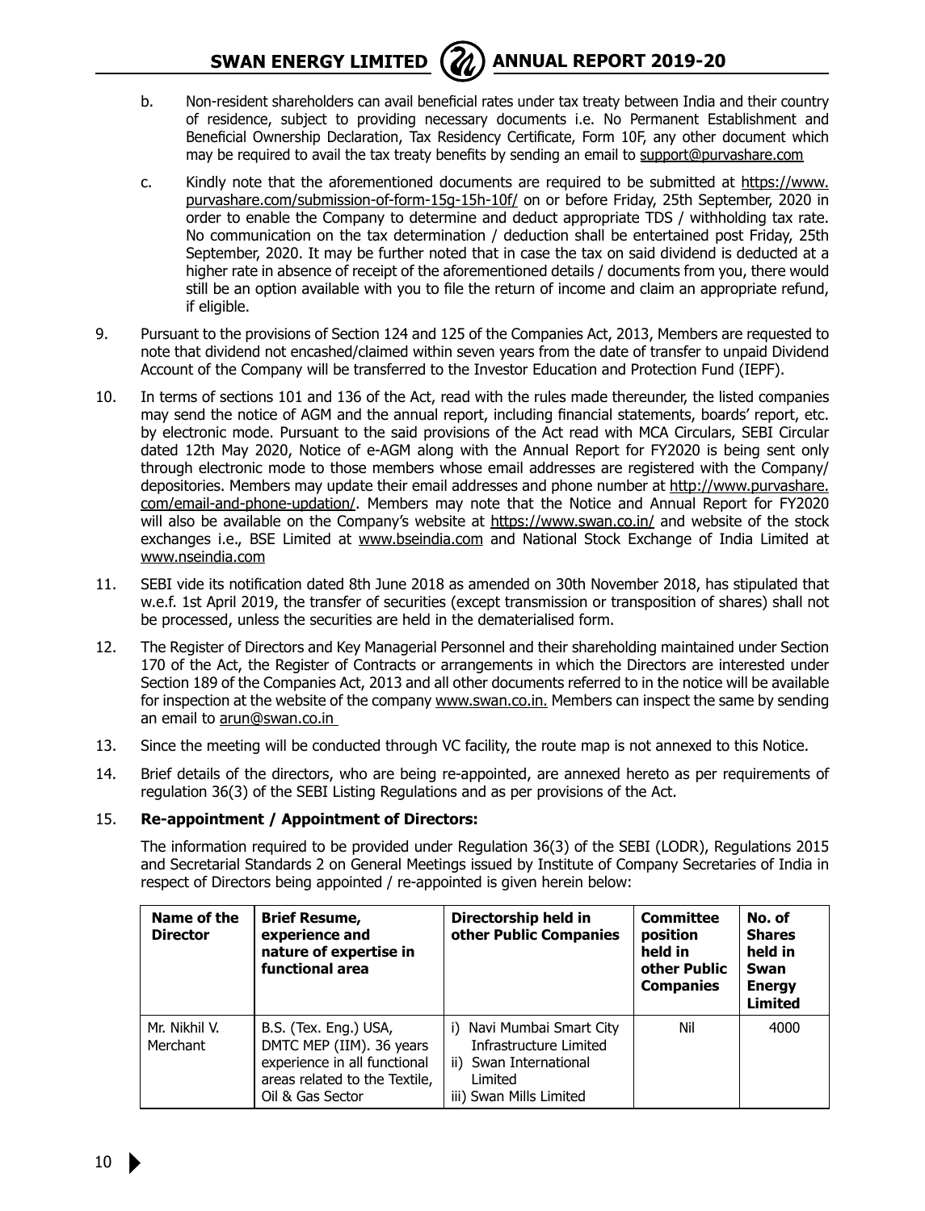b. Non-resident shareholders can avail beneficial rates under tax treaty between India and their country of residence, subject to providing necessary documents i.e. No Permanent Establishment and Beneficial Ownership Declaration, Tax Residency Certificate, Form 10F, any other document which may be required to avail the tax treaty benefits by sending an email to support@purvashare.com

c. Kindly note that the aforementioned documents are required to be submitted at https://www.purvashare.com/submission-of-form-15g-15h-10f/ on or before Friday, 25th September, 2020 in order to enable the Company to determine and deduct appropriate TDS / withholding tax rate. No communication on the tax determination / deduction shall be entertained post Friday, 25th September, 2020. It may be further noted that in case the tax on said dividend is deducted at a higher rate in absence of receipt of the aforementioned details / documents from you, there would still be an option available with you to file the return of income and claim an appropriate refund, if eligible.

9. Pursuant to the provisions of Section 124 and 125 of the Companies Act, 2013, Members are requested to note that dividend not encashed/claimed within seven years from the date of transfer to unpaid Dividend Account of the Company will be transferred to the Investor Education and Protection Fund (IEPF).

10. In terms of sections 101 and 136 of the Act, read with the rules made thereunder, the listed companies may send the notice of AGM and the annual report, including financial statements, boards' report, etc. by electronic mode. Pursuant to the said provisions of the Act read with MCA Circulars, SEBI Circular dated 12th May 2020, Notice of e-AGM along with the Annual Report for FY2020 is being sent only through electronic mode to those members whose email addresses are registered with the Company/ depositories. Members may update their email addresses and phone number at http://www.purvashare.com/email-and-phone-updation/. Members may note that the Notice and Annual Report for FY2020 will also be available on the Company's website at https://www.swan.co.in/ and website of the stock exchanges i.e., BSE Limited at www.bseindia.com and National Stock Exchange of India Limited at www.nseindia.com

11. SEBI vide its notification dated 8th June 2018 as amended on 30th November 2018, has stipulated that w.e.f. 1st April 2019, the transfer of securities (except transmission or transposition of shares) shall not be processed, unless the securities are held in the dematerialised form.

12. The Register of Directors and Key Managerial Personnel and their shareholding maintained under Section 170 of the Act, the Register of Contracts or arrangements in which the Directors are interested under Section 189 of the Companies Act, 2013 and all other documents referred to in the notice will be available for inspection at the website of the company www.swan.co.in. Members can inspect the same by sending an email to arun@swan.co.in

13. Since the meeting will be conducted through VC facility, the route map is not annexed to this Notice.

14. Brief details of the directors, who are being re-appointed, are annexed hereto as per requirements of regulation 36(3) of the SEBI Listing Regulations and as per provisions of the Act.

15. **Re-appointment / Appointment of Directors:**

The information required to be provided under Regulation 36(3) of the SEBI (LODR), Regulations 2015 and Secretarial Standards 2 on General Meetings issued by Institute of Company Secretaries of India in respect of Directors being appointed / re-appointed is given herein below:

| Name of the Director | Brief Resume, experience and nature of expertise in functional area | Directorship held in other Public Companies | Committee position held in other Public Companies | No. of Shares held in Swan Energy Limited |
|---|---|---|---|---|
| Mr. Nikhil V. Merchant | B.S. (Tex. Eng.) USA, DMTC MEP (IIM). 36 years experience in all functional areas related to the Textile, Oil & Gas Sector | i) Navi Mumbai Smart City Infrastructure Limited<br>ii) Swan International Limited<br>iii) Swan Mills Limited | Nil | 4000 |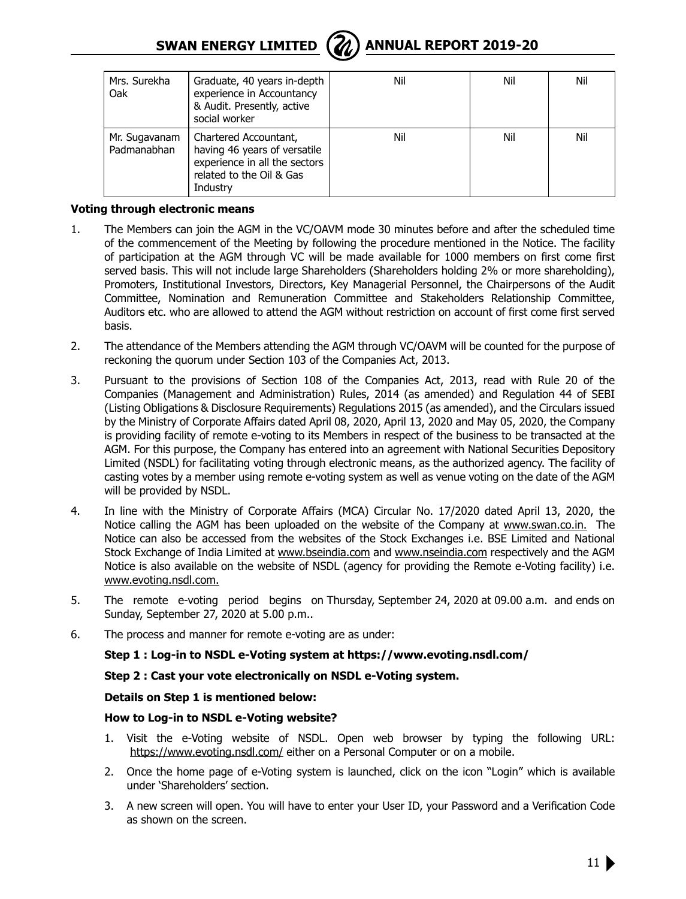| Mrs. Surekha Oak | Graduate, 40 years in-depth experience in Accountancy & Audit. Presently, active social worker | Nil | Nil | Nil |
|---|---|---|---|---|
| Mr. Sugavanam Padmanabhan | Chartered Accountant, having 46 years of versatile experience in all the sectors related to the Oil & Gas Industry | Nil | Nil | Nil |

**Voting through electronic means**

1. The Members can join the AGM in the VC/OAVM mode 30 minutes before and after the scheduled time of the commencement of the Meeting by following the procedure mentioned in the Notice. The facility of participation at the AGM through VC will be made available for 1000 members on first come first served basis. This will not include large Shareholders (Shareholders holding 2% or more shareholding), Promoters, Institutional Investors, Directors, Key Managerial Personnel, the Chairpersons of the Audit Committee, Nomination and Remuneration Committee and Stakeholders Relationship Committee, Auditors etc. who are allowed to attend the AGM without restriction on account of first come first served basis.

2. The attendance of the Members attending the AGM through VC/OAVM will be counted for the purpose of reckoning the quorum under Section 103 of the Companies Act, 2013.

3. Pursuant to the provisions of Section 108 of the Companies Act, 2013, read with Rule 20 of the Companies (Management and Administration) Rules, 2014 (as amended) and Regulation 44 of SEBI (Listing Obligations & Disclosure Requirements) Regulations 2015 (as amended), and the Circulars issued by the Ministry of Corporate Affairs dated April 08, 2020, April 13, 2020 and May 05, 2020, the Company is providing facility of remote e-voting to its Members in respect of the business to be transacted at the AGM. For this purpose, the Company has entered into an agreement with National Securities Depository Limited (NSDL) for facilitating voting through electronic means, as the authorized agency. The facility of casting votes by a member using remote e-voting system as well as venue voting on the date of the AGM will be provided by NSDL.

4. In line with the Ministry of Corporate Affairs (MCA) Circular No. 17/2020 dated April 13, 2020, the Notice calling the AGM has been uploaded on the website of the Company at www.swan.co.in. The Notice can also be accessed from the websites of the Stock Exchanges i.e. BSE Limited and National Stock Exchange of India Limited at www.bseindia.com and www.nseindia.com respectively and the AGM Notice is also available on the website of NSDL (agency for providing the Remote e-Voting facility) i.e. www.evoting.nsdl.com.

5. The remote e-voting period begins on Thursday, September 24, 2020 at 09.00 a.m. and ends on Sunday, September 27, 2020 at 5.00 p.m..

6. The process and manner for remote e-voting are as under:

   **Step 1 : Log-in to NSDL e-Voting system at https://www.evoting.nsdl.com/**

   **Step 2 : Cast your vote electronically on NSDL e-Voting system.**

   **Details on Step 1 is mentioned below:**

   **How to Log-in to NSDL e-Voting website?**

   1. Visit the e-Voting website of NSDL. Open web browser by typing the following URL: https://www.evoting.nsdl.com/ either on a Personal Computer or on a mobile.
   2. Once the home page of e-Voting system is launched, click on the icon "Login" which is available under 'Shareholders' section.
   3. A new screen will open. You will have to enter your User ID, your Password and a Verification Code as shown on the screen.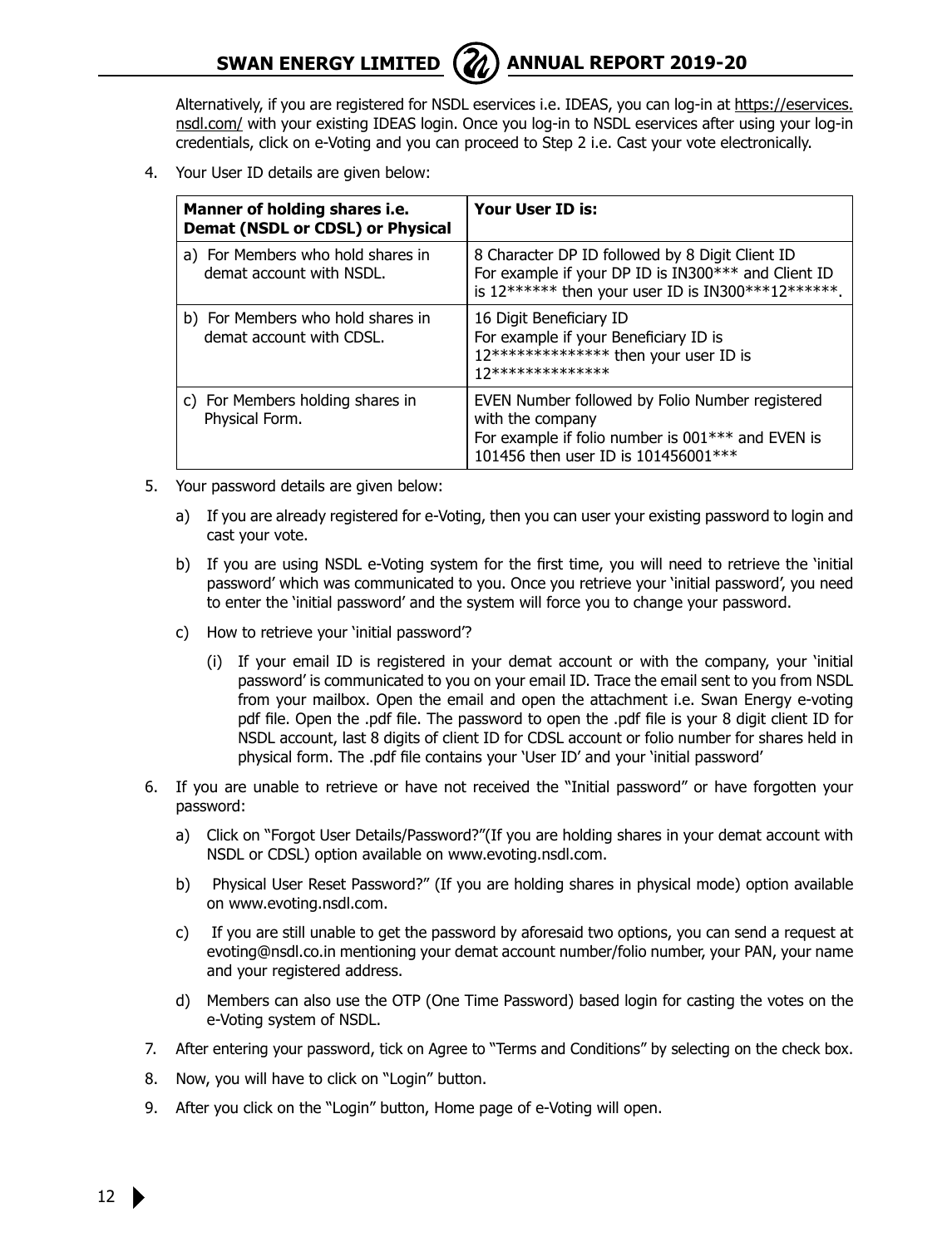Alternatively, if you are registered for NSDL eservices i.e. IDEAS, you can log-in at https://eservices.nsdl.com/ with your existing IDEAS login. Once you log-in to NSDL eservices after using your log-in credentials, click on e-Voting and you can proceed to Step 2 i.e. Cast your vote electronically.

4. Your User ID details are given below:

| Manner of holding shares i.e. Demat (NSDL or CDSL) or Physical | Your User ID is: |
|---|---|
| a) For Members who hold shares in demat account with NSDL. | 8 Character DP ID followed by 8 Digit Client ID<br>For example if your DP ID is IN300*** and Client ID is 12****** then your user ID is IN300***12******. |
| b) For Members who hold shares in demat account with CDSL. | 16 Digit Beneficiary ID<br>For example if your Beneficiary ID is 12************** then your user ID is 12************** |
| c) For Members holding shares in Physical Form. | EVEN Number followed by Folio Number registered with the company<br>For example if folio number is 001*** and EVEN is 101456 then user ID is 101456001*** |

5. Your password details are given below:

   a) If you are already registered for e-Voting, then you can user your existing password to login and cast your vote.

   b) If you are using NSDL e-Voting system for the first time, you will need to retrieve the 'initial password' which was communicated to you. Once you retrieve your 'initial password', you need to enter the 'initial password' and the system will force you to change your password.

   c) How to retrieve your 'initial password'?

      (i) If your email ID is registered in your demat account or with the company, your 'initial password' is communicated to you on your email ID. Trace the email sent to you from NSDL from your mailbox. Open the email and open the attachment i.e. Swan Energy e-voting pdf file. Open the .pdf file. The password to open the .pdf file is your 8 digit client ID for NSDL account, last 8 digits of client ID for CDSL account or folio number for shares held in physical form. The .pdf file contains your 'User ID' and your 'initial password'

6. If you are unable to retrieve or have not received the "Initial password" or have forgotten your password:

   a) Click on "Forgot User Details/Password?"(If you are holding shares in your demat account with NSDL or CDSL) option available on www.evoting.nsdl.com.

   b) Physical User Reset Password?" (If you are holding shares in physical mode) option available on www.evoting.nsdl.com.

   c) If you are still unable to get the password by aforesaid two options, you can send a request at evoting@nsdl.co.in mentioning your demat account number/folio number, your PAN, your name and your registered address.

   d) Members can also use the OTP (One Time Password) based login for casting the votes on the e-Voting system of NSDL.

7. After entering your password, tick on Agree to "Terms and Conditions" by selecting on the check box.

8. Now, you will have to click on "Login" button.

9. After you click on the "Login" button, Home page of e-Voting will open.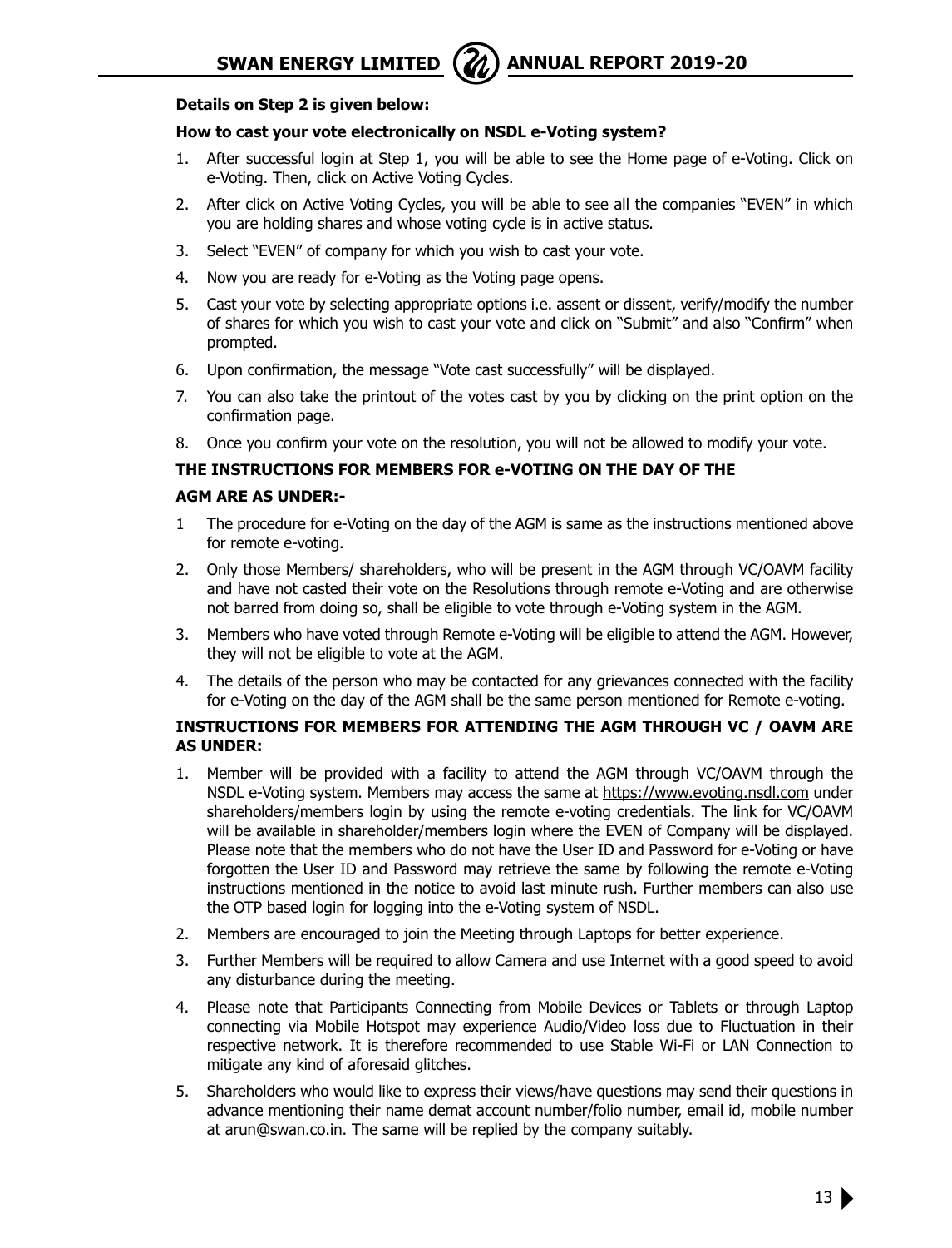**Details on Step 2 is given below:**

**How to cast your vote electronically on NSDL e-Voting system?**

1. After successful login at Step 1, you will be able to see the Home page of e-Voting. Click on e-Voting. Then, click on Active Voting Cycles.
2. After click on Active Voting Cycles, you will be able to see all the companies "EVEN" in which you are holding shares and whose voting cycle is in active status.
3. Select "EVEN" of company for which you wish to cast your vote.
4. Now you are ready for e-Voting as the Voting page opens.
5. Cast your vote by selecting appropriate options i.e. assent or dissent, verify/modify the number of shares for which you wish to cast your vote and click on "Submit" and also "Confirm" when prompted.
6. Upon confirmation, the message "Vote cast successfully" will be displayed.
7. You can also take the printout of the votes cast by you by clicking on the print option on the confirmation page.
8. Once you confirm your vote on the resolution, you will not be allowed to modify your vote.

**THE INSTRUCTIONS FOR MEMBERS FOR e-VOTING ON THE DAY OF THE**

**AGM ARE AS UNDER:-**

1 The procedure for e-Voting on the day of the AGM is same as the instructions mentioned above for remote e-voting.

2. Only those Members/ shareholders, who will be present in the AGM through VC/OAVM facility and have not casted their vote on the Resolutions through remote e-Voting and are otherwise not barred from doing so, shall be eligible to vote through e-Voting system in the AGM.
3. Members who have voted through Remote e-Voting will be eligible to attend the AGM. However, they will not be eligible to vote at the AGM.
4. The details of the person who may be contacted for any grievances connected with the facility for e-Voting on the day of the AGM shall be the same person mentioned for Remote e-voting.

**INSTRUCTIONS FOR MEMBERS FOR ATTENDING THE AGM THROUGH VC / OAVM ARE AS UNDER:**

1. Member will be provided with a facility to attend the AGM through VC/OAVM through the NSDL e-Voting system. Members may access the same at https://www.evoting.nsdl.com under shareholders/members login by using the remote e-voting credentials. The link for VC/OAVM will be available in shareholder/members login where the EVEN of Company will be displayed. Please note that the members who do not have the User ID and Password for e-Voting or have forgotten the User ID and Password may retrieve the same by following the remote e-Voting instructions mentioned in the notice to avoid last minute rush. Further members can also use the OTP based login for logging into the e-Voting system of NSDL.
2. Members are encouraged to join the Meeting through Laptops for better experience.
3. Further Members will be required to allow Camera and use Internet with a good speed to avoid any disturbance during the meeting.
4. Please note that Participants Connecting from Mobile Devices or Tablets or through Laptop connecting via Mobile Hotspot may experience Audio/Video loss due to Fluctuation in their respective network. It is therefore recommended to use Stable Wi-Fi or LAN Connection to mitigate any kind of aforesaid glitches.
5. Shareholders who would like to express their views/have questions may send their questions in advance mentioning their name demat account number/folio number, email id, mobile number at arun@swan.co.in. The same will be replied by the company suitably.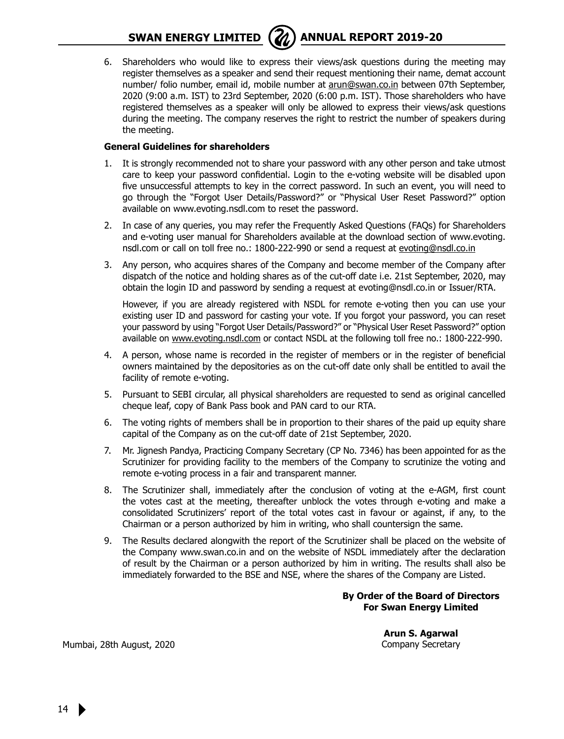6. Shareholders who would like to express their views/ask questions during the meeting may register themselves as a speaker and send their request mentioning their name, demat account number/ folio number, email id, mobile number at arun@swan.co.in between 07th September, 2020 (9:00 a.m. IST) to 23rd September, 2020 (6:00 p.m. IST). Those shareholders who have registered themselves as a speaker will only be allowed to express their views/ask questions during the meeting. The company reserves the right to restrict the number of speakers during the meeting.

**General Guidelines for shareholders**

1. It is strongly recommended not to share your password with any other person and take utmost care to keep your password confidential. Login to the e-voting website will be disabled upon five unsuccessful attempts to key in the correct password. In such an event, you will need to go through the "Forgot User Details/Password?" or "Physical User Reset Password?" option available on www.evoting.nsdl.com to reset the password.
2. In case of any queries, you may refer the Frequently Asked Questions (FAQs) for Shareholders and e-voting user manual for Shareholders available at the download section of www.evoting.nsdl.com or call on toll free no.: 1800-222-990 or send a request at evoting@nsdl.co.in
3. Any person, who acquires shares of the Company and become member of the Company after dispatch of the notice and holding shares as of the cut-off date i.e. 21st September, 2020, may obtain the login ID and password by sending a request at evoting@nsdl.co.in or Issuer/RTA.

   However, if you are already registered with NSDL for remote e-voting then you can use your existing user ID and password for casting your vote. If you forgot your password, you can reset your password by using "Forgot User Details/Password?" or "Physical User Reset Password?" option available on www.evoting.nsdl.com or contact NSDL at the following toll free no.: 1800-222-990.
4. A person, whose name is recorded in the register of members or in the register of beneficial owners maintained by the depositories as on the cut-off date only shall be entitled to avail the facility of remote e-voting.
5. Pursuant to SEBI circular, all physical shareholders are requested to send as original cancelled cheque leaf, copy of Bank Pass book and PAN card to our RTA.
6. The voting rights of members shall be in proportion to their shares of the paid up equity share capital of the Company as on the cut-off date of 21st September, 2020.
7. Mr. Jignesh Pandya, Practicing Company Secretary (CP No. 7346) has been appointed for as the Scrutinizer for providing facility to the members of the Company to scrutinize the voting and remote e-voting process in a fair and transparent manner.
8. The Scrutinizer shall, immediately after the conclusion of voting at the e-AGM, first count the votes cast at the meeting, thereafter unblock the votes through e-voting and make a consolidated Scrutinizers' report of the total votes cast in favour or against, if any, to the Chairman or a person authorized by him in writing, who shall countersign the same.
9. The Results declared alongwith the report of the Scrutinizer shall be placed on the website of the Company www.swan.co.in and on the website of NSDL immediately after the declaration of result by the Chairman or a person authorized by him in writing. The results shall also be immediately forwarded to the BSE and NSE, where the shares of the Company are Listed.

**By Order of the Board of Directors**
**For Swan Energy Limited**

**Arun S. Agarwal**
Company Secretary

Mumbai, 28th August, 2020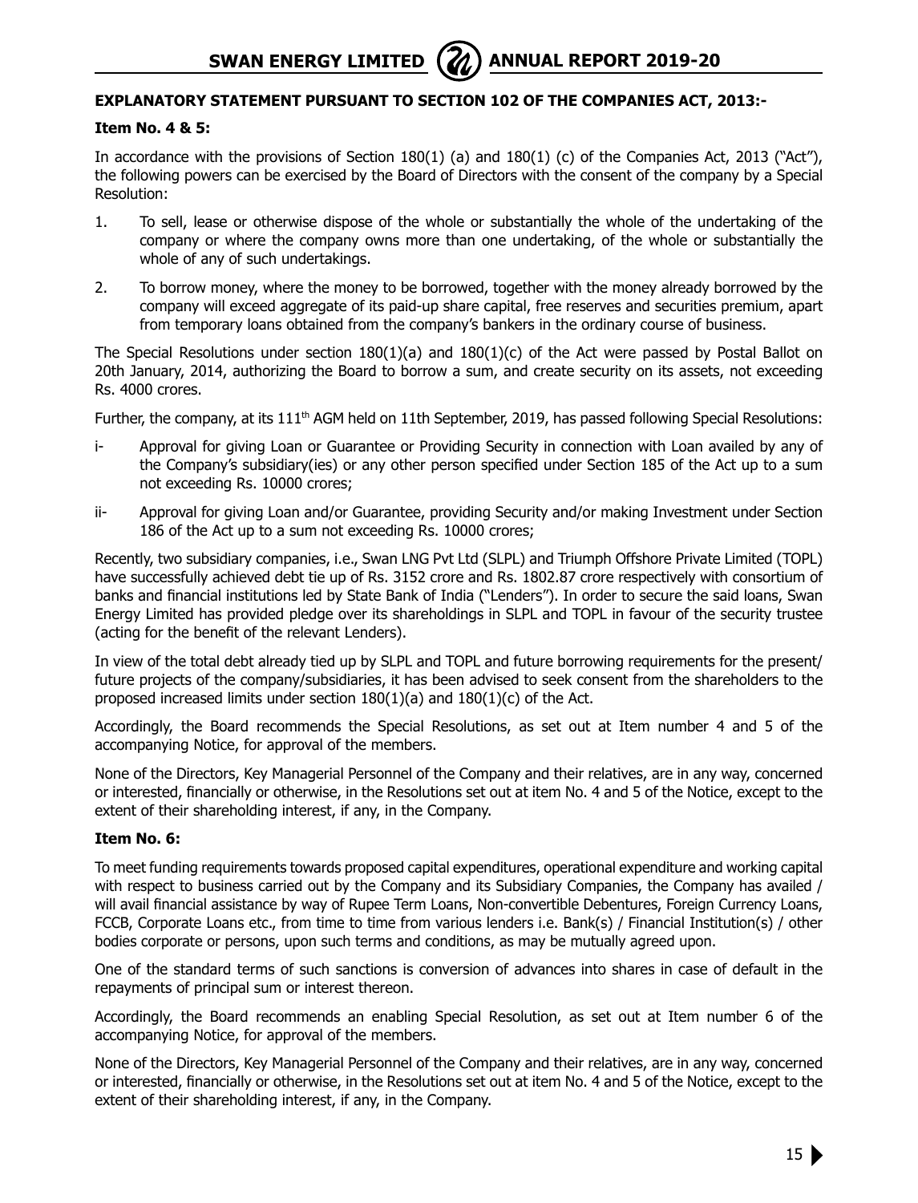## EXPLANATORY STATEMENT PURSUANT TO SECTION 102 OF THE COMPANIES ACT, 2013:-

### Item No. 4 & 5:

In accordance with the provisions of Section 180(1) (a) and 180(1) (c) of the Companies Act, 2013 ("Act"), the following powers can be exercised by the Board of Directors with the consent of the company by a Special Resolution:

1. To sell, lease or otherwise dispose of the whole or substantially the whole of the undertaking of the company or where the company owns more than one undertaking, of the whole or substantially the whole of any of such undertakings.
2. To borrow money, where the money to be borrowed, together with the money already borrowed by the company will exceed aggregate of its paid-up share capital, free reserves and securities premium, apart from temporary loans obtained from the company's bankers in the ordinary course of business.

The Special Resolutions under section 180(1)(a) and 180(1)(c) of the Act were passed by Postal Ballot on 20th January, 2014, authorizing the Board to borrow a sum, and create security on its assets, not exceeding Rs. 4000 crores.

Further, the company, at its 111th AGM held on 11th September, 2019, has passed following Special Resolutions:

i- Approval for giving Loan or Guarantee or Providing Security in connection with Loan availed by any of the Company's subsidiary(ies) or any other person specified under Section 185 of the Act up to a sum not exceeding Rs. 10000 crores;

ii- Approval for giving Loan and/or Guarantee, providing Security and/or making Investment under Section 186 of the Act up to a sum not exceeding Rs. 10000 crores;

Recently, two subsidiary companies, i.e., Swan LNG Pvt Ltd (SLPL) and Triumph Offshore Private Limited (TOPL) have successfully achieved debt tie up of Rs. 3152 crore and Rs. 1802.87 crore respectively with consortium of banks and financial institutions led by State Bank of India ("Lenders"). In order to secure the said loans, Swan Energy Limited has provided pledge over its shareholdings in SLPL and TOPL in favour of the security trustee (acting for the benefit of the relevant Lenders).

In view of the total debt already tied up by SLPL and TOPL and future borrowing requirements for the present/ future projects of the company/subsidiaries, it has been advised to seek consent from the shareholders to the proposed increased limits under section 180(1)(a) and 180(1)(c) of the Act.

Accordingly, the Board recommends the Special Resolutions, as set out at Item number 4 and 5 of the accompanying Notice, for approval of the members.

None of the Directors, Key Managerial Personnel of the Company and their relatives, are in any way, concerned or interested, financially or otherwise, in the Resolutions set out at item No. 4 and 5 of the Notice, except to the extent of their shareholding interest, if any, in the Company.

### Item No. 6:

To meet funding requirements towards proposed capital expenditures, operational expenditure and working capital with respect to business carried out by the Company and its Subsidiary Companies, the Company has availed / will avail financial assistance by way of Rupee Term Loans, Non-convertible Debentures, Foreign Currency Loans, FCCB, Corporate Loans etc., from time to time from various lenders i.e. Bank(s) / Financial Institution(s) / other bodies corporate or persons, upon such terms and conditions, as may be mutually agreed upon.

One of the standard terms of such sanctions is conversion of advances into shares in case of default in the repayments of principal sum or interest thereon.

Accordingly, the Board recommends an enabling Special Resolution, as set out at Item number 6 of the accompanying Notice, for approval of the members.

None of the Directors, Key Managerial Personnel of the Company and their relatives, are in any way, concerned or interested, financially or otherwise, in the Resolutions set out at item No. 4 and 5 of the Notice, except to the extent of their shareholding interest, if any, in the Company.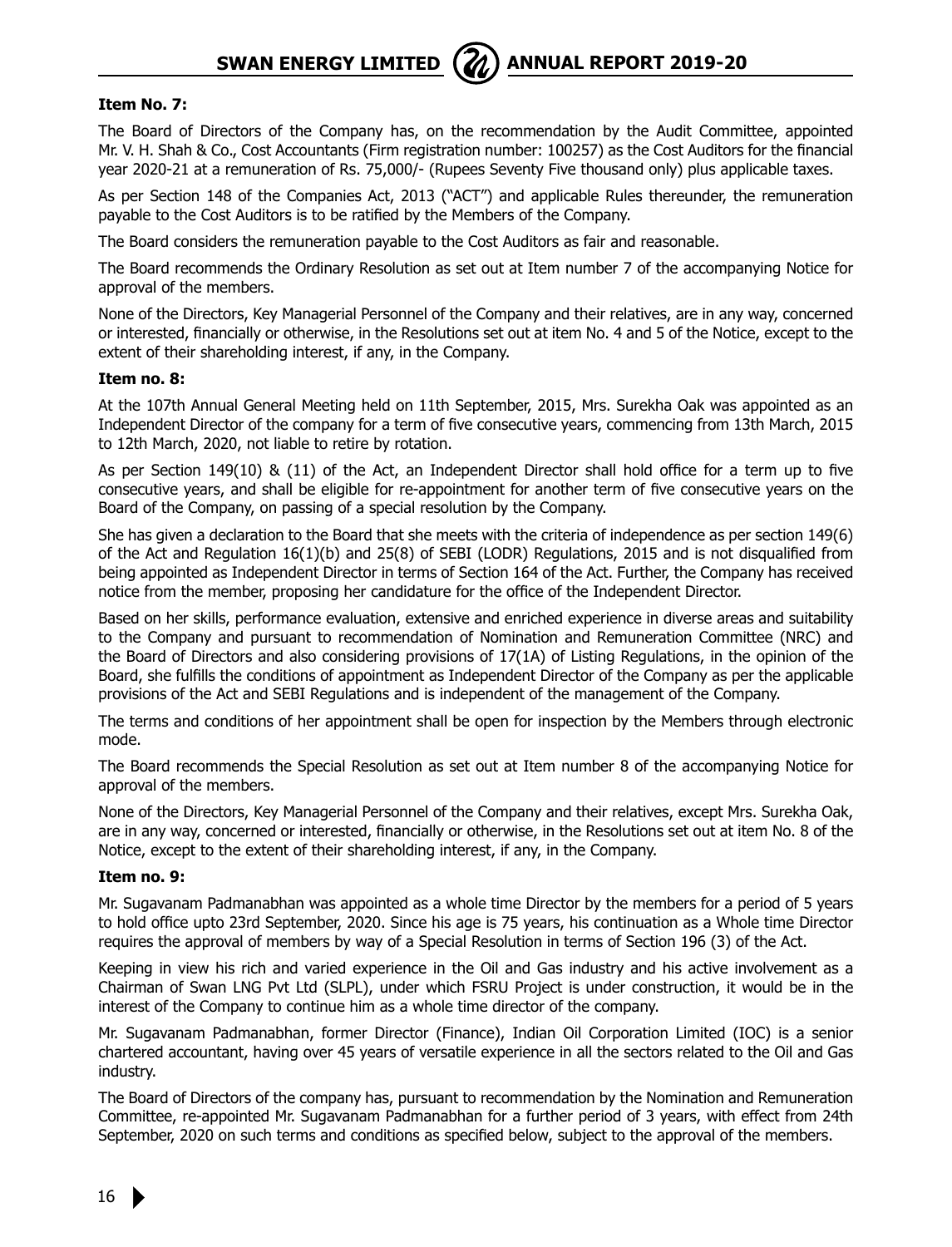**Item No. 7:**

The Board of Directors of the Company has, on the recommendation by the Audit Committee, appointed Mr. V. H. Shah & Co., Cost Accountants (Firm registration number: 100257) as the Cost Auditors for the financial year 2020-21 at a remuneration of Rs. 75,000/- (Rupees Seventy Five thousand only) plus applicable taxes.

As per Section 148 of the Companies Act, 2013 ("ACT") and applicable Rules thereunder, the remuneration payable to the Cost Auditors is to be ratified by the Members of the Company.

The Board considers the remuneration payable to the Cost Auditors as fair and reasonable.

The Board recommends the Ordinary Resolution as set out at Item number 7 of the accompanying Notice for approval of the members.

None of the Directors, Key Managerial Personnel of the Company and their relatives, are in any way, concerned or interested, financially or otherwise, in the Resolutions set out at item No. 4 and 5 of the Notice, except to the extent of their shareholding interest, if any, in the Company.

**Item no. 8:**

At the 107th Annual General Meeting held on 11th September, 2015, Mrs. Surekha Oak was appointed as an Independent Director of the company for a term of five consecutive years, commencing from 13th March, 2015 to 12th March, 2020, not liable to retire by rotation.

As per Section 149(10) & (11) of the Act, an Independent Director shall hold office for a term up to five consecutive years, and shall be eligible for re-appointment for another term of five consecutive years on the Board of the Company, on passing of a special resolution by the Company.

She has given a declaration to the Board that she meets with the criteria of independence as per section 149(6) of the Act and Regulation 16(1)(b) and 25(8) of SEBI (LODR) Regulations, 2015 and is not disqualified from being appointed as Independent Director in terms of Section 164 of the Act. Further, the Company has received notice from the member, proposing her candidature for the office of the Independent Director.

Based on her skills, performance evaluation, extensive and enriched experience in diverse areas and suitability to the Company and pursuant to recommendation of Nomination and Remuneration Committee (NRC) and the Board of Directors and also considering provisions of 17(1A) of Listing Regulations, in the opinion of the Board, she fulfills the conditions of appointment as Independent Director of the Company as per the applicable provisions of the Act and SEBI Regulations and is independent of the management of the Company.

The terms and conditions of her appointment shall be open for inspection by the Members through electronic mode.

The Board recommends the Special Resolution as set out at Item number 8 of the accompanying Notice for approval of the members.

None of the Directors, Key Managerial Personnel of the Company and their relatives, except Mrs. Surekha Oak, are in any way, concerned or interested, financially or otherwise, in the Resolutions set out at item No. 8 of the Notice, except to the extent of their shareholding interest, if any, in the Company.

**Item no. 9:**

Mr. Sugavanam Padmanabhan was appointed as a whole time Director by the members for a period of 5 years to hold office upto 23rd September, 2020. Since his age is 75 years, his continuation as a Whole time Director requires the approval of members by way of a Special Resolution in terms of Section 196 (3) of the Act.

Keeping in view his rich and varied experience in the Oil and Gas industry and his active involvement as a Chairman of Swan LNG Pvt Ltd (SLPL), under which FSRU Project is under construction, it would be in the interest of the Company to continue him as a whole time director of the company.

Mr. Sugavanam Padmanabhan, former Director (Finance), Indian Oil Corporation Limited (IOC) is a senior chartered accountant, having over 45 years of versatile experience in all the sectors related to the Oil and Gas industry.

The Board of Directors of the company has, pursuant to recommendation by the Nomination and Remuneration Committee, re-appointed Mr. Sugavanam Padmanabhan for a further period of 3 years, with effect from 24th September, 2020 on such terms and conditions as specified below, subject to the approval of the members.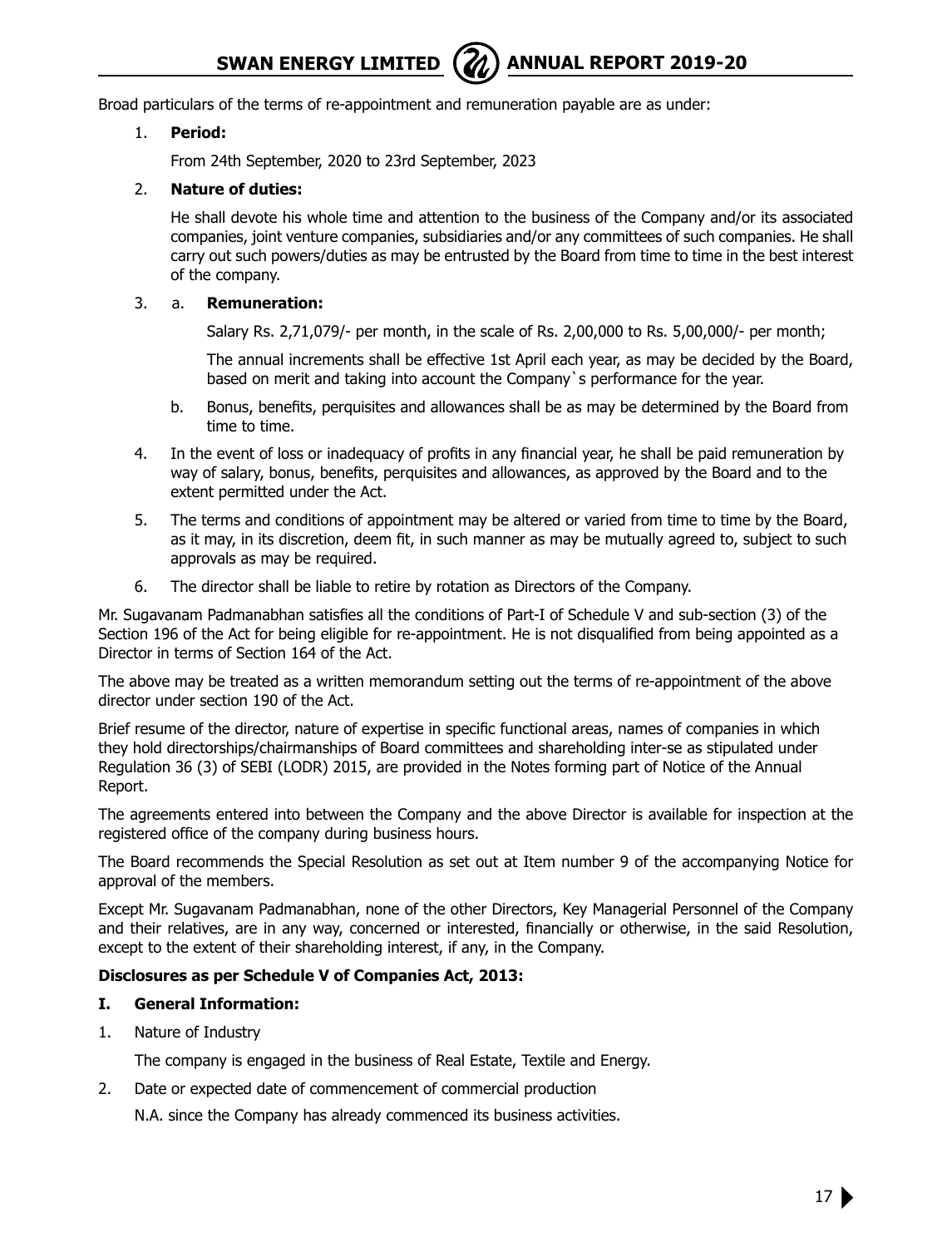Broad particulars of the terms of re-appointment and remuneration payable are as under:

1. **Period:**

   From 24th September, 2020 to 23rd September, 2023

2. **Nature of duties:**

   He shall devote his whole time and attention to the business of the Company and/or its associated companies, joint venture companies, subsidiaries and/or any committees of such companies. He shall carry out such powers/duties as may be entrusted by the Board from time to time in the best interest of the company.

3. a. **Remuneration:**

   Salary Rs. 2,71,079/- per month, in the scale of Rs. 2,00,000 to Rs. 5,00,000/- per month;

   The annual increments shall be effective 1st April each year, as may be decided by the Board, based on merit and taking into account the Company`s performance for the year.

   b. Bonus, benefits, perquisites and allowances shall be as may be determined by the Board from time to time.

4. In the event of loss or inadequacy of profits in any financial year, he shall be paid remuneration by way of salary, bonus, benefits, perquisites and allowances, as approved by the Board and to the extent permitted under the Act.

5. The terms and conditions of appointment may be altered or varied from time to time by the Board, as it may, in its discretion, deem fit, in such manner as may be mutually agreed to, subject to such approvals as may be required.

6. The director shall be liable to retire by rotation as Directors of the Company.

Mr. Sugavanam Padmanabhan satisfies all the conditions of Part-I of Schedule V and sub-section (3) of the Section 196 of the Act for being eligible for re-appointment. He is not disqualified from being appointed as a Director in terms of Section 164 of the Act.

The above may be treated as a written memorandum setting out the terms of re-appointment of the above director under section 190 of the Act.

Brief resume of the director, nature of expertise in specific functional areas, names of companies in which they hold directorships/chairmanships of Board committees and shareholding inter-se as stipulated under Regulation 36 (3) of SEBI (LODR) 2015, are provided in the Notes forming part of Notice of the Annual Report.

The agreements entered into between the Company and the above Director is available for inspection at the registered office of the company during business hours.

The Board recommends the Special Resolution as set out at Item number 9 of the accompanying Notice for approval of the members.

Except Mr. Sugavanam Padmanabhan, none of the other Directors, Key Managerial Personnel of the Company and their relatives, are in any way, concerned or interested, financially or otherwise, in the said Resolution, except to the extent of their shareholding interest, if any, in the Company.

**Disclosures as per Schedule V of Companies Act, 2013:**

**I. General Information:**

1. Nature of Industry

   The company is engaged in the business of Real Estate, Textile and Energy.

2. Date or expected date of commencement of commercial production

   N.A. since the Company has already commenced its business activities.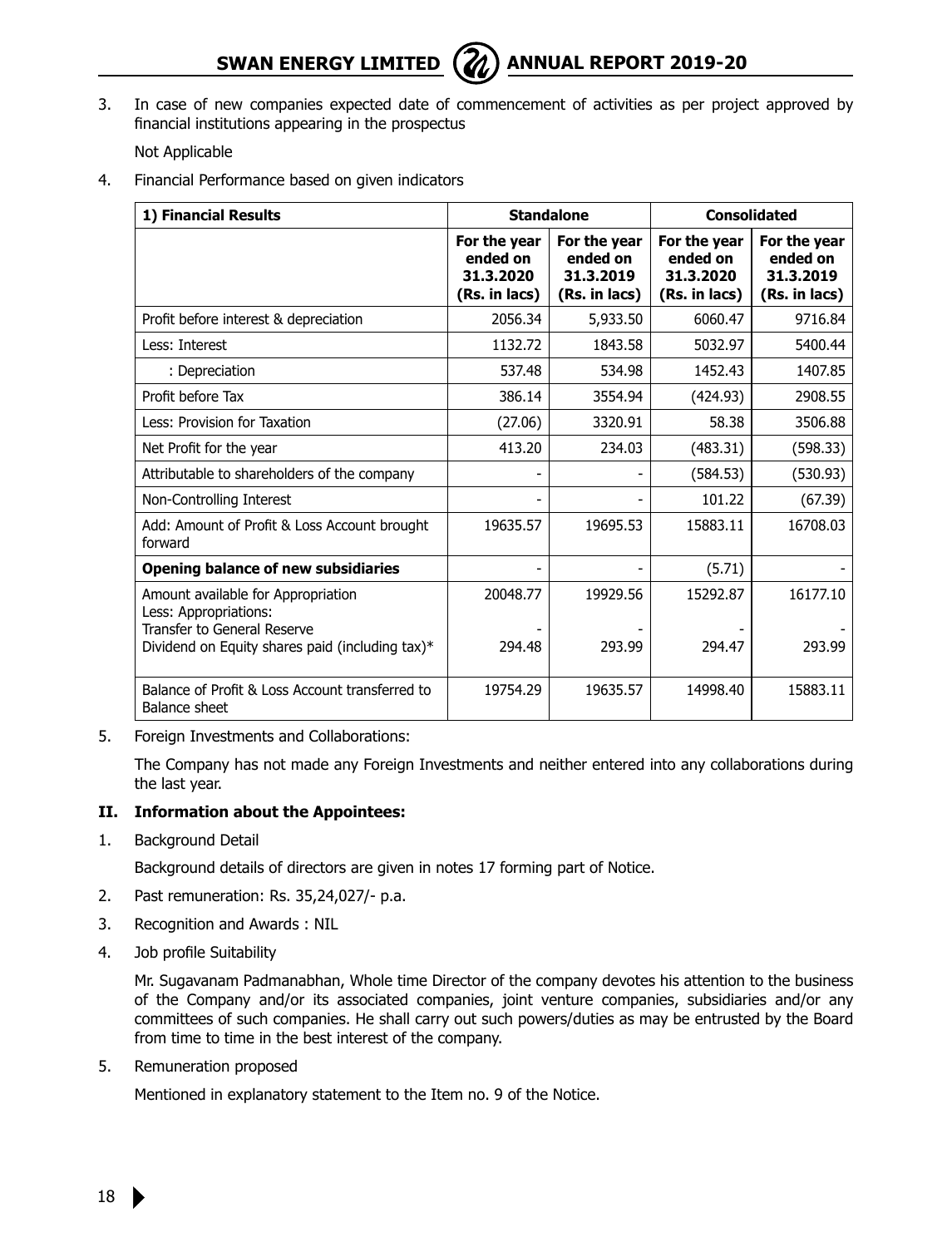3. In case of new companies expected date of commencement of activities as per project approved by financial institutions appearing in the prospectus

   Not Applicable

4. Financial Performance based on given indicators

| 1) Financial Results | Standalone | | Consolidated | |
|---|---|---|---|---|
| | For the year ended on 31.3.2020 (Rs. in lacs) | For the year ended on 31.3.2019 (Rs. in lacs) | For the year ended on 31.3.2020 (Rs. in lacs) | For the year ended on 31.3.2019 (Rs. in lacs) |
| Profit before interest & depreciation | 2056.34 | 5,933.50 | 6060.47 | 9716.84 |
| Less: Interest | 1132.72 | 1843.58 | 5032.97 | 5400.44 |
| : Depreciation | 537.48 | 534.98 | 1452.43 | 1407.85 |
| Profit before Tax | 386.14 | 3554.94 | (424.93) | 2908.55 |
| Less: Provision for Taxation | (27.06) | 3320.91 | 58.38 | 3506.88 |
| Net Profit for the year | 413.20 | 234.03 | (483.31) | (598.33) |
| Attributable to shareholders of the company | - | - | (584.53) | (530.93) |
| Non-Controlling Interest | - | - | 101.22 | (67.39) |
| Add: Amount of Profit & Loss Account brought forward | 19635.57 | 19695.53 | 15883.11 | 16708.03 |
| **Opening balance of new subsidiaries** | - | - | (5.71) | - |
| Amount available for Appropriation<br>Less: Appropriations:<br>Transfer to General Reserve<br>Dividend on Equity shares paid (including tax)* | 20048.77<br><br>-<br>294.48 | 19929.56<br><br>-<br>293.99 | 15292.87<br><br>-<br>294.47 | 16177.10<br><br>-<br>293.99 |
| Balance of Profit & Loss Account transferred to Balance sheet | 19754.29 | 19635.57 | 14998.40 | 15883.11 |

5. Foreign Investments and Collaborations:

   The Company has not made any Foreign Investments and neither entered into any collaborations during the last year.

## II. Information about the Appointees:

1. Background Detail

   Background details of directors are given in notes 17 forming part of Notice.

2. Past remuneration: Rs. 35,24,027/- p.a.

3. Recognition and Awards : NIL

4. Job profile Suitability

   Mr. Sugavanam Padmanabhan, Whole time Director of the company devotes his attention to the business of the Company and/or its associated companies, joint venture companies, subsidiaries and/or any committees of such companies. He shall carry out such powers/duties as may be entrusted by the Board from time to time in the best interest of the company.

5. Remuneration proposed

   Mentioned in explanatory statement to the Item no. 9 of the Notice.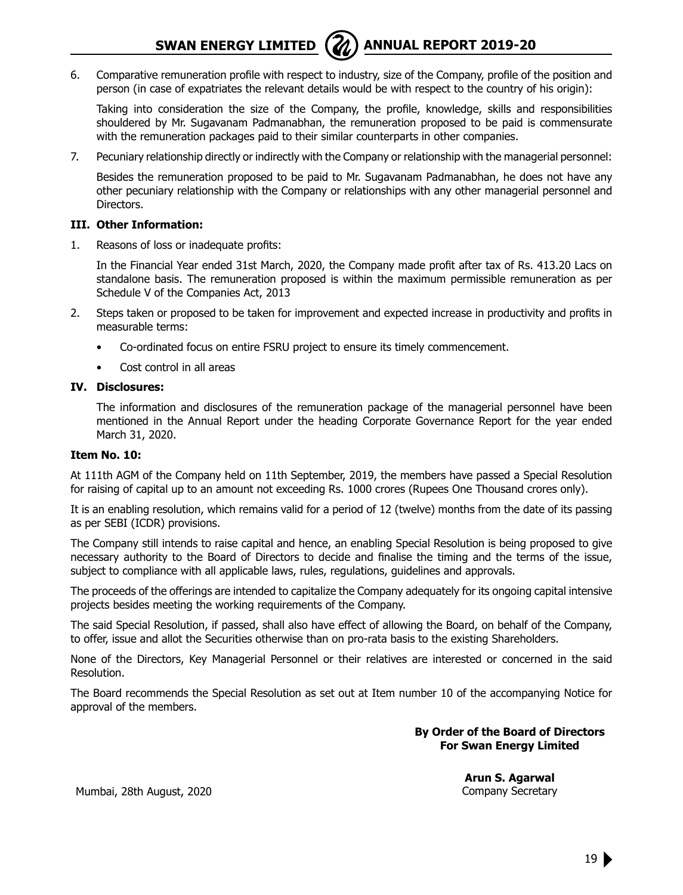6. Comparative remuneration profile with respect to industry, size of the Company, profile of the position and person (in case of expatriates the relevant details would be with respect to the country of his origin):

   Taking into consideration the size of the Company, the profile, knowledge, skills and responsibilities shouldered by Mr. Sugavanam Padmanabhan, the remuneration proposed to be paid is commensurate with the remuneration packages paid to their similar counterparts in other companies.

7. Pecuniary relationship directly or indirectly with the Company or relationship with the managerial personnel:

   Besides the remuneration proposed to be paid to Mr. Sugavanam Padmanabhan, he does not have any other pecuniary relationship with the Company or relationships with any other managerial personnel and Directors.

**III. Other Information:**

1. Reasons of loss or inadequate profits:

   In the Financial Year ended 31st March, 2020, the Company made profit after tax of Rs. 413.20 Lacs on standalone basis. The remuneration proposed is within the maximum permissible remuneration as per Schedule V of the Companies Act, 2013

2. Steps taken or proposed to be taken for improvement and expected increase in productivity and profits in measurable terms:

   - Co-ordinated focus on entire FSRU project to ensure its timely commencement.
   - Cost control in all areas

**IV. Disclosures:**

The information and disclosures of the remuneration package of the managerial personnel have been mentioned in the Annual Report under the heading Corporate Governance Report for the year ended March 31, 2020.

**Item No. 10:**

At 111th AGM of the Company held on 11th September, 2019, the members have passed a Special Resolution for raising of capital up to an amount not exceeding Rs. 1000 crores (Rupees One Thousand crores only).

It is an enabling resolution, which remains valid for a period of 12 (twelve) months from the date of its passing as per SEBI (ICDR) provisions.

The Company still intends to raise capital and hence, an enabling Special Resolution is being proposed to give necessary authority to the Board of Directors to decide and finalise the timing and the terms of the issue, subject to compliance with all applicable laws, rules, regulations, guidelines and approvals.

The proceeds of the offerings are intended to capitalize the Company adequately for its ongoing capital intensive projects besides meeting the working requirements of the Company.

The said Special Resolution, if passed, shall also have effect of allowing the Board, on behalf of the Company, to offer, issue and allot the Securities otherwise than on pro-rata basis to the existing Shareholders.

None of the Directors, Key Managerial Personnel or their relatives are interested or concerned in the said Resolution.

The Board recommends the Special Resolution as set out at Item number 10 of the accompanying Notice for approval of the members.

**By Order of the Board of Directors**
**For Swan Energy Limited**

**Arun S. Agarwal**
Company Secretary

Mumbai, 28th August, 2020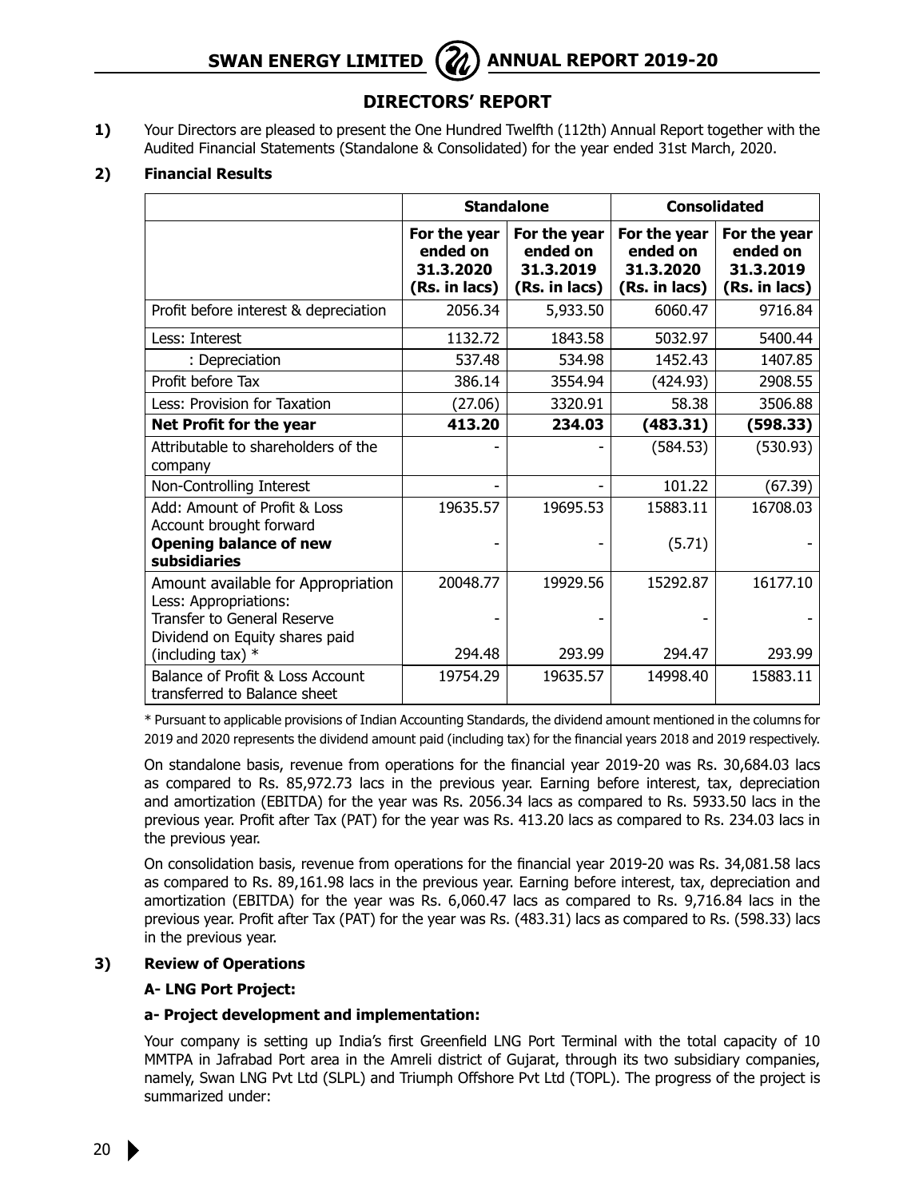## DIRECTORS' REPORT

**1)** Your Directors are pleased to present the One Hundred Twelfth (112th) Annual Report together with the Audited Financial Statements (Standalone & Consolidated) for the year ended 31st March, 2020.

**2) Financial Results**

| | **Standalone** | | **Consolidated** | |
|---|---|---|---|---|
| | **For the year ended on 31.3.2020 (Rs. in lacs)** | **For the year ended on 31.3.2019 (Rs. in lacs)** | **For the year ended on 31.3.2020 (Rs. in lacs)** | **For the year ended on 31.3.2019 (Rs. in lacs)** |
| Profit before interest & depreciation | 2056.34 | 5,933.50 | 6060.47 | 9716.84 |
| Less: Interest | 1132.72 | 1843.58 | 5032.97 | 5400.44 |
| : Depreciation | 537.48 | 534.98 | 1452.43 | 1407.85 |
| Profit before Tax | 386.14 | 3554.94 | (424.93) | 2908.55 |
| Less: Provision for Taxation | (27.06) | 3320.91 | 58.38 | 3506.88 |
| **Net Profit for the year** | **413.20** | **234.03** | **(483.31)** | **(598.33)** |
| Attributable to shareholders of the company | - | - | (584.53) | (530.93) |
| Non-Controlling Interest | - | - | 101.22 | (67.39) |
| Add: Amount of Profit & Loss Account brought forward | 19635.57 | 19695.53 | 15883.11 | 16708.03 |
| **Opening balance of new subsidiaries** | - | - | (5.71) | - |
| Amount available for Appropriation | 20048.77 | 19929.56 | 15292.87 | 16177.10 |
| Less: Appropriations: | | | | |
| Transfer to General Reserve | - | - | - | - |
| Dividend on Equity shares paid (including tax) * | 294.48 | 293.99 | 294.47 | 293.99 |
| Balance of Profit & Loss Account transferred to Balance sheet | 19754.29 | 19635.57 | 14998.40 | 15883.11 |

* Pursuant to applicable provisions of Indian Accounting Standards, the dividend amount mentioned in the columns for 2019 and 2020 represents the dividend amount paid (including tax) for the financial years 2018 and 2019 respectively.

On standalone basis, revenue from operations for the financial year 2019-20 was Rs. 30,684.03 lacs as compared to Rs. 85,972.73 lacs in the previous year. Earning before interest, tax, depreciation and amortization (EBITDA) for the year was Rs. 2056.34 lacs as compared to Rs. 5933.50 lacs in the previous year. Profit after Tax (PAT) for the year was Rs. 413.20 lacs as compared to Rs. 234.03 lacs in the previous year.

On consolidation basis, revenue from operations for the financial year 2019-20 was Rs. 34,081.58 lacs as compared to Rs. 89,161.98 lacs in the previous year. Earning before interest, tax, depreciation and amortization (EBITDA) for the year was Rs. 6,060.47 lacs as compared to Rs. 9,716.84 lacs in the previous year. Profit after Tax (PAT) for the year was Rs. (483.31) lacs as compared to Rs. (598.33) lacs in the previous year.

**3) Review of Operations**

**A- LNG Port Project:**

**a- Project development and implementation:**

Your company is setting up India's first Greenfield LNG Port Terminal with the total capacity of 10 MMTPA in Jafrabad Port area in the Amreli district of Gujarat, through its two subsidiary companies, namely, Swan LNG Pvt Ltd (SLPL) and Triumph Offshore Pvt Ltd (TOPL). The progress of the project is summarized under: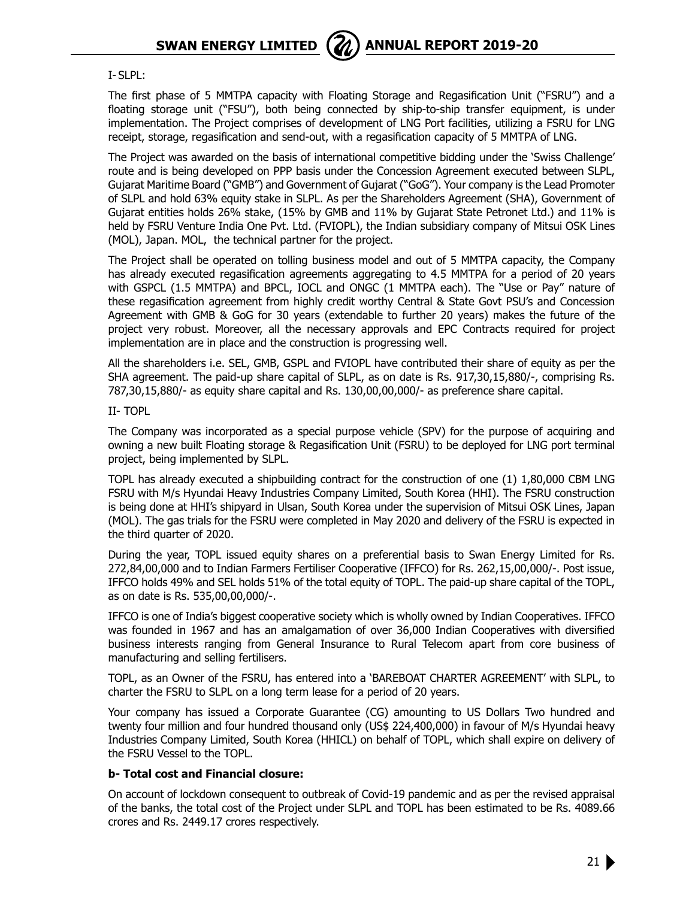I- SLPL:

The first phase of 5 MMTPA capacity with Floating Storage and Regasification Unit ("FSRU") and a floating storage unit ("FSU"), both being connected by ship-to-ship transfer equipment, is under implementation. The Project comprises of development of LNG Port facilities, utilizing a FSRU for LNG receipt, storage, regasification and send-out, with a regasification capacity of 5 MMTPA of LNG.

The Project was awarded on the basis of international competitive bidding under the 'Swiss Challenge' route and is being developed on PPP basis under the Concession Agreement executed between SLPL, Gujarat Maritime Board ("GMB") and Government of Gujarat ("GoG"). Your company is the Lead Promoter of SLPL and hold 63% equity stake in SLPL. As per the Shareholders Agreement (SHA), Government of Gujarat entities holds 26% stake, (15% by GMB and 11% by Gujarat State Petronet Ltd.) and 11% is held by FSRU Venture India One Pvt. Ltd. (FVIOPL), the Indian subsidiary company of Mitsui OSK Lines (MOL), Japan. MOL, the technical partner for the project.

The Project shall be operated on tolling business model and out of 5 MMTPA capacity, the Company has already executed regasification agreements aggregating to 4.5 MMTPA for a period of 20 years with GSPCL (1.5 MMTPA) and BPCL, IOCL and ONGC (1 MMTPA each). The "Use or Pay" nature of these regasification agreement from highly credit worthy Central & State Govt PSU's and Concession Agreement with GMB & GoG for 30 years (extendable to further 20 years) makes the future of the project very robust. Moreover, all the necessary approvals and EPC Contracts required for project implementation are in place and the construction is progressing well.

All the shareholders i.e. SEL, GMB, GSPL and FVIOPL have contributed their share of equity as per the SHA agreement. The paid-up share capital of SLPL, as on date is Rs. 917,30,15,880/-, comprising Rs. 787,30,15,880/- as equity share capital and Rs. 130,00,00,000/- as preference share capital.

II- TOPL

The Company was incorporated as a special purpose vehicle (SPV) for the purpose of acquiring and owning a new built Floating storage & Regasification Unit (FSRU) to be deployed for LNG port terminal project, being implemented by SLPL.

TOPL has already executed a shipbuilding contract for the construction of one (1) 1,80,000 CBM LNG FSRU with M/s Hyundai Heavy Industries Company Limited, South Korea (HHI). The FSRU construction is being done at HHI's shipyard in Ulsan, South Korea under the supervision of Mitsui OSK Lines, Japan (MOL). The gas trials for the FSRU were completed in May 2020 and delivery of the FSRU is expected in the third quarter of 2020.

During the year, TOPL issued equity shares on a preferential basis to Swan Energy Limited for Rs. 272,84,00,000 and to Indian Farmers Fertiliser Cooperative (IFFCO) for Rs. 262,15,00,000/-. Post issue, IFFCO holds 49% and SEL holds 51% of the total equity of TOPL. The paid-up share capital of the TOPL, as on date is Rs. 535,00,00,000/-.

IFFCO is one of India's biggest cooperative society which is wholly owned by Indian Cooperatives. IFFCO was founded in 1967 and has an amalgamation of over 36,000 Indian Cooperatives with diversified business interests ranging from General Insurance to Rural Telecom apart from core business of manufacturing and selling fertilisers.

TOPL, as an Owner of the FSRU, has entered into a 'BAREBOAT CHARTER AGREEMENT' with SLPL, to charter the FSRU to SLPL on a long term lease for a period of 20 years.

Your company has issued a Corporate Guarantee (CG) amounting to US Dollars Two hundred and twenty four million and four hundred thousand only (US$ 224,400,000) in favour of M/s Hyundai heavy Industries Company Limited, South Korea (HHICL) on behalf of TOPL, which shall expire on delivery of the FSRU Vessel to the TOPL.

**b- Total cost and Financial closure:**

On account of lockdown consequent to outbreak of Covid-19 pandemic and as per the revised appraisal of the banks, the total cost of the Project under SLPL and TOPL has been estimated to be Rs. 4089.66 crores and Rs. 2449.17 crores respectively.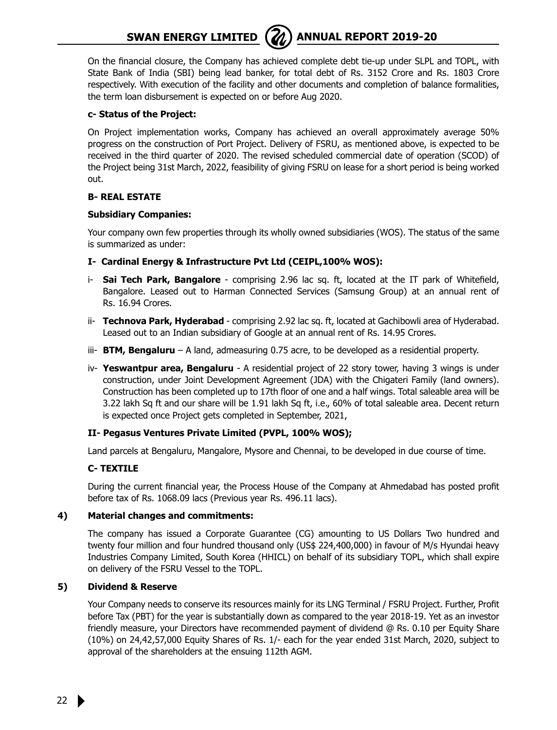On the financial closure, the Company has achieved complete debt tie-up under SLPL and TOPL, with State Bank of India (SBI) being lead banker, for total debt of Rs. 3152 Crore and Rs. 1803 Crore respectively. With execution of the facility and other documents and completion of balance formalities, the term loan disbursement is expected on or before Aug 2020.

**c- Status of the Project:**

On Project implementation works, Company has achieved an overall approximately average 50% progress on the construction of Port Project. Delivery of FSRU, as mentioned above, is expected to be received in the third quarter of 2020. The revised scheduled commercial date of operation (SCOD) of the Project being 31st March, 2022, feasibility of giving FSRU on lease for a short period is being worked out.

**B- REAL ESTATE**

**Subsidiary Companies:**

Your company own few properties through its wholly owned subsidiaries (WOS). The status of the same is summarized as under:

**I- Cardinal Energy & Infrastructure Pvt Ltd (CEIPL,100% WOS):**

i- **Sai Tech Park, Bangalore** - comprising 2.96 lac sq. ft, located at the IT park of Whitefield, Bangalore. Leased out to Harman Connected Services (Samsung Group) at an annual rent of Rs. 16.94 Crores.

ii- **Technova Park, Hyderabad** - comprising 2.92 lac sq. ft, located at Gachibowli area of Hyderabad. Leased out to an Indian subsidiary of Google at an annual rent of Rs. 14.95 Crores.

iii- **BTM, Bengaluru** – A land, admeasuring 0.75 acre, to be developed as a residential property.

iv- **Yeswantpur area, Bengaluru** - A residential project of 22 story tower, having 3 wings is under construction, under Joint Development Agreement (JDA) with the Chigateri Family (land owners). Construction has been completed up to 17th floor of one and a half wings. Total saleable area will be 3.22 lakh Sq ft and our share will be 1.91 lakh Sq ft, i.e., 60% of total saleable area. Decent return is expected once Project gets completed in September, 2021,

**II- Pegasus Ventures Private Limited (PVPL, 100% WOS);**

Land parcels at Bengaluru, Mangalore, Mysore and Chennai, to be developed in due course of time.

**C- TEXTILE**

During the current financial year, the Process House of the Company at Ahmedabad has posted profit before tax of Rs. 1068.09 lacs (Previous year Rs. 496.11 lacs).

**4) Material changes and commitments:**

The company has issued a Corporate Guarantee (CG) amounting to US Dollars Two hundred and twenty four million and four hundred thousand only (US$ 224,400,000) in favour of M/s Hyundai heavy Industries Company Limited, South Korea (HHICL) on behalf of its subsidiary TOPL, which shall expire on delivery of the FSRU Vessel to the TOPL.

**5) Dividend & Reserve**

Your Company needs to conserve its resources mainly for its LNG Terminal / FSRU Project. Further, Profit before Tax (PBT) for the year is substantially down as compared to the year 2018-19. Yet as an investor friendly measure, your Directors have recommended payment of dividend @ Rs. 0.10 per Equity Share (10%) on 24,42,57,000 Equity Shares of Rs. 1/- each for the year ended 31st March, 2020, subject to approval of the shareholders at the ensuing 112th AGM.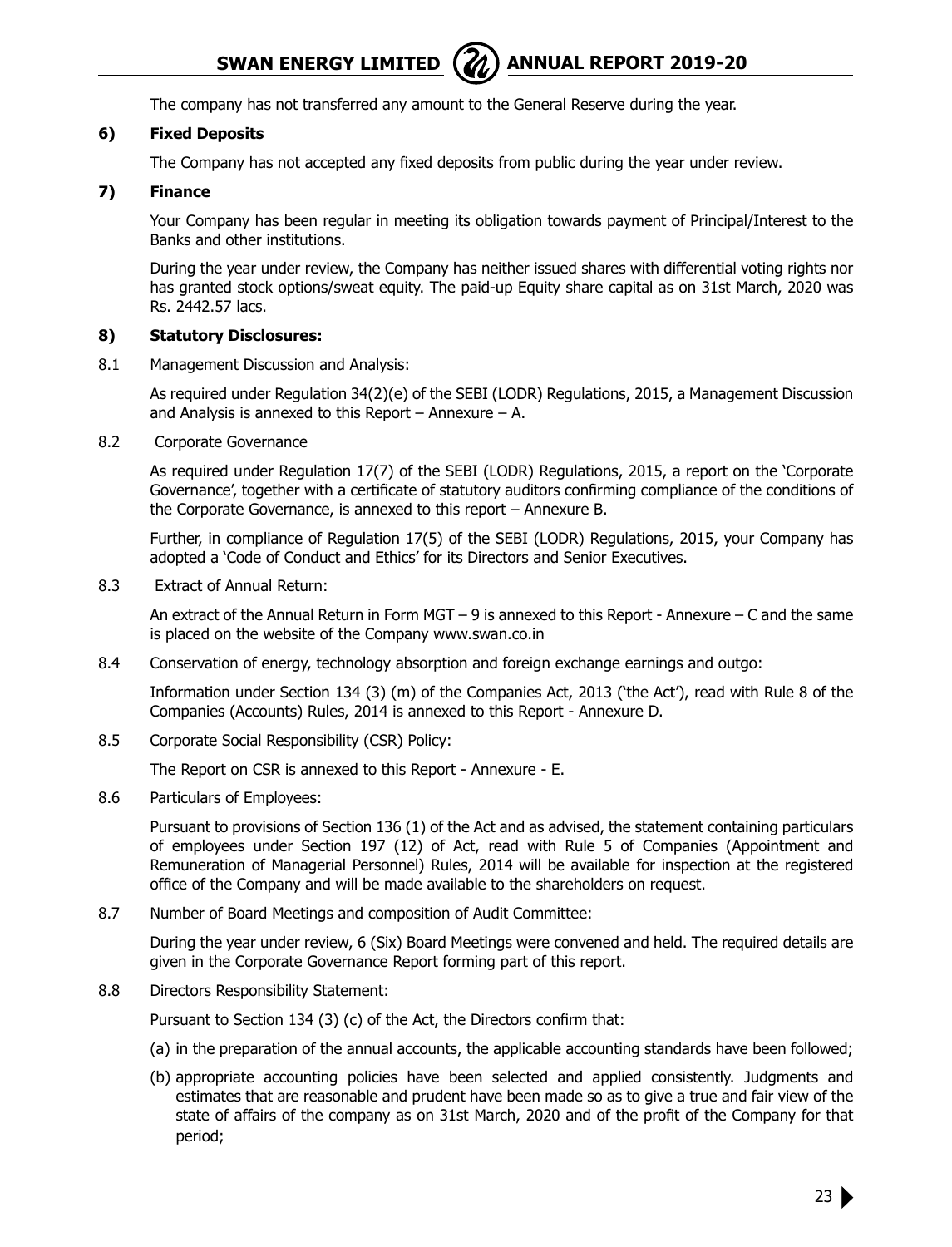The company has not transferred any amount to the General Reserve during the year.

**6) Fixed Deposits**

The Company has not accepted any fixed deposits from public during the year under review.

**7) Finance**

Your Company has been regular in meeting its obligation towards payment of Principal/Interest to the Banks and other institutions.

During the year under review, the Company has neither issued shares with differential voting rights nor has granted stock options/sweat equity. The paid-up Equity share capital as on 31st March, 2020 was Rs. 2442.57 lacs.

**8) Statutory Disclosures:**

8.1 Management Discussion and Analysis:

As required under Regulation 34(2)(e) of the SEBI (LODR) Regulations, 2015, a Management Discussion and Analysis is annexed to this Report – Annexure – A.

8.2 Corporate Governance

As required under Regulation 17(7) of the SEBI (LODR) Regulations, 2015, a report on the 'Corporate Governance', together with a certificate of statutory auditors confirming compliance of the conditions of the Corporate Governance, is annexed to this report – Annexure B.

Further, in compliance of Regulation 17(5) of the SEBI (LODR) Regulations, 2015, your Company has adopted a 'Code of Conduct and Ethics' for its Directors and Senior Executives.

8.3 Extract of Annual Return:

An extract of the Annual Return in Form MGT – 9 is annexed to this Report - Annexure – C and the same is placed on the website of the Company www.swan.co.in

8.4 Conservation of energy, technology absorption and foreign exchange earnings and outgo:

Information under Section 134 (3) (m) of the Companies Act, 2013 ('the Act'), read with Rule 8 of the Companies (Accounts) Rules, 2014 is annexed to this Report - Annexure D.

8.5 Corporate Social Responsibility (CSR) Policy:

The Report on CSR is annexed to this Report - Annexure - E.

8.6 Particulars of Employees:

Pursuant to provisions of Section 136 (1) of the Act and as advised, the statement containing particulars of employees under Section 197 (12) of Act, read with Rule 5 of Companies (Appointment and Remuneration of Managerial Personnel) Rules, 2014 will be available for inspection at the registered office of the Company and will be made available to the shareholders on request.

8.7 Number of Board Meetings and composition of Audit Committee:

During the year under review, 6 (Six) Board Meetings were convened and held. The required details are given in the Corporate Governance Report forming part of this report.

8.8 Directors Responsibility Statement:

Pursuant to Section 134 (3) (c) of the Act, the Directors confirm that:

(a) in the preparation of the annual accounts, the applicable accounting standards have been followed;

(b) appropriate accounting policies have been selected and applied consistently. Judgments and estimates that are reasonable and prudent have been made so as to give a true and fair view of the state of affairs of the company as on 31st March, 2020 and of the profit of the Company for that period;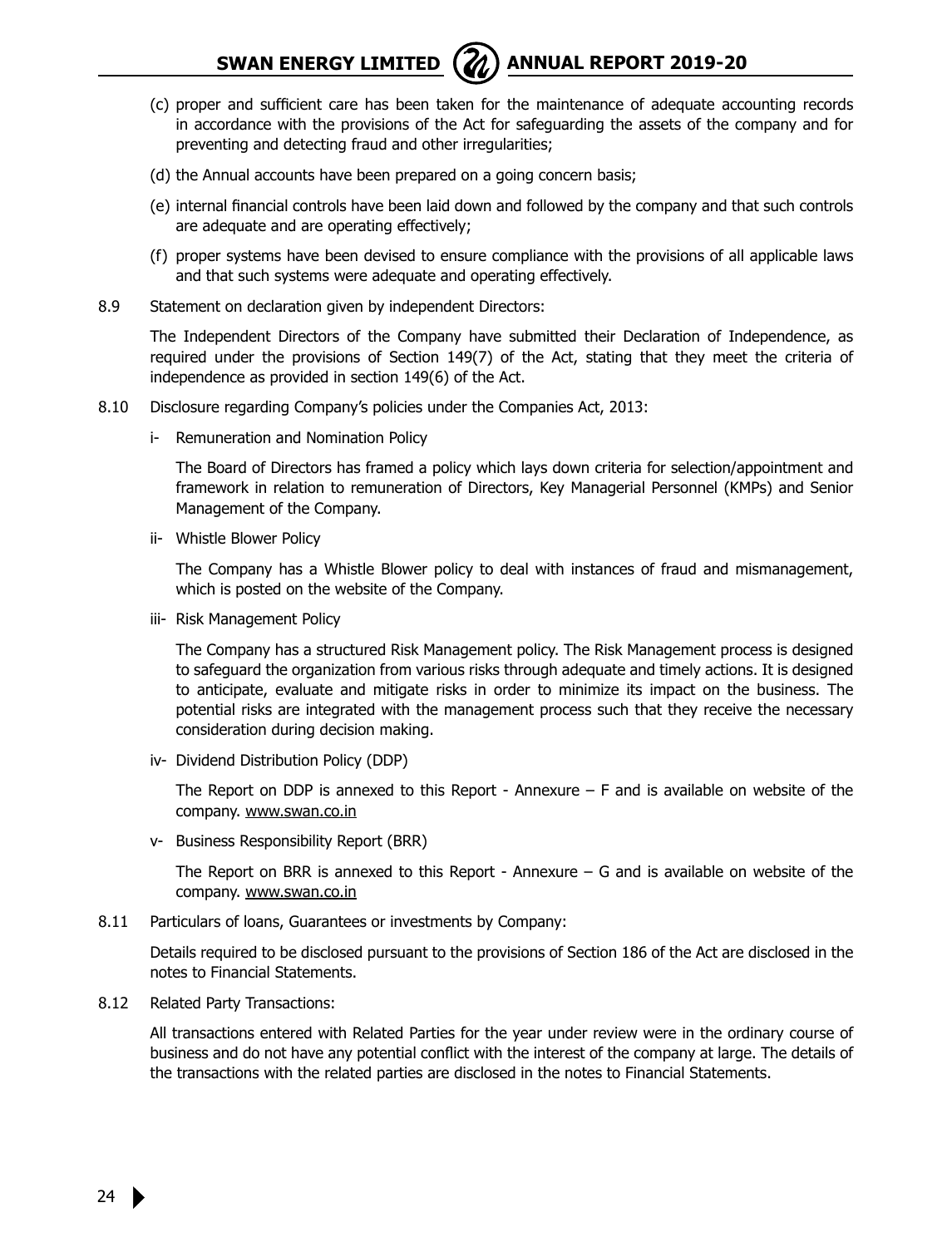(c) proper and sufficient care has been taken for the maintenance of adequate accounting records in accordance with the provisions of the Act for safeguarding the assets of the company and for preventing and detecting fraud and other irregularities;

(d) the Annual accounts have been prepared on a going concern basis;

(e) internal financial controls have been laid down and followed by the company and that such controls are adequate and are operating effectively;

(f) proper systems have been devised to ensure compliance with the provisions of all applicable laws and that such systems were adequate and operating effectively.

8.9 Statement on declaration given by independent Directors:

The Independent Directors of the Company have submitted their Declaration of Independence, as required under the provisions of Section 149(7) of the Act, stating that they meet the criteria of independence as provided in section 149(6) of the Act.

8.10 Disclosure regarding Company's policies under the Companies Act, 2013:

i- Remuneration and Nomination Policy

The Board of Directors has framed a policy which lays down criteria for selection/appointment and framework in relation to remuneration of Directors, Key Managerial Personnel (KMPs) and Senior Management of the Company.

ii- Whistle Blower Policy

The Company has a Whistle Blower policy to deal with instances of fraud and mismanagement, which is posted on the website of the Company.

iii- Risk Management Policy

The Company has a structured Risk Management policy. The Risk Management process is designed to safeguard the organization from various risks through adequate and timely actions. It is designed to anticipate, evaluate and mitigate risks in order to minimize its impact on the business. The potential risks are integrated with the management process such that they receive the necessary consideration during decision making.

iv- Dividend Distribution Policy (DDP)

The Report on DDP is annexed to this Report - Annexure – F and is available on website of the company. www.swan.co.in

v- Business Responsibility Report (BRR)

The Report on BRR is annexed to this Report - Annexure – G and is available on website of the company. www.swan.co.in

8.11 Particulars of loans, Guarantees or investments by Company:

Details required to be disclosed pursuant to the provisions of Section 186 of the Act are disclosed in the notes to Financial Statements.

8.12 Related Party Transactions:

All transactions entered with Related Parties for the year under review were in the ordinary course of business and do not have any potential conflict with the interest of the company at large. The details of the transactions with the related parties are disclosed in the notes to Financial Statements.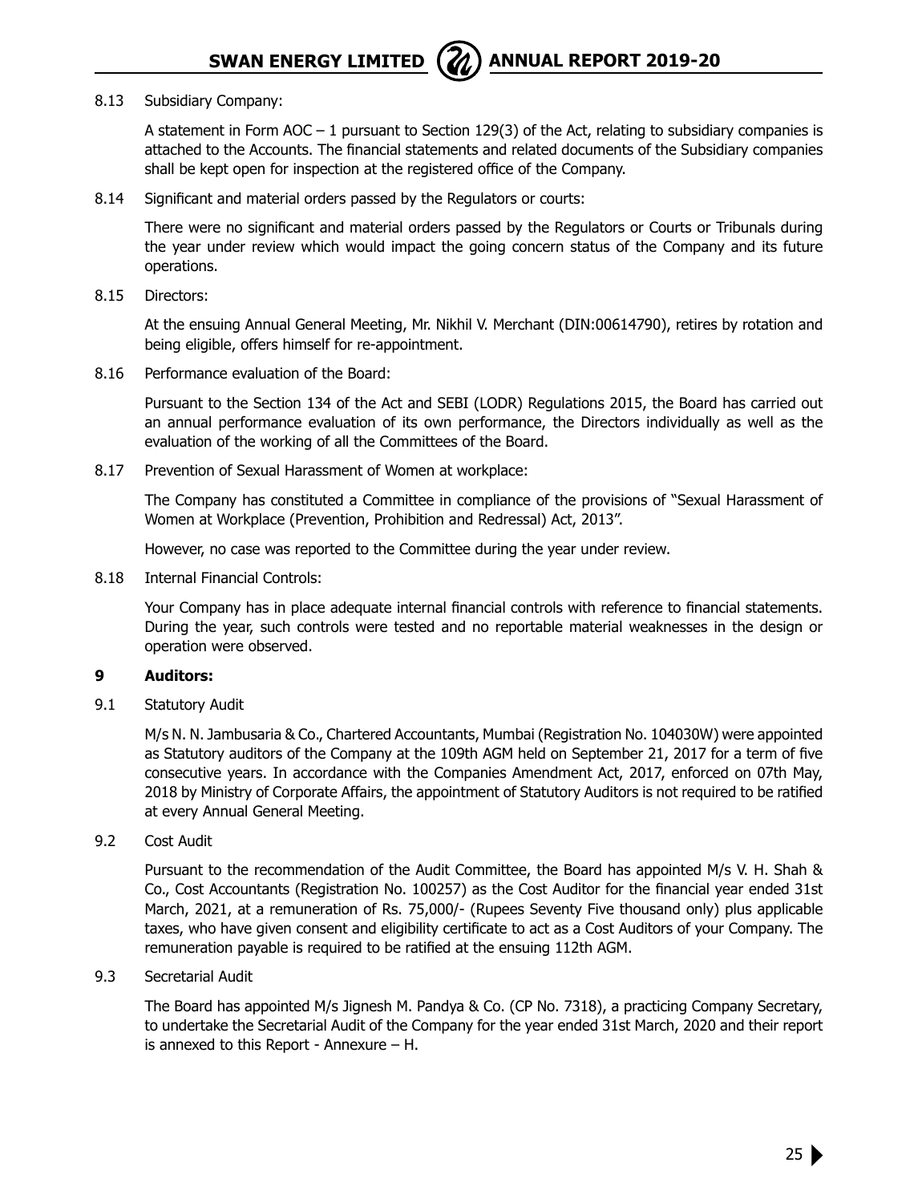8.13 Subsidiary Company:

A statement in Form AOC – 1 pursuant to Section 129(3) of the Act, relating to subsidiary companies is attached to the Accounts. The financial statements and related documents of the Subsidiary companies shall be kept open for inspection at the registered office of the Company.

8.14 Significant and material orders passed by the Regulators or courts:

There were no significant and material orders passed by the Regulators or Courts or Tribunals during the year under review which would impact the going concern status of the Company and its future operations.

8.15 Directors:

At the ensuing Annual General Meeting, Mr. Nikhil V. Merchant (DIN:00614790), retires by rotation and being eligible, offers himself for re-appointment.

8.16 Performance evaluation of the Board:

Pursuant to the Section 134 of the Act and SEBI (LODR) Regulations 2015, the Board has carried out an annual performance evaluation of its own performance, the Directors individually as well as the evaluation of the working of all the Committees of the Board.

8.17 Prevention of Sexual Harassment of Women at workplace:

The Company has constituted a Committee in compliance of the provisions of "Sexual Harassment of Women at Workplace (Prevention, Prohibition and Redressal) Act, 2013".

However, no case was reported to the Committee during the year under review.

8.18 Internal Financial Controls:

Your Company has in place adequate internal financial controls with reference to financial statements. During the year, such controls were tested and no reportable material weaknesses in the design or operation were observed.

## 9 Auditors:

9.1 Statutory Audit

M/s N. N. Jambusaria & Co., Chartered Accountants, Mumbai (Registration No. 104030W) were appointed as Statutory auditors of the Company at the 109th AGM held on September 21, 2017 for a term of five consecutive years. In accordance with the Companies Amendment Act, 2017, enforced on 07th May, 2018 by Ministry of Corporate Affairs, the appointment of Statutory Auditors is not required to be ratified at every Annual General Meeting.

9.2 Cost Audit

Pursuant to the recommendation of the Audit Committee, the Board has appointed M/s V. H. Shah & Co., Cost Accountants (Registration No. 100257) as the Cost Auditor for the financial year ended 31st March, 2021, at a remuneration of Rs. 75,000/- (Rupees Seventy Five thousand only) plus applicable taxes, who have given consent and eligibility certificate to act as a Cost Auditors of your Company. The remuneration payable is required to be ratified at the ensuing 112th AGM.

9.3 Secretarial Audit

The Board has appointed M/s Jignesh M. Pandya & Co. (CP No. 7318), a practicing Company Secretary, to undertake the Secretarial Audit of the Company for the year ended 31st March, 2020 and their report is annexed to this Report - Annexure – H.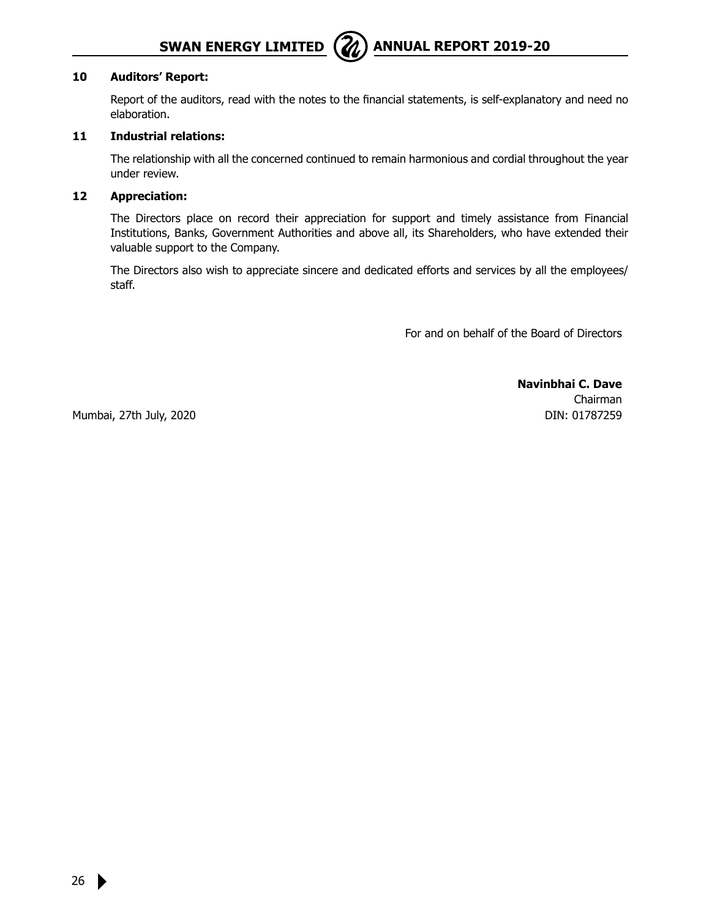### 10 Auditors' Report:

Report of the auditors, read with the notes to the financial statements, is self-explanatory and need no elaboration.

### 11 Industrial relations:

The relationship with all the concerned continued to remain harmonious and cordial throughout the year under review.

### 12 Appreciation:

The Directors place on record their appreciation for support and timely assistance from Financial Institutions, Banks, Government Authorities and above all, its Shareholders, who have extended their valuable support to the Company.

The Directors also wish to appreciate sincere and dedicated efforts and services by all the employees/ staff.

For and on behalf of the Board of Directors

**Navinbhai C. Dave**
Chairman
DIN: 01787259

Mumbai, 27th July, 2020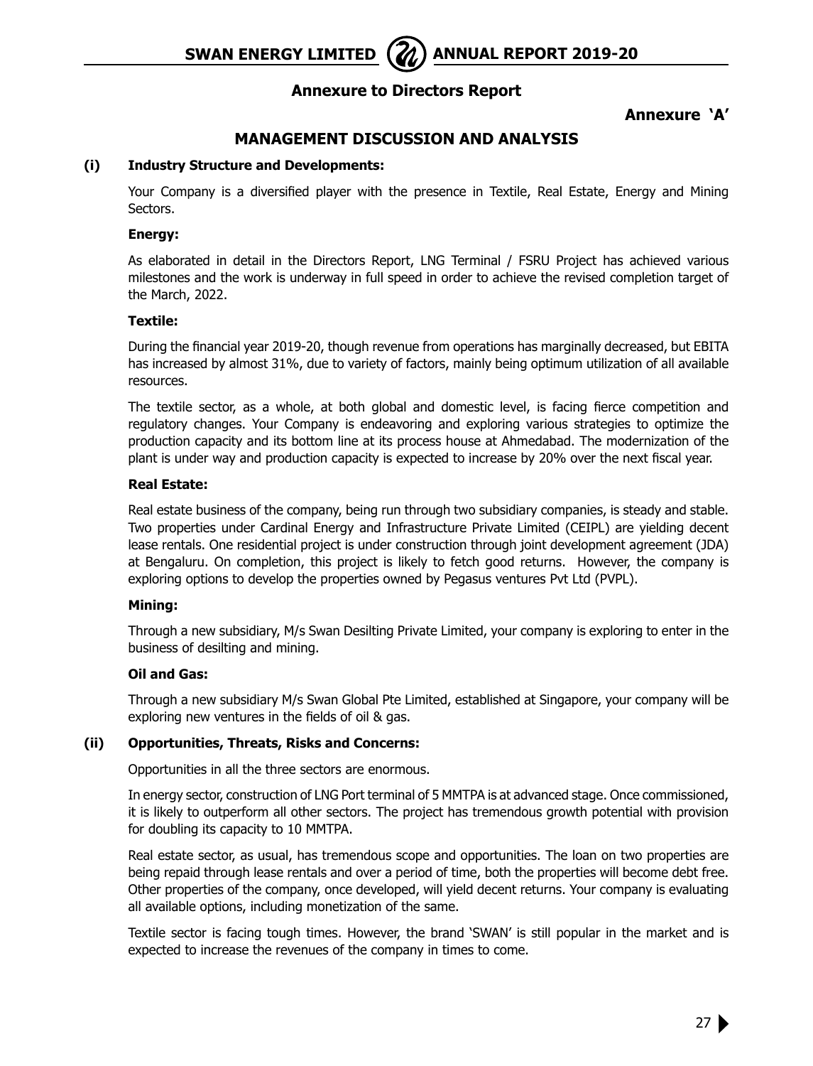## Annexure to Directors Report

**Annexure 'A'**

# MANAGEMENT DISCUSSION AND ANALYSIS

**(i) Industry Structure and Developments:**

Your Company is a diversified player with the presence in Textile, Real Estate, Energy and Mining Sectors.

**Energy:**

As elaborated in detail in the Directors Report, LNG Terminal / FSRU Project has achieved various milestones and the work is underway in full speed in order to achieve the revised completion target of the March, 2022.

**Textile:**

During the financial year 2019-20, though revenue from operations has marginally decreased, but EBITA has increased by almost 31%, due to variety of factors, mainly being optimum utilization of all available resources.

The textile sector, as a whole, at both global and domestic level, is facing fierce competition and regulatory changes. Your Company is endeavoring and exploring various strategies to optimize the production capacity and its bottom line at its process house at Ahmedabad. The modernization of the plant is under way and production capacity is expected to increase by 20% over the next fiscal year.

**Real Estate:**

Real estate business of the company, being run through two subsidiary companies, is steady and stable. Two properties under Cardinal Energy and Infrastructure Private Limited (CEIPL) are yielding decent lease rentals. One residential project is under construction through joint development agreement (JDA) at Bengaluru. On completion, this project is likely to fetch good returns. However, the company is exploring options to develop the properties owned by Pegasus ventures Pvt Ltd (PVPL).

**Mining:**

Through a new subsidiary, M/s Swan Desilting Private Limited, your company is exploring to enter in the business of desilting and mining.

**Oil and Gas:**

Through a new subsidiary M/s Swan Global Pte Limited, established at Singapore, your company will be exploring new ventures in the fields of oil & gas.

**(ii) Opportunities, Threats, Risks and Concerns:**

Opportunities in all the three sectors are enormous.

In energy sector, construction of LNG Port terminal of 5 MMTPA is at advanced stage. Once commissioned, it is likely to outperform all other sectors. The project has tremendous growth potential with provision for doubling its capacity to 10 MMTPA.

Real estate sector, as usual, has tremendous scope and opportunities. The loan on two properties are being repaid through lease rentals and over a period of time, both the properties will become debt free. Other properties of the company, once developed, will yield decent returns. Your company is evaluating all available options, including monetization of the same.

Textile sector is facing tough times. However, the brand 'SWAN' is still popular in the market and is expected to increase the revenues of the company in times to come.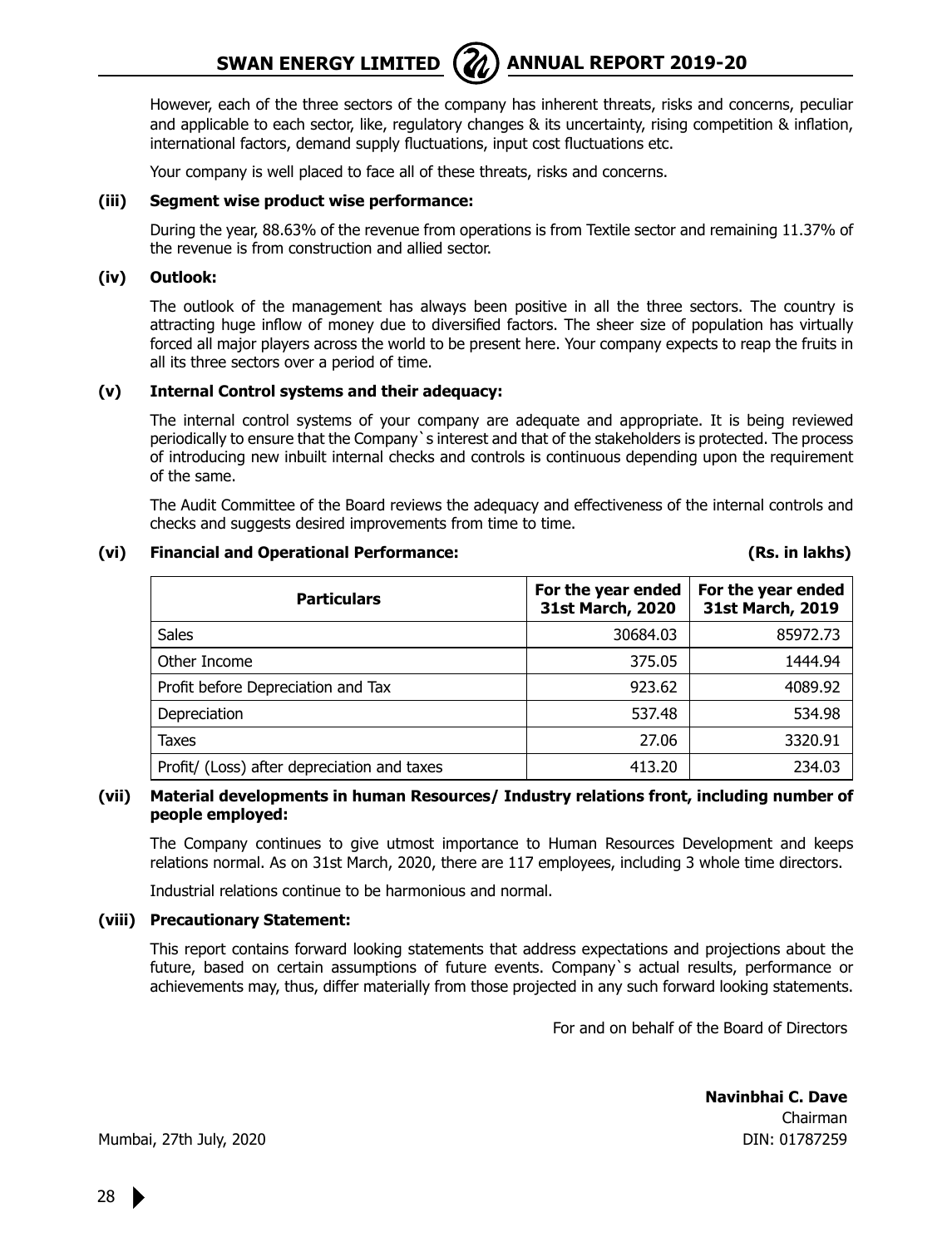However, each of the three sectors of the company has inherent threats, risks and concerns, peculiar and applicable to each sector, like, regulatory changes & its uncertainty, rising competition & inflation, international factors, demand supply fluctuations, input cost fluctuations etc.

Your company is well placed to face all of these threats, risks and concerns.

**(iii) Segment wise product wise performance:**

During the year, 88.63% of the revenue from operations is from Textile sector and remaining 11.37% of the revenue is from construction and allied sector.

**(iv) Outlook:**

The outlook of the management has always been positive in all the three sectors. The country is attracting huge inflow of money due to diversified factors. The sheer size of population has virtually forced all major players across the world to be present here. Your company expects to reap the fruits in all its three sectors over a period of time.

**(v) Internal Control systems and their adequacy:**

The internal control systems of your company are adequate and appropriate. It is being reviewed periodically to ensure that the Company`s interest and that of the stakeholders is protected. The process of introducing new inbuilt internal checks and controls is continuous depending upon the requirement of the same.

The Audit Committee of the Board reviews the adequacy and effectiveness of the internal controls and checks and suggests desired improvements from time to time.

**(vi) Financial and Operational Performance:** **(Rs. in lakhs)**

| Particulars | For the year ended 31st March, 2020 | For the year ended 31st March, 2019 |
|---|---|---|
| Sales | 30684.03 | 85972.73 |
| Other Income | 375.05 | 1444.94 |
| Profit before Depreciation and Tax | 923.62 | 4089.92 |
| Depreciation | 537.48 | 534.98 |
| Taxes | 27.06 | 3320.91 |
| Profit/ (Loss) after depreciation and taxes | 413.20 | 234.03 |

**(vii) Material developments in human Resources/ Industry relations front, including number of people employed:**

The Company continues to give utmost importance to Human Resources Development and keeps relations normal. As on 31st March, 2020, there are 117 employees, including 3 whole time directors.

Industrial relations continue to be harmonious and normal.

**(viii) Precautionary Statement:**

This report contains forward looking statements that address expectations and projections about the future, based on certain assumptions of future events. Company`s actual results, performance or achievements may, thus, differ materially from those projected in any such forward looking statements.

For and on behalf of the Board of Directors

**Navinbhai C. Dave**
Chairman
DIN: 01787259

Mumbai, 27th July, 2020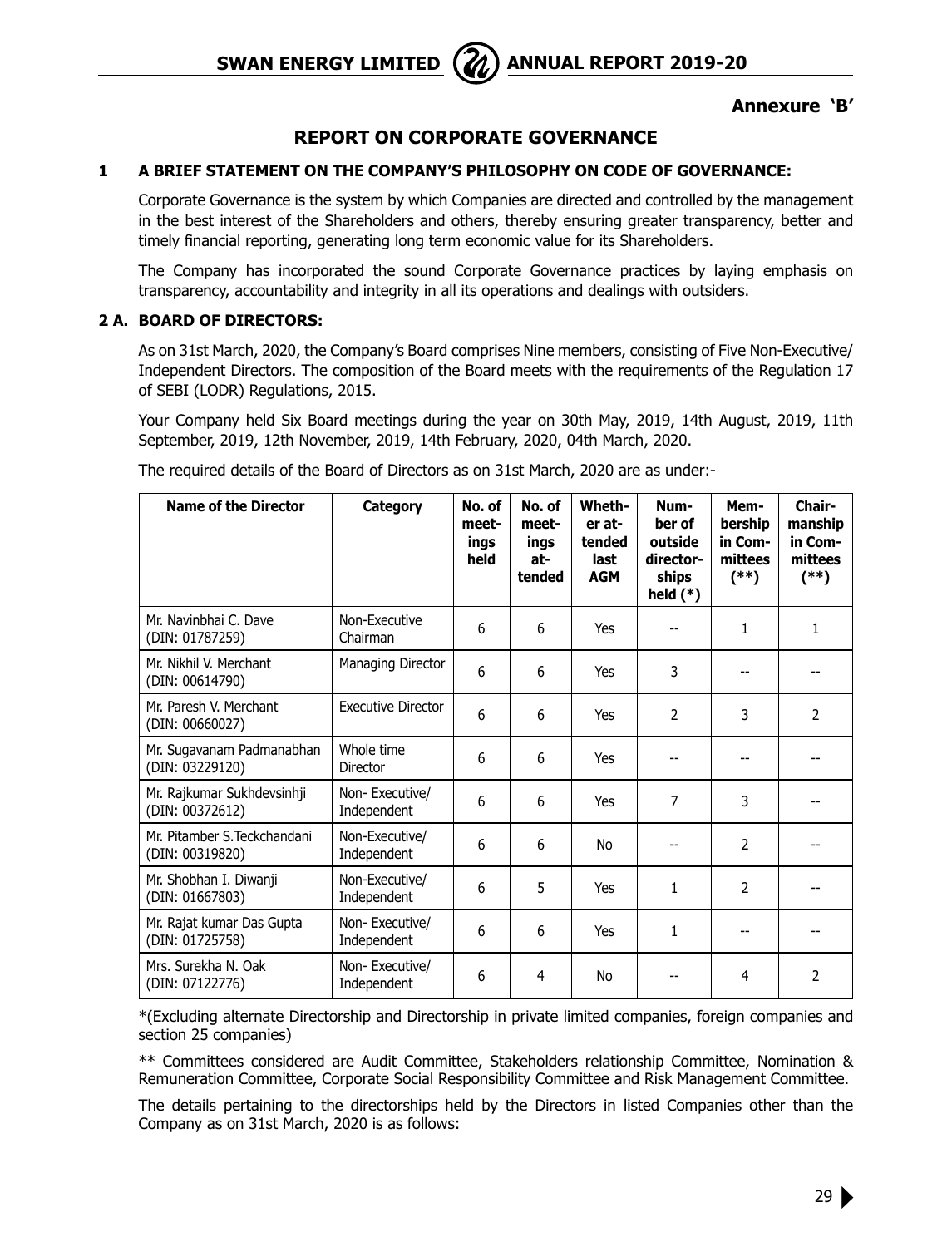## Annexure 'B'

# REPORT ON CORPORATE GOVERNANCE

### 1 A BRIEF STATEMENT ON THE COMPANY'S PHILOSOPHY ON CODE OF GOVERNANCE:

Corporate Governance is the system by which Companies are directed and controlled by the management in the best interest of the Shareholders and others, thereby ensuring greater transparency, better and timely financial reporting, generating long term economic value for its Shareholders.

The Company has incorporated the sound Corporate Governance practices by laying emphasis on transparency, accountability and integrity in all its operations and dealings with outsiders.

### 2 A. BOARD OF DIRECTORS:

As on 31st March, 2020, the Company's Board comprises Nine members, consisting of Five Non-Executive/ Independent Directors. The composition of the Board meets with the requirements of the Regulation 17 of SEBI (LODR) Regulations, 2015.

Your Company held Six Board meetings during the year on 30th May, 2019, 14th August, 2019, 11th September, 2019, 12th November, 2019, 14th February, 2020, 04th March, 2020.

The required details of the Board of Directors as on 31st March, 2020 are as under:-

| Name of the Director | Category | No. of meetings held | No. of meetings attended | Whether attended last AGM | Number of outside directorships held (*) | Membership in Committees (**) | Chairmanship in Committees (**) |
|---|---|---|---|---|---|---|---|
| Mr. Navinbhai C. Dave (DIN: 01787259) | Non-Executive Chairman | 6 | 6 | Yes | -- | 1 | 1 |
| Mr. Nikhil V. Merchant (DIN: 00614790) | Managing Director | 6 | 6 | Yes | 3 | -- | -- |
| Mr. Paresh V. Merchant (DIN: 00660027) | Executive Director | 6 | 6 | Yes | 2 | 3 | 2 |
| Mr. Sugavanam Padmanabhan (DIN: 03229120) | Whole time Director | 6 | 6 | Yes | -- | -- | -- |
| Mr. Rajkumar Sukhdevsinhji (DIN: 00372612) | Non- Executive/ Independent | 6 | 6 | Yes | 7 | 3 | -- |
| Mr. Pitamber S.Teckchandani (DIN: 00319820) | Non-Executive/ Independent | 6 | 6 | No | -- | 2 | -- |
| Mr. Shobhan I. Diwanji (DIN: 01667803) | Non-Executive/ Independent | 6 | 5 | Yes | 1 | 2 | -- |
| Mr. Rajat kumar Das Gupta (DIN: 01725758) | Non- Executive/ Independent | 6 | 6 | Yes | 1 | -- | -- |
| Mrs. Surekha N. Oak (DIN: 07122776) | Non- Executive/ Independent | 6 | 4 | No | -- | 4 | 2 |

*(Excluding alternate Directorship and Directorship in private limited companies, foreign companies and section 25 companies)

** Committees considered are Audit Committee, Stakeholders relationship Committee, Nomination & Remuneration Committee, Corporate Social Responsibility Committee and Risk Management Committee.

The details pertaining to the directorships held by the Directors in listed Companies other than the Company as on 31st March, 2020 is as follows: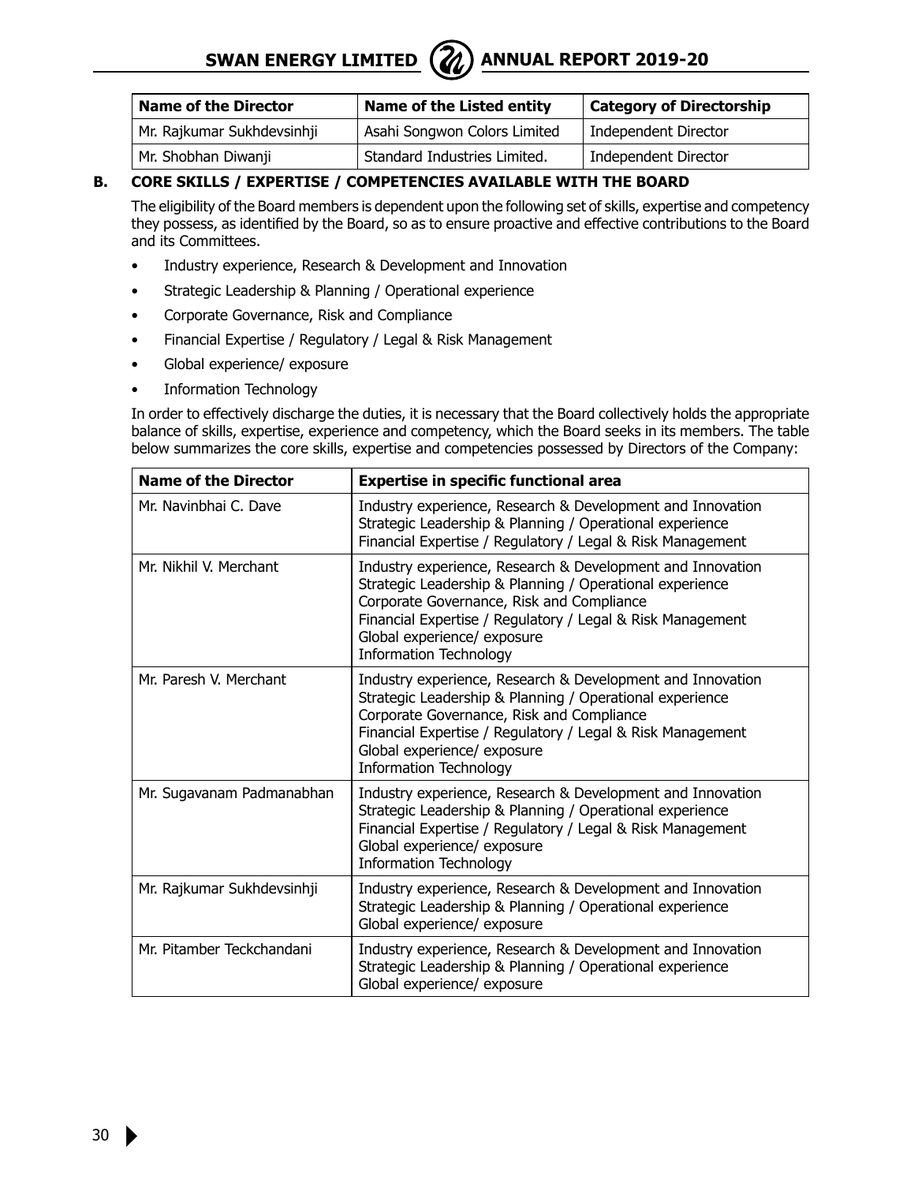| Name of the Director | Name of the Listed entity | Category of Directorship |
|---|---|---|
| Mr. Rajkumar Sukhdevsinhji | Asahi Songwon Colors Limited | Independent Director |
| Mr. Shobhan Diwanji | Standard Industries Limited. | Independent Director |

**B. CORE SKILLS / EXPERTISE / COMPETENCIES AVAILABLE WITH THE BOARD**

The eligibility of the Board members is dependent upon the following set of skills, expertise and competency they possess, as identified by the Board, so as to ensure proactive and effective contributions to the Board and its Committees.

- Industry experience, Research & Development and Innovation
- Strategic Leadership & Planning / Operational experience
- Corporate Governance, Risk and Compliance
- Financial Expertise / Regulatory / Legal & Risk Management
- Global experience/ exposure
- Information Technology

In order to effectively discharge the duties, it is necessary that the Board collectively holds the appropriate balance of skills, expertise, experience and competency, which the Board seeks in its members. The table below summarizes the core skills, expertise and competencies possessed by Directors of the Company:

| Name of the Director | Expertise in specific functional area |
|---|---|
| Mr. Navinbhai C. Dave | Industry experience, Research & Development and Innovation<br>Strategic Leadership & Planning / Operational experience<br>Financial Expertise / Regulatory / Legal & Risk Management |
| Mr. Nikhil V. Merchant | Industry experience, Research & Development and Innovation<br>Strategic Leadership & Planning / Operational experience<br>Corporate Governance, Risk and Compliance<br>Financial Expertise / Regulatory / Legal & Risk Management<br>Global experience/ exposure<br>Information Technology |
| Mr. Paresh V. Merchant | Industry experience, Research & Development and Innovation<br>Strategic Leadership & Planning / Operational experience<br>Corporate Governance, Risk and Compliance<br>Financial Expertise / Regulatory / Legal & Risk Management<br>Global experience/ exposure<br>Information Technology |
| Mr. Sugavanam Padmanabhan | Industry experience, Research & Development and Innovation<br>Strategic Leadership & Planning / Operational experience<br>Financial Expertise / Regulatory / Legal & Risk Management<br>Global experience/ exposure<br>Information Technology |
| Mr. Rajkumar Sukhdevsinhji | Industry experience, Research & Development and Innovation<br>Strategic Leadership & Planning / Operational experience<br>Global experience/ exposure |
| Mr. Pitamber Teckchandani | Industry experience, Research & Development and Innovation<br>Strategic Leadership & Planning / Operational experience<br>Global experience/ exposure |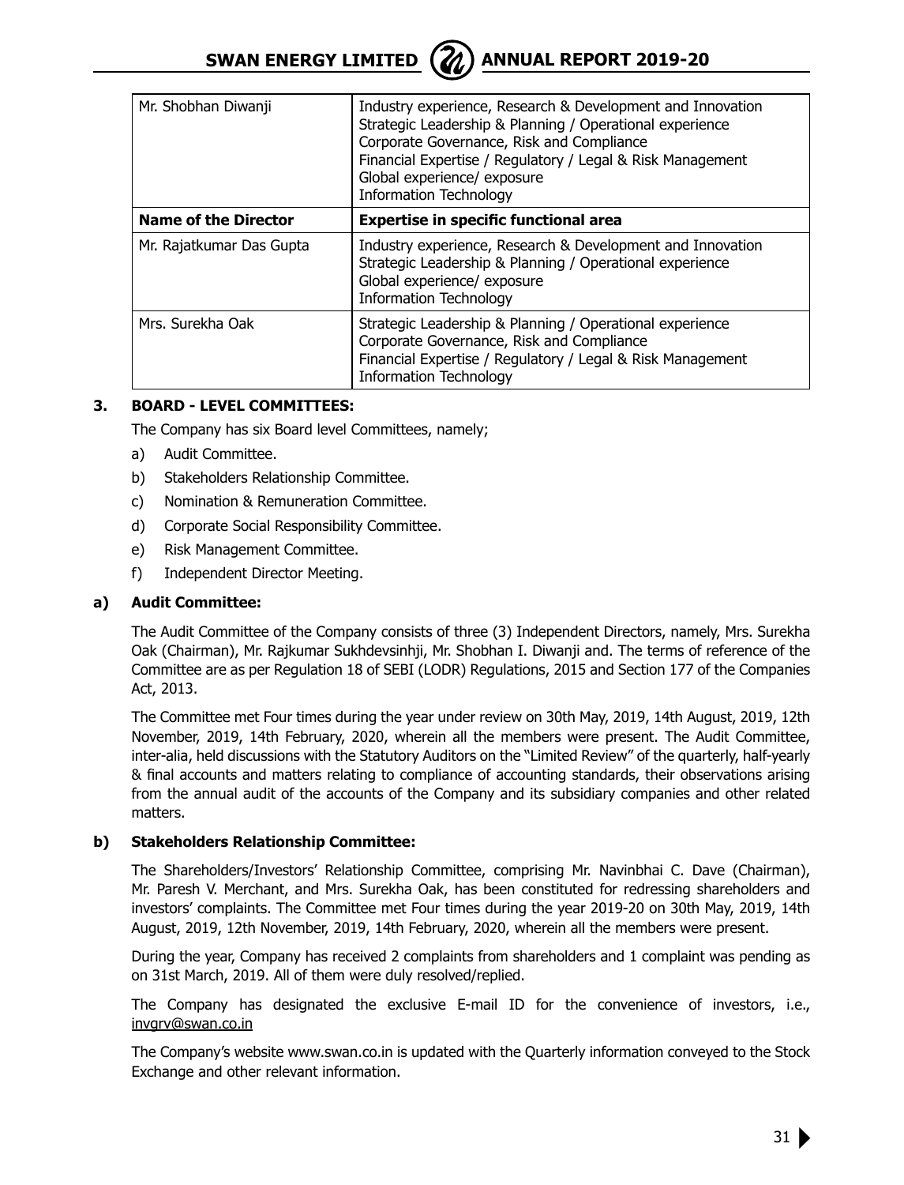| | |
|---|---|
| Mr. Shobhan Diwanji | Industry experience, Research & Development and Innovation<br>Strategic Leadership & Planning / Operational experience<br>Corporate Governance, Risk and Compliance<br>Financial Expertise / Regulatory / Legal & Risk Management<br>Global experience/ exposure<br>Information Technology |
| **Name of the Director** | **Expertise in specific functional area** |
| Mr. Rajatkumar Das Gupta | Industry experience, Research & Development and Innovation<br>Strategic Leadership & Planning / Operational experience<br>Global experience/ exposure<br>Information Technology |
| Mrs. Surekha Oak | Strategic Leadership & Planning / Operational experience<br>Corporate Governance, Risk and Compliance<br>Financial Expertise / Regulatory / Legal & Risk Management<br>Information Technology |

## 3. BOARD - LEVEL COMMITTEES:

The Company has six Board level Committees, namely;

a) Audit Committee.

b) Stakeholders Relationship Committee.

c) Nomination & Remuneration Committee.

d) Corporate Social Responsibility Committee.

e) Risk Management Committee.

f) Independent Director Meeting.

### a) Audit Committee:

The Audit Committee of the Company consists of three (3) Independent Directors, namely, Mrs. Surekha Oak (Chairman), Mr. Rajkumar Sukhdevsinhji, Mr. Shobhan I. Diwanji and. The terms of reference of the Committee are as per Regulation 18 of SEBI (LODR) Regulations, 2015 and Section 177 of the Companies Act, 2013.

The Committee met Four times during the year under review on 30th May, 2019, 14th August, 2019, 12th November, 2019, 14th February, 2020, wherein all the members were present. The Audit Committee, inter-alia, held discussions with the Statutory Auditors on the "Limited Review" of the quarterly, half-yearly & final accounts and matters relating to compliance of accounting standards, their observations arising from the annual audit of the accounts of the Company and its subsidiary companies and other related matters.

### b) Stakeholders Relationship Committee:

The Shareholders/Investors' Relationship Committee, comprising Mr. Navinbhai C. Dave (Chairman), Mr. Paresh V. Merchant, and Mrs. Surekha Oak, has been constituted for redressing shareholders and investors' complaints. The Committee met Four times during the year 2019-20 on 30th May, 2019, 14th August, 2019, 12th November, 2019, 14th February, 2020, wherein all the members were present.

During the year, Company has received 2 complaints from shareholders and 1 complaint was pending as on 31st March, 2019. All of them were duly resolved/replied.

The Company has designated the exclusive E-mail ID for the convenience of investors, i.e., invgrv@swan.co.in

The Company's website www.swan.co.in is updated with the Quarterly information conveyed to the Stock Exchange and other relevant information.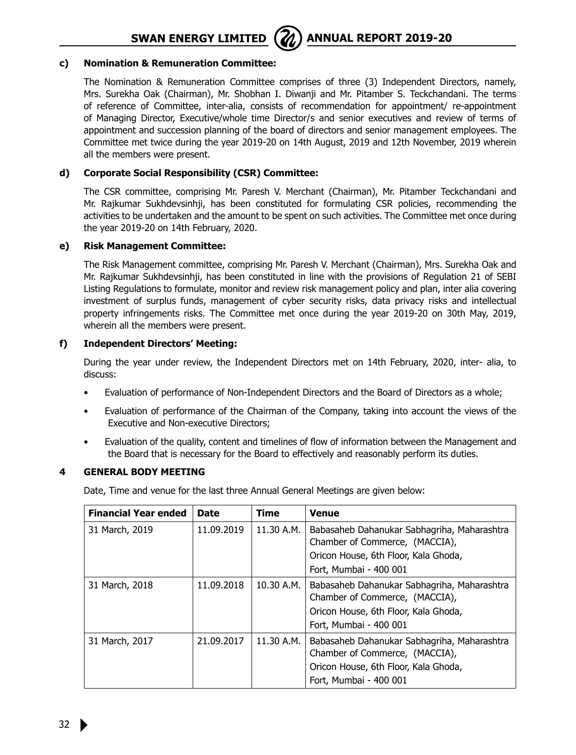### c) Nomination & Remuneration Committee:

The Nomination & Remuneration Committee comprises of three (3) Independent Directors, namely, Mrs. Surekha Oak (Chairman), Mr. Shobhan I. Diwanji and Mr. Pitamber S. Teckchandani. The terms of reference of Committee, inter-alia, consists of recommendation for appointment/ re-appointment of Managing Director, Executive/whole time Director/s and senior executives and review of terms of appointment and succession planning of the board of directors and senior management employees. The Committee met twice during the year 2019-20 on 14th August, 2019 and 12th November, 2019 wherein all the members were present.

### d) Corporate Social Responsibility (CSR) Committee:

The CSR committee, comprising Mr. Paresh V. Merchant (Chairman), Mr. Pitamber Teckchandani and Mr. Rajkumar Sukhdevsinhji, has been constituted for formulating CSR policies, recommending the activities to be undertaken and the amount to be spent on such activities. The Committee met once during the year 2019-20 on 14th February, 2020.

### e) Risk Management Committee:

The Risk Management committee, comprising Mr. Paresh V. Merchant (Chairman), Mrs. Surekha Oak and Mr. Rajkumar Sukhdevsinhji, has been constituted in line with the provisions of Regulation 21 of SEBI Listing Regulations to formulate, monitor and review risk management policy and plan, inter alia covering investment of surplus funds, management of cyber security risks, data privacy risks and intellectual property infringements risks. The Committee met once during the year 2019-20 on 30th May, 2019, wherein all the members were present.

### f) Independent Directors' Meeting:

During the year under review, the Independent Directors met on 14th February, 2020, inter- alia, to discuss:

- Evaluation of performance of Non-Independent Directors and the Board of Directors as a whole;
- Evaluation of performance of the Chairman of the Company, taking into account the views of the Executive and Non-executive Directors;
- Evaluation of the quality, content and timelines of flow of information between the Management and the Board that is necessary for the Board to effectively and reasonably perform its duties.

## 4 GENERAL BODY MEETING

Date, Time and venue for the last three Annual General Meetings are given below:

| Financial Year ended | Date | Time | Venue |
|---|---|---|---|
| 31 March, 2019 | 11.09.2019 | 11.30 A.M. | Babasaheb Dahanukar Sabhagriha, Maharashtra Chamber of Commerce, (MACCIA), Oricon House, 6th Floor, Kala Ghoda, Fort, Mumbai - 400 001 |
| 31 March, 2018 | 11.09.2018 | 10.30 A.M. | Babasaheb Dahanukar Sabhagriha, Maharashtra Chamber of Commerce, (MACCIA), Oricon House, 6th Floor, Kala Ghoda, Fort, Mumbai - 400 001 |
| 31 March, 2017 | 21.09.2017 | 11.30 A.M. | Babasaheb Dahanukar Sabhagriha, Maharashtra Chamber of Commerce, (MACCIA), Oricon House, 6th Floor, Kala Ghoda, Fort, Mumbai - 400 001 |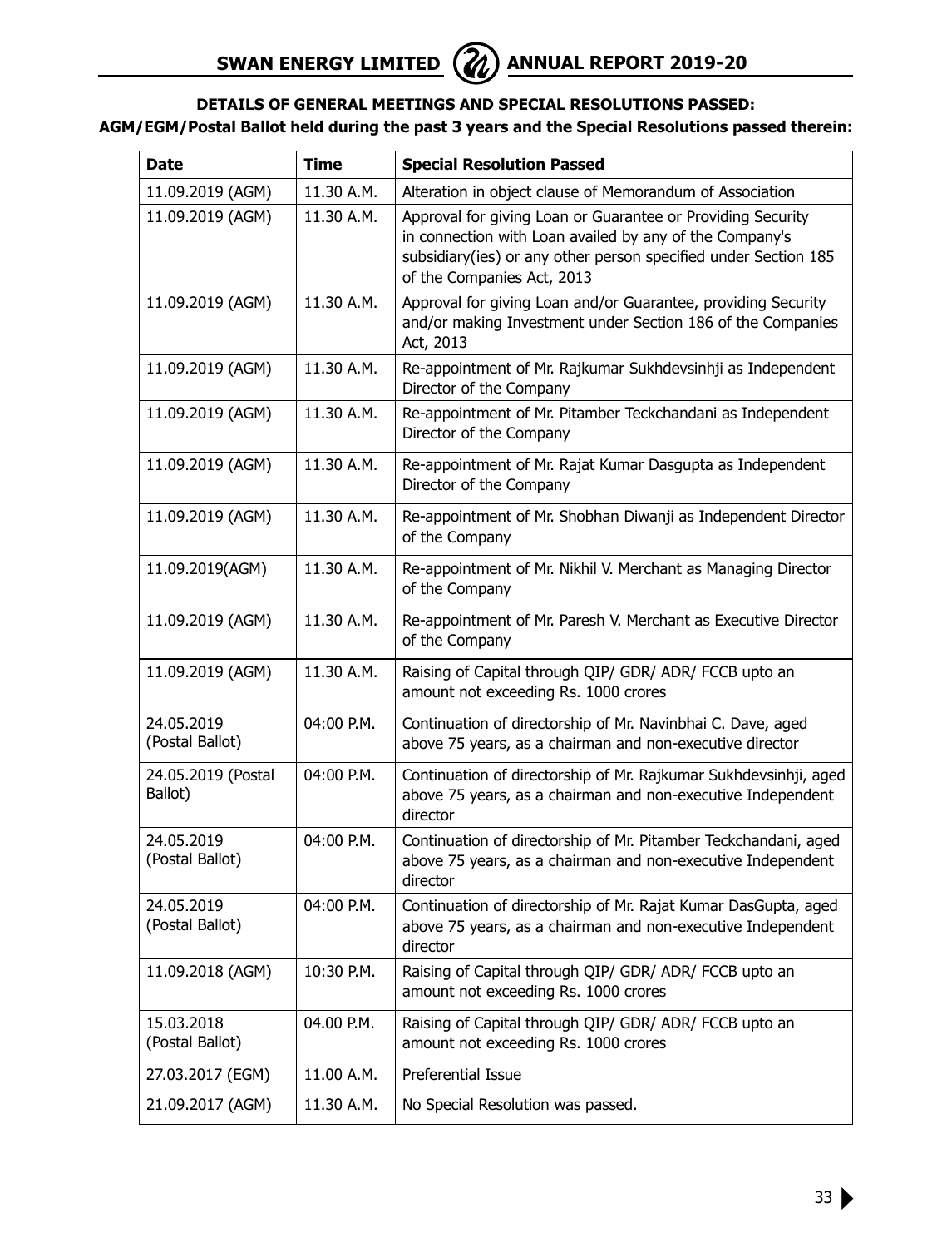### DETAILS OF GENERAL MEETINGS AND SPECIAL RESOLUTIONS PASSED:

**AGM/EGM/Postal Ballot held during the past 3 years and the Special Resolutions passed therein:**

| Date | Time | Special Resolution Passed |
|---|---|---|
| 11.09.2019 (AGM) | 11.30 A.M. | Alteration in object clause of Memorandum of Association |
| 11.09.2019 (AGM) | 11.30 A.M. | Approval for giving Loan or Guarantee or Providing Security in connection with Loan availed by any of the Company's subsidiary(ies) or any other person specified under Section 185 of the Companies Act, 2013 |
| 11.09.2019 (AGM) | 11.30 A.M. | Approval for giving Loan and/or Guarantee, providing Security and/or making Investment under Section 186 of the Companies Act, 2013 |
| 11.09.2019 (AGM) | 11.30 A.M. | Re-appointment of Mr. Rajkumar Sukhdevsinhji as Independent Director of the Company |
| 11.09.2019 (AGM) | 11.30 A.M. | Re-appointment of Mr. Pitamber Teckchandani as Independent Director of the Company |
| 11.09.2019 (AGM) | 11.30 A.M. | Re-appointment of Mr. Rajat Kumar Dasgupta as Independent Director of the Company |
| 11.09.2019 (AGM) | 11.30 A.M. | Re-appointment of Mr. Shobhan Diwanji as Independent Director of the Company |
| 11.09.2019(AGM) | 11.30 A.M. | Re-appointment of Mr. Nikhil V. Merchant as Managing Director of the Company |
| 11.09.2019 (AGM) | 11.30 A.M. | Re-appointment of Mr. Paresh V. Merchant as Executive Director of the Company |
| 11.09.2019 (AGM) | 11.30 A.M. | Raising of Capital through QIP/ GDR/ ADR/ FCCB upto an amount not exceeding Rs. 1000 crores |
| 24.05.2019 (Postal Ballot) | 04:00 P.M. | Continuation of directorship of Mr. Navinbhai C. Dave, aged above 75 years, as a chairman and non-executive director |
| 24.05.2019 (Postal Ballot) | 04:00 P.M. | Continuation of directorship of Mr. Rajkumar Sukhdevsinhji, aged above 75 years, as a chairman and non-executive Independent director |
| 24.05.2019 (Postal Ballot) | 04:00 P.M. | Continuation of directorship of Mr. Pitamber Teckchandani, aged above 75 years, as a chairman and non-executive Independent director |
| 24.05.2019 (Postal Ballot) | 04:00 P.M. | Continuation of directorship of Mr. Rajat Kumar DasGupta, aged above 75 years, as a chairman and non-executive Independent director |
| 11.09.2018 (AGM) | 10:30 P.M. | Raising of Capital through QIP/ GDR/ ADR/ FCCB upto an amount not exceeding Rs. 1000 crores |
| 15.03.2018 (Postal Ballot) | 04.00 P.M. | Raising of Capital through QIP/ GDR/ ADR/ FCCB upto an amount not exceeding Rs. 1000 crores |
| 27.03.2017 (EGM) | 11.00 A.M. | Preferential Issue |
| 21.09.2017 (AGM) | 11.30 A.M. | No Special Resolution was passed. |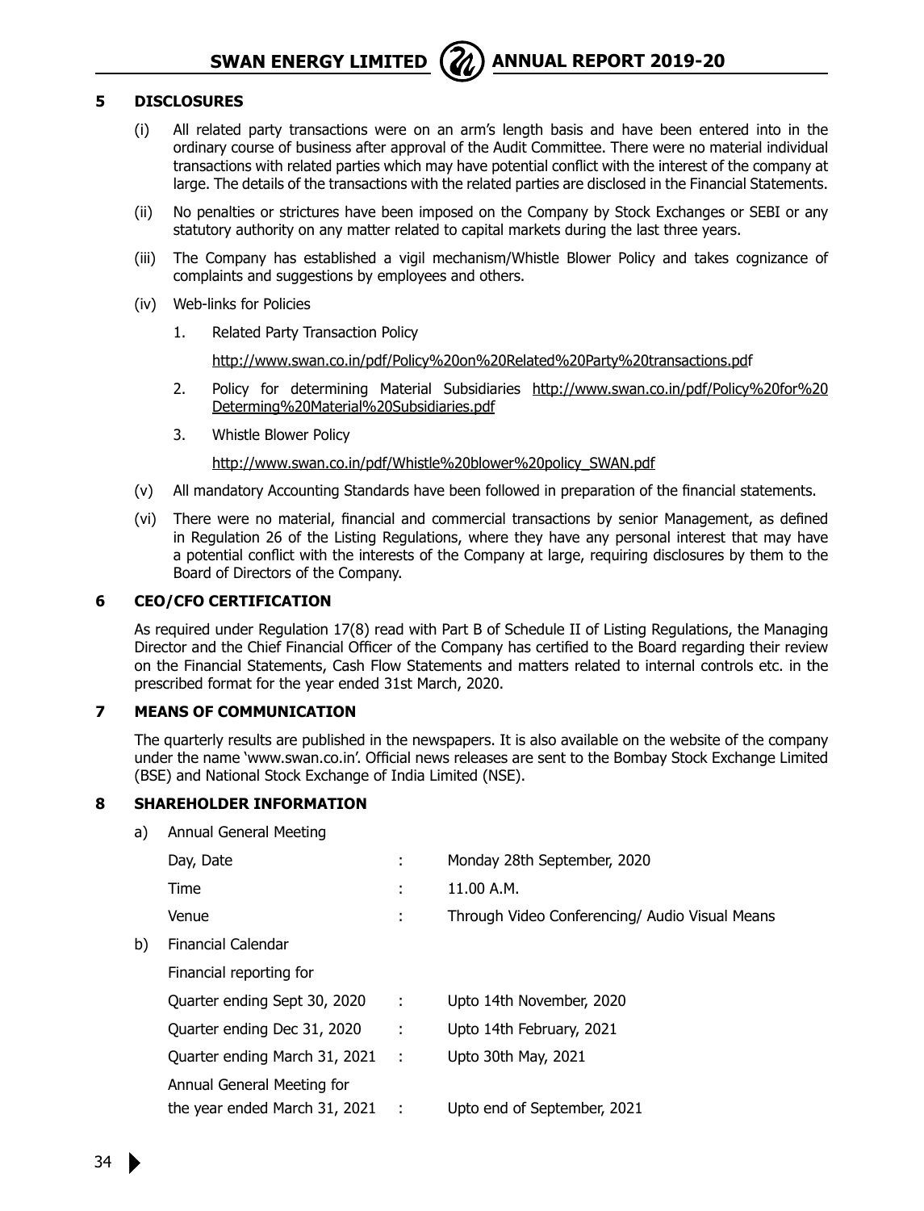## 5 DISCLOSURES

(i) All related party transactions were on an arm's length basis and have been entered into in the ordinary course of business after approval of the Audit Committee. There were no material individual transactions with related parties which may have potential conflict with the interest of the company at large. The details of the transactions with the related parties are disclosed in the Financial Statements.

(ii) No penalties or strictures have been imposed on the Company by Stock Exchanges or SEBI or any statutory authority on any matter related to capital markets during the last three years.

(iii) The Company has established a vigil mechanism/Whistle Blower Policy and takes cognizance of complaints and suggestions by employees and others.

(iv) Web-links for Policies

1. Related Party Transaction Policy

   http://www.swan.co.in/pdf/Policy%20on%20Related%20Party%20transactions.pdf

2. Policy for determining Material Subsidiaries http://www.swan.co.in/pdf/Policy%20for%20Determing%20Material%20Subsidiaries.pdf

3. Whistle Blower Policy

   http://www.swan.co.in/pdf/Whistle%20blower%20policy_SWAN.pdf

(v) All mandatory Accounting Standards have been followed in preparation of the financial statements.

(vi) There were no material, financial and commercial transactions by senior Management, as defined in Regulation 26 of the Listing Regulations, where they have any personal interest that may have a potential conflict with the interests of the Company at large, requiring disclosures by them to the Board of Directors of the Company.

## 6 CEO/CFO CERTIFICATION

As required under Regulation 17(8) read with Part B of Schedule II of Listing Regulations, the Managing Director and the Chief Financial Officer of the Company has certified to the Board regarding their review on the Financial Statements, Cash Flow Statements and matters related to internal controls etc. in the prescribed format for the year ended 31st March, 2020.

## 7 MEANS OF COMMUNICATION

The quarterly results are published in the newspapers. It is also available on the website of the company under the name 'www.swan.co.in'. Official news releases are sent to the Bombay Stock Exchange Limited (BSE) and National Stock Exchange of India Limited (NSE).

## 8 SHAREHOLDER INFORMATION

a) Annual General Meeting

| | | |
|---|---|---|
| Day, Date | : | Monday 28th September, 2020 |
| Time | : | 11.00 A.M. |
| Venue | : | Through Video Conferencing/ Audio Visual Means |

b) Financial Calendar

Financial reporting for

| | | |
|---|---|---|
| Quarter ending Sept 30, 2020 | : | Upto 14th November, 2020 |
| Quarter ending Dec 31, 2020 | : | Upto 14th February, 2021 |
| Quarter ending March 31, 2021 | : | Upto 30th May, 2021 |
| Annual General Meeting for the year ended March 31, 2021 | : | Upto end of September, 2021 |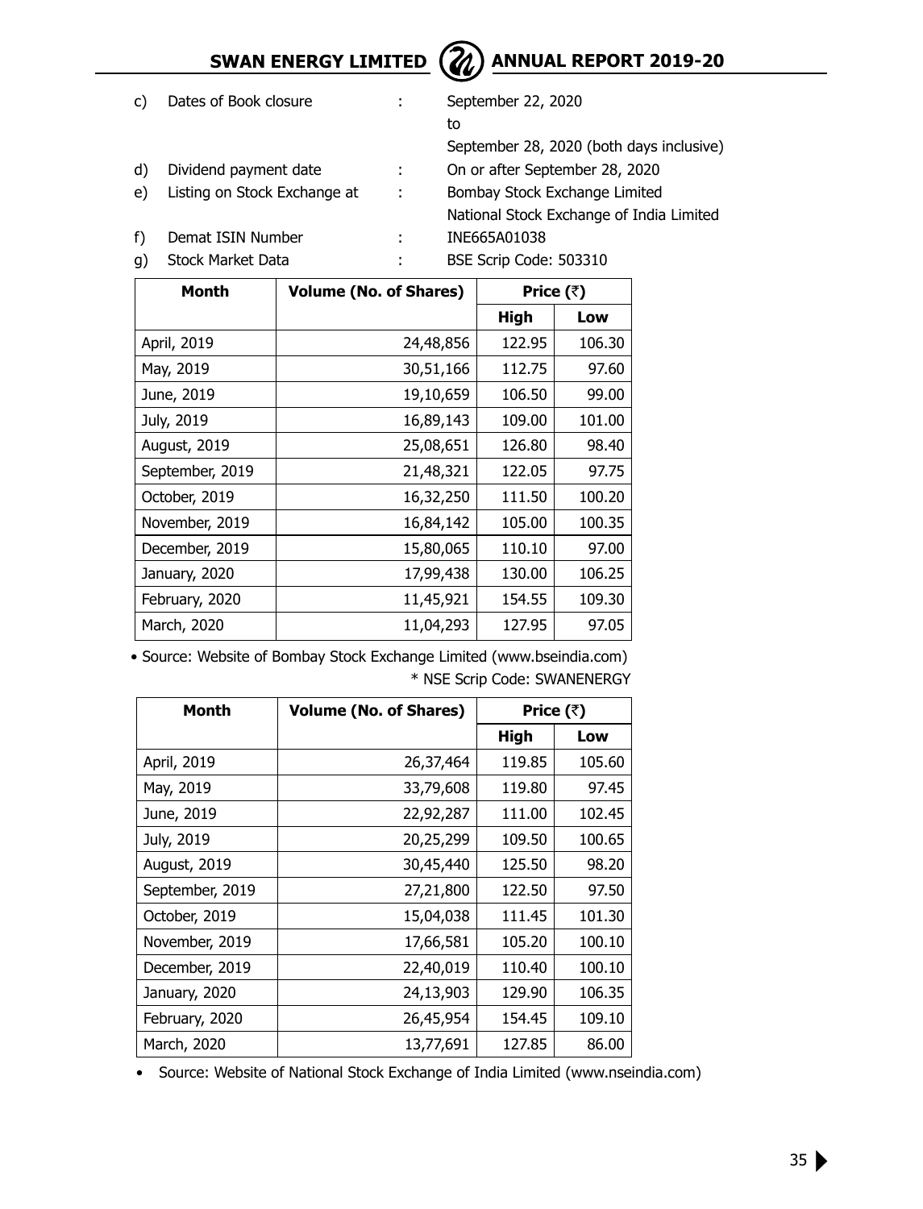c) Dates of Book closure : September 22, 2020 to September 28, 2020 (both days inclusive)

d) Dividend payment date : On or after September 28, 2020

e) Listing on Stock Exchange at : Bombay Stock Exchange Limited
National Stock Exchange of India Limited

f) Demat ISIN Number : INE665A01038

g) Stock Market Data : BSE Scrip Code: 503310

| Month | Volume (No. of Shares) | Price (₹) | |
|---|---|---|---|
| | | High | Low |
| April, 2019 | 24,48,856 | 122.95 | 106.30 |
| May, 2019 | 30,51,166 | 112.75 | 97.60 |
| June, 2019 | 19,10,659 | 106.50 | 99.00 |
| July, 2019 | 16,89,143 | 109.00 | 101.00 |
| August, 2019 | 25,08,651 | 126.80 | 98.40 |
| September, 2019 | 21,48,321 | 122.05 | 97.75 |
| October, 2019 | 16,32,250 | 111.50 | 100.20 |
| November, 2019 | 16,84,142 | 105.00 | 100.35 |
| December, 2019 | 15,80,065 | 110.10 | 97.00 |
| January, 2020 | 17,99,438 | 130.00 | 106.25 |
| February, 2020 | 11,45,921 | 154.55 | 109.30 |
| March, 2020 | 11,04,293 | 127.95 | 97.05 |

• Source: Website of Bombay Stock Exchange Limited (www.bseindia.com)

\* NSE Scrip Code: SWANENERGY

| Month | Volume (No. of Shares) | Price (₹) | |
|---|---|---|---|
| | | High | Low |
| April, 2019 | 26,37,464 | 119.85 | 105.60 |
| May, 2019 | 33,79,608 | 119.80 | 97.45 |
| June, 2019 | 22,92,287 | 111.00 | 102.45 |
| July, 2019 | 20,25,299 | 109.50 | 100.65 |
| August, 2019 | 30,45,440 | 125.50 | 98.20 |
| September, 2019 | 27,21,800 | 122.50 | 97.50 |
| October, 2019 | 15,04,038 | 111.45 | 101.30 |
| November, 2019 | 17,66,581 | 105.20 | 100.10 |
| December, 2019 | 22,40,019 | 110.40 | 100.10 |
| January, 2020 | 24,13,903 | 129.90 | 106.35 |
| February, 2020 | 26,45,954 | 154.45 | 109.10 |
| March, 2020 | 13,77,691 | 127.85 | 86.00 |

• Source: Website of National Stock Exchange of India Limited (www.nseindia.com)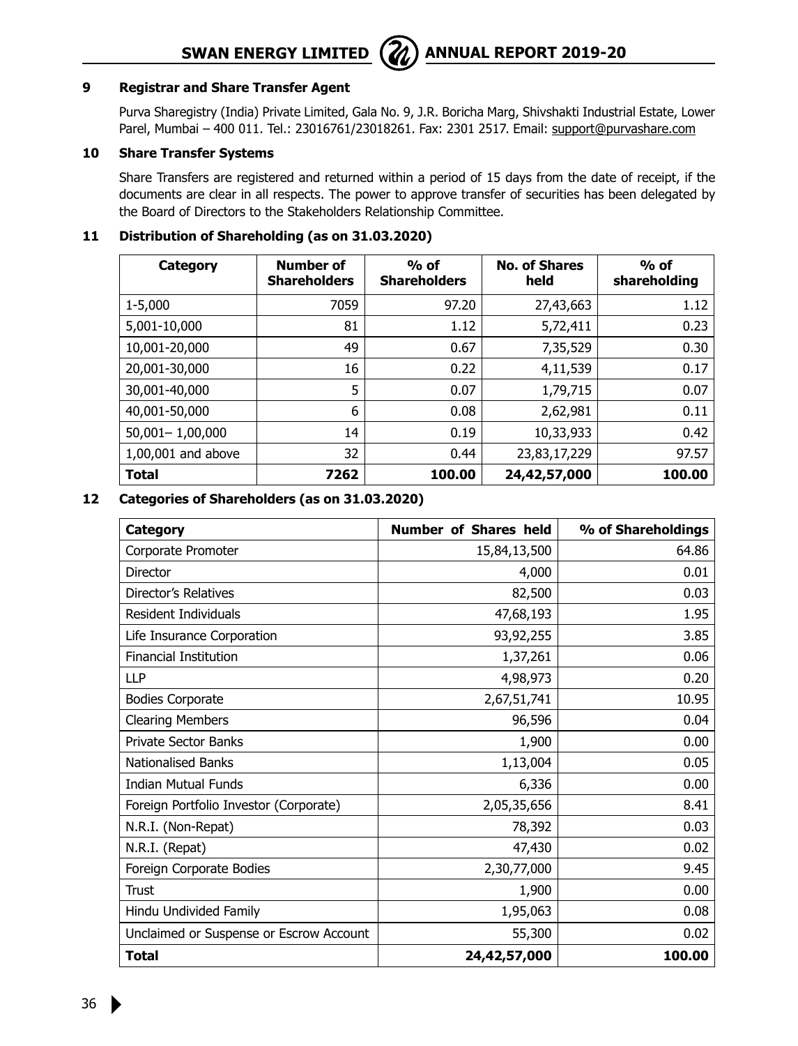## 9 Registrar and Share Transfer Agent

Purva Sharegistry (India) Private Limited, Gala No. 9, J.R. Boricha Marg, Shivshakti Industrial Estate, Lower Parel, Mumbai – 400 011. Tel.: 23016761/23018261. Fax: 2301 2517. Email: support@purvashare.com

## 10 Share Transfer Systems

Share Transfers are registered and returned within a period of 15 days from the date of receipt, if the documents are clear in all respects. The power to approve transfer of securities has been delegated by the Board of Directors to the Stakeholders Relationship Committee.

## 11 Distribution of Shareholding (as on 31.03.2020)

| Category | Number of Shareholders | % of Shareholders | No. of Shares held | % of shareholding |
|---|---|---|---|---|
| 1-5,000 | 7059 | 97.20 | 27,43,663 | 1.12 |
| 5,001-10,000 | 81 | 1.12 | 5,72,411 | 0.23 |
| 10,001-20,000 | 49 | 0.67 | 7,35,529 | 0.30 |
| 20,001-30,000 | 16 | 0.22 | 4,11,539 | 0.17 |
| 30,001-40,000 | 5 | 0.07 | 1,79,715 | 0.07 |
| 40,001-50,000 | 6 | 0.08 | 2,62,981 | 0.11 |
| 50,001– 1,00,000 | 14 | 0.19 | 10,33,933 | 0.42 |
| 1,00,001 and above | 32 | 0.44 | 23,83,17,229 | 97.57 |
| **Total** | **7262** | **100.00** | **24,42,57,000** | **100.00** |

## 12 Categories of Shareholders (as on 31.03.2020)

| Category | Number of Shares held | % of Shareholdings |
|---|---|---|
| Corporate Promoter | 15,84,13,500 | 64.86 |
| Director | 4,000 | 0.01 |
| Director's Relatives | 82,500 | 0.03 |
| Resident Individuals | 47,68,193 | 1.95 |
| Life Insurance Corporation | 93,92,255 | 3.85 |
| Financial Institution | 1,37,261 | 0.06 |
| LLP | 4,98,973 | 0.20 |
| Bodies Corporate | 2,67,51,741 | 10.95 |
| Clearing Members | 96,596 | 0.04 |
| Private Sector Banks | 1,900 | 0.00 |
| Nationalised Banks | 1,13,004 | 0.05 |
| Indian Mutual Funds | 6,336 | 0.00 |
| Foreign Portfolio Investor (Corporate) | 2,05,35,656 | 8.41 |
| N.R.I. (Non-Repat) | 78,392 | 0.03 |
| N.R.I. (Repat) | 47,430 | 0.02 |
| Foreign Corporate Bodies | 2,30,77,000 | 9.45 |
| Trust | 1,900 | 0.00 |
| Hindu Undivided Family | 1,95,063 | 0.08 |
| Unclaimed or Suspense or Escrow Account | 55,300 | 0.02 |
| **Total** | **24,42,57,000** | **100.00** |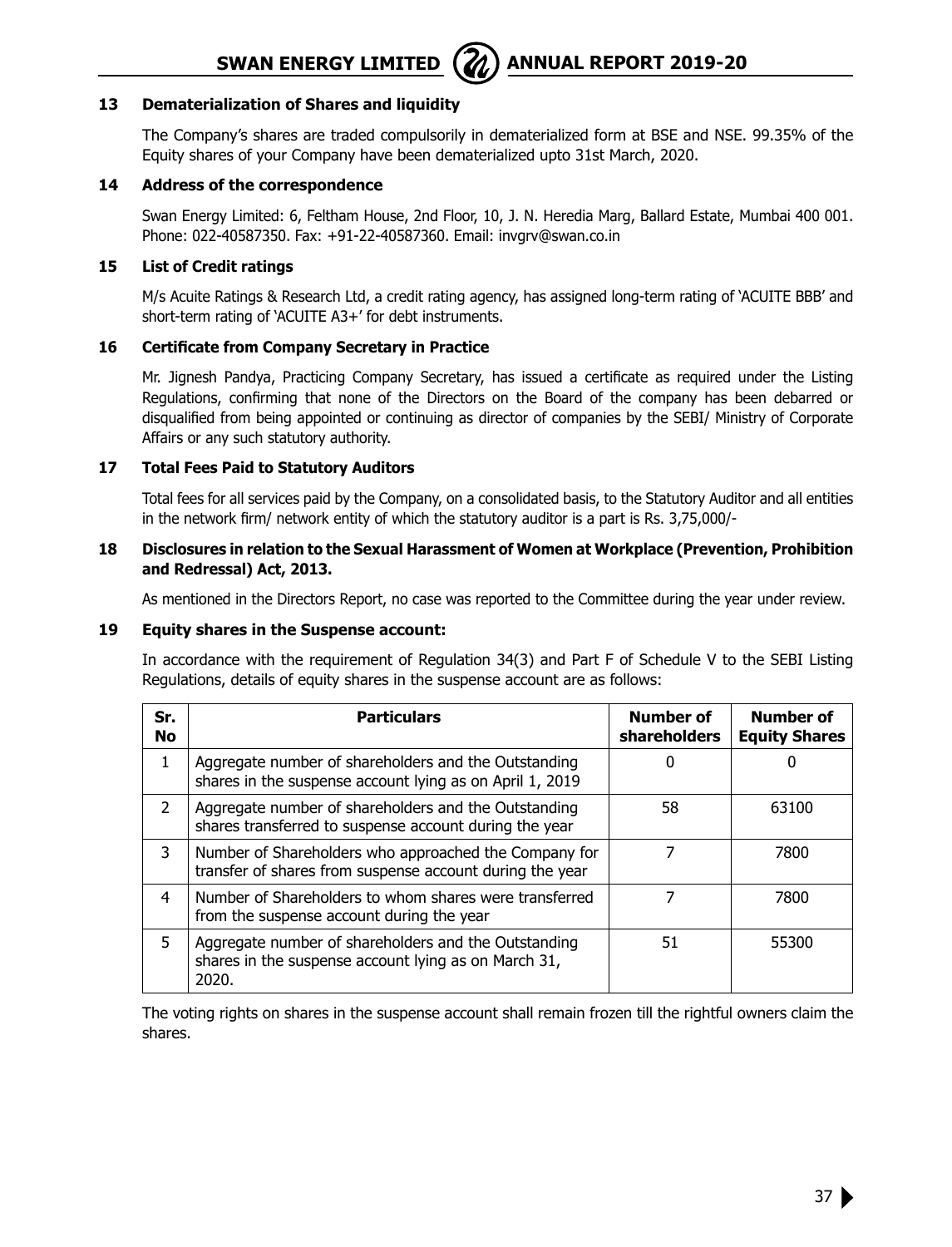## 13 Dematerialization of Shares and liquidity

The Company's shares are traded compulsorily in dematerialized form at BSE and NSE. 99.35% of the Equity shares of your Company have been dematerialized upto 31st March, 2020.

## 14 Address of the correspondence

Swan Energy Limited: 6, Feltham House, 2nd Floor, 10, J. N. Heredia Marg, Ballard Estate, Mumbai 400 001. Phone: 022-40587350. Fax: +91-22-40587360. Email: invgrv@swan.co.in

## 15 List of Credit ratings

M/s Acuite Ratings & Research Ltd, a credit rating agency, has assigned long-term rating of 'ACUITE BBB' and short-term rating of 'ACUITE A3+' for debt instruments.

## 16 Certificate from Company Secretary in Practice

Mr. Jignesh Pandya, Practicing Company Secretary, has issued a certificate as required under the Listing Regulations, confirming that none of the Directors on the Board of the company has been debarred or disqualified from being appointed or continuing as director of companies by the SEBI/ Ministry of Corporate Affairs or any such statutory authority.

## 17 Total Fees Paid to Statutory Auditors

Total fees for all services paid by the Company, on a consolidated basis, to the Statutory Auditor and all entities in the network firm/ network entity of which the statutory auditor is a part is Rs. 3,75,000/-

## 18 Disclosures in relation to the Sexual Harassment of Women at Workplace (Prevention, Prohibition and Redressal) Act, 2013.

As mentioned in the Directors Report, no case was reported to the Committee during the year under review.

## 19 Equity shares in the Suspense account:

In accordance with the requirement of Regulation 34(3) and Part F of Schedule V to the SEBI Listing Regulations, details of equity shares in the suspense account are as follows:

| Sr. No | Particulars | Number of shareholders | Number of Equity Shares |
|---|---|---|---|
| 1 | Aggregate number of shareholders and the Outstanding shares in the suspense account lying as on April 1, 2019 | 0 | 0 |
| 2 | Aggregate number of shareholders and the Outstanding shares transferred to suspense account during the year | 58 | 63100 |
| 3 | Number of Shareholders who approached the Company for transfer of shares from suspense account during the year | 7 | 7800 |
| 4 | Number of Shareholders to whom shares were transferred from the suspense account during the year | 7 | 7800 |
| 5 | Aggregate number of shareholders and the Outstanding shares in the suspense account lying as on March 31, 2020. | 51 | 55300 |

The voting rights on shares in the suspense account shall remain frozen till the rightful owners claim the shares.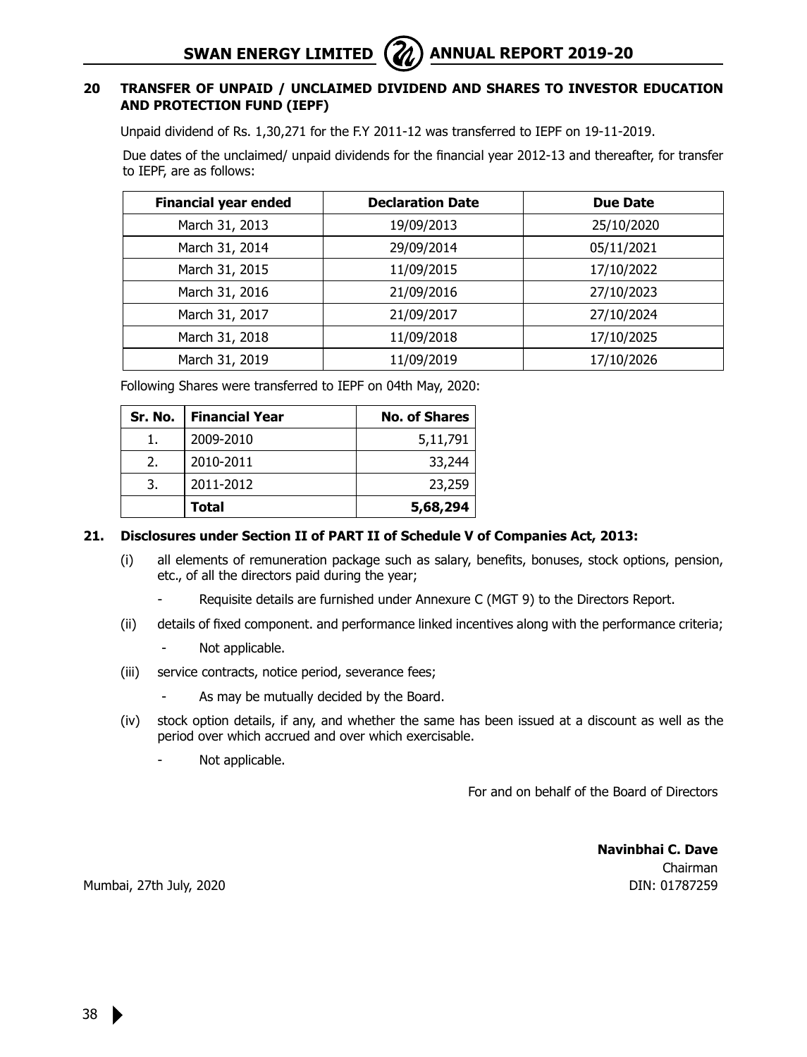## 20 TRANSFER OF UNPAID / UNCLAIMED DIVIDEND AND SHARES TO INVESTOR EDUCATION AND PROTECTION FUND (IEPF)

Unpaid dividend of Rs. 1,30,271 for the F.Y 2011-12 was transferred to IEPF on 19-11-2019.

Due dates of the unclaimed/ unpaid dividends for the financial year 2012-13 and thereafter, for transfer to IEPF, are as follows:

| Financial year ended | Declaration Date | Due Date |
|---|---|---|
| March 31, 2013 | 19/09/2013 | 25/10/2020 |
| March 31, 2014 | 29/09/2014 | 05/11/2021 |
| March 31, 2015 | 11/09/2015 | 17/10/2022 |
| March 31, 2016 | 21/09/2016 | 27/10/2023 |
| March 31, 2017 | 21/09/2017 | 27/10/2024 |
| March 31, 2018 | 11/09/2018 | 17/10/2025 |
| March 31, 2019 | 11/09/2019 | 17/10/2026 |

Following Shares were transferred to IEPF on 04th May, 2020:

| Sr. No. | Financial Year | No. of Shares |
|---|---|---|
| 1. | 2009-2010 | 5,11,791 |
| 2. | 2010-2011 | 33,244 |
| 3. | 2011-2012 | 23,259 |
| | **Total** | **5,68,294** |

## 21. Disclosures under Section II of PART II of Schedule V of Companies Act, 2013:

(i) all elements of remuneration package such as salary, benefits, bonuses, stock options, pension, etc., of all the directors paid during the year;

- Requisite details are furnished under Annexure C (MGT 9) to the Directors Report.

(ii) details of fixed component. and performance linked incentives along with the performance criteria;

- Not applicable.

(iii) service contracts, notice period, severance fees;

- As may be mutually decided by the Board.

(iv) stock option details, if any, and whether the same has been issued at a discount as well as the period over which accrued and over which exercisable.

- Not applicable.

For and on behalf of the Board of Directors

**Navinbhai C. Dave**
Chairman
DIN: 01787259

Mumbai, 27th July, 2020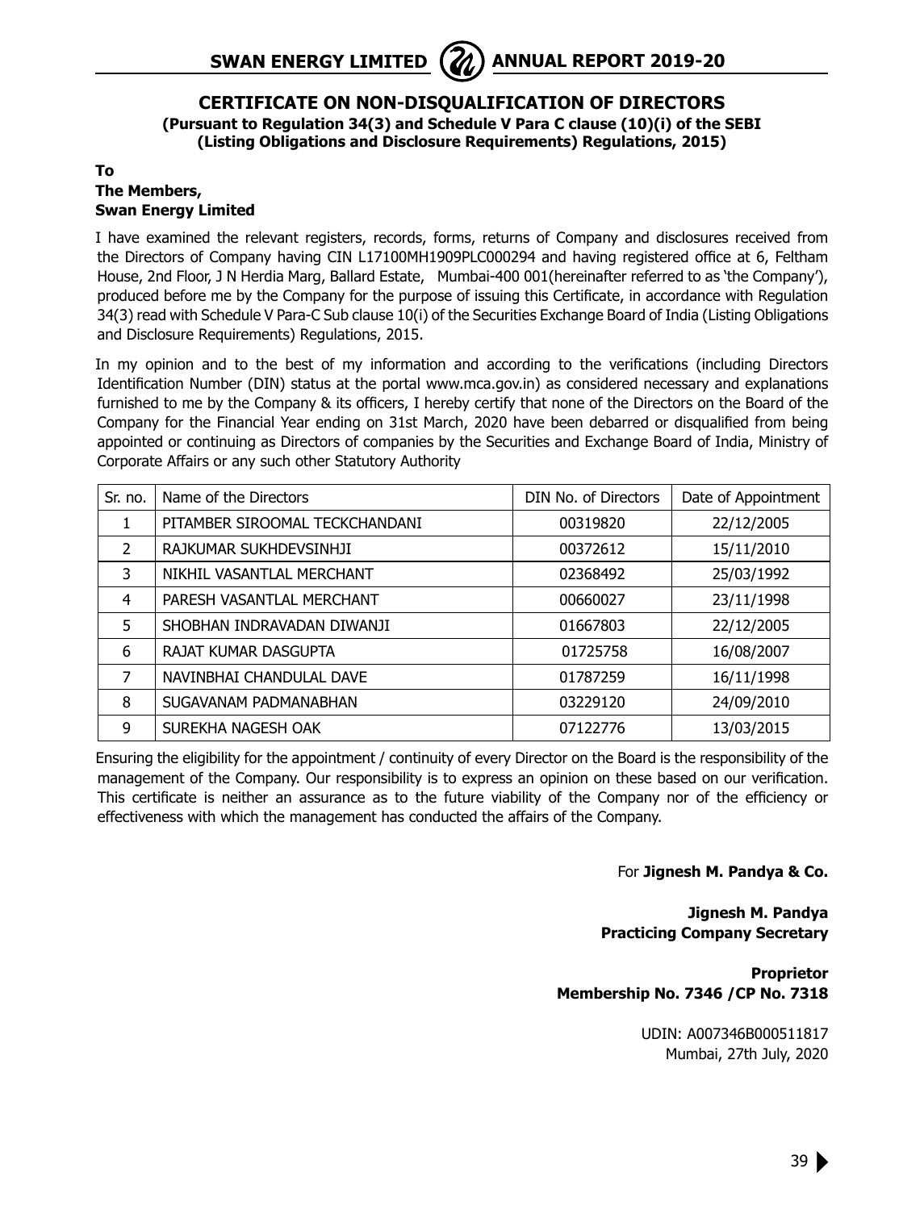## CERTIFICATE ON NON-DISQUALIFICATION OF DIRECTORS

**(Pursuant to Regulation 34(3) and Schedule V Para C clause (10)(i) of the SEBI (Listing Obligations and Disclosure Requirements) Regulations, 2015)**

**To**
**The Members,**
**Swan Energy Limited**

I have examined the relevant registers, records, forms, returns of Company and disclosures received from the Directors of Company having CIN L17100MH1909PLC000294 and having registered office at 6, Feltham House, 2nd Floor, J N Herdia Marg, Ballard Estate, Mumbai-400 001(hereinafter referred to as 'the Company'), produced before me by the Company for the purpose of issuing this Certificate, in accordance with Regulation 34(3) read with Schedule V Para-C Sub clause 10(i) of the Securities Exchange Board of India (Listing Obligations and Disclosure Requirements) Regulations, 2015.

In my opinion and to the best of my information and according to the verifications (including Directors Identification Number (DIN) status at the portal www.mca.gov.in) as considered necessary and explanations furnished to me by the Company & its officers, I hereby certify that none of the Directors on the Board of the Company for the Financial Year ending on 31st March, 2020 have been debarred or disqualified from being appointed or continuing as Directors of companies by the Securities and Exchange Board of India, Ministry of Corporate Affairs or any such other Statutory Authority

| Sr. no. | Name of the Directors | DIN No. of Directors | Date of Appointment |
|---|---|---|---|
| 1 | PITAMBER SIROOMAL TECKCHANDANI | 00319820 | 22/12/2005 |
| 2 | RAJKUMAR SUKHDEVSINHJI | 00372612 | 15/11/2010 |
| 3 | NIKHIL VASANTLAL MERCHANT | 02368492 | 25/03/1992 |
| 4 | PARESH VASANTLAL MERCHANT | 00660027 | 23/11/1998 |
| 5 | SHOBHAN INDRAVADAN DIWANJI | 01667803 | 22/12/2005 |
| 6 | RAJAT KUMAR DASGUPTA | 01725758 | 16/08/2007 |
| 7 | NAVINBHAI CHANDULAL DAVE | 01787259 | 16/11/1998 |
| 8 | SUGAVANAM PADMANABHAN | 03229120 | 24/09/2010 |
| 9 | SUREKHA NAGESH OAK | 07122776 | 13/03/2015 |

Ensuring the eligibility for the appointment / continuity of every Director on the Board is the responsibility of the management of the Company. Our responsibility is to express an opinion on these based on our verification. This certificate is neither an assurance as to the future viability of the Company nor of the efficiency or effectiveness with which the management has conducted the affairs of the Company.

For **Jignesh M. Pandya & Co.**

**Jignesh M. Pandya**
**Practicing Company Secretary**

**Proprietor**
**Membership No. 7346 /CP No. 7318**

UDIN: A007346B000511817
Mumbai, 27th July, 2020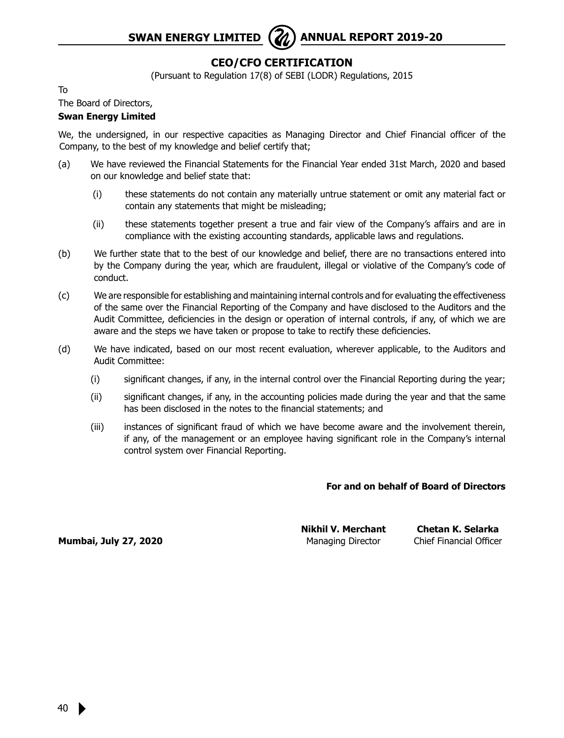## CEO/CFO CERTIFICATION

(Pursuant to Regulation 17(8) of SEBI (LODR) Regulations, 2015

To

The Board of Directors,

**Swan Energy Limited**

We, the undersigned, in our respective capacities as Managing Director and Chief Financial officer of the Company, to the best of my knowledge and belief certify that;

(a) We have reviewed the Financial Statements for the Financial Year ended 31st March, 2020 and based on our knowledge and belief state that:

 (i) these statements do not contain any materially untrue statement or omit any material fact or contain any statements that might be misleading;

 (ii) these statements together present a true and fair view of the Company's affairs and are in compliance with the existing accounting standards, applicable laws and regulations.

(b) We further state that to the best of our knowledge and belief, there are no transactions entered into by the Company during the year, which are fraudulent, illegal or violative of the Company's code of conduct.

(c) We are responsible for establishing and maintaining internal controls and for evaluating the effectiveness of the same over the Financial Reporting of the Company and have disclosed to the Auditors and the Audit Committee, deficiencies in the design or operation of internal controls, if any, of which we are aware and the steps we have taken or propose to take to rectify these deficiencies.

(d) We have indicated, based on our most recent evaluation, wherever applicable, to the Auditors and Audit Committee:

 (i) significant changes, if any, in the internal control over the Financial Reporting during the year;

 (ii) significant changes, if any, in the accounting policies made during the year and that the same has been disclosed in the notes to the financial statements; and

 (iii) instances of significant fraud of which we have become aware and the involvement therein, if any, of the management or an employee having significant role in the Company's internal control system over Financial Reporting.

**For and on behalf of Board of Directors**

**Mumbai, July 27, 2020**

**Nikhil V. Merchant**
Managing Director

**Chetan K. Selarka**
Chief Financial Officer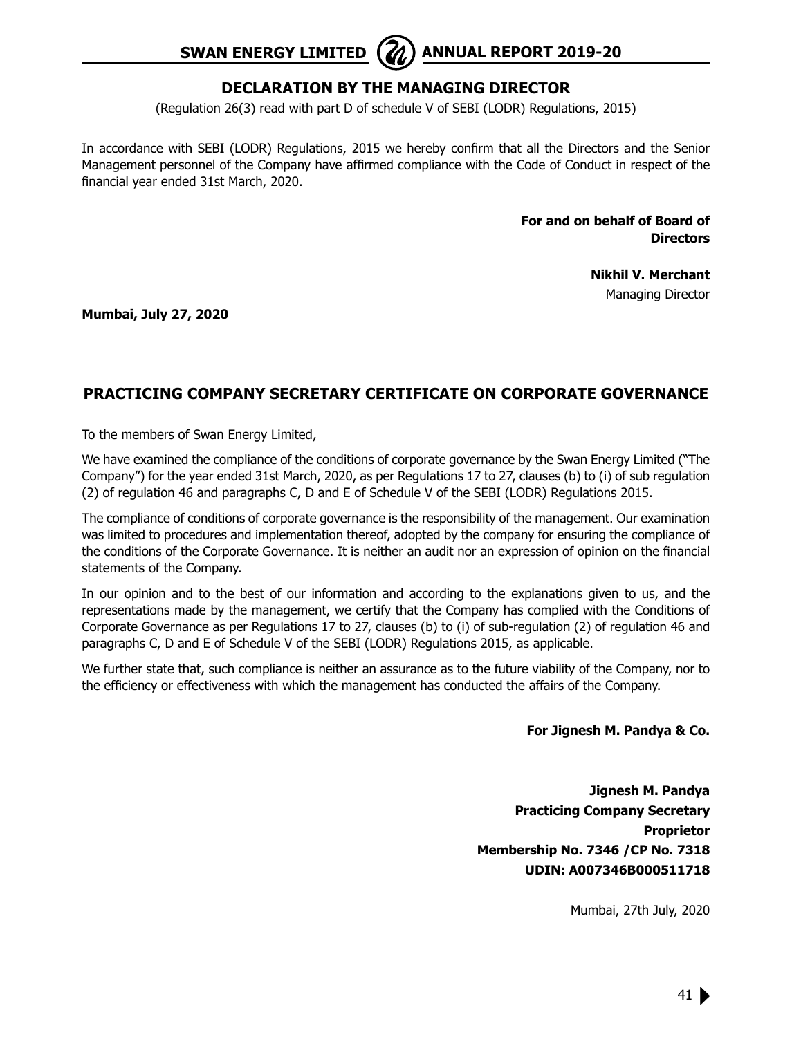## DECLARATION BY THE MANAGING DIRECTOR

(Regulation 26(3) read with part D of schedule V of SEBI (LODR) Regulations, 2015)

In accordance with SEBI (LODR) Regulations, 2015 we hereby confirm that all the Directors and the Senior Management personnel of the Company have affirmed compliance with the Code of Conduct in respect of the financial year ended 31st March, 2020.

**For and on behalf of Board of Directors**

**Nikhil V. Merchant**
Managing Director

**Mumbai, July 27, 2020**

## PRACTICING COMPANY SECRETARY CERTIFICATE ON CORPORATE GOVERNANCE

To the members of Swan Energy Limited,

We have examined the compliance of the conditions of corporate governance by the Swan Energy Limited ("The Company") for the year ended 31st March, 2020, as per Regulations 17 to 27, clauses (b) to (i) of sub regulation (2) of regulation 46 and paragraphs C, D and E of Schedule V of the SEBI (LODR) Regulations 2015.

The compliance of conditions of corporate governance is the responsibility of the management. Our examination was limited to procedures and implementation thereof, adopted by the company for ensuring the compliance of the conditions of the Corporate Governance. It is neither an audit nor an expression of opinion on the financial statements of the Company.

In our opinion and to the best of our information and according to the explanations given to us, and the representations made by the management, we certify that the Company has complied with the Conditions of Corporate Governance as per Regulations 17 to 27, clauses (b) to (i) of sub-regulation (2) of regulation 46 and paragraphs C, D and E of Schedule V of the SEBI (LODR) Regulations 2015, as applicable.

We further state that, such compliance is neither an assurance as to the future viability of the Company, nor to the efficiency or effectiveness with which the management has conducted the affairs of the Company.

**For Jignesh M. Pandya & Co.**

**Jignesh M. Pandya**
**Practicing Company Secretary**
**Proprietor**
**Membership No. 7346 /CP No. 7318**
**UDIN: A007346B000511718**

Mumbai, 27th July, 2020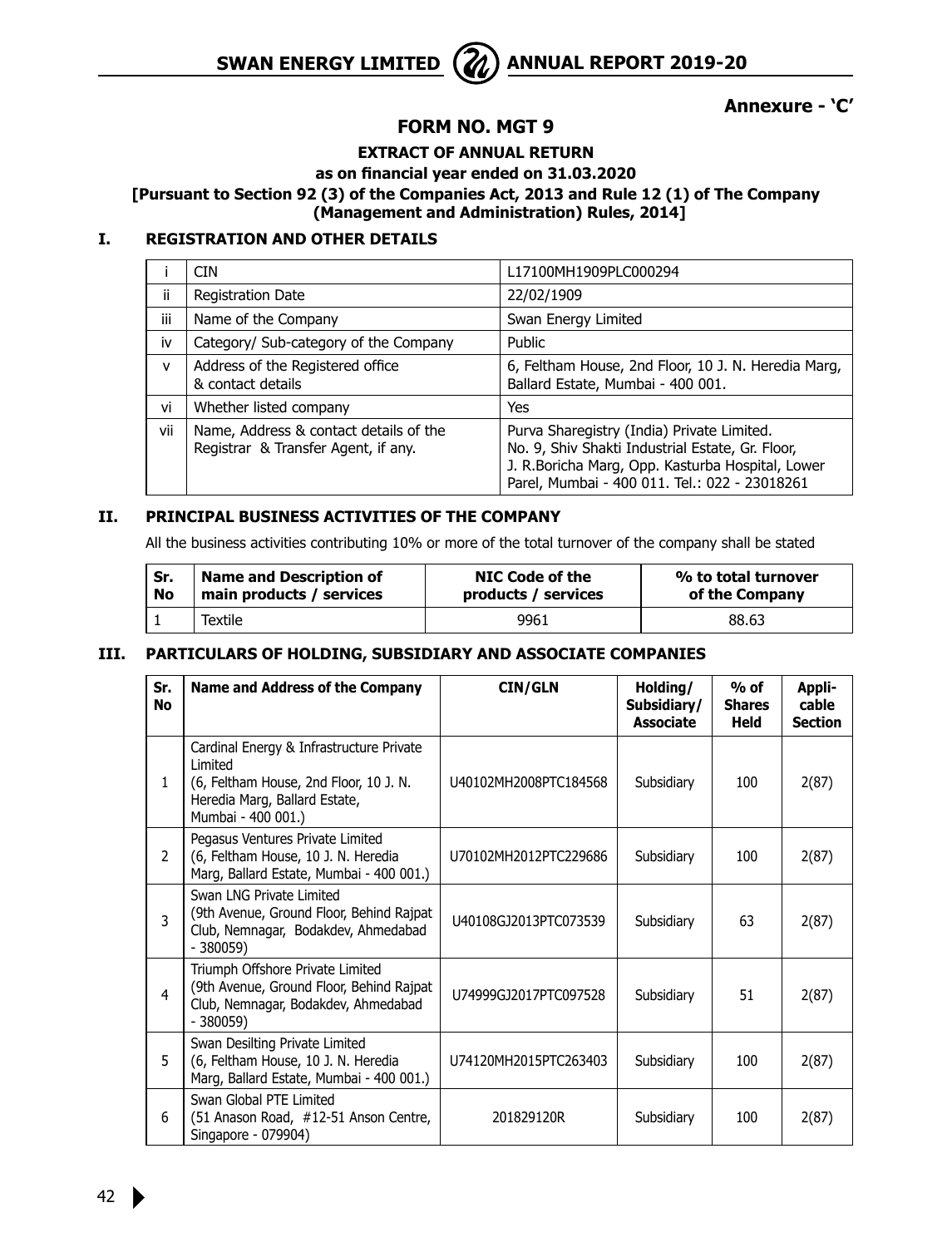**Annexure - 'C'**

# FORM NO. MGT 9

## EXTRACT OF ANNUAL RETURN

**as on financial year ended on 31.03.2020**

**[Pursuant to Section 92 (3) of the Companies Act, 2013 and Rule 12 (1) of The Company (Management and Administration) Rules, 2014]**

## I. REGISTRATION AND OTHER DETAILS

| | | |
|---|---|---|
| i | CIN | L17100MH1909PLC000294 |
| ii | Registration Date | 22/02/1909 |
| iii | Name of the Company | Swan Energy Limited |
| iv | Category/ Sub-category of the Company | Public |
| v | Address of the Registered office & contact details | 6, Feltham House, 2nd Floor, 10 J. N. Heredia Marg, Ballard Estate, Mumbai - 400 001. |
| vi | Whether listed company | Yes |
| vii | Name, Address & contact details of the Registrar & Transfer Agent, if any. | Purva Sharegistry (India) Private Limited. No. 9, Shiv Shakti Industrial Estate, Gr. Floor, J. R.Boricha Marg, Opp. Kasturba Hospital, Lower Parel, Mumbai - 400 011. Tel.: 022 - 23018261 |

## II. PRINCIPAL BUSINESS ACTIVITIES OF THE COMPANY

All the business activities contributing 10% or more of the total turnover of the company shall be stated

| Sr. No | Name and Description of main products / services | NIC Code of the products / services | % to total turnover of the Company |
|---|---|---|---|
| 1 | Textile | 9961 | 88.63 |

## III. PARTICULARS OF HOLDING, SUBSIDIARY AND ASSOCIATE COMPANIES

| Sr. No | Name and Address of the Company | CIN/GLN | Holding/ Subsidiary/ Associate | % of Shares Held | Applicable Section |
|---|---|---|---|---|---|
| 1 | Cardinal Energy & Infrastructure Private Limited (6, Feltham House, 2nd Floor, 10 J. N. Heredia Marg, Ballard Estate, Mumbai - 400 001.) | U40102MH2008PTC184568 | Subsidiary | 100 | 2(87) |
| 2 | Pegasus Ventures Private Limited (6, Feltham House, 10 J. N. Heredia Marg, Ballard Estate, Mumbai - 400 001.) | U70102MH2012PTC229686 | Subsidiary | 100 | 2(87) |
| 3 | Swan LNG Private Limited (9th Avenue, Ground Floor, Behind Rajpat Club, Nemnagar, Bodakdev, Ahmedabad - 380059) | U40108GJ2013PTC073539 | Subsidiary | 63 | 2(87) |
| 4 | Triumph Offshore Private Limited (9th Avenue, Ground Floor, Behind Rajpat Club, Nemnagar, Bodakdev, Ahmedabad - 380059) | U74999GJ2017PTC097528 | Subsidiary | 51 | 2(87) |
| 5 | Swan Desilting Private Limited (6, Feltham House, 10 J. N. Heredia Marg, Ballard Estate, Mumbai - 400 001.) | U74120MH2015PTC263403 | Subsidiary | 100 | 2(87) |
| 6 | Swan Global PTE Limited (51 Anason Road, #12-51 Anson Centre, Singapore - 079904) | 201829120R | Subsidiary | 100 | 2(87) |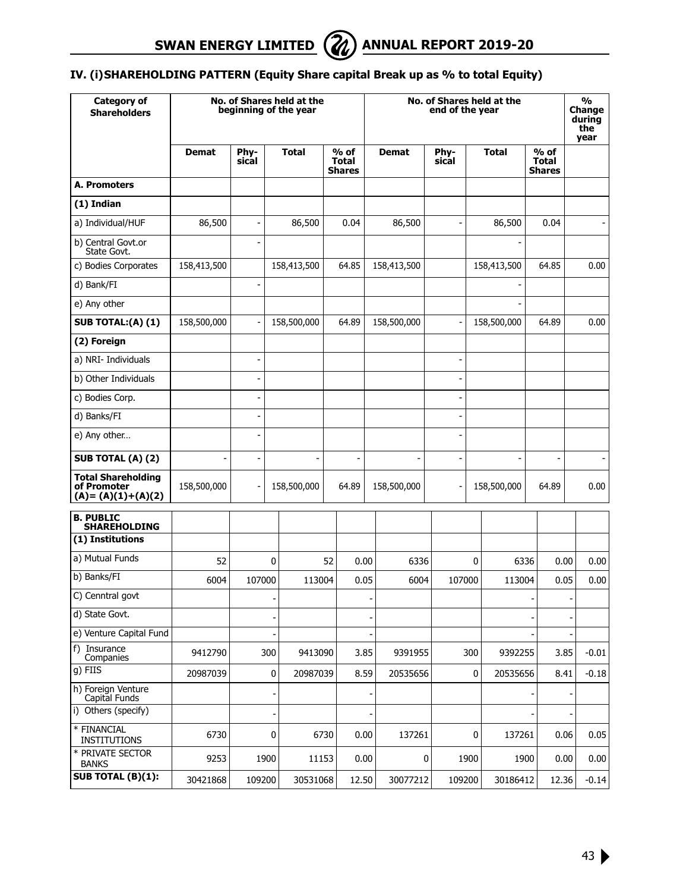## IV. (i)SHAREHOLDING PATTERN (Equity Share capital Break up as % to total Equity)

| Category of Shareholders | No. of Shares held at the beginning of the year | | | | No. of Shares held at the end of the year | | | | % Change during the year |
|---|---|---|---|---|---|---|---|---|---|
| | Demat | Phy-sical | Total | % of Total Shares | Demat | Phy-sical | Total | % of Total Shares | |
| **A. Promoters** | | | | | | | | | |
| **(1) Indian** | | | | | | | | | |
| a) Individual/HUF | 86,500 | - | 86,500 | 0.04 | 86,500 | - | 86,500 | 0.04 | - |
| b) Central Govt.or State Govt. | | - | | | | | - | | |
| c) Bodies Corporates | 158,413,500 | | 158,413,500 | 64.85 | 158,413,500 | | 158,413,500 | 64.85 | 0.00 |
| d) Bank/FI | | - | | | | | - | | |
| e) Any other | | | | | | | - | | |
| **SUB TOTAL:(A) (1)** | 158,500,000 | - | 158,500,000 | 64.89 | 158,500,000 | - | 158,500,000 | 64.89 | 0.00 |
| **(2) Foreign** | | | | | | | | | |
| a) NRI- Individuals | | - | | | | - | | | |
| b) Other Individuals | | - | | | | - | | | |
| c) Bodies Corp. | | - | | | | - | | | |
| d) Banks/FI | | - | | | | - | | | |
| e) Any other… | | - | | | | - | | | |
| **SUB TOTAL (A) (2)** | - | - | - | - | - | - | - | - | - |
| **Total Shareholding of Promoter (A)= (A)(1)+(A)(2)** | 158,500,000 | - | 158,500,000 | 64.89 | 158,500,000 | - | 158,500,000 | 64.89 | 0.00 |
| **B. PUBLIC SHAREHOLDING** | | | | | | | | | |
| **(1) Institutions** | | | | | | | | | |
| a) Mutual Funds | 52 | 0 | 52 | 0.00 | 6336 | 0 | 6336 | 0.00 | 0.00 |
| b) Banks/FI | 6004 | 107000 | 113004 | 0.05 | 6004 | 107000 | 113004 | 0.05 | 0.00 |
| C) Cenntral govt | | - | | - | | | - | - | |
| d) State Govt. | | - | | - | | | - | - | |
| e) Venture Capital Fund | | - | | - | | | - | - | |
| f) Insurance Companies | 9412790 | 300 | 9413090 | 3.85 | 9391955 | 300 | 9392255 | 3.85 | -0.01 |
| g) FIIS | 20987039 | 0 | 20987039 | 8.59 | 20535656 | 0 | 20535656 | 8.41 | -0.18 |
| h) Foreign Venture Capital Funds | | - | | - | | | - | - | |
| i) Others (specify) | | - | | - | | | - | - | |
| * FINANCIAL INSTITUTIONS | 6730 | 0 | 6730 | 0.00 | 137261 | 0 | 137261 | 0.06 | 0.05 |
| * PRIVATE SECTOR BANKS | 9253 | 1900 | 11153 | 0.00 | 0 | 1900 | 1900 | 0.00 | 0.00 |
| **SUB TOTAL (B)(1):** | 30421868 | 109200 | 30531068 | 12.50 | 30077212 | 109200 | 30186412 | 12.36 | -0.14 |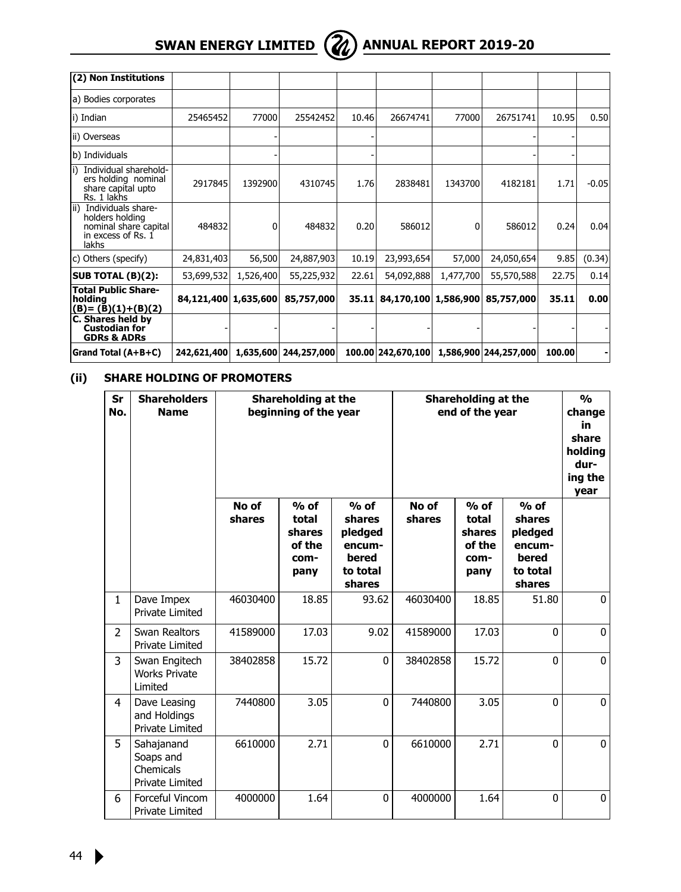| (2) Non Institutions | | | | | | | | | |
|---|---|---|---|---|---|---|---|---|---|
| a) Bodies corporates | | | | | | | | | |
| i) Indian | 25465452 | 77000 | 25542452 | 10.46 | 26674741 | 77000 | 26751741 | 10.95 | 0.50 |
| ii) Overseas | | - | | - | | | - | - | |
| b) Individuals | | - | | - | | | - | - | |
| i) Individual shareholders holding nominal share capital upto Rs. 1 lakhs | 2917845 | 1392900 | 4310745 | 1.76 | 2838481 | 1343700 | 4182181 | 1.71 | -0.05 |
| ii) Individuals shareholders holding nominal share capital in excess of Rs. 1 lakhs | 484832 | 0 | 484832 | 0.20 | 586012 | 0 | 586012 | 0.24 | 0.04 |
| c) Others (specify) | 24,831,403 | 56,500 | 24,887,903 | 10.19 | 23,993,654 | 57,000 | 24,050,654 | 9.85 | (0.34) |
| **SUB TOTAL (B)(2):** | 53,699,532 | 1,526,400 | 55,225,932 | 22.61 | 54,092,888 | 1,477,700 | 55,570,588 | 22.75 | 0.14 |
| **Total Public Shareholding (B)= (B)(1)+(B)(2)** | **84,121,400** | **1,635,600** | **85,757,000** | **35.11** | **84,170,100** | **1,586,900** | **85,757,000** | **35.11** | **0.00** |
| **C. Shares held by Custodian for GDRs & ADRs** | - | - | - | - | - | - | - | - | - |
| **Grand Total (A+B+C)** | **242,621,400** | **1,635,600** | **244,257,000** | **100.00** | **242,670,100** | **1,586,900** | **244,257,000** | **100.00** | - |

## (ii) SHARE HOLDING OF PROMOTERS

| Sr No. | Shareholders Name | Shareholding at the beginning of the year | | | Shareholding at the end of the year | | | % change in share holding during the year |
|---|---|---|---|---|---|---|---|---|
| | | No of shares | % of total shares of the company | % of shares pledged encumbered to total shares | No of shares | % of total shares of the company | % of shares pledged encumbered to total shares | |
| 1 | Dave Impex Private Limited | 46030400 | 18.85 | 93.62 | 46030400 | 18.85 | 51.80 | 0 |
| 2 | Swan Realtors Private Limited | 41589000 | 17.03 | 9.02 | 41589000 | 17.03 | 0 | 0 |
| 3 | Swan Engitech Works Private Limited | 38402858 | 15.72 | 0 | 38402858 | 15.72 | 0 | 0 |
| 4 | Dave Leasing and Holdings Private Limited | 7440800 | 3.05 | 0 | 7440800 | 3.05 | 0 | 0 |
| 5 | Sahajanand Soaps and Chemicals Private Limited | 6610000 | 2.71 | 0 | 6610000 | 2.71 | 0 | 0 |
| 6 | Forceful Vincom Private Limited | 4000000 | 1.64 | 0 | 4000000 | 1.64 | 0 | 0 |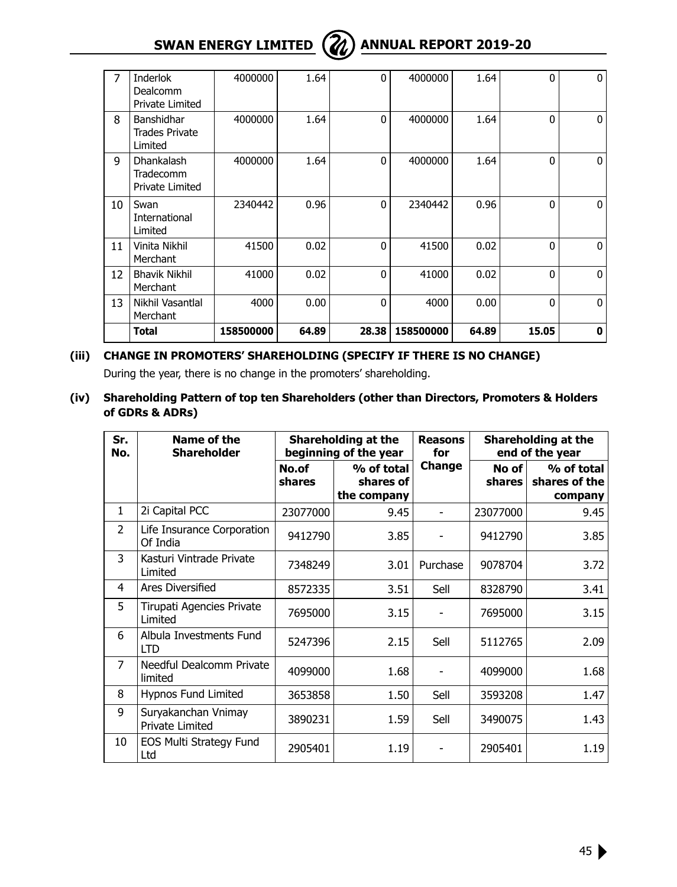| 7 | Inderlok Dealcomm Private Limited | 4000000 | 1.64 | 0 | 4000000 | 1.64 | 0 | 0 |
|---|---|---|---|---|---|---|---|---|
| 8 | Banshidhar Trades Private Limited | 4000000 | 1.64 | 0 | 4000000 | 1.64 | 0 | 0 |
| 9 | Dhankalash Tradecomm Private Limited | 4000000 | 1.64 | 0 | 4000000 | 1.64 | 0 | 0 |
| 10 | Swan International Limited | 2340442 | 0.96 | 0 | 2340442 | 0.96 | 0 | 0 |
| 11 | Vinita Nikhil Merchant | 41500 | 0.02 | 0 | 41500 | 0.02 | 0 | 0 |
| 12 | Bhavik Nikhil Merchant | 41000 | 0.02 | 0 | 41000 | 0.02 | 0 | 0 |
| 13 | Nikhil Vasantlal Merchant | 4000 | 0.00 | 0 | 4000 | 0.00 | 0 | 0 |
| | **Total** | **158500000** | **64.89** | **28.38** | **158500000** | **64.89** | **15.05** | **0** |

**(iii) CHANGE IN PROMOTERS' SHAREHOLDING (SPECIFY IF THERE IS NO CHANGE)**

During the year, there is no change in the promoters' shareholding.

**(iv) Shareholding Pattern of top ten Shareholders (other than Directors, Promoters & Holders of GDRs & ADRs)**

| Sr. No. | Name of the Shareholder | Shareholding at the beginning of the year | | Reasons for Change | Shareholding at the end of the year | |
|---|---|---|---|---|---|---|
| | | No.of shares | % of total shares of the company | | No of shares | % of total shares of the company |
| 1 | 2i Capital PCC | 23077000 | 9.45 | - | 23077000 | 9.45 |
| 2 | Life Insurance Corporation Of India | 9412790 | 3.85 | - | 9412790 | 3.85 |
| 3 | Kasturi Vintrade Private Limited | 7348249 | 3.01 | Purchase | 9078704 | 3.72 |
| 4 | Ares Diversified | 8572335 | 3.51 | Sell | 8328790 | 3.41 |
| 5 | Tirupati Agencies Private Limited | 7695000 | 3.15 | - | 7695000 | 3.15 |
| 6 | Albula Investments Fund LTD | 5247396 | 2.15 | Sell | 5112765 | 2.09 |
| 7 | Needful Dealcomm Private limited | 4099000 | 1.68 | - | 4099000 | 1.68 |
| 8 | Hypnos Fund Limited | 3653858 | 1.50 | Sell | 3593208 | 1.47 |
| 9 | Suryakanchan Vnimay Private Limited | 3890231 | 1.59 | Sell | 3490075 | 1.43 |
| 10 | EOS Multi Strategy Fund Ltd | 2905401 | 1.19 | - | 2905401 | 1.19 |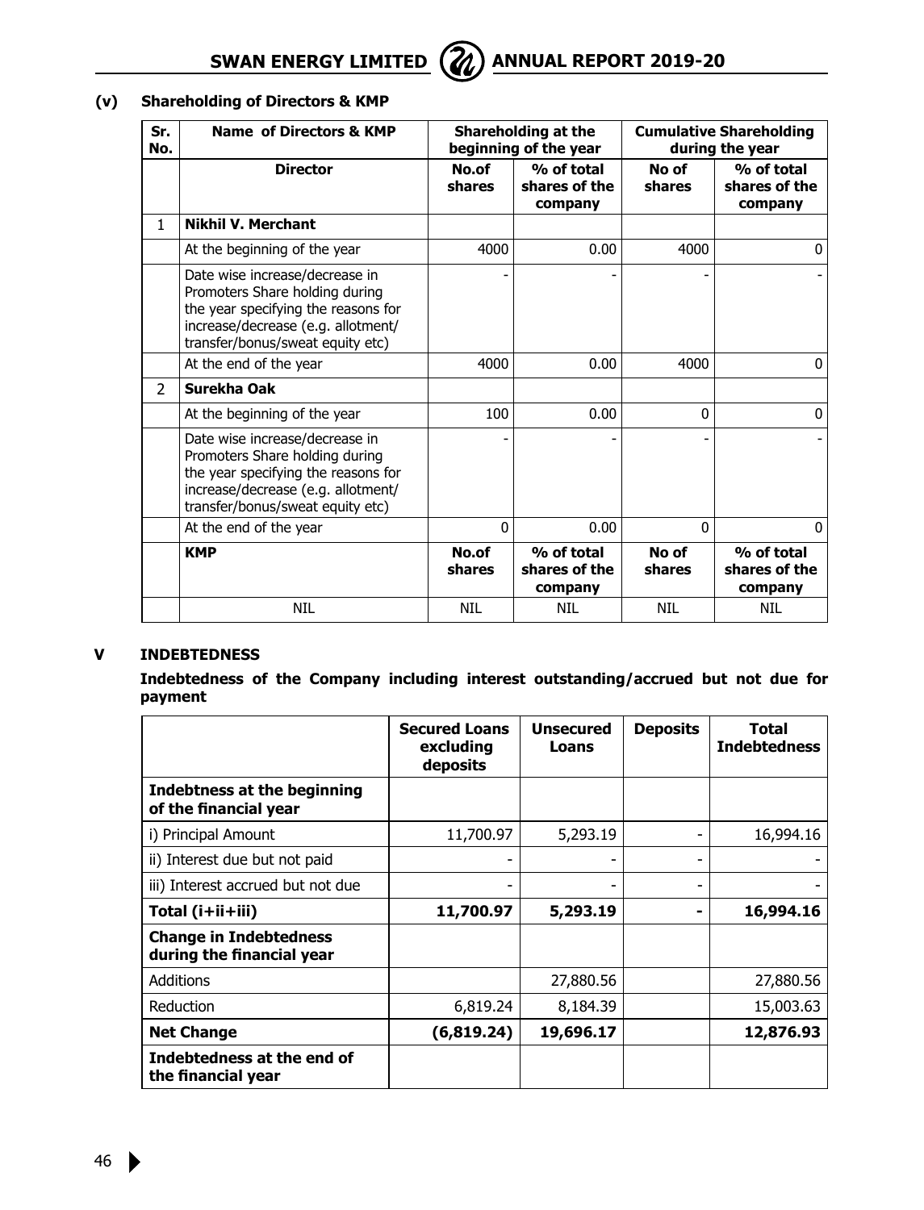### (v) Shareholding of Directors & KMP

| Sr. No. | Name of Directors & KMP | Shareholding at the beginning of the year | | Cumulative Shareholding during the year | |
|---|---|---|---|---|---|
| | **Director** | **No.of shares** | **% of total shares of the company** | **No of shares** | **% of total shares of the company** |
| 1 | **Nikhil V. Merchant** | | | | |
| | At the beginning of the year | 4000 | 0.00 | 4000 | 0 |
| | Date wise increase/decrease in Promoters Share holding during the year specifying the reasons for increase/decrease (e.g. allotment/ transfer/bonus/sweat equity etc) | - | - | - | - |
| | At the end of the year | 4000 | 0.00 | 4000 | 0 |
| 2 | **Surekha Oak** | | | | |
| | At the beginning of the year | 100 | 0.00 | 0 | 0 |
| | Date wise increase/decrease in Promoters Share holding during the year specifying the reasons for increase/decrease (e.g. allotment/ transfer/bonus/sweat equity etc) | - | - | - | - |
| | At the end of the year | 0 | 0.00 | 0 | 0 |
| | **KMP** | **No.of shares** | **% of total shares of the company** | **No of shares** | **% of total shares of the company** |
| | NIL | NIL | NIL | NIL | NIL |

## V INDEBTEDNESS

**Indebtedness of the Company including interest outstanding/accrued but not due for payment**

| | Secured Loans excluding deposits | Unsecured Loans | Deposits | Total Indebtedness |
|---|---|---|---|---|
| **Indebtness at the beginning of the financial year** | | | | |
| i) Principal Amount | 11,700.97 | 5,293.19 | - | 16,994.16 |
| ii) Interest due but not paid | - | - | - | - |
| iii) Interest accrued but not due | - | - | - | - |
| **Total (i+ii+iii)** | **11,700.97** | **5,293.19** | **-** | **16,994.16** |
| **Change in Indebtedness during the financial year** | | | | |
| Additions | | 27,880.56 | | 27,880.56 |
| Reduction | 6,819.24 | 8,184.39 | | 15,003.63 |
| **Net Change** | **(6,819.24)** | **19,696.17** | | **12,876.93** |
| **Indebtedness at the end of the financial year** | | | | |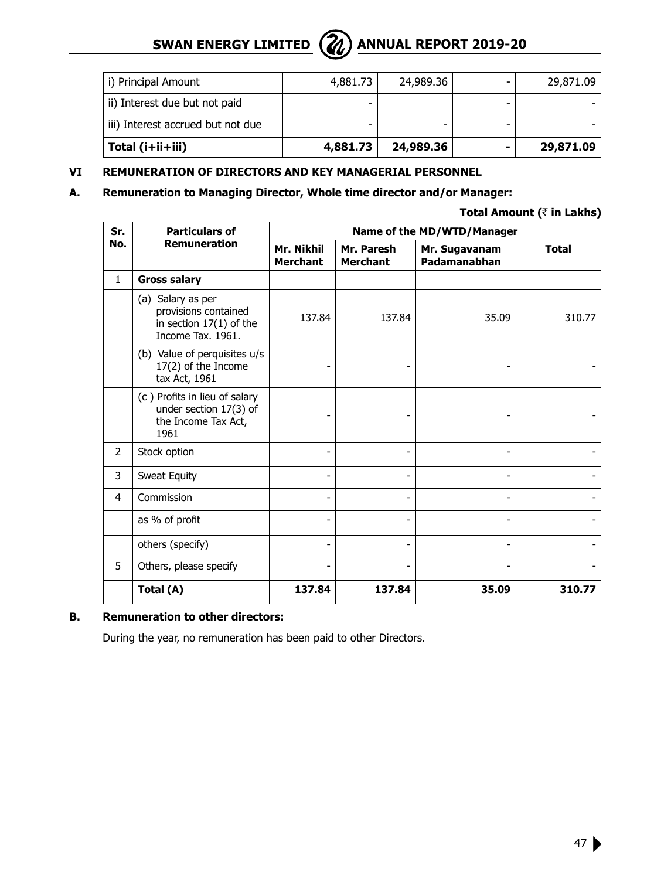| i) Principal Amount | 4,881.73 | 24,989.36 | - | 29,871.09 |
|---|---|---|---|---|
| ii) Interest due but not paid | - | | - | - |
| iii) Interest accrued but not due | - | - | - | - |
| **Total (i+ii+iii)** | **4,881.73** | **24,989.36** | **-** | **29,871.09** |

## VI REMUNERATION OF DIRECTORS AND KEY MANAGERIAL PERSONNEL

### A. Remuneration to Managing Director, Whole time director and/or Manager:

**Total Amount (₹ in Lakhs)**

| Sr. No. | Particulars of Remuneration | Name of the MD/WTD/Manager | | | |
|---|---|---|---|---|---|
| | | **Mr. Nikhil Merchant** | **Mr. Paresh Merchant** | **Mr. Sugavanam Padamanabhan** | **Total** |
| 1 | **Gross salary** | | | | |
| | (a) Salary as per provisions contained in section 17(1) of the Income Tax. 1961. | 137.84 | 137.84 | 35.09 | 310.77 |
| | (b) Value of perquisites u/s 17(2) of the Income tax Act, 1961 | - | - | - | - |
| | (c ) Profits in lieu of salary under section 17(3) of the Income Tax Act, 1961 | - | - | - | - |
| 2 | Stock option | - | - | - | - |
| 3 | Sweat Equity | - | - | - | - |
| 4 | Commission | - | - | - | - |
| | as % of profit | - | - | - | - |
| | others (specify) | - | - | - | - |
| 5 | Others, please specify | - | - | - | - |
| | **Total (A)** | **137.84** | **137.84** | **35.09** | **310.77** |

### B. Remuneration to other directors:

During the year, no remuneration has been paid to other Directors.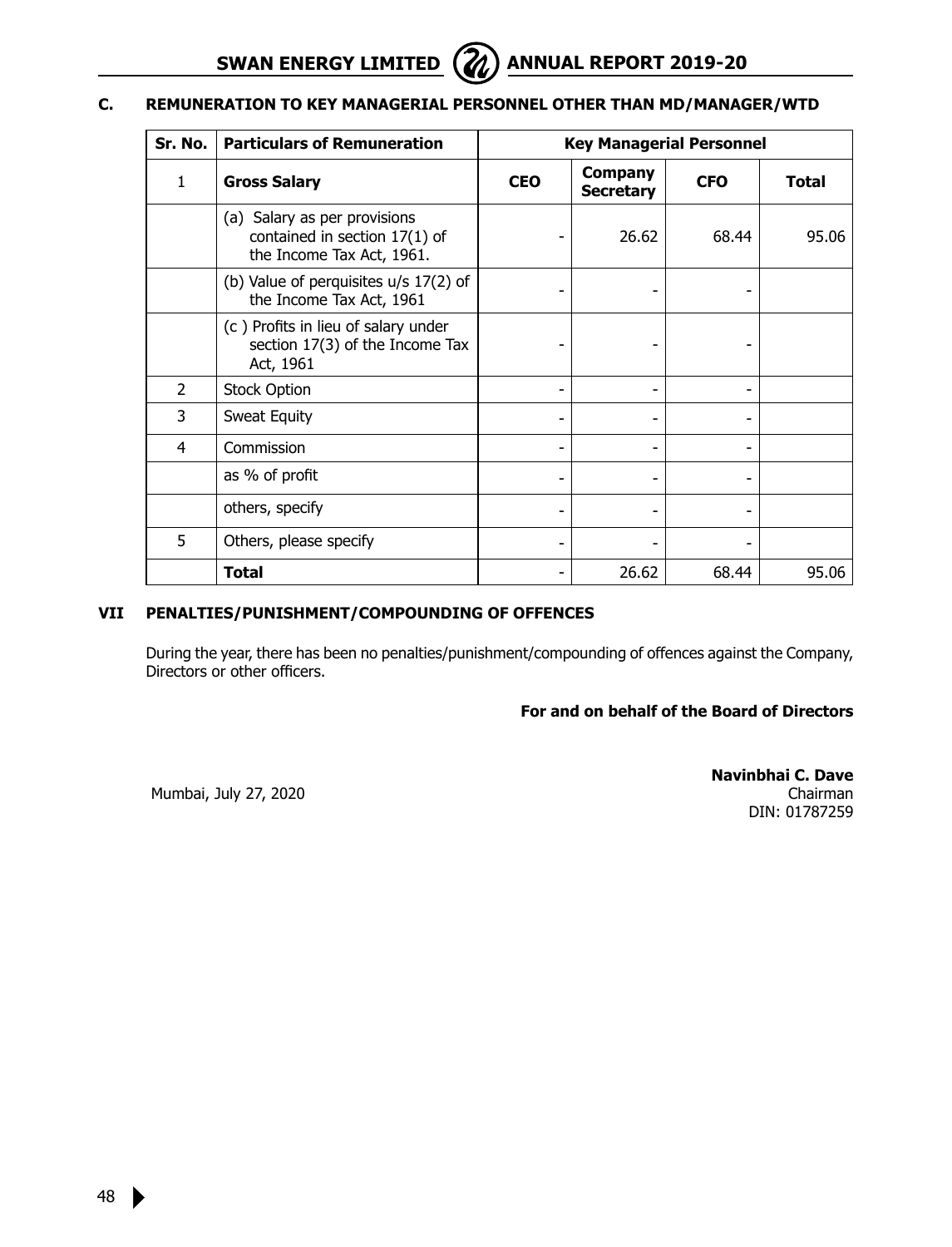## C. REMUNERATION TO KEY MANAGERIAL PERSONNEL OTHER THAN MD/MANAGER/WTD

| Sr. No. | Particulars of Remuneration | Key Managerial Personnel | | | |
|---|---|---|---|---|---|
| 1 | **Gross Salary** | **CEO** | **Company Secretary** | **CFO** | **Total** |
| | (a) Salary as per provisions contained in section 17(1) of the Income Tax Act, 1961. | - | 26.62 | 68.44 | 95.06 |
| | (b) Value of perquisites u/s 17(2) of the Income Tax Act, 1961 | - | - | - | |
| | (c ) Profits in lieu of salary under section 17(3) of the Income Tax Act, 1961 | - | - | - | |
| 2 | Stock Option | - | - | - | |
| 3 | Sweat Equity | - | - | - | |
| 4 | Commission | - | - | - | |
| | as % of profit | - | - | - | |
| | others, specify | - | - | - | |
| 5 | Others, please specify | - | - | - | |
| | **Total** | - | 26.62 | 68.44 | 95.06 |

## VII PENALTIES/PUNISHMENT/COMPOUNDING OF OFFENCES

During the year, there has been no penalties/punishment/compounding of offences against the Company, Directors or other officers.

**For and on behalf of the Board of Directors**

Mumbai, July 27, 2020

**Navinbhai C. Dave**
Chairman
DIN: 01787259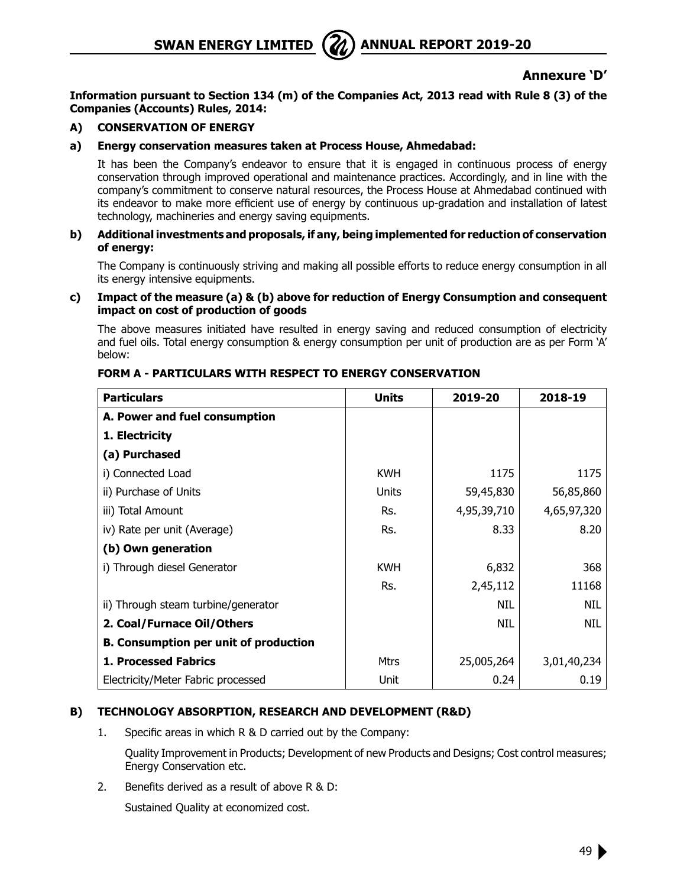## Annexure 'D'

**Information pursuant to Section 134 (m) of the Companies Act, 2013 read with Rule 8 (3) of the Companies (Accounts) Rules, 2014:**

### A) CONSERVATION OF ENERGY

**a) Energy conservation measures taken at Process House, Ahmedabad:**

It has been the Company's endeavor to ensure that it is engaged in continuous process of energy conservation through improved operational and maintenance practices. Accordingly, and in line with the company's commitment to conserve natural resources, the Process House at Ahmedabad continued with its endeavor to make more efficient use of energy by continuous up-gradation and installation of latest technology, machineries and energy saving equipments.

**b) Additional investments and proposals, if any, being implemented for reduction of conservation of energy:**

The Company is continuously striving and making all possible efforts to reduce energy consumption in all its energy intensive equipments.

**c) Impact of the measure (a) & (b) above for reduction of Energy Consumption and consequent impact on cost of production of goods**

The above measures initiated have resulted in energy saving and reduced consumption of electricity and fuel oils. Total energy consumption & energy consumption per unit of production are as per Form 'A' below:

**FORM A - PARTICULARS WITH RESPECT TO ENERGY CONSERVATION**

| Particulars | Units | 2019-20 | 2018-19 |
|---|---|---|---|
| **A. Power and fuel consumption** | | | |
| **1. Electricity** | | | |
| **(a) Purchased** | | | |
| i) Connected Load | KWH | 1175 | 1175 |
| ii) Purchase of Units | Units | 59,45,830 | 56,85,860 |
| iii) Total Amount | Rs. | 4,95,39,710 | 4,65,97,320 |
| iv) Rate per unit (Average) | Rs. | 8.33 | 8.20 |
| **(b) Own generation** | | | |
| i) Through diesel Generator | KWH | 6,832 | 368 |
| | Rs. | 2,45,112 | 11168 |
| ii) Through steam turbine/generator | | NIL | NIL |
| **2. Coal/Furnace Oil/Others** | | NIL | NIL |
| **B. Consumption per unit of production** | | | |
| **1. Processed Fabrics** | Mtrs | 25,005,264 | 3,01,40,234 |
| Electricity/Meter Fabric processed | Unit | 0.24 | 0.19 |

### B) TECHNOLOGY ABSORPTION, RESEARCH AND DEVELOPMENT (R&D)

1. Specific areas in which R & D carried out by the Company:

   Quality Improvement in Products; Development of new Products and Designs; Cost control measures; Energy Conservation etc.

2. Benefits derived as a result of above R & D:

   Sustained Quality at economized cost.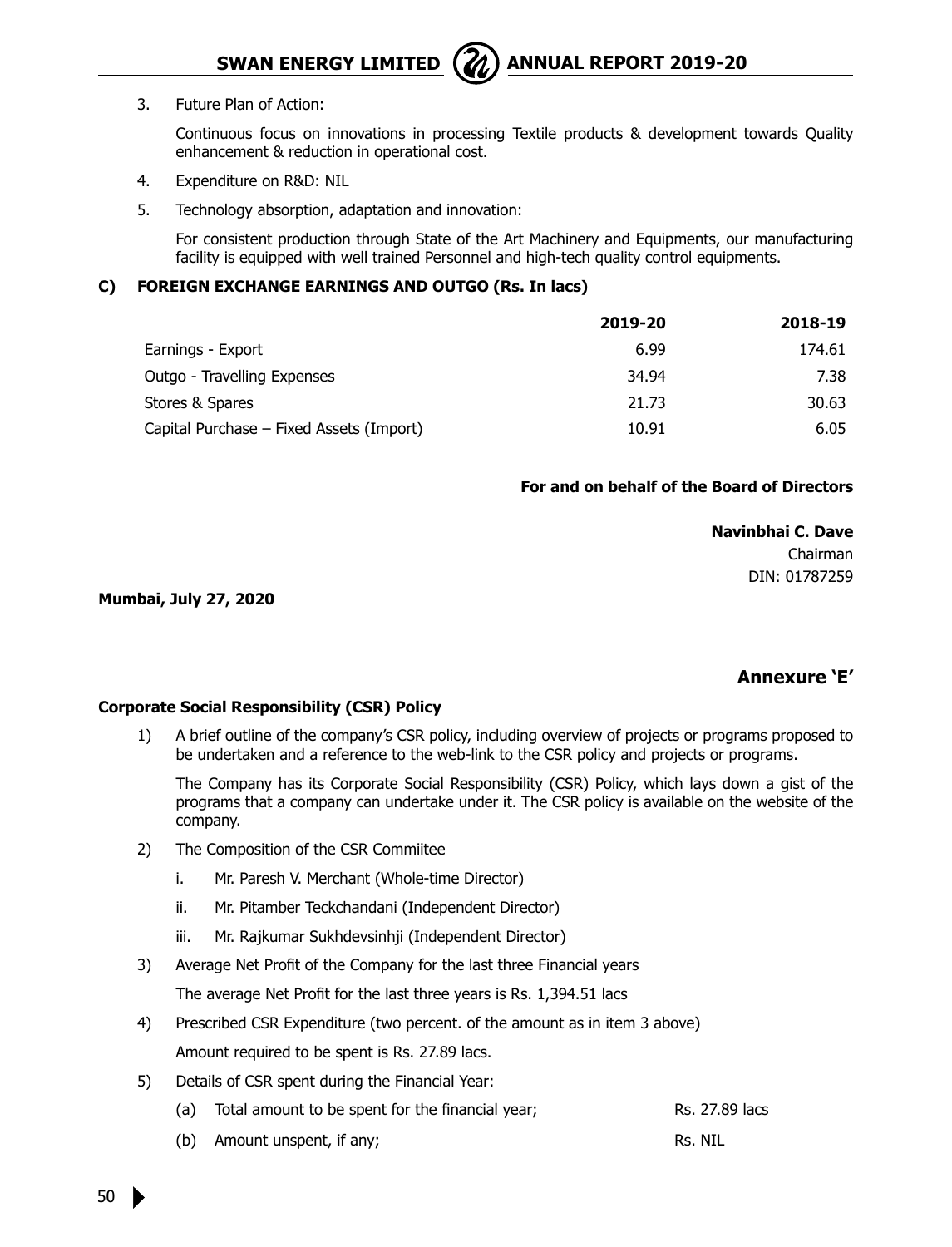3. Future Plan of Action:

   Continuous focus on innovations in processing Textile products & development towards Quality enhancement & reduction in operational cost.

4. Expenditure on R&D: NIL

5. Technology absorption, adaptation and innovation:

   For consistent production through State of the Art Machinery and Equipments, our manufacturing facility is equipped with well trained Personnel and high-tech quality control equipments.

**C) FOREIGN EXCHANGE EARNINGS AND OUTGO (Rs. In lacs)**

| | 2019-20 | 2018-19 |
|---|---|---|
| Earnings - Export | 6.99 | 174.61 |
| Outgo - Travelling Expenses | 34.94 | 7.38 |
| Stores & Spares | 21.73 | 30.63 |
| Capital Purchase – Fixed Assets (Import) | 10.91 | 6.05 |

**For and on behalf of the Board of Directors**

**Navinbhai C. Dave**
Chairman
DIN: 01787259

**Mumbai, July 27, 2020**

## Annexure 'E'

**Corporate Social Responsibility (CSR) Policy**

1) A brief outline of the company's CSR policy, including overview of projects or programs proposed to be undertaken and a reference to the web-link to the CSR policy and projects or programs.

   The Company has its Corporate Social Responsibility (CSR) Policy, which lays down a gist of the programs that a company can undertake under it. The CSR policy is available on the website of the company.

2) The Composition of the CSR Commiitee

   i. Mr. Paresh V. Merchant (Whole-time Director)

   ii. Mr. Pitamber Teckchandani (Independent Director)

   iii. Mr. Rajkumar Sukhdevsinhji (Independent Director)

3) Average Net Profit of the Company for the last three Financial years

   The average Net Profit for the last three years is Rs. 1,394.51 lacs

4) Prescribed CSR Expenditure (two percent. of the amount as in item 3 above)

   Amount required to be spent is Rs. 27.89 lacs.

5) Details of CSR spent during the Financial Year:

   (a) Total amount to be spent for the financial year; Rs. 27.89 lacs

   (b) Amount unspent, if any; Rs. NIL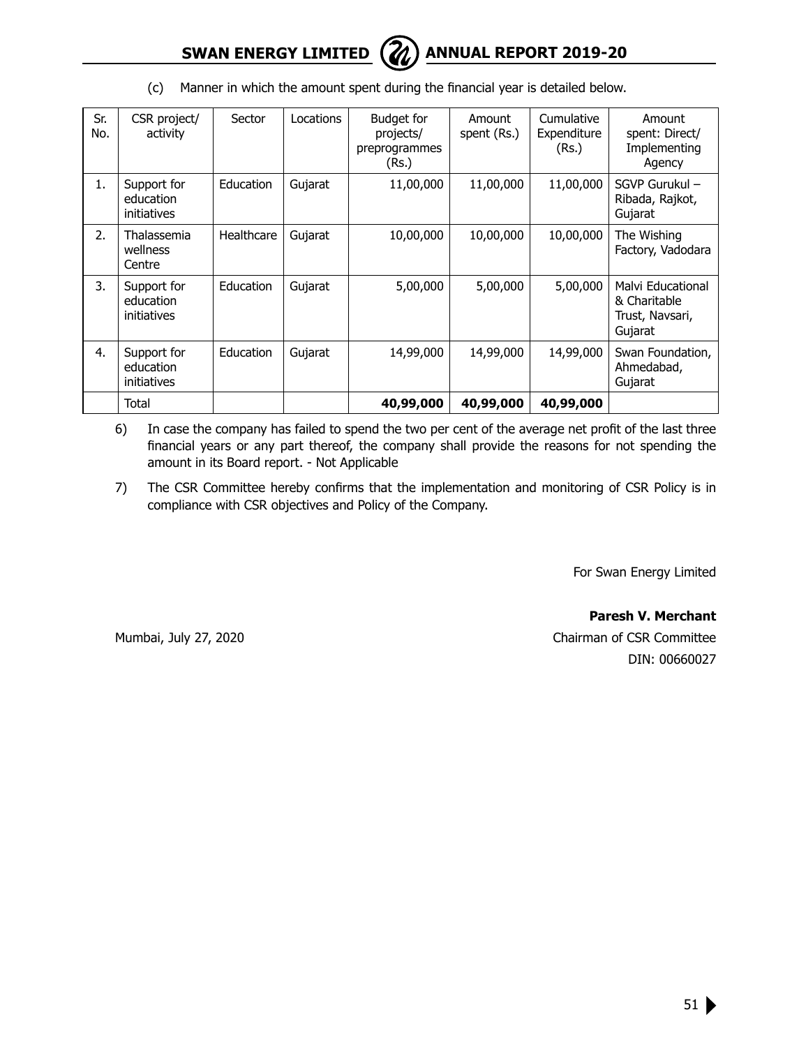(c) Manner in which the amount spent during the financial year is detailed below.

| Sr. No. | CSR project/ activity | Sector | Locations | Budget for projects/ preprogrammes (Rs.) | Amount spent (Rs.) | Cumulative Expenditure (Rs.) | Amount spent: Direct/ Implementing Agency |
|---|---|---|---|---|---|---|---|
| 1. | Support for education initiatives | Education | Gujarat | 11,00,000 | 11,00,000 | 11,00,000 | SGVP Gurukul – Ribada, Rajkot, Gujarat |
| 2. | Thalassemia wellness Centre | Healthcare | Gujarat | 10,00,000 | 10,00,000 | 10,00,000 | The Wishing Factory, Vadodara |
| 3. | Support for education initiatives | Education | Gujarat | 5,00,000 | 5,00,000 | 5,00,000 | Malvi Educational & Charitable Trust, Navsari, Gujarat |
| 4. | Support for education initiatives | Education | Gujarat | 14,99,000 | 14,99,000 | 14,99,000 | Swan Foundation, Ahmedabad, Gujarat |
| | Total | | | **40,99,000** | **40,99,000** | **40,99,000** | |

6) In case the company has failed to spend the two per cent of the average net profit of the last three financial years or any part thereof, the company shall provide the reasons for not spending the amount in its Board report. - Not Applicable

7) The CSR Committee hereby confirms that the implementation and monitoring of CSR Policy is in compliance with CSR objectives and Policy of the Company.

For Swan Energy Limited

**Paresh V. Merchant**
Chairman of CSR Committee
DIN: 00660027

Mumbai, July 27, 2020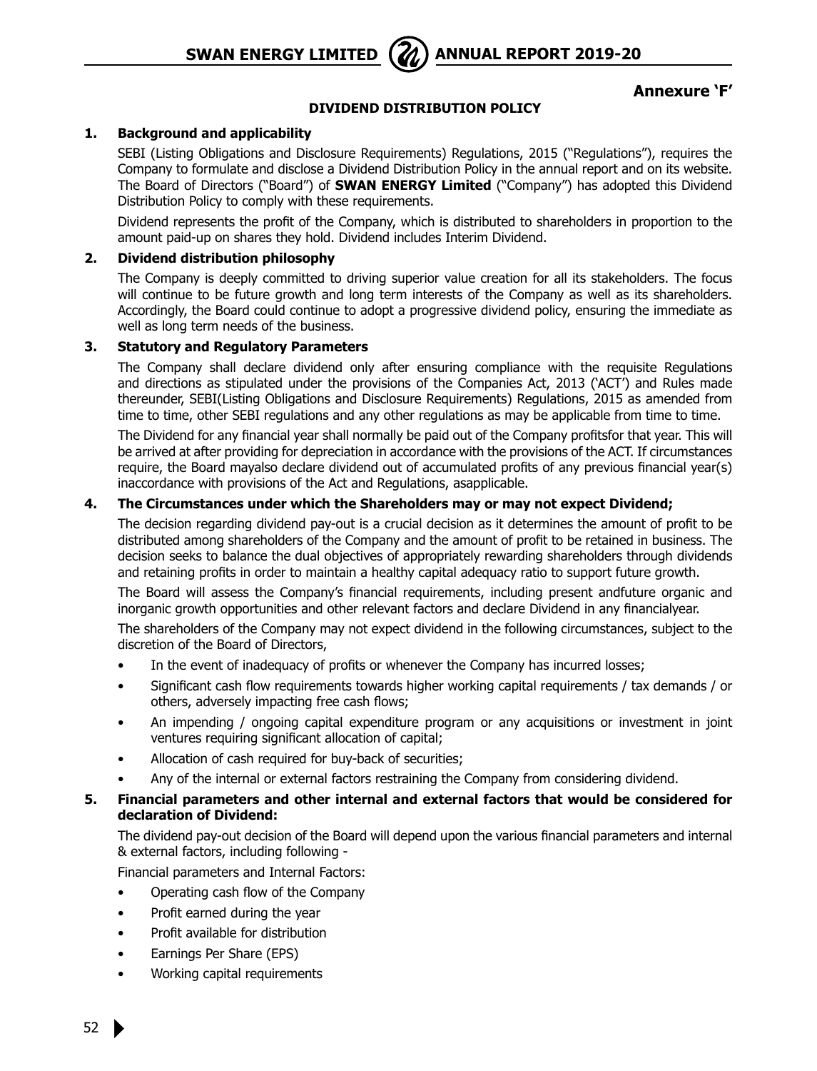**Annexure 'F'**

## DIVIDEND DISTRIBUTION POLICY

### 1. Background and applicability

SEBI (Listing Obligations and Disclosure Requirements) Regulations, 2015 ("Regulations"), requires the Company to formulate and disclose a Dividend Distribution Policy in the annual report and on its website. The Board of Directors ("Board") of **SWAN ENERGY Limited** ("Company") has adopted this Dividend Distribution Policy to comply with these requirements.

Dividend represents the profit of the Company, which is distributed to shareholders in proportion to the amount paid-up on shares they hold. Dividend includes Interim Dividend.

### 2. Dividend distribution philosophy

The Company is deeply committed to driving superior value creation for all its stakeholders. The focus will continue to be future growth and long term interests of the Company as well as its shareholders. Accordingly, the Board could continue to adopt a progressive dividend policy, ensuring the immediate as well as long term needs of the business.

### 3. Statutory and Regulatory Parameters

The Company shall declare dividend only after ensuring compliance with the requisite Regulations and directions as stipulated under the provisions of the Companies Act, 2013 ('ACT') and Rules made thereunder, SEBI(Listing Obligations and Disclosure Requirements) Regulations, 2015 as amended from time to time, other SEBI regulations and any other regulations as may be applicable from time to time.

The Dividend for any financial year shall normally be paid out of the Company profitsfor that year. This will be arrived at after providing for depreciation in accordance with the provisions of the ACT. If circumstances require, the Board mayalso declare dividend out of accumulated profits of any previous financial year(s) inaccordance with provisions of the Act and Regulations, asapplicable.

### 4. The Circumstances under which the Shareholders may or may not expect Dividend;

The decision regarding dividend pay-out is a crucial decision as it determines the amount of profit to be distributed among shareholders of the Company and the amount of profit to be retained in business. The decision seeks to balance the dual objectives of appropriately rewarding shareholders through dividends and retaining profits in order to maintain a healthy capital adequacy ratio to support future growth.

The Board will assess the Company's financial requirements, including present andfuture organic and inorganic growth opportunities and other relevant factors and declare Dividend in any financialyear.

The shareholders of the Company may not expect dividend in the following circumstances, subject to the discretion of the Board of Directors,

- In the event of inadequacy of profits or whenever the Company has incurred losses;
- Significant cash flow requirements towards higher working capital requirements / tax demands / or others, adversely impacting free cash flows;
- An impending / ongoing capital expenditure program or any acquisitions or investment in joint ventures requiring significant allocation of capital;
- Allocation of cash required for buy-back of securities;
- Any of the internal or external factors restraining the Company from considering dividend.

### 5. Financial parameters and other internal and external factors that would be considered for declaration of Dividend:

The dividend pay-out decision of the Board will depend upon the various financial parameters and internal & external factors, including following -

Financial parameters and Internal Factors:

- Operating cash flow of the Company
- Profit earned during the year
- Profit available for distribution
- Earnings Per Share (EPS)
- Working capital requirements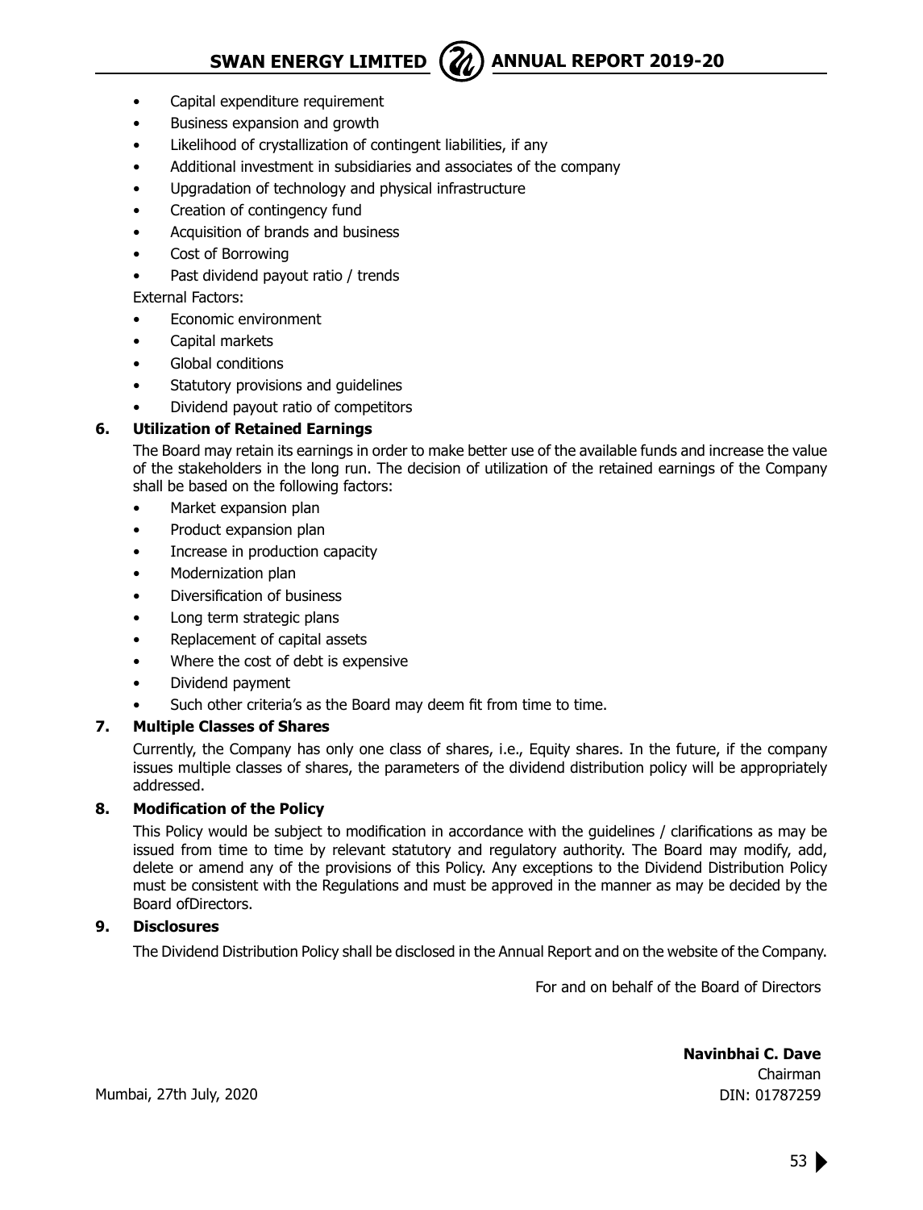- Capital expenditure requirement
- Business expansion and growth
- Likelihood of crystallization of contingent liabilities, if any
- Additional investment in subsidiaries and associates of the company
- Upgradation of technology and physical infrastructure
- Creation of contingency fund
- Acquisition of brands and business
- Cost of Borrowing
- Past dividend payout ratio / trends

External Factors:

- Economic environment
- Capital markets
- Global conditions
- Statutory provisions and guidelines
- Dividend payout ratio of competitors

### 6. Utilization of Retained Earnings

The Board may retain its earnings in order to make better use of the available funds and increase the value of the stakeholders in the long run. The decision of utilization of the retained earnings of the Company shall be based on the following factors:

- Market expansion plan
- Product expansion plan
- Increase in production capacity
- Modernization plan
- Diversification of business
- Long term strategic plans
- Replacement of capital assets
- Where the cost of debt is expensive
- Dividend payment
- Such other criteria's as the Board may deem fit from time to time.

### 7. Multiple Classes of Shares

Currently, the Company has only one class of shares, i.e., Equity shares. In the future, if the company issues multiple classes of shares, the parameters of the dividend distribution policy will be appropriately addressed.

### 8. Modification of the Policy

This Policy would be subject to modification in accordance with the guidelines / clarifications as may be issued from time to time by relevant statutory and regulatory authority. The Board may modify, add, delete or amend any of the provisions of this Policy. Any exceptions to the Dividend Distribution Policy must be consistent with the Regulations and must be approved in the manner as may be decided by the Board ofDirectors.

### 9. Disclosures

The Dividend Distribution Policy shall be disclosed in the Annual Report and on the website of the Company.

For and on behalf of the Board of Directors

**Navinbhai C. Dave**
Chairman
DIN: 01787259

Mumbai, 27th July, 2020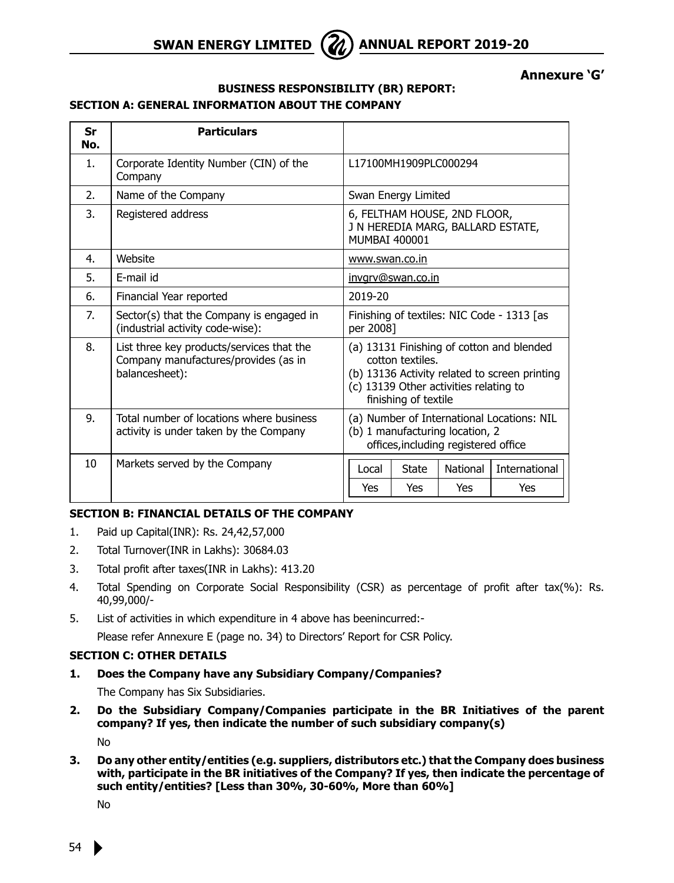**Annexure 'G'**

## BUSINESS RESPONSIBILITY (BR) REPORT:

### SECTION A: GENERAL INFORMATION ABOUT THE COMPANY

| Sr No. | Particulars | |
|---|---|---|
| 1. | Corporate Identity Number (CIN) of the Company | L17100MH1909PLC000294 |
| 2. | Name of the Company | Swan Energy Limited |
| 3. | Registered address | 6, FELTHAM HOUSE, 2ND FLOOR, J N HEREDIA MARG, BALLARD ESTATE, MUMBAI 400001 |
| 4. | Website | www.swan.co.in |
| 5. | E-mail id | invgrv@swan.co.in |
| 6. | Financial Year reported | 2019-20 |
| 7. | Sector(s) that the Company is engaged in (industrial activity code-wise): | Finishing of textiles: NIC Code - 1313 [as per 2008] |
| 8. | List three key products/services that the Company manufactures/provides (as in balancesheet): | (a) 13131 Finishing of cotton and blended cotton textiles.<br>(b) 13136 Activity related to screen printing<br>(c) 13139 Other activities relating to finishing of textile |
| 9. | Total number of locations where business activity is under taken by the Company | (a) Number of International Locations: NIL<br>(b) 1 manufacturing location, 2 offices,including registered office |
| 10 | Markets served by the Company | Local: Yes; State: Yes; National: Yes; International: Yes |

### SECTION B: FINANCIAL DETAILS OF THE COMPANY

1. Paid up Capital(INR): Rs. 24,42,57,000
2. Total Turnover(INR in Lakhs): 30684.03
3. Total profit after taxes(INR in Lakhs): 413.20
4. Total Spending on Corporate Social Responsibility (CSR) as percentage of profit after tax(%): Rs. 40,99,000/-
5. List of activities in which expenditure in 4 above has beenincurred:-

   Please refer Annexure E (page no. 34) to Directors' Report for CSR Policy.

### SECTION C: OTHER DETAILS

1. **Does the Company have any Subsidiary Company/Companies?**

   The Company has Six Subsidiaries.

2. **Do the Subsidiary Company/Companies participate in the BR Initiatives of the parent company? If yes, then indicate the number of such subsidiary company(s)**

   No

3. **Do any other entity/entities (e.g. suppliers, distributors etc.) that the Company does business with, participate in the BR initiatives of the Company? If yes, then indicate the percentage of such entity/entities? [Less than 30%, 30-60%, More than 60%]**

   No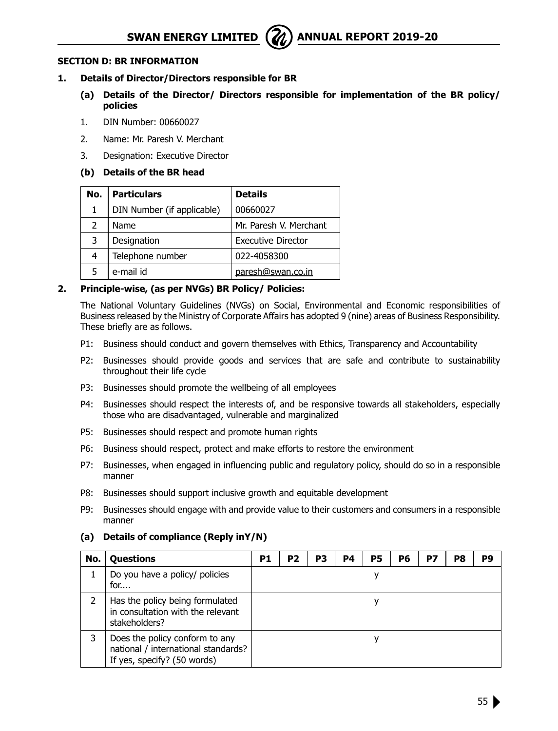## SECTION D: BR INFORMATION

### 1. Details of Director/Directors responsible for BR

**(a) Details of the Director/ Directors responsible for implementation of the BR policy/ policies**

1. DIN Number: 00660027
2. Name: Mr. Paresh V. Merchant
3. Designation: Executive Director

**(b) Details of the BR head**

| No. | Particulars | Details |
|---|---|---|
| 1 | DIN Number (if applicable) | 00660027 |
| 2 | Name | Mr. Paresh V. Merchant |
| 3 | Designation | Executive Director |
| 4 | Telephone number | 022-4058300 |
| 5 | e-mail id | paresh@swan.co.in |

### 2. Principle-wise, (as per NVGs) BR Policy/ Policies:

The National Voluntary Guidelines (NVGs) on Social, Environmental and Economic responsibilities of Business released by the Ministry of Corporate Affairs has adopted 9 (nine) areas of Business Responsibility. These briefly are as follows.

- P1: Business should conduct and govern themselves with Ethics, Transparency and Accountability
- P2: Businesses should provide goods and services that are safe and contribute to sustainability throughout their life cycle
- P3: Businesses should promote the wellbeing of all employees
- P4: Businesses should respect the interests of, and be responsive towards all stakeholders, especially those who are disadvantaged, vulnerable and marginalized
- P5: Businesses should respect and promote human rights
- P6: Business should respect, protect and make efforts to restore the environment
- P7: Businesses, when engaged in influencing public and regulatory policy, should do so in a responsible manner
- P8: Businesses should support inclusive growth and equitable development
- P9: Businesses should engage with and provide value to their customers and consumers in a responsible manner

**(a) Details of compliance (Reply inY/N)**

| No. | Questions | P1 | P2 | P3 | P4 | P5 | P6 | P7 | P8 | P9 |
|---|---|---|---|---|---|---|---|---|---|---|
| 1 | Do you have a policy/ policies for.... | | | | | y | | | | |
| 2 | Has the policy being formulated in consultation with the relevant stakeholders? | | | | | y | | | | |
| 3 | Does the policy conform to any national / international standards? If yes, specify? (50 words) | | | | | y | | | | |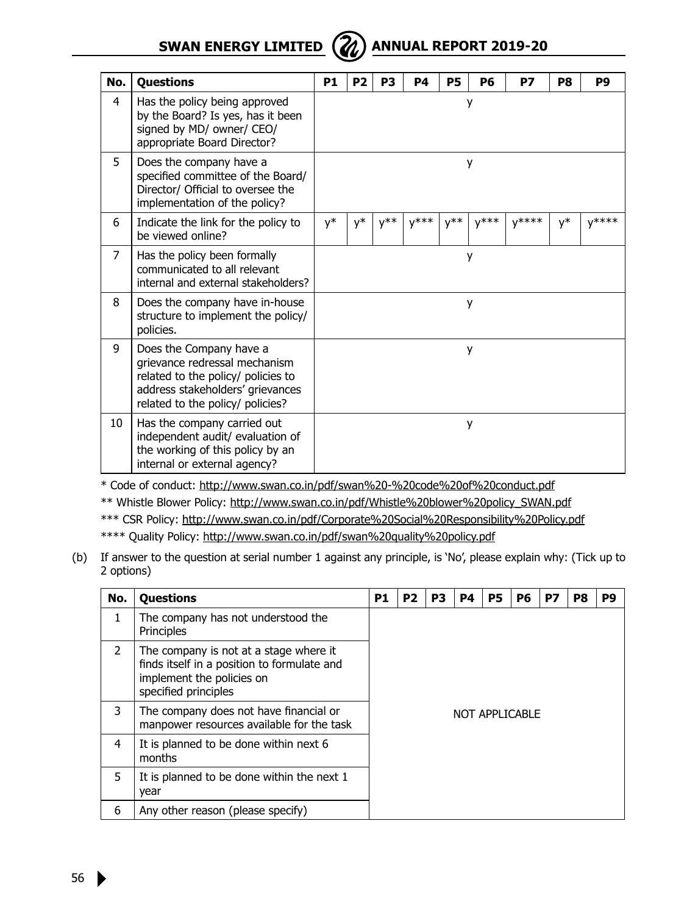| No. | Questions | P1 | P2 | P3 | P4 | P5 | P6 | P7 | P8 | P9 |
|---|---|---|---|---|---|---|---|---|---|---|
| 4 | Has the policy being approved by the Board? Is yes, has it been signed by MD/ owner/ CEO/ appropriate Board Director? | y | | | | | | | | |
| 5 | Does the company have a specified committee of the Board/ Director/ Official to oversee the implementation of the policy? | y | | | | | | | | |
| 6 | Indicate the link for the policy to be viewed online? | y* | y* | y** | y*** | y** | y*** | y**** | y* | y**** |
| 7 | Has the policy been formally communicated to all relevant internal and external stakeholders? | y | | | | | | | | |
| 8 | Does the company have in-house structure to implement the policy/ policies. | y | | | | | | | | |
| 9 | Does the Company have a grievance redressal mechanism related to the policy/ policies to address stakeholders' grievances related to the policy/ policies? | y | | | | | | | | |
| 10 | Has the company carried out independent audit/ evaluation of the working of this policy by an internal or external agency? | y | | | | | | | | |

* Code of conduct: http://www.swan.co.in/pdf/swan%20-%20code%20of%20conduct.pdf

** Whistle Blower Policy: http://www.swan.co.in/pdf/Whistle%20blower%20policy_SWAN.pdf

*** CSR Policy: http://www.swan.co.in/pdf/Corporate%20Social%20Responsibility%20Policy.pdf

**** Quality Policy: http://www.swan.co.in/pdf/swan%20quality%20policy.pdf

(b) If answer to the question at serial number 1 against any principle, is 'No', please explain why: (Tick up to 2 options)

| No. | Questions | P1 | P2 | P3 | P4 | P5 | P6 | P7 | P8 | P9 |
|---|---|---|---|---|---|---|---|---|---|---|
| 1 | The company has not understood the Principles | NOT APPLICABLE | | | | | | | | |
| 2 | The company is not at a stage where it finds itself in a position to formulate and implement the policies on specified principles | | | | | | | | | |
| 3 | The company does not have financial or manpower resources available for the task | | | | | | | | | |
| 4 | It is planned to be done within next 6 months | | | | | | | | | |
| 5 | It is planned to be done within the next 1 year | | | | | | | | | |
| 6 | Any other reason (please specify) | | | | | | | | | |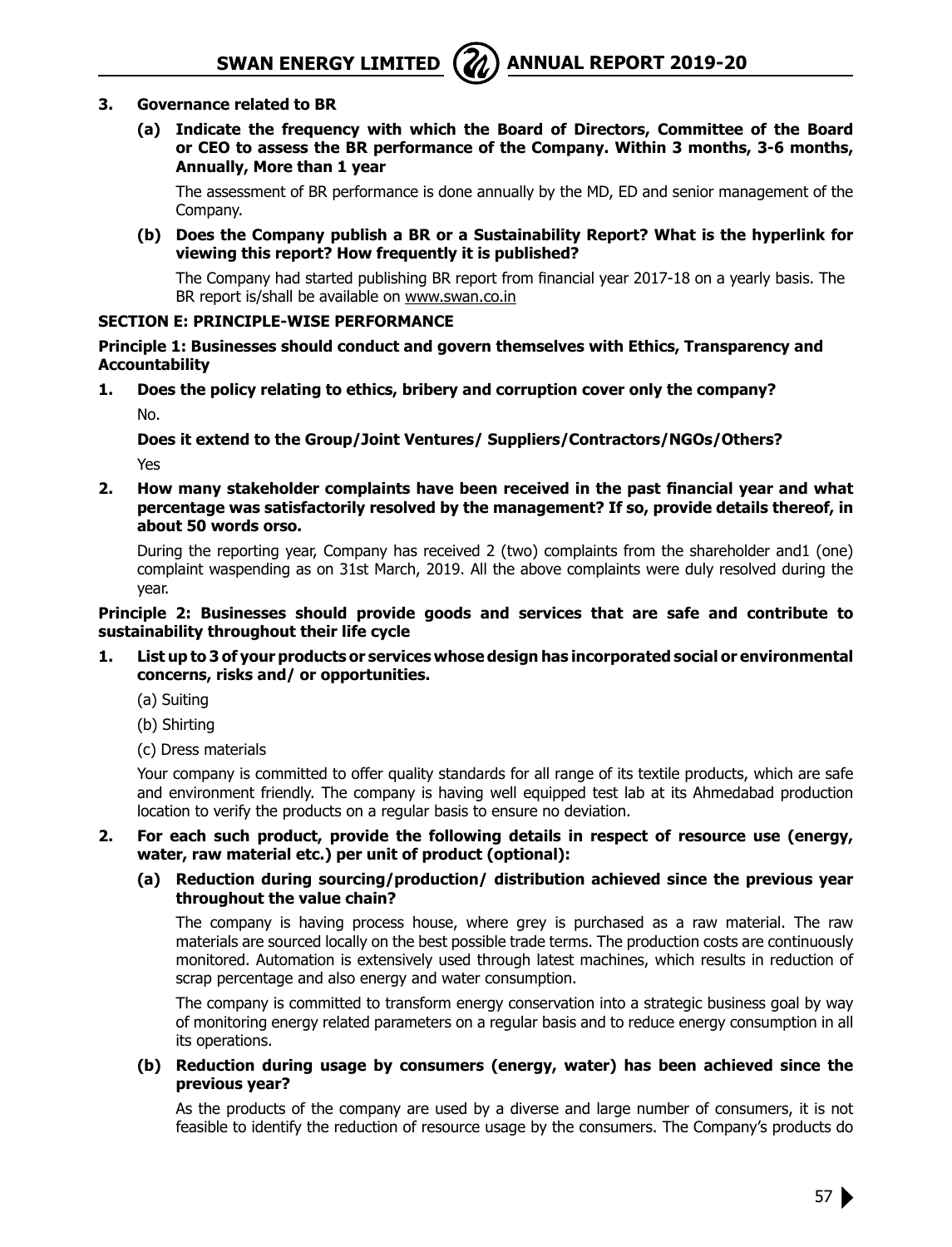**3. Governance related to BR**

**(a) Indicate the frequency with which the Board of Directors, Committee of the Board or CEO to assess the BR performance of the Company. Within 3 months, 3-6 months, Annually, More than 1 year**

The assessment of BR performance is done annually by the MD, ED and senior management of the Company.

**(b) Does the Company publish a BR or a Sustainability Report? What is the hyperlink for viewing this report? How frequently it is published?**

The Company had started publishing BR report from financial year 2017-18 on a yearly basis. The BR report is/shall be available on www.swan.co.in

**SECTION E: PRINCIPLE-WISE PERFORMANCE**

**Principle 1: Businesses should conduct and govern themselves with Ethics, Transparency and Accountability**

**1. Does the policy relating to ethics, bribery and corruption cover only the company?**

No.

**Does it extend to the Group/Joint Ventures/ Suppliers/Contractors/NGOs/Others?**

Yes

**2. How many stakeholder complaints have been received in the past financial year and what percentage was satisfactorily resolved by the management? If so, provide details thereof, in about 50 words orso.**

During the reporting year, Company has received 2 (two) complaints from the shareholder and1 (one) complaint waspending as on 31st March, 2019. All the above complaints were duly resolved during the year.

**Principle 2: Businesses should provide goods and services that are safe and contribute to sustainability throughout their life cycle**

**1. List up to 3 of your products or services whose design has incorporated social or environmental concerns, risks and/ or opportunities.**

(a) Suiting

(b) Shirting

(c) Dress materials

Your company is committed to offer quality standards for all range of its textile products, which are safe and environment friendly. The company is having well equipped test lab at its Ahmedabad production location to verify the products on a regular basis to ensure no deviation.

**2. For each such product, provide the following details in respect of resource use (energy, water, raw material etc.) per unit of product (optional):**

**(a) Reduction during sourcing/production/ distribution achieved since the previous year throughout the value chain?**

The company is having process house, where grey is purchased as a raw material. The raw materials are sourced locally on the best possible trade terms. The production costs are continuously monitored. Automation is extensively used through latest machines, which results in reduction of scrap percentage and also energy and water consumption.

The company is committed to transform energy conservation into a strategic business goal by way of monitoring energy related parameters on a regular basis and to reduce energy consumption in all its operations.

**(b) Reduction during usage by consumers (energy, water) has been achieved since the previous year?**

As the products of the company are used by a diverse and large number of consumers, it is not feasible to identify the reduction of resource usage by the consumers. The Company's products do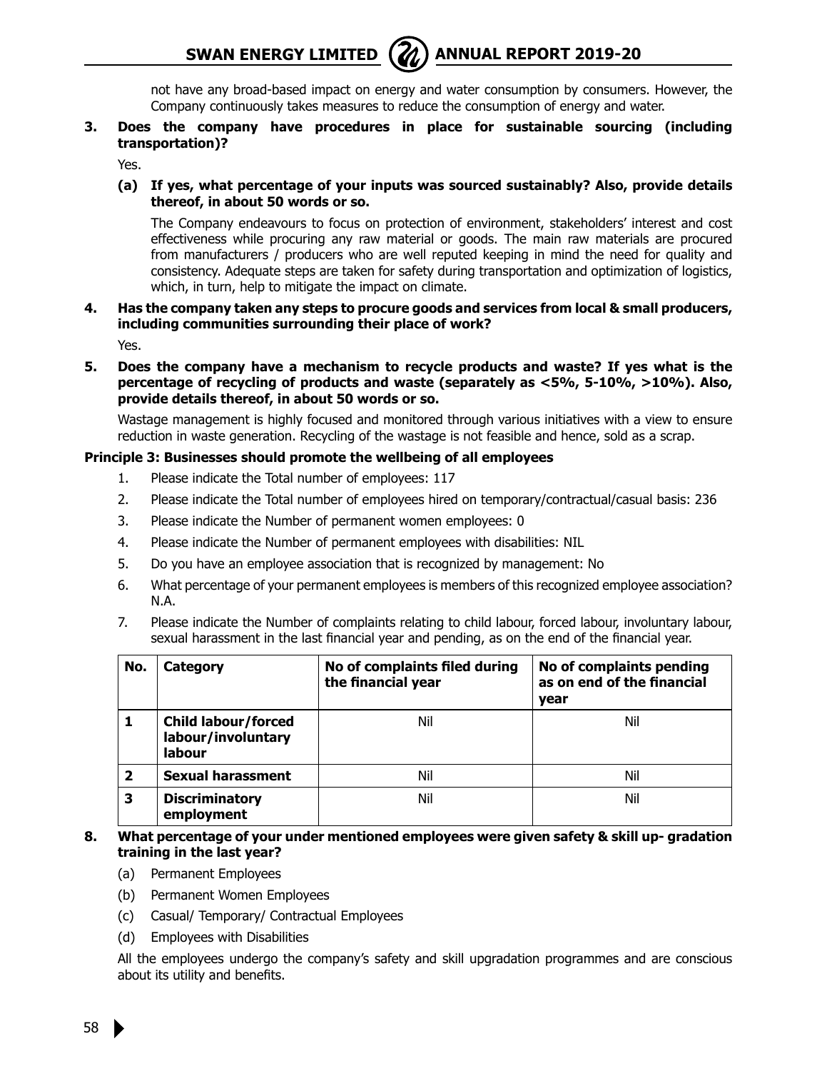not have any broad-based impact on energy and water consumption by consumers. However, the Company continuously takes measures to reduce the consumption of energy and water.

**3. Does the company have procedures in place for sustainable sourcing (including transportation)?**

Yes.

**(a) If yes, what percentage of your inputs was sourced sustainably? Also, provide details thereof, in about 50 words or so.**

The Company endeavours to focus on protection of environment, stakeholders' interest and cost effectiveness while procuring any raw material or goods. The main raw materials are procured from manufacturers / producers who are well reputed keeping in mind the need for quality and consistency. Adequate steps are taken for safety during transportation and optimization of logistics, which, in turn, help to mitigate the impact on climate.

**4. Has the company taken any steps to procure goods and services from local & small producers, including communities surrounding their place of work?**

Yes.

**5. Does the company have a mechanism to recycle products and waste? If yes what is the percentage of recycling of products and waste (separately as <5%, 5-10%, >10%). Also, provide details thereof, in about 50 words or so.**

Wastage management is highly focused and monitored through various initiatives with a view to ensure reduction in waste generation. Recycling of the wastage is not feasible and hence, sold as a scrap.

**Principle 3: Businesses should promote the wellbeing of all employees**

1. Please indicate the Total number of employees: 117
2. Please indicate the Total number of employees hired on temporary/contractual/casual basis: 236
3. Please indicate the Number of permanent women employees: 0
4. Please indicate the Number of permanent employees with disabilities: NIL
5. Do you have an employee association that is recognized by management: No
6. What percentage of your permanent employees is members of this recognized employee association? N.A.
7. Please indicate the Number of complaints relating to child labour, forced labour, involuntary labour, sexual harassment in the last financial year and pending, as on the end of the financial year.

| No. | Category | No of complaints filed during the financial year | No of complaints pending as on end of the financial year |
|---|---|---|---|
| 1 | **Child labour/forced labour/involuntary labour** | Nil | Nil |
| 2 | **Sexual harassment** | Nil | Nil |
| 3 | **Discriminatory employment** | Nil | Nil |

**8. What percentage of your under mentioned employees were given safety & skill up- gradation training in the last year?**

(a) Permanent Employees

(b) Permanent Women Employees

(c) Casual/ Temporary/ Contractual Employees

(d) Employees with Disabilities

All the employees undergo the company's safety and skill upgradation programmes and are conscious about its utility and benefits.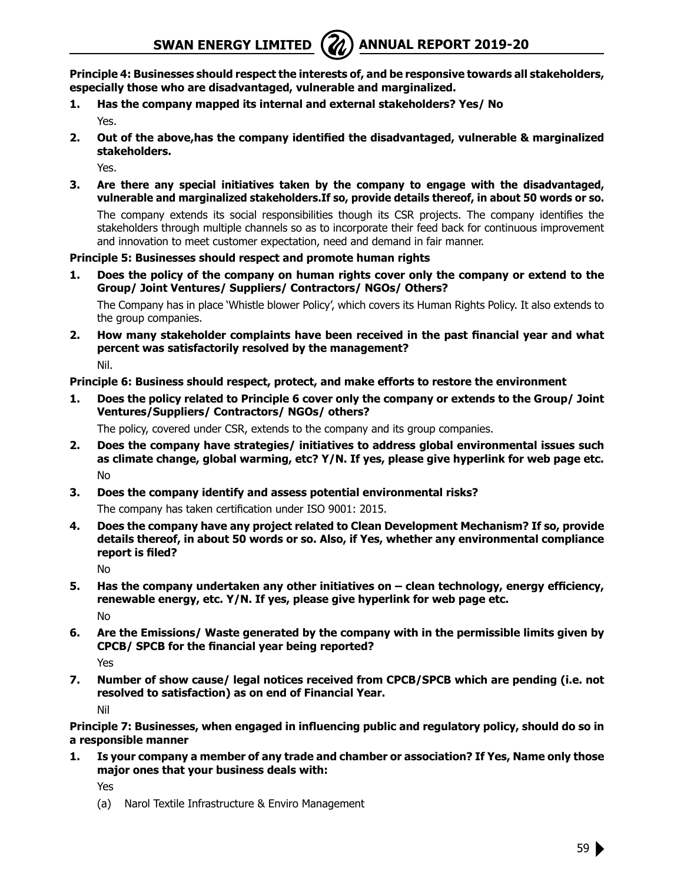**Principle 4: Businesses should respect the interests of, and be responsive towards all stakeholders, especially those who are disadvantaged, vulnerable and marginalized.**

1. **Has the company mapped its internal and external stakeholders? Yes/ No**

   Yes.

2. **Out of the above,has the company identified the disadvantaged, vulnerable & marginalized stakeholders.**

   Yes.

3. **Are there any special initiatives taken by the company to engage with the disadvantaged, vulnerable and marginalized stakeholders.If so, provide details thereof, in about 50 words or so.**

   The company extends its social responsibilities though its CSR projects. The company identifies the stakeholders through multiple channels so as to incorporate their feed back for continuous improvement and innovation to meet customer expectation, need and demand in fair manner.

**Principle 5: Businesses should respect and promote human rights**

1. **Does the policy of the company on human rights cover only the company or extend to the Group/ Joint Ventures/ Suppliers/ Contractors/ NGOs/ Others?**

   The Company has in place 'Whistle blower Policy', which covers its Human Rights Policy. It also extends to the group companies.

2. **How many stakeholder complaints have been received in the past financial year and what percent was satisfactorily resolved by the management?**

   Nil.

**Principle 6: Business should respect, protect, and make efforts to restore the environment**

1. **Does the policy related to Principle 6 cover only the company or extends to the Group/ Joint Ventures/Suppliers/ Contractors/ NGOs/ others?**

   The policy, covered under CSR, extends to the company and its group companies.

2. **Does the company have strategies/ initiatives to address global environmental issues such as climate change, global warming, etc? Y/N. If yes, please give hyperlink for web page etc.**

   No

3. **Does the company identify and assess potential environmental risks?**

   The company has taken certification under ISO 9001: 2015.

4. **Does the company have any project related to Clean Development Mechanism? If so, provide details thereof, in about 50 words or so. Also, if Yes, whether any environmental compliance report is filed?**

   No

5. **Has the company undertaken any other initiatives on – clean technology, energy efficiency, renewable energy, etc. Y/N. If yes, please give hyperlink for web page etc.**

   No

6. **Are the Emissions/ Waste generated by the company with in the permissible limits given by CPCB/ SPCB for the financial year being reported?**

   Yes

7. **Number of show cause/ legal notices received from CPCB/SPCB which are pending (i.e. not resolved to satisfaction) as on end of Financial Year.**

   Nil

**Principle 7: Businesses, when engaged in influencing public and regulatory policy, should do so in a responsible manner**

1. **Is your company a member of any trade and chamber or association? If Yes, Name only those major ones that your business deals with:**

   Yes

   (a) Narol Textile Infrastructure & Enviro Management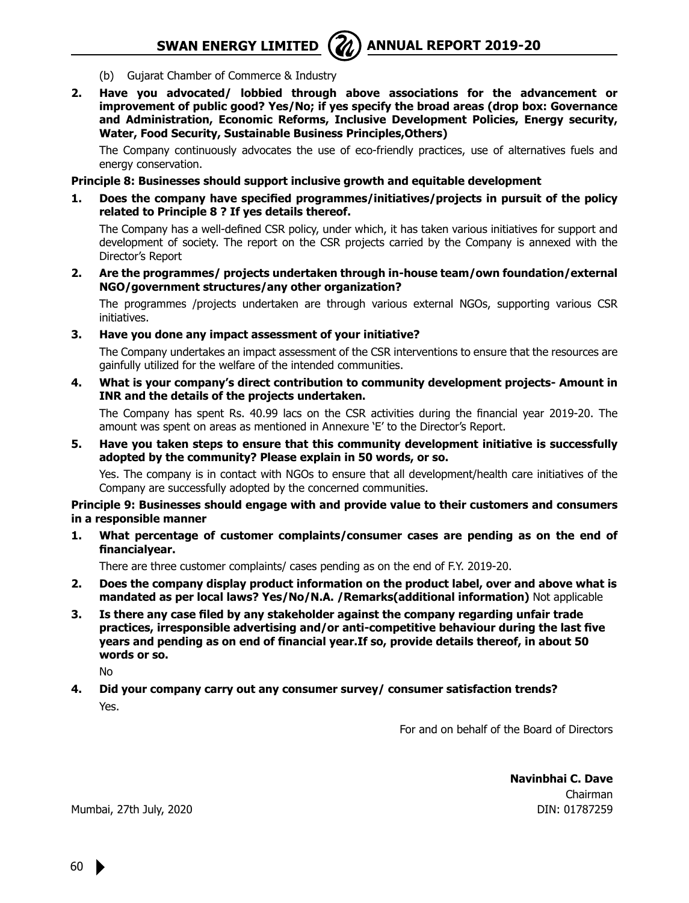(b) Gujarat Chamber of Commerce & Industry

**2. Have you advocated/ lobbied through above associations for the advancement or improvement of public good? Yes/No; if yes specify the broad areas (drop box: Governance and Administration, Economic Reforms, Inclusive Development Policies, Energy security, Water, Food Security, Sustainable Business Principles,Others)**

The Company continuously advocates the use of eco-friendly practices, use of alternatives fuels and energy conservation.

**Principle 8: Businesses should support inclusive growth and equitable development**

**1. Does the company have specified programmes/initiatives/projects in pursuit of the policy related to Principle 8 ? If yes details thereof.**

The Company has a well-defined CSR policy, under which, it has taken various initiatives for support and development of society. The report on the CSR projects carried by the Company is annexed with the Director's Report

**2. Are the programmes/ projects undertaken through in-house team/own foundation/external NGO/government structures/any other organization?**

The programmes /projects undertaken are through various external NGOs, supporting various CSR initiatives.

**3. Have you done any impact assessment of your initiative?**

The Company undertakes an impact assessment of the CSR interventions to ensure that the resources are gainfully utilized for the welfare of the intended communities.

**4. What is your company's direct contribution to community development projects- Amount in INR and the details of the projects undertaken.**

The Company has spent Rs. 40.99 lacs on the CSR activities during the financial year 2019-20. The amount was spent on areas as mentioned in Annexure 'E' to the Director's Report.

**5. Have you taken steps to ensure that this community development initiative is successfully adopted by the community? Please explain in 50 words, or so.**

Yes. The company is in contact with NGOs to ensure that all development/health care initiatives of the Company are successfully adopted by the concerned communities.

**Principle 9: Businesses should engage with and provide value to their customers and consumers in a responsible manner**

**1. What percentage of customer complaints/consumer cases are pending as on the end of financialyear.**

There are three customer complaints/ cases pending as on the end of F.Y. 2019-20.

**2. Does the company display product information on the product label, over and above what is mandated as per local laws? Yes/No/N.A. /Remarks(additional information)** Not applicable

**3. Is there any case filed by any stakeholder against the company regarding unfair trade practices, irresponsible advertising and/or anti-competitive behaviour during the last five years and pending as on end of financial year.If so, provide details thereof, in about 50 words or so.**

No

**4. Did your company carry out any consumer survey/ consumer satisfaction trends?**

Yes.

For and on behalf of the Board of Directors

**Navinbhai C. Dave**
Chairman
DIN: 01787259

Mumbai, 27th July, 2020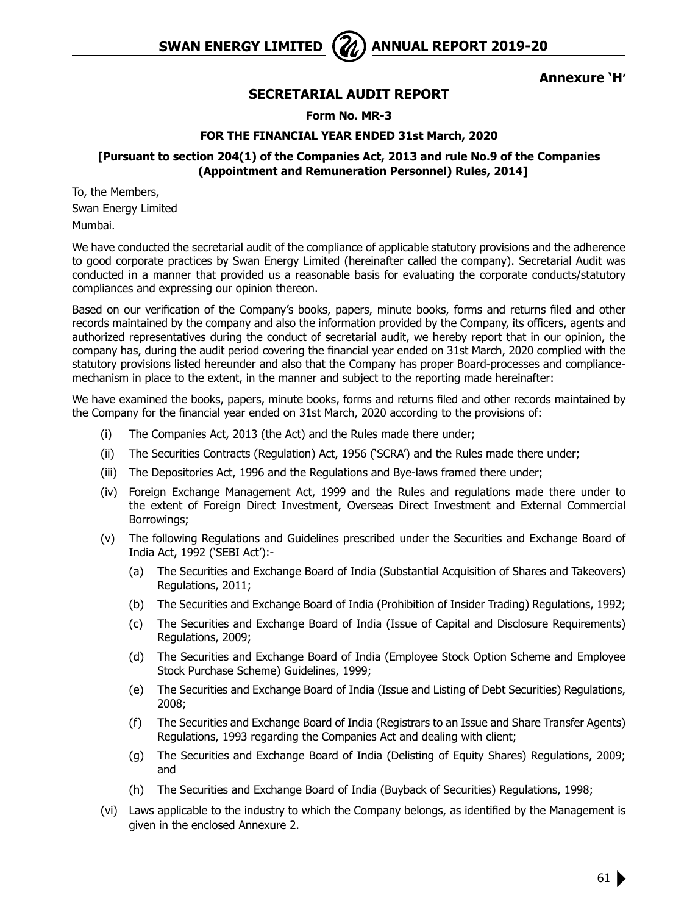Annexure 'H'

## SECRETARIAL AUDIT REPORT

**Form No. MR-3**

**FOR THE FINANCIAL YEAR ENDED 31st March, 2020**

**[Pursuant to section 204(1) of the Companies Act, 2013 and rule No.9 of the Companies (Appointment and Remuneration Personnel) Rules, 2014]**

To, the Members,
Swan Energy Limited
Mumbai.

We have conducted the secretarial audit of the compliance of applicable statutory provisions and the adherence to good corporate practices by Swan Energy Limited (hereinafter called the company). Secretarial Audit was conducted in a manner that provided us a reasonable basis for evaluating the corporate conducts/statutory compliances and expressing our opinion thereon.

Based on our verification of the Company's books, papers, minute books, forms and returns filed and other records maintained by the company and also the information provided by the Company, its officers, agents and authorized representatives during the conduct of secretarial audit, we hereby report that in our opinion, the company has, during the audit period covering the financial year ended on 31st March, 2020 complied with the statutory provisions listed hereunder and also that the Company has proper Board-processes and compliance-mechanism in place to the extent, in the manner and subject to the reporting made hereinafter:

We have examined the books, papers, minute books, forms and returns filed and other records maintained by the Company for the financial year ended on 31st March, 2020 according to the provisions of:

(i) The Companies Act, 2013 (the Act) and the Rules made there under;

(ii) The Securities Contracts (Regulation) Act, 1956 ('SCRA') and the Rules made there under;

(iii) The Depositories Act, 1996 and the Regulations and Bye-laws framed there under;

(iv) Foreign Exchange Management Act, 1999 and the Rules and regulations made there under to the extent of Foreign Direct Investment, Overseas Direct Investment and External Commercial Borrowings;

(v) The following Regulations and Guidelines prescribed under the Securities and Exchange Board of India Act, 1992 ('SEBI Act'):-

  (a) The Securities and Exchange Board of India (Substantial Acquisition of Shares and Takeovers) Regulations, 2011;

  (b) The Securities and Exchange Board of India (Prohibition of Insider Trading) Regulations, 1992;

  (c) The Securities and Exchange Board of India (Issue of Capital and Disclosure Requirements) Regulations, 2009;

  (d) The Securities and Exchange Board of India (Employee Stock Option Scheme and Employee Stock Purchase Scheme) Guidelines, 1999;

  (e) The Securities and Exchange Board of India (Issue and Listing of Debt Securities) Regulations, 2008;

  (f) The Securities and Exchange Board of India (Registrars to an Issue and Share Transfer Agents) Regulations, 1993 regarding the Companies Act and dealing with client;

  (g) The Securities and Exchange Board of India (Delisting of Equity Shares) Regulations, 2009; and

  (h) The Securities and Exchange Board of India (Buyback of Securities) Regulations, 1998;

(vi) Laws applicable to the industry to which the Company belongs, as identified by the Management is given in the enclosed Annexure 2.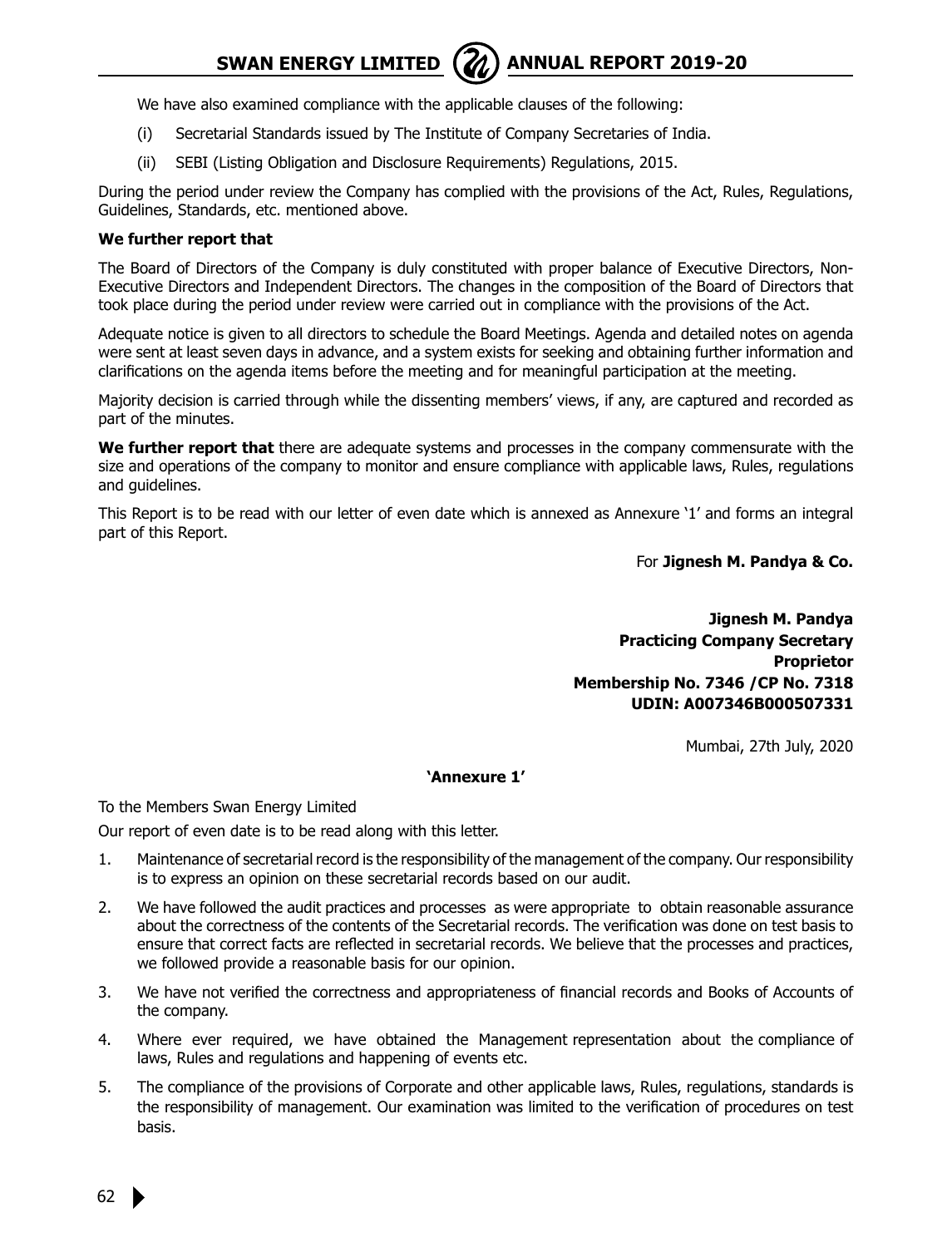We have also examined compliance with the applicable clauses of the following:

(i) Secretarial Standards issued by The Institute of Company Secretaries of India.

(ii) SEBI (Listing Obligation and Disclosure Requirements) Regulations, 2015.

During the period under review the Company has complied with the provisions of the Act, Rules, Regulations, Guidelines, Standards, etc. mentioned above.

**We further report that**

The Board of Directors of the Company is duly constituted with proper balance of Executive Directors, Non-Executive Directors and Independent Directors. The changes in the composition of the Board of Directors that took place during the period under review were carried out in compliance with the provisions of the Act.

Adequate notice is given to all directors to schedule the Board Meetings. Agenda and detailed notes on agenda were sent at least seven days in advance, and a system exists for seeking and obtaining further information and clarifications on the agenda items before the meeting and for meaningful participation at the meeting.

Majority decision is carried through while the dissenting members' views, if any, are captured and recorded as part of the minutes.

**We further report that** there are adequate systems and processes in the company commensurate with the size and operations of the company to monitor and ensure compliance with applicable laws, Rules, regulations and guidelines.

This Report is to be read with our letter of even date which is annexed as Annexure '1' and forms an integral part of this Report.

For **Jignesh M. Pandya & Co.**

**Jignesh M. Pandya**
**Practicing Company Secretary**
**Proprietor**
**Membership No. 7346 /CP No. 7318**
**UDIN: A007346B000507331**

Mumbai, 27th July, 2020

**'Annexure 1'**

To the Members Swan Energy Limited

Our report of even date is to be read along with this letter.

1. Maintenance of secretarial record is the responsibility of the management of the company. Our responsibility is to express an opinion on these secretarial records based on our audit.
2. We have followed the audit practices and processes as were appropriate to obtain reasonable assurance about the correctness of the contents of the Secretarial records. The verification was done on test basis to ensure that correct facts are reflected in secretarial records. We believe that the processes and practices, we followed provide a reasonable basis for our opinion.
3. We have not verified the correctness and appropriateness of financial records and Books of Accounts of the company.
4. Where ever required, we have obtained the Management representation about the compliance of laws, Rules and regulations and happening of events etc.
5. The compliance of the provisions of Corporate and other applicable laws, Rules, regulations, standards is the responsibility of management. Our examination was limited to the verification of procedures on test basis.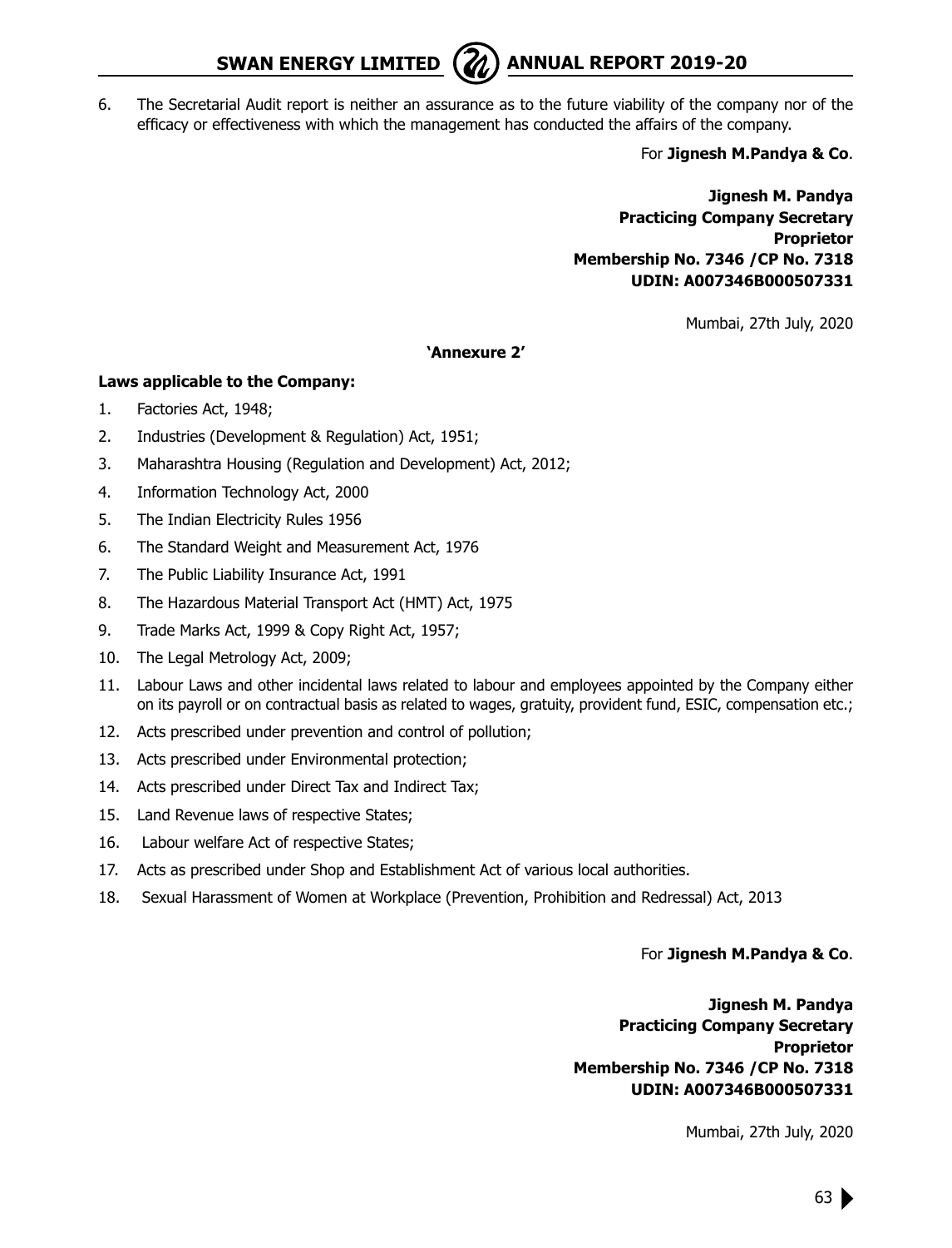6. The Secretarial Audit report is neither an assurance as to the future viability of the company nor of the efficacy or effectiveness with which the management has conducted the affairs of the company.

For **Jignesh M.Pandya & Co**.

**Jignesh M. Pandya**
**Practicing Company Secretary**
**Proprietor**
**Membership No. 7346 /CP No. 7318**
**UDIN: A007346B000507331**

Mumbai, 27th July, 2020

**'Annexure 2'**

**Laws applicable to the Company:**

1. Factories Act, 1948;
2. Industries (Development & Regulation) Act, 1951;
3. Maharashtra Housing (Regulation and Development) Act, 2012;
4. Information Technology Act, 2000
5. The Indian Electricity Rules 1956
6. The Standard Weight and Measurement Act, 1976
7. The Public Liability Insurance Act, 1991
8. The Hazardous Material Transport Act (HMT) Act, 1975
9. Trade Marks Act, 1999 & Copy Right Act, 1957;
10. The Legal Metrology Act, 2009;
11. Labour Laws and other incidental laws related to labour and employees appointed by the Company either on its payroll or on contractual basis as related to wages, gratuity, provident fund, ESIC, compensation etc.;
12. Acts prescribed under prevention and control of pollution;
13. Acts prescribed under Environmental protection;
14. Acts prescribed under Direct Tax and Indirect Tax;
15. Land Revenue laws of respective States;
16. Labour welfare Act of respective States;
17. Acts as prescribed under Shop and Establishment Act of various local authorities.
18. Sexual Harassment of Women at Workplace (Prevention, Prohibition and Redressal) Act, 2013

For **Jignesh M.Pandya & Co**.

**Jignesh M. Pandya**
**Practicing Company Secretary**
**Proprietor**
**Membership No. 7346 /CP No. 7318**
**UDIN: A007346B000507331**

Mumbai, 27th July, 2020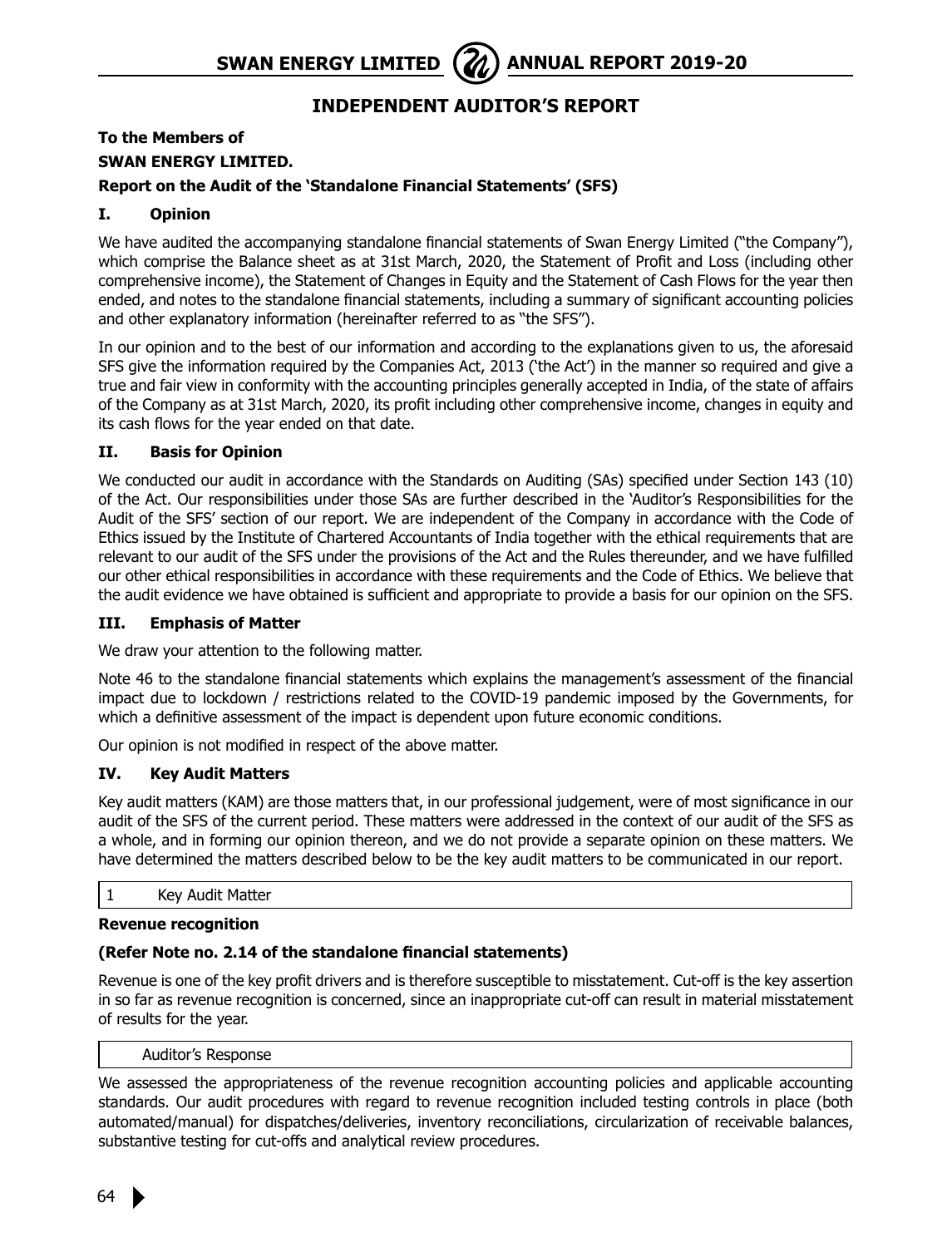# INDEPENDENT AUDITOR'S REPORT

**To the Members of**

**SWAN ENERGY LIMITED.**

**Report on the Audit of the 'Standalone Financial Statements' (SFS)**

## I. Opinion

We have audited the accompanying standalone financial statements of Swan Energy Limited ("the Company"), which comprise the Balance sheet as at 31st March, 2020, the Statement of Profit and Loss (including other comprehensive income), the Statement of Changes in Equity and the Statement of Cash Flows for the year then ended, and notes to the standalone financial statements, including a summary of significant accounting policies and other explanatory information (hereinafter referred to as "the SFS").

In our opinion and to the best of our information and according to the explanations given to us, the aforesaid SFS give the information required by the Companies Act, 2013 ('the Act') in the manner so required and give a true and fair view in conformity with the accounting principles generally accepted in India, of the state of affairs of the Company as at 31st March, 2020, its profit including other comprehensive income, changes in equity and its cash flows for the year ended on that date.

## II. Basis for Opinion

We conducted our audit in accordance with the Standards on Auditing (SAs) specified under Section 143 (10) of the Act. Our responsibilities under those SAs are further described in the 'Auditor's Responsibilities for the Audit of the SFS' section of our report. We are independent of the Company in accordance with the Code of Ethics issued by the Institute of Chartered Accountants of India together with the ethical requirements that are relevant to our audit of the SFS under the provisions of the Act and the Rules thereunder, and we have fulfilled our other ethical responsibilities in accordance with these requirements and the Code of Ethics. We believe that the audit evidence we have obtained is sufficient and appropriate to provide a basis for our opinion on the SFS.

## III. Emphasis of Matter

We draw your attention to the following matter.

Note 46 to the standalone financial statements which explains the management's assessment of the financial impact due to lockdown / restrictions related to the COVID-19 pandemic imposed by the Governments, for which a definitive assessment of the impact is dependent upon future economic conditions.

Our opinion is not modified in respect of the above matter.

## IV. Key Audit Matters

Key audit matters (KAM) are those matters that, in our professional judgement, were of most significance in our audit of the SFS of the current period. These matters were addressed in the context of our audit of the SFS as a whole, and in forming our opinion thereon, and we do not provide a separate opinion on these matters. We have determined the matters described below to be the key audit matters to be communicated in our report.

| 1 | Key Audit Matter |
|---|---|

**Revenue recognition**

**(Refer Note no. 2.14 of the standalone financial statements)**

Revenue is one of the key profit drivers and is therefore susceptible to misstatement. Cut-off is the key assertion in so far as revenue recognition is concerned, since an inappropriate cut-off can result in material misstatement of results for the year.

| Auditor's Response |
|---|

We assessed the appropriateness of the revenue recognition accounting policies and applicable accounting standards. Our audit procedures with regard to revenue recognition included testing controls in place (both automated/manual) for dispatches/deliveries, inventory reconciliations, circularization of receivable balances, substantive testing for cut-offs and analytical review procedures.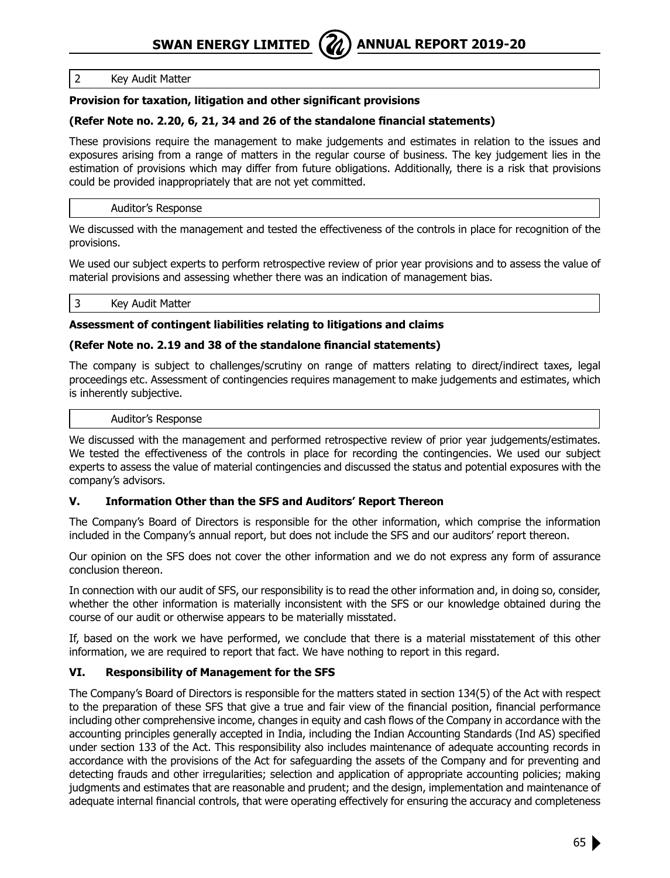| 2 | Key Audit Matter |
|---|---|

**Provision for taxation, litigation and other significant provisions**

**(Refer Note no. 2.20, 6, 21, 34 and 26 of the standalone financial statements)**

These provisions require the management to make judgements and estimates in relation to the issues and exposures arising from a range of matters in the regular course of business. The key judgement lies in the estimation of provisions which may differ from future obligations. Additionally, there is a risk that provisions could be provided inappropriately that are not yet committed.

| | Auditor's Response |
|---|---|

We discussed with the management and tested the effectiveness of the controls in place for recognition of the provisions.

We used our subject experts to perform retrospective review of prior year provisions and to assess the value of material provisions and assessing whether there was an indication of management bias.

| 3 | Key Audit Matter |
|---|---|

**Assessment of contingent liabilities relating to litigations and claims**

**(Refer Note no. 2.19 and 38 of the standalone financial statements)**

The company is subject to challenges/scrutiny on range of matters relating to direct/indirect taxes, legal proceedings etc. Assessment of contingencies requires management to make judgements and estimates, which is inherently subjective.

| | Auditor's Response |
|---|---|

We discussed with the management and performed retrospective review of prior year judgements/estimates. We tested the effectiveness of the controls in place for recording the contingencies. We used our subject experts to assess the value of material contingencies and discussed the status and potential exposures with the company's advisors.

## V. Information Other than the SFS and Auditors' Report Thereon

The Company's Board of Directors is responsible for the other information, which comprise the information included in the Company's annual report, but does not include the SFS and our auditors' report thereon.

Our opinion on the SFS does not cover the other information and we do not express any form of assurance conclusion thereon.

In connection with our audit of SFS, our responsibility is to read the other information and, in doing so, consider, whether the other information is materially inconsistent with the SFS or our knowledge obtained during the course of our audit or otherwise appears to be materially misstated.

If, based on the work we have performed, we conclude that there is a material misstatement of this other information, we are required to report that fact. We have nothing to report in this regard.

## VI. Responsibility of Management for the SFS

The Company's Board of Directors is responsible for the matters stated in section 134(5) of the Act with respect to the preparation of these SFS that give a true and fair view of the financial position, financial performance including other comprehensive income, changes in equity and cash flows of the Company in accordance with the accounting principles generally accepted in India, including the Indian Accounting Standards (Ind AS) specified under section 133 of the Act. This responsibility also includes maintenance of adequate accounting records in accordance with the provisions of the Act for safeguarding the assets of the Company and for preventing and detecting frauds and other irregularities; selection and application of appropriate accounting policies; making judgments and estimates that are reasonable and prudent; and the design, implementation and maintenance of adequate internal financial controls, that were operating effectively for ensuring the accuracy and completeness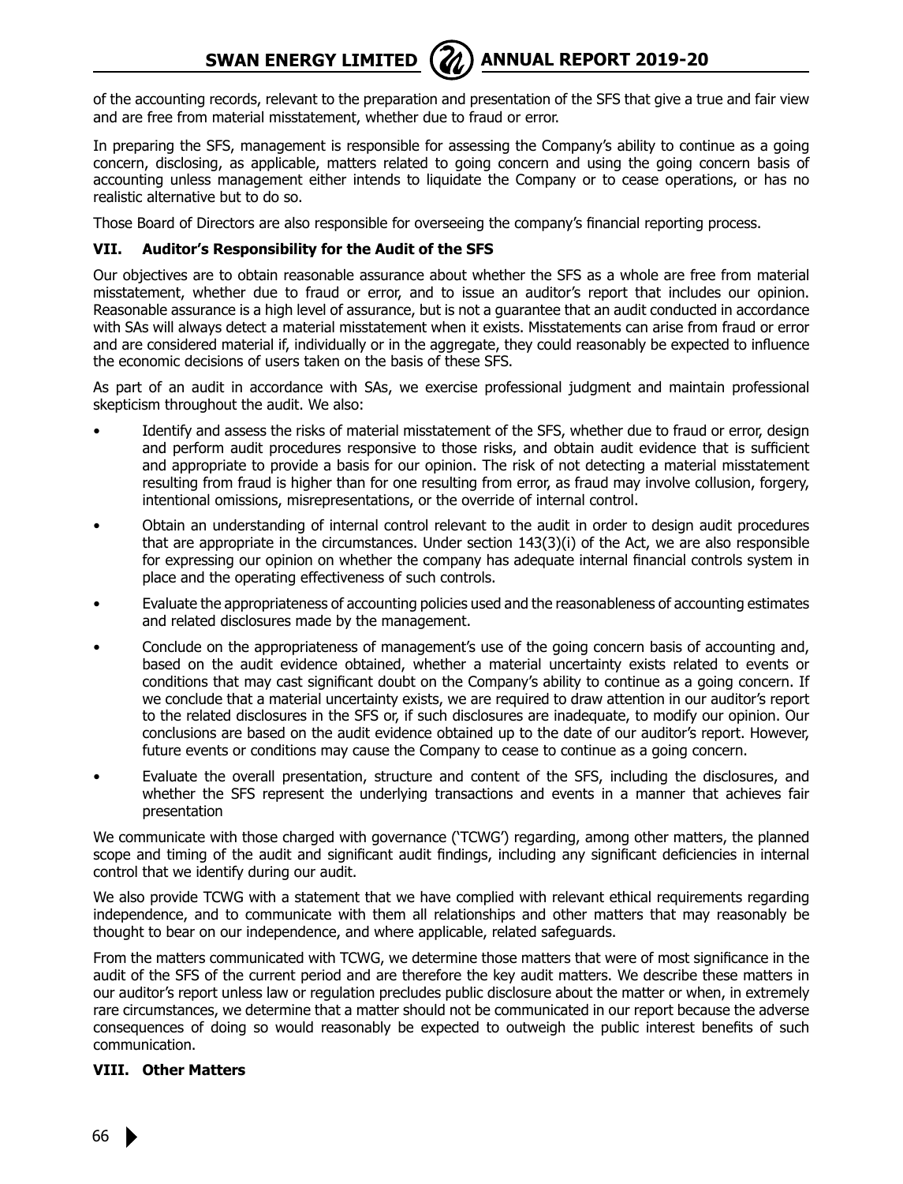of the accounting records, relevant to the preparation and presentation of the SFS that give a true and fair view and are free from material misstatement, whether due to fraud or error.

In preparing the SFS, management is responsible for assessing the Company's ability to continue as a going concern, disclosing, as applicable, matters related to going concern and using the going concern basis of accounting unless management either intends to liquidate the Company or to cease operations, or has no realistic alternative but to do so.

Those Board of Directors are also responsible for overseeing the company's financial reporting process.

### VII. Auditor's Responsibility for the Audit of the SFS

Our objectives are to obtain reasonable assurance about whether the SFS as a whole are free from material misstatement, whether due to fraud or error, and to issue an auditor's report that includes our opinion. Reasonable assurance is a high level of assurance, but is not a guarantee that an audit conducted in accordance with SAs will always detect a material misstatement when it exists. Misstatements can arise from fraud or error and are considered material if, individually or in the aggregate, they could reasonably be expected to influence the economic decisions of users taken on the basis of these SFS.

As part of an audit in accordance with SAs, we exercise professional judgment and maintain professional skepticism throughout the audit. We also:

- Identify and assess the risks of material misstatement of the SFS, whether due to fraud or error, design and perform audit procedures responsive to those risks, and obtain audit evidence that is sufficient and appropriate to provide a basis for our opinion. The risk of not detecting a material misstatement resulting from fraud is higher than for one resulting from error, as fraud may involve collusion, forgery, intentional omissions, misrepresentations, or the override of internal control.
- Obtain an understanding of internal control relevant to the audit in order to design audit procedures that are appropriate in the circumstances. Under section 143(3)(i) of the Act, we are also responsible for expressing our opinion on whether the company has adequate internal financial controls system in place and the operating effectiveness of such controls.
- Evaluate the appropriateness of accounting policies used and the reasonableness of accounting estimates and related disclosures made by the management.
- Conclude on the appropriateness of management's use of the going concern basis of accounting and, based on the audit evidence obtained, whether a material uncertainty exists related to events or conditions that may cast significant doubt on the Company's ability to continue as a going concern. If we conclude that a material uncertainty exists, we are required to draw attention in our auditor's report to the related disclosures in the SFS or, if such disclosures are inadequate, to modify our opinion. Our conclusions are based on the audit evidence obtained up to the date of our auditor's report. However, future events or conditions may cause the Company to cease to continue as a going concern.
- Evaluate the overall presentation, structure and content of the SFS, including the disclosures, and whether the SFS represent the underlying transactions and events in a manner that achieves fair presentation

We communicate with those charged with governance ('TCWG') regarding, among other matters, the planned scope and timing of the audit and significant audit findings, including any significant deficiencies in internal control that we identify during our audit.

We also provide TCWG with a statement that we have complied with relevant ethical requirements regarding independence, and to communicate with them all relationships and other matters that may reasonably be thought to bear on our independence, and where applicable, related safeguards.

From the matters communicated with TCWG, we determine those matters that were of most significance in the audit of the SFS of the current period and are therefore the key audit matters. We describe these matters in our auditor's report unless law or regulation precludes public disclosure about the matter or when, in extremely rare circumstances, we determine that a matter should not be communicated in our report because the adverse consequences of doing so would reasonably be expected to outweigh the public interest benefits of such communication.

### VIII. Other Matters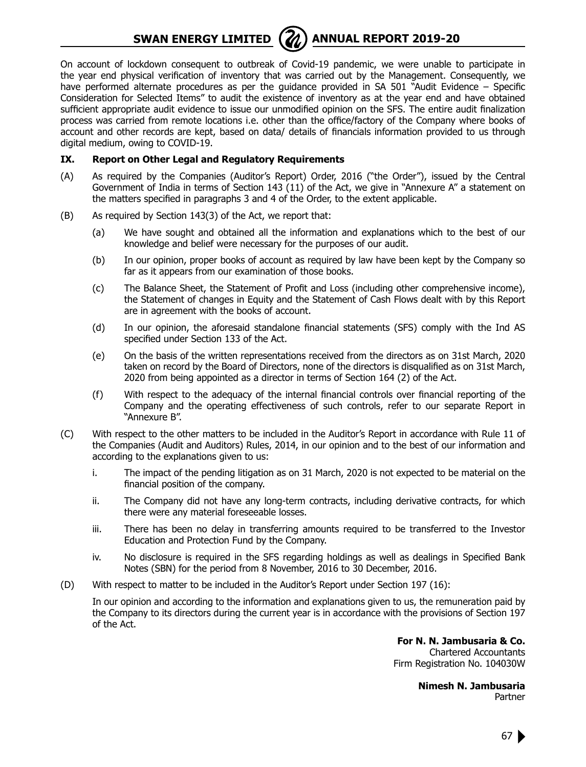On account of lockdown consequent to outbreak of Covid-19 pandemic, we were unable to participate in the year end physical verification of inventory that was carried out by the Management. Consequently, we have performed alternate procedures as per the guidance provided in SA 501 "Audit Evidence – Specific Consideration for Selected Items" to audit the existence of inventory as at the year end and have obtained sufficient appropriate audit evidence to issue our unmodified opinion on the SFS. The entire audit finalization process was carried from remote locations i.e. other than the office/factory of the Company where books of account and other records are kept, based on data/ details of financials information provided to us through digital medium, owing to COVID-19.

## IX. Report on Other Legal and Regulatory Requirements

(A) As required by the Companies (Auditor's Report) Order, 2016 ("the Order"), issued by the Central Government of India in terms of Section 143 (11) of the Act, we give in "Annexure A" a statement on the matters specified in paragraphs 3 and 4 of the Order, to the extent applicable.

(B) As required by Section 143(3) of the Act, we report that:

- (a) We have sought and obtained all the information and explanations which to the best of our knowledge and belief were necessary for the purposes of our audit.
- (b) In our opinion, proper books of account as required by law have been kept by the Company so far as it appears from our examination of those books.
- (c) The Balance Sheet, the Statement of Profit and Loss (including other comprehensive income), the Statement of changes in Equity and the Statement of Cash Flows dealt with by this Report are in agreement with the books of account.
- (d) In our opinion, the aforesaid standalone financial statements (SFS) comply with the Ind AS specified under Section 133 of the Act.
- (e) On the basis of the written representations received from the directors as on 31st March, 2020 taken on record by the Board of Directors, none of the directors is disqualified as on 31st March, 2020 from being appointed as a director in terms of Section 164 (2) of the Act.
- (f) With respect to the adequacy of the internal financial controls over financial reporting of the Company and the operating effectiveness of such controls, refer to our separate Report in "Annexure B".

(C) With respect to the other matters to be included in the Auditor's Report in accordance with Rule 11 of the Companies (Audit and Auditors) Rules, 2014, in our opinion and to the best of our information and according to the explanations given to us:

- i. The impact of the pending litigation as on 31 March, 2020 is not expected to be material on the financial position of the company.
- ii. The Company did not have any long-term contracts, including derivative contracts, for which there were any material foreseeable losses.
- iii. There has been no delay in transferring amounts required to be transferred to the Investor Education and Protection Fund by the Company.
- iv. No disclosure is required in the SFS regarding holdings as well as dealings in Specified Bank Notes (SBN) for the period from 8 November, 2016 to 30 December, 2016.

(D) With respect to matter to be included in the Auditor's Report under Section 197 (16):

In our opinion and according to the information and explanations given to us, the remuneration paid by the Company to its directors during the current year is in accordance with the provisions of Section 197 of the Act.

**For N. N. Jambusaria & Co.**
Chartered Accountants
Firm Registration No. 104030W

**Nimesh N. Jambusaria**
Partner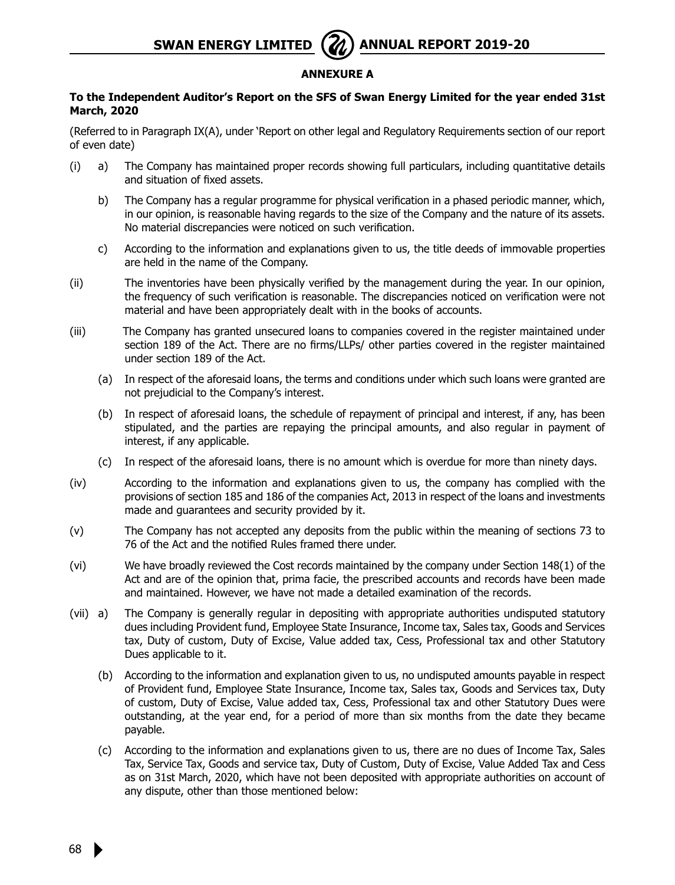## ANNEXURE A

**To the Independent Auditor's Report on the SFS of Swan Energy Limited for the year ended 31st March, 2020**

(Referred to in Paragraph IX(A), under 'Report on other legal and Regulatory Requirements section of our report of even date)

(i) a) The Company has maintained proper records showing full particulars, including quantitative details and situation of fixed assets.

b) The Company has a regular programme for physical verification in a phased periodic manner, which, in our opinion, is reasonable having regards to the size of the Company and the nature of its assets. No material discrepancies were noticed on such verification.

c) According to the information and explanations given to us, the title deeds of immovable properties are held in the name of the Company.

(ii) The inventories have been physically verified by the management during the year. In our opinion, the frequency of such verification is reasonable. The discrepancies noticed on verification were not material and have been appropriately dealt with in the books of accounts.

(iii) The Company has granted unsecured loans to companies covered in the register maintained under section 189 of the Act. There are no firms/LLPs/ other parties covered in the register maintained under section 189 of the Act.

(a) In respect of the aforesaid loans, the terms and conditions under which such loans were granted are not prejudicial to the Company's interest.

(b) In respect of aforesaid loans, the schedule of repayment of principal and interest, if any, has been stipulated, and the parties are repaying the principal amounts, and also regular in payment of interest, if any applicable.

(c) In respect of the aforesaid loans, there is no amount which is overdue for more than ninety days.

(iv) According to the information and explanations given to us, the company has complied with the provisions of section 185 and 186 of the companies Act, 2013 in respect of the loans and investments made and guarantees and security provided by it.

(v) The Company has not accepted any deposits from the public within the meaning of sections 73 to 76 of the Act and the notified Rules framed there under.

(vi) We have broadly reviewed the Cost records maintained by the company under Section 148(1) of the Act and are of the opinion that, prima facie, the prescribed accounts and records have been made and maintained. However, we have not made a detailed examination of the records.

(vii) a) The Company is generally regular in depositing with appropriate authorities undisputed statutory dues including Provident fund, Employee State Insurance, Income tax, Sales tax, Goods and Services tax, Duty of custom, Duty of Excise, Value added tax, Cess, Professional tax and other Statutory Dues applicable to it.

(b) According to the information and explanation given to us, no undisputed amounts payable in respect of Provident fund, Employee State Insurance, Income tax, Sales tax, Goods and Services tax, Duty of custom, Duty of Excise, Value added tax, Cess, Professional tax and other Statutory Dues were outstanding, at the year end, for a period of more than six months from the date they became payable.

(c) According to the information and explanations given to us, there are no dues of Income Tax, Sales Tax, Service Tax, Goods and service tax, Duty of Custom, Duty of Excise, Value Added Tax and Cess as on 31st March, 2020, which have not been deposited with appropriate authorities on account of any dispute, other than those mentioned below: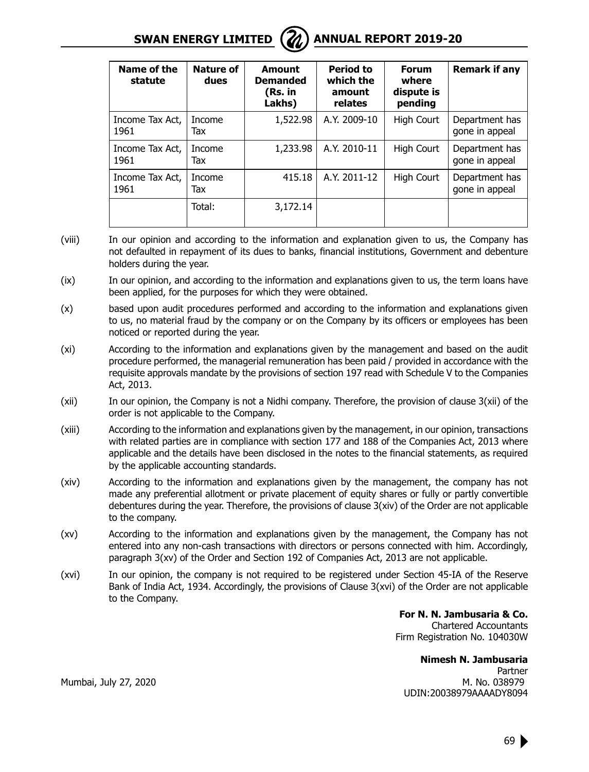| Name of the statute | Nature of dues | Amount Demanded (Rs. in Lakhs) | Period to which the amount relates | Forum where dispute is pending | Remark if any |
|---|---|---|---|---|---|
| Income Tax Act, 1961 | Income Tax | 1,522.98 | A.Y. 2009-10 | High Court | Department has gone in appeal |
| Income Tax Act, 1961 | Income Tax | 1,233.98 | A.Y. 2010-11 | High Court | Department has gone in appeal |
| Income Tax Act, 1961 | Income Tax | 415.18 | A.Y. 2011-12 | High Court | Department has gone in appeal |
| | Total: | 3,172.14 | | | |

(viii) In our opinion and according to the information and explanation given to us, the Company has not defaulted in repayment of its dues to banks, financial institutions, Government and debenture holders during the year.

(ix) In our opinion, and according to the information and explanations given to us, the term loans have been applied, for the purposes for which they were obtained.

(x) based upon audit procedures performed and according to the information and explanations given to us, no material fraud by the company or on the Company by its officers or employees has been noticed or reported during the year.

(xi) According to the information and explanations given by the management and based on the audit procedure performed, the managerial remuneration has been paid / provided in accordance with the requisite approvals mandate by the provisions of section 197 read with Schedule V to the Companies Act, 2013.

(xii) In our opinion, the Company is not a Nidhi company. Therefore, the provision of clause 3(xii) of the order is not applicable to the Company.

(xiii) According to the information and explanations given by the management, in our opinion, transactions with related parties are in compliance with section 177 and 188 of the Companies Act, 2013 where applicable and the details have been disclosed in the notes to the financial statements, as required by the applicable accounting standards.

(xiv) According to the information and explanations given by the management, the company has not made any preferential allotment or private placement of equity shares or fully or partly convertible debentures during the year. Therefore, the provisions of clause 3(xiv) of the Order are not applicable to the company.

(xv) According to the information and explanations given by the management, the Company has not entered into any non-cash transactions with directors or persons connected with him. Accordingly, paragraph 3(xv) of the Order and Section 192 of Companies Act, 2013 are not applicable.

(xvi) In our opinion, the company is not required to be registered under Section 45-IA of the Reserve Bank of India Act, 1934. Accordingly, the provisions of Clause 3(xvi) of the Order are not applicable to the Company.

**For N. N. Jambusaria & Co.**
Chartered Accountants
Firm Registration No. 104030W

**Nimesh N. Jambusaria**
Partner
M. No. 038979
UDIN:20038979AAAADY8094

Mumbai, July 27, 2020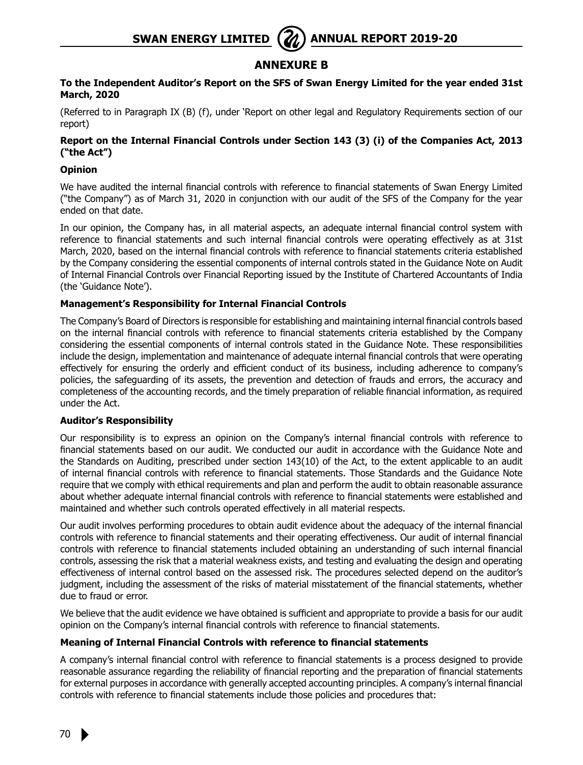# ANNEXURE B

**To the Independent Auditor's Report on the SFS of Swan Energy Limited for the year ended 31st March, 2020**

(Referred to in Paragraph IX (B) (f), under 'Report on other legal and Regulatory Requirements section of our report)

**Report on the Internal Financial Controls under Section 143 (3) (i) of the Companies Act, 2013 ("the Act")**

**Opinion**

We have audited the internal financial controls with reference to financial statements of Swan Energy Limited ("the Company") as of March 31, 2020 in conjunction with our audit of the SFS of the Company for the year ended on that date.

In our opinion, the Company has, in all material aspects, an adequate internal financial control system with reference to financial statements and such internal financial controls were operating effectively as at 31st March, 2020, based on the internal financial controls with reference to financial statements criteria established by the Company considering the essential components of internal controls stated in the Guidance Note on Audit of Internal Financial Controls over Financial Reporting issued by the Institute of Chartered Accountants of India (the 'Guidance Note').

**Management's Responsibility for Internal Financial Controls**

The Company's Board of Directors is responsible for establishing and maintaining internal financial controls based on the internal financial controls with reference to financial statements criteria established by the Company considering the essential components of internal controls stated in the Guidance Note. These responsibilities include the design, implementation and maintenance of adequate internal financial controls that were operating effectively for ensuring the orderly and efficient conduct of its business, including adherence to company's policies, the safeguarding of its assets, the prevention and detection of frauds and errors, the accuracy and completeness of the accounting records, and the timely preparation of reliable financial information, as required under the Act.

**Auditor's Responsibility**

Our responsibility is to express an opinion on the Company's internal financial controls with reference to financial statements based on our audit. We conducted our audit in accordance with the Guidance Note and the Standards on Auditing, prescribed under section 143(10) of the Act, to the extent applicable to an audit of internal financial controls with reference to financial statements. Those Standards and the Guidance Note require that we comply with ethical requirements and plan and perform the audit to obtain reasonable assurance about whether adequate internal financial controls with reference to financial statements were established and maintained and whether such controls operated effectively in all material respects.

Our audit involves performing procedures to obtain audit evidence about the adequacy of the internal financial controls with reference to financial statements and their operating effectiveness. Our audit of internal financial controls with reference to financial statements included obtaining an understanding of such internal financial controls, assessing the risk that a material weakness exists, and testing and evaluating the design and operating effectiveness of internal control based on the assessed risk. The procedures selected depend on the auditor's judgment, including the assessment of the risks of material misstatement of the financial statements, whether due to fraud or error.

We believe that the audit evidence we have obtained is sufficient and appropriate to provide a basis for our audit opinion on the Company's internal financial controls with reference to financial statements.

**Meaning of Internal Financial Controls with reference to financial statements**

A company's internal financial control with reference to financial statements is a process designed to provide reasonable assurance regarding the reliability of financial reporting and the preparation of financial statements for external purposes in accordance with generally accepted accounting principles. A company's internal financial controls with reference to financial statements include those policies and procedures that: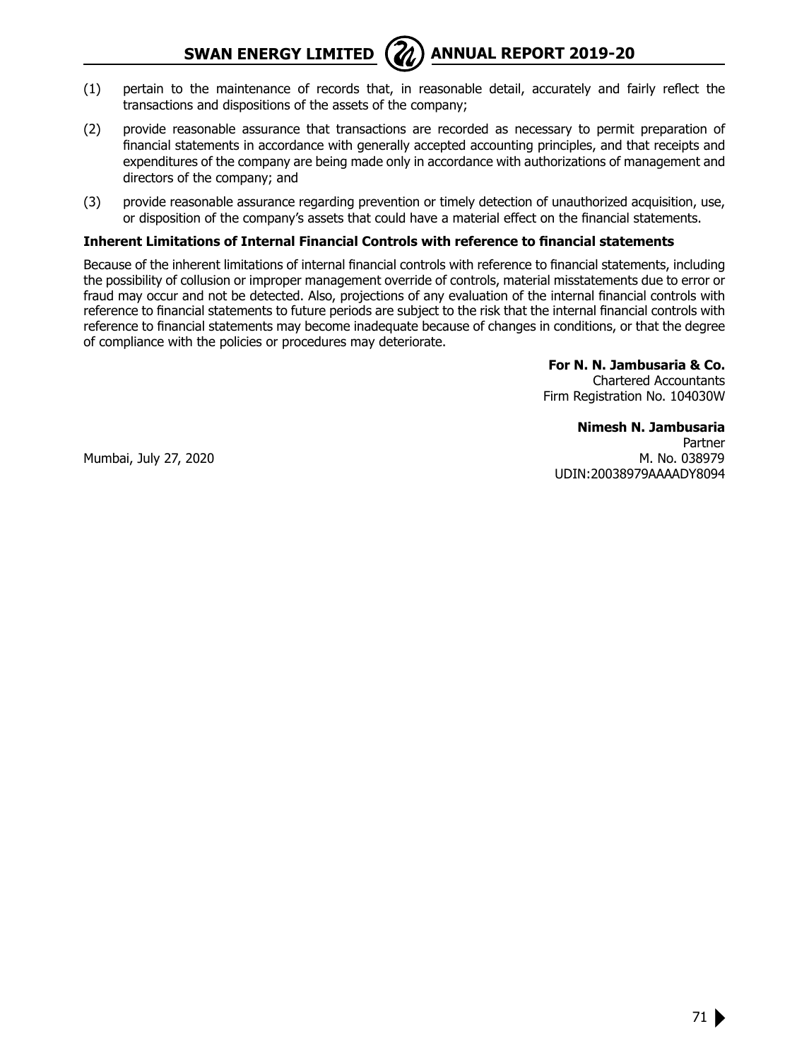(1) pertain to the maintenance of records that, in reasonable detail, accurately and fairly reflect the transactions and dispositions of the assets of the company;

(2) provide reasonable assurance that transactions are recorded as necessary to permit preparation of financial statements in accordance with generally accepted accounting principles, and that receipts and expenditures of the company are being made only in accordance with authorizations of management and directors of the company; and

(3) provide reasonable assurance regarding prevention or timely detection of unauthorized acquisition, use, or disposition of the company's assets that could have a material effect on the financial statements.

**Inherent Limitations of Internal Financial Controls with reference to financial statements**

Because of the inherent limitations of internal financial controls with reference to financial statements, including the possibility of collusion or improper management override of controls, material misstatements due to error or fraud may occur and not be detected. Also, projections of any evaluation of the internal financial controls with reference to financial statements to future periods are subject to the risk that the internal financial controls with reference to financial statements may become inadequate because of changes in conditions, or that the degree of compliance with the policies or procedures may deteriorate.

**For N. N. Jambusaria & Co.**
Chartered Accountants
Firm Registration No. 104030W

**Nimesh N. Jambusaria**
Partner
M. No. 038979
UDIN:20038979AAAADY8094

Mumbai, July 27, 2020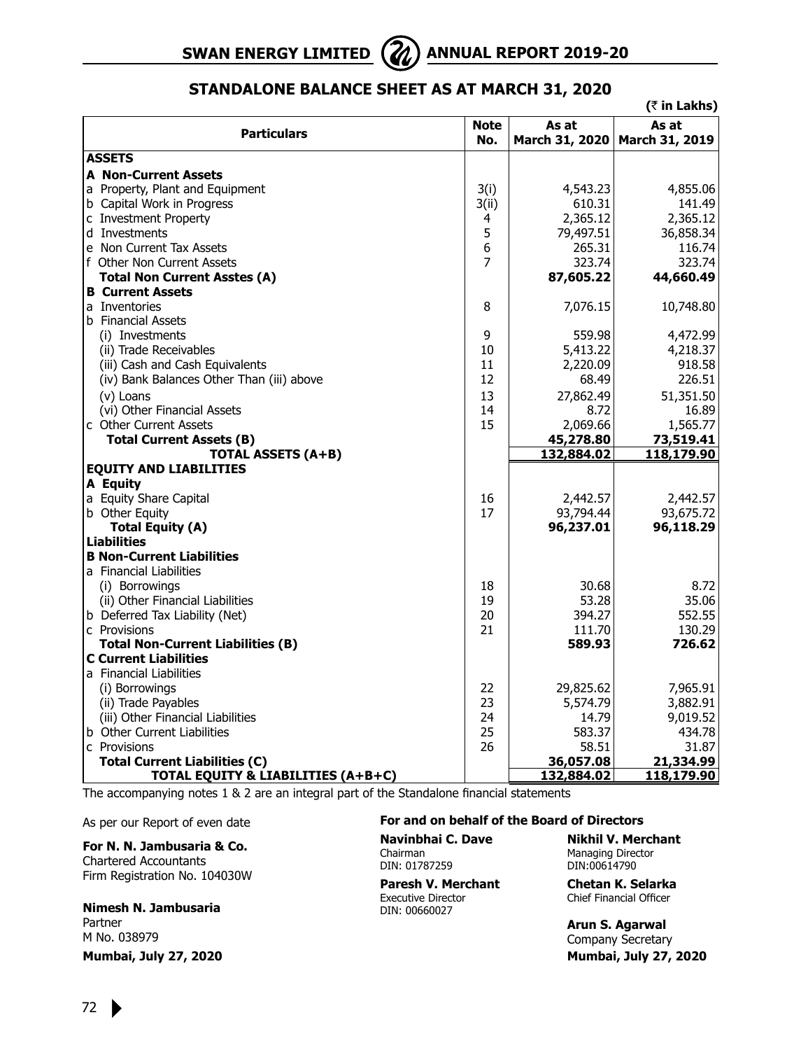## STANDALONE BALANCE SHEET AS AT MARCH 31, 2020

(₹ in Lakhs)

| Particulars | Note No. | As at March 31, 2020 | As at March 31, 2019 |
|---|---|---|---|
| **ASSETS** | | | |
| **A Non-Current Assets** | | | |
| a Property, Plant and Equipment | 3(i) | 4,543.23 | 4,855.06 |
| b Capital Work in Progress | 3(ii) | 610.31 | 141.49 |
| c Investment Property | 4 | 2,365.12 | 2,365.12 |
| d Investments | 5 | 79,497.51 | 36,858.34 |
| e Non Current Tax Assets | 6 | 265.31 | 116.74 |
| f Other Non Current Assets | 7 | 323.74 | 323.74 |
| **Total Non Current Asstes (A)** | | **87,605.22** | **44,660.49** |
| **B Current Assets** | | | |
| a Inventories | 8 | 7,076.15 | 10,748.80 |
| b Financial Assets | | | |
| (i) Investments | 9 | 559.98 | 4,472.99 |
| (ii) Trade Receivables | 10 | 5,413.22 | 4,218.37 |
| (iii) Cash and Cash Equivalents | 11 | 2,220.09 | 918.58 |
| (iv) Bank Balances Other Than (iii) above | 12 | 68.49 | 226.51 |
| (v) Loans | 13 | 27,862.49 | 51,351.50 |
| (vi) Other Financial Assets | 14 | 8.72 | 16.89 |
| c Other Current Assets | 15 | 2,069.66 | 1,565.77 |
| **Total Current Assets (B)** | | **45,278.80** | **73,519.41** |
| **TOTAL ASSETS (A+B)** | | **132,884.02** | **118,179.90** |
| **EQUITY AND LIABILITIES** | | | |
| **A Equity** | | | |
| a Equity Share Capital | 16 | 2,442.57 | 2,442.57 |
| b Other Equity | 17 | 93,794.44 | 93,675.72 |
| **Total Equity (A)** | | **96,237.01** | **96,118.29** |
| **Liabilities** | | | |
| **B Non-Current Liabilities** | | | |
| a Financial Liabilities | | | |
| (i) Borrowings | 18 | 30.68 | 8.72 |
| (ii) Other Financial Liabilities | 19 | 53.28 | 35.06 |
| b Deferred Tax Liability (Net) | 20 | 394.27 | 552.55 |
| c Provisions | 21 | 111.70 | 130.29 |
| **Total Non-Current Liabilities (B)** | | **589.93** | **726.62** |
| **C Current Liabilities** | | | |
| a Financial Liabilities | | | |
| (i) Borrowings | 22 | 29,825.62 | 7,965.91 |
| (ii) Trade Payables | 23 | 5,574.79 | 3,882.91 |
| (iii) Other Financial Liabilities | 24 | 14.79 | 9,019.52 |
| b Other Current Liabilities | 25 | 583.37 | 434.78 |
| c Provisions | 26 | 58.51 | 31.87 |
| **Total Current Liabilities (C)** | | **36,057.08** | **21,334.99** |
| **TOTAL EQUITY & LIABILITIES (A+B+C)** | | **132,884.02** | **118,179.90** |

The accompanying notes 1 & 2 are an integral part of the Standalone financial statements

As per our Report of even date

**For N. N. Jambusaria & Co.**
Chartered Accountants
Firm Registration No. 104030W

**Nimesh N. Jambusaria**
Partner
M No. 038979
**Mumbai, July 27, 2020**

**For and on behalf of the Board of Directors**

**Navinbhai C. Dave**
Chairman
DIN: 01787259

**Nikhil V. Merchant**
Managing Director
DIN:00614790

**Paresh V. Merchant**
Executive Director
DIN: 00660027

**Chetan K. Selarka**
Chief Financial Officer

**Arun S. Agarwal**
Company Secretary
**Mumbai, July 27, 2020**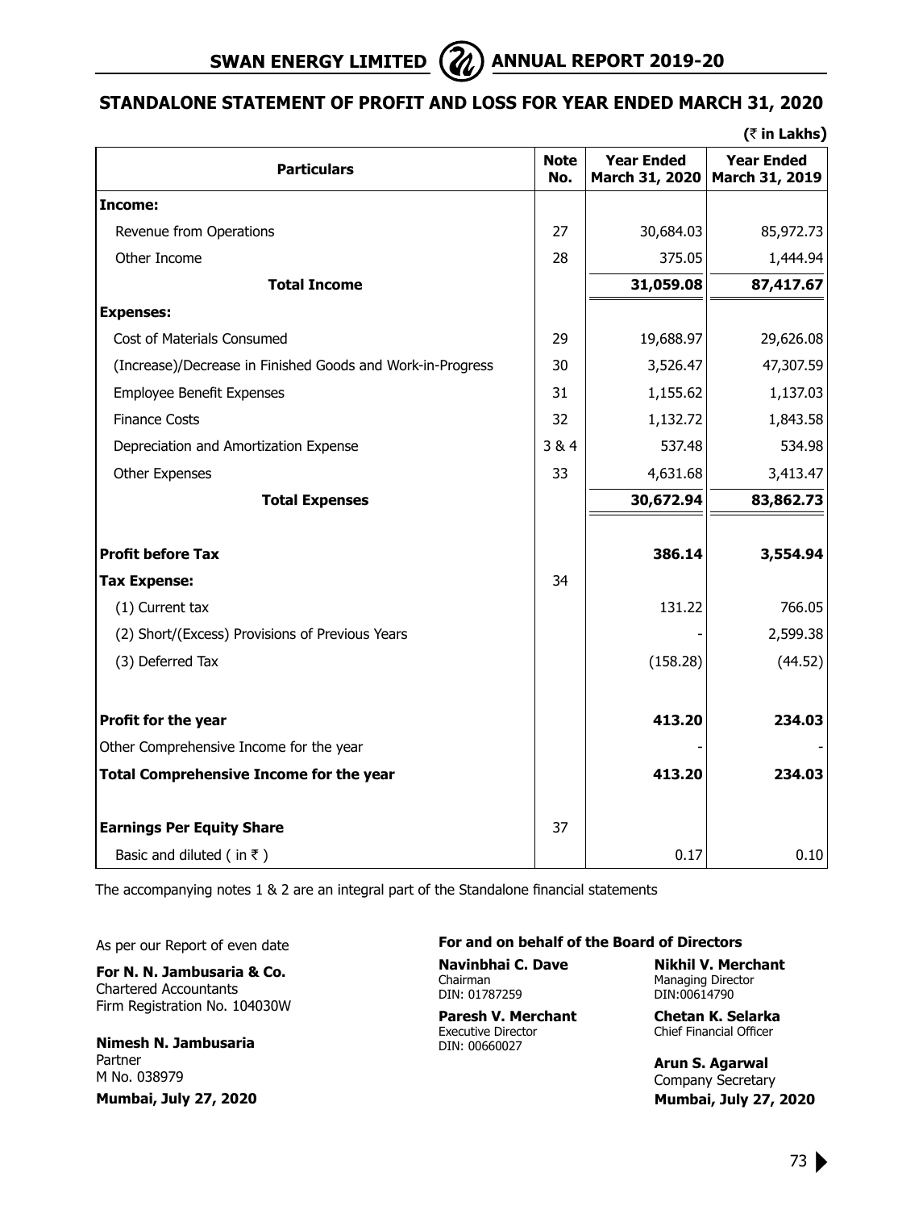## STANDALONE STATEMENT OF PROFIT AND LOSS FOR YEAR ENDED MARCH 31, 2020

(₹ in Lakhs)

| Particulars | Note No. | Year Ended March 31, 2020 | Year Ended March 31, 2019 |
|---|---|---|---|
| **Income:** | | | |
| Revenue from Operations | 27 | 30,684.03 | 85,972.73 |
| Other Income | 28 | 375.05 | 1,444.94 |
| **Total Income** | | **31,059.08** | **87,417.67** |
| **Expenses:** | | | |
| Cost of Materials Consumed | 29 | 19,688.97 | 29,626.08 |
| (Increase)/Decrease in Finished Goods and Work-in-Progress | 30 | 3,526.47 | 47,307.59 |
| Employee Benefit Expenses | 31 | 1,155.62 | 1,137.03 |
| Finance Costs | 32 | 1,132.72 | 1,843.58 |
| Depreciation and Amortization Expense | 3 & 4 | 537.48 | 534.98 |
| Other Expenses | 33 | 4,631.68 | 3,413.47 |
| **Total Expenses** | | **30,672.94** | **83,862.73** |
| **Profit before Tax** | | **386.14** | **3,554.94** |
| **Tax Expense:** | 34 | | |
| (1) Current tax | | 131.22 | 766.05 |
| (2) Short/(Excess) Provisions of Previous Years | | - | 2,599.38 |
| (3) Deferred Tax | | (158.28) | (44.52) |
| **Profit for the year** | | **413.20** | **234.03** |
| Other Comprehensive Income for the year | | - | - |
| **Total Comprehensive Income for the year** | | **413.20** | **234.03** |
| **Earnings Per Equity Share** | 37 | | |
| Basic and diluted ( in ₹ ) | | 0.17 | 0.10 |

The accompanying notes 1 & 2 are an integral part of the Standalone financial statements

As per our Report of even date

**For N. N. Jambusaria & Co.**
Chartered Accountants
Firm Registration No. 104030W

**Nimesh N. Jambusaria**
Partner
M No. 038979

**Mumbai, July 27, 2020**

**For and on behalf of the Board of Directors**

**Navinbhai C. Dave**
Chairman
DIN: 01787259

**Nikhil V. Merchant**
Managing Director
DIN:00614790

**Paresh V. Merchant**
Executive Director
DIN: 00660027

**Chetan K. Selarka**
Chief Financial Officer

**Arun S. Agarwal**
Company Secretary

**Mumbai, July 27, 2020**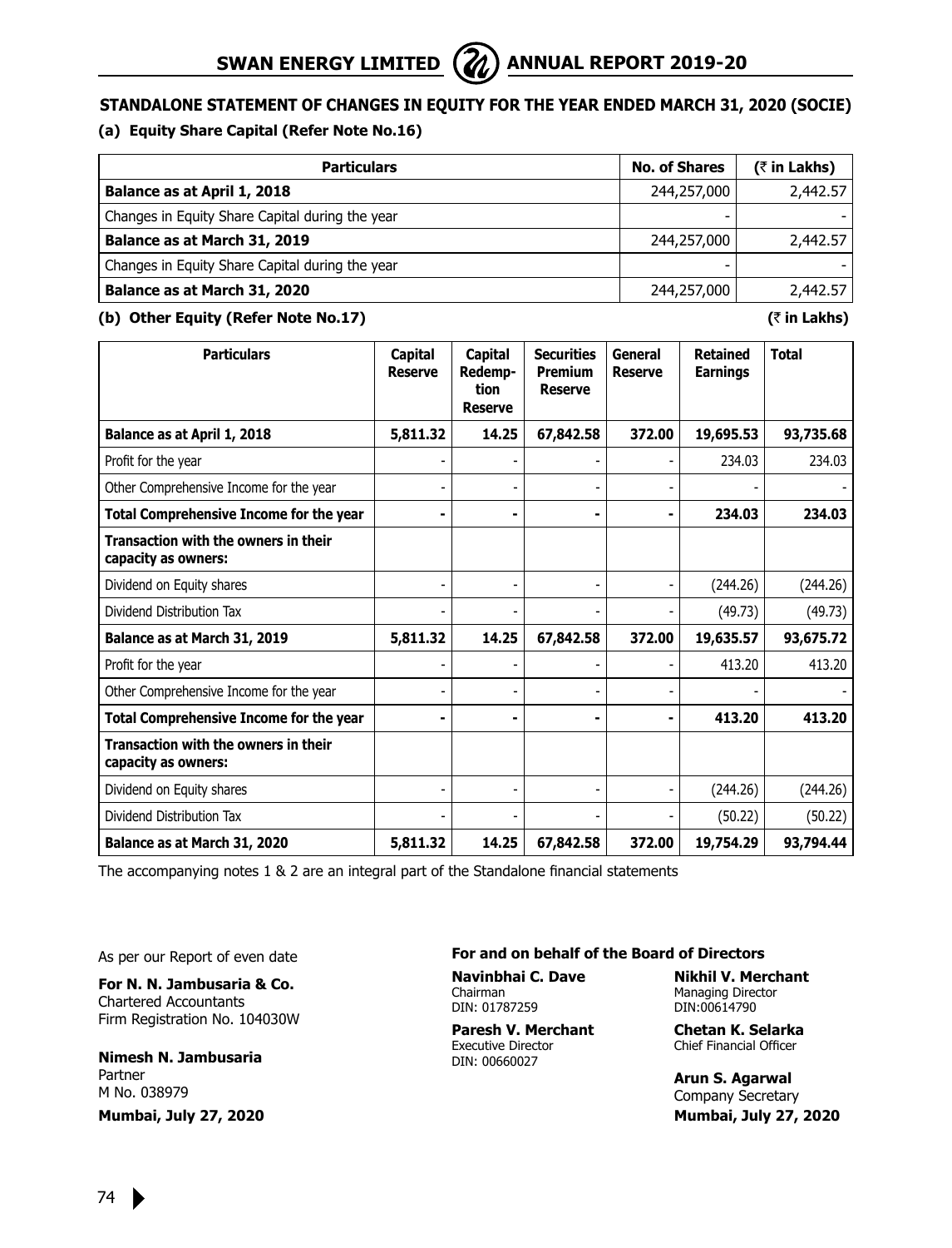## STANDALONE STATEMENT OF CHANGES IN EQUITY FOR THE YEAR ENDED MARCH 31, 2020 (SOCIE)

### (a) Equity Share Capital (Refer Note No.16)

| Particulars | No. of Shares | (₹ in Lakhs) |
|---|---|---|
| **Balance as at April 1, 2018** | 244,257,000 | 2,442.57 |
| Changes in Equity Share Capital during the year | - | - |
| **Balance as at March 31, 2019** | 244,257,000 | 2,442.57 |
| Changes in Equity Share Capital during the year | - | - |
| **Balance as at March 31, 2020** | 244,257,000 | 2,442.57 |

### (b) Other Equity (Refer Note No.17)

(₹ in Lakhs)

| Particulars | Capital Reserve | Capital Redemption Reserve | Securities Premium Reserve | General Reserve | Retained Earnings | Total |
|---|---|---|---|---|---|---|
| **Balance as at April 1, 2018** | **5,811.32** | **14.25** | **67,842.58** | **372.00** | **19,695.53** | **93,735.68** |
| Profit for the year | - | - | - | - | 234.03 | 234.03 |
| Other Comprehensive Income for the year | - | - | - | - | - | - |
| **Total Comprehensive Income for the year** | **-** | **-** | **-** | **-** | **234.03** | **234.03** |
| **Transaction with the owners in their capacity as owners:** | | | | | | |
| Dividend on Equity shares | - | - | - | - | (244.26) | (244.26) |
| Dividend Distribution Tax | - | - | - | - | (49.73) | (49.73) |
| **Balance as at March 31, 2019** | **5,811.32** | **14.25** | **67,842.58** | **372.00** | **19,635.57** | **93,675.72** |
| Profit for the year | - | - | - | - | 413.20 | 413.20 |
| Other Comprehensive Income for the year | - | - | - | - | - | - |
| **Total Comprehensive Income for the year** | **-** | **-** | **-** | **-** | **413.20** | **413.20** |
| **Transaction with the owners in their capacity as owners:** | | | | | | |
| Dividend on Equity shares | - | - | - | - | (244.26) | (244.26) |
| Dividend Distribution Tax | - | - | - | - | (50.22) | (50.22) |
| **Balance as at March 31, 2020** | **5,811.32** | **14.25** | **67,842.58** | **372.00** | **19,754.29** | **93,794.44** |

The accompanying notes 1 & 2 are an integral part of the Standalone financial statements

As per our Report of even date

**For N. N. Jambusaria & Co.**
Chartered Accountants
Firm Registration No. 104030W

**Nimesh N. Jambusaria**
Partner
M No. 038979

**Mumbai, July 27, 2020**

**For and on behalf of the Board of Directors**

**Navinbhai C. Dave**
Chairman
DIN: 01787259

**Nikhil V. Merchant**
Managing Director
DIN:00614790

**Paresh V. Merchant**
Executive Director
DIN: 00660027

**Chetan K. Selarka**
Chief Financial Officer

**Arun S. Agarwal**
Company Secretary

**Mumbai, July 27, 2020**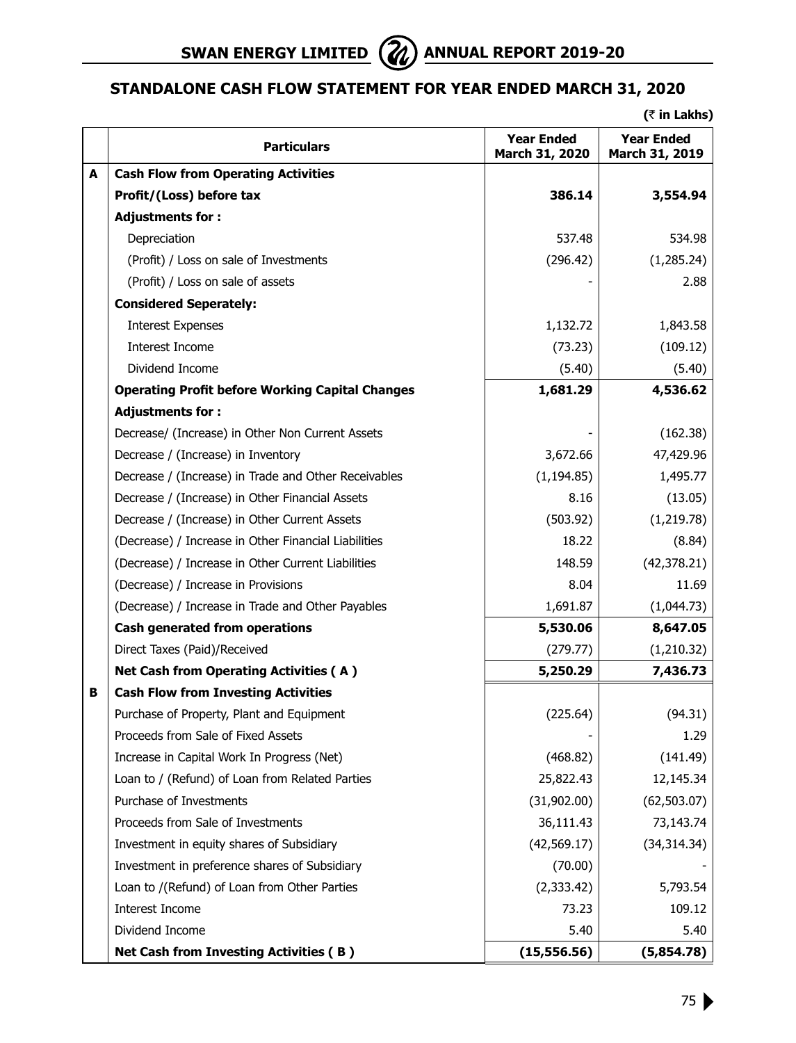## STANDALONE CASH FLOW STATEMENT FOR YEAR ENDED MARCH 31, 2020

(₹ in Lakhs)

| | Particulars | Year Ended March 31, 2020 | Year Ended March 31, 2019 |
|---|---|---|---|
| **A** | **Cash Flow from Operating Activities** | | |
| | **Profit/(Loss) before tax** | **386.14** | **3,554.94** |
| | **Adjustments for :** | | |
| | Depreciation | 537.48 | 534.98 |
| | (Profit) / Loss on sale of Investments | (296.42) | (1,285.24) |
| | (Profit) / Loss on sale of assets | - | 2.88 |
| | **Considered Seperately:** | | |
| | Interest Expenses | 1,132.72 | 1,843.58 |
| | Interest Income | (73.23) | (109.12) |
| | Dividend Income | (5.40) | (5.40) |
| | **Operating Profit before Working Capital Changes** | **1,681.29** | **4,536.62** |
| | **Adjustments for :** | | |
| | Decrease/ (Increase) in Other Non Current Assets | - | (162.38) |
| | Decrease / (Increase) in Inventory | 3,672.66 | 47,429.96 |
| | Decrease / (Increase) in Trade and Other Receivables | (1,194.85) | 1,495.77 |
| | Decrease / (Increase) in Other Financial Assets | 8.16 | (13.05) |
| | Decrease / (Increase) in Other Current Assets | (503.92) | (1,219.78) |
| | (Decrease) / Increase in Other Financial Liabilities | 18.22 | (8.84) |
| | (Decrease) / Increase in Other Current Liabilities | 148.59 | (42,378.21) |
| | (Decrease) / Increase in Provisions | 8.04 | 11.69 |
| | (Decrease) / Increase in Trade and Other Payables | 1,691.87 | (1,044.73) |
| | **Cash generated from operations** | **5,530.06** | **8,647.05** |
| | Direct Taxes (Paid)/Received | (279.77) | (1,210.32) |
| | **Net Cash from Operating Activities ( A )** | **5,250.29** | **7,436.73** |
| **B** | **Cash Flow from Investing Activities** | | |
| | Purchase of Property, Plant and Equipment | (225.64) | (94.31) |
| | Proceeds from Sale of Fixed Assets | - | 1.29 |
| | Increase in Capital Work In Progress (Net) | (468.82) | (141.49) |
| | Loan to / (Refund) of Loan from Related Parties | 25,822.43 | 12,145.34 |
| | Purchase of Investments | (31,902.00) | (62,503.07) |
| | Proceeds from Sale of Investments | 36,111.43 | 73,143.74 |
| | Investment in equity shares of Subsidiary | (42,569.17) | (34,314.34) |
| | Investment in preference shares of Subsidiary | (70.00) | - |
| | Loan to /(Refund) of Loan from Other Parties | (2,333.42) | 5,793.54 |
| | Interest Income | 73.23 | 109.12 |
| | Dividend Income | 5.40 | 5.40 |
| | **Net Cash from Investing Activities ( B )** | **(15,556.56)** | **(5,854.78)** |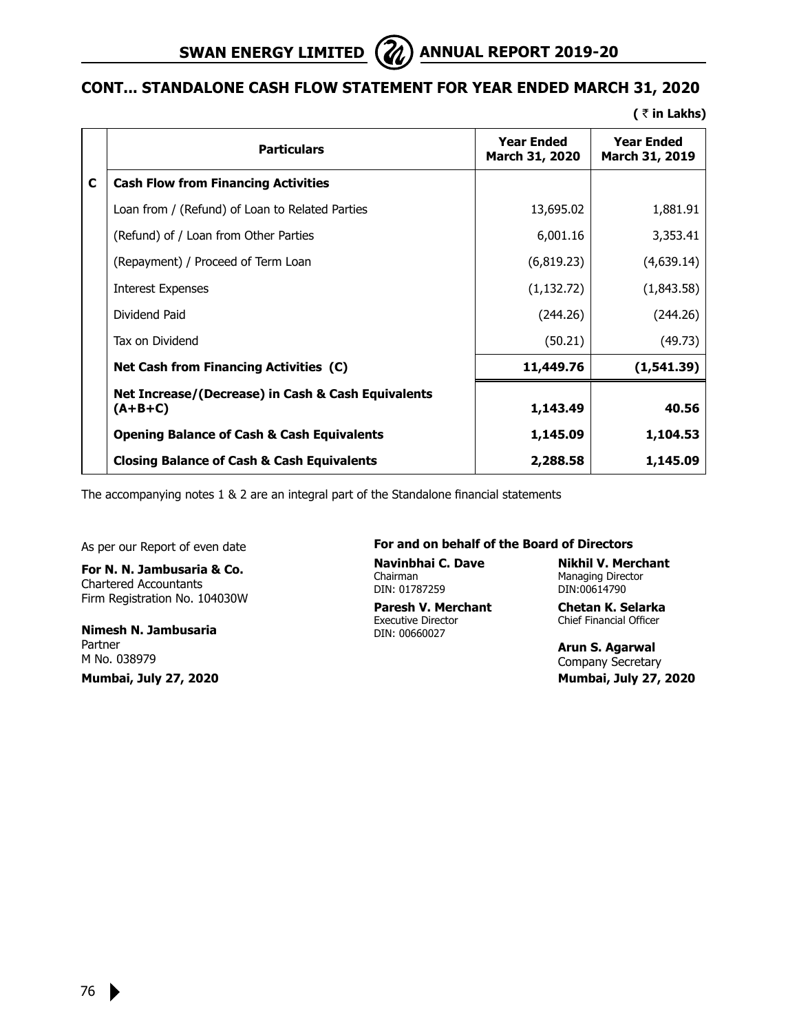## CONT... STANDALONE CASH FLOW STATEMENT FOR YEAR ENDED MARCH 31, 2020

**( ₹ in Lakhs)**

| | Particulars | Year Ended March 31, 2020 | Year Ended March 31, 2019 |
|---|---|---|---|
| **C** | **Cash Flow from Financing Activities** | | |
| | Loan from / (Refund) of Loan to Related Parties | 13,695.02 | 1,881.91 |
| | (Refund) of / Loan from Other Parties | 6,001.16 | 3,353.41 |
| | (Repayment) / Proceed of Term Loan | (6,819.23) | (4,639.14) |
| | Interest Expenses | (1,132.72) | (1,843.58) |
| | Dividend Paid | (244.26) | (244.26) |
| | Tax on Dividend | (50.21) | (49.73) |
| | **Net Cash from Financing Activities (C)** | **11,449.76** | **(1,541.39)** |
| | **Net Increase/(Decrease) in Cash & Cash Equivalents (A+B+C)** | **1,143.49** | **40.56** |
| | **Opening Balance of Cash & Cash Equivalents** | **1,145.09** | **1,104.53** |
| | **Closing Balance of Cash & Cash Equivalents** | **2,288.58** | **1,145.09** |

The accompanying notes 1 & 2 are an integral part of the Standalone financial statements

As per our Report of even date

**For N. N. Jambusaria & Co.**
Chartered Accountants
Firm Registration No. 104030W

**Nimesh N. Jambusaria**
Partner
M No. 038979
**Mumbai, July 27, 2020**

**For and on behalf of the Board of Directors**

**Navinbhai C. Dave**
Chairman
DIN: 01787259

**Nikhil V. Merchant**
Managing Director
DIN:00614790

**Paresh V. Merchant**
Executive Director
DIN: 00660027

**Chetan K. Selarka**
Chief Financial Officer

**Arun S. Agarwal**
Company Secretary
**Mumbai, July 27, 2020**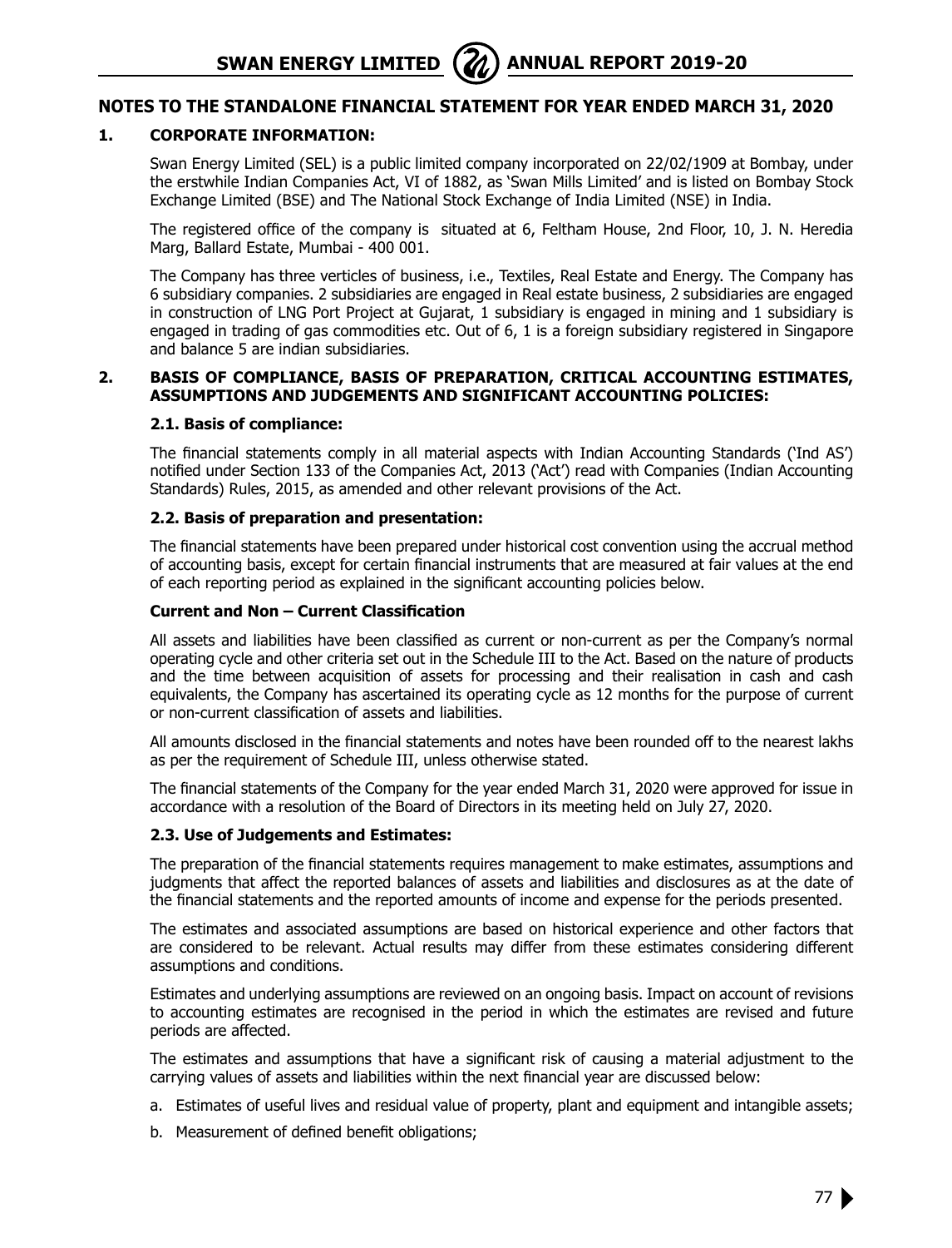## NOTES TO THE STANDALONE FINANCIAL STATEMENT FOR YEAR ENDED MARCH 31, 2020

### 1. CORPORATE INFORMATION:

Swan Energy Limited (SEL) is a public limited company incorporated on 22/02/1909 at Bombay, under the erstwhile Indian Companies Act, VI of 1882, as 'Swan Mills Limited' and is listed on Bombay Stock Exchange Limited (BSE) and The National Stock Exchange of India Limited (NSE) in India.

The registered office of the company is situated at 6, Feltham House, 2nd Floor, 10, J. N. Heredia Marg, Ballard Estate, Mumbai - 400 001.

The Company has three verticles of business, i.e., Textiles, Real Estate and Energy. The Company has 6 subsidiary companies. 2 subsidiaries are engaged in Real estate business, 2 subsidiaries are engaged in construction of LNG Port Project at Gujarat, 1 subsidiary is engaged in mining and 1 subsidiary is engaged in trading of gas commodities etc. Out of 6, 1 is a foreign subsidiary registered in Singapore and balance 5 are indian subsidiaries.

### 2. BASIS OF COMPLIANCE, BASIS OF PREPARATION, CRITICAL ACCOUNTING ESTIMATES, ASSUMPTIONS AND JUDGEMENTS AND SIGNIFICANT ACCOUNTING POLICIES:

#### 2.1. Basis of compliance:

The financial statements comply in all material aspects with Indian Accounting Standards ('Ind AS') notified under Section 133 of the Companies Act, 2013 ('Act') read with Companies (Indian Accounting Standards) Rules, 2015, as amended and other relevant provisions of the Act.

#### 2.2. Basis of preparation and presentation:

The financial statements have been prepared under historical cost convention using the accrual method of accounting basis, except for certain financial instruments that are measured at fair values at the end of each reporting period as explained in the significant accounting policies below.

**Current and Non – Current Classification**

All assets and liabilities have been classified as current or non-current as per the Company's normal operating cycle and other criteria set out in the Schedule III to the Act. Based on the nature of products and the time between acquisition of assets for processing and their realisation in cash and cash equivalents, the Company has ascertained its operating cycle as 12 months for the purpose of current or non-current classification of assets and liabilities.

All amounts disclosed in the financial statements and notes have been rounded off to the nearest lakhs as per the requirement of Schedule III, unless otherwise stated.

The financial statements of the Company for the year ended March 31, 2020 were approved for issue in accordance with a resolution of the Board of Directors in its meeting held on July 27, 2020.

#### 2.3. Use of Judgements and Estimates:

The preparation of the financial statements requires management to make estimates, assumptions and judgments that affect the reported balances of assets and liabilities and disclosures as at the date of the financial statements and the reported amounts of income and expense for the periods presented.

The estimates and associated assumptions are based on historical experience and other factors that are considered to be relevant. Actual results may differ from these estimates considering different assumptions and conditions.

Estimates and underlying assumptions are reviewed on an ongoing basis. Impact on account of revisions to accounting estimates are recognised in the period in which the estimates are revised and future periods are affected.

The estimates and assumptions that have a significant risk of causing a material adjustment to the carrying values of assets and liabilities within the next financial year are discussed below:

a. Estimates of useful lives and residual value of property, plant and equipment and intangible assets;

b. Measurement of defined benefit obligations;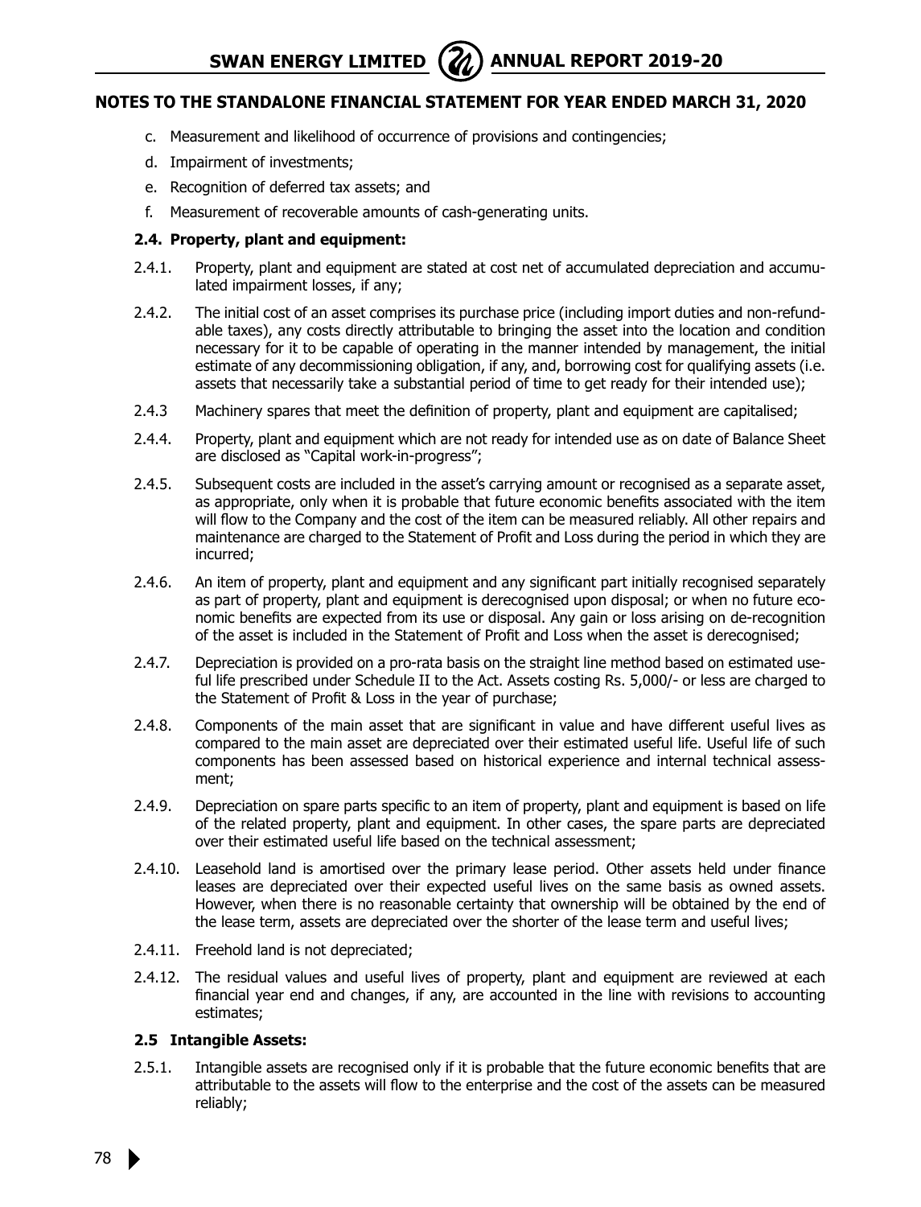## NOTES TO THE STANDALONE FINANCIAL STATEMENT FOR YEAR ENDED MARCH 31, 2020

c. Measurement and likelihood of occurrence of provisions and contingencies;

d. Impairment of investments;

e. Recognition of deferred tax assets; and

f. Measurement of recoverable amounts of cash-generating units.

### 2.4. Property, plant and equipment:

2.4.1. Property, plant and equipment are stated at cost net of accumulated depreciation and accumulated impairment losses, if any;

2.4.2. The initial cost of an asset comprises its purchase price (including import duties and non-refundable taxes), any costs directly attributable to bringing the asset into the location and condition necessary for it to be capable of operating in the manner intended by management, the initial estimate of any decommissioning obligation, if any, and, borrowing cost for qualifying assets (i.e. assets that necessarily take a substantial period of time to get ready for their intended use);

2.4.3 Machinery spares that meet the definition of property, plant and equipment are capitalised;

2.4.4. Property, plant and equipment which are not ready for intended use as on date of Balance Sheet are disclosed as "Capital work-in-progress";

2.4.5. Subsequent costs are included in the asset's carrying amount or recognised as a separate asset, as appropriate, only when it is probable that future economic benefits associated with the item will flow to the Company and the cost of the item can be measured reliably. All other repairs and maintenance are charged to the Statement of Profit and Loss during the period in which they are incurred;

2.4.6. An item of property, plant and equipment and any significant part initially recognised separately as part of property, plant and equipment is derecognised upon disposal; or when no future economic benefits are expected from its use or disposal. Any gain or loss arising on de-recognition of the asset is included in the Statement of Profit and Loss when the asset is derecognised;

2.4.7. Depreciation is provided on a pro-rata basis on the straight line method based on estimated useful life prescribed under Schedule II to the Act. Assets costing Rs. 5,000/- or less are charged to the Statement of Profit & Loss in the year of purchase;

2.4.8. Components of the main asset that are significant in value and have different useful lives as compared to the main asset are depreciated over their estimated useful life. Useful life of such components has been assessed based on historical experience and internal technical assessment;

2.4.9. Depreciation on spare parts specific to an item of property, plant and equipment is based on life of the related property, plant and equipment. In other cases, the spare parts are depreciated over their estimated useful life based on the technical assessment;

2.4.10. Leasehold land is amortised over the primary lease period. Other assets held under finance leases are depreciated over their expected useful lives on the same basis as owned assets. However, when there is no reasonable certainty that ownership will be obtained by the end of the lease term, assets are depreciated over the shorter of the lease term and useful lives;

2.4.11. Freehold land is not depreciated;

2.4.12. The residual values and useful lives of property, plant and equipment are reviewed at each financial year end and changes, if any, are accounted in the line with revisions to accounting estimates;

### 2.5 Intangible Assets:

2.5.1. Intangible assets are recognised only if it is probable that the future economic benefits that are attributable to the assets will flow to the enterprise and the cost of the assets can be measured reliably;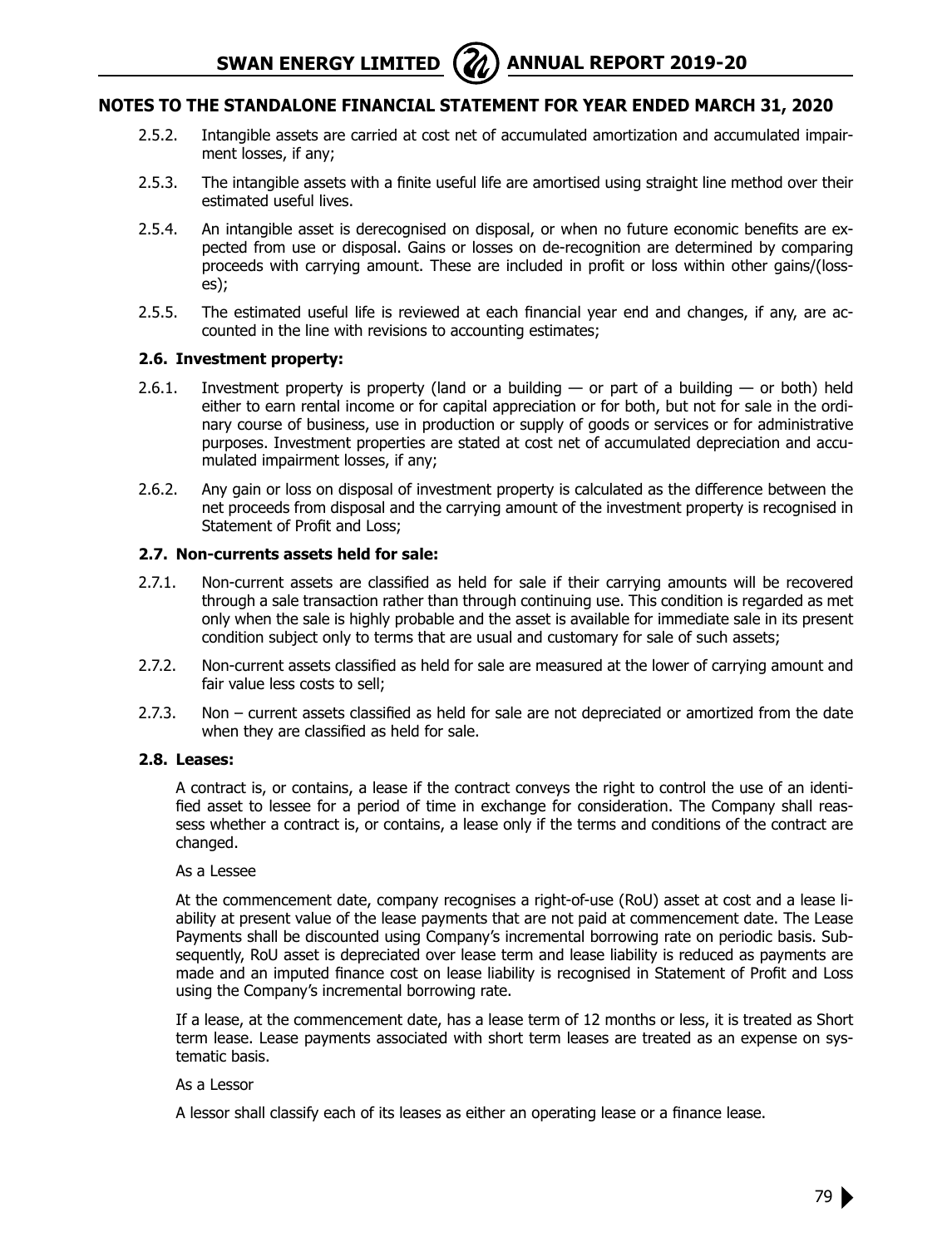## NOTES TO THE STANDALONE FINANCIAL STATEMENT FOR YEAR ENDED MARCH 31, 2020

2.5.2. Intangible assets are carried at cost net of accumulated amortization and accumulated impairment losses, if any;

2.5.3. The intangible assets with a finite useful life are amortised using straight line method over their estimated useful lives.

2.5.4. An intangible asset is derecognised on disposal, or when no future economic benefits are expected from use or disposal. Gains or losses on de-recognition are determined by comparing proceeds with carrying amount. These are included in profit or loss within other gains/(losses);

2.5.5. The estimated useful life is reviewed at each financial year end and changes, if any, are accounted in the line with revisions to accounting estimates;

### 2.6. Investment property:

2.6.1. Investment property is property (land or a building — or part of a building — or both) held either to earn rental income or for capital appreciation or for both, but not for sale in the ordinary course of business, use in production or supply of goods or services or for administrative purposes. Investment properties are stated at cost net of accumulated depreciation and accumulated impairment losses, if any;

2.6.2. Any gain or loss on disposal of investment property is calculated as the difference between the net proceeds from disposal and the carrying amount of the investment property is recognised in Statement of Profit and Loss;

### 2.7. Non-currents assets held for sale:

2.7.1. Non-current assets are classified as held for sale if their carrying amounts will be recovered through a sale transaction rather than through continuing use. This condition is regarded as met only when the sale is highly probable and the asset is available for immediate sale in its present condition subject only to terms that are usual and customary for sale of such assets;

2.7.2. Non-current assets classified as held for sale are measured at the lower of carrying amount and fair value less costs to sell;

2.7.3. Non – current assets classified as held for sale are not depreciated or amortized from the date when they are classified as held for sale.

### 2.8. Leases:

A contract is, or contains, a lease if the contract conveys the right to control the use of an identified asset to lessee for a period of time in exchange for consideration. The Company shall reassess whether a contract is, or contains, a lease only if the terms and conditions of the contract are changed.

As a Lessee

At the commencement date, company recognises a right-of-use (RoU) asset at cost and a lease liability at present value of the lease payments that are not paid at commencement date. The Lease Payments shall be discounted using Company's incremental borrowing rate on periodic basis. Subsequently, RoU asset is depreciated over lease term and lease liability is reduced as payments are made and an imputed finance cost on lease liability is recognised in Statement of Profit and Loss using the Company's incremental borrowing rate.

If a lease, at the commencement date, has a lease term of 12 months or less, it is treated as Short term lease. Lease payments associated with short term leases are treated as an expense on systematic basis.

As a Lessor

A lessor shall classify each of its leases as either an operating lease or a finance lease.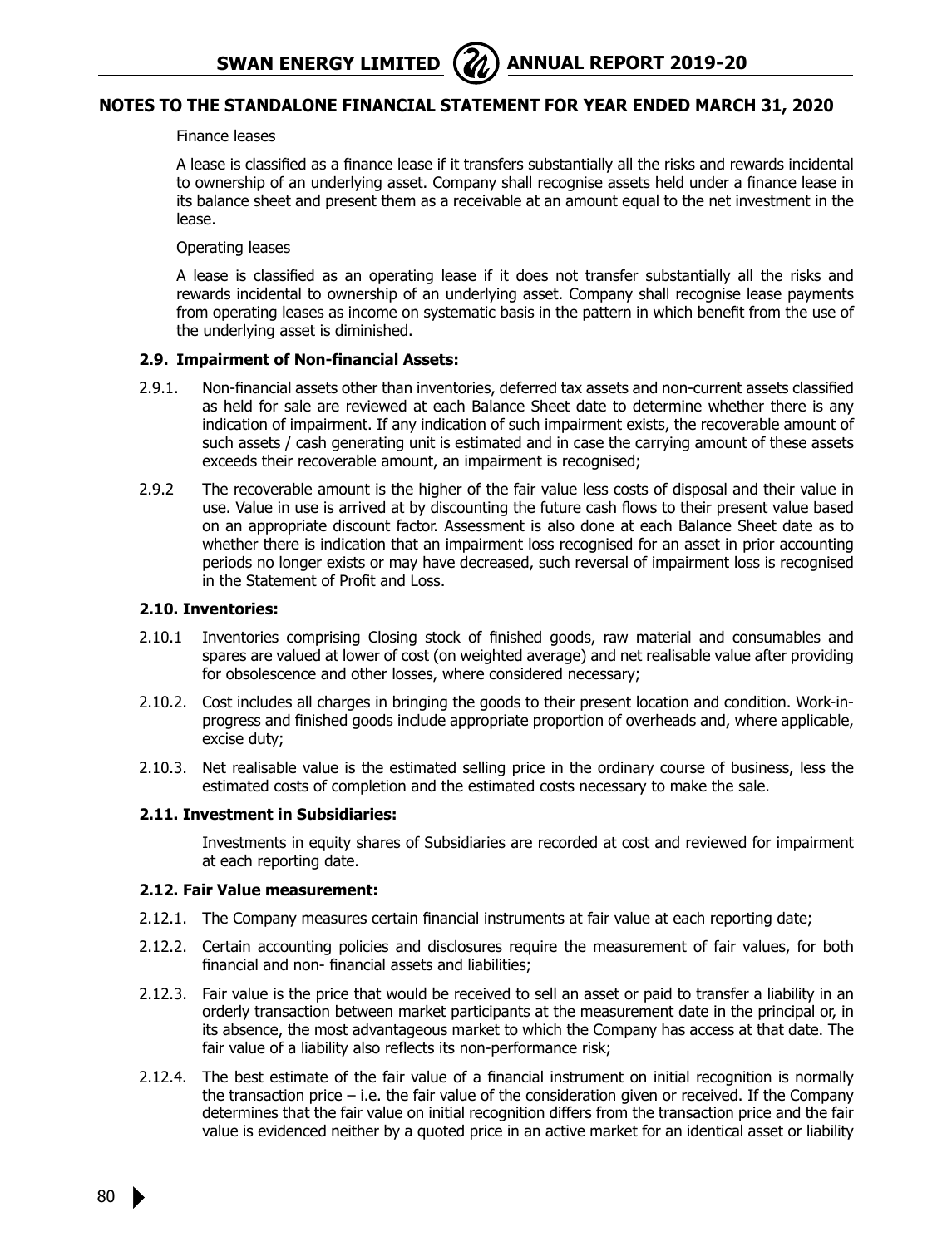Finance leases

A lease is classified as a finance lease if it transfers substantially all the risks and rewards incidental to ownership of an underlying asset. Company shall recognise assets held under a finance lease in its balance sheet and present them as a receivable at an amount equal to the net investment in the lease.

Operating leases

A lease is classified as an operating lease if it does not transfer substantially all the risks and rewards incidental to ownership of an underlying asset. Company shall recognise lease payments from operating leases as income on systematic basis in the pattern in which benefit from the use of the underlying asset is diminished.

**2.9. Impairment of Non-financial Assets:**

2.9.1. Non-financial assets other than inventories, deferred tax assets and non-current assets classified as held for sale are reviewed at each Balance Sheet date to determine whether there is any indication of impairment. If any indication of such impairment exists, the recoverable amount of such assets / cash generating unit is estimated and in case the carrying amount of these assets exceeds their recoverable amount, an impairment is recognised;

2.9.2 The recoverable amount is the higher of the fair value less costs of disposal and their value in use. Value in use is arrived at by discounting the future cash flows to their present value based on an appropriate discount factor. Assessment is also done at each Balance Sheet date as to whether there is indication that an impairment loss recognised for an asset in prior accounting periods no longer exists or may have decreased, such reversal of impairment loss is recognised in the Statement of Profit and Loss.

**2.10. Inventories:**

2.10.1 Inventories comprising Closing stock of finished goods, raw material and consumables and spares are valued at lower of cost (on weighted average) and net realisable value after providing for obsolescence and other losses, where considered necessary;

2.10.2. Cost includes all charges in bringing the goods to their present location and condition. Work-in-progress and finished goods include appropriate proportion of overheads and, where applicable, excise duty;

2.10.3. Net realisable value is the estimated selling price in the ordinary course of business, less the estimated costs of completion and the estimated costs necessary to make the sale.

**2.11. Investment in Subsidiaries:**

Investments in equity shares of Subsidiaries are recorded at cost and reviewed for impairment at each reporting date.

**2.12. Fair Value measurement:**

2.12.1. The Company measures certain financial instruments at fair value at each reporting date;

2.12.2. Certain accounting policies and disclosures require the measurement of fair values, for both financial and non- financial assets and liabilities;

2.12.3. Fair value is the price that would be received to sell an asset or paid to transfer a liability in an orderly transaction between market participants at the measurement date in the principal or, in its absence, the most advantageous market to which the Company has access at that date. The fair value of a liability also reflects its non-performance risk;

2.12.4. The best estimate of the fair value of a financial instrument on initial recognition is normally the transaction price – i.e. the fair value of the consideration given or received. If the Company determines that the fair value on initial recognition differs from the transaction price and the fair value is evidenced neither by a quoted price in an active market for an identical asset or liability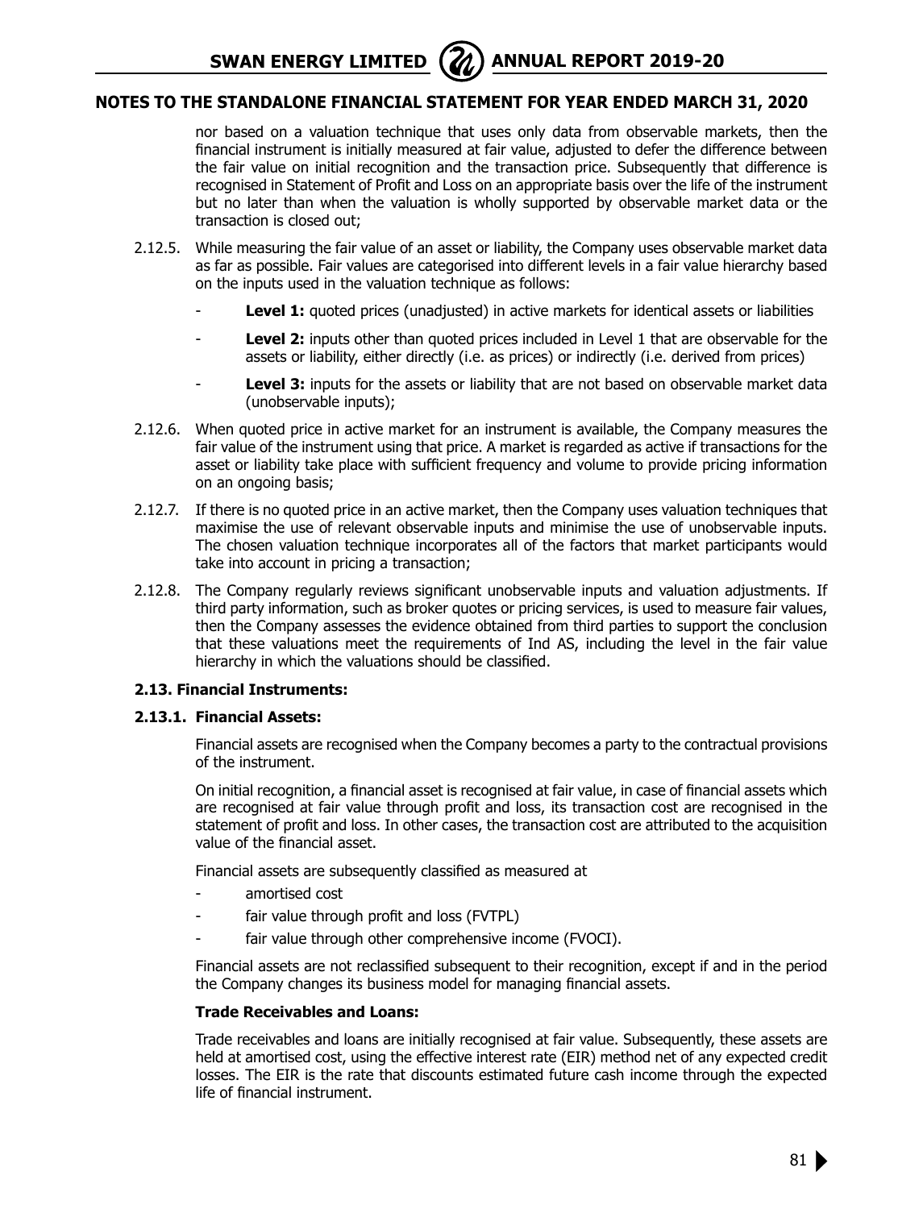nor based on a valuation technique that uses only data from observable markets, then the financial instrument is initially measured at fair value, adjusted to defer the difference between the fair value on initial recognition and the transaction price. Subsequently that difference is recognised in Statement of Profit and Loss on an appropriate basis over the life of the instrument but no later than when the valuation is wholly supported by observable market data or the transaction is closed out;

2.12.5. While measuring the fair value of an asset or liability, the Company uses observable market data as far as possible. Fair values are categorised into different levels in a fair value hierarchy based on the inputs used in the valuation technique as follows:

- **Level 1:** quoted prices (unadjusted) in active markets for identical assets or liabilities
- **Level 2:** inputs other than quoted prices included in Level 1 that are observable for the assets or liability, either directly (i.e. as prices) or indirectly (i.e. derived from prices)
- **Level 3:** inputs for the assets or liability that are not based on observable market data (unobservable inputs);

2.12.6. When quoted price in active market for an instrument is available, the Company measures the fair value of the instrument using that price. A market is regarded as active if transactions for the asset or liability take place with sufficient frequency and volume to provide pricing information on an ongoing basis;

2.12.7. If there is no quoted price in an active market, then the Company uses valuation techniques that maximise the use of relevant observable inputs and minimise the use of unobservable inputs. The chosen valuation technique incorporates all of the factors that market participants would take into account in pricing a transaction;

2.12.8. The Company regularly reviews significant unobservable inputs and valuation adjustments. If third party information, such as broker quotes or pricing services, is used to measure fair values, then the Company assesses the evidence obtained from third parties to support the conclusion that these valuations meet the requirements of Ind AS, including the level in the fair value hierarchy in which the valuations should be classified.

### 2.13. Financial Instruments:

#### 2.13.1. Financial Assets:

Financial assets are recognised when the Company becomes a party to the contractual provisions of the instrument.

On initial recognition, a financial asset is recognised at fair value, in case of financial assets which are recognised at fair value through profit and loss, its transaction cost are recognised in the statement of profit and loss. In other cases, the transaction cost are attributed to the acquisition value of the financial asset.

Financial assets are subsequently classified as measured at

- amortised cost
- fair value through profit and loss (FVTPL)
- fair value through other comprehensive income (FVOCI).

Financial assets are not reclassified subsequent to their recognition, except if and in the period the Company changes its business model for managing financial assets.

**Trade Receivables and Loans:**

Trade receivables and loans are initially recognised at fair value. Subsequently, these assets are held at amortised cost, using the effective interest rate (EIR) method net of any expected credit losses. The EIR is the rate that discounts estimated future cash income through the expected life of financial instrument.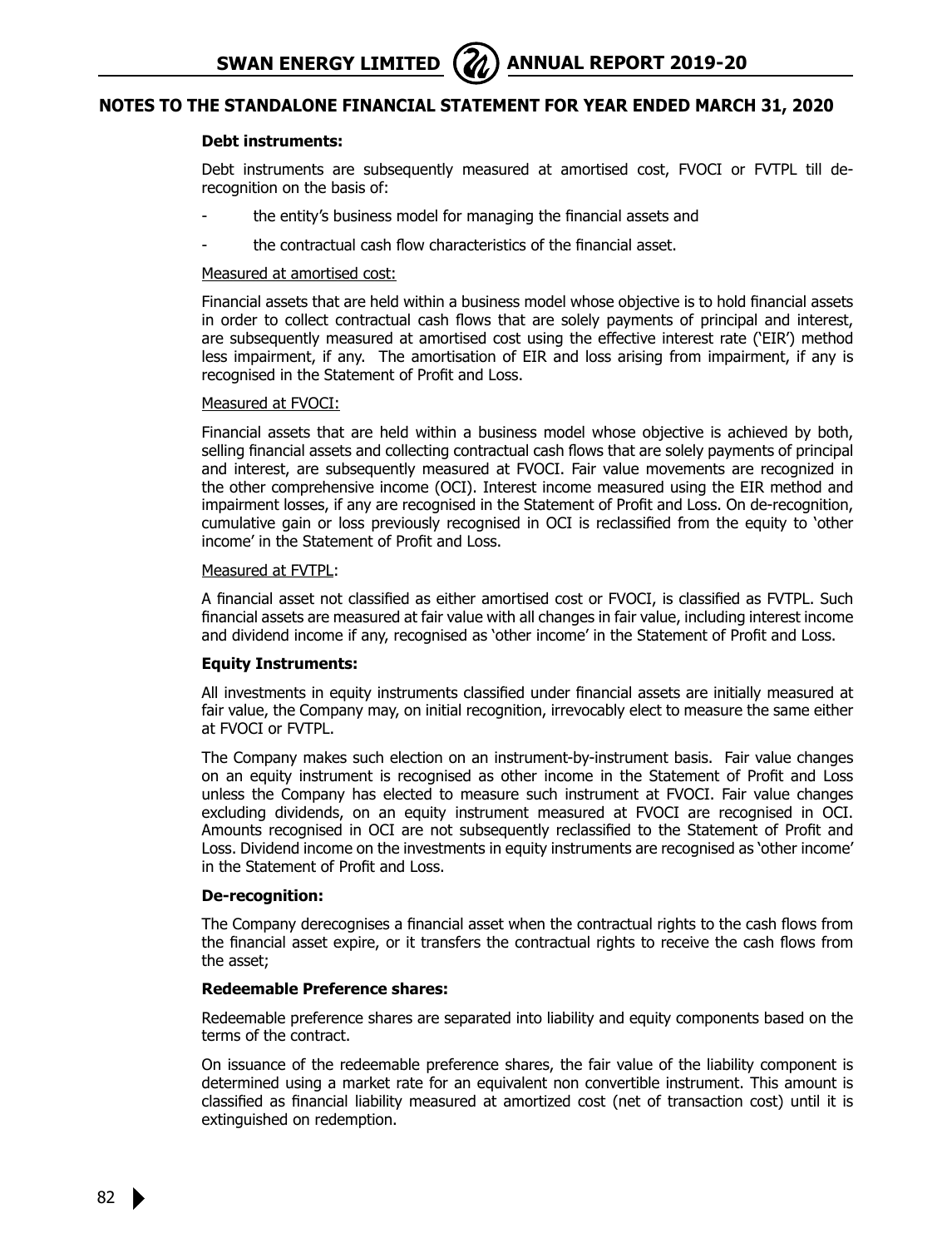**Debt instruments:**

Debt instruments are subsequently measured at amortised cost, FVOCI or FVTPL till de-recognition on the basis of:

- the entity's business model for managing the financial assets and
- the contractual cash flow characteristics of the financial asset.

Measured at amortised cost:

Financial assets that are held within a business model whose objective is to hold financial assets in order to collect contractual cash flows that are solely payments of principal and interest, are subsequently measured at amortised cost using the effective interest rate ('EIR') method less impairment, if any. The amortisation of EIR and loss arising from impairment, if any is recognised in the Statement of Profit and Loss.

Measured at FVOCI:

Financial assets that are held within a business model whose objective is achieved by both, selling financial assets and collecting contractual cash flows that are solely payments of principal and interest, are subsequently measured at FVOCI. Fair value movements are recognized in the other comprehensive income (OCI). Interest income measured using the EIR method and impairment losses, if any are recognised in the Statement of Profit and Loss. On de-recognition, cumulative gain or loss previously recognised in OCI is reclassified from the equity to 'other income' in the Statement of Profit and Loss.

Measured at FVTPL:

A financial asset not classified as either amortised cost or FVOCI, is classified as FVTPL. Such financial assets are measured at fair value with all changes in fair value, including interest income and dividend income if any, recognised as 'other income' in the Statement of Profit and Loss.

**Equity Instruments:**

All investments in equity instruments classified under financial assets are initially measured at fair value, the Company may, on initial recognition, irrevocably elect to measure the same either at FVOCI or FVTPL.

The Company makes such election on an instrument-by-instrument basis. Fair value changes on an equity instrument is recognised as other income in the Statement of Profit and Loss unless the Company has elected to measure such instrument at FVOCI. Fair value changes excluding dividends, on an equity instrument measured at FVOCI are recognised in OCI. Amounts recognised in OCI are not subsequently reclassified to the Statement of Profit and Loss. Dividend income on the investments in equity instruments are recognised as 'other income' in the Statement of Profit and Loss.

**De-recognition:**

The Company derecognises a financial asset when the contractual rights to the cash flows from the financial asset expire, or it transfers the contractual rights to receive the cash flows from the asset;

**Redeemable Preference shares:**

Redeemable preference shares are separated into liability and equity components based on the terms of the contract.

On issuance of the redeemable preference shares, the fair value of the liability component is determined using a market rate for an equivalent non convertible instrument. This amount is classified as financial liability measured at amortized cost (net of transaction cost) until it is extinguished on redemption.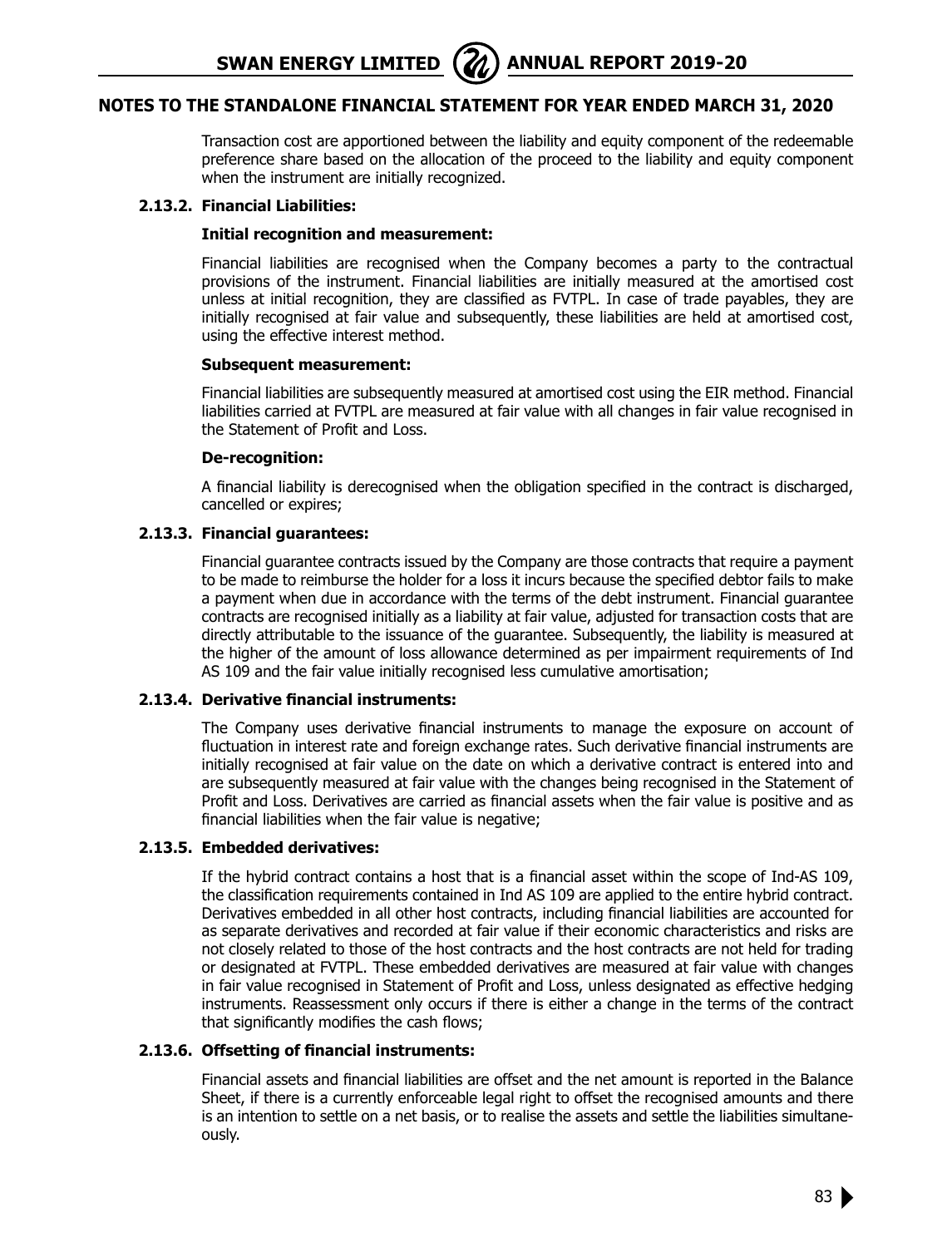Transaction cost are apportioned between the liability and equity component of the redeemable preference share based on the allocation of the proceed to the liability and equity component when the instrument are initially recognized.

### 2.13.2. Financial Liabilities:

**Initial recognition and measurement:**

Financial liabilities are recognised when the Company becomes a party to the contractual provisions of the instrument. Financial liabilities are initially measured at the amortised cost unless at initial recognition, they are classified as FVTPL. In case of trade payables, they are initially recognised at fair value and subsequently, these liabilities are held at amortised cost, using the effective interest method.

**Subsequent measurement:**

Financial liabilities are subsequently measured at amortised cost using the EIR method. Financial liabilities carried at FVTPL are measured at fair value with all changes in fair value recognised in the Statement of Profit and Loss.

**De-recognition:**

A financial liability is derecognised when the obligation specified in the contract is discharged, cancelled or expires;

### 2.13.3. Financial guarantees:

Financial guarantee contracts issued by the Company are those contracts that require a payment to be made to reimburse the holder for a loss it incurs because the specified debtor fails to make a payment when due in accordance with the terms of the debt instrument. Financial guarantee contracts are recognised initially as a liability at fair value, adjusted for transaction costs that are directly attributable to the issuance of the guarantee. Subsequently, the liability is measured at the higher of the amount of loss allowance determined as per impairment requirements of Ind AS 109 and the fair value initially recognised less cumulative amortisation;

### 2.13.4. Derivative financial instruments:

The Company uses derivative financial instruments to manage the exposure on account of fluctuation in interest rate and foreign exchange rates. Such derivative financial instruments are initially recognised at fair value on the date on which a derivative contract is entered into and are subsequently measured at fair value with the changes being recognised in the Statement of Profit and Loss. Derivatives are carried as financial assets when the fair value is positive and as financial liabilities when the fair value is negative;

### 2.13.5. Embedded derivatives:

If the hybrid contract contains a host that is a financial asset within the scope of Ind-AS 109, the classification requirements contained in Ind AS 109 are applied to the entire hybrid contract. Derivatives embedded in all other host contracts, including financial liabilities are accounted for as separate derivatives and recorded at fair value if their economic characteristics and risks are not closely related to those of the host contracts and the host contracts are not held for trading or designated at FVTPL. These embedded derivatives are measured at fair value with changes in fair value recognised in Statement of Profit and Loss, unless designated as effective hedging instruments. Reassessment only occurs if there is either a change in the terms of the contract that significantly modifies the cash flows;

### 2.13.6. Offsetting of financial instruments:

Financial assets and financial liabilities are offset and the net amount is reported in the Balance Sheet, if there is a currently enforceable legal right to offset the recognised amounts and there is an intention to settle on a net basis, or to realise the assets and settle the liabilities simultaneously.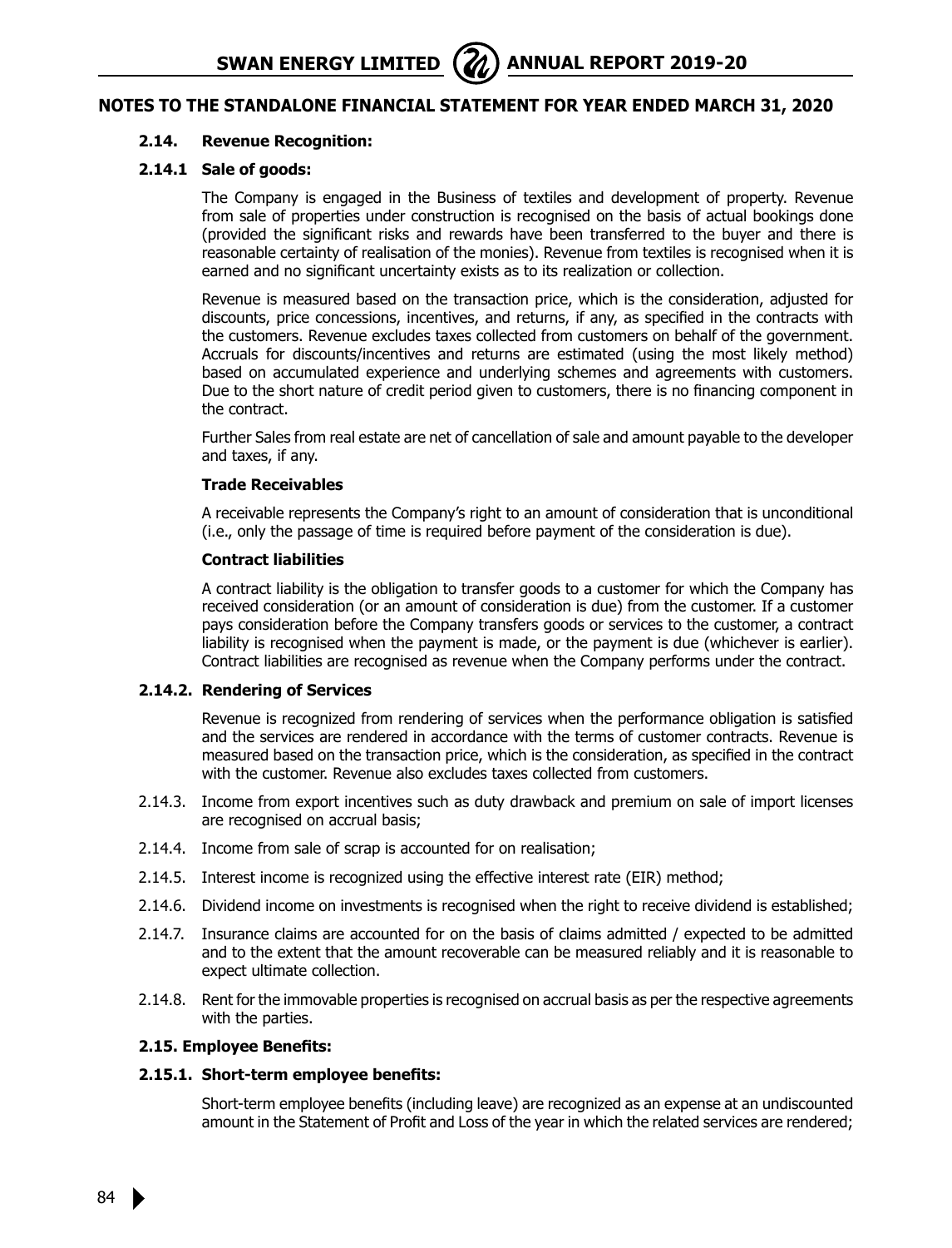## NOTES TO THE STANDALONE FINANCIAL STATEMENT FOR YEAR ENDED MARCH 31, 2020

### 2.14. Revenue Recognition:

#### 2.14.1 Sale of goods:

The Company is engaged in the Business of textiles and development of property. Revenue from sale of properties under construction is recognised on the basis of actual bookings done (provided the significant risks and rewards have been transferred to the buyer and there is reasonable certainty of realisation of the monies). Revenue from textiles is recognised when it is earned and no significant uncertainty exists as to its realization or collection.

Revenue is measured based on the transaction price, which is the consideration, adjusted for discounts, price concessions, incentives, and returns, if any, as specified in the contracts with the customers. Revenue excludes taxes collected from customers on behalf of the government. Accruals for discounts/incentives and returns are estimated (using the most likely method) based on accumulated experience and underlying schemes and agreements with customers. Due to the short nature of credit period given to customers, there is no financing component in the contract.

Further Sales from real estate are net of cancellation of sale and amount payable to the developer and taxes, if any.

**Trade Receivables**

A receivable represents the Company's right to an amount of consideration that is unconditional (i.e., only the passage of time is required before payment of the consideration is due).

**Contract liabilities**

A contract liability is the obligation to transfer goods to a customer for which the Company has received consideration (or an amount of consideration is due) from the customer. If a customer pays consideration before the Company transfers goods or services to the customer, a contract liability is recognised when the payment is made, or the payment is due (whichever is earlier). Contract liabilities are recognised as revenue when the Company performs under the contract.

#### 2.14.2. Rendering of Services

Revenue is recognized from rendering of services when the performance obligation is satisfied and the services are rendered in accordance with the terms of customer contracts. Revenue is measured based on the transaction price, which is the consideration, as specified in the contract with the customer. Revenue also excludes taxes collected from customers.

2.14.3. Income from export incentives such as duty drawback and premium on sale of import licenses are recognised on accrual basis;

2.14.4. Income from sale of scrap is accounted for on realisation;

2.14.5. Interest income is recognized using the effective interest rate (EIR) method;

2.14.6. Dividend income on investments is recognised when the right to receive dividend is established;

2.14.7. Insurance claims are accounted for on the basis of claims admitted / expected to be admitted and to the extent that the amount recoverable can be measured reliably and it is reasonable to expect ultimate collection.

2.14.8. Rent for the immovable properties is recognised on accrual basis as per the respective agreements with the parties.

### 2.15. Employee Benefits:

#### 2.15.1. Short-term employee benefits:

Short-term employee benefits (including leave) are recognized as an expense at an undiscounted amount in the Statement of Profit and Loss of the year in which the related services are rendered;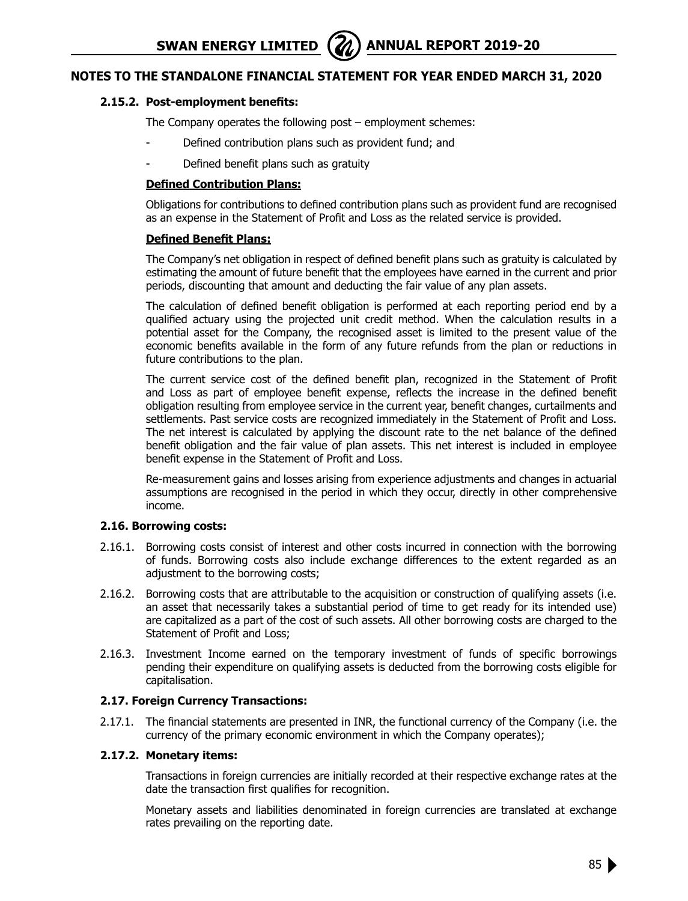## NOTES TO THE STANDALONE FINANCIAL STATEMENT FOR YEAR ENDED MARCH 31, 2020

### 2.15.2. Post-employment benefits:

The Company operates the following post – employment schemes:

- Defined contribution plans such as provident fund; and
- Defined benefit plans such as gratuity

**Defined Contribution Plans:**

Obligations for contributions to defined contribution plans such as provident fund are recognised as an expense in the Statement of Profit and Loss as the related service is provided.

**Defined Benefit Plans:**

The Company's net obligation in respect of defined benefit plans such as gratuity is calculated by estimating the amount of future benefit that the employees have earned in the current and prior periods, discounting that amount and deducting the fair value of any plan assets.

The calculation of defined benefit obligation is performed at each reporting period end by a qualified actuary using the projected unit credit method. When the calculation results in a potential asset for the Company, the recognised asset is limited to the present value of the economic benefits available in the form of any future refunds from the plan or reductions in future contributions to the plan.

The current service cost of the defined benefit plan, recognized in the Statement of Profit and Loss as part of employee benefit expense, reflects the increase in the defined benefit obligation resulting from employee service in the current year, benefit changes, curtailments and settlements. Past service costs are recognized immediately in the Statement of Profit and Loss. The net interest is calculated by applying the discount rate to the net balance of the defined benefit obligation and the fair value of plan assets. This net interest is included in employee benefit expense in the Statement of Profit and Loss.

Re-measurement gains and losses arising from experience adjustments and changes in actuarial assumptions are recognised in the period in which they occur, directly in other comprehensive income.

### 2.16. Borrowing costs:

2.16.1. Borrowing costs consist of interest and other costs incurred in connection with the borrowing of funds. Borrowing costs also include exchange differences to the extent regarded as an adjustment to the borrowing costs;

2.16.2. Borrowing costs that are attributable to the acquisition or construction of qualifying assets (i.e. an asset that necessarily takes a substantial period of time to get ready for its intended use) are capitalized as a part of the cost of such assets. All other borrowing costs are charged to the Statement of Profit and Loss;

2.16.3. Investment Income earned on the temporary investment of funds of specific borrowings pending their expenditure on qualifying assets is deducted from the borrowing costs eligible for capitalisation.

### 2.17. Foreign Currency Transactions:

2.17.1. The financial statements are presented in INR, the functional currency of the Company (i.e. the currency of the primary economic environment in which the Company operates);

### 2.17.2. Monetary items:

Transactions in foreign currencies are initially recorded at their respective exchange rates at the date the transaction first qualifies for recognition.

Monetary assets and liabilities denominated in foreign currencies are translated at exchange rates prevailing on the reporting date.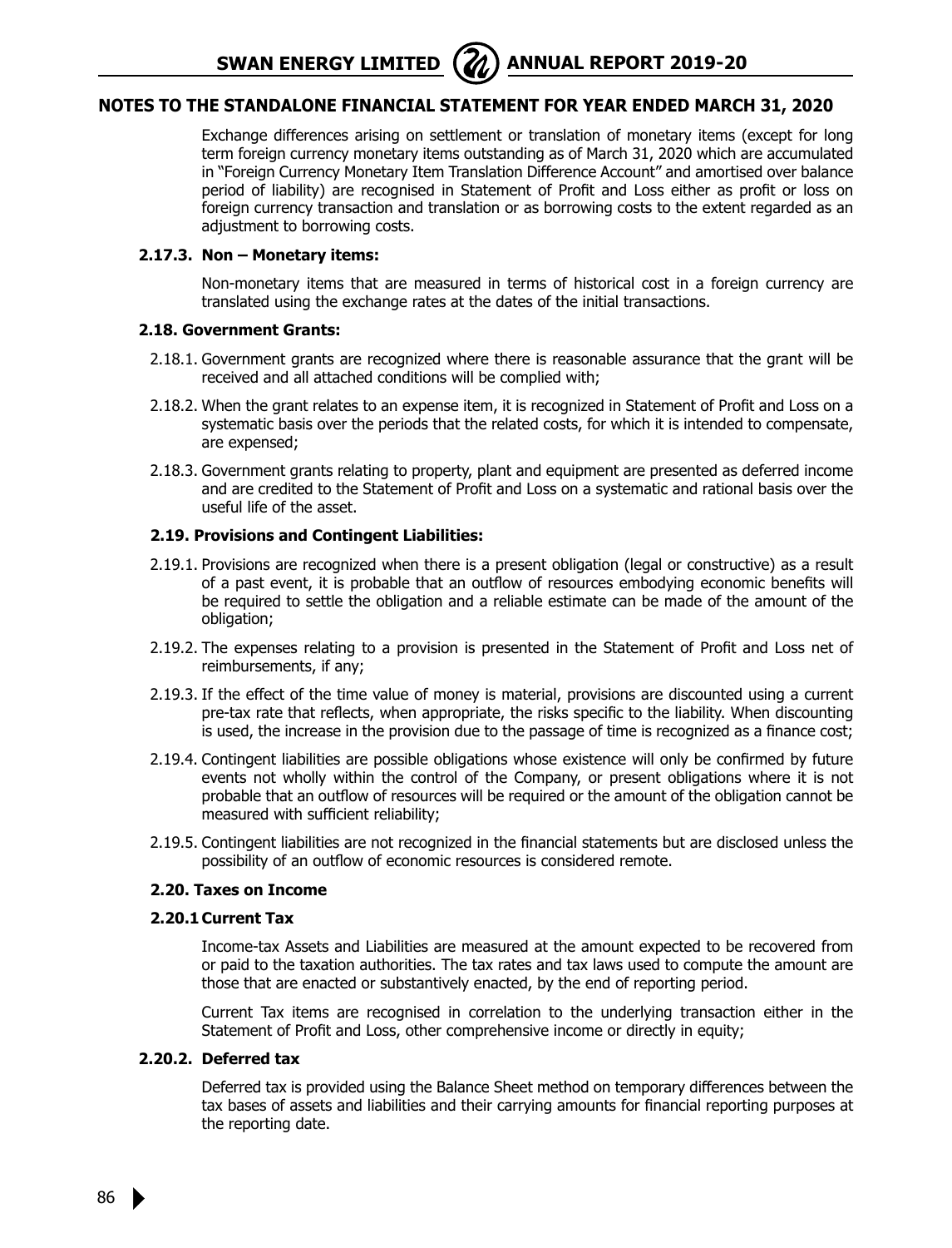Exchange differences arising on settlement or translation of monetary items (except for long term foreign currency monetary items outstanding as of March 31, 2020 which are accumulated in "Foreign Currency Monetary Item Translation Difference Account" and amortised over balance period of liability) are recognised in Statement of Profit and Loss either as profit or loss on foreign currency transaction and translation or as borrowing costs to the extent regarded as an adjustment to borrowing costs.

#### 2.17.3. Non – Monetary items:

Non-monetary items that are measured in terms of historical cost in a foreign currency are translated using the exchange rates at the dates of the initial transactions.

### 2.18. Government Grants:

2.18.1. Government grants are recognized where there is reasonable assurance that the grant will be received and all attached conditions will be complied with;

2.18.2. When the grant relates to an expense item, it is recognized in Statement of Profit and Loss on a systematic basis over the periods that the related costs, for which it is intended to compensate, are expensed;

2.18.3. Government grants relating to property, plant and equipment are presented as deferred income and are credited to the Statement of Profit and Loss on a systematic and rational basis over the useful life of the asset.

### 2.19. Provisions and Contingent Liabilities:

2.19.1. Provisions are recognized when there is a present obligation (legal or constructive) as a result of a past event, it is probable that an outflow of resources embodying economic benefits will be required to settle the obligation and a reliable estimate can be made of the amount of the obligation;

2.19.2. The expenses relating to a provision is presented in the Statement of Profit and Loss net of reimbursements, if any;

2.19.3. If the effect of the time value of money is material, provisions are discounted using a current pre-tax rate that reflects, when appropriate, the risks specific to the liability. When discounting is used, the increase in the provision due to the passage of time is recognized as a finance cost;

2.19.4. Contingent liabilities are possible obligations whose existence will only be confirmed by future events not wholly within the control of the Company, or present obligations where it is not probable that an outflow of resources will be required or the amount of the obligation cannot be measured with sufficient reliability;

2.19.5. Contingent liabilities are not recognized in the financial statements but are disclosed unless the possibility of an outflow of economic resources is considered remote.

### 2.20. Taxes on Income

#### 2.20.1 Current Tax

Income-tax Assets and Liabilities are measured at the amount expected to be recovered from or paid to the taxation authorities. The tax rates and tax laws used to compute the amount are those that are enacted or substantively enacted, by the end of reporting period.

Current Tax items are recognised in correlation to the underlying transaction either in the Statement of Profit and Loss, other comprehensive income or directly in equity;

#### 2.20.2. Deferred tax

Deferred tax is provided using the Balance Sheet method on temporary differences between the tax bases of assets and liabilities and their carrying amounts for financial reporting purposes at the reporting date.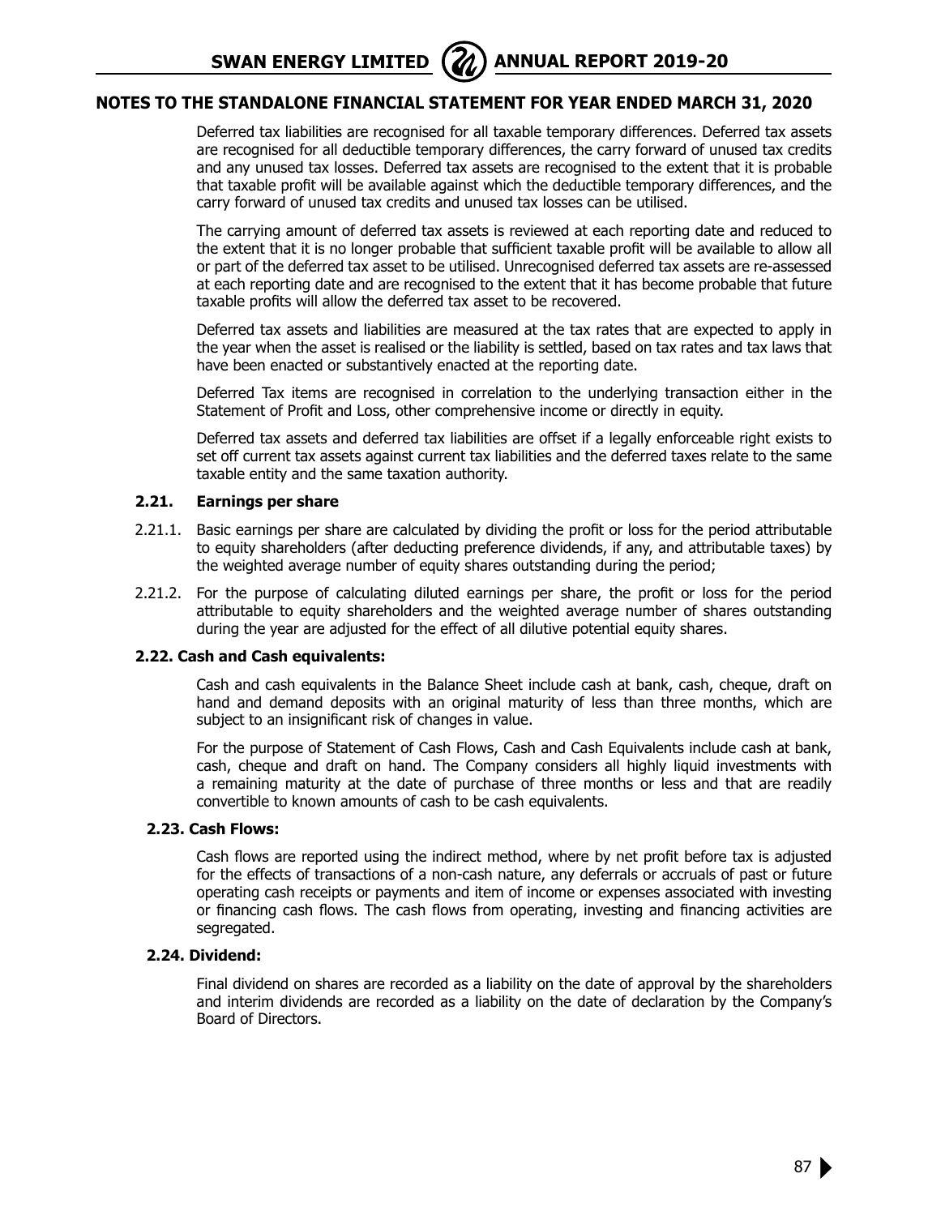## NOTES TO THE STANDALONE FINANCIAL STATEMENT FOR YEAR ENDED MARCH 31, 2020

Deferred tax liabilities are recognised for all taxable temporary differences. Deferred tax assets are recognised for all deductible temporary differences, the carry forward of unused tax credits and any unused tax losses. Deferred tax assets are recognised to the extent that it is probable that taxable profit will be available against which the deductible temporary differences, and the carry forward of unused tax credits and unused tax losses can be utilised.

The carrying amount of deferred tax assets is reviewed at each reporting date and reduced to the extent that it is no longer probable that sufficient taxable profit will be available to allow all or part of the deferred tax asset to be utilised. Unrecognised deferred tax assets are re-assessed at each reporting date and are recognised to the extent that it has become probable that future taxable profits will allow the deferred tax asset to be recovered.

Deferred tax assets and liabilities are measured at the tax rates that are expected to apply in the year when the asset is realised or the liability is settled, based on tax rates and tax laws that have been enacted or substantively enacted at the reporting date.

Deferred Tax items are recognised in correlation to the underlying transaction either in the Statement of Profit and Loss, other comprehensive income or directly in equity.

Deferred tax assets and deferred tax liabilities are offset if a legally enforceable right exists to set off current tax assets against current tax liabilities and the deferred taxes relate to the same taxable entity and the same taxation authority.

### 2.21. Earnings per share

2.21.1. Basic earnings per share are calculated by dividing the profit or loss for the period attributable to equity shareholders (after deducting preference dividends, if any, and attributable taxes) by the weighted average number of equity shares outstanding during the period;

2.21.2. For the purpose of calculating diluted earnings per share, the profit or loss for the period attributable to equity shareholders and the weighted average number of shares outstanding during the year are adjusted for the effect of all dilutive potential equity shares.

### 2.22. Cash and Cash equivalents:

Cash and cash equivalents in the Balance Sheet include cash at bank, cash, cheque, draft on hand and demand deposits with an original maturity of less than three months, which are subject to an insignificant risk of changes in value.

For the purpose of Statement of Cash Flows, Cash and Cash Equivalents include cash at bank, cash, cheque and draft on hand. The Company considers all highly liquid investments with a remaining maturity at the date of purchase of three months or less and that are readily convertible to known amounts of cash to be cash equivalents.

### 2.23. Cash Flows:

Cash flows are reported using the indirect method, where by net profit before tax is adjusted for the effects of transactions of a non-cash nature, any deferrals or accruals of past or future operating cash receipts or payments and item of income or expenses associated with investing or financing cash flows. The cash flows from operating, investing and financing activities are segregated.

### 2.24. Dividend:

Final dividend on shares are recorded as a liability on the date of approval by the shareholders and interim dividends are recorded as a liability on the date of declaration by the Company's Board of Directors.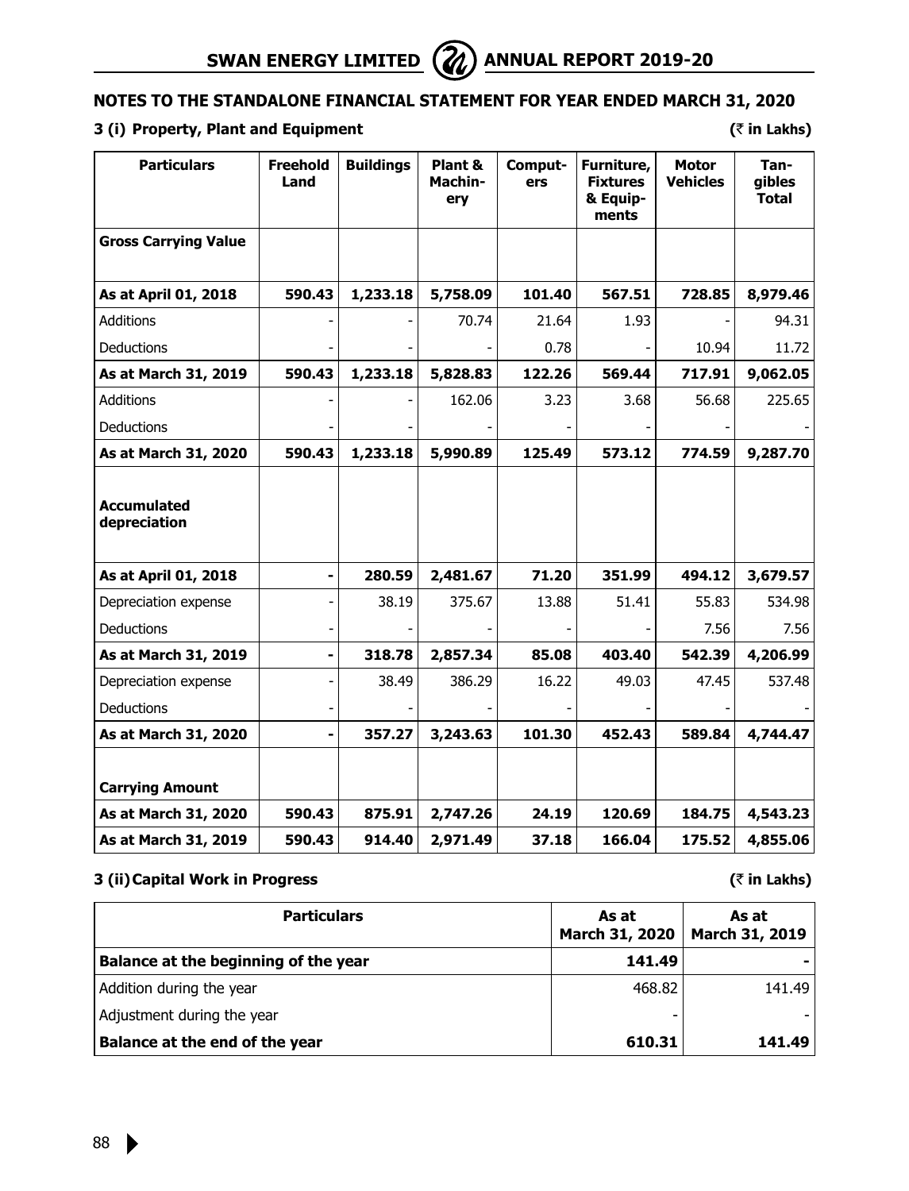## NOTES TO THE STANDALONE FINANCIAL STATEMENT FOR YEAR ENDED MARCH 31, 2020

### 3 (i) Property, Plant and Equipment

(₹ in Lakhs)

| Particulars | Freehold Land | Buildings | Plant & Machinery | Computers | Furniture, Fixtures & Equipments | Motor Vehicles | Tangibles Total |
|---|---|---|---|---|---|---|---|
| **Gross Carrying Value** | | | | | | | |
| **As at April 01, 2018** | **590.43** | **1,233.18** | **5,758.09** | **101.40** | **567.51** | **728.85** | **8,979.46** |
| Additions | - | - | 70.74 | 21.64 | 1.93 | - | 94.31 |
| Deductions | - | - | - | 0.78 | - | 10.94 | 11.72 |
| **As at March 31, 2019** | **590.43** | **1,233.18** | **5,828.83** | **122.26** | **569.44** | **717.91** | **9,062.05** |
| Additions | - | - | 162.06 | 3.23 | 3.68 | 56.68 | 225.65 |
| Deductions | - | - | - | - | - | - | - |
| **As at March 31, 2020** | **590.43** | **1,233.18** | **5,990.89** | **125.49** | **573.12** | **774.59** | **9,287.70** |
| **Accumulated depreciation** | | | | | | | |
| **As at April 01, 2018** | **-** | **280.59** | **2,481.67** | **71.20** | **351.99** | **494.12** | **3,679.57** |
| Depreciation expense | - | 38.19 | 375.67 | 13.88 | 51.41 | 55.83 | 534.98 |
| Deductions | - | - | - | - | - | 7.56 | 7.56 |
| **As at March 31, 2019** | **-** | **318.78** | **2,857.34** | **85.08** | **403.40** | **542.39** | **4,206.99** |
| Depreciation expense | - | 38.49 | 386.29 | 16.22 | 49.03 | 47.45 | 537.48 |
| Deductions | - | - | - | - | - | - | - |
| **As at March 31, 2020** | **-** | **357.27** | **3,243.63** | **101.30** | **452.43** | **589.84** | **4,744.47** |
| **Carrying Amount** | | | | | | | |
| **As at March 31, 2020** | **590.43** | **875.91** | **2,747.26** | **24.19** | **120.69** | **184.75** | **4,543.23** |
| **As at March 31, 2019** | **590.43** | **914.40** | **2,971.49** | **37.18** | **166.04** | **175.52** | **4,855.06** |

### 3 (ii) Capital Work in Progress

(₹ in Lakhs)

| Particulars | As at March 31, 2020 | As at March 31, 2019 |
|---|---|---|
| **Balance at the beginning of the year** | **141.49** | **-** |
| Addition during the year | 468.82 | 141.49 |
| Adjustment during the year | - | - |
| **Balance at the end of the year** | **610.31** | **141.49** |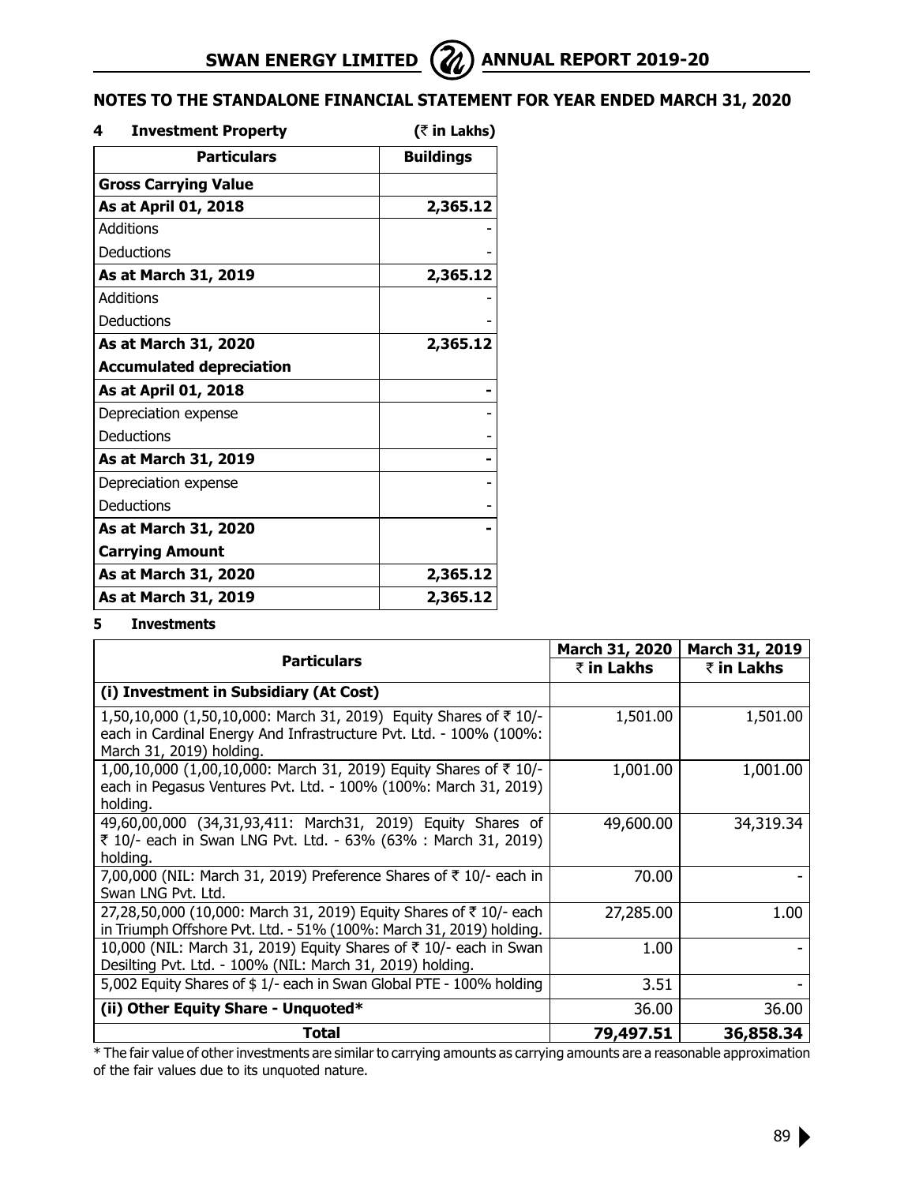## NOTES TO THE STANDALONE FINANCIAL STATEMENT FOR YEAR ENDED MARCH 31, 2020

### 4 Investment Property

(₹ in Lakhs)

| Particulars | Buildings |
|---|---|
| **Gross Carrying Value** | |
| **As at April 01, 2018** | **2,365.12** |
| Additions | - |
| Deductions | - |
| **As at March 31, 2019** | **2,365.12** |
| Additions | - |
| Deductions | - |
| **As at March 31, 2020** | **2,365.12** |
| **Accumulated depreciation** | |
| **As at April 01, 2018** | **-** |
| Depreciation expense | - |
| Deductions | - |
| **As at March 31, 2019** | **-** |
| Depreciation expense | - |
| Deductions | - |
| **As at March 31, 2020** | **-** |
| **Carrying Amount** | |
| **As at March 31, 2020** | **2,365.12** |
| **As at March 31, 2019** | **2,365.12** |

### 5 Investments

| Particulars | March 31, 2020 ₹ in Lakhs | March 31, 2019 ₹ in Lakhs |
|---|---|---|
| **(i) Investment in Subsidiary (At Cost)** | | |
| 1,50,10,000 (1,50,10,000: March 31, 2019) Equity Shares of ₹ 10/- each in Cardinal Energy And Infrastructure Pvt. Ltd. - 100% (100%: March 31, 2019) holding. | 1,501.00 | 1,501.00 |
| 1,00,10,000 (1,00,10,000: March 31, 2019) Equity Shares of ₹ 10/- each in Pegasus Ventures Pvt. Ltd. - 100% (100%: March 31, 2019) holding. | 1,001.00 | 1,001.00 |
| 49,60,00,000 (34,31,93,411: March31, 2019) Equity Shares of ₹ 10/- each in Swan LNG Pvt. Ltd. - 63% (63% : March 31, 2019) holding. | 49,600.00 | 34,319.34 |
| 7,00,000 (NIL: March 31, 2019) Preference Shares of ₹ 10/- each in Swan LNG Pvt. Ltd. | 70.00 | - |
| 27,28,50,000 (10,000: March 31, 2019) Equity Shares of ₹ 10/- each in Triumph Offshore Pvt. Ltd. - 51% (100%: March 31, 2019) holding. | 27,285.00 | 1.00 |
| 10,000 (NIL: March 31, 2019) Equity Shares of ₹ 10/- each in Swan Desilting Pvt. Ltd. - 100% (NIL: March 31, 2019) holding. | 1.00 | - |
| 5,002 Equity Shares of $ 1/- each in Swan Global PTE - 100% holding | 3.51 | - |
| **(ii) Other Equity Share - Unquoted*** | 36.00 | 36.00 |
| **Total** | **79,497.51** | **36,858.34** |

* The fair value of other investments are similar to carrying amounts as carrying amounts are a reasonable approximation of the fair values due to its unquoted nature.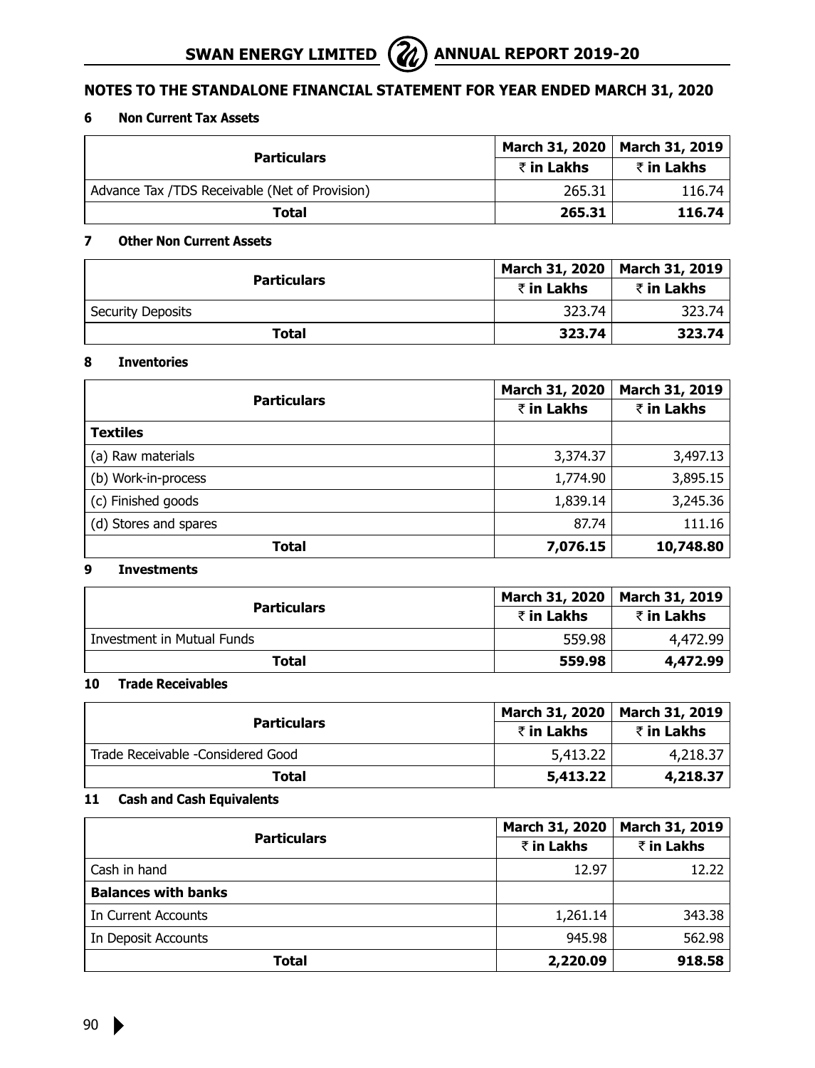## NOTES TO THE STANDALONE FINANCIAL STATEMENT FOR YEAR ENDED MARCH 31, 2020

### 6 Non Current Tax Assets

| Particulars | March 31, 2020 | March 31, 2019 |
|---|---|---|
| | ₹ in Lakhs | ₹ in Lakhs |
| Advance Tax /TDS Receivable (Net of Provision) | 265.31 | 116.74 |
| **Total** | **265.31** | **116.74** |

### 7 Other Non Current Assets

| Particulars | March 31, 2020 | March 31, 2019 |
|---|---|---|
| | ₹ in Lakhs | ₹ in Lakhs |
| Security Deposits | 323.74 | 323.74 |
| **Total** | **323.74** | **323.74** |

### 8 Inventories

| Particulars | March 31, 2020 | March 31, 2019 |
|---|---|---|
| | ₹ in Lakhs | ₹ in Lakhs |
| **Textiles** | | |
| (a) Raw materials | 3,374.37 | 3,497.13 |
| (b) Work-in-process | 1,774.90 | 3,895.15 |
| (c) Finished goods | 1,839.14 | 3,245.36 |
| (d) Stores and spares | 87.74 | 111.16 |
| **Total** | **7,076.15** | **10,748.80** |

### 9 Investments

| Particulars | March 31, 2020 | March 31, 2019 |
|---|---|---|
| | ₹ in Lakhs | ₹ in Lakhs |
| Investment in Mutual Funds | 559.98 | 4,472.99 |
| **Total** | **559.98** | **4,472.99** |

### 10 Trade Receivables

| Particulars | March 31, 2020 | March 31, 2019 |
|---|---|---|
| | ₹ in Lakhs | ₹ in Lakhs |
| Trade Receivable -Considered Good | 5,413.22 | 4,218.37 |
| **Total** | **5,413.22** | **4,218.37** |

### 11 Cash and Cash Equivalents

| Particulars | March 31, 2020 | March 31, 2019 |
|---|---|---|
| | ₹ in Lakhs | ₹ in Lakhs |
| Cash in hand | 12.97 | 12.22 |
| **Balances with banks** | | |
| In Current Accounts | 1,261.14 | 343.38 |
| In Deposit Accounts | 945.98 | 562.98 |
| **Total** | **2,220.09** | **918.58** |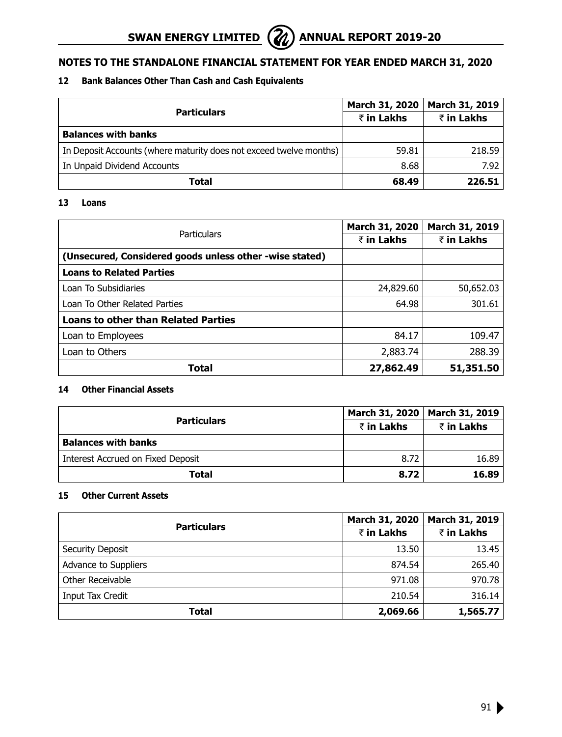## NOTES TO THE STANDALONE FINANCIAL STATEMENT FOR YEAR ENDED MARCH 31, 2020

### 12 Bank Balances Other Than Cash and Cash Equivalents

| Particulars | March 31, 2020 | March 31, 2019 |
|---|---|---|
| | ₹ in Lakhs | ₹ in Lakhs |
| **Balances with banks** | | |
| In Deposit Accounts (where maturity does not exceed twelve months) | 59.81 | 218.59 |
| In Unpaid Dividend Accounts | 8.68 | 7.92 |
| **Total** | **68.49** | **226.51** |

### 13 Loans

| Particulars | March 31, 2020 | March 31, 2019 |
|---|---|---|
| | ₹ in Lakhs | ₹ in Lakhs |
| **(Unsecured, Considered goods unless other -wise stated)** | | |
| **Loans to Related Parties** | | |
| Loan To Subsidiaries | 24,829.60 | 50,652.03 |
| Loan To Other Related Parties | 64.98 | 301.61 |
| **Loans to other than Related Parties** | | |
| Loan to Employees | 84.17 | 109.47 |
| Loan to Others | 2,883.74 | 288.39 |
| **Total** | **27,862.49** | **51,351.50** |

### 14 Other Financial Assets

| Particulars | March 31, 2020 | March 31, 2019 |
|---|---|---|
| | ₹ in Lakhs | ₹ in Lakhs |
| **Balances with banks** | | |
| Interest Accrued on Fixed Deposit | 8.72 | 16.89 |
| **Total** | **8.72** | **16.89** |

### 15 Other Current Assets

| Particulars | March 31, 2020 | March 31, 2019 |
|---|---|---|
| | ₹ in Lakhs | ₹ in Lakhs |
| Security Deposit | 13.50 | 13.45 |
| Advance to Suppliers | 874.54 | 265.40 |
| Other Receivable | 971.08 | 970.78 |
| Input Tax Credit | 210.54 | 316.14 |
| **Total** | **2,069.66** | **1,565.77** |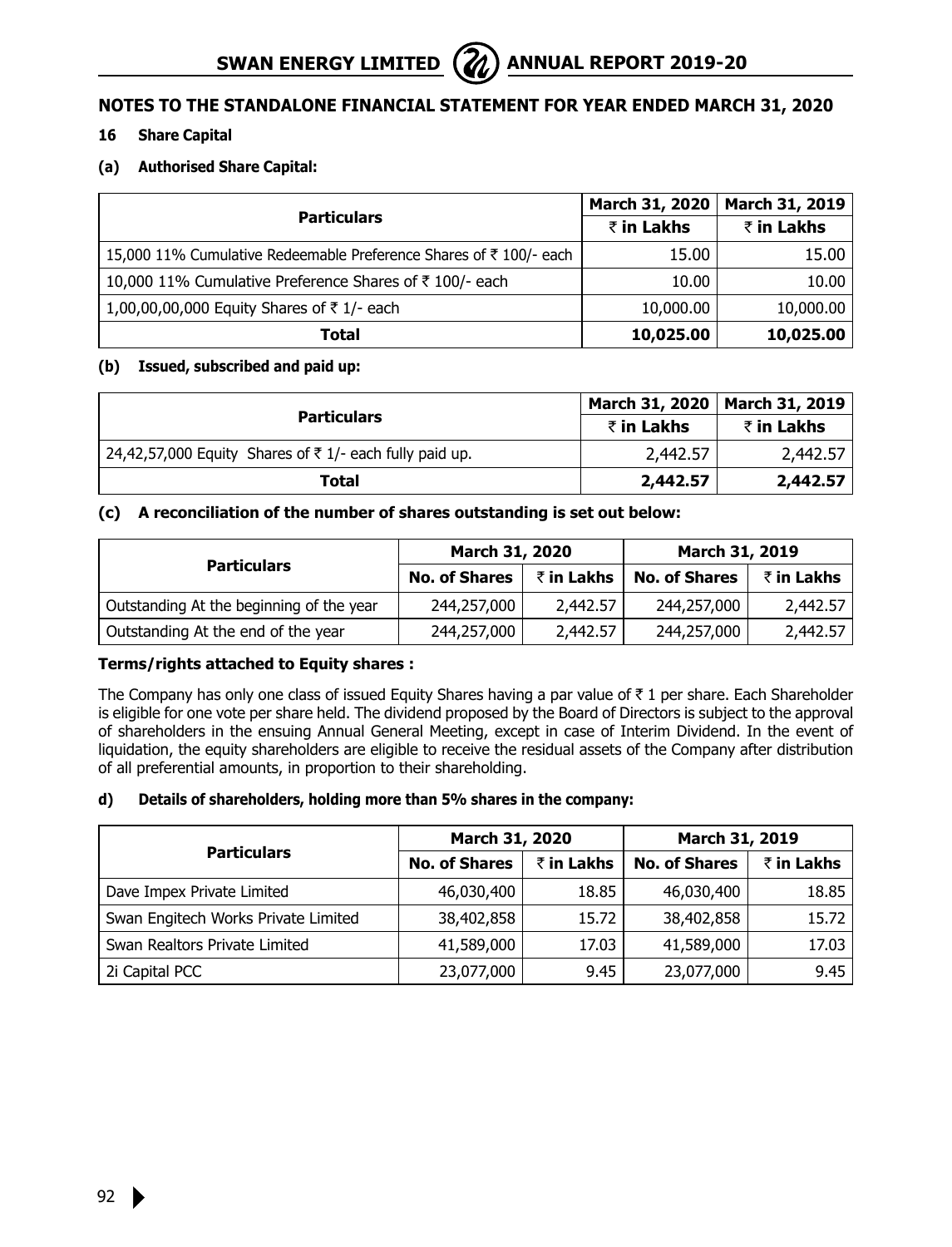## NOTES TO THE STANDALONE FINANCIAL STATEMENT FOR YEAR ENDED MARCH 31, 2020

### 16 Share Capital

**(a) Authorised Share Capital:**

| Particulars | March 31, 2020 | March 31, 2019 |
|---|---|---|
| | ₹ in Lakhs | ₹ in Lakhs |
| 15,000 11% Cumulative Redeemable Preference Shares of ₹ 100/- each | 15.00 | 15.00 |
| 10,000 11% Cumulative Preference Shares of ₹ 100/- each | 10.00 | 10.00 |
| 1,00,00,00,000 Equity Shares of ₹ 1/- each | 10,000.00 | 10,000.00 |
| **Total** | **10,025.00** | **10,025.00** |

**(b) Issued, subscribed and paid up:**

| Particulars | March 31, 2020 | March 31, 2019 |
|---|---|---|
| | ₹ in Lakhs | ₹ in Lakhs |
| 24,42,57,000 Equity Shares of ₹ 1/- each fully paid up. | 2,442.57 | 2,442.57 |
| **Total** | **2,442.57** | **2,442.57** |

**(c) A reconciliation of the number of shares outstanding is set out below:**

| Particulars | March 31, 2020 | | March 31, 2019 | |
|---|---|---|---|---|
| | No. of Shares | ₹ in Lakhs | No. of Shares | ₹ in Lakhs |
| Outstanding At the beginning of the year | 244,257,000 | 2,442.57 | 244,257,000 | 2,442.57 |
| Outstanding At the end of the year | 244,257,000 | 2,442.57 | 244,257,000 | 2,442.57 |

**Terms/rights attached to Equity shares :**

The Company has only one class of issued Equity Shares having a par value of ₹ 1 per share. Each Shareholder is eligible for one vote per share held. The dividend proposed by the Board of Directors is subject to the approval of shareholders in the ensuing Annual General Meeting, except in case of Interim Dividend. In the event of liquidation, the equity shareholders are eligible to receive the residual assets of the Company after distribution of all preferential amounts, in proportion to their shareholding.

**d) Details of shareholders, holding more than 5% shares in the company:**

| Particulars | March 31, 2020 | | March 31, 2019 | |
|---|---|---|---|---|
| | No. of Shares | ₹ in Lakhs | No. of Shares | ₹ in Lakhs |
| Dave Impex Private Limited | 46,030,400 | 18.85 | 46,030,400 | 18.85 |
| Swan Engitech Works Private Limited | 38,402,858 | 15.72 | 38,402,858 | 15.72 |
| Swan Realtors Private Limited | 41,589,000 | 17.03 | 41,589,000 | 17.03 |
| 2i Capital PCC | 23,077,000 | 9.45 | 23,077,000 | 9.45 |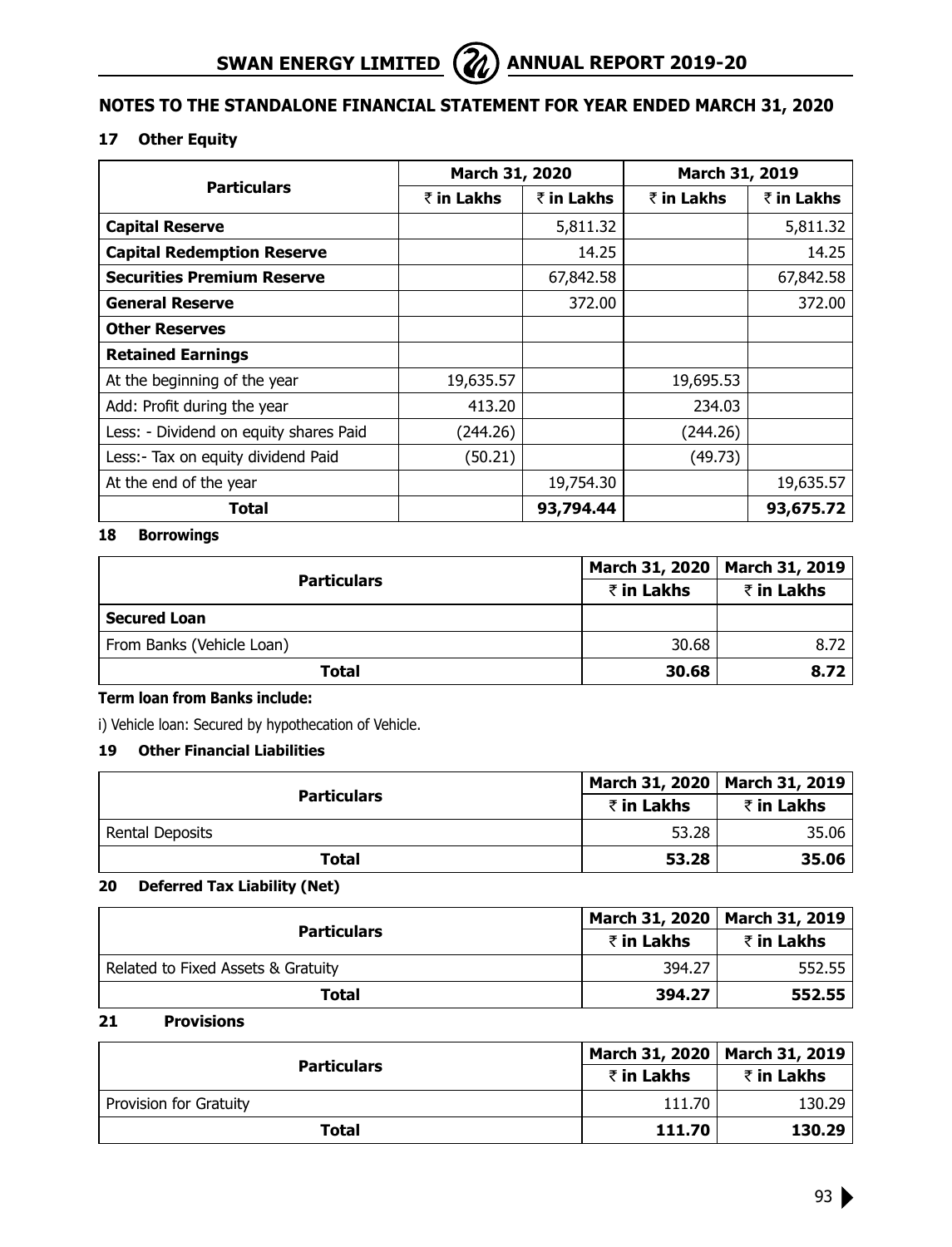## NOTES TO THE STANDALONE FINANCIAL STATEMENT FOR YEAR ENDED MARCH 31, 2020

### 17 Other Equity

| Particulars | March 31, 2020 | | March 31, 2019 | |
|---|---|---|---|---|
| | ₹ in Lakhs | ₹ in Lakhs | ₹ in Lakhs | ₹ in Lakhs |
| **Capital Reserve** | | 5,811.32 | | 5,811.32 |
| **Capital Redemption Reserve** | | 14.25 | | 14.25 |
| **Securities Premium Reserve** | | 67,842.58 | | 67,842.58 |
| **General Reserve** | | 372.00 | | 372.00 |
| **Other Reserves** | | | | |
| **Retained Earnings** | | | | |
| At the beginning of the year | 19,635.57 | | 19,695.53 | |
| Add: Profit during the year | 413.20 | | 234.03 | |
| Less: - Dividend on equity shares Paid | (244.26) | | (244.26) | |
| Less:- Tax on equity dividend Paid | (50.21) | | (49.73) | |
| At the end of the year | | 19,754.30 | | 19,635.57 |
| **Total** | | **93,794.44** | | **93,675.72** |

### 18 Borrowings

| Particulars | March 31, 2020 | March 31, 2019 |
|---|---|---|
| | ₹ in Lakhs | ₹ in Lakhs |
| **Secured Loan** | | |
| From Banks (Vehicle Loan) | 30.68 | 8.72 |
| **Total** | **30.68** | **8.72** |

**Term loan from Banks include:**

i) Vehicle loan: Secured by hypothecation of Vehicle.

### 19 Other Financial Liabilities

| Particulars | March 31, 2020 | March 31, 2019 |
|---|---|---|
| | ₹ in Lakhs | ₹ in Lakhs |
| Rental Deposits | 53.28 | 35.06 |
| **Total** | **53.28** | **35.06** |

### 20 Deferred Tax Liability (Net)

| Particulars | March 31, 2020 | March 31, 2019 |
|---|---|---|
| | ₹ in Lakhs | ₹ in Lakhs |
| Related to Fixed Assets & Gratuity | 394.27 | 552.55 |
| **Total** | **394.27** | **552.55** |

### 21 Provisions

| Particulars | March 31, 2020 | March 31, 2019 |
|---|---|---|
| | ₹ in Lakhs | ₹ in Lakhs |
| Provision for Gratuity | 111.70 | 130.29 |
| **Total** | **111.70** | **130.29** |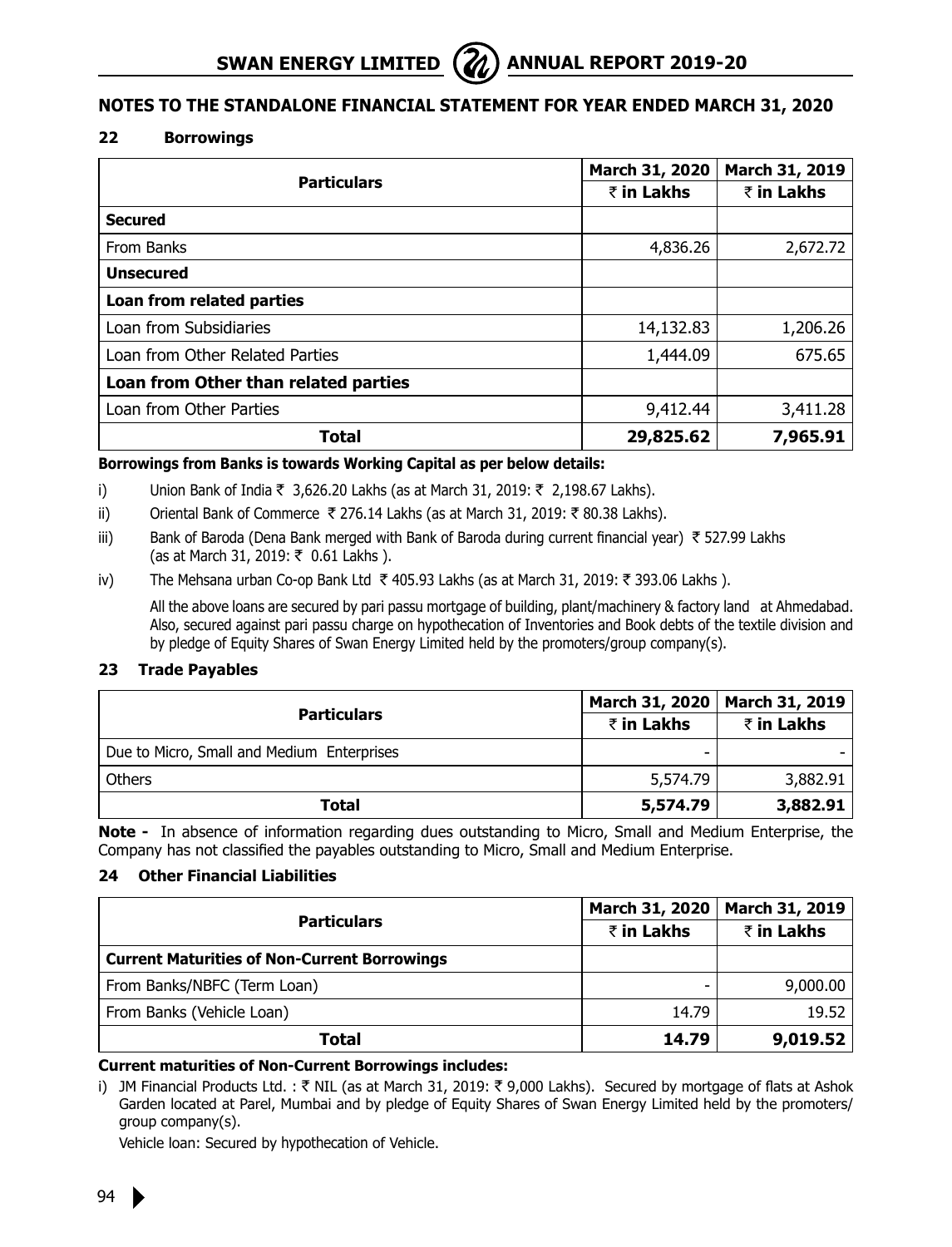## NOTES TO THE STANDALONE FINANCIAL STATEMENT FOR YEAR ENDED MARCH 31, 2020

### 22 Borrowings

| Particulars | March 31, 2020 ₹ in Lakhs | March 31, 2019 ₹ in Lakhs |
|---|---|---|
| **Secured** | | |
| From Banks | 4,836.26 | 2,672.72 |
| **Unsecured** | | |
| **Loan from related parties** | | |
| Loan from Subsidiaries | 14,132.83 | 1,206.26 |
| Loan from Other Related Parties | 1,444.09 | 675.65 |
| **Loan from Other than related parties** | | |
| Loan from Other Parties | 9,412.44 | 3,411.28 |
| **Total** | **29,825.62** | **7,965.91** |

**Borrowings from Banks is towards Working Capital as per below details:**

i) Union Bank of India ₹ 3,626.20 Lakhs (as at March 31, 2019: ₹ 2,198.67 Lakhs).

ii) Oriental Bank of Commerce ₹ 276.14 Lakhs (as at March 31, 2019: ₹ 80.38 Lakhs).

iii) Bank of Baroda (Dena Bank merged with Bank of Baroda during current financial year) ₹ 527.99 Lakhs (as at March 31, 2019: ₹ 0.61 Lakhs ).

iv) The Mehsana urban Co-op Bank Ltd ₹ 405.93 Lakhs (as at March 31, 2019: ₹ 393.06 Lakhs ).

All the above loans are secured by pari passu mortgage of building, plant/machinery & factory land at Ahmedabad. Also, secured against pari passu charge on hypothecation of Inventories and Book debts of the textile division and by pledge of Equity Shares of Swan Energy Limited held by the promoters/group company(s).

### 23 Trade Payables

| Particulars | March 31, 2020 ₹ in Lakhs | March 31, 2019 ₹ in Lakhs |
|---|---|---|
| Due to Micro, Small and Medium Enterprises | - | - |
| Others | 5,574.79 | 3,882.91 |
| **Total** | **5,574.79** | **3,882.91** |

**Note -** In absence of information regarding dues outstanding to Micro, Small and Medium Enterprise, the Company has not classified the payables outstanding to Micro, Small and Medium Enterprise.

### 24 Other Financial Liabilities

| Particulars | March 31, 2020 ₹ in Lakhs | March 31, 2019 ₹ in Lakhs |
|---|---|---|
| **Current Maturities of Non-Current Borrowings** | | |
| From Banks/NBFC (Term Loan) | - | 9,000.00 |
| From Banks (Vehicle Loan) | 14.79 | 19.52 |
| **Total** | **14.79** | **9,019.52** |

**Current maturities of Non-Current Borrowings includes:**

i) JM Financial Products Ltd. : ₹ NIL (as at March 31, 2019: ₹ 9,000 Lakhs). Secured by mortgage of flats at Ashok Garden located at Parel, Mumbai and by pledge of Equity Shares of Swan Energy Limited held by the promoters/group company(s).

Vehicle loan: Secured by hypothecation of Vehicle.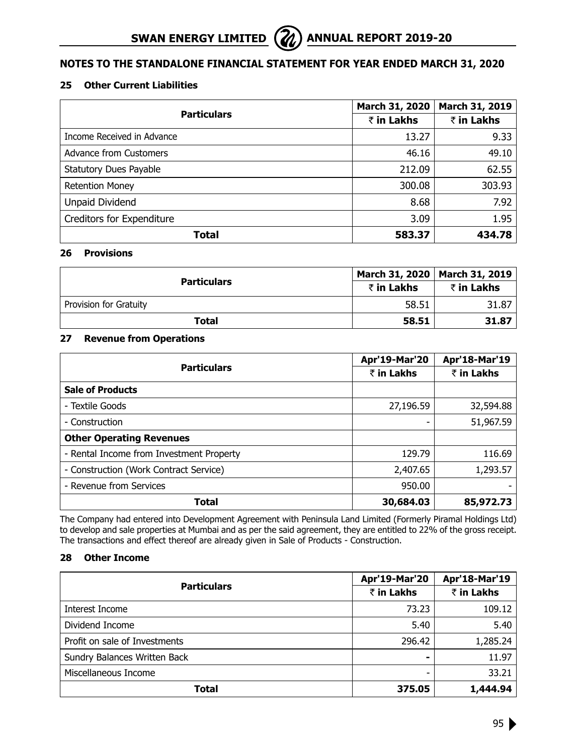## NOTES TO THE STANDALONE FINANCIAL STATEMENT FOR YEAR ENDED MARCH 31, 2020

### 25 Other Current Liabilities

| Particulars | March 31, 2020 | March 31, 2019 |
|---|---|---|
| | ₹ in Lakhs | ₹ in Lakhs |
| Income Received in Advance | 13.27 | 9.33 |
| Advance from Customers | 46.16 | 49.10 |
| Statutory Dues Payable | 212.09 | 62.55 |
| Retention Money | 300.08 | 303.93 |
| Unpaid Dividend | 8.68 | 7.92 |
| Creditors for Expenditure | 3.09 | 1.95 |
| **Total** | **583.37** | **434.78** |

### 26 Provisions

| Particulars | March 31, 2020 | March 31, 2019 |
|---|---|---|
| | ₹ in Lakhs | ₹ in Lakhs |
| Provision for Gratuity | 58.51 | 31.87 |
| **Total** | **58.51** | **31.87** |

### 27 Revenue from Operations

| Particulars | Apr'19-Mar'20 | Apr'18-Mar'19 |
|---|---|---|
| | ₹ in Lakhs | ₹ in Lakhs |
| **Sale of Products** | | |
| - Textile Goods | 27,196.59 | 32,594.88 |
| - Construction | - | 51,967.59 |
| **Other Operating Revenues** | | |
| - Rental Income from Investment Property | 129.79 | 116.69 |
| - Construction (Work Contract Service) | 2,407.65 | 1,293.57 |
| - Revenue from Services | 950.00 | - |
| **Total** | **30,684.03** | **85,972.73** |

The Company had entered into Development Agreement with Peninsula Land Limited (Formerly Piramal Holdings Ltd) to develop and sale properties at Mumbai and as per the said agreement, they are entitled to 22% of the gross receipt. The transactions and effect thereof are already given in Sale of Products - Construction.

### 28 Other Income

| Particulars | Apr'19-Mar'20 | Apr'18-Mar'19 |
|---|---|---|
| | ₹ in Lakhs | ₹ in Lakhs |
| Interest Income | 73.23 | 109.12 |
| Dividend Income | 5.40 | 5.40 |
| Profit on sale of Investments | 296.42 | 1,285.24 |
| Sundry Balances Written Back | - | 11.97 |
| Miscellaneous Income | - | 33.21 |
| **Total** | **375.05** | **1,444.94** |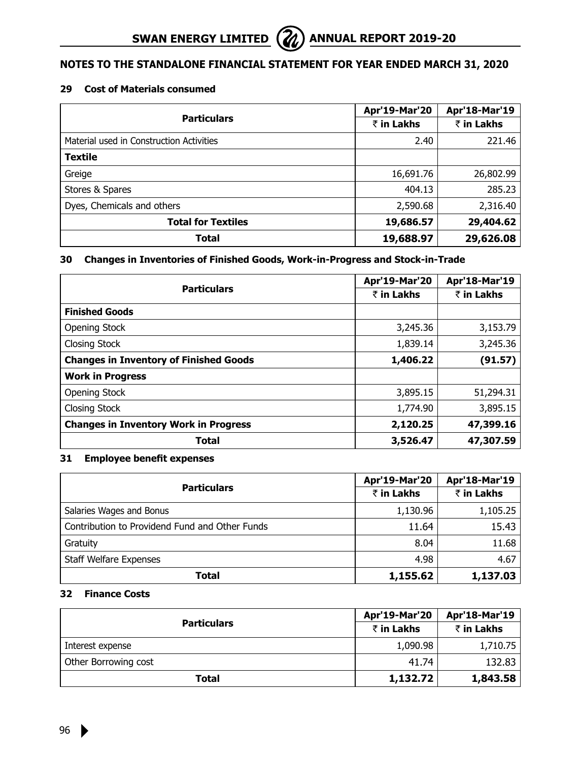## NOTES TO THE STANDALONE FINANCIAL STATEMENT FOR YEAR ENDED MARCH 31, 2020

### 29 Cost of Materials consumed

| Particulars | Apr'19-Mar'20 | Apr'18-Mar'19 |
|---|---|---|
| | ₹ in Lakhs | ₹ in Lakhs |
| Material used in Construction Activities | 2.40 | 221.46 |
| **Textile** | | |
| Greige | 16,691.76 | 26,802.99 |
| Stores & Spares | 404.13 | 285.23 |
| Dyes, Chemicals and others | 2,590.68 | 2,316.40 |
| **Total for Textiles** | **19,686.57** | **29,404.62** |
| **Total** | **19,688.97** | **29,626.08** |

### 30 Changes in Inventories of Finished Goods, Work-in-Progress and Stock-in-Trade

| Particulars | Apr'19-Mar'20 | Apr'18-Mar'19 |
|---|---|---|
| | ₹ in Lakhs | ₹ in Lakhs |
| **Finished Goods** | | |
| Opening Stock | 3,245.36 | 3,153.79 |
| Closing Stock | 1,839.14 | 3,245.36 |
| **Changes in Inventory of Finished Goods** | **1,406.22** | **(91.57)** |
| **Work in Progress** | | |
| Opening Stock | 3,895.15 | 51,294.31 |
| Closing Stock | 1,774.90 | 3,895.15 |
| **Changes in Inventory Work in Progress** | **2,120.25** | **47,399.16** |
| **Total** | **3,526.47** | **47,307.59** |

### 31 Employee benefit expenses

| Particulars | Apr'19-Mar'20 | Apr'18-Mar'19 |
|---|---|---|
| | ₹ in Lakhs | ₹ in Lakhs |
| Salaries Wages and Bonus | 1,130.96 | 1,105.25 |
| Contribution to Providend Fund and Other Funds | 11.64 | 15.43 |
| Gratuity | 8.04 | 11.68 |
| Staff Welfare Expenses | 4.98 | 4.67 |
| **Total** | **1,155.62** | **1,137.03** |

### 32 Finance Costs

| Particulars | Apr'19-Mar'20 | Apr'18-Mar'19 |
|---|---|---|
| | ₹ in Lakhs | ₹ in Lakhs |
| Interest expense | 1,090.98 | 1,710.75 |
| Other Borrowing cost | 41.74 | 132.83 |
| **Total** | **1,132.72** | **1,843.58** |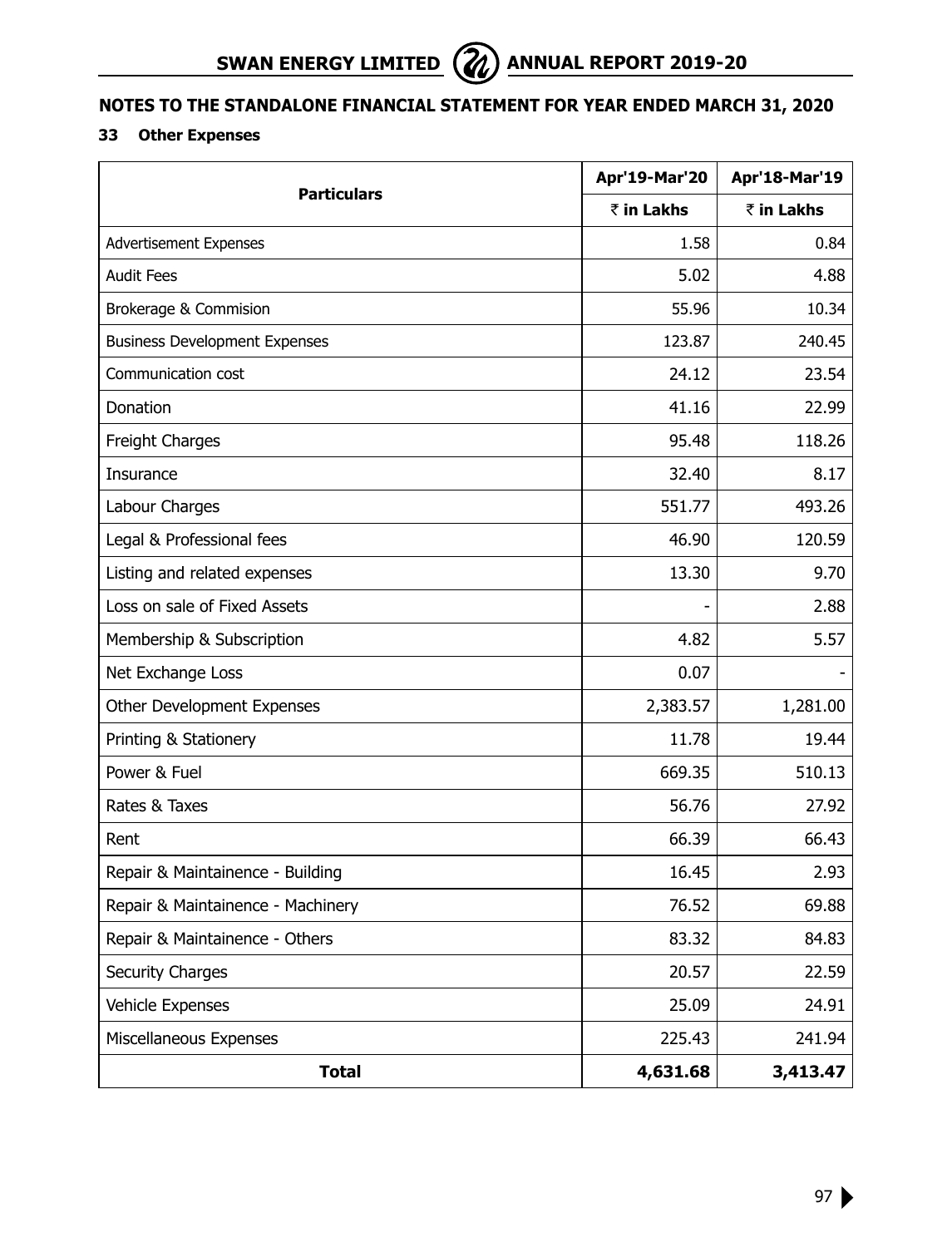## NOTES TO THE STANDALONE FINANCIAL STATEMENT FOR YEAR ENDED MARCH 31, 2020

### 33 Other Expenses

| Particulars | Apr'19-Mar'20 | Apr'18-Mar'19 |
|---|---|---|
| | ₹ in Lakhs | ₹ in Lakhs |
| Advertisement Expenses | 1.58 | 0.84 |
| Audit Fees | 5.02 | 4.88 |
| Brokerage & Commision | 55.96 | 10.34 |
| Business Development Expenses | 123.87 | 240.45 |
| Communication cost | 24.12 | 23.54 |
| Donation | 41.16 | 22.99 |
| Freight Charges | 95.48 | 118.26 |
| Insurance | 32.40 | 8.17 |
| Labour Charges | 551.77 | 493.26 |
| Legal & Professional fees | 46.90 | 120.59 |
| Listing and related expenses | 13.30 | 9.70 |
| Loss on sale of Fixed Assets | - | 2.88 |
| Membership & Subscription | 4.82 | 5.57 |
| Net Exchange Loss | 0.07 | - |
| Other Development Expenses | 2,383.57 | 1,281.00 |
| Printing & Stationery | 11.78 | 19.44 |
| Power & Fuel | 669.35 | 510.13 |
| Rates & Taxes | 56.76 | 27.92 |
| Rent | 66.39 | 66.43 |
| Repair & Maintainence - Building | 16.45 | 2.93 |
| Repair & Maintainence - Machinery | 76.52 | 69.88 |
| Repair & Maintainence - Others | 83.32 | 84.83 |
| Security Charges | 20.57 | 22.59 |
| Vehicle Expenses | 25.09 | 24.91 |
| Miscellaneous Expenses | 225.43 | 241.94 |
| **Total** | **4,631.68** | **3,413.47** |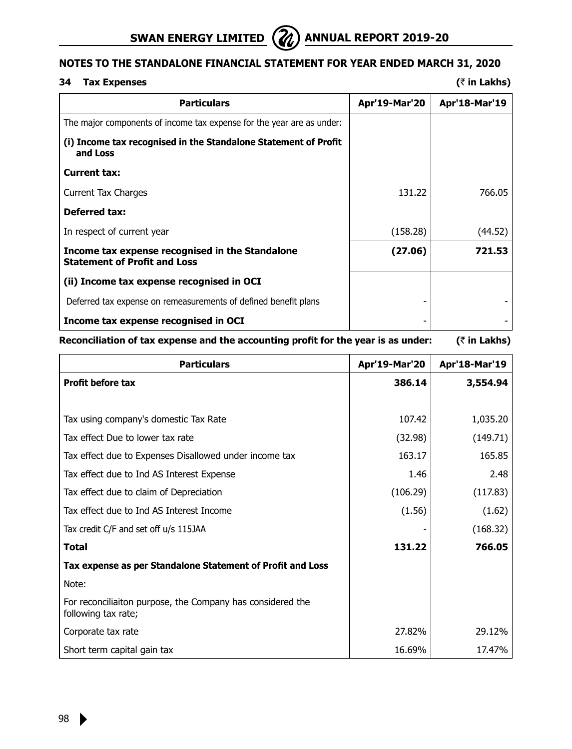## NOTES TO THE STANDALONE FINANCIAL STATEMENT FOR YEAR ENDED MARCH 31, 2020

### 34 Tax Expenses

(₹ in Lakhs)

| Particulars | Apr'19-Mar'20 | Apr'18-Mar'19 |
|---|---|---|
| The major components of income tax expense for the year are as under: | | |
| **(i) Income tax recognised in the Standalone Statement of Profit and Loss** | | |
| **Current tax:** | | |
| Current Tax Charges | 131.22 | 766.05 |
| **Deferred tax:** | | |
| In respect of current year | (158.28) | (44.52) |
| **Income tax expense recognised in the Standalone Statement of Profit and Loss** | **(27.06)** | **721.53** |
| **(ii) Income tax expense recognised in OCI** | | |
| Deferred tax expense on remeasurements of defined benefit plans | - | - |
| **Income tax expense recognised in OCI** | - | - |

**Reconciliation of tax expense and the accounting profit for the year is as under:** (₹ in Lakhs)

| Particulars | Apr'19-Mar'20 | Apr'18-Mar'19 |
|---|---|---|
| **Profit before tax** | **386.14** | **3,554.94** |
| | | |
| Tax using company's domestic Tax Rate | 107.42 | 1,035.20 |
| Tax effect Due to lower tax rate | (32.98) | (149.71) |
| Tax effect due to Expenses Disallowed under income tax | 163.17 | 165.85 |
| Tax effect due to Ind AS Interest Expense | 1.46 | 2.48 |
| Tax effect due to claim of Depreciation | (106.29) | (117.83) |
| Tax effect due to Ind AS Interest Income | (1.56) | (1.62) |
| Tax credit C/F and set off u/s 115JAA | - | (168.32) |
| **Total** | **131.22** | **766.05** |
| **Tax expense as per Standalone Statement of Profit and Loss** | | |
| Note: | | |
| For reconciliaiton purpose, the Company has considered the following tax rate; | | |
| Corporate tax rate | 27.82% | 29.12% |
| Short term capital gain tax | 16.69% | 17.47% |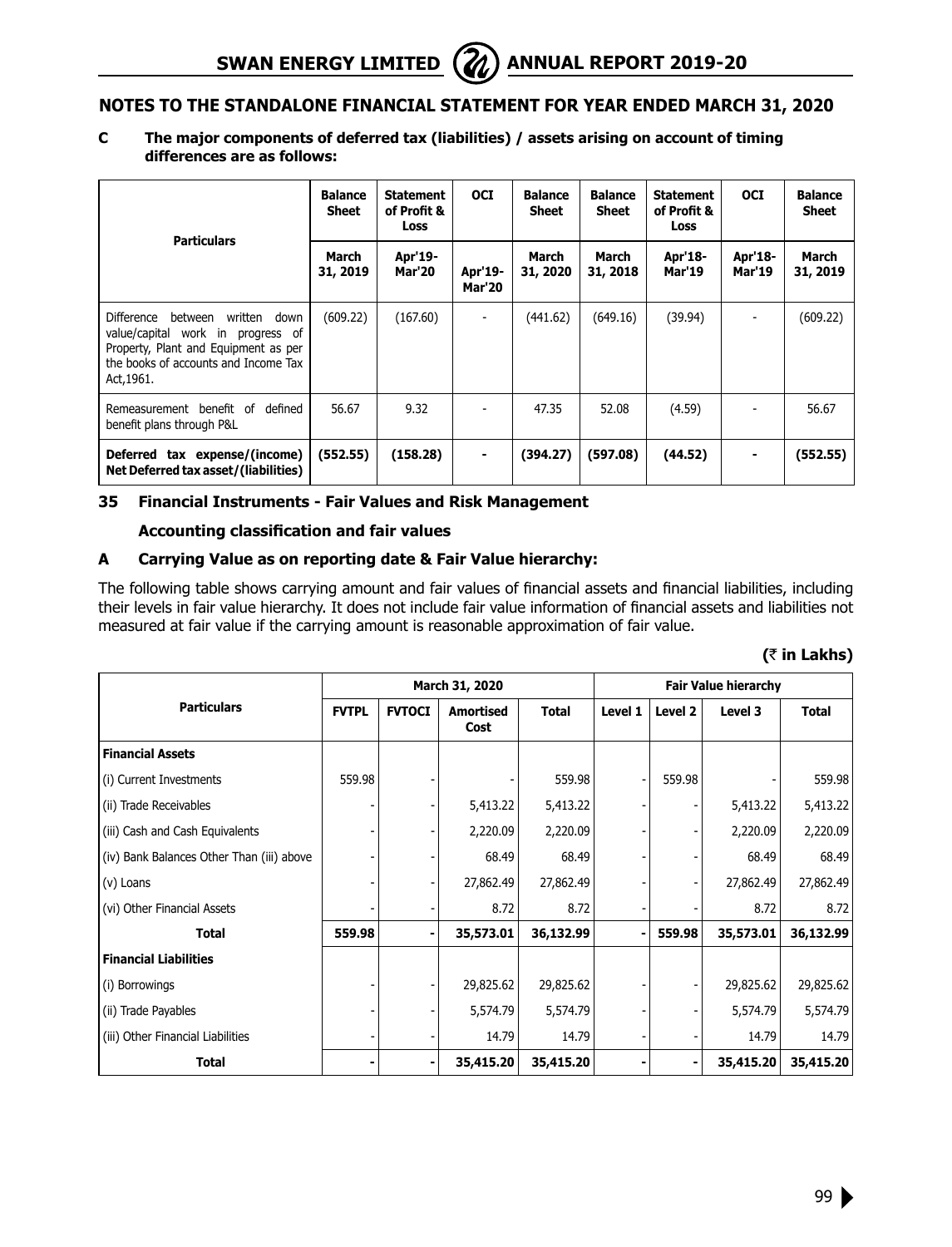## NOTES TO THE STANDALONE FINANCIAL STATEMENT FOR YEAR ENDED MARCH 31, 2020

**C The major components of deferred tax (liabilities) / assets arising on account of timing differences are as follows:**

| Particulars | Balance Sheet | Statement of Profit & Loss | OCI | Balance Sheet | Balance Sheet | Statement of Profit & Loss | OCI | Balance Sheet |
|---|---|---|---|---|---|---|---|---|
| | March 31, 2019 | Apr'19-Mar'20 | Apr'19-Mar'20 | March 31, 2020 | March 31, 2018 | Apr'18-Mar'19 | Apr'18-Mar'19 | March 31, 2019 |
| Difference between written down value/capital work in progress of Property, Plant and Equipment as per the books of accounts and Income Tax Act,1961. | (609.22) | (167.60) | - | (441.62) | (649.16) | (39.94) | - | (609.22) |
| Remeasurement benefit of defined benefit plans through P&L | 56.67 | 9.32 | - | 47.35 | 52.08 | (4.59) | - | 56.67 |
| **Deferred tax expense/(income) Net Deferred tax asset/(liabilities)** | **(552.55)** | **(158.28)** | **-** | **(394.27)** | **(597.08)** | **(44.52)** | **-** | **(552.55)** |

### 35 Financial Instruments - Fair Values and Risk Management

**Accounting classification and fair values**

**A Carrying Value as on reporting date & Fair Value hierarchy:**

The following table shows carrying amount and fair values of financial assets and financial liabilities, including their levels in fair value hierarchy. It does not include fair value information of financial assets and liabilities not measured at fair value if the carrying amount is reasonable approximation of fair value.

**(₹ in Lakhs)**

| Particulars | March 31, 2020 | | | | Fair Value hierarchy | | | |
|---|---|---|---|---|---|---|---|---|
| | FVTPL | FVTOCI | Amortised Cost | Total | Level 1 | Level 2 | Level 3 | Total |
| **Financial Assets** | | | | | | | | |
| (i) Current Investments | 559.98 | - | - | 559.98 | - | 559.98 | - | 559.98 |
| (ii) Trade Receivables | - | - | 5,413.22 | 5,413.22 | - | - | 5,413.22 | 5,413.22 |
| (iii) Cash and Cash Equivalents | - | - | 2,220.09 | 2,220.09 | - | - | 2,220.09 | 2,220.09 |
| (iv) Bank Balances Other Than (iii) above | - | - | 68.49 | 68.49 | - | - | 68.49 | 68.49 |
| (v) Loans | - | - | 27,862.49 | 27,862.49 | - | - | 27,862.49 | 27,862.49 |
| (vi) Other Financial Assets | - | - | 8.72 | 8.72 | - | - | 8.72 | 8.72 |
| **Total** | **559.98** | **-** | **35,573.01** | **36,132.99** | **-** | **559.98** | **35,573.01** | **36,132.99** |
| **Financial Liabilities** | | | | | | | | |
| (i) Borrowings | - | - | 29,825.62 | 29,825.62 | - | - | 29,825.62 | 29,825.62 |
| (ii) Trade Payables | - | - | 5,574.79 | 5,574.79 | - | - | 5,574.79 | 5,574.79 |
| (iii) Other Financial Liabilities | - | - | 14.79 | 14.79 | - | - | 14.79 | 14.79 |
| **Total** | **-** | **-** | **35,415.20** | **35,415.20** | **-** | **-** | **35,415.20** | **35,415.20** |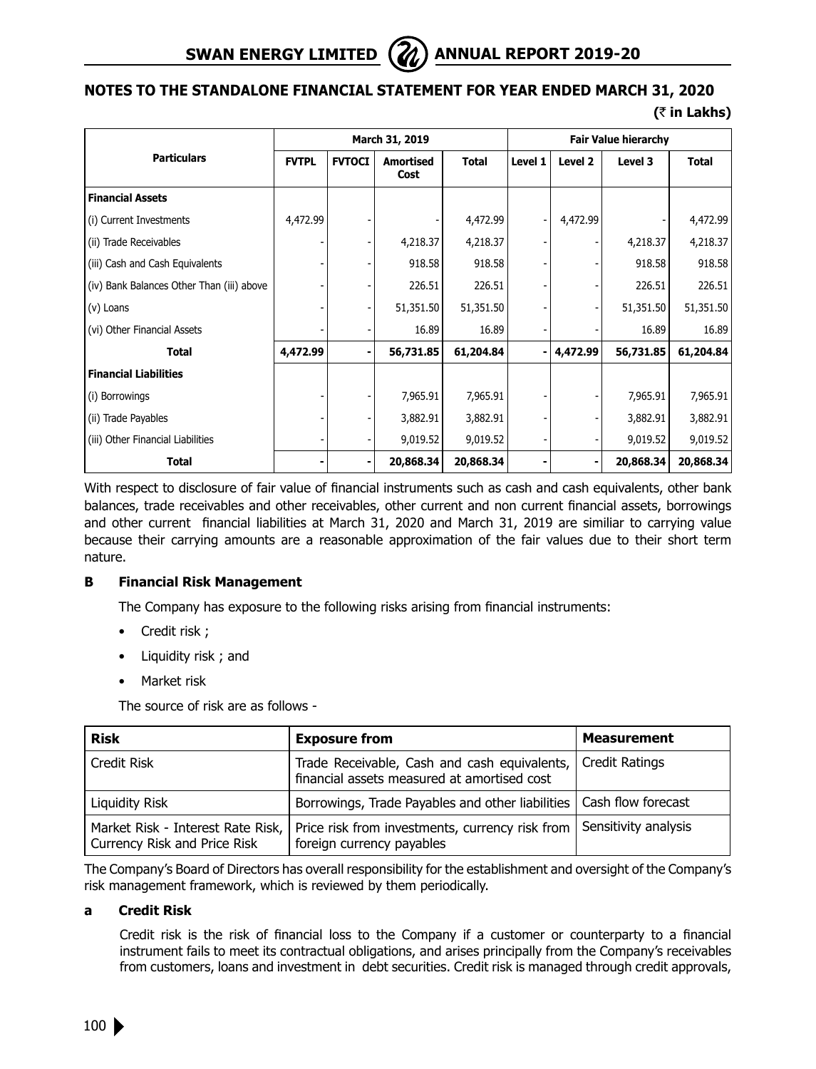## NOTES TO THE STANDALONE FINANCIAL STATEMENT FOR YEAR ENDED MARCH 31, 2020

(₹ in Lakhs)

| Particulars | March 31, 2019 | | | | Fair Value hierarchy | | | |
|---|---|---|---|---|---|---|---|---|
| | FVTPL | FVTOCI | Amortised Cost | Total | Level 1 | Level 2 | Level 3 | Total |
| **Financial Assets** | | | | | | | | |
| (i) Current Investments | 4,472.99 | - | - | 4,472.99 | - | 4,472.99 | - | 4,472.99 |
| (ii) Trade Receivables | - | - | 4,218.37 | 4,218.37 | - | - | 4,218.37 | 4,218.37 |
| (iii) Cash and Cash Equivalents | - | - | 918.58 | 918.58 | - | - | 918.58 | 918.58 |
| (iv) Bank Balances Other Than (iii) above | - | - | 226.51 | 226.51 | - | - | 226.51 | 226.51 |
| (v) Loans | - | - | 51,351.50 | 51,351.50 | - | - | 51,351.50 | 51,351.50 |
| (vi) Other Financial Assets | - | - | 16.89 | 16.89 | - | - | 16.89 | 16.89 |
| **Total** | **4,472.99** | **-** | **56,731.85** | **61,204.84** | **-** | **4,472.99** | **56,731.85** | **61,204.84** |
| **Financial Liabilities** | | | | | | | | |
| (i) Borrowings | - | - | 7,965.91 | 7,965.91 | - | - | 7,965.91 | 7,965.91 |
| (ii) Trade Payables | - | - | 3,882.91 | 3,882.91 | - | - | 3,882.91 | 3,882.91 |
| (iii) Other Financial Liabilities | - | - | 9,019.52 | 9,019.52 | - | - | 9,019.52 | 9,019.52 |
| **Total** | **-** | **-** | **20,868.34** | **20,868.34** | **-** | **-** | **20,868.34** | **20,868.34** |

With respect to disclosure of fair value of financial instruments such as cash and cash equivalents, other bank balances, trade receivables and other receivables, other current and non current financial assets, borrowings and other current financial liabilities at March 31, 2020 and March 31, 2019 are similiar to carrying value because their carrying amounts are a reasonable approximation of the fair values due to their short term nature.

### B Financial Risk Management

The Company has exposure to the following risks arising from financial instruments:

- Credit risk ;
- Liquidity risk ; and
- Market risk

The source of risk are as follows -

| Risk | Exposure from | Measurement |
|---|---|---|
| Credit Risk | Trade Receivable, Cash and cash equivalents, financial assets measured at amortised cost | Credit Ratings |
| Liquidity Risk | Borrowings, Trade Payables and other liabilities | Cash flow forecast |
| Market Risk - Interest Rate Risk, Currency Risk and Price Risk | Price risk from investments, currency risk from foreign currency payables | Sensitivity analysis |

The Company's Board of Directors has overall responsibility for the establishment and oversight of the Company's risk management framework, which is reviewed by them periodically.

#### a Credit Risk

Credit risk is the risk of financial loss to the Company if a customer or counterparty to a financial instrument fails to meet its contractual obligations, and arises principally from the Company's receivables from customers, loans and investment in debt securities. Credit risk is managed through credit approvals,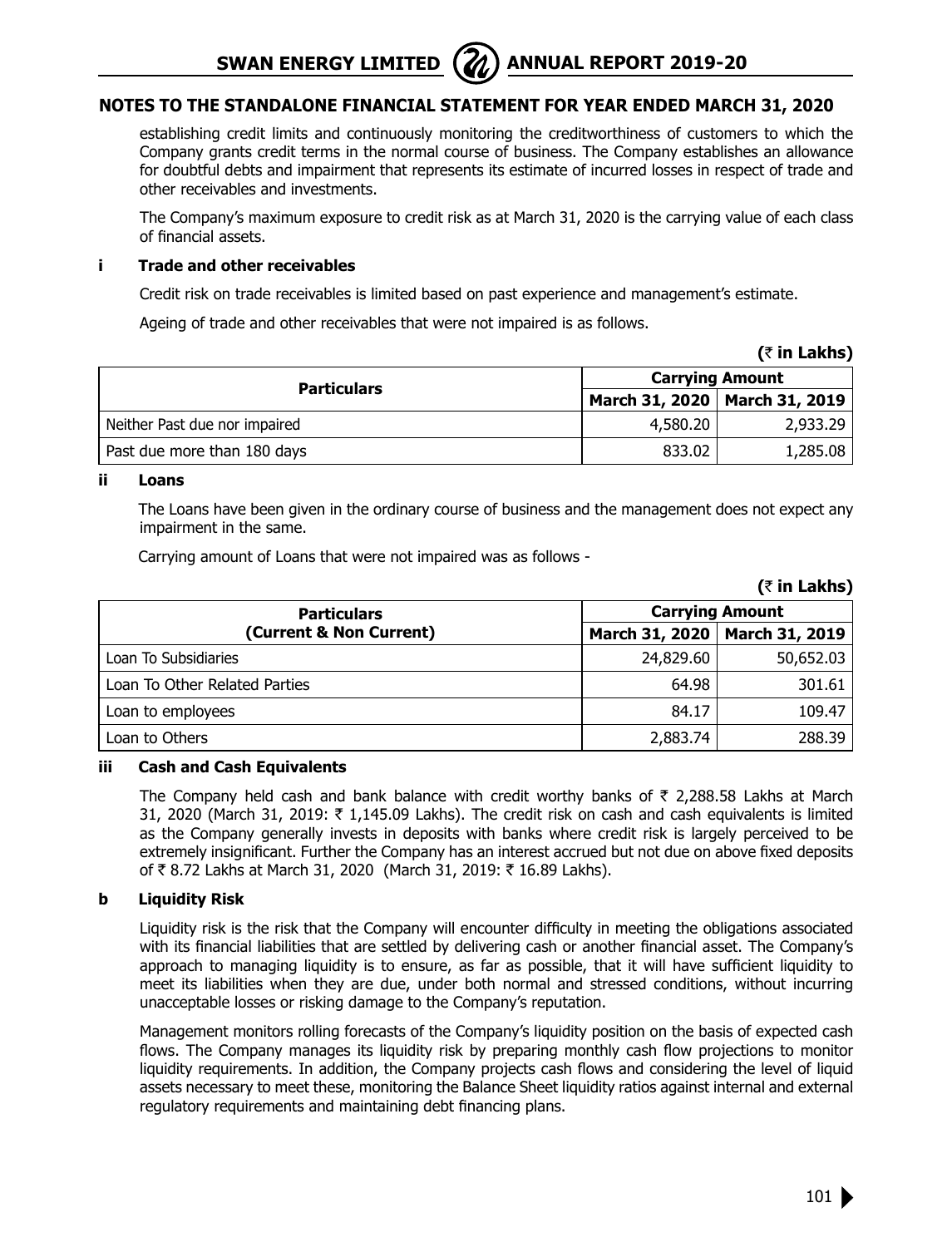## NOTES TO THE STANDALONE FINANCIAL STATEMENT FOR YEAR ENDED MARCH 31, 2020

establishing credit limits and continuously monitoring the creditworthiness of customers to which the Company grants credit terms in the normal course of business. The Company establishes an allowance for doubtful debts and impairment that represents its estimate of incurred losses in respect of trade and other receivables and investments.

The Company's maximum exposure to credit risk as at March 31, 2020 is the carrying value of each class of financial assets.

**i Trade and other receivables**

Credit risk on trade receivables is limited based on past experience and management's estimate.

Ageing of trade and other receivables that were not impaired is as follows.

**(₹ in Lakhs)**

| Particulars | Carrying Amount | |
|---|---|---|
| | March 31, 2020 | March 31, 2019 |
| Neither Past due nor impaired | 4,580.20 | 2,933.29 |
| Past due more than 180 days | 833.02 | 1,285.08 |

**ii Loans**

The Loans have been given in the ordinary course of business and the management does not expect any impairment in the same.

Carrying amount of Loans that were not impaired was as follows -

**(₹ in Lakhs)**

| Particulars (Current & Non Current) | Carrying Amount | |
|---|---|---|
| | March 31, 2020 | March 31, 2019 |
| Loan To Subsidiaries | 24,829.60 | 50,652.03 |
| Loan To Other Related Parties | 64.98 | 301.61 |
| Loan to employees | 84.17 | 109.47 |
| Loan to Others | 2,883.74 | 288.39 |

**iii Cash and Cash Equivalents**

The Company held cash and bank balance with credit worthy banks of ₹ 2,288.58 Lakhs at March 31, 2020 (March 31, 2019: ₹ 1,145.09 Lakhs). The credit risk on cash and cash equivalents is limited as the Company generally invests in deposits with banks where credit risk is largely perceived to be extremely insignificant. Further the Company has an interest accrued but not due on above fixed deposits of ₹ 8.72 Lakhs at March 31, 2020 (March 31, 2019: ₹ 16.89 Lakhs).

**b Liquidity Risk**

Liquidity risk is the risk that the Company will encounter difficulty in meeting the obligations associated with its financial liabilities that are settled by delivering cash or another financial asset. The Company's approach to managing liquidity is to ensure, as far as possible, that it will have sufficient liquidity to meet its liabilities when they are due, under both normal and stressed conditions, without incurring unacceptable losses or risking damage to the Company's reputation.

Management monitors rolling forecasts of the Company's liquidity position on the basis of expected cash flows. The Company manages its liquidity risk by preparing monthly cash flow projections to monitor liquidity requirements. In addition, the Company projects cash flows and considering the level of liquid assets necessary to meet these, monitoring the Balance Sheet liquidity ratios against internal and external regulatory requirements and maintaining debt financing plans.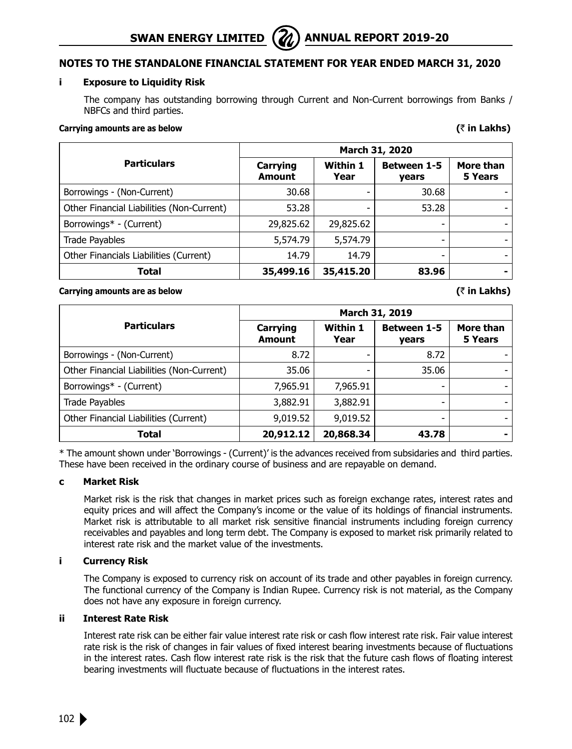## NOTES TO THE STANDALONE FINANCIAL STATEMENT FOR YEAR ENDED MARCH 31, 2020

### i Exposure to Liquidity Risk

The company has outstanding borrowing through Current and Non-Current borrowings from Banks / NBFCs and third parties.

**Carrying amounts are as below** **(₹ in Lakhs)**

| Particulars | March 31, 2020 | | | |
|---|---|---|---|---|
| | Carrying Amount | Within 1 Year | Between 1-5 years | More than 5 Years |
| Borrowings - (Non-Current) | 30.68 | - | 30.68 | - |
| Other Financial Liabilities (Non-Current) | 53.28 | - | 53.28 | - |
| Borrowings* - (Current) | 29,825.62 | 29,825.62 | - | - |
| Trade Payables | 5,574.79 | 5,574.79 | - | - |
| Other Financials Liabilities (Current) | 14.79 | 14.79 | - | - |
| **Total** | **35,499.16** | **35,415.20** | **83.96** | **-** |

**Carrying amounts are as below** **(₹ in Lakhs)**

| Particulars | March 31, 2019 | | | |
|---|---|---|---|---|
| | Carrying Amount | Within 1 Year | Between 1-5 years | More than 5 Years |
| Borrowings - (Non-Current) | 8.72 | - | 8.72 | - |
| Other Financial Liabilities (Non-Current) | 35.06 | - | 35.06 | - |
| Borrowings* - (Current) | 7,965.91 | 7,965.91 | - | - |
| Trade Payables | 3,882.91 | 3,882.91 | - | - |
| Other Financial Liabilities (Current) | 9,019.52 | 9,019.52 | - | - |
| **Total** | **20,912.12** | **20,868.34** | **43.78** | **-** |

* The amount shown under 'Borrowings - (Current)' is the advances received from subsidaries and third parties. These have been received in the ordinary course of business and are repayable on demand.

### c Market Risk

Market risk is the risk that changes in market prices such as foreign exchange rates, interest rates and equity prices and will affect the Company's income or the value of its holdings of financial instruments. Market risk is attributable to all market risk sensitive financial instruments including foreign currency receivables and payables and long term debt. The Company is exposed to market risk primarily related to interest rate risk and the market value of the investments.

### i Currency Risk

The Company is exposed to currency risk on account of its trade and other payables in foreign currency. The functional currency of the Company is Indian Rupee. Currency risk is not material, as the Company does not have any exposure in foreign currency.

### ii Interest Rate Risk

Interest rate risk can be either fair value interest rate risk or cash flow interest rate risk. Fair value interest rate risk is the risk of changes in fair values of fixed interest bearing investments because of fluctuations in the interest rates. Cash flow interest rate risk is the risk that the future cash flows of floating interest bearing investments will fluctuate because of fluctuations in the interest rates.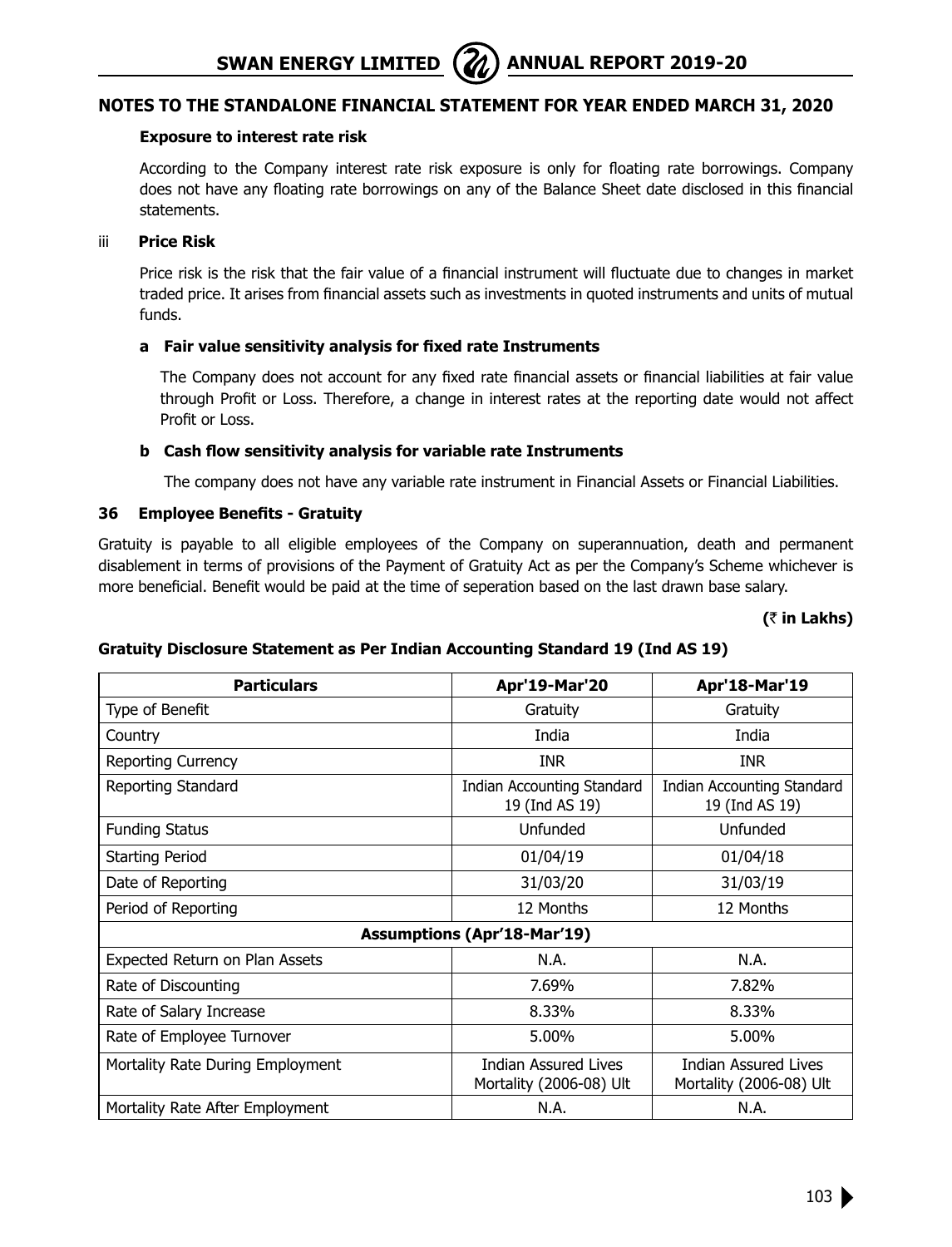## NOTES TO THE STANDALONE FINANCIAL STATEMENT FOR YEAR ENDED MARCH 31, 2020

**Exposure to interest rate risk**

According to the Company interest rate risk exposure is only for floating rate borrowings. Company does not have any floating rate borrowings on any of the Balance Sheet date disclosed in this financial statements.

iii **Price Risk**

Price risk is the risk that the fair value of a financial instrument will fluctuate due to changes in market traded price. It arises from financial assets such as investments in quoted instruments and units of mutual funds.

**a Fair value sensitivity analysis for fixed rate Instruments**

The Company does not account for any fixed rate financial assets or financial liabilities at fair value through Profit or Loss. Therefore, a change in interest rates at the reporting date would not affect Profit or Loss.

**b Cash flow sensitivity analysis for variable rate Instruments**

The company does not have any variable rate instrument in Financial Assets or Financial Liabilities.

### 36 Employee Benefits - Gratuity

Gratuity is payable to all eligible employees of the Company on superannuation, death and permanent disablement in terms of provisions of the Payment of Gratuity Act as per the Company's Scheme whichever is more beneficial. Benefit would be paid at the time of seperation based on the last drawn base salary.

**(₹ in Lakhs)**

**Gratuity Disclosure Statement as Per Indian Accounting Standard 19 (Ind AS 19)**

| Particulars | Apr'19-Mar'20 | Apr'18-Mar'19 |
|---|---|---|
| Type of Benefit | Gratuity | Gratuity |
| Country | India | India |
| Reporting Currency | INR | INR |
| Reporting Standard | Indian Accounting Standard 19 (Ind AS 19) | Indian Accounting Standard 19 (Ind AS 19) |
| Funding Status | Unfunded | Unfunded |
| Starting Period | 01/04/19 | 01/04/18 |
| Date of Reporting | 31/03/20 | 31/03/19 |
| Period of Reporting | 12 Months | 12 Months |
| **Assumptions (Apr'18-Mar'19)** | | |
| Expected Return on Plan Assets | N.A. | N.A. |
| Rate of Discounting | 7.69% | 7.82% |
| Rate of Salary Increase | 8.33% | 8.33% |
| Rate of Employee Turnover | 5.00% | 5.00% |
| Mortality Rate During Employment | Indian Assured Lives Mortality (2006-08) Ult | Indian Assured Lives Mortality (2006-08) Ult |
| Mortality Rate After Employment | N.A. | N.A. |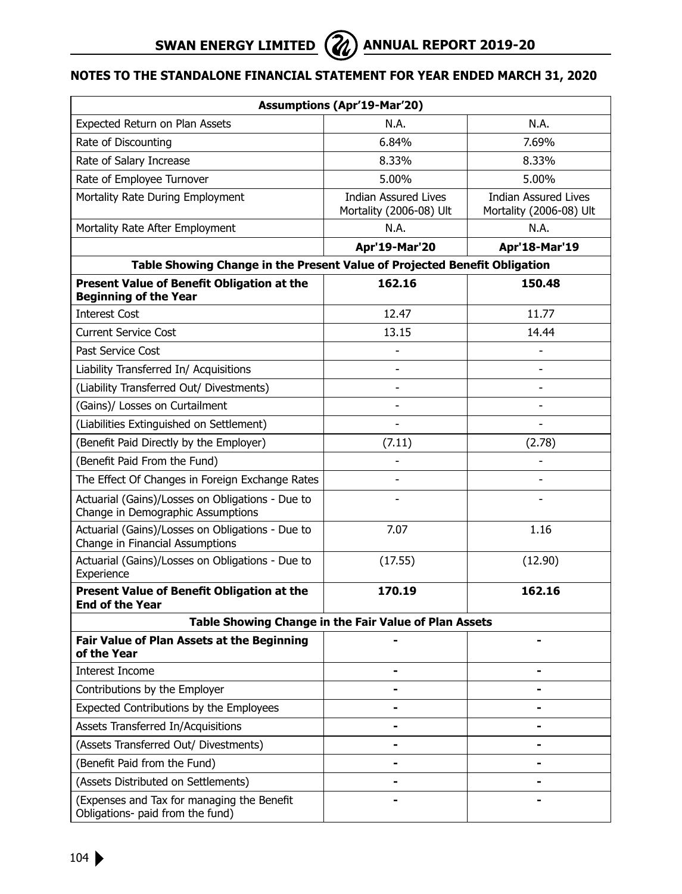## NOTES TO THE STANDALONE FINANCIAL STATEMENT FOR YEAR ENDED MARCH 31, 2020

| Assumptions (Apr'19-Mar'20) | | |
|---|---|---|
| Expected Return on Plan Assets | N.A. | N.A. |
| Rate of Discounting | 6.84% | 7.69% |
| Rate of Salary Increase | 8.33% | 8.33% |
| Rate of Employee Turnover | 5.00% | 5.00% |
| Mortality Rate During Employment | Indian Assured Lives Mortality (2006-08) Ult | Indian Assured Lives Mortality (2006-08) Ult |
| Mortality Rate After Employment | N.A. | N.A. |
| | **Apr'19-Mar'20** | **Apr'18-Mar'19** |
| **Table Showing Change in the Present Value of Projected Benefit Obligation** | | |
| **Present Value of Benefit Obligation at the Beginning of the Year** | **162.16** | **150.48** |
| Interest Cost | 12.47 | 11.77 |
| Current Service Cost | 13.15 | 14.44 |
| Past Service Cost | - | - |
| Liability Transferred In/ Acquisitions | - | - |
| (Liability Transferred Out/ Divestments) | - | - |
| (Gains)/ Losses on Curtailment | - | - |
| (Liabilities Extinguished on Settlement) | - | - |
| (Benefit Paid Directly by the Employer) | (7.11) | (2.78) |
| (Benefit Paid From the Fund) | - | - |
| The Effect Of Changes in Foreign Exchange Rates | - | - |
| Actuarial (Gains)/Losses on Obligations - Due to Change in Demographic Assumptions | - | - |
| Actuarial (Gains)/Losses on Obligations - Due to Change in Financial Assumptions | 7.07 | 1.16 |
| Actuarial (Gains)/Losses on Obligations - Due to Experience | (17.55) | (12.90) |
| **Present Value of Benefit Obligation at the End of the Year** | **170.19** | **162.16** |
| **Table Showing Change in the Fair Value of Plan Assets** | | |
| **Fair Value of Plan Assets at the Beginning of the Year** | **-** | **-** |
| Interest Income | - | - |
| Contributions by the Employer | - | - |
| Expected Contributions by the Employees | - | - |
| Assets Transferred In/Acquisitions | - | - |
| (Assets Transferred Out/ Divestments) | - | - |
| (Benefit Paid from the Fund) | - | - |
| (Assets Distributed on Settlements) | - | - |
| (Expenses and Tax for managing the Benefit Obligations- paid from the fund) | - | - |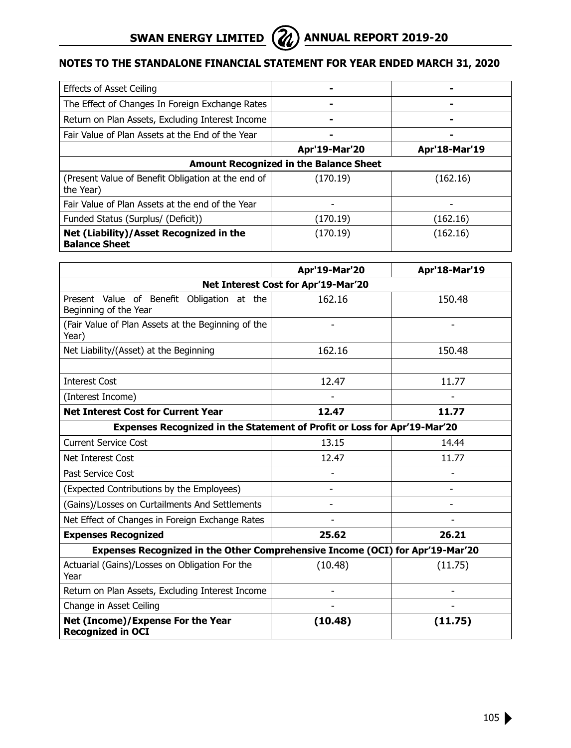## NOTES TO THE STANDALONE FINANCIAL STATEMENT FOR YEAR ENDED MARCH 31, 2020

| | | |
|---|---|---|
| Effects of Asset Ceiling | - | - |
| The Effect of Changes In Foreign Exchange Rates | - | - |
| Return on Plan Assets, Excluding Interest Income | - | - |
| Fair Value of Plan Assets at the End of the Year | - | - |
| | **Apr'19-Mar'20** | **Apr'18-Mar'19** |
| **Amount Recognized in the Balance Sheet** | | |
| (Present Value of Benefit Obligation at the end of the Year) | (170.19) | (162.16) |
| Fair Value of Plan Assets at the end of the Year | - | - |
| Funded Status (Surplus/ (Deficit)) | (170.19) | (162.16) |
| **Net (Liability)/Asset Recognized in the Balance Sheet** | (170.19) | (162.16) |

| | **Apr'19-Mar'20** | **Apr'18-Mar'19** |
|---|---|---|
| **Net Interest Cost for Apr'19-Mar'20** | | |
| Present Value of Benefit Obligation at the Beginning of the Year | 162.16 | 150.48 |
| (Fair Value of Plan Assets at the Beginning of the Year) | - | - |
| Net Liability/(Asset) at the Beginning | 162.16 | 150.48 |
| | | |
| Interest Cost | 12.47 | 11.77 |
| (Interest Income) | - | - |
| **Net Interest Cost for Current Year** | **12.47** | **11.77** |
| **Expenses Recognized in the Statement of Profit or Loss for Apr'19-Mar'20** | | |
| Current Service Cost | 13.15 | 14.44 |
| Net Interest Cost | 12.47 | 11.77 |
| Past Service Cost | - | - |
| (Expected Contributions by the Employees) | - | - |
| (Gains)/Losses on Curtailments And Settlements | - | - |
| Net Effect of Changes in Foreign Exchange Rates | - | - |
| **Expenses Recognized** | **25.62** | **26.21** |
| **Expenses Recognized in the Other Comprehensive Income (OCI) for Apr'19-Mar'20** | | |
| Actuarial (Gains)/Losses on Obligation For the Year | (10.48) | (11.75) |
| Return on Plan Assets, Excluding Interest Income | - | - |
| Change in Asset Ceiling | - | - |
| **Net (Income)/Expense For the Year Recognized in OCI** | **(10.48)** | **(11.75)** |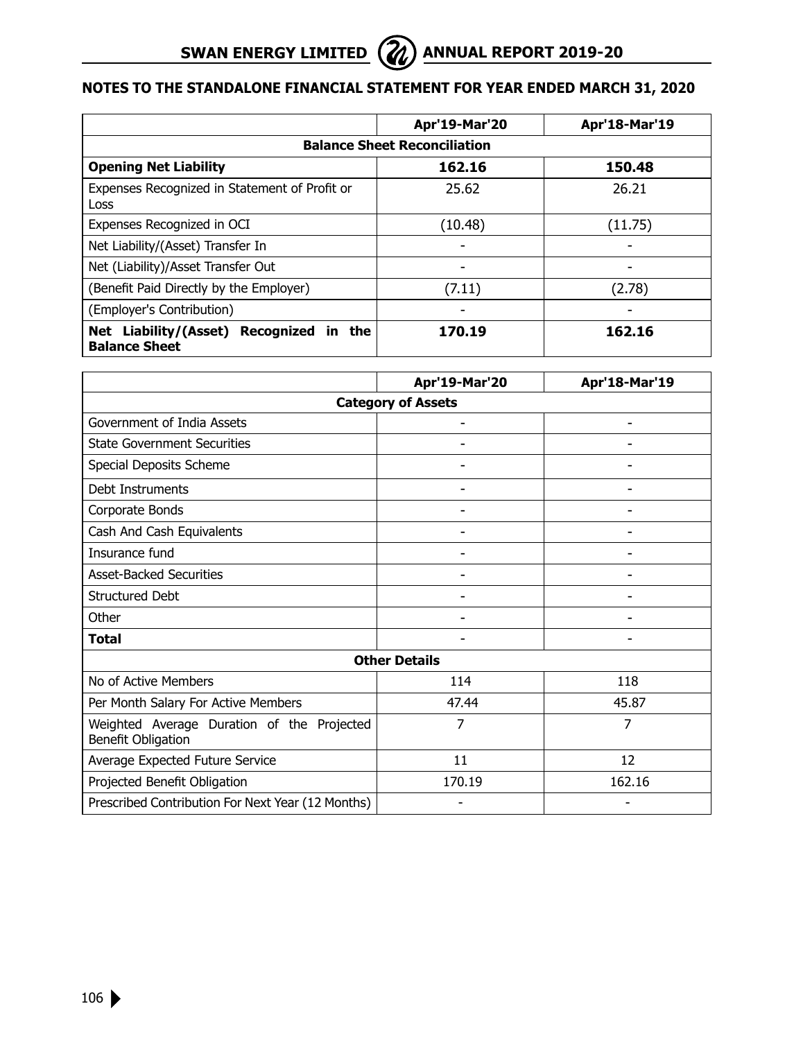## NOTES TO THE STANDALONE FINANCIAL STATEMENT FOR YEAR ENDED MARCH 31, 2020

| | Apr'19-Mar'20 | Apr'18-Mar'19 |
|---|---|---|
| **Balance Sheet Reconciliation** | | |
| **Opening Net Liability** | **162.16** | **150.48** |
| Expenses Recognized in Statement of Profit or Loss | 25.62 | 26.21 |
| Expenses Recognized in OCI | (10.48) | (11.75) |
| Net Liability/(Asset) Transfer In | - | - |
| Net (Liability)/Asset Transfer Out | - | - |
| (Benefit Paid Directly by the Employer) | (7.11) | (2.78) |
| (Employer's Contribution) | - | - |
| **Net Liability/(Asset) Recognized in the Balance Sheet** | **170.19** | **162.16** |

| | Apr'19-Mar'20 | Apr'18-Mar'19 |
|---|---|---|
| **Category of Assets** | | |
| Government of India Assets | - | - |
| State Government Securities | - | - |
| Special Deposits Scheme | - | - |
| Debt Instruments | - | - |
| Corporate Bonds | - | - |
| Cash And Cash Equivalents | - | - |
| Insurance fund | - | - |
| Asset-Backed Securities | - | - |
| Structured Debt | - | - |
| Other | - | - |
| **Total** | - | - |
| **Other Details** | | |
| No of Active Members | 114 | 118 |
| Per Month Salary For Active Members | 47.44 | 45.87 |
| Weighted Average Duration of the Projected Benefit Obligation | 7 | 7 |
| Average Expected Future Service | 11 | 12 |
| Projected Benefit Obligation | 170.19 | 162.16 |
| Prescribed Contribution For Next Year (12 Months) | - | - |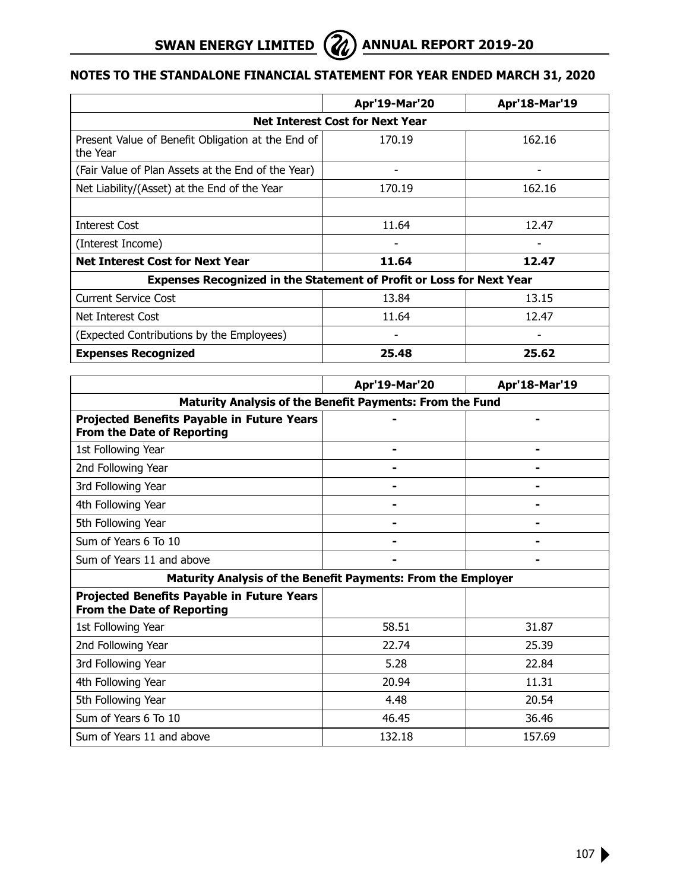## NOTES TO THE STANDALONE FINANCIAL STATEMENT FOR YEAR ENDED MARCH 31, 2020

| | Apr'19-Mar'20 | Apr'18-Mar'19 |
|---|---|---|
| **Net Interest Cost for Next Year** | | |
| Present Value of Benefit Obligation at the End of the Year | 170.19 | 162.16 |
| (Fair Value of Plan Assets at the End of the Year) | - | - |
| Net Liability/(Asset) at the End of the Year | 170.19 | 162.16 |
| | | |
| Interest Cost | 11.64 | 12.47 |
| (Interest Income) | - | - |
| **Net Interest Cost for Next Year** | **11.64** | **12.47** |
| **Expenses Recognized in the Statement of Profit or Loss for Next Year** | | |
| Current Service Cost | 13.84 | 13.15 |
| Net Interest Cost | 11.64 | 12.47 |
| (Expected Contributions by the Employees) | - | - |
| **Expenses Recognized** | **25.48** | **25.62** |

| | Apr'19-Mar'20 | Apr'18-Mar'19 |
|---|---|---|
| **Maturity Analysis of the Benefit Payments: From the Fund** | | |
| **Projected Benefits Payable in Future Years From the Date of Reporting** | **-** | **-** |
| 1st Following Year | **-** | **-** |
| 2nd Following Year | **-** | **-** |
| 3rd Following Year | **-** | **-** |
| 4th Following Year | **-** | **-** |
| 5th Following Year | **-** | **-** |
| Sum of Years 6 To 10 | **-** | **-** |
| Sum of Years 11 and above | **-** | **-** |
| **Maturity Analysis of the Benefit Payments: From the Employer** | | |
| **Projected Benefits Payable in Future Years From the Date of Reporting** | | |
| 1st Following Year | 58.51 | 31.87 |
| 2nd Following Year | 22.74 | 25.39 |
| 3rd Following Year | 5.28 | 22.84 |
| 4th Following Year | 20.94 | 11.31 |
| 5th Following Year | 4.48 | 20.54 |
| Sum of Years 6 To 10 | 46.45 | 36.46 |
| Sum of Years 11 and above | 132.18 | 157.69 |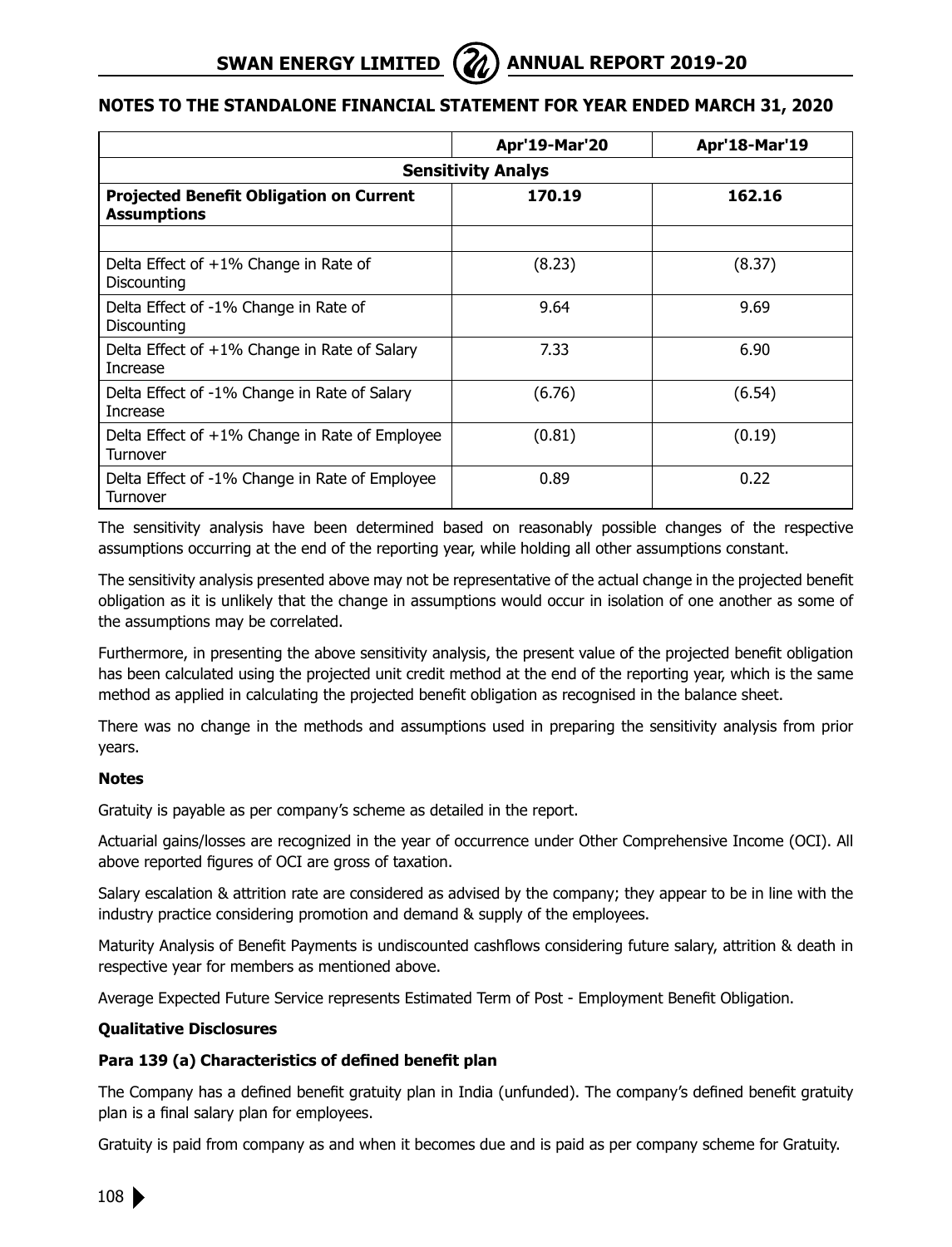## NOTES TO THE STANDALONE FINANCIAL STATEMENT FOR YEAR ENDED MARCH 31, 2020

| | Apr'19-Mar'20 | Apr'18-Mar'19 |
|---|---|---|
| **Sensitivity Analys** | | |
| **Projected Benefit Obligation on Current Assumptions** | **170.19** | **162.16** |
| | | |
| Delta Effect of +1% Change in Rate of Discounting | (8.23) | (8.37) |
| Delta Effect of -1% Change in Rate of Discounting | 9.64 | 9.69 |
| Delta Effect of +1% Change in Rate of Salary Increase | 7.33 | 6.90 |
| Delta Effect of -1% Change in Rate of Salary Increase | (6.76) | (6.54) |
| Delta Effect of +1% Change in Rate of Employee Turnover | (0.81) | (0.19) |
| Delta Effect of -1% Change in Rate of Employee Turnover | 0.89 | 0.22 |

The sensitivity analysis have been determined based on reasonably possible changes of the respective assumptions occurring at the end of the reporting year, while holding all other assumptions constant.

The sensitivity analysis presented above may not be representative of the actual change in the projected benefit obligation as it is unlikely that the change in assumptions would occur in isolation of one another as some of the assumptions may be correlated.

Furthermore, in presenting the above sensitivity analysis, the present value of the projected benefit obligation has been calculated using the projected unit credit method at the end of the reporting year, which is the same method as applied in calculating the projected benefit obligation as recognised in the balance sheet.

There was no change in the methods and assumptions used in preparing the sensitivity analysis from prior years.

**Notes**

Gratuity is payable as per company's scheme as detailed in the report.

Actuarial gains/losses are recognized in the year of occurrence under Other Comprehensive Income (OCI). All above reported figures of OCI are gross of taxation.

Salary escalation & attrition rate are considered as advised by the company; they appear to be in line with the industry practice considering promotion and demand & supply of the employees.

Maturity Analysis of Benefit Payments is undiscounted cashflows considering future salary, attrition & death in respective year for members as mentioned above.

Average Expected Future Service represents Estimated Term of Post - Employment Benefit Obligation.

**Qualitative Disclosures**

**Para 139 (a) Characteristics of defined benefit plan**

The Company has a defined benefit gratuity plan in India (unfunded). The company's defined benefit gratuity plan is a final salary plan for employees.

Gratuity is paid from company as and when it becomes due and is paid as per company scheme for Gratuity.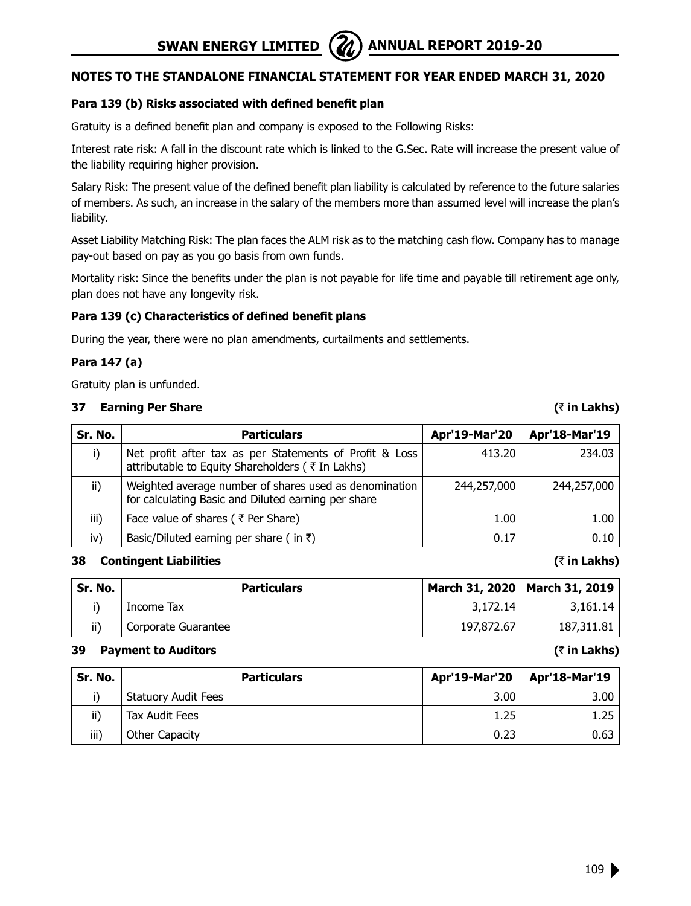## NOTES TO THE STANDALONE FINANCIAL STATEMENT FOR YEAR ENDED MARCH 31, 2020

**Para 139 (b) Risks associated with defined benefit plan**

Gratuity is a defined benefit plan and company is exposed to the Following Risks:

Interest rate risk: A fall in the discount rate which is linked to the G.Sec. Rate will increase the present value of the liability requiring higher provision.

Salary Risk: The present value of the defined benefit plan liability is calculated by reference to the future salaries of members. As such, an increase in the salary of the members more than assumed level will increase the plan's liability.

Asset Liability Matching Risk: The plan faces the ALM risk as to the matching cash flow. Company has to manage pay-out based on pay as you go basis from own funds.

Mortality risk: Since the benefits under the plan is not payable for life time and payable till retirement age only, plan does not have any longevity risk.

**Para 139 (c) Characteristics of defined benefit plans**

During the year, there were no plan amendments, curtailments and settlements.

**Para 147 (a)**

Gratuity plan is unfunded.

**37 Earning Per Share** **(₹ in Lakhs)**

| Sr. No. | Particulars | Apr'19-Mar'20 | Apr'18-Mar'19 |
|---|---|---|---|
| i) | Net profit after tax as per Statements of Profit & Loss attributable to Equity Shareholders ( ₹ In Lakhs) | 413.20 | 234.03 |
| ii) | Weighted average number of shares used as denomination for calculating Basic and Diluted earning per share | 244,257,000 | 244,257,000 |
| iii) | Face value of shares ( ₹ Per Share) | 1.00 | 1.00 |
| iv) | Basic/Diluted earning per share ( in ₹) | 0.17 | 0.10 |

**38 Contingent Liabilities** **(₹ in Lakhs)**

| Sr. No. | Particulars | March 31, 2020 | March 31, 2019 |
|---|---|---|---|
| i) | Income Tax | 3,172.14 | 3,161.14 |
| ii) | Corporate Guarantee | 197,872.67 | 187,311.81 |

**39 Payment to Auditors** **(₹ in Lakhs)**

| Sr. No. | Particulars | Apr'19-Mar'20 | Apr'18-Mar'19 |
|---|---|---|---|
| i) | Statuory Audit Fees | 3.00 | 3.00 |
| ii) | Tax Audit Fees | 1.25 | 1.25 |
| iii) | Other Capacity | 0.23 | 0.63 |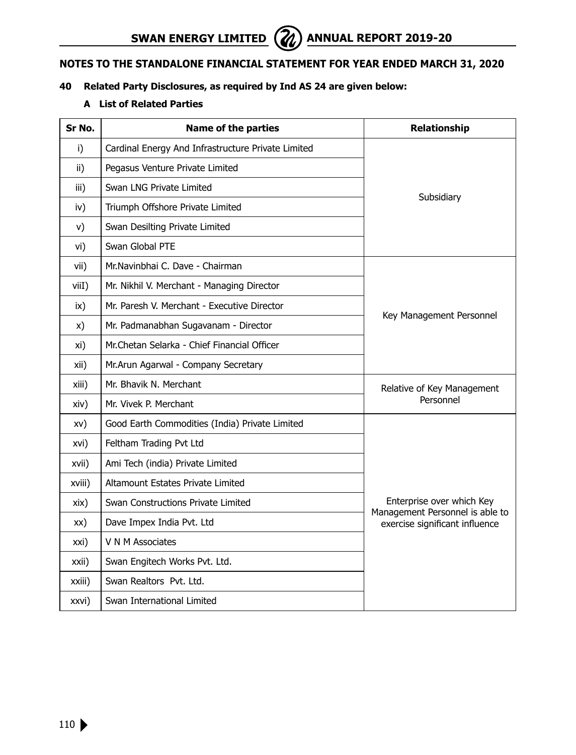## NOTES TO THE STANDALONE FINANCIAL STATEMENT FOR YEAR ENDED MARCH 31, 2020

### 40 Related Party Disclosures, as required by Ind AS 24 are given below:

#### A List of Related Parties

| Sr No. | Name of the parties | Relationship |
|---|---|---|
| i) | Cardinal Energy And Infrastructure Private Limited | Subsidiary |
| ii) | Pegasus Venture Private Limited | |
| iii) | Swan LNG Private Limited | |
| iv) | Triumph Offshore Private Limited | |
| v) | Swan Desilting Private Limited | |
| vi) | Swan Global PTE | |
| vii) | Mr.Navinbhai C. Dave - Chairman | Key Management Personnel |
| viiI) | Mr. Nikhil V. Merchant - Managing Director | |
| ix) | Mr. Paresh V. Merchant - Executive Director | |
| x) | Mr. Padmanabhan Sugavanam - Director | |
| xi) | Mr.Chetan Selarka - Chief Financial Officer | |
| xii) | Mr.Arun Agarwal - Company Secretary | |
| xiii) | Mr. Bhavik N. Merchant | Relative of Key Management Personnel |
| xiv) | Mr. Vivek P. Merchant | |
| xv) | Good Earth Commodities (India) Private Limited | Enterprise over which Key Management Personnel is able to exercise significant influence |
| xvi) | Feltham Trading Pvt Ltd | |
| xvii) | Ami Tech (india) Private Limited | |
| xviii) | Altamount Estates Private Limited | |
| xix) | Swan Constructions Private Limited | |
| xx) | Dave Impex India Pvt. Ltd | |
| xxi) | V N M Associates | |
| xxii) | Swan Engitech Works Pvt. Ltd. | |
| xxiii) | Swan Realtors Pvt. Ltd. | |
| xxvi) | Swan International Limited | |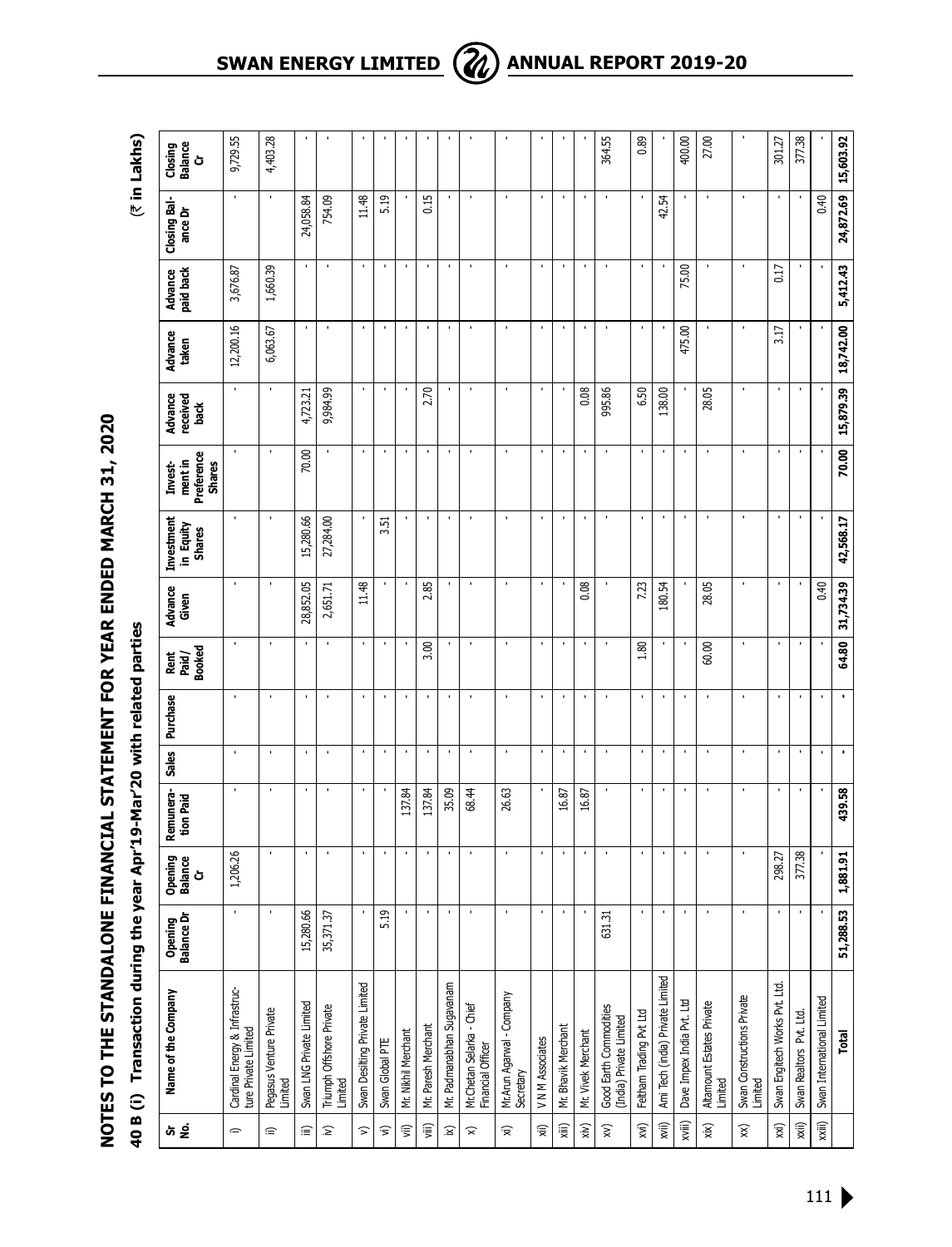# NOTES TO THE STANDALONE FINANCIAL STATEMENT FOR YEAR ENDED MARCH 31, 2020

## 40 B (i) Transaction during the year Apr'19-Mar'20 with related parties

(₹ in Lakhs)

| Sr No. | Name of the Company | Opening Balance Dr | Opening Balance Cr | Remuneration Paid | Sales | Purchase | Rent Paid / Booked | Advance Given | Investment in Equity Shares | Investment in Preference Shares | Advance received back | Advance taken | Advance paid back | Closing Balance Dr | Closing Balance Cr |
|---|---|---|---|---|---|---|---|---|---|---|---|---|---|---|---|
| i) | Cardinal Energy & Infrastructure Private Limited | - | 1,206.26 | - | - | - | - | - | - | - | - | 12,200.16 | 3,676.87 | - | 9,729.55 |
| ii) | Pegasus Venture Private Limited | - | - | - | - | - | - | - | - | - | - | 6,063.67 | 1,660.39 | - | 4,403.28 |
| iii) | Swan LNG Private Limited | 15,280.66 | - | - | - | - | - | 28,852.05 | 15,280.66 | 70.00 | 4,723.21 | - | - | 24,058.84 | - |
| iv) | Triumph Offshore Private Limited | 35,371.37 | - | - | - | - | - | 2,651.71 | 27,284.00 | - | 9,984.99 | - | - | 754.09 | - |
| v) | Swan Desilting Private Limited | - | - | - | - | - | - | 11.48 | - | - | - | - | - | 11.48 | - |
| vi) | Swan Global PTE | 5.19 | - | - | - | - | - | - | 3.51 | - | - | - | - | 5.19 | - |
| vii) | Mr. Nikhil Merchant | - | - | 137.84 | - | - | - | - | - | - | - | - | - | - | - |
| viii) | Mr. Paresh Merchant | - | - | 137.84 | - | - | 3.00 | 2.85 | - | - | 2.70 | - | - | 0.15 | - |
| ix) | Mr. Padmanabhan Sugavanam | - | - | 35.09 | - | - | - | - | - | - | - | - | - | - | - |
| x) | Mr.Chetan Selarka - Chief Financial Officer | - | - | 68.44 | - | - | - | - | - | - | - | - | - | - | - |
| xi) | Mr.Arun Agarwal - Company Secretary | - | - | 26.63 | - | - | - | - | - | - | - | - | - | - | - |
| xii) | V N M Associates | - | - | - | - | - | - | - | - | - | - | - | - | - | - |
| xiii) | Mr. Bhavik Merchant | - | - | 16.87 | - | - | - | - | - | - | - | - | - | - | - |
| xiv) | Mr. Vivek Merchant | - | - | 16.87 | - | - | - | 0.08 | - | - | 0.08 | - | - | - | - |
| xv) | Good Earth Commodities (India) Private Limited | 631.31 | - | - | - | - | - | - | - | - | 995.86 | - | - | - | 364.55 |
| xvi) | Feltham Trading Pvt Ltd | - | - | - | - | - | 1.80 | 7.23 | - | - | 6.50 | - | - | - | 0.89 |
| xvii) | Ami Tech (india) Private Limited | - | - | - | - | - | - | 180.54 | - | - | 138.00 | - | - | 42.54 | - |
| xviii) | Dave Impex India Pvt. Ltd | - | - | - | - | - | - | - | - | - | - | 475.00 | 75.00 | - | 400.00 |
| xix) | Altamount Estates Private Limited | - | - | - | - | - | 60.00 | 28.05 | - | - | 28.05 | - | - | - | 27.00 |
| xx) | Swan Constructions Private Limited | - | - | - | - | - | - | - | - | - | - | - | - | - | - |
| xxi) | Swan Engitech Works Pvt. Ltd. | - | 298.27 | - | - | - | - | - | - | - | - | 3.17 | 0.17 | - | 301.27 |
| xxii) | Swan Realtors Pvt. Ltd. | - | 377.38 | - | - | - | - | - | - | - | - | - | - | - | 377.38 |
| xxiii) | Swan International Limited | - | - | - | - | - | - | 0.40 | - | - | - | - | - | 0.40 | - |
| | **Total** | **51,288.53** | **1,881.91** | **439.58** | **-** | **-** | **64.80** | **31,734.39** | **42,568.17** | **70.00** | **15,879.39** | **18,742.00** | **5,412.43** | **24,872.69** | **15,603.92** |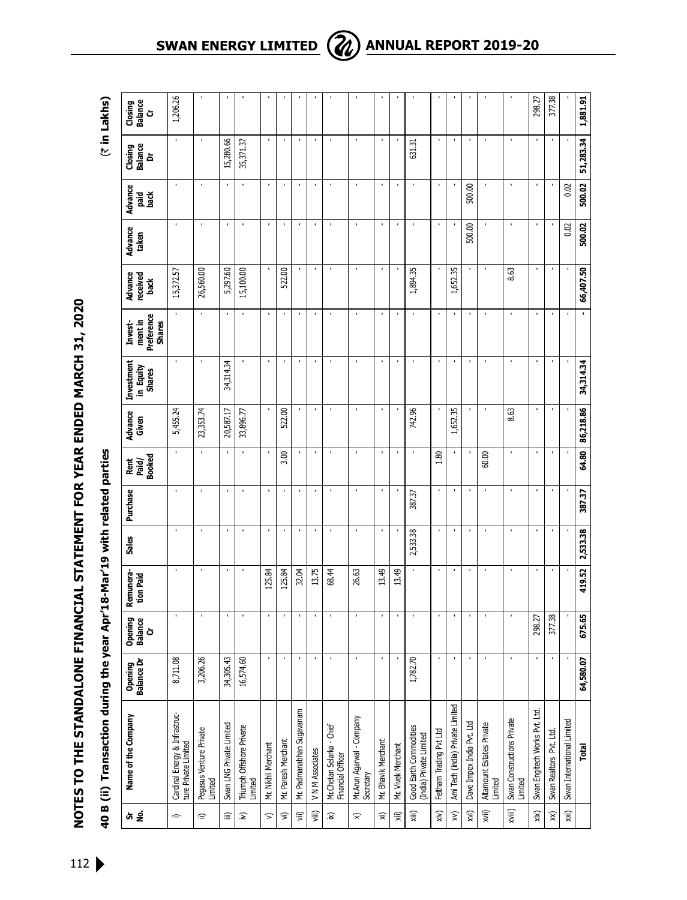# NOTES TO THE STANDALONE FINANCIAL STATEMENT FOR YEAR ENDED MARCH 31, 2020

## 40 B (ii) Transaction during the year Apr'18-Mar'19 with related parties

(₹ in Lakhs)

| Sr No. | Name of the Company | Opening Balance Dr | Opening Balance Cr | Remunera-tion Paid | Sales | Purchase | Rent Paid/ Booked | Advance Given | Investment in Equity Shares | Invest-ment in Preference Shares | Advance received back | Advance taken | Advance paid back | Closing Balance Dr | Closing Balance Cr |
|---|---|---|---|---|---|---|---|---|---|---|---|---|---|---|---|
| i) | Cardinal Energy & Infrastructure Private Limited | 8,711.08 | - | - | - | - | - | 5,455.24 | - | - | 15,372.57 | - | - | - | 1,206.26 |
| ii) | Pegasus Venture Private Limited | 3,206.26 | - | - | - | - | - | 23,353.74 | - | - | 26,560.00 | - | - | - | - |
| iii) | Swan LNG Private Limited | 34,305.43 | - | - | - | - | - | 20,587.17 | 34,314.34 | - | 5,297.60 | - | - | 15,280.66 | - |
| iv) | Triumph Offshore Private Limited | 16,574.60 | - | - | - | - | - | 33,896.77 | - | - | 15,100.00 | - | - | 35,371.37 | - |
| v) | Mr. Nikhil Merchant | - | - | 125.84 | - | - | - | - | - | - | - | - | - | - | - |
| vi) | Mr. Paresh Merchant | - | - | 125.84 | - | - | 3.00 | 522.00 | - | - | 522.00 | - | - | - | - |
| vii) | Mr. Padmanabhan Sugavanam | - | - | 32.04 | - | - | - | - | - | - | - | - | - | - | - |
| viii) | V N M Associates | - | - | 13.75 | - | - | - | - | - | - | - | - | - | - | - |
| ix) | Mr.Chetan Selarka - Chief Financial Officer | - | - | 68.44 | - | - | - | - | - | - | - | - | - | - | - |
| x) | Mr.Arun Agarwal - Company Secretary | - | - | 26.63 | - | - | - | - | - | - | - | - | - | - | - |
| xi) | Mr. Bhavik Merchant | - | - | 13.49 | - | - | - | - | - | - | - | - | - | - | - |
| xii) | Mr. Vivek Merchant | - | - | 13.49 | - | - | - | - | - | - | - | - | - | - | - |
| xiii) | Good Earth Commodities (India) Private Limited | 1,782.70 | - | - | 2,533.38 | 387.37 | - | 742.96 | - | - | 1,894.35 | - | - | 631.31 | - |
| xiv) | Feltham Trading Pvt Ltd | - | - | - | - | - | 1.80 | - | - | - | - | - | - | - | - |
| xv) | Ami Tech (india) Private Limited | - | - | - | - | - | - | 1,652.35 | - | - | 1,652.35 | - | - | - | - |
| xvi) | Dave Impex India Pvt. Ltd | - | - | - | - | - | - | - | - | - | - | 500.00 | 500.00 | - | - |
| xvii) | Altamount Estates Private Limited | - | - | - | - | - | 60.00 | - | - | - | - | - | - | - | - |
| xviii) | Swan Constructions Private Limited | - | - | - | - | - | - | 8.63 | - | - | 8.63 | - | - | - | - |
| xix) | Swan Engitech Works Pvt. Ltd. | - | 298.27 | - | - | - | - | - | - | - | - | - | - | - | 298.27 |
| xx) | Swan Realtors Pvt. Ltd. | - | 377.38 | - | - | - | - | - | - | - | - | - | - | - | 377.38 |
| xxi) | Swan International Limited | - | - | - | - | - | - | - | - | - | - | 0.02 | 0.02 | - | - |
| | **Total** | **64,580.07** | **675.65** | **419.52** | **2,533.38** | **387.37** | **64.80** | **86,218.86** | **34,314.34** | **-** | **66,407.50** | **500.02** | **500.02** | **51,283.34** | **1,881.91** |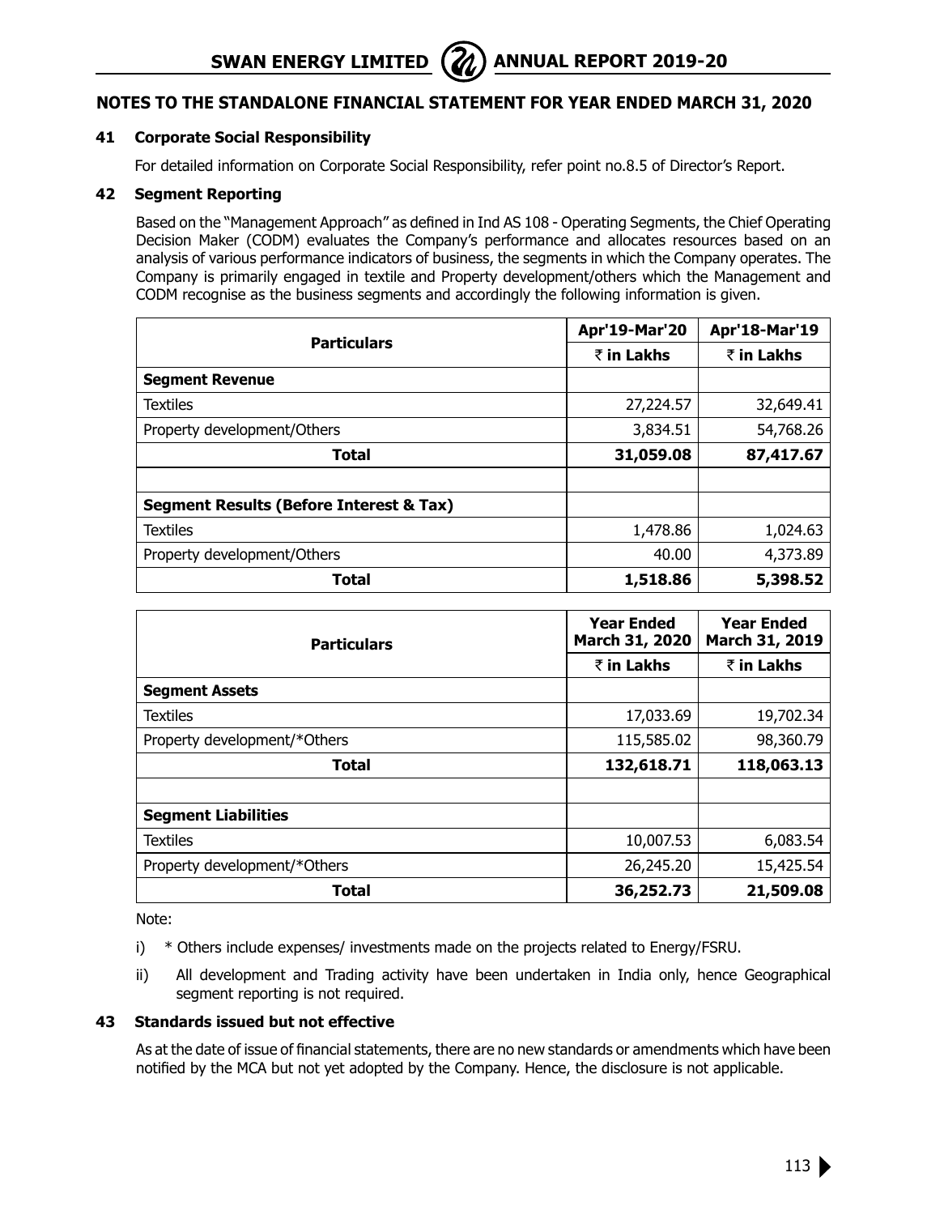## NOTES TO THE STANDALONE FINANCIAL STATEMENT FOR YEAR ENDED MARCH 31, 2020

### 41 Corporate Social Responsibility

For detailed information on Corporate Social Responsibility, refer point no.8.5 of Director's Report.

### 42 Segment Reporting

Based on the "Management Approach" as defined in Ind AS 108 - Operating Segments, the Chief Operating Decision Maker (CODM) evaluates the Company's performance and allocates resources based on an analysis of various performance indicators of business, the segments in which the Company operates. The Company is primarily engaged in textile and Property development/others which the Management and CODM recognise as the business segments and accordingly the following information is given.

| Particulars | Apr'19-Mar'20 | Apr'18-Mar'19 |
|---|---|---|
| | ₹ in Lakhs | ₹ in Lakhs |
| **Segment Revenue** | | |
| Textiles | 27,224.57 | 32,649.41 |
| Property development/Others | 3,834.51 | 54,768.26 |
| **Total** | **31,059.08** | **87,417.67** |
| | | |
| **Segment Results (Before Interest & Tax)** | | |
| Textiles | 1,478.86 | 1,024.63 |
| Property development/Others | 40.00 | 4,373.89 |
| **Total** | **1,518.86** | **5,398.52** |

| Particulars | Year Ended March 31, 2020 | Year Ended March 31, 2019 |
|---|---|---|
| | ₹ in Lakhs | ₹ in Lakhs |
| **Segment Assets** | | |
| Textiles | 17,033.69 | 19,702.34 |
| Property development/*Others | 115,585.02 | 98,360.79 |
| **Total** | **132,618.71** | **118,063.13** |
| | | |
| **Segment Liabilities** | | |
| Textiles | 10,007.53 | 6,083.54 |
| Property development/*Others | 26,245.20 | 15,425.54 |
| **Total** | **36,252.73** | **21,509.08** |

Note:

i) * Others include expenses/ investments made on the projects related to Energy/FSRU.

ii) All development and Trading activity have been undertaken in India only, hence Geographical segment reporting is not required.

### 43 Standards issued but not effective

As at the date of issue of financial statements, there are no new standards or amendments which have been notified by the MCA but not yet adopted by the Company. Hence, the disclosure is not applicable.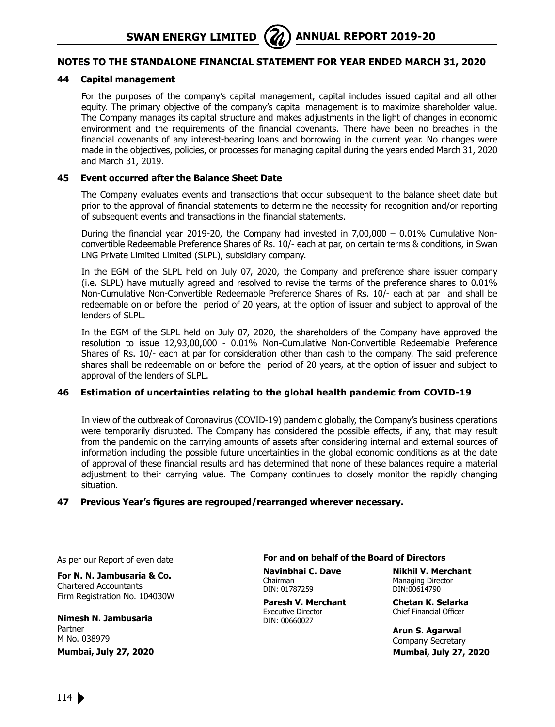## NOTES TO THE STANDALONE FINANCIAL STATEMENT FOR YEAR ENDED MARCH 31, 2020

### 44 Capital management

For the purposes of the company's capital management, capital includes issued capital and all other equity. The primary objective of the company's capital management is to maximize shareholder value. The Company manages its capital structure and makes adjustments in the light of changes in economic environment and the requirements of the financial covenants. There have been no breaches in the financial covenants of any interest-bearing loans and borrowing in the current year. No changes were made in the objectives, policies, or processes for managing capital during the years ended March 31, 2020 and March 31, 2019.

### 45 Event occurred after the Balance Sheet Date

The Company evaluates events and transactions that occur subsequent to the balance sheet date but prior to the approval of financial statements to determine the necessity for recognition and/or reporting of subsequent events and transactions in the financial statements.

During the financial year 2019-20, the Company had invested in 7,00,000 – 0.01% Cumulative Non-convertible Redeemable Preference Shares of Rs. 10/- each at par, on certain terms & conditions, in Swan LNG Private Limited Limited (SLPL), subsidiary company.

In the EGM of the SLPL held on July 07, 2020, the Company and preference share issuer company (i.e. SLPL) have mutually agreed and resolved to revise the terms of the preference shares to 0.01% Non-Cumulative Non-Convertible Redeemable Preference Shares of Rs. 10/- each at par and shall be redeemable on or before the period of 20 years, at the option of issuer and subject to approval of the lenders of SLPL.

In the EGM of the SLPL held on July 07, 2020, the shareholders of the Company have approved the resolution to issue 12,93,00,000 - 0.01% Non-Cumulative Non-Convertible Redeemable Preference Shares of Rs. 10/- each at par for consideration other than cash to the company. The said preference shares shall be redeemable on or before the period of 20 years, at the option of issuer and subject to approval of the lenders of SLPL.

### 46 Estimation of uncertainties relating to the global health pandemic from COVID-19

In view of the outbreak of Coronavirus (COVID-19) pandemic globally, the Company's business operations were temporarily disrupted. The Company has considered the possible effects, if any, that may result from the pandemic on the carrying amounts of assets after considering internal and external sources of information including the possible future uncertainties in the global economic conditions as at the date of approval of these financial results and has determined that none of these balances require a material adjustment to their carrying value. The Company continues to closely monitor the rapidly changing situation.

### 47 Previous Year's figures are regrouped/rearranged wherever necessary.

As per our Report of even date

**For N. N. Jambusaria & Co.**
Chartered Accountants
Firm Registration No. 104030W

**Nimesh N. Jambusaria**
Partner
M No. 038979

**Mumbai, July 27, 2020**

**For and on behalf of the Board of Directors**

**Navinbhai C. Dave**
Chairman
DIN: 01787259

**Nikhil V. Merchant**
Managing Director
DIN:00614790

**Paresh V. Merchant**
Executive Director
DIN: 00660027

**Chetan K. Selarka**
Chief Financial Officer

**Arun S. Agarwal**
Company Secretary

**Mumbai, July 27, 2020**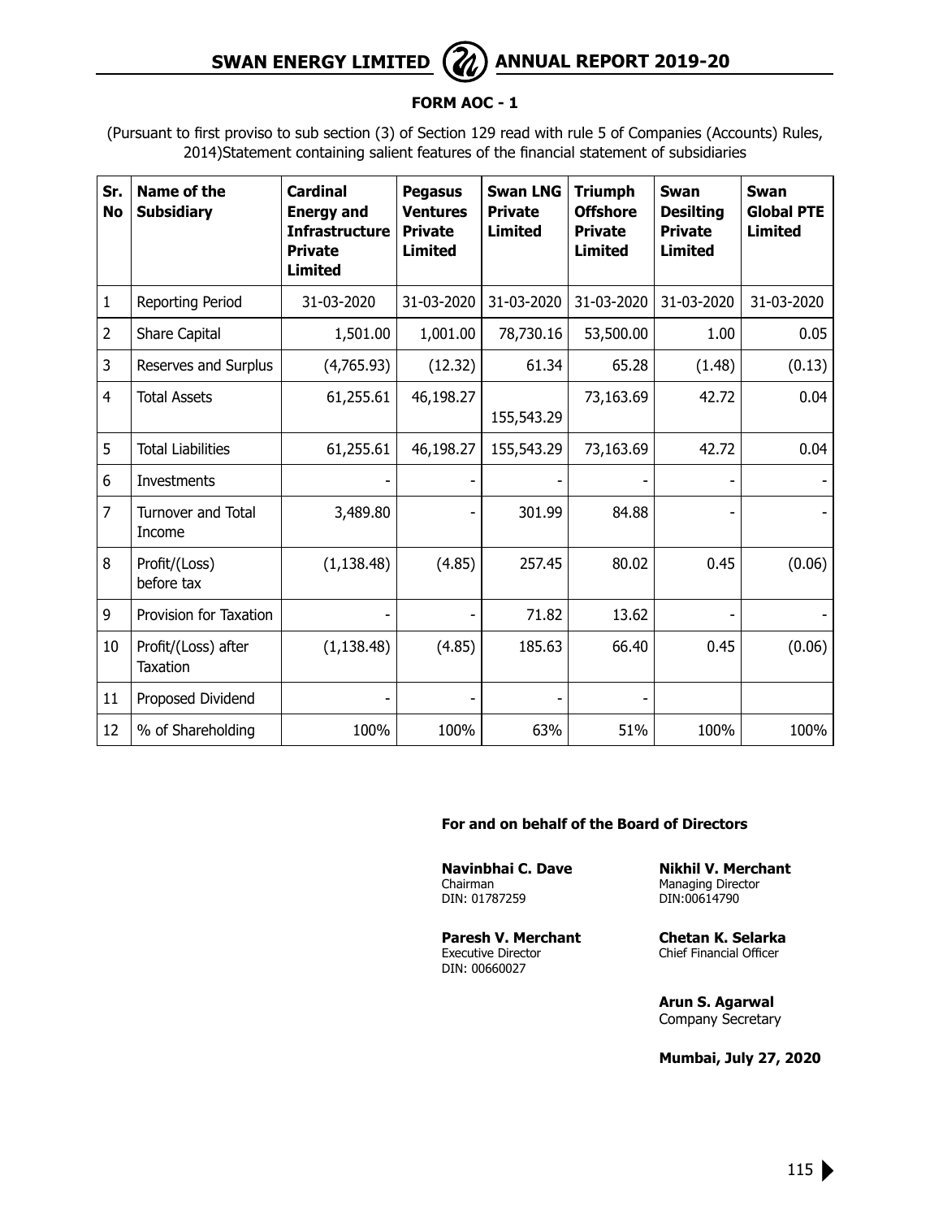# FORM AOC - 1

(Pursuant to first proviso to sub section (3) of Section 129 read with rule 5 of Companies (Accounts) Rules, 2014)Statement containing salient features of the financial statement of subsidiaries

| Sr. No | Name of the Subsidiary | Cardinal Energy and Infrastructure Private Limited | Pegasus Ventures Private Limited | Swan LNG Private Limited | Triumph Offshore Private Limited | Swan Desilting Private Limited | Swan Global PTE Limited |
|---|---|---|---|---|---|---|---|
| 1 | Reporting Period | 31-03-2020 | 31-03-2020 | 31-03-2020 | 31-03-2020 | 31-03-2020 | 31-03-2020 |
| 2 | Share Capital | 1,501.00 | 1,001.00 | 78,730.16 | 53,500.00 | 1.00 | 0.05 |
| 3 | Reserves and Surplus | (4,765.93) | (12.32) | 61.34 | 65.28 | (1.48) | (0.13) |
| 4 | Total Assets | 61,255.61 | 46,198.27 | 155,543.29 | 73,163.69 | 42.72 | 0.04 |
| 5 | Total Liabilities | 61,255.61 | 46,198.27 | 155,543.29 | 73,163.69 | 42.72 | 0.04 |
| 6 | Investments | - | - | - | - | - | - |
| 7 | Turnover and Total Income | 3,489.80 | - | 301.99 | 84.88 | - | - |
| 8 | Profit/(Loss) before tax | (1,138.48) | (4.85) | 257.45 | 80.02 | 0.45 | (0.06) |
| 9 | Provision for Taxation | - | - | 71.82 | 13.62 | - | - |
| 10 | Profit/(Loss) after Taxation | (1,138.48) | (4.85) | 185.63 | 66.40 | 0.45 | (0.06) |
| 11 | Proposed Dividend | - | - | - | - | | |
| 12 | % of Shareholding | 100% | 100% | 63% | 51% | 100% | 100% |

**For and on behalf of the Board of Directors**

**Navinbhai C. Dave**
Chairman
DIN: 01787259

**Nikhil V. Merchant**
Managing Director
DIN:00614790

**Paresh V. Merchant**
Executive Director
DIN: 00660027

**Chetan K. Selarka**
Chief Financial Officer

**Arun S. Agarwal**
Company Secretary

**Mumbai, July 27, 2020**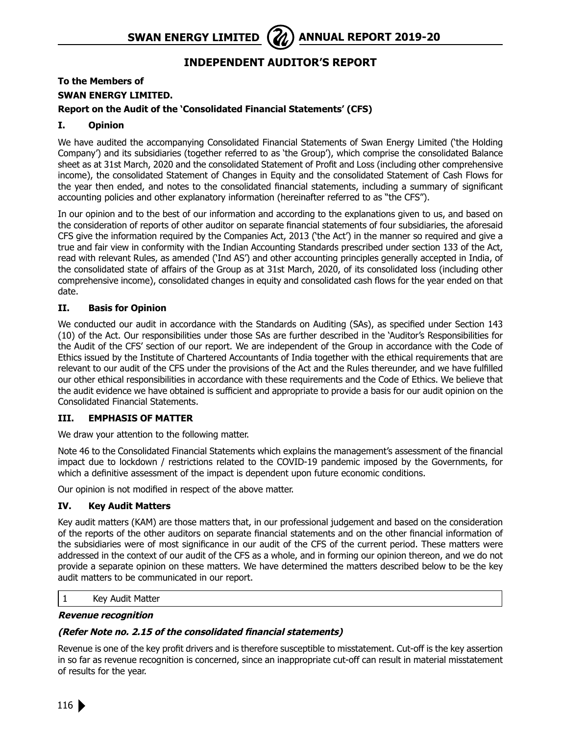# INDEPENDENT AUDITOR'S REPORT

**To the Members of**

**SWAN ENERGY LIMITED.**

**Report on the Audit of the 'Consolidated Financial Statements' (CFS)**

## I. Opinion

We have audited the accompanying Consolidated Financial Statements of Swan Energy Limited ('the Holding Company') and its subsidiaries (together referred to as 'the Group'), which comprise the consolidated Balance sheet as at 31st March, 2020 and the consolidated Statement of Profit and Loss (including other comprehensive income), the consolidated Statement of Changes in Equity and the consolidated Statement of Cash Flows for the year then ended, and notes to the consolidated financial statements, including a summary of significant accounting policies and other explanatory information (hereinafter referred to as "the CFS").

In our opinion and to the best of our information and according to the explanations given to us, and based on the consideration of reports of other auditor on separate financial statements of four subsidiaries, the aforesaid CFS give the information required by the Companies Act, 2013 ('the Act') in the manner so required and give a true and fair view in conformity with the Indian Accounting Standards prescribed under section 133 of the Act, read with relevant Rules, as amended ('Ind AS') and other accounting principles generally accepted in India, of the consolidated state of affairs of the Group as at 31st March, 2020, of its consolidated loss (including other comprehensive income), consolidated changes in equity and consolidated cash flows for the year ended on that date.

## II. Basis for Opinion

We conducted our audit in accordance with the Standards on Auditing (SAs), as specified under Section 143 (10) of the Act. Our responsibilities under those SAs are further described in the 'Auditor's Responsibilities for the Audit of the CFS' section of our report. We are independent of the Group in accordance with the Code of Ethics issued by the Institute of Chartered Accountants of India together with the ethical requirements that are relevant to our audit of the CFS under the provisions of the Act and the Rules thereunder, and we have fulfilled our other ethical responsibilities in accordance with these requirements and the Code of Ethics. We believe that the audit evidence we have obtained is sufficient and appropriate to provide a basis for our audit opinion on the Consolidated Financial Statements.

## III. EMPHASIS OF MATTER

We draw your attention to the following matter.

Note 46 to the Consolidated Financial Statements which explains the management's assessment of the financial impact due to lockdown / restrictions related to the COVID-19 pandemic imposed by the Governments, for which a definitive assessment of the impact is dependent upon future economic conditions.

Our opinion is not modified in respect of the above matter.

## IV. Key Audit Matters

Key audit matters (KAM) are those matters that, in our professional judgement and based on the consideration of the reports of the other auditors on separate financial statements and on the other financial information of the subsidiaries were of most significance in our audit of the CFS of the current period. These matters were addressed in the context of our audit of the CFS as a whole, and in forming our opinion thereon, and we do not provide a separate opinion on these matters. We have determined the matters described below to be the key audit matters to be communicated in our report.

| 1 | Key Audit Matter |
|---|---|

***Revenue recognition***

***(Refer Note no. 2.15 of the consolidated financial statements)***

Revenue is one of the key profit drivers and is therefore susceptible to misstatement. Cut-off is the key assertion in so far as revenue recognition is concerned, since an inappropriate cut-off can result in material misstatement of results for the year.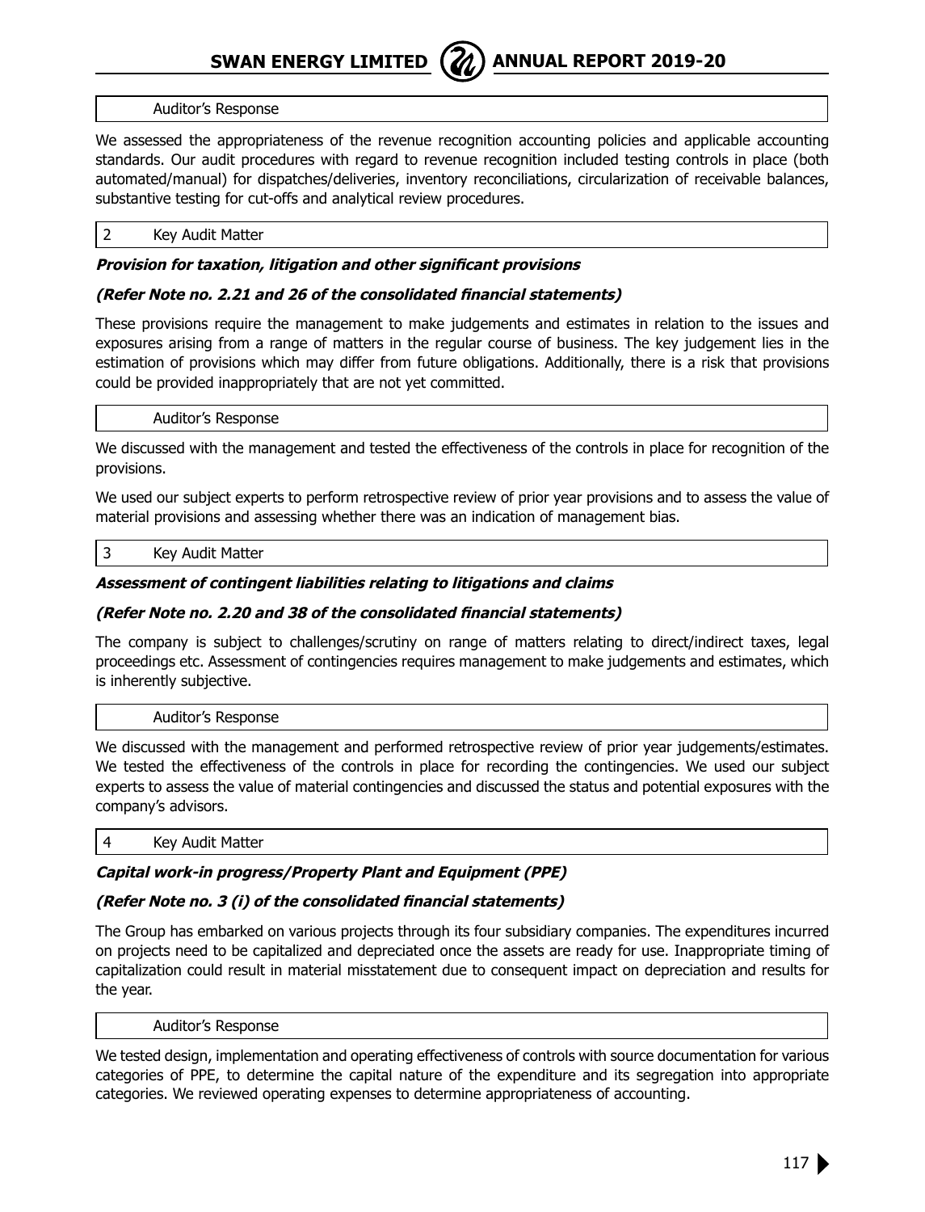Auditor's Response

We assessed the appropriateness of the revenue recognition accounting policies and applicable accounting standards. Our audit procedures with regard to revenue recognition included testing controls in place (both automated/manual) for dispatches/deliveries, inventory reconciliations, circularization of receivable balances, substantive testing for cut-offs and analytical review procedures.

2 Key Audit Matter

***Provision for taxation, litigation and other significant provisions***

***(Refer Note no. 2.21 and 26 of the consolidated financial statements)***

These provisions require the management to make judgements and estimates in relation to the issues and exposures arising from a range of matters in the regular course of business. The key judgement lies in the estimation of provisions which may differ from future obligations. Additionally, there is a risk that provisions could be provided inappropriately that are not yet committed.

Auditor's Response

We discussed with the management and tested the effectiveness of the controls in place for recognition of the provisions.

We used our subject experts to perform retrospective review of prior year provisions and to assess the value of material provisions and assessing whether there was an indication of management bias.

3 Key Audit Matter

***Assessment of contingent liabilities relating to litigations and claims***

***(Refer Note no. 2.20 and 38 of the consolidated financial statements)***

The company is subject to challenges/scrutiny on range of matters relating to direct/indirect taxes, legal proceedings etc. Assessment of contingencies requires management to make judgements and estimates, which is inherently subjective.

Auditor's Response

We discussed with the management and performed retrospective review of prior year judgements/estimates. We tested the effectiveness of the controls in place for recording the contingencies. We used our subject experts to assess the value of material contingencies and discussed the status and potential exposures with the company's advisors.

4 Key Audit Matter

***Capital work-in progress/Property Plant and Equipment (PPE)***

***(Refer Note no. 3 (i) of the consolidated financial statements)***

The Group has embarked on various projects through its four subsidiary companies. The expenditures incurred on projects need to be capitalized and depreciated once the assets are ready for use. Inappropriate timing of capitalization could result in material misstatement due to consequent impact on depreciation and results for the year.

Auditor's Response

We tested design, implementation and operating effectiveness of controls with source documentation for various categories of PPE, to determine the capital nature of the expenditure and its segregation into appropriate categories. We reviewed operating expenses to determine appropriateness of accounting.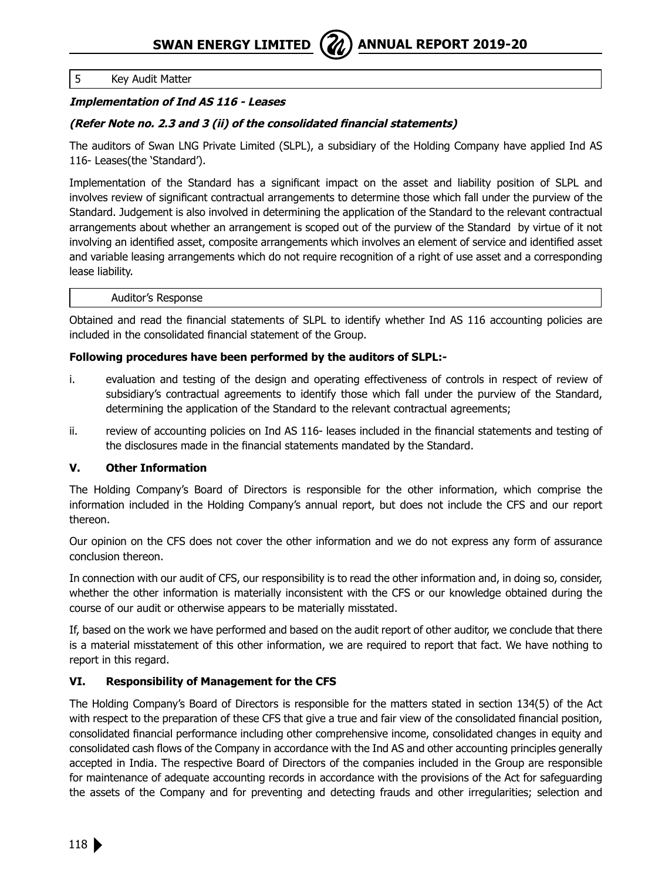| 5 | Key Audit Matter |
|---|---|

***Implementation of Ind AS 116 - Leases***

***(Refer Note no. 2.3 and 3 (ii) of the consolidated financial statements)***

The auditors of Swan LNG Private Limited (SLPL), a subsidiary of the Holding Company have applied Ind AS 116- Leases(the 'Standard').

Implementation of the Standard has a significant impact on the asset and liability position of SLPL and involves review of significant contractual arrangements to determine those which fall under the purview of the Standard. Judgement is also involved in determining the application of the Standard to the relevant contractual arrangements about whether an arrangement is scoped out of the purview of the Standard by virtue of it not involving an identified asset, composite arrangements which involves an element of service and identified asset and variable leasing arrangements which do not require recognition of a right of use asset and a corresponding lease liability.

| Auditor's Response |
|---|

Obtained and read the financial statements of SLPL to identify whether Ind AS 116 accounting policies are included in the consolidated financial statement of the Group.

**Following procedures have been performed by the auditors of SLPL:-**

i. evaluation and testing of the design and operating effectiveness of controls in respect of review of subsidiary's contractual agreements to identify those which fall under the purview of the Standard, determining the application of the Standard to the relevant contractual agreements;

ii. review of accounting policies on Ind AS 116- leases included in the financial statements and testing of the disclosures made in the financial statements mandated by the Standard.

## V. Other Information

The Holding Company's Board of Directors is responsible for the other information, which comprise the information included in the Holding Company's annual report, but does not include the CFS and our report thereon.

Our opinion on the CFS does not cover the other information and we do not express any form of assurance conclusion thereon.

In connection with our audit of CFS, our responsibility is to read the other information and, in doing so, consider, whether the other information is materially inconsistent with the CFS or our knowledge obtained during the course of our audit or otherwise appears to be materially misstated.

If, based on the work we have performed and based on the audit report of other auditor, we conclude that there is a material misstatement of this other information, we are required to report that fact. We have nothing to report in this regard.

## VI. Responsibility of Management for the CFS

The Holding Company's Board of Directors is responsible for the matters stated in section 134(5) of the Act with respect to the preparation of these CFS that give a true and fair view of the consolidated financial position, consolidated financial performance including other comprehensive income, consolidated changes in equity and consolidated cash flows of the Company in accordance with the Ind AS and other accounting principles generally accepted in India. The respective Board of Directors of the companies included in the Group are responsible for maintenance of adequate accounting records in accordance with the provisions of the Act for safeguarding the assets of the Company and for preventing and detecting frauds and other irregularities; selection and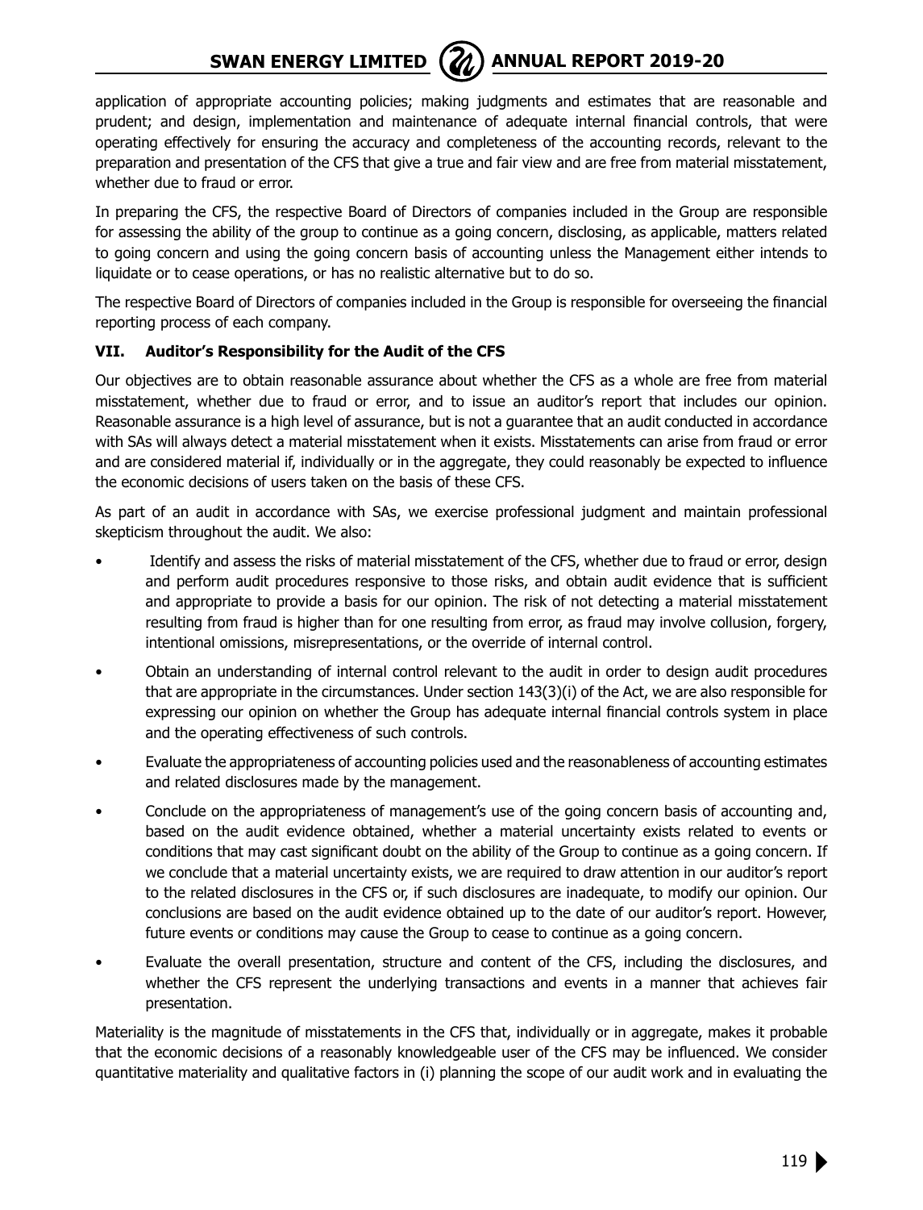application of appropriate accounting policies; making judgments and estimates that are reasonable and prudent; and design, implementation and maintenance of adequate internal financial controls, that were operating effectively for ensuring the accuracy and completeness of the accounting records, relevant to the preparation and presentation of the CFS that give a true and fair view and are free from material misstatement, whether due to fraud or error.

In preparing the CFS, the respective Board of Directors of companies included in the Group are responsible for assessing the ability of the group to continue as a going concern, disclosing, as applicable, matters related to going concern and using the going concern basis of accounting unless the Management either intends to liquidate or to cease operations, or has no realistic alternative but to do so.

The respective Board of Directors of companies included in the Group is responsible for overseeing the financial reporting process of each company.

### VII. Auditor's Responsibility for the Audit of the CFS

Our objectives are to obtain reasonable assurance about whether the CFS as a whole are free from material misstatement, whether due to fraud or error, and to issue an auditor's report that includes our opinion. Reasonable assurance is a high level of assurance, but is not a guarantee that an audit conducted in accordance with SAs will always detect a material misstatement when it exists. Misstatements can arise from fraud or error and are considered material if, individually or in the aggregate, they could reasonably be expected to influence the economic decisions of users taken on the basis of these CFS.

As part of an audit in accordance with SAs, we exercise professional judgment and maintain professional skepticism throughout the audit. We also:

- Identify and assess the risks of material misstatement of the CFS, whether due to fraud or error, design and perform audit procedures responsive to those risks, and obtain audit evidence that is sufficient and appropriate to provide a basis for our opinion. The risk of not detecting a material misstatement resulting from fraud is higher than for one resulting from error, as fraud may involve collusion, forgery, intentional omissions, misrepresentations, or the override of internal control.
- Obtain an understanding of internal control relevant to the audit in order to design audit procedures that are appropriate in the circumstances. Under section 143(3)(i) of the Act, we are also responsible for expressing our opinion on whether the Group has adequate internal financial controls system in place and the operating effectiveness of such controls.
- Evaluate the appropriateness of accounting policies used and the reasonableness of accounting estimates and related disclosures made by the management.
- Conclude on the appropriateness of management's use of the going concern basis of accounting and, based on the audit evidence obtained, whether a material uncertainty exists related to events or conditions that may cast significant doubt on the ability of the Group to continue as a going concern. If we conclude that a material uncertainty exists, we are required to draw attention in our auditor's report to the related disclosures in the CFS or, if such disclosures are inadequate, to modify our opinion. Our conclusions are based on the audit evidence obtained up to the date of our auditor's report. However, future events or conditions may cause the Group to cease to continue as a going concern.
- Evaluate the overall presentation, structure and content of the CFS, including the disclosures, and whether the CFS represent the underlying transactions and events in a manner that achieves fair presentation.

Materiality is the magnitude of misstatements in the CFS that, individually or in aggregate, makes it probable that the economic decisions of a reasonably knowledgeable user of the CFS may be influenced. We consider quantitative materiality and qualitative factors in (i) planning the scope of our audit work and in evaluating the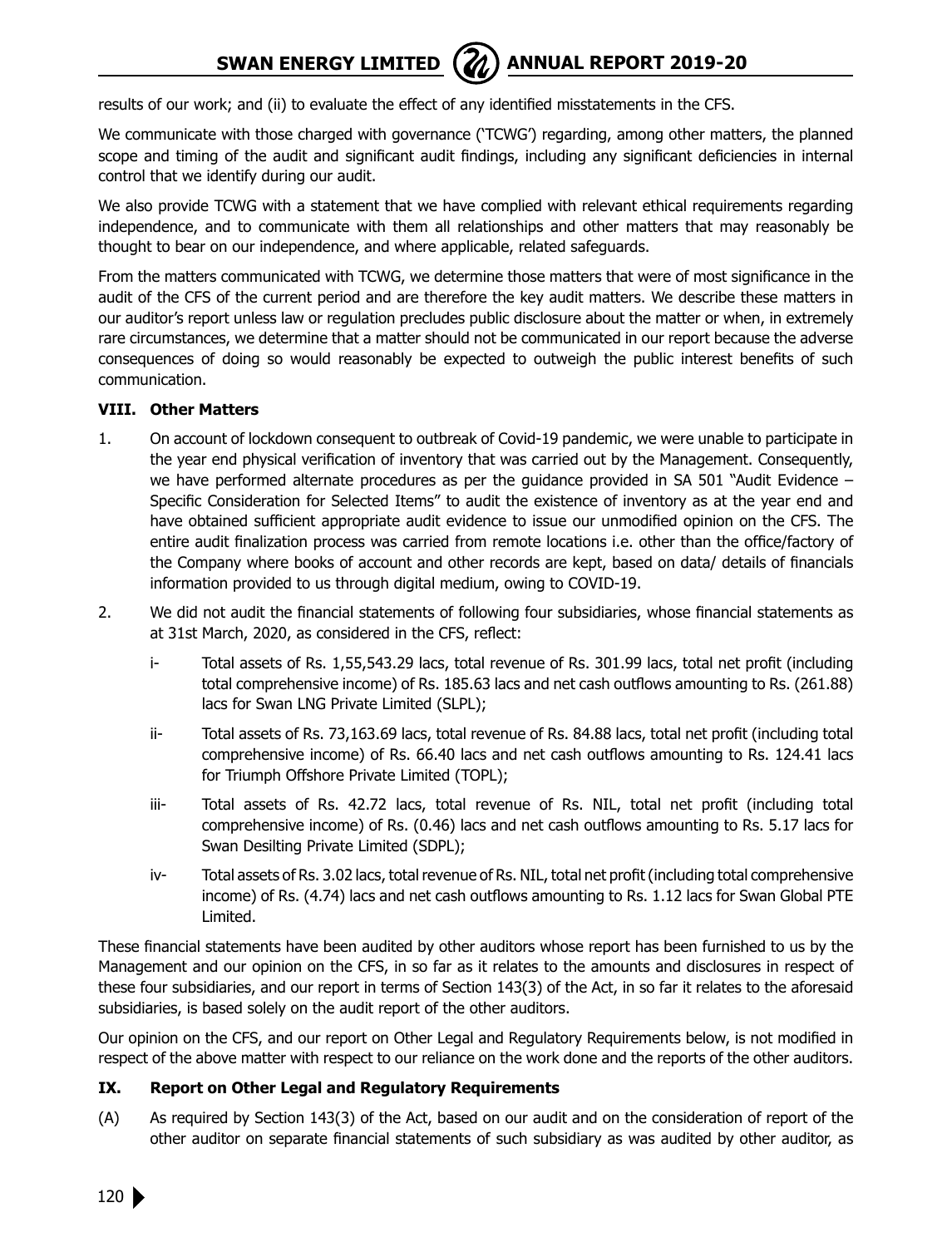results of our work; and (ii) to evaluate the effect of any identified misstatements in the CFS.

We communicate with those charged with governance ('TCWG') regarding, among other matters, the planned scope and timing of the audit and significant audit findings, including any significant deficiencies in internal control that we identify during our audit.

We also provide TCWG with a statement that we have complied with relevant ethical requirements regarding independence, and to communicate with them all relationships and other matters that may reasonably be thought to bear on our independence, and where applicable, related safeguards.

From the matters communicated with TCWG, we determine those matters that were of most significance in the audit of the CFS of the current period and are therefore the key audit matters. We describe these matters in our auditor's report unless law or regulation precludes public disclosure about the matter or when, in extremely rare circumstances, we determine that a matter should not be communicated in our report because the adverse consequences of doing so would reasonably be expected to outweigh the public interest benefits of such communication.

### VIII. Other Matters

1. On account of lockdown consequent to outbreak of Covid-19 pandemic, we were unable to participate in the year end physical verification of inventory that was carried out by the Management. Consequently, we have performed alternate procedures as per the guidance provided in SA 501 "Audit Evidence – Specific Consideration for Selected Items" to audit the existence of inventory as at the year end and have obtained sufficient appropriate audit evidence to issue our unmodified opinion on the CFS. The entire audit finalization process was carried from remote locations i.e. other than the office/factory of the Company where books of account and other records are kept, based on data/ details of financials information provided to us through digital medium, owing to COVID-19.

2. We did not audit the financial statements of following four subsidiaries, whose financial statements as at 31st March, 2020, as considered in the CFS, reflect:

   i- Total assets of Rs. 1,55,543.29 lacs, total revenue of Rs. 301.99 lacs, total net profit (including total comprehensive income) of Rs. 185.63 lacs and net cash outflows amounting to Rs. (261.88) lacs for Swan LNG Private Limited (SLPL);

   ii- Total assets of Rs. 73,163.69 lacs, total revenue of Rs. 84.88 lacs, total net profit (including total comprehensive income) of Rs. 66.40 lacs and net cash outflows amounting to Rs. 124.41 lacs for Triumph Offshore Private Limited (TOPL);

   iii- Total assets of Rs. 42.72 lacs, total revenue of Rs. NIL, total net profit (including total comprehensive income) of Rs. (0.46) lacs and net cash outflows amounting to Rs. 5.17 lacs for Swan Desilting Private Limited (SDPL);

   iv- Total assets of Rs. 3.02 lacs, total revenue of Rs. NIL, total net profit (including total comprehensive income) of Rs. (4.74) lacs and net cash outflows amounting to Rs. 1.12 lacs for Swan Global PTE Limited.

These financial statements have been audited by other auditors whose report has been furnished to us by the Management and our opinion on the CFS, in so far as it relates to the amounts and disclosures in respect of these four subsidiaries, and our report in terms of Section 143(3) of the Act, in so far it relates to the aforesaid subsidiaries, is based solely on the audit report of the other auditors.

Our opinion on the CFS, and our report on Other Legal and Regulatory Requirements below, is not modified in respect of the above matter with respect to our reliance on the work done and the reports of the other auditors.

### IX. Report on Other Legal and Regulatory Requirements

(A) As required by Section 143(3) of the Act, based on our audit and on the consideration of report of the other auditor on separate financial statements of such subsidiary as was audited by other auditor, as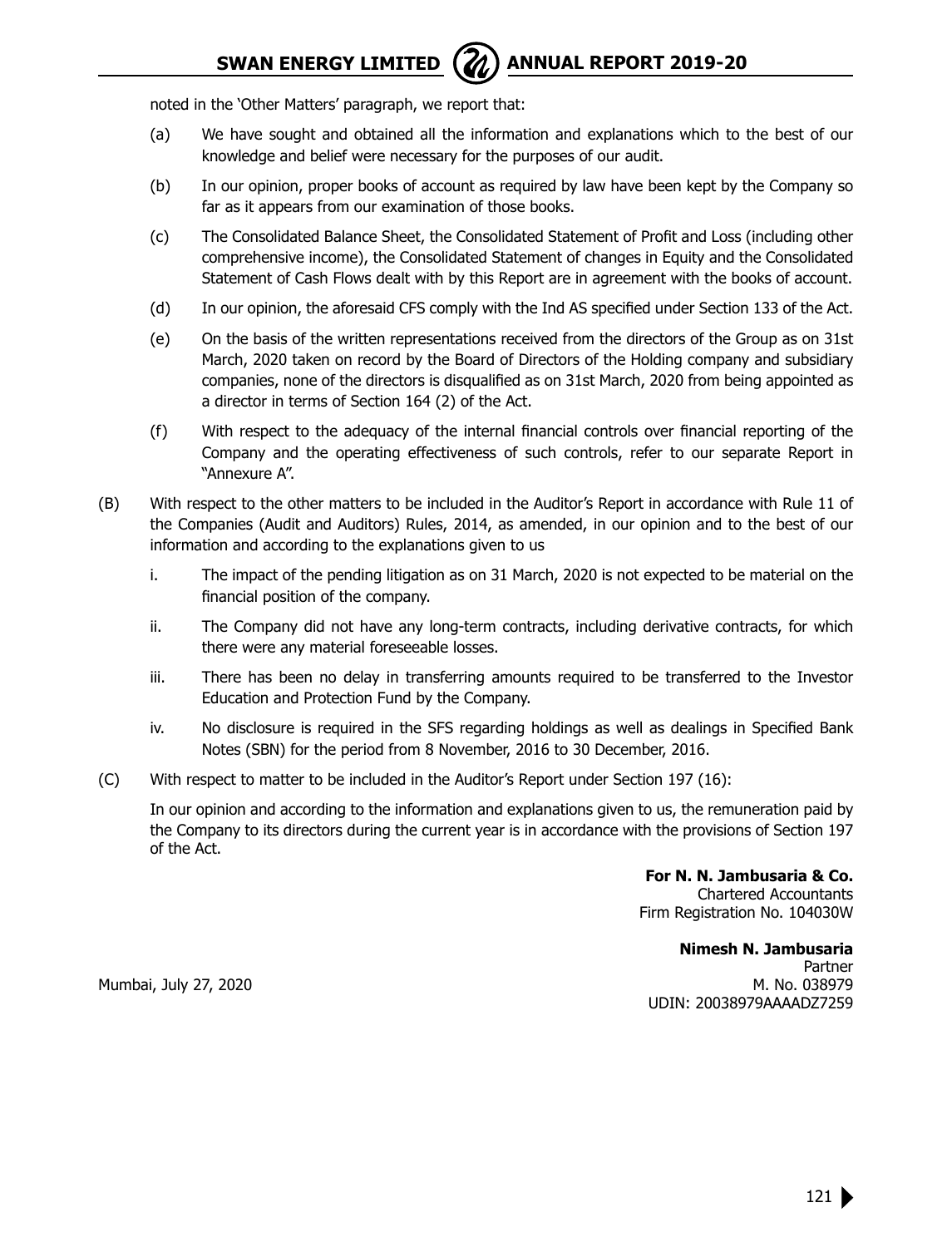noted in the 'Other Matters' paragraph, we report that:

(a) We have sought and obtained all the information and explanations which to the best of our knowledge and belief were necessary for the purposes of our audit.

(b) In our opinion, proper books of account as required by law have been kept by the Company so far as it appears from our examination of those books.

(c) The Consolidated Balance Sheet, the Consolidated Statement of Profit and Loss (including other comprehensive income), the Consolidated Statement of changes in Equity and the Consolidated Statement of Cash Flows dealt with by this Report are in agreement with the books of account.

(d) In our opinion, the aforesaid CFS comply with the Ind AS specified under Section 133 of the Act.

(e) On the basis of the written representations received from the directors of the Group as on 31st March, 2020 taken on record by the Board of Directors of the Holding company and subsidiary companies, none of the directors is disqualified as on 31st March, 2020 from being appointed as a director in terms of Section 164 (2) of the Act.

(f) With respect to the adequacy of the internal financial controls over financial reporting of the Company and the operating effectiveness of such controls, refer to our separate Report in "Annexure A".

(B) With respect to the other matters to be included in the Auditor's Report in accordance with Rule 11 of the Companies (Audit and Auditors) Rules, 2014, as amended, in our opinion and to the best of our information and according to the explanations given to us

i. The impact of the pending litigation as on 31 March, 2020 is not expected to be material on the financial position of the company.

ii. The Company did not have any long-term contracts, including derivative contracts, for which there were any material foreseeable losses.

iii. There has been no delay in transferring amounts required to be transferred to the Investor Education and Protection Fund by the Company.

iv. No disclosure is required in the SFS regarding holdings as well as dealings in Specified Bank Notes (SBN) for the period from 8 November, 2016 to 30 December, 2016.

(C) With respect to matter to be included in the Auditor's Report under Section 197 (16):

In our opinion and according to the information and explanations given to us, the remuneration paid by the Company to its directors during the current year is in accordance with the provisions of Section 197 of the Act.

**For N. N. Jambusaria & Co.**
Chartered Accountants
Firm Registration No. 104030W

**Nimesh N. Jambusaria**
Partner
M. No. 038979
UDIN: 20038979AAAADZ7259

Mumbai, July 27, 2020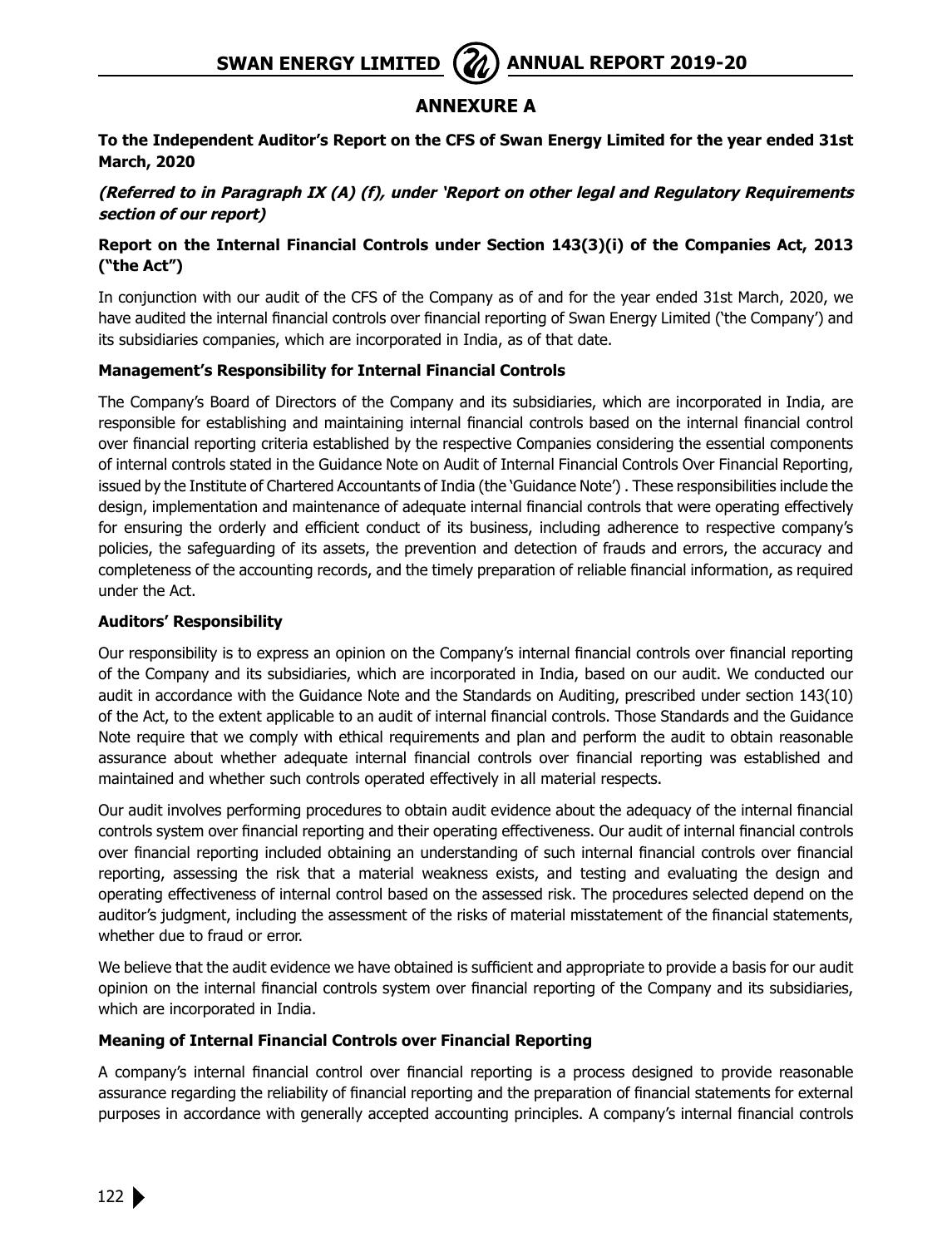## ANNEXURE A

**To the Independent Auditor's Report on the CFS of Swan Energy Limited for the year ended 31st March, 2020**

***(Referred to in Paragraph IX (A) (f), under 'Report on other legal and Regulatory Requirements section of our report)***

**Report on the Internal Financial Controls under Section 143(3)(i) of the Companies Act, 2013 ("the Act")**

In conjunction with our audit of the CFS of the Company as of and for the year ended 31st March, 2020, we have audited the internal financial controls over financial reporting of Swan Energy Limited ('the Company') and its subsidiaries companies, which are incorporated in India, as of that date.

### Management's Responsibility for Internal Financial Controls

The Company's Board of Directors of the Company and its subsidiaries, which are incorporated in India, are responsible for establishing and maintaining internal financial controls based on the internal financial control over financial reporting criteria established by the respective Companies considering the essential components of internal controls stated in the Guidance Note on Audit of Internal Financial Controls Over Financial Reporting, issued by the Institute of Chartered Accountants of India (the 'Guidance Note') . These responsibilities include the design, implementation and maintenance of adequate internal financial controls that were operating effectively for ensuring the orderly and efficient conduct of its business, including adherence to respective company's policies, the safeguarding of its assets, the prevention and detection of frauds and errors, the accuracy and completeness of the accounting records, and the timely preparation of reliable financial information, as required under the Act.

### Auditors' Responsibility

Our responsibility is to express an opinion on the Company's internal financial controls over financial reporting of the Company and its subsidiaries, which are incorporated in India, based on our audit. We conducted our audit in accordance with the Guidance Note and the Standards on Auditing, prescribed under section 143(10) of the Act, to the extent applicable to an audit of internal financial controls. Those Standards and the Guidance Note require that we comply with ethical requirements and plan and perform the audit to obtain reasonable assurance about whether adequate internal financial controls over financial reporting was established and maintained and whether such controls operated effectively in all material respects.

Our audit involves performing procedures to obtain audit evidence about the adequacy of the internal financial controls system over financial reporting and their operating effectiveness. Our audit of internal financial controls over financial reporting included obtaining an understanding of such internal financial controls over financial reporting, assessing the risk that a material weakness exists, and testing and evaluating the design and operating effectiveness of internal control based on the assessed risk. The procedures selected depend on the auditor's judgment, including the assessment of the risks of material misstatement of the financial statements, whether due to fraud or error.

We believe that the audit evidence we have obtained is sufficient and appropriate to provide a basis for our audit opinion on the internal financial controls system over financial reporting of the Company and its subsidiaries, which are incorporated in India.

### Meaning of Internal Financial Controls over Financial Reporting

A company's internal financial control over financial reporting is a process designed to provide reasonable assurance regarding the reliability of financial reporting and the preparation of financial statements for external purposes in accordance with generally accepted accounting principles. A company's internal financial controls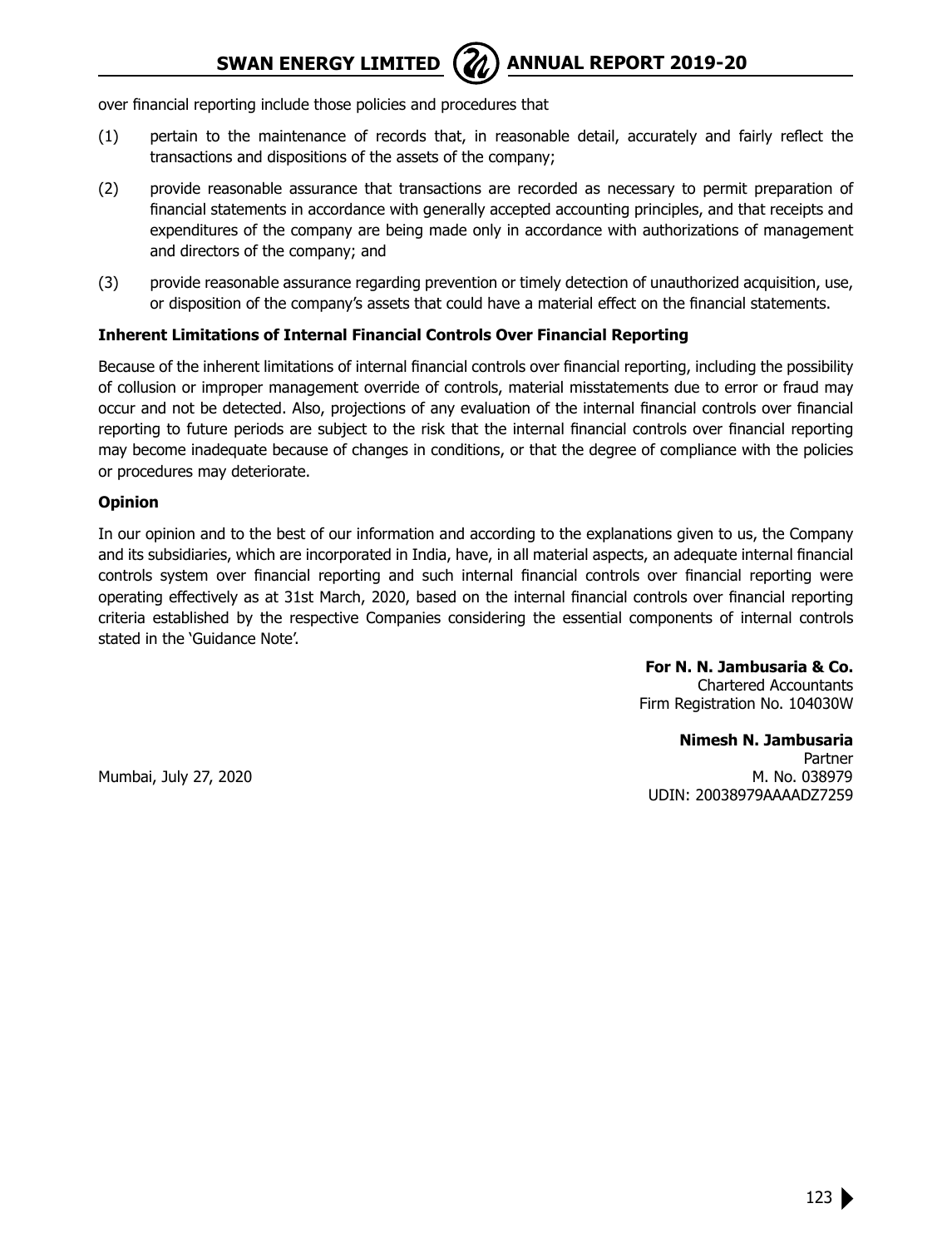over financial reporting include those policies and procedures that

(1) pertain to the maintenance of records that, in reasonable detail, accurately and fairly reflect the transactions and dispositions of the assets of the company;

(2) provide reasonable assurance that transactions are recorded as necessary to permit preparation of financial statements in accordance with generally accepted accounting principles, and that receipts and expenditures of the company are being made only in accordance with authorizations of management and directors of the company; and

(3) provide reasonable assurance regarding prevention or timely detection of unauthorized acquisition, use, or disposition of the company's assets that could have a material effect on the financial statements.

**Inherent Limitations of Internal Financial Controls Over Financial Reporting**

Because of the inherent limitations of internal financial controls over financial reporting, including the possibility of collusion or improper management override of controls, material misstatements due to error or fraud may occur and not be detected. Also, projections of any evaluation of the internal financial controls over financial reporting to future periods are subject to the risk that the internal financial controls over financial reporting may become inadequate because of changes in conditions, or that the degree of compliance with the policies or procedures may deteriorate.

**Opinion**

In our opinion and to the best of our information and according to the explanations given to us, the Company and its subsidiaries, which are incorporated in India, have, in all material aspects, an adequate internal financial controls system over financial reporting and such internal financial controls over financial reporting were operating effectively as at 31st March, 2020, based on the internal financial controls over financial reporting criteria established by the respective Companies considering the essential components of internal controls stated in the 'Guidance Note'.

**For N. N. Jambusaria & Co.**
Chartered Accountants
Firm Registration No. 104030W

**Nimesh N. Jambusaria**
Partner
M. No. 038979
UDIN: 20038979AAAADZ7259

Mumbai, July 27, 2020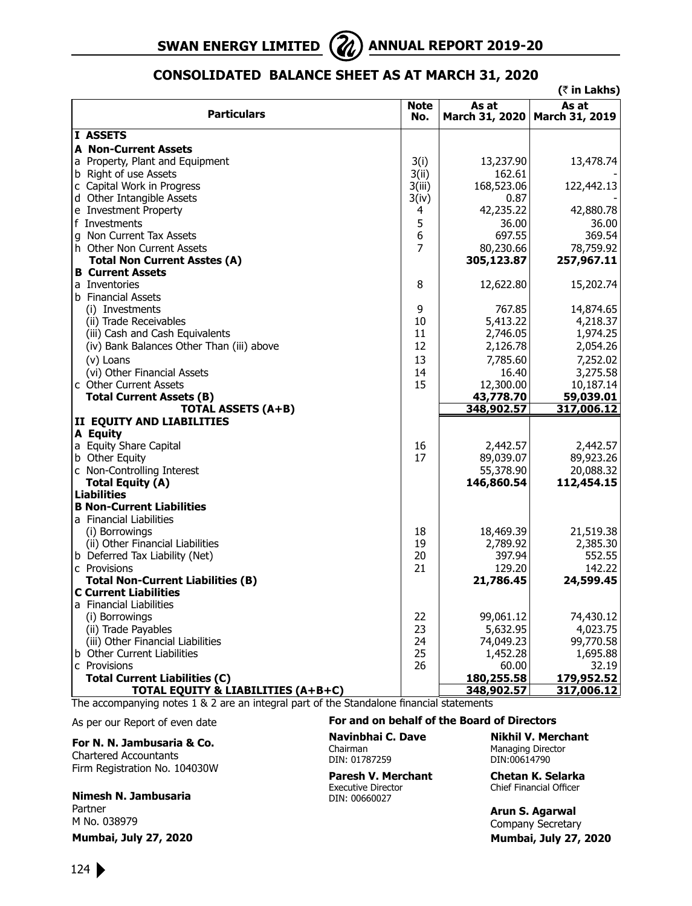# CONSOLIDATED BALANCE SHEET AS AT MARCH 31, 2020

(₹ in Lakhs)

| Particulars | Note No. | As at March 31, 2020 | As at March 31, 2019 |
|---|---|---|---|
| **I ASSETS** | | | |
| **A Non-Current Assets** | | | |
| a Property, Plant and Equipment | 3(i) | 13,237.90 | 13,478.74 |
| b Right of use Assets | 3(ii) | 162.61 | - |
| c Capital Work in Progress | 3(iii) | 168,523.06 | 122,442.13 |
| d Other Intangible Assets | 3(iv) | 0.87 | - |
| e Investment Property | 4 | 42,235.22 | 42,880.78 |
| f Investments | 5 | 36.00 | 36.00 |
| g Non Current Tax Assets | 6 | 697.55 | 369.54 |
| h Other Non Current Assets | 7 | 80,230.66 | 78,759.92 |
| **Total Non Current Asstes (A)** | | **305,123.87** | **257,967.11** |
| **B Current Assets** | | | |
| a Inventories | 8 | 12,622.80 | 15,202.74 |
| b Financial Assets | | | |
| (i) Investments | 9 | 767.85 | 14,874.65 |
| (ii) Trade Receivables | 10 | 5,413.22 | 4,218.37 |
| (iii) Cash and Cash Equivalents | 11 | 2,746.05 | 1,974.25 |
| (iv) Bank Balances Other Than (iii) above | 12 | 2,126.78 | 2,054.26 |
| (v) Loans | 13 | 7,785.60 | 7,252.02 |
| (vi) Other Financial Assets | 14 | 16.40 | 3,275.58 |
| c Other Current Assets | 15 | 12,300.00 | 10,187.14 |
| **Total Current Assets (B)** | | **43,778.70** | **59,039.01** |
| **TOTAL ASSETS (A+B)** | | **348,902.57** | **317,006.12** |
| **II EQUITY AND LIABILITIES** | | | |
| **A Equity** | | | |
| a Equity Share Capital | 16 | 2,442.57 | 2,442.57 |
| b Other Equity | 17 | 89,039.07 | 89,923.26 |
| c Non-Controlling Interest | | 55,378.90 | 20,088.32 |
| **Total Equity (A)** | | **146,860.54** | **112,454.15** |
| **Liabilities** | | | |
| **B Non-Current Liabilities** | | | |
| a Financial Liabilities | | | |
| (i) Borrowings | 18 | 18,469.39 | 21,519.38 |
| (ii) Other Financial Liabilities | 19 | 2,789.92 | 2,385.30 |
| b Deferred Tax Liability (Net) | 20 | 397.94 | 552.55 |
| c Provisions | 21 | 129.20 | 142.22 |
| **Total Non-Current Liabilities (B)** | | **21,786.45** | **24,599.45** |
| **C Current Liabilities** | | | |
| a Financial Liabilities | | | |
| (i) Borrowings | 22 | 99,061.12 | 74,430.12 |
| (ii) Trade Payables | 23 | 5,632.95 | 4,023.75 |
| (iii) Other Financial Liabilities | 24 | 74,049.23 | 99,770.58 |
| b Other Current Liabilities | 25 | 1,452.28 | 1,695.88 |
| c Provisions | 26 | 60.00 | 32.19 |
| **Total Current Liabilities (C)** | | **180,255.58** | **179,952.52** |
| **TOTAL EQUITY & LIABILITIES (A+B+C)** | | **348,902.57** | **317,006.12** |

The accompanying notes 1 & 2 are an integral part of the Standalone financial statements

As per our Report of even date

**For N. N. Jambusaria & Co.**
Chartered Accountants
Firm Registration No. 104030W

**Nimesh N. Jambusaria**
Partner
M No. 038979

**Mumbai, July 27, 2020**

**For and on behalf of the Board of Directors**

**Navinbhai C. Dave**
Chairman
DIN: 01787259

**Nikhil V. Merchant**
Managing Director
DIN:00614790

**Paresh V. Merchant**
Executive Director
DIN: 00660027

**Chetan K. Selarka**
Chief Financial Officer

**Arun S. Agarwal**
Company Secretary

**Mumbai, July 27, 2020**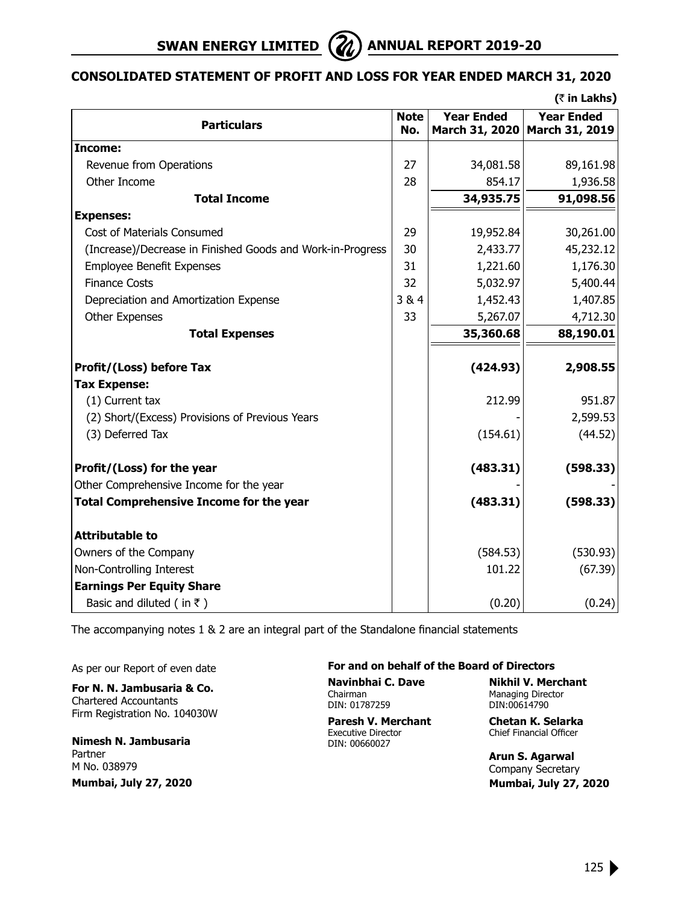## CONSOLIDATED STATEMENT OF PROFIT AND LOSS FOR YEAR ENDED MARCH 31, 2020

**(₹ in Lakhs)**

| Particulars | Note No. | Year Ended March 31, 2020 | Year Ended March 31, 2019 |
|---|---|---|---|
| **Income:** | | | |
| Revenue from Operations | 27 | 34,081.58 | 89,161.98 |
| Other Income | 28 | 854.17 | 1,936.58 |
| **Total Income** | | **34,935.75** | **91,098.56** |
| **Expenses:** | | | |
| Cost of Materials Consumed | 29 | 19,952.84 | 30,261.00 |
| (Increase)/Decrease in Finished Goods and Work-in-Progress | 30 | 2,433.77 | 45,232.12 |
| Employee Benefit Expenses | 31 | 1,221.60 | 1,176.30 |
| Finance Costs | 32 | 5,032.97 | 5,400.44 |
| Depreciation and Amortization Expense | 3 & 4 | 1,452.43 | 1,407.85 |
| Other Expenses | 33 | 5,267.07 | 4,712.30 |
| **Total Expenses** | | **35,360.68** | **88,190.01** |
| **Profit/(Loss) before Tax** | | **(424.93)** | **2,908.55** |
| **Tax Expense:** | | | |
| (1) Current tax | | 212.99 | 951.87 |
| (2) Short/(Excess) Provisions of Previous Years | | - | 2,599.53 |
| (3) Deferred Tax | | (154.61) | (44.52) |
| **Profit/(Loss) for the year** | | **(483.31)** | **(598.33)** |
| Other Comprehensive Income for the year | | - | - |
| **Total Comprehensive Income for the year** | | **(483.31)** | **(598.33)** |
| **Attributable to** | | | |
| Owners of the Company | | (584.53) | (530.93) |
| Non-Controlling Interest | | 101.22 | (67.39) |
| **Earnings Per Equity Share** | | | |
| Basic and diluted ( in ₹ ) | | (0.20) | (0.24) |

The accompanying notes 1 & 2 are an integral part of the Standalone financial statements

As per our Report of even date

**For N. N. Jambusaria & Co.**
Chartered Accountants
Firm Registration No. 104030W

**Nimesh N. Jambusaria**
Partner
M No. 038979
**Mumbai, July 27, 2020**

**For and on behalf of the Board of Directors**

**Navinbhai C. Dave**
Chairman
DIN: 01787259

**Nikhil V. Merchant**
Managing Director
DIN:00614790

**Paresh V. Merchant**
Executive Director
DIN: 00660027

**Chetan K. Selarka**
Chief Financial Officer

**Arun S. Agarwal**
Company Secretary
**Mumbai, July 27, 2020**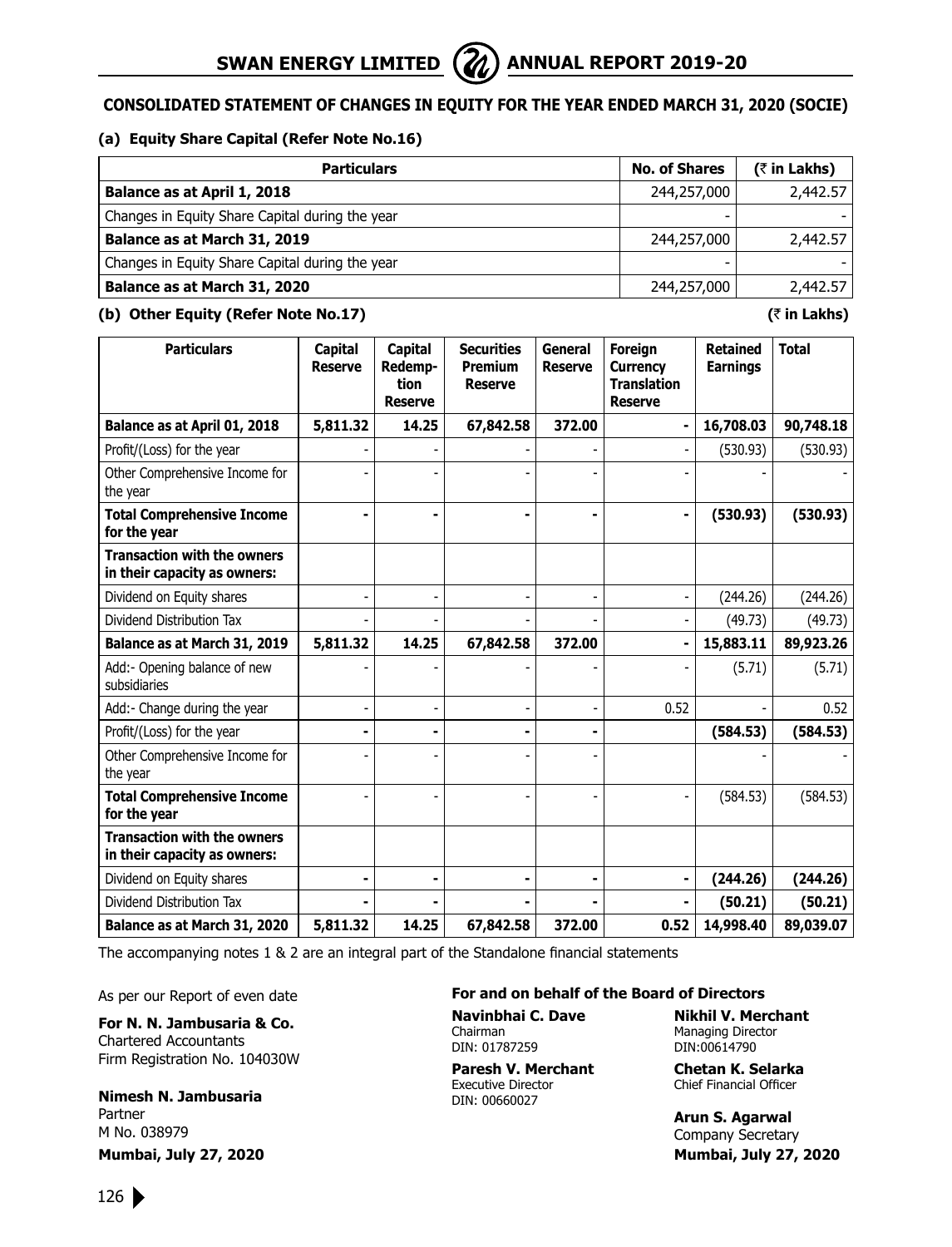## CONSOLIDATED STATEMENT OF CHANGES IN EQUITY FOR THE YEAR ENDED MARCH 31, 2020 (SOCIE)

### (a) Equity Share Capital (Refer Note No.16)

| Particulars | No. of Shares | (₹ in Lakhs) |
|---|---|---|
| **Balance as at April 1, 2018** | 244,257,000 | 2,442.57 |
| Changes in Equity Share Capital during the year | - | - |
| **Balance as at March 31, 2019** | 244,257,000 | 2,442.57 |
| Changes in Equity Share Capital during the year | - | - |
| **Balance as at March 31, 2020** | 244,257,000 | 2,442.57 |

### (b) Other Equity (Refer Note No.17)

(₹ in Lakhs)

| Particulars | Capital Reserve | Capital Redemption Reserve | Securities Premium Reserve | General Reserve | Foreign Currency Translation Reserve | Retained Earnings | Total |
|---|---|---|---|---|---|---|---|
| **Balance as at April 01, 2018** | **5,811.32** | **14.25** | **67,842.58** | **372.00** | **-** | **16,708.03** | **90,748.18** |
| Profit/(Loss) for the year | - | - | - | - | - | (530.93) | (530.93) |
| Other Comprehensive Income for the year | - | - | - | - | - | - | - |
| **Total Comprehensive Income for the year** | **-** | **-** | **-** | **-** | **-** | **(530.93)** | **(530.93)** |
| **Transaction with the owners in their capacity as owners:** | | | | | | | |
| Dividend on Equity shares | - | - | - | - | - | (244.26) | (244.26) |
| Dividend Distribution Tax | - | - | - | - | - | (49.73) | (49.73) |
| **Balance as at March 31, 2019** | **5,811.32** | **14.25** | **67,842.58** | **372.00** | **-** | **15,883.11** | **89,923.26** |
| Add:- Opening balance of new subsidiaries | - | - | - | - | - | (5.71) | (5.71) |
| Add:- Change during the year | - | - | - | - | 0.52 | - | 0.52 |
| Profit/(Loss) for the year | **-** | **-** | **-** | **-** | | **(584.53)** | **(584.53)** |
| Other Comprehensive Income for the year | - | - | - | - | | - | - |
| **Total Comprehensive Income for the year** | - | - | - | - | - | (584.53) | (584.53) |
| **Transaction with the owners in their capacity as owners:** | | | | | | | |
| Dividend on Equity shares | **-** | **-** | **-** | **-** | **-** | **(244.26)** | **(244.26)** |
| Dividend Distribution Tax | **-** | **-** | **-** | **-** | **-** | **(50.21)** | **(50.21)** |
| **Balance as at March 31, 2020** | **5,811.32** | **14.25** | **67,842.58** | **372.00** | **0.52** | **14,998.40** | **89,039.07** |

The accompanying notes 1 & 2 are an integral part of the Standalone financial statements

As per our Report of even date

**For N. N. Jambusaria & Co.**
Chartered Accountants
Firm Registration No. 104030W

**Nimesh N. Jambusaria**
Partner
M No. 038979
**Mumbai, July 27, 2020**

**For and on behalf of the Board of Directors**

**Navinbhai C. Dave**
Chairman
DIN: 01787259

**Nikhil V. Merchant**
Managing Director
DIN:00614790

**Paresh V. Merchant**
Executive Director
DIN: 00660027

**Chetan K. Selarka**
Chief Financial Officer

**Arun S. Agarwal**
Company Secretary
**Mumbai, July 27, 2020**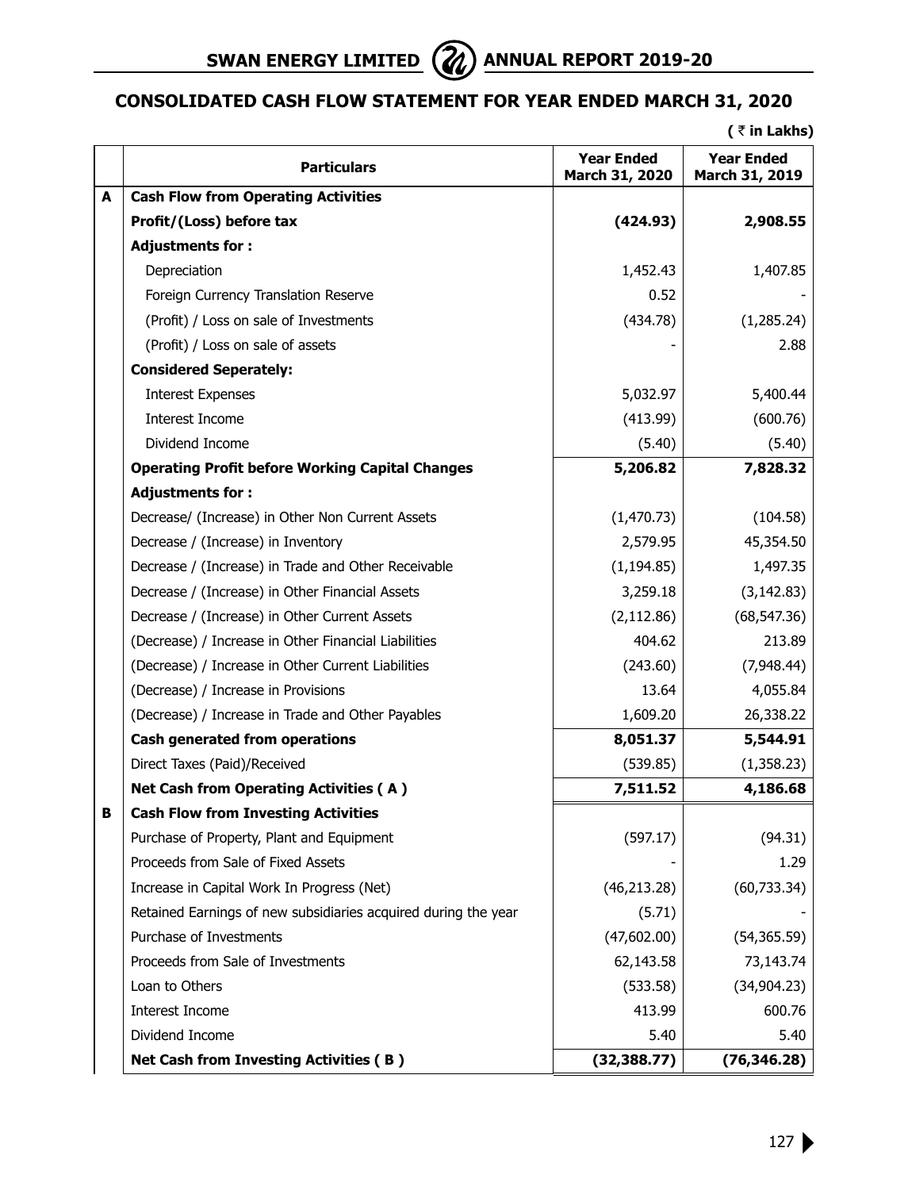## CONSOLIDATED CASH FLOW STATEMENT FOR YEAR ENDED MARCH 31, 2020

( ₹ in Lakhs)

| | Particulars | Year Ended March 31, 2020 | Year Ended March 31, 2019 |
|---|---|---|---|
| **A** | **Cash Flow from Operating Activities** | | |
| | **Profit/(Loss) before tax** | **(424.93)** | **2,908.55** |
| | **Adjustments for :** | | |
| | Depreciation | 1,452.43 | 1,407.85 |
| | Foreign Currency Translation Reserve | 0.52 | - |
| | (Profit) / Loss on sale of Investments | (434.78) | (1,285.24) |
| | (Profit) / Loss on sale of assets | - | 2.88 |
| | **Considered Seperately:** | | |
| | Interest Expenses | 5,032.97 | 5,400.44 |
| | Interest Income | (413.99) | (600.76) |
| | Dividend Income | (5.40) | (5.40) |
| | **Operating Profit before Working Capital Changes** | **5,206.82** | **7,828.32** |
| | **Adjustments for :** | | |
| | Decrease/ (Increase) in Other Non Current Assets | (1,470.73) | (104.58) |
| | Decrease / (Increase) in Inventory | 2,579.95 | 45,354.50 |
| | Decrease / (Increase) in Trade and Other Receivable | (1,194.85) | 1,497.35 |
| | Decrease / (Increase) in Other Financial Assets | 3,259.18 | (3,142.83) |
| | Decrease / (Increase) in Other Current Assets | (2,112.86) | (68,547.36) |
| | (Decrease) / Increase in Other Financial Liabilities | 404.62 | 213.89 |
| | (Decrease) / Increase in Other Current Liabilities | (243.60) | (7,948.44) |
| | (Decrease) / Increase in Provisions | 13.64 | 4,055.84 |
| | (Decrease) / Increase in Trade and Other Payables | 1,609.20 | 26,338.22 |
| | **Cash generated from operations** | **8,051.37** | **5,544.91** |
| | Direct Taxes (Paid)/Received | (539.85) | (1,358.23) |
| | **Net Cash from Operating Activities ( A )** | **7,511.52** | **4,186.68** |
| **B** | **Cash Flow from Investing Activities** | | |
| | Purchase of Property, Plant and Equipment | (597.17) | (94.31) |
| | Proceeds from Sale of Fixed Assets | - | 1.29 |
| | Increase in Capital Work In Progress (Net) | (46,213.28) | (60,733.34) |
| | Retained Earnings of new subsidiaries acquired during the year | (5.71) | - |
| | Purchase of Investments | (47,602.00) | (54,365.59) |
| | Proceeds from Sale of Investments | 62,143.58 | 73,143.74 |
| | Loan to Others | (533.58) | (34,904.23) |
| | Interest Income | 413.99 | 600.76 |
| | Dividend Income | 5.40 | 5.40 |
| | **Net Cash from Investing Activities ( B )** | **(32,388.77)** | **(76,346.28)** |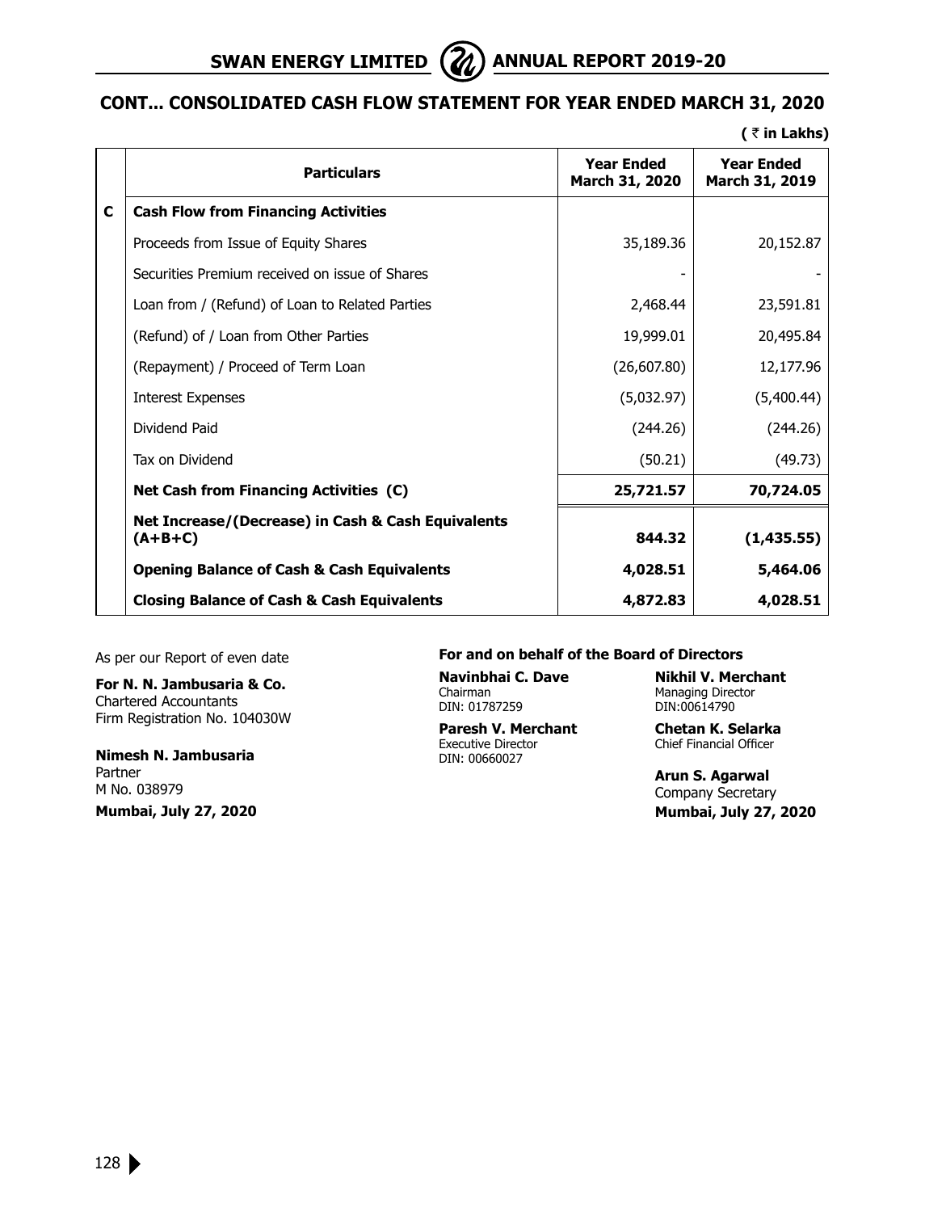## CONT... CONSOLIDATED CASH FLOW STATEMENT FOR YEAR ENDED MARCH 31, 2020

**( ₹ in Lakhs)**

| | Particulars | Year Ended March 31, 2020 | Year Ended March 31, 2019 |
|---|---|---|---|
| **C** | **Cash Flow from Financing Activities** | | |
| | Proceeds from Issue of Equity Shares | 35,189.36 | 20,152.87 |
| | Securities Premium received on issue of Shares | - | - |
| | Loan from / (Refund) of Loan to Related Parties | 2,468.44 | 23,591.81 |
| | (Refund) of / Loan from Other Parties | 19,999.01 | 20,495.84 |
| | (Repayment) / Proceed of Term Loan | (26,607.80) | 12,177.96 |
| | Interest Expenses | (5,032.97) | (5,400.44) |
| | Dividend Paid | (244.26) | (244.26) |
| | Tax on Dividend | (50.21) | (49.73) |
| | **Net Cash from Financing Activities (C)** | **25,721.57** | **70,724.05** |
| | **Net Increase/(Decrease) in Cash & Cash Equivalents (A+B+C)** | **844.32** | **(1,435.55)** |
| | **Opening Balance of Cash & Cash Equivalents** | **4,028.51** | **5,464.06** |
| | **Closing Balance of Cash & Cash Equivalents** | **4,872.83** | **4,028.51** |

As per our Report of even date

**For N. N. Jambusaria & Co.**
Chartered Accountants
Firm Registration No. 104030W

**Nimesh N. Jambusaria**
Partner
M No. 038979

**Mumbai, July 27, 2020**

**For and on behalf of the Board of Directors**

**Navinbhai C. Dave**
Chairman
DIN: 01787259

**Nikhil V. Merchant**
Managing Director
DIN:00614790

**Paresh V. Merchant**
Executive Director
DIN: 00660027

**Chetan K. Selarka**
Chief Financial Officer

**Arun S. Agarwal**
Company Secretary

**Mumbai, July 27, 2020**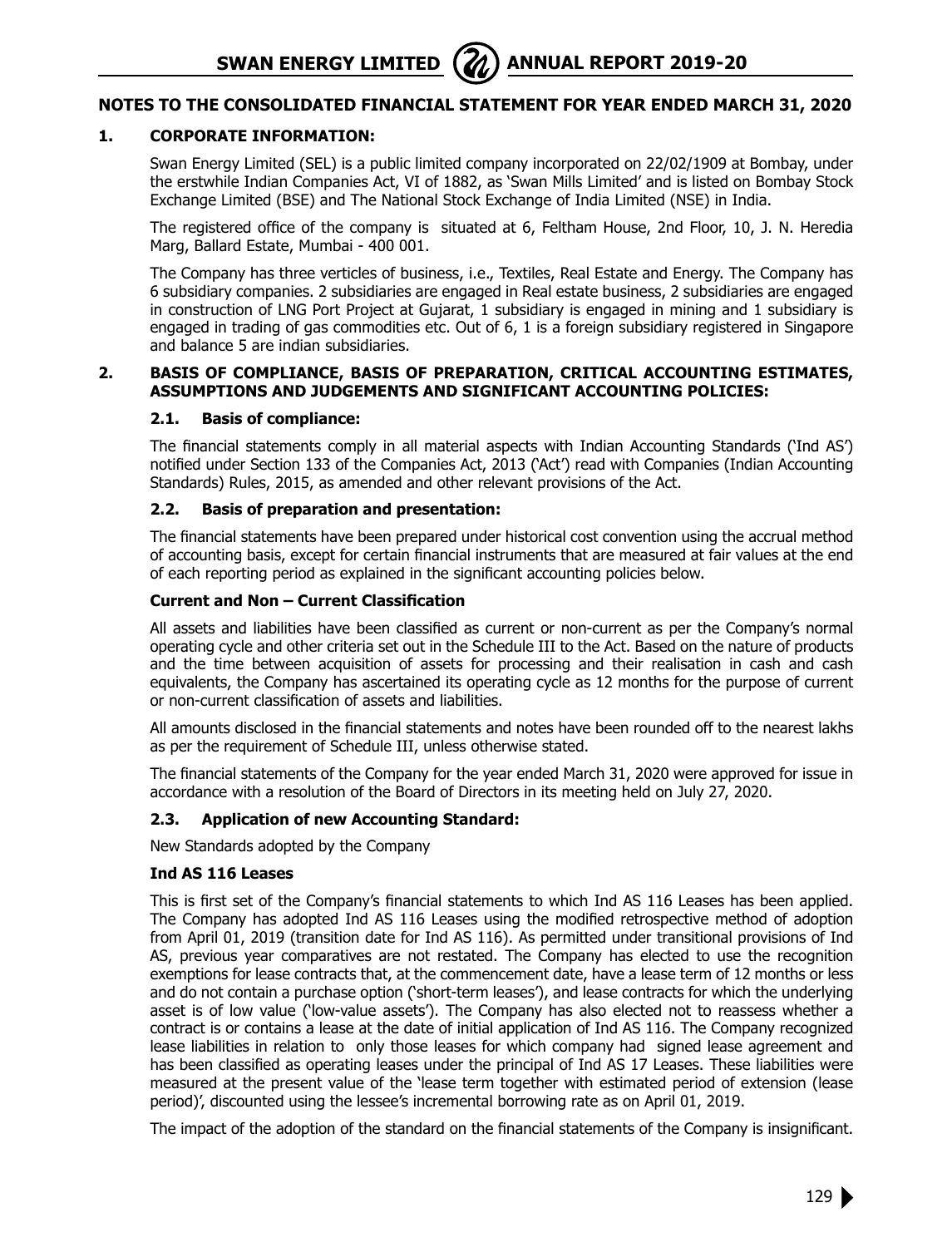## NOTES TO THE CONSOLIDATED FINANCIAL STATEMENT FOR YEAR ENDED MARCH 31, 2020

### 1. CORPORATE INFORMATION:

Swan Energy Limited (SEL) is a public limited company incorporated on 22/02/1909 at Bombay, under the erstwhile Indian Companies Act, VI of 1882, as 'Swan Mills Limited' and is listed on Bombay Stock Exchange Limited (BSE) and The National Stock Exchange of India Limited (NSE) in India.

The registered office of the company is situated at 6, Feltham House, 2nd Floor, 10, J. N. Heredia Marg, Ballard Estate, Mumbai - 400 001.

The Company has three verticles of business, i.e., Textiles, Real Estate and Energy. The Company has 6 subsidiary companies. 2 subsidiaries are engaged in Real estate business, 2 subsidiaries are engaged in construction of LNG Port Project at Gujarat, 1 subsidiary is engaged in mining and 1 subsidiary is engaged in trading of gas commodities etc. Out of 6, 1 is a foreign subsidiary registered in Singapore and balance 5 are indian subsidiaries.

### 2. BASIS OF COMPLIANCE, BASIS OF PREPARATION, CRITICAL ACCOUNTING ESTIMATES, ASSUMPTIONS AND JUDGEMENTS AND SIGNIFICANT ACCOUNTING POLICIES:

#### 2.1. Basis of compliance:

The financial statements comply in all material aspects with Indian Accounting Standards ('Ind AS') notified under Section 133 of the Companies Act, 2013 ('Act') read with Companies (Indian Accounting Standards) Rules, 2015, as amended and other relevant provisions of the Act.

#### 2.2. Basis of preparation and presentation:

The financial statements have been prepared under historical cost convention using the accrual method of accounting basis, except for certain financial instruments that are measured at fair values at the end of each reporting period as explained in the significant accounting policies below.

**Current and Non – Current Classification**

All assets and liabilities have been classified as current or non-current as per the Company's normal operating cycle and other criteria set out in the Schedule III to the Act. Based on the nature of products and the time between acquisition of assets for processing and their realisation in cash and cash equivalents, the Company has ascertained its operating cycle as 12 months for the purpose of current or non-current classification of assets and liabilities.

All amounts disclosed in the financial statements and notes have been rounded off to the nearest lakhs as per the requirement of Schedule III, unless otherwise stated.

The financial statements of the Company for the year ended March 31, 2020 were approved for issue in accordance with a resolution of the Board of Directors in its meeting held on July 27, 2020.

#### 2.3. Application of new Accounting Standard:

New Standards adopted by the Company

**Ind AS 116 Leases**

This is first set of the Company's financial statements to which Ind AS 116 Leases has been applied. The Company has adopted Ind AS 116 Leases using the modified retrospective method of adoption from April 01, 2019 (transition date for Ind AS 116). As permitted under transitional provisions of Ind AS, previous year comparatives are not restated. The Company has elected to use the recognition exemptions for lease contracts that, at the commencement date, have a lease term of 12 months or less and do not contain a purchase option ('short-term leases'), and lease contracts for which the underlying asset is of low value ('low-value assets'). The Company has also elected not to reassess whether a contract is or contains a lease at the date of initial application of Ind AS 116. The Company recognized lease liabilities in relation to only those leases for which company had signed lease agreement and has been classified as operating leases under the principal of Ind AS 17 Leases. These liabilities were measured at the present value of the 'lease term together with estimated period of extension (lease period)', discounted using the lessee's incremental borrowing rate as on April 01, 2019.

The impact of the adoption of the standard on the financial statements of the Company is insignificant.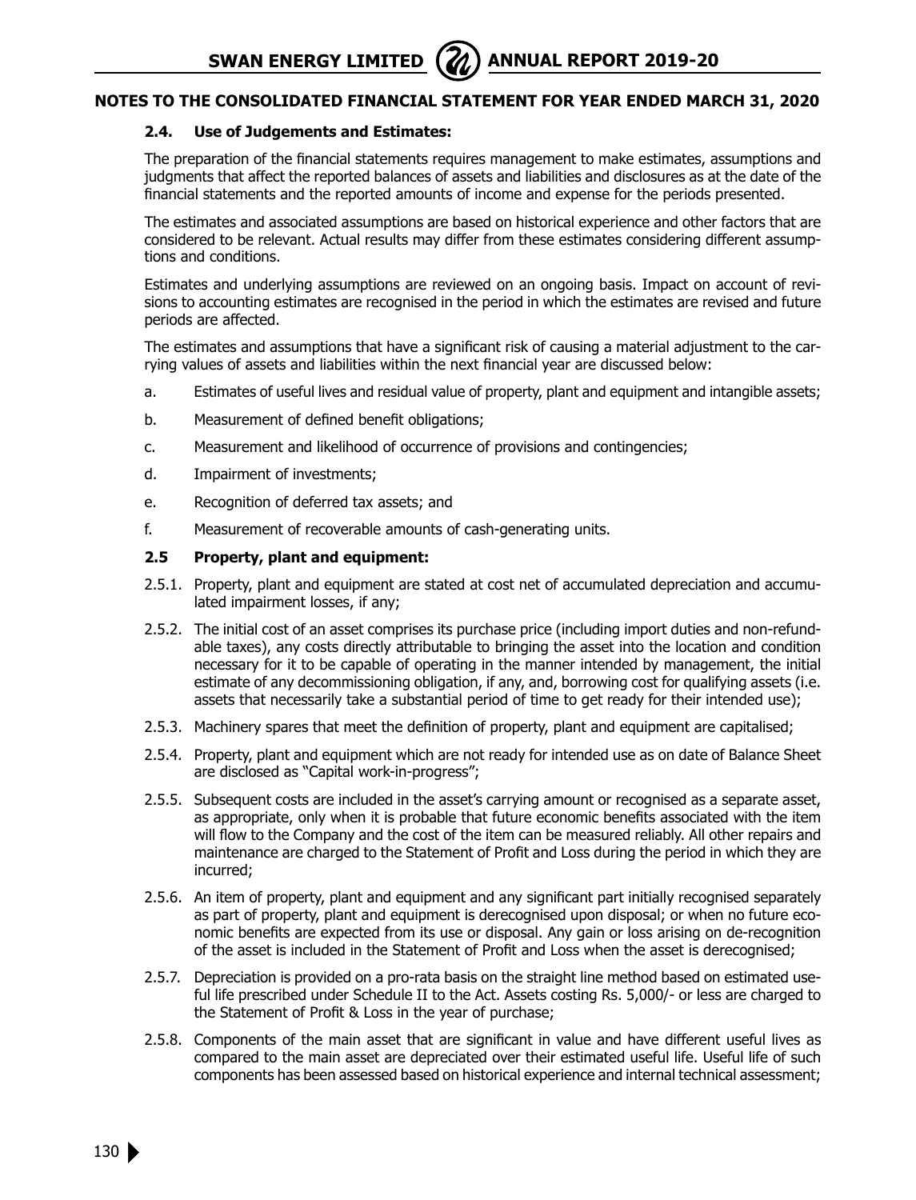## NOTES TO THE CONSOLIDATED FINANCIAL STATEMENT FOR YEAR ENDED MARCH 31, 2020

### 2.4. Use of Judgements and Estimates:

The preparation of the financial statements requires management to make estimates, assumptions and judgments that affect the reported balances of assets and liabilities and disclosures as at the date of the financial statements and the reported amounts of income and expense for the periods presented.

The estimates and associated assumptions are based on historical experience and other factors that are considered to be relevant. Actual results may differ from these estimates considering different assumptions and conditions.

Estimates and underlying assumptions are reviewed on an ongoing basis. Impact on account of revisions to accounting estimates are recognised in the period in which the estimates are revised and future periods are affected.

The estimates and assumptions that have a significant risk of causing a material adjustment to the carrying values of assets and liabilities within the next financial year are discussed below:

a. Estimates of useful lives and residual value of property, plant and equipment and intangible assets;

b. Measurement of defined benefit obligations;

c. Measurement and likelihood of occurrence of provisions and contingencies;

d. Impairment of investments;

e. Recognition of deferred tax assets; and

f. Measurement of recoverable amounts of cash-generating units.

### 2.5 Property, plant and equipment:

2.5.1. Property, plant and equipment are stated at cost net of accumulated depreciation and accumulated impairment losses, if any;

2.5.2. The initial cost of an asset comprises its purchase price (including import duties and non-refundable taxes), any costs directly attributable to bringing the asset into the location and condition necessary for it to be capable of operating in the manner intended by management, the initial estimate of any decommissioning obligation, if any, and, borrowing cost for qualifying assets (i.e. assets that necessarily take a substantial period of time to get ready for their intended use);

2.5.3. Machinery spares that meet the definition of property, plant and equipment are capitalised;

2.5.4. Property, plant and equipment which are not ready for intended use as on date of Balance Sheet are disclosed as "Capital work-in-progress";

2.5.5. Subsequent costs are included in the asset's carrying amount or recognised as a separate asset, as appropriate, only when it is probable that future economic benefits associated with the item will flow to the Company and the cost of the item can be measured reliably. All other repairs and maintenance are charged to the Statement of Profit and Loss during the period in which they are incurred;

2.5.6. An item of property, plant and equipment and any significant part initially recognised separately as part of property, plant and equipment is derecognised upon disposal; or when no future economic benefits are expected from its use or disposal. Any gain or loss arising on de-recognition of the asset is included in the Statement of Profit and Loss when the asset is derecognised;

2.5.7. Depreciation is provided on a pro-rata basis on the straight line method based on estimated useful life prescribed under Schedule II to the Act. Assets costing Rs. 5,000/- or less are charged to the Statement of Profit & Loss in the year of purchase;

2.5.8. Components of the main asset that are significant in value and have different useful lives as compared to the main asset are depreciated over their estimated useful life. Useful life of such components has been assessed based on historical experience and internal technical assessment;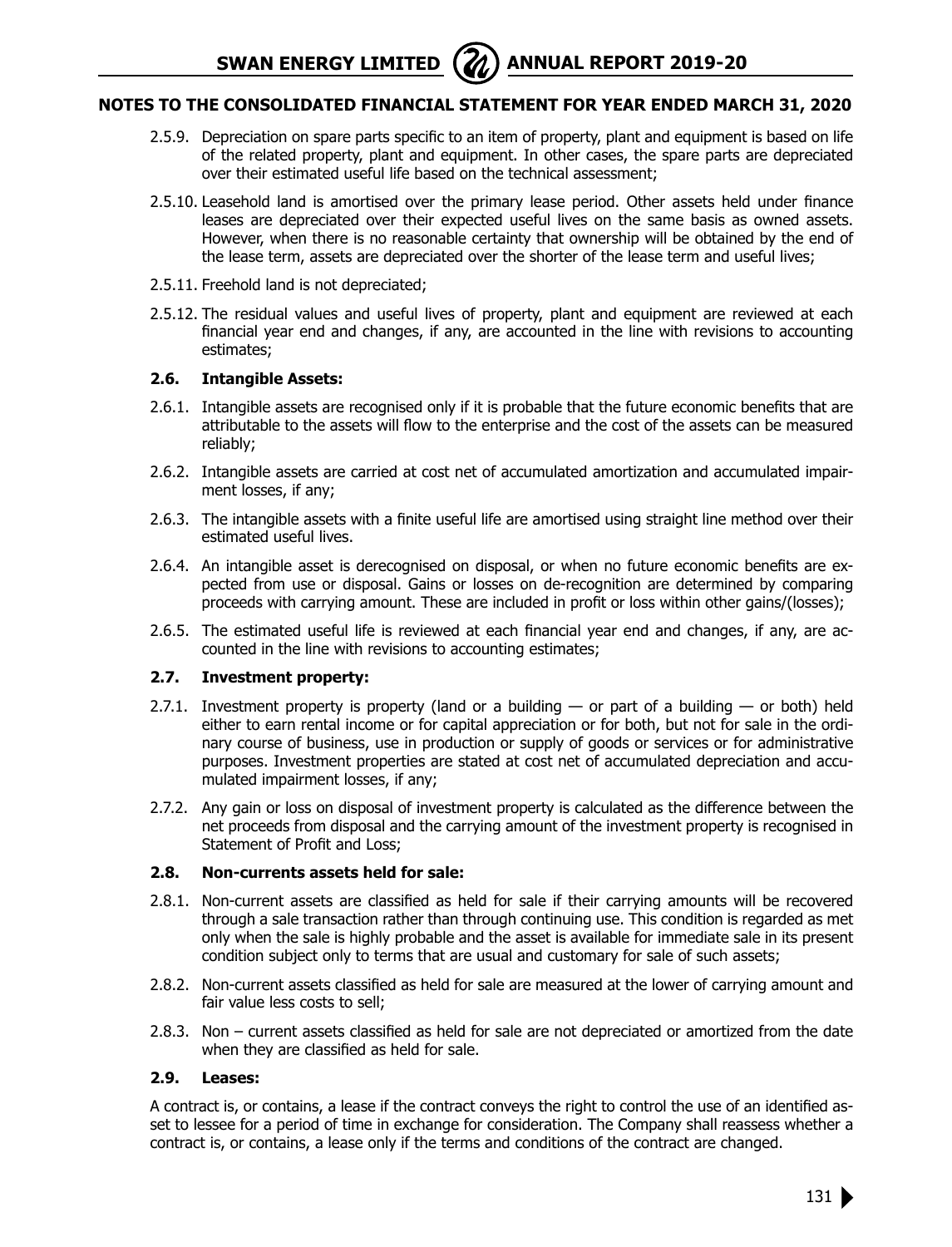## NOTES TO THE CONSOLIDATED FINANCIAL STATEMENT FOR YEAR ENDED MARCH 31, 2020

2.5.9. Depreciation on spare parts specific to an item of property, plant and equipment is based on life of the related property, plant and equipment. In other cases, the spare parts are depreciated over their estimated useful life based on the technical assessment;

2.5.10. Leasehold land is amortised over the primary lease period. Other assets held under finance leases are depreciated over their expected useful lives on the same basis as owned assets. However, when there is no reasonable certainty that ownership will be obtained by the end of the lease term, assets are depreciated over the shorter of the lease term and useful lives;

2.5.11. Freehold land is not depreciated;

2.5.12. The residual values and useful lives of property, plant and equipment are reviewed at each financial year end and changes, if any, are accounted in the line with revisions to accounting estimates;

### 2.6. Intangible Assets:

2.6.1. Intangible assets are recognised only if it is probable that the future economic benefits that are attributable to the assets will flow to the enterprise and the cost of the assets can be measured reliably;

2.6.2. Intangible assets are carried at cost net of accumulated amortization and accumulated impairment losses, if any;

2.6.3. The intangible assets with a finite useful life are amortised using straight line method over their estimated useful lives.

2.6.4. An intangible asset is derecognised on disposal, or when no future economic benefits are expected from use or disposal. Gains or losses on de-recognition are determined by comparing proceeds with carrying amount. These are included in profit or loss within other gains/(losses);

2.6.5. The estimated useful life is reviewed at each financial year end and changes, if any, are accounted in the line with revisions to accounting estimates;

### 2.7. Investment property:

2.7.1. Investment property is property (land or a building — or part of a building — or both) held either to earn rental income or for capital appreciation or for both, but not for sale in the ordinary course of business, use in production or supply of goods or services or for administrative purposes. Investment properties are stated at cost net of accumulated depreciation and accumulated impairment losses, if any;

2.7.2. Any gain or loss on disposal of investment property is calculated as the difference between the net proceeds from disposal and the carrying amount of the investment property is recognised in Statement of Profit and Loss;

### 2.8. Non-currents assets held for sale:

2.8.1. Non-current assets are classified as held for sale if their carrying amounts will be recovered through a sale transaction rather than through continuing use. This condition is regarded as met only when the sale is highly probable and the asset is available for immediate sale in its present condition subject only to terms that are usual and customary for sale of such assets;

2.8.2. Non-current assets classified as held for sale are measured at the lower of carrying amount and fair value less costs to sell;

2.8.3. Non – current assets classified as held for sale are not depreciated or amortized from the date when they are classified as held for sale.

### 2.9. Leases:

A contract is, or contains, a lease if the contract conveys the right to control the use of an identified asset to lessee for a period of time in exchange for consideration. The Company shall reassess whether a contract is, or contains, a lease only if the terms and conditions of the contract are changed.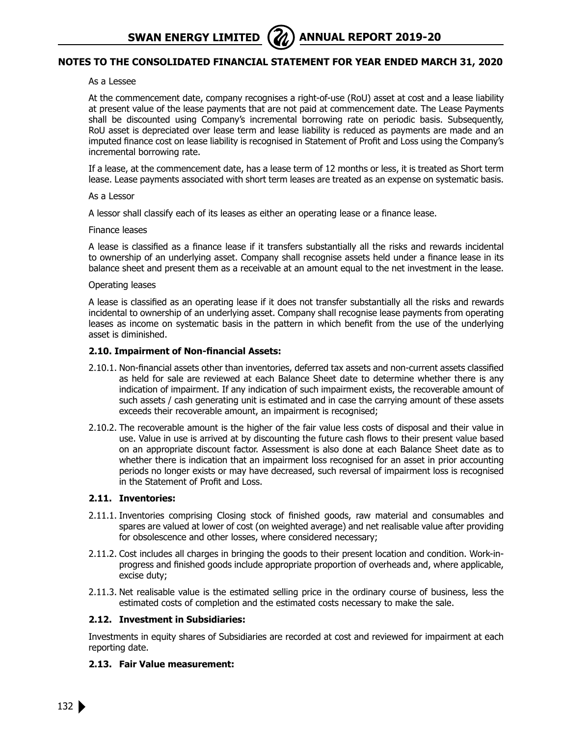As a Lessee

At the commencement date, company recognises a right-of-use (RoU) asset at cost and a lease liability at present value of the lease payments that are not paid at commencement date. The Lease Payments shall be discounted using Company's incremental borrowing rate on periodic basis. Subsequently, RoU asset is depreciated over lease term and lease liability is reduced as payments are made and an imputed finance cost on lease liability is recognised in Statement of Profit and Loss using the Company's incremental borrowing rate.

If a lease, at the commencement date, has a lease term of 12 months or less, it is treated as Short term lease. Lease payments associated with short term leases are treated as an expense on systematic basis.

As a Lessor

A lessor shall classify each of its leases as either an operating lease or a finance lease.

Finance leases

A lease is classified as a finance lease if it transfers substantially all the risks and rewards incidental to ownership of an underlying asset. Company shall recognise assets held under a finance lease in its balance sheet and present them as a receivable at an amount equal to the net investment in the lease.

Operating leases

A lease is classified as an operating lease if it does not transfer substantially all the risks and rewards incidental to ownership of an underlying asset. Company shall recognise lease payments from operating leases as income on systematic basis in the pattern in which benefit from the use of the underlying asset is diminished.

### 2.10. Impairment of Non-financial Assets:

2.10.1. Non-financial assets other than inventories, deferred tax assets and non-current assets classified as held for sale are reviewed at each Balance Sheet date to determine whether there is any indication of impairment. If any indication of such impairment exists, the recoverable amount of such assets / cash generating unit is estimated and in case the carrying amount of these assets exceeds their recoverable amount, an impairment is recognised;

2.10.2. The recoverable amount is the higher of the fair value less costs of disposal and their value in use. Value in use is arrived at by discounting the future cash flows to their present value based on an appropriate discount factor. Assessment is also done at each Balance Sheet date as to whether there is indication that an impairment loss recognised for an asset in prior accounting periods no longer exists or may have decreased, such reversal of impairment loss is recognised in the Statement of Profit and Loss.

### 2.11. Inventories:

2.11.1. Inventories comprising Closing stock of finished goods, raw material and consumables and spares are valued at lower of cost (on weighted average) and net realisable value after providing for obsolescence and other losses, where considered necessary;

2.11.2. Cost includes all charges in bringing the goods to their present location and condition. Work-in-progress and finished goods include appropriate proportion of overheads and, where applicable, excise duty;

2.11.3. Net realisable value is the estimated selling price in the ordinary course of business, less the estimated costs of completion and the estimated costs necessary to make the sale.

### 2.12. Investment in Subsidiaries:

Investments in equity shares of Subsidiaries are recorded at cost and reviewed for impairment at each reporting date.

### 2.13. Fair Value measurement: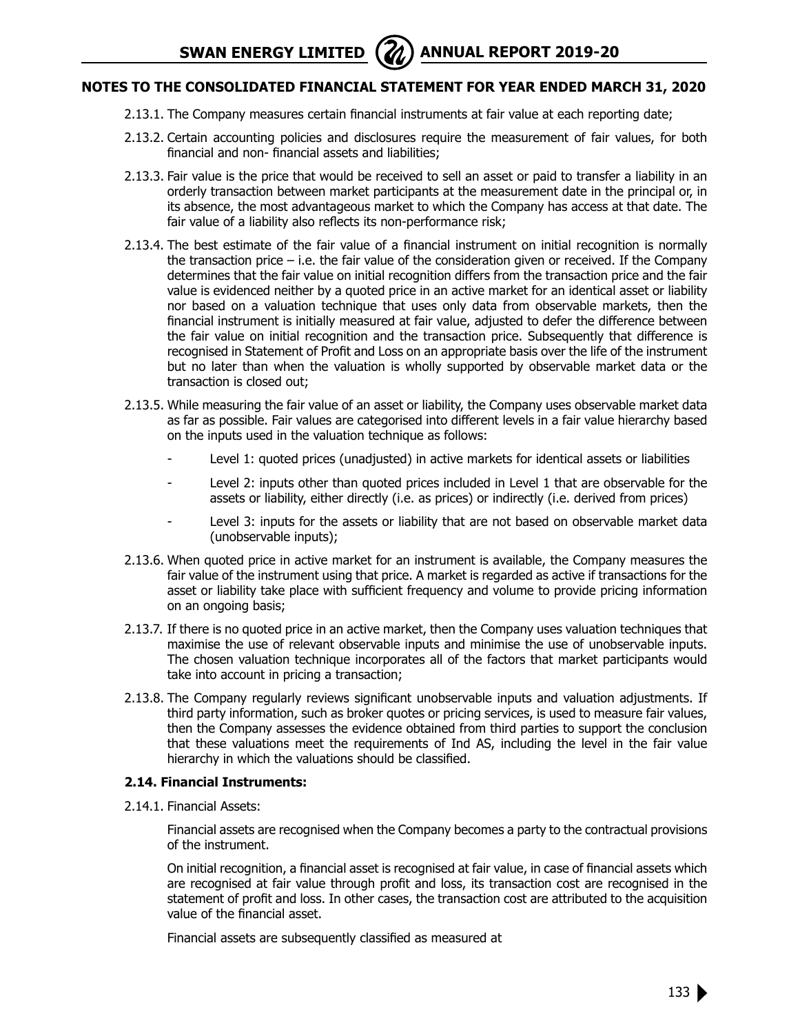## NOTES TO THE CONSOLIDATED FINANCIAL STATEMENT FOR YEAR ENDED MARCH 31, 2020

2.13.1. The Company measures certain financial instruments at fair value at each reporting date;

2.13.2. Certain accounting policies and disclosures require the measurement of fair values, for both financial and non- financial assets and liabilities;

2.13.3. Fair value is the price that would be received to sell an asset or paid to transfer a liability in an orderly transaction between market participants at the measurement date in the principal or, in its absence, the most advantageous market to which the Company has access at that date. The fair value of a liability also reflects its non-performance risk;

2.13.4. The best estimate of the fair value of a financial instrument on initial recognition is normally the transaction price – i.e. the fair value of the consideration given or received. If the Company determines that the fair value on initial recognition differs from the transaction price and the fair value is evidenced neither by a quoted price in an active market for an identical asset or liability nor based on a valuation technique that uses only data from observable markets, then the financial instrument is initially measured at fair value, adjusted to defer the difference between the fair value on initial recognition and the transaction price. Subsequently that difference is recognised in Statement of Profit and Loss on an appropriate basis over the life of the instrument but no later than when the valuation is wholly supported by observable market data or the transaction is closed out;

2.13.5. While measuring the fair value of an asset or liability, the Company uses observable market data as far as possible. Fair values are categorised into different levels in a fair value hierarchy based on the inputs used in the valuation technique as follows:

- Level 1: quoted prices (unadjusted) in active markets for identical assets or liabilities
- Level 2: inputs other than quoted prices included in Level 1 that are observable for the assets or liability, either directly (i.e. as prices) or indirectly (i.e. derived from prices)
- Level 3: inputs for the assets or liability that are not based on observable market data (unobservable inputs);

2.13.6. When quoted price in active market for an instrument is available, the Company measures the fair value of the instrument using that price. A market is regarded as active if transactions for the asset or liability take place with sufficient frequency and volume to provide pricing information on an ongoing basis;

2.13.7. If there is no quoted price in an active market, then the Company uses valuation techniques that maximise the use of relevant observable inputs and minimise the use of unobservable inputs. The chosen valuation technique incorporates all of the factors that market participants would take into account in pricing a transaction;

2.13.8. The Company regularly reviews significant unobservable inputs and valuation adjustments. If third party information, such as broker quotes or pricing services, is used to measure fair values, then the Company assesses the evidence obtained from third parties to support the conclusion that these valuations meet the requirements of Ind AS, including the level in the fair value hierarchy in which the valuations should be classified.

### 2.14. Financial Instruments:

2.14.1. Financial Assets:

Financial assets are recognised when the Company becomes a party to the contractual provisions of the instrument.

On initial recognition, a financial asset is recognised at fair value, in case of financial assets which are recognised at fair value through profit and loss, its transaction cost are recognised in the statement of profit and loss. In other cases, the transaction cost are attributed to the acquisition value of the financial asset.

Financial assets are subsequently classified as measured at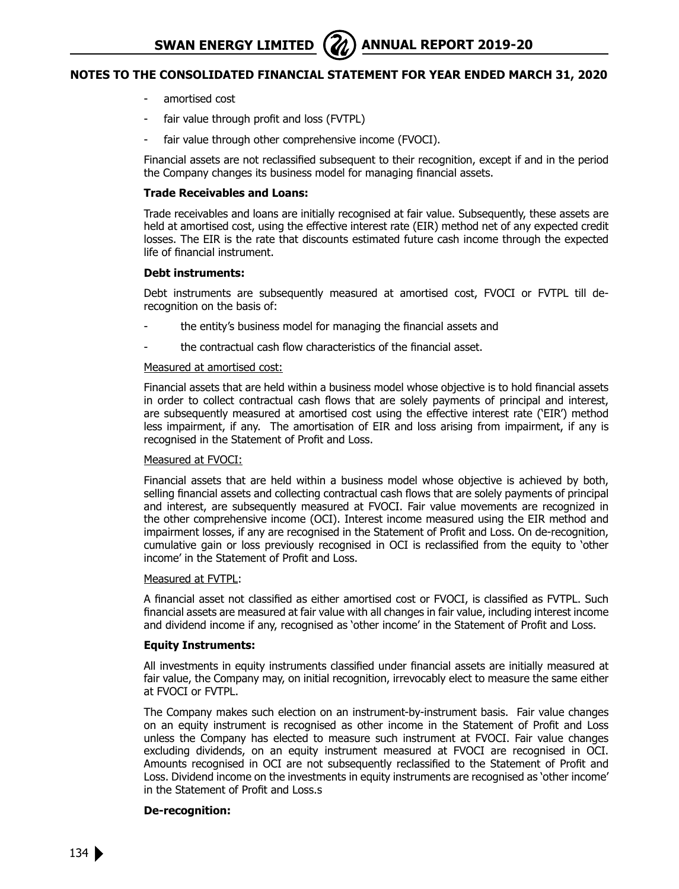- amortised cost
- fair value through profit and loss (FVTPL)
- fair value through other comprehensive income (FVOCI).

Financial assets are not reclassified subsequent to their recognition, except if and in the period the Company changes its business model for managing financial assets.

**Trade Receivables and Loans:**

Trade receivables and loans are initially recognised at fair value. Subsequently, these assets are held at amortised cost, using the effective interest rate (EIR) method net of any expected credit losses. The EIR is the rate that discounts estimated future cash income through the expected life of financial instrument.

**Debt instruments:**

Debt instruments are subsequently measured at amortised cost, FVOCI or FVTPL till de-recognition on the basis of:

- the entity's business model for managing the financial assets and
- the contractual cash flow characteristics of the financial asset.

Measured at amortised cost:

Financial assets that are held within a business model whose objective is to hold financial assets in order to collect contractual cash flows that are solely payments of principal and interest, are subsequently measured at amortised cost using the effective interest rate ('EIR') method less impairment, if any. The amortisation of EIR and loss arising from impairment, if any is recognised in the Statement of Profit and Loss.

Measured at FVOCI:

Financial assets that are held within a business model whose objective is achieved by both, selling financial assets and collecting contractual cash flows that are solely payments of principal and interest, are subsequently measured at FVOCI. Fair value movements are recognized in the other comprehensive income (OCI). Interest income measured using the EIR method and impairment losses, if any are recognised in the Statement of Profit and Loss. On de-recognition, cumulative gain or loss previously recognised in OCI is reclassified from the equity to 'other income' in the Statement of Profit and Loss.

Measured at FVTPL:

A financial asset not classified as either amortised cost or FVOCI, is classified as FVTPL. Such financial assets are measured at fair value with all changes in fair value, including interest income and dividend income if any, recognised as 'other income' in the Statement of Profit and Loss.

**Equity Instruments:**

All investments in equity instruments classified under financial assets are initially measured at fair value, the Company may, on initial recognition, irrevocably elect to measure the same either at FVOCI or FVTPL.

The Company makes such election on an instrument-by-instrument basis. Fair value changes on an equity instrument is recognised as other income in the Statement of Profit and Loss unless the Company has elected to measure such instrument at FVOCI. Fair value changes excluding dividends, on an equity instrument measured at FVOCI are recognised in OCI. Amounts recognised in OCI are not subsequently reclassified to the Statement of Profit and Loss. Dividend income on the investments in equity instruments are recognised as 'other income' in the Statement of Profit and Loss.s

**De-recognition:**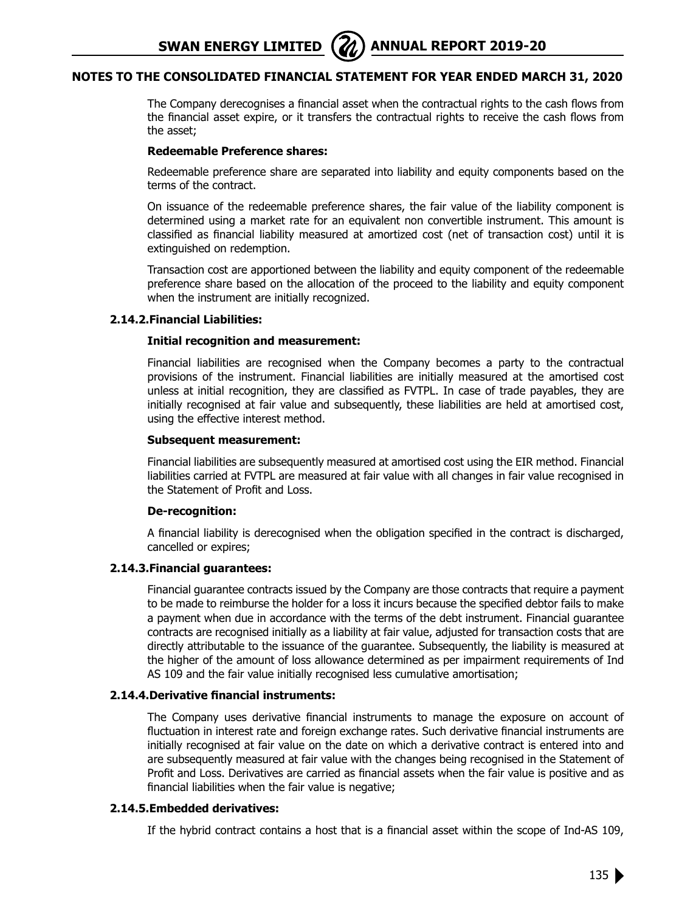The Company derecognises a financial asset when the contractual rights to the cash flows from the financial asset expire, or it transfers the contractual rights to receive the cash flows from the asset;

**Redeemable Preference shares:**

Redeemable preference share are separated into liability and equity components based on the terms of the contract.

On issuance of the redeemable preference shares, the fair value of the liability component is determined using a market rate for an equivalent non convertible instrument. This amount is classified as financial liability measured at amortized cost (net of transaction cost) until it is extinguished on redemption.

Transaction cost are apportioned between the liability and equity component of the redeemable preference share based on the allocation of the proceed to the liability and equity component when the instrument are initially recognized.

### 2.14.2. Financial Liabilities:

**Initial recognition and measurement:**

Financial liabilities are recognised when the Company becomes a party to the contractual provisions of the instrument. Financial liabilities are initially measured at the amortised cost unless at initial recognition, they are classified as FVTPL. In case of trade payables, they are initially recognised at fair value and subsequently, these liabilities are held at amortised cost, using the effective interest method.

**Subsequent measurement:**

Financial liabilities are subsequently measured at amortised cost using the EIR method. Financial liabilities carried at FVTPL are measured at fair value with all changes in fair value recognised in the Statement of Profit and Loss.

**De-recognition:**

A financial liability is derecognised when the obligation specified in the contract is discharged, cancelled or expires;

### 2.14.3. Financial guarantees:

Financial guarantee contracts issued by the Company are those contracts that require a payment to be made to reimburse the holder for a loss it incurs because the specified debtor fails to make a payment when due in accordance with the terms of the debt instrument. Financial guarantee contracts are recognised initially as a liability at fair value, adjusted for transaction costs that are directly attributable to the issuance of the guarantee. Subsequently, the liability is measured at the higher of the amount of loss allowance determined as per impairment requirements of Ind AS 109 and the fair value initially recognised less cumulative amortisation;

### 2.14.4. Derivative financial instruments:

The Company uses derivative financial instruments to manage the exposure on account of fluctuation in interest rate and foreign exchange rates. Such derivative financial instruments are initially recognised at fair value on the date on which a derivative contract is entered into and are subsequently measured at fair value with the changes being recognised in the Statement of Profit and Loss. Derivatives are carried as financial assets when the fair value is positive and as financial liabilities when the fair value is negative;

### 2.14.5. Embedded derivatives:

If the hybrid contract contains a host that is a financial asset within the scope of Ind-AS 109,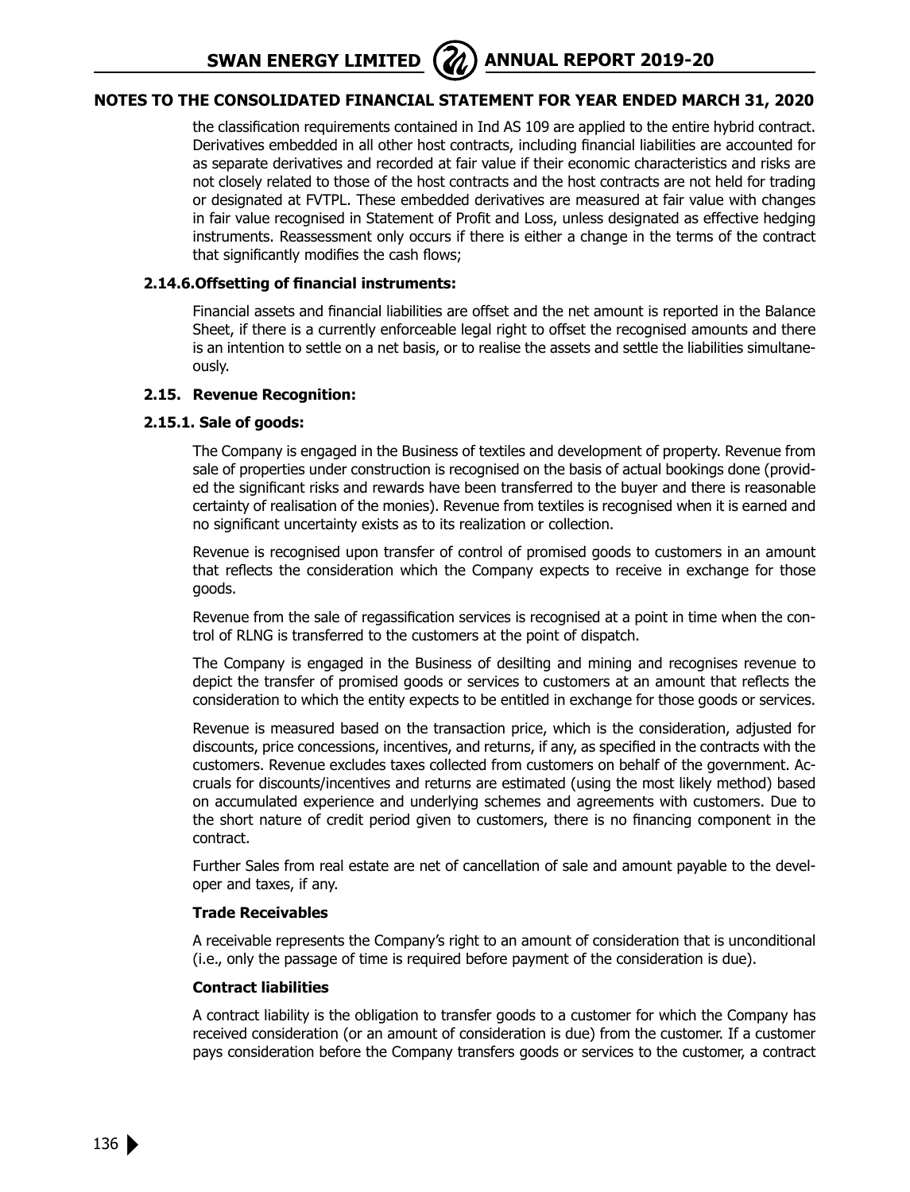## NOTES TO THE CONSOLIDATED FINANCIAL STATEMENT FOR YEAR ENDED MARCH 31, 2020

the classification requirements contained in Ind AS 109 are applied to the entire hybrid contract. Derivatives embedded in all other host contracts, including financial liabilities are accounted for as separate derivatives and recorded at fair value if their economic characteristics and risks are not closely related to those of the host contracts and the host contracts are not held for trading or designated at FVTPL. These embedded derivatives are measured at fair value with changes in fair value recognised in Statement of Profit and Loss, unless designated as effective hedging instruments. Reassessment only occurs if there is either a change in the terms of the contract that significantly modifies the cash flows;

### 2.14.6.Offsetting of financial instruments:

Financial assets and financial liabilities are offset and the net amount is reported in the Balance Sheet, if there is a currently enforceable legal right to offset the recognised amounts and there is an intention to settle on a net basis, or to realise the assets and settle the liabilities simultaneously.

### 2.15. Revenue Recognition:

### 2.15.1. Sale of goods:

The Company is engaged in the Business of textiles and development of property. Revenue from sale of properties under construction is recognised on the basis of actual bookings done (provided the significant risks and rewards have been transferred to the buyer and there is reasonable certainty of realisation of the monies). Revenue from textiles is recognised when it is earned and no significant uncertainty exists as to its realization or collection.

Revenue is recognised upon transfer of control of promised goods to customers in an amount that reflects the consideration which the Company expects to receive in exchange for those goods.

Revenue from the sale of regassification services is recognised at a point in time when the control of RLNG is transferred to the customers at the point of dispatch.

The Company is engaged in the Business of desilting and mining and recognises revenue to depict the transfer of promised goods or services to customers at an amount that reflects the consideration to which the entity expects to be entitled in exchange for those goods or services.

Revenue is measured based on the transaction price, which is the consideration, adjusted for discounts, price concessions, incentives, and returns, if any, as specified in the contracts with the customers. Revenue excludes taxes collected from customers on behalf of the government. Accruals for discounts/incentives and returns are estimated (using the most likely method) based on accumulated experience and underlying schemes and agreements with customers. Due to the short nature of credit period given to customers, there is no financing component in the contract.

Further Sales from real estate are net of cancellation of sale and amount payable to the developer and taxes, if any.

**Trade Receivables**

A receivable represents the Company's right to an amount of consideration that is unconditional (i.e., only the passage of time is required before payment of the consideration is due).

**Contract liabilities**

A contract liability is the obligation to transfer goods to a customer for which the Company has received consideration (or an amount of consideration is due) from the customer. If a customer pays consideration before the Company transfers goods or services to the customer, a contract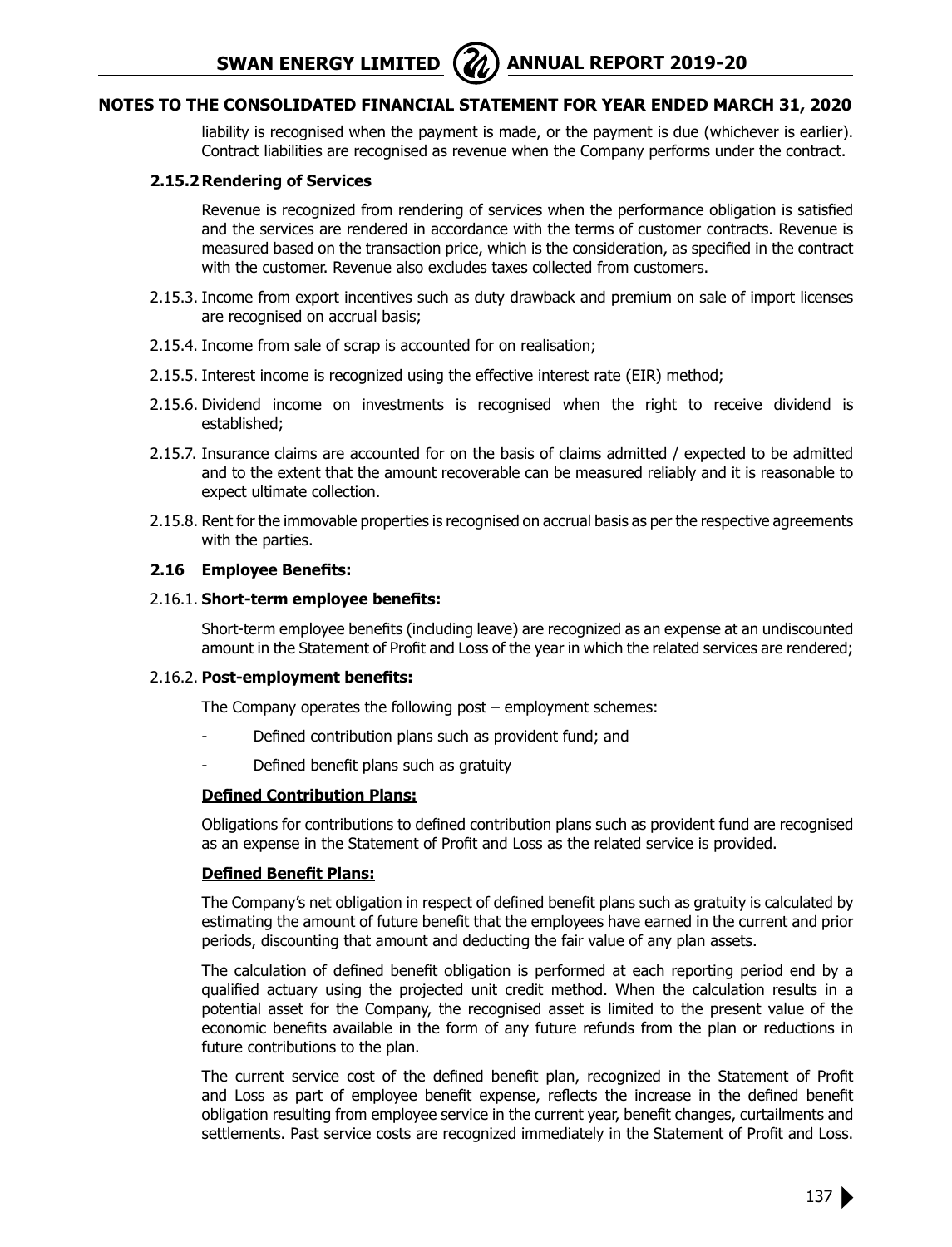## NOTES TO THE CONSOLIDATED FINANCIAL STATEMENT FOR YEAR ENDED MARCH 31, 2020

liability is recognised when the payment is made, or the payment is due (whichever is earlier). Contract liabilities are recognised as revenue when the Company performs under the contract.

#### 2.15.2 Rendering of Services

Revenue is recognized from rendering of services when the performance obligation is satisfied and the services are rendered in accordance with the terms of customer contracts. Revenue is measured based on the transaction price, which is the consideration, as specified in the contract with the customer. Revenue also excludes taxes collected from customers.

2.15.3. Income from export incentives such as duty drawback and premium on sale of import licenses are recognised on accrual basis;

2.15.4. Income from sale of scrap is accounted for on realisation;

2.15.5. Interest income is recognized using the effective interest rate (EIR) method;

2.15.6. Dividend income on investments is recognised when the right to receive dividend is established;

2.15.7. Insurance claims are accounted for on the basis of claims admitted / expected to be admitted and to the extent that the amount recoverable can be measured reliably and it is reasonable to expect ultimate collection.

2.15.8. Rent for the immovable properties is recognised on accrual basis as per the respective agreements with the parties.

### 2.16 Employee Benefits:

#### 2.16.1. Short-term employee benefits:

Short-term employee benefits (including leave) are recognized as an expense at an undiscounted amount in the Statement of Profit and Loss of the year in which the related services are rendered;

#### 2.16.2. Post-employment benefits:

The Company operates the following post – employment schemes:

- Defined contribution plans such as provident fund; and
- Defined benefit plans such as gratuity

**Defined Contribution Plans:**

Obligations for contributions to defined contribution plans such as provident fund are recognised as an expense in the Statement of Profit and Loss as the related service is provided.

**Defined Benefit Plans:**

The Company's net obligation in respect of defined benefit plans such as gratuity is calculated by estimating the amount of future benefit that the employees have earned in the current and prior periods, discounting that amount and deducting the fair value of any plan assets.

The calculation of defined benefit obligation is performed at each reporting period end by a qualified actuary using the projected unit credit method. When the calculation results in a potential asset for the Company, the recognised asset is limited to the present value of the economic benefits available in the form of any future refunds from the plan or reductions in future contributions to the plan.

The current service cost of the defined benefit plan, recognized in the Statement of Profit and Loss as part of employee benefit expense, reflects the increase in the defined benefit obligation resulting from employee service in the current year, benefit changes, curtailments and settlements. Past service costs are recognized immediately in the Statement of Profit and Loss.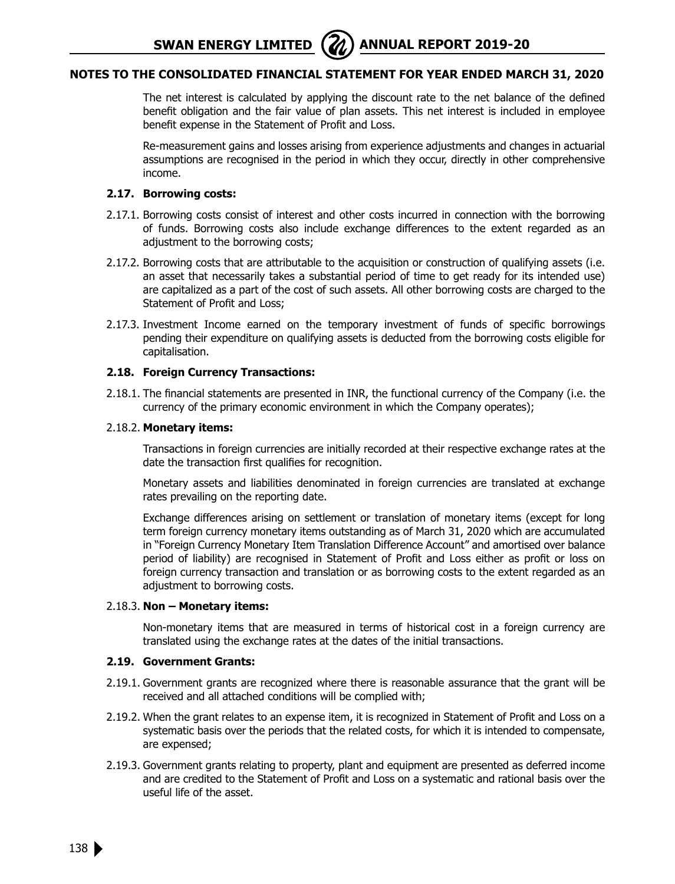## NOTES TO THE CONSOLIDATED FINANCIAL STATEMENT FOR YEAR ENDED MARCH 31, 2020

The net interest is calculated by applying the discount rate to the net balance of the defined benefit obligation and the fair value of plan assets. This net interest is included in employee benefit expense in the Statement of Profit and Loss.

Re-measurement gains and losses arising from experience adjustments and changes in actuarial assumptions are recognised in the period in which they occur, directly in other comprehensive income.

### 2.17. Borrowing costs:

2.17.1. Borrowing costs consist of interest and other costs incurred in connection with the borrowing of funds. Borrowing costs also include exchange differences to the extent regarded as an adjustment to the borrowing costs;

2.17.2. Borrowing costs that are attributable to the acquisition or construction of qualifying assets (i.e. an asset that necessarily takes a substantial period of time to get ready for its intended use) are capitalized as a part of the cost of such assets. All other borrowing costs are charged to the Statement of Profit and Loss;

2.17.3. Investment Income earned on the temporary investment of funds of specific borrowings pending their expenditure on qualifying assets is deducted from the borrowing costs eligible for capitalisation.

### 2.18. Foreign Currency Transactions:

2.18.1. The financial statements are presented in INR, the functional currency of the Company (i.e. the currency of the primary economic environment in which the Company operates);

2.18.2. **Monetary items:**

Transactions in foreign currencies are initially recorded at their respective exchange rates at the date the transaction first qualifies for recognition.

Monetary assets and liabilities denominated in foreign currencies are translated at exchange rates prevailing on the reporting date.

Exchange differences arising on settlement or translation of monetary items (except for long term foreign currency monetary items outstanding as of March 31, 2020 which are accumulated in "Foreign Currency Monetary Item Translation Difference Account" and amortised over balance period of liability) are recognised in Statement of Profit and Loss either as profit or loss on foreign currency transaction and translation or as borrowing costs to the extent regarded as an adjustment to borrowing costs.

2.18.3. **Non – Monetary items:**

Non-monetary items that are measured in terms of historical cost in a foreign currency are translated using the exchange rates at the dates of the initial transactions.

### 2.19. Government Grants:

2.19.1. Government grants are recognized where there is reasonable assurance that the grant will be received and all attached conditions will be complied with;

2.19.2. When the grant relates to an expense item, it is recognized in Statement of Profit and Loss on a systematic basis over the periods that the related costs, for which it is intended to compensate, are expensed;

2.19.3. Government grants relating to property, plant and equipment are presented as deferred income and are credited to the Statement of Profit and Loss on a systematic and rational basis over the useful life of the asset.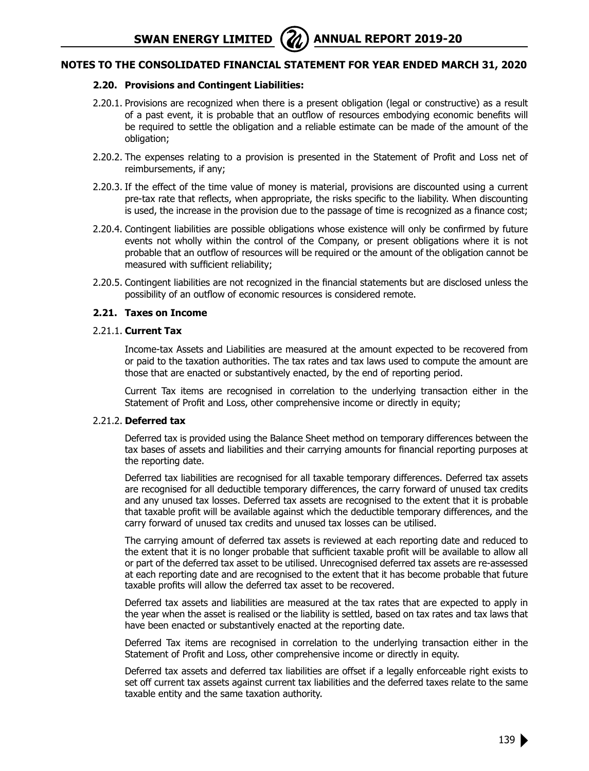## NOTES TO THE CONSOLIDATED FINANCIAL STATEMENT FOR YEAR ENDED MARCH 31, 2020

### 2.20. Provisions and Contingent Liabilities:

2.20.1. Provisions are recognized when there is a present obligation (legal or constructive) as a result of a past event, it is probable that an outflow of resources embodying economic benefits will be required to settle the obligation and a reliable estimate can be made of the amount of the obligation;

2.20.2. The expenses relating to a provision is presented in the Statement of Profit and Loss net of reimbursements, if any;

2.20.3. If the effect of the time value of money is material, provisions are discounted using a current pre-tax rate that reflects, when appropriate, the risks specific to the liability. When discounting is used, the increase in the provision due to the passage of time is recognized as a finance cost;

2.20.4. Contingent liabilities are possible obligations whose existence will only be confirmed by future events not wholly within the control of the Company, or present obligations where it is not probable that an outflow of resources will be required or the amount of the obligation cannot be measured with sufficient reliability;

2.20.5. Contingent liabilities are not recognized in the financial statements but are disclosed unless the possibility of an outflow of economic resources is considered remote.

### 2.21. Taxes on Income

2.21.1. **Current Tax**

Income-tax Assets and Liabilities are measured at the amount expected to be recovered from or paid to the taxation authorities. The tax rates and tax laws used to compute the amount are those that are enacted or substantively enacted, by the end of reporting period.

Current Tax items are recognised in correlation to the underlying transaction either in the Statement of Profit and Loss, other comprehensive income or directly in equity;

2.21.2. **Deferred tax**

Deferred tax is provided using the Balance Sheet method on temporary differences between the tax bases of assets and liabilities and their carrying amounts for financial reporting purposes at the reporting date.

Deferred tax liabilities are recognised for all taxable temporary differences. Deferred tax assets are recognised for all deductible temporary differences, the carry forward of unused tax credits and any unused tax losses. Deferred tax assets are recognised to the extent that it is probable that taxable profit will be available against which the deductible temporary differences, and the carry forward of unused tax credits and unused tax losses can be utilised.

The carrying amount of deferred tax assets is reviewed at each reporting date and reduced to the extent that it is no longer probable that sufficient taxable profit will be available to allow all or part of the deferred tax asset to be utilised. Unrecognised deferred tax assets are re-assessed at each reporting date and are recognised to the extent that it has become probable that future taxable profits will allow the deferred tax asset to be recovered.

Deferred tax assets and liabilities are measured at the tax rates that are expected to apply in the year when the asset is realised or the liability is settled, based on tax rates and tax laws that have been enacted or substantively enacted at the reporting date.

Deferred Tax items are recognised in correlation to the underlying transaction either in the Statement of Profit and Loss, other comprehensive income or directly in equity.

Deferred tax assets and deferred tax liabilities are offset if a legally enforceable right exists to set off current tax assets against current tax liabilities and the deferred taxes relate to the same taxable entity and the same taxation authority.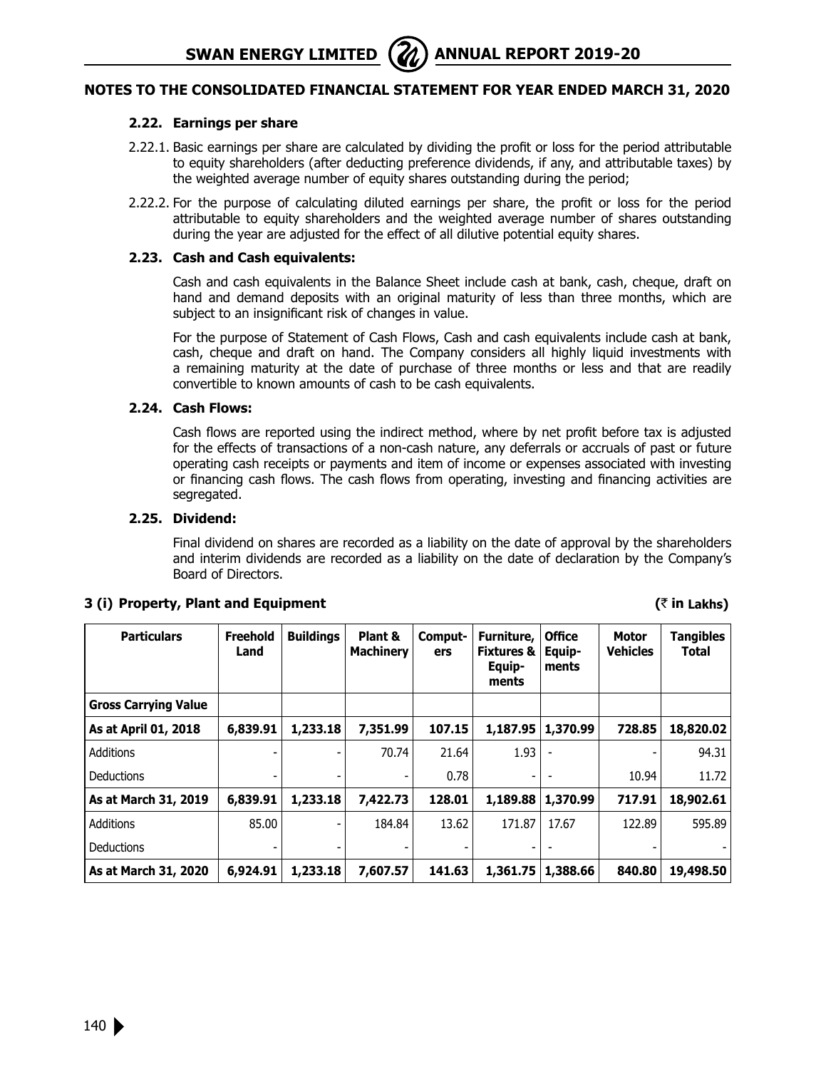## NOTES TO THE CONSOLIDATED FINANCIAL STATEMENT FOR YEAR ENDED MARCH 31, 2020

### 2.22. Earnings per share

2.22.1. Basic earnings per share are calculated by dividing the profit or loss for the period attributable to equity shareholders (after deducting preference dividends, if any, and attributable taxes) by the weighted average number of equity shares outstanding during the period;

2.22.2. For the purpose of calculating diluted earnings per share, the profit or loss for the period attributable to equity shareholders and the weighted average number of shares outstanding during the year are adjusted for the effect of all dilutive potential equity shares.

### 2.23. Cash and Cash equivalents:

Cash and cash equivalents in the Balance Sheet include cash at bank, cash, cheque, draft on hand and demand deposits with an original maturity of less than three months, which are subject to an insignificant risk of changes in value.

For the purpose of Statement of Cash Flows, Cash and cash equivalents include cash at bank, cash, cheque and draft on hand. The Company considers all highly liquid investments with a remaining maturity at the date of purchase of three months or less and that are readily convertible to known amounts of cash to be cash equivalents.

### 2.24. Cash Flows:

Cash flows are reported using the indirect method, where by net profit before tax is adjusted for the effects of transactions of a non-cash nature, any deferrals or accruals of past or future operating cash receipts or payments and item of income or expenses associated with investing or financing cash flows. The cash flows from operating, investing and financing activities are segregated.

### 2.25. Dividend:

Final dividend on shares are recorded as a liability on the date of approval by the shareholders and interim dividends are recorded as a liability on the date of declaration by the Company's Board of Directors.

### 3 (i) Property, Plant and Equipment

(₹ in Lakhs)

| Particulars | Freehold Land | Buildings | Plant & Machinery | Computers | Furniture, Fixtures & Equipments | Office Equipments | Motor Vehicles | Tangibles Total |
|---|---|---|---|---|---|---|---|---|
| **Gross Carrying Value** | | | | | | | | |
| **As at April 01, 2018** | **6,839.91** | **1,233.18** | **7,351.99** | **107.15** | **1,187.95** | **1,370.99** | **728.85** | **18,820.02** |
| Additions | - | - | 70.74 | 21.64 | 1.93 | - | - | 94.31 |
| Deductions | - | - | - | 0.78 | - | - | 10.94 | 11.72 |
| **As at March 31, 2019** | **6,839.91** | **1,233.18** | **7,422.73** | **128.01** | **1,189.88** | **1,370.99** | **717.91** | **18,902.61** |
| Additions | 85.00 | - | 184.84 | 13.62 | 171.87 | 17.67 | 122.89 | 595.89 |
| Deductions | - | - | - | - | - | - | - | - |
| **As at March 31, 2020** | **6,924.91** | **1,233.18** | **7,607.57** | **141.63** | **1,361.75** | **1,388.66** | **840.80** | **19,498.50** |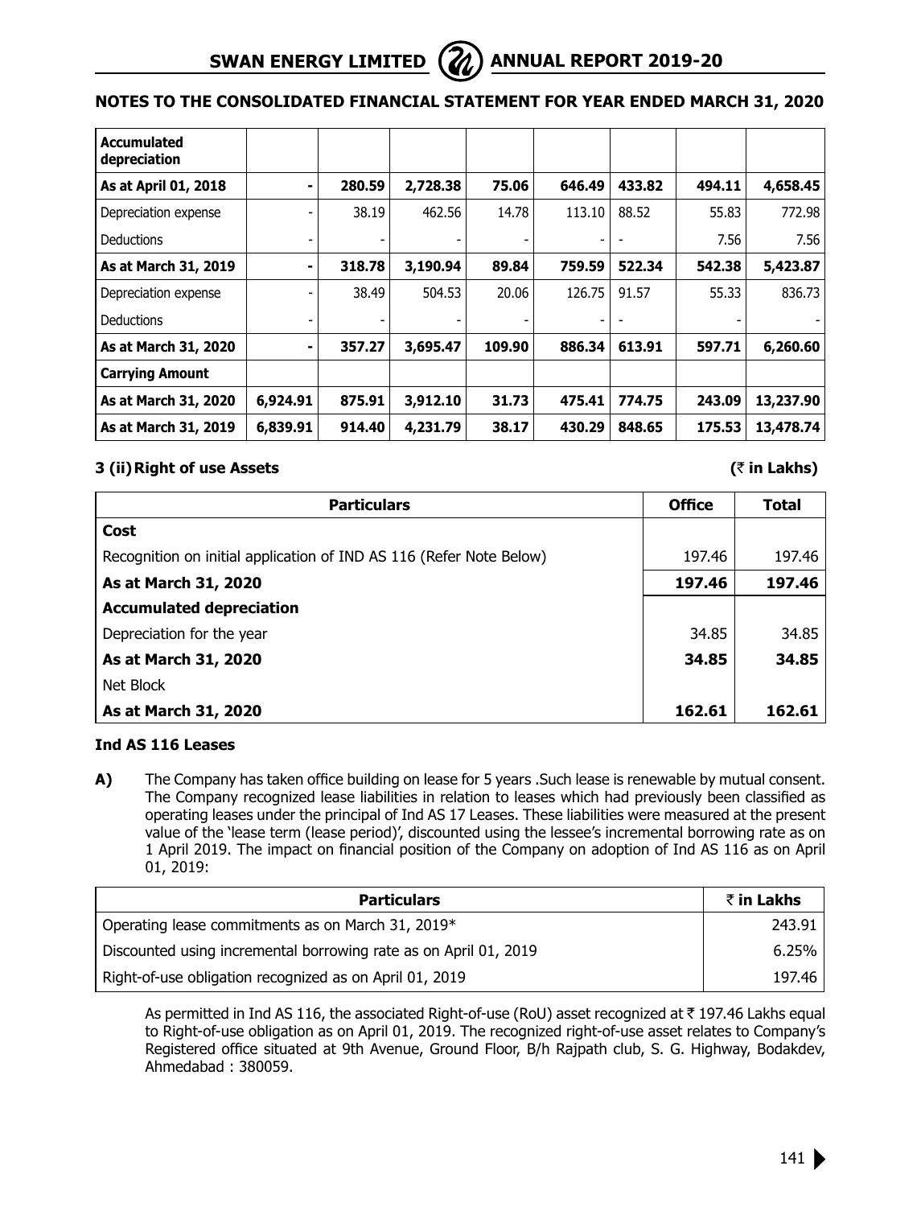## NOTES TO THE CONSOLIDATED FINANCIAL STATEMENT FOR YEAR ENDED MARCH 31, 2020

| **Accumulated depreciation** | | | | | | | | |
|---|---|---|---|---|---|---|---|---|
| **As at April 01, 2018** | **-** | **280.59** | **2,728.38** | **75.06** | **646.49** | **433.82** | **494.11** | **4,658.45** |
| Depreciation expense | - | 38.19 | 462.56 | 14.78 | 113.10 | 88.52 | 55.83 | 772.98 |
| Deductions | - | - | - | - | - | - | 7.56 | 7.56 |
| **As at March 31, 2019** | **-** | **318.78** | **3,190.94** | **89.84** | **759.59** | **522.34** | **542.38** | **5,423.87** |
| Depreciation expense | - | 38.49 | 504.53 | 20.06 | 126.75 | 91.57 | 55.33 | 836.73 |
| Deductions | - | - | - | - | - | - | - | - |
| **As at March 31, 2020** | **-** | **357.27** | **3,695.47** | **109.90** | **886.34** | **613.91** | **597.71** | **6,260.60** |
| **Carrying Amount** | | | | | | | | |
| **As at March 31, 2020** | **6,924.91** | **875.91** | **3,912.10** | **31.73** | **475.41** | **774.75** | **243.09** | **13,237.90** |
| **As at March 31, 2019** | **6,839.91** | **914.40** | **4,231.79** | **38.17** | **430.29** | **848.65** | **175.53** | **13,478.74** |

### 3 (ii) Right of use Assets

(₹ in Lakhs)

| Particulars | Office | Total |
|---|---|---|
| **Cost** | | |
| Recognition on initial application of IND AS 116 (Refer Note Below) | 197.46 | 197.46 |
| **As at March 31, 2020** | **197.46** | **197.46** |
| **Accumulated depreciation** | | |
| Depreciation for the year | 34.85 | 34.85 |
| **As at March 31, 2020** | **34.85** | **34.85** |
| Net Block | | |
| **As at March 31, 2020** | **162.61** | **162.61** |

### Ind AS 116 Leases

**A)** The Company has taken office building on lease for 5 years .Such lease is renewable by mutual consent. The Company recognized lease liabilities in relation to leases which had previously been classified as operating leases under the principal of Ind AS 17 Leases. These liabilities were measured at the present value of the 'lease term (lease period)', discounted using the lessee's incremental borrowing rate as on 1 April 2019. The impact on financial position of the Company on adoption of Ind AS 116 as on April 01, 2019:

| Particulars | ₹ in Lakhs |
|---|---|
| Operating lease commitments as on March 31, 2019* | 243.91 |
| Discounted using incremental borrowing rate as on April 01, 2019 | 6.25% |
| Right-of-use obligation recognized as on April 01, 2019 | 197.46 |

As permitted in Ind AS 116, the associated Right-of-use (RoU) asset recognized at ₹ 197.46 Lakhs equal to Right-of-use obligation as on April 01, 2019. The recognized right-of-use asset relates to Company's Registered office situated at 9th Avenue, Ground Floor, B/h Rajpath club, S. G. Highway, Bodakdev, Ahmedabad : 380059.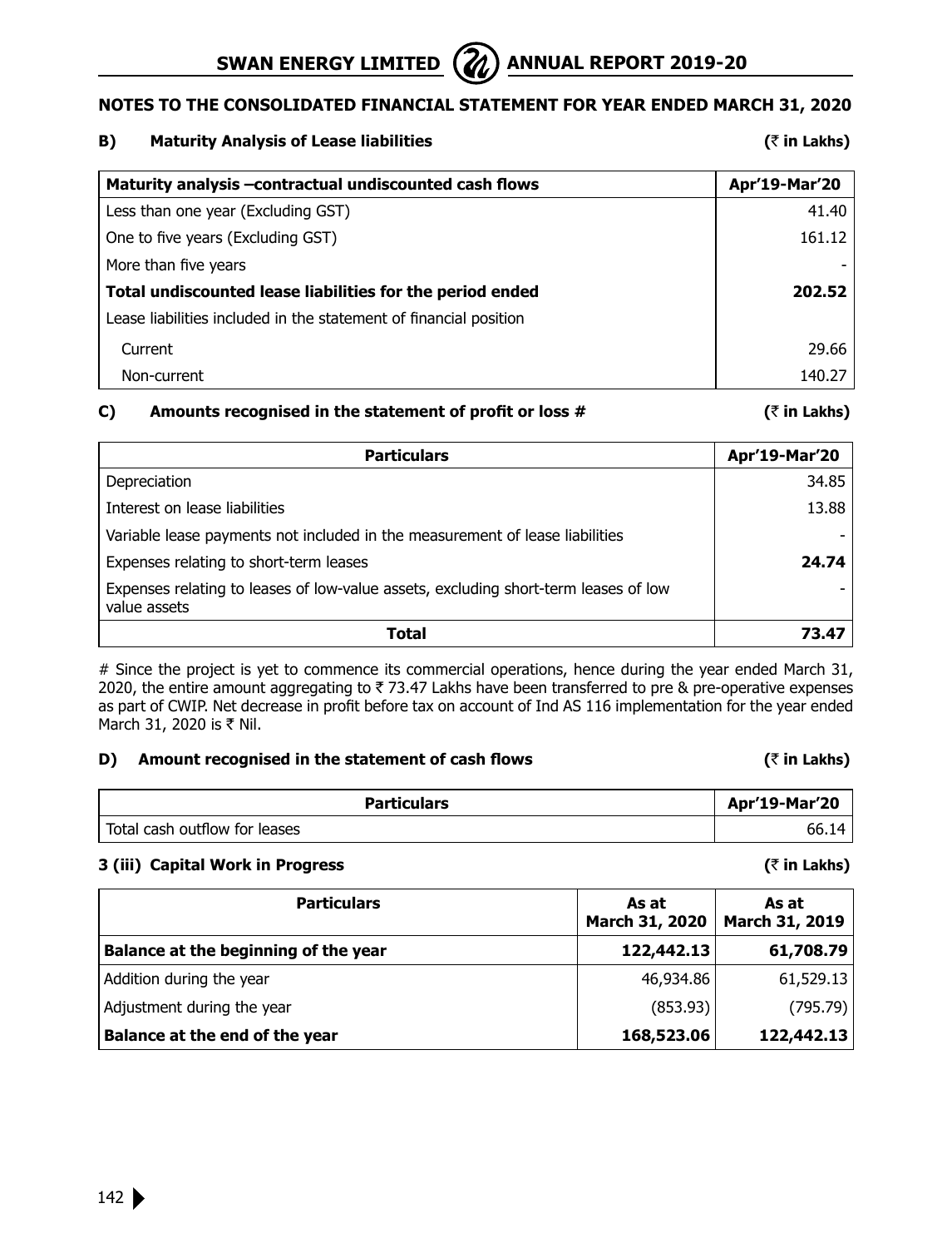## NOTES TO THE CONSOLIDATED FINANCIAL STATEMENT FOR YEAR ENDED MARCH 31, 2020

### B) Maturity Analysis of Lease liabilities

(₹ in Lakhs)

| Maturity analysis –contractual undiscounted cash flows | Apr'19-Mar'20 |
|---|---|
| Less than one year (Excluding GST) | 41.40 |
| One to five years (Excluding GST) | 161.12 |
| More than five years | - |
| **Total undiscounted lease liabilities for the period ended** | **202.52** |
| Lease liabilities included in the statement of financial position | |
| Current | 29.66 |
| Non-current | 140.27 |

### C) Amounts recognised in the statement of profit or loss #

(₹ in Lakhs)

| Particulars | Apr'19-Mar'20 |
|---|---|
| Depreciation | 34.85 |
| Interest on lease liabilities | 13.88 |
| Variable lease payments not included in the measurement of lease liabilities | - |
| Expenses relating to short-term leases | **24.74** |
| Expenses relating to leases of low-value assets, excluding short-term leases of low value assets | - |
| **Total** | **73.47** |

# Since the project is yet to commence its commercial operations, hence during the year ended March 31, 2020, the entire amount aggregating to ₹ 73.47 Lakhs have been transferred to pre & pre-operative expenses as part of CWIP. Net decrease in profit before tax on account of Ind AS 116 implementation for the year ended March 31, 2020 is ₹ Nil.

### D) Amount recognised in the statement of cash flows

(₹ in Lakhs)

| Particulars | Apr'19-Mar'20 |
|---|---|
| Total cash outflow for leases | 66.14 |

### 3 (iii) Capital Work in Progress

(₹ in Lakhs)

| Particulars | As at March 31, 2020 | As at March 31, 2019 |
|---|---|---|
| **Balance at the beginning of the year** | **122,442.13** | **61,708.79** |
| Addition during the year | 46,934.86 | 61,529.13 |
| Adjustment during the year | (853.93) | (795.79) |
| **Balance at the end of the year** | **168,523.06** | **122,442.13** |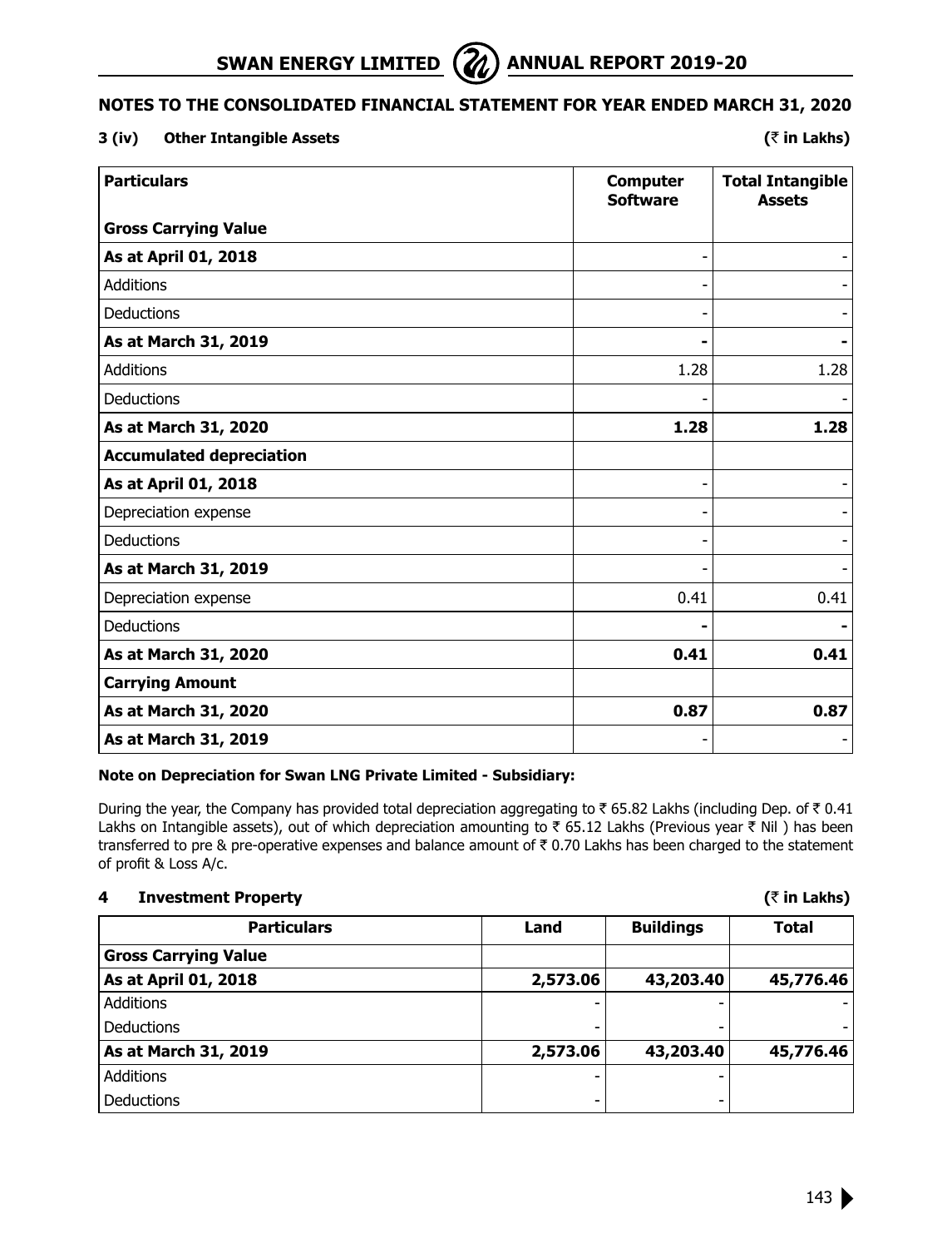## NOTES TO THE CONSOLIDATED FINANCIAL STATEMENT FOR YEAR ENDED MARCH 31, 2020

### 3 (iv) Other Intangible Assets

(₹ in Lakhs)

| Particulars | Computer Software | Total Intangible Assets |
|---|---|---|
| **Gross Carrying Value** | | |
| **As at April 01, 2018** | - | - |
| Additions | - | - |
| Deductions | - | - |
| **As at March 31, 2019** | **-** | **-** |
| Additions | 1.28 | 1.28 |
| Deductions | - | - |
| **As at March 31, 2020** | **1.28** | **1.28** |
| **Accumulated depreciation** | | |
| **As at April 01, 2018** | - | - |
| Depreciation expense | - | - |
| Deductions | - | - |
| **As at March 31, 2019** | - | - |
| Depreciation expense | 0.41 | 0.41 |
| Deductions | **-** | **-** |
| **As at March 31, 2020** | **0.41** | **0.41** |
| **Carrying Amount** | | |
| **As at March 31, 2020** | **0.87** | **0.87** |
| **As at March 31, 2019** | - | - |

**Note on Depreciation for Swan LNG Private Limited - Subsidiary:**

During the year, the Company has provided total depreciation aggregating to ₹ 65.82 Lakhs (including Dep. of ₹ 0.41 Lakhs on Intangible assets), out of which depreciation amounting to ₹ 65.12 Lakhs (Previous year ₹ Nil ) has been transferred to pre & pre-operative expenses and balance amount of ₹ 0.70 Lakhs has been charged to the statement of profit & Loss A/c.

### 4 Investment Property

(₹ in Lakhs)

| Particulars | Land | Buildings | Total |
|---|---|---|---|
| **Gross Carrying Value** | | | |
| **As at April 01, 2018** | **2,573.06** | **43,203.40** | **45,776.46** |
| Additions | - | - | - |
| Deductions | - | - | - |
| **As at March 31, 2019** | **2,573.06** | **43,203.40** | **45,776.46** |
| Additions | - | - | |
| Deductions | - | - | |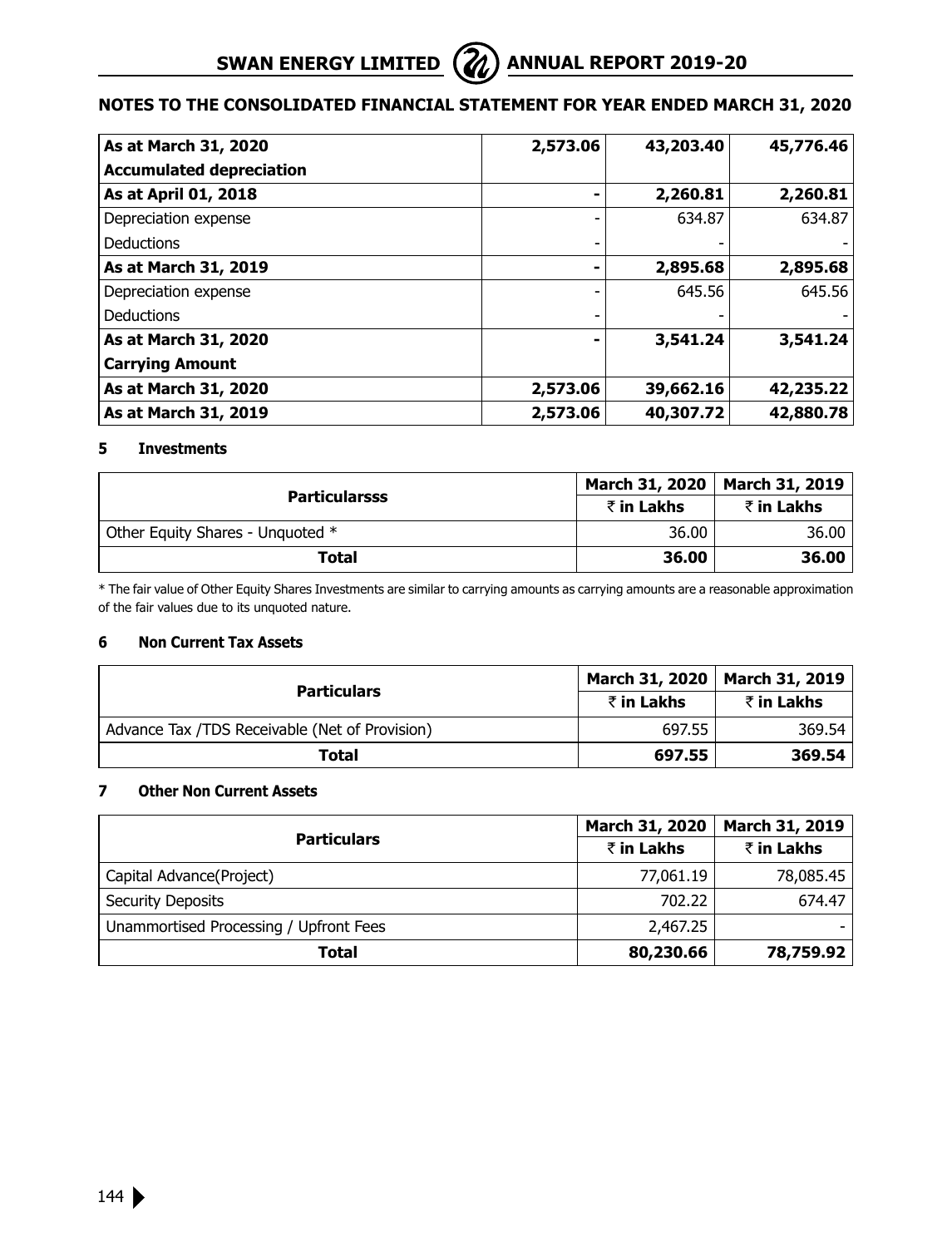## NOTES TO THE CONSOLIDATED FINANCIAL STATEMENT FOR YEAR ENDED MARCH 31, 2020

| | | | |
|---|---|---|---|
| **As at March 31, 2020** | **2,573.06** | **43,203.40** | **45,776.46** |
| **Accumulated depreciation** | | | |
| **As at April 01, 2018** | **-** | **2,260.81** | **2,260.81** |
| Depreciation expense | - | 634.87 | 634.87 |
| Deductions | - | - | - |
| **As at March 31, 2019** | **-** | **2,895.68** | **2,895.68** |
| Depreciation expense | - | 645.56 | 645.56 |
| Deductions | - | - | - |
| **As at March 31, 2020** | **-** | **3,541.24** | **3,541.24** |
| **Carrying Amount** | | | |
| **As at March 31, 2020** | **2,573.06** | **39,662.16** | **42,235.22** |
| **As at March 31, 2019** | **2,573.06** | **40,307.72** | **42,880.78** |

### 5 Investments

| Particularsss | March 31, 2020 | March 31, 2019 |
|---|---|---|
| | ₹ in Lakhs | ₹ in Lakhs |
| Other Equity Shares - Unquoted * | 36.00 | 36.00 |
| **Total** | **36.00** | **36.00** |

* The fair value of Other Equity Shares Investments are similar to carrying amounts as carrying amounts are a reasonable approximation of the fair values due to its unquoted nature.

### 6 Non Current Tax Assets

| Particulars | March 31, 2020 | March 31, 2019 |
|---|---|---|
| | ₹ in Lakhs | ₹ in Lakhs |
| Advance Tax /TDS Receivable (Net of Provision) | 697.55 | 369.54 |
| **Total** | **697.55** | **369.54** |

### 7 Other Non Current Assets

| Particulars | March 31, 2020 | March 31, 2019 |
|---|---|---|
| | ₹ in Lakhs | ₹ in Lakhs |
| Capital Advance(Project) | 77,061.19 | 78,085.45 |
| Security Deposits | 702.22 | 674.47 |
| Unammortised Processing / Upfront Fees | 2,467.25 | - |
| **Total** | **80,230.66** | **78,759.92** |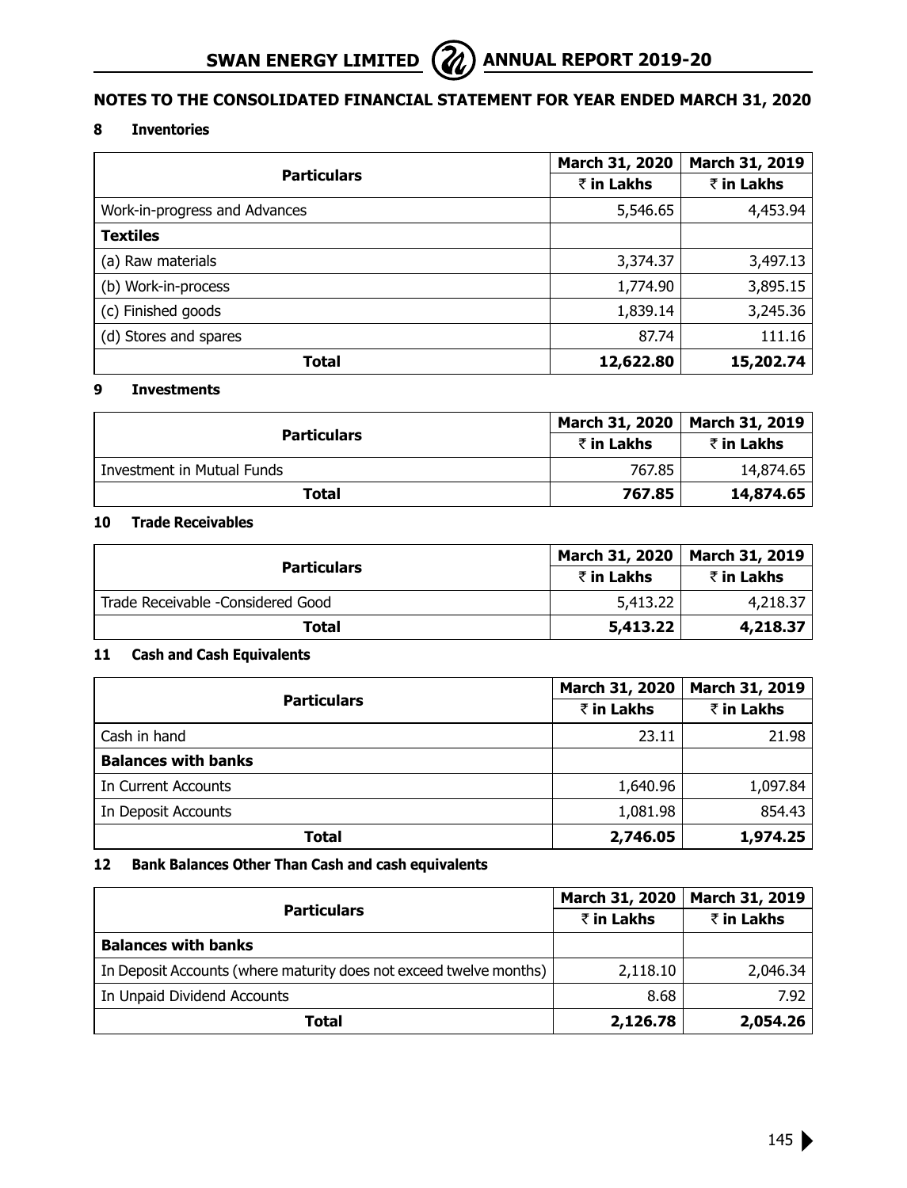## NOTES TO THE CONSOLIDATED FINANCIAL STATEMENT FOR YEAR ENDED MARCH 31, 2020

### 8 Inventories

| Particulars | March 31, 2020 | March 31, 2019 |
|---|---|---|
| | ₹ in Lakhs | ₹ in Lakhs |
| Work-in-progress and Advances | 5,546.65 | 4,453.94 |
| **Textiles** | | |
| (a) Raw materials | 3,374.37 | 3,497.13 |
| (b) Work-in-process | 1,774.90 | 3,895.15 |
| (c) Finished goods | 1,839.14 | 3,245.36 |
| (d) Stores and spares | 87.74 | 111.16 |
| **Total** | **12,622.80** | **15,202.74** |

### 9 Investments

| Particulars | March 31, 2020 | March 31, 2019 |
|---|---|---|
| | ₹ in Lakhs | ₹ in Lakhs |
| Investment in Mutual Funds | 767.85 | 14,874.65 |
| **Total** | **767.85** | **14,874.65** |

### 10 Trade Receivables

| Particulars | March 31, 2020 | March 31, 2019 |
|---|---|---|
| | ₹ in Lakhs | ₹ in Lakhs |
| Trade Receivable -Considered Good | 5,413.22 | 4,218.37 |
| **Total** | **5,413.22** | **4,218.37** |

### 11 Cash and Cash Equivalents

| Particulars | March 31, 2020 | March 31, 2019 |
|---|---|---|
| | ₹ in Lakhs | ₹ in Lakhs |
| Cash in hand | 23.11 | 21.98 |
| **Balances with banks** | | |
| In Current Accounts | 1,640.96 | 1,097.84 |
| In Deposit Accounts | 1,081.98 | 854.43 |
| **Total** | **2,746.05** | **1,974.25** |

### 12 Bank Balances Other Than Cash and cash equivalents

| Particulars | March 31, 2020 | March 31, 2019 |
|---|---|---|
| | ₹ in Lakhs | ₹ in Lakhs |
| **Balances with banks** | | |
| In Deposit Accounts (where maturity does not exceed twelve months) | 2,118.10 | 2,046.34 |
| In Unpaid Dividend Accounts | 8.68 | 7.92 |
| **Total** | **2,126.78** | **2,054.26** |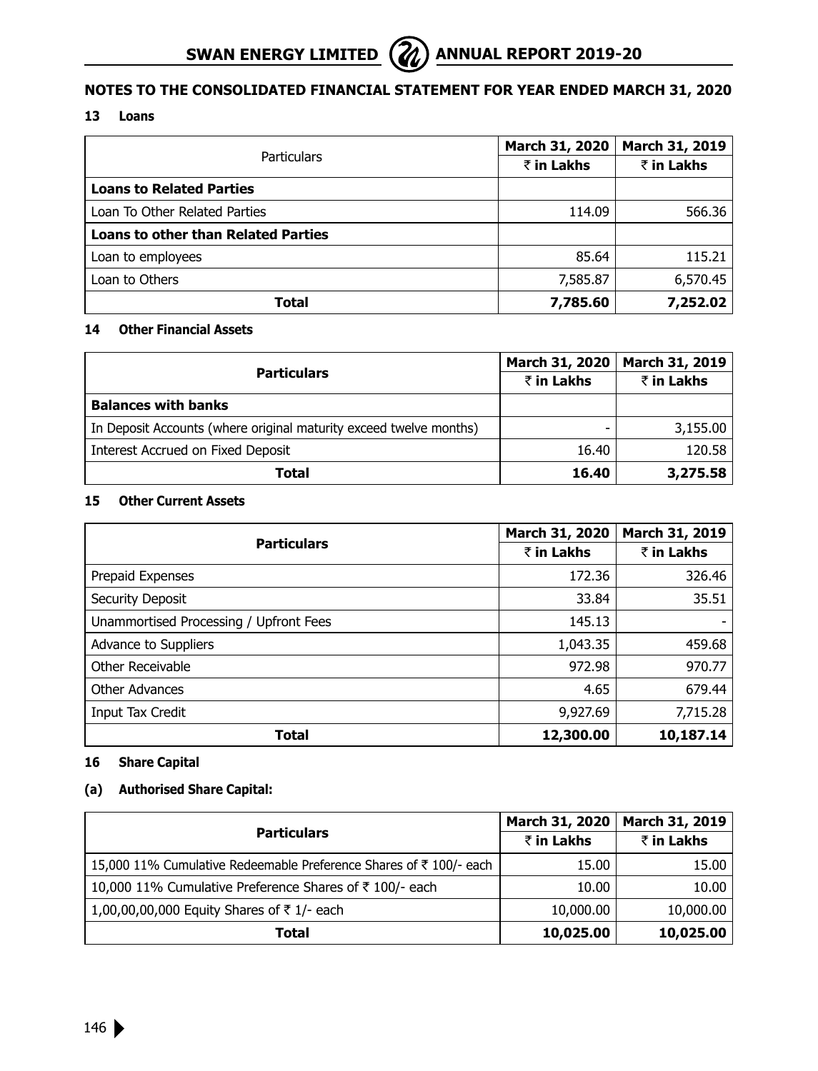## NOTES TO THE CONSOLIDATED FINANCIAL STATEMENT FOR YEAR ENDED MARCH 31, 2020

### 13 Loans

| Particulars | March 31, 2020 | March 31, 2019 |
|---|---|---|
| | ₹ in Lakhs | ₹ in Lakhs |
| **Loans to Related Parties** | | |
| Loan To Other Related Parties | 114.09 | 566.36 |
| **Loans to other than Related Parties** | | |
| Loan to employees | 85.64 | 115.21 |
| Loan to Others | 7,585.87 | 6,570.45 |
| **Total** | **7,785.60** | **7,252.02** |

### 14 Other Financial Assets

| Particulars | March 31, 2020 | March 31, 2019 |
|---|---|---|
| | ₹ in Lakhs | ₹ in Lakhs |
| **Balances with banks** | | |
| In Deposit Accounts (where original maturity exceed twelve months) | - | 3,155.00 |
| Interest Accrued on Fixed Deposit | 16.40 | 120.58 |
| **Total** | **16.40** | **3,275.58** |

### 15 Other Current Assets

| Particulars | March 31, 2020 | March 31, 2019 |
|---|---|---|
| | ₹ in Lakhs | ₹ in Lakhs |
| Prepaid Expenses | 172.36 | 326.46 |
| Security Deposit | 33.84 | 35.51 |
| Unammortised Processing / Upfront Fees | 145.13 | - |
| Advance to Suppliers | 1,043.35 | 459.68 |
| Other Receivable | 972.98 | 970.77 |
| Other Advances | 4.65 | 679.44 |
| Input Tax Credit | 9,927.69 | 7,715.28 |
| **Total** | **12,300.00** | **10,187.14** |

### 16 Share Capital

#### (a) Authorised Share Capital:

| Particulars | March 31, 2020 | March 31, 2019 |
|---|---|---|
| | ₹ in Lakhs | ₹ in Lakhs |
| 15,000 11% Cumulative Redeemable Preference Shares of ₹ 100/- each | 15.00 | 15.00 |
| 10,000 11% Cumulative Preference Shares of ₹ 100/- each | 10.00 | 10.00 |
| 1,00,00,00,000 Equity Shares of ₹ 1/- each | 10,000.00 | 10,000.00 |
| **Total** | **10,025.00** | **10,025.00** |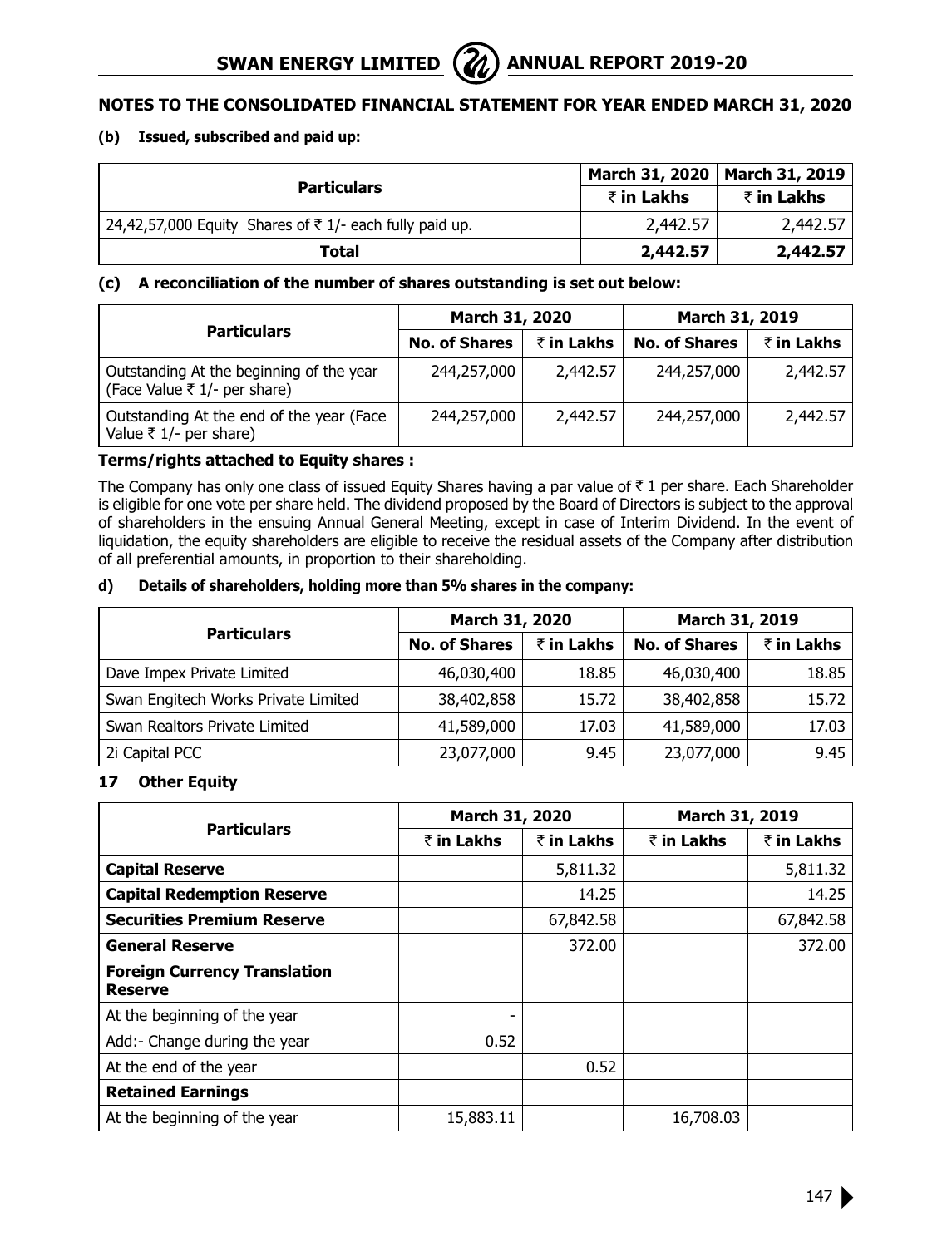## NOTES TO THE CONSOLIDATED FINANCIAL STATEMENT FOR YEAR ENDED MARCH 31, 2020

### (b) Issued, subscribed and paid up:

| Particulars | March 31, 2020 | March 31, 2019 |
|---|---|---|
| | ₹ in Lakhs | ₹ in Lakhs |
| 24,42,57,000 Equity Shares of ₹ 1/- each fully paid up. | 2,442.57 | 2,442.57 |
| **Total** | **2,442.57** | **2,442.57** |

### (c) A reconciliation of the number of shares outstanding is set out below:

| Particulars | March 31, 2020 | | March 31, 2019 | |
|---|---|---|---|---|
| | No. of Shares | ₹ in Lakhs | No. of Shares | ₹ in Lakhs |
| Outstanding At the beginning of the year (Face Value ₹ 1/- per share) | 244,257,000 | 2,442.57 | 244,257,000 | 2,442.57 |
| Outstanding At the end of the year (Face Value ₹ 1/- per share) | 244,257,000 | 2,442.57 | 244,257,000 | 2,442.57 |

**Terms/rights attached to Equity shares :**

The Company has only one class of issued Equity Shares having a par value of ₹ 1 per share. Each Shareholder is eligible for one vote per share held. The dividend proposed by the Board of Directors is subject to the approval of shareholders in the ensuing Annual General Meeting, except in case of Interim Dividend. In the event of liquidation, the equity shareholders are eligible to receive the residual assets of the Company after distribution of all preferential amounts, in proportion to their shareholding.

### d) Details of shareholders, holding more than 5% shares in the company:

| Particulars | March 31, 2020 | | March 31, 2019 | |
|---|---|---|---|---|
| | No. of Shares | ₹ in Lakhs | No. of Shares | ₹ in Lakhs |
| Dave Impex Private Limited | 46,030,400 | 18.85 | 46,030,400 | 18.85 |
| Swan Engitech Works Private Limited | 38,402,858 | 15.72 | 38,402,858 | 15.72 |
| Swan Realtors Private Limited | 41,589,000 | 17.03 | 41,589,000 | 17.03 |
| 2i Capital PCC | 23,077,000 | 9.45 | 23,077,000 | 9.45 |

### 17 Other Equity

| Particulars | March 31, 2020 | | March 31, 2019 | |
|---|---|---|---|---|
| | ₹ in Lakhs | ₹ in Lakhs | ₹ in Lakhs | ₹ in Lakhs |
| **Capital Reserve** | | 5,811.32 | | 5,811.32 |
| **Capital Redemption Reserve** | | 14.25 | | 14.25 |
| **Securities Premium Reserve** | | 67,842.58 | | 67,842.58 |
| **General Reserve** | | 372.00 | | 372.00 |
| **Foreign Currency Translation Reserve** | | | | |
| At the beginning of the year | - | | | |
| Add:- Change during the year | 0.52 | | | |
| At the end of the year | | 0.52 | | |
| **Retained Earnings** | | | | |
| At the beginning of the year | 15,883.11 | | 16,708.03 | |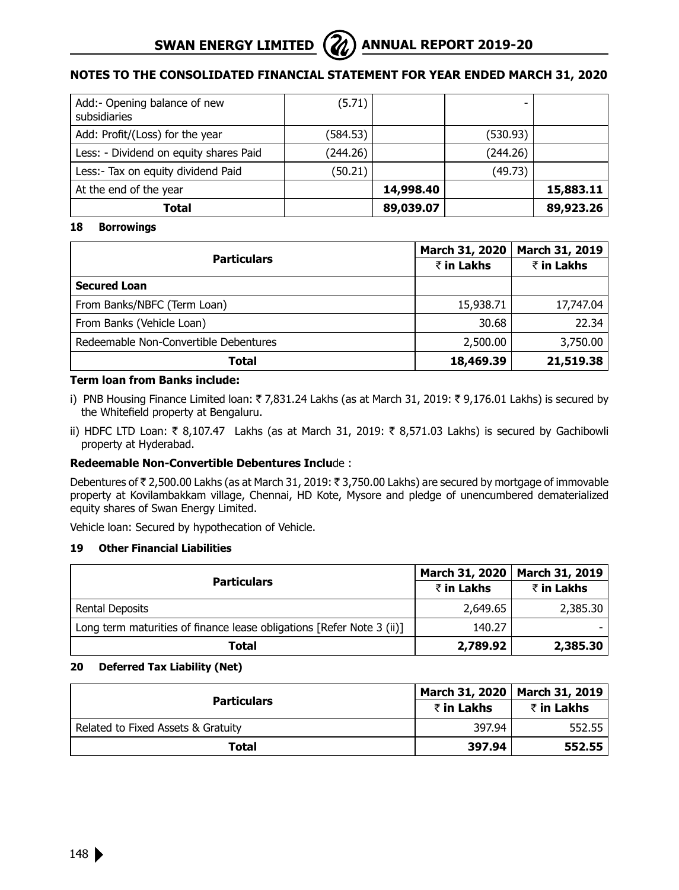## NOTES TO THE CONSOLIDATED FINANCIAL STATEMENT FOR YEAR ENDED MARCH 31, 2020

| | | | | |
|---|---|---|---|---|
| Add:- Opening balance of new subsidiaries | (5.71) | | - | |
| Add: Profit/(Loss) for the year | (584.53) | | (530.93) | |
| Less: - Dividend on equity shares Paid | (244.26) | | (244.26) | |
| Less:- Tax on equity dividend Paid | (50.21) | | (49.73) | |
| At the end of the year | | **14,998.40** | | **15,883.11** |
| **Total** | | **89,039.07** | | **89,923.26** |

### 18 Borrowings

| Particulars | March 31, 2020 | March 31, 2019 |
|---|---|---|
| | ₹ in Lakhs | ₹ in Lakhs |
| **Secured Loan** | | |
| From Banks/NBFC (Term Loan) | 15,938.71 | 17,747.04 |
| From Banks (Vehicle Loan) | 30.68 | 22.34 |
| Redeemable Non-Convertible Debentures | 2,500.00 | 3,750.00 |
| **Total** | **18,469.39** | **21,519.38** |

**Term loan from Banks include:**

i) PNB Housing Finance Limited loan: ₹ 7,831.24 Lakhs (as at March 31, 2019: ₹ 9,176.01 Lakhs) is secured by the Whitefield property at Bengaluru.

ii) HDFC LTD Loan: ₹ 8,107.47 Lakhs (as at March 31, 2019: ₹ 8,571.03 Lakhs) is secured by Gachibowli property at Hyderabad.

**Redeemable Non-Convertible Debentures Include** :

Debentures of ₹ 2,500.00 Lakhs (as at March 31, 2019: ₹ 3,750.00 Lakhs) are secured by mortgage of immovable property at Kovilambakkam village, Chennai, HD Kote, Mysore and pledge of unencumbered dematerialized equity shares of Swan Energy Limited.

Vehicle loan: Secured by hypothecation of Vehicle.

### 19 Other Financial Liabilities

| Particulars | March 31, 2020 | March 31, 2019 |
|---|---|---|
| | ₹ in Lakhs | ₹ in Lakhs |
| Rental Deposits | 2,649.65 | 2,385.30 |
| Long term maturities of finance lease obligations [Refer Note 3 (ii)] | 140.27 | - |
| **Total** | **2,789.92** | **2,385.30** |

### 20 Deferred Tax Liability (Net)

| Particulars | March 31, 2020 | March 31, 2019 |
|---|---|---|
| | ₹ in Lakhs | ₹ in Lakhs |
| Related to Fixed Assets & Gratuity | 397.94 | 552.55 |
| **Total** | **397.94** | **552.55** |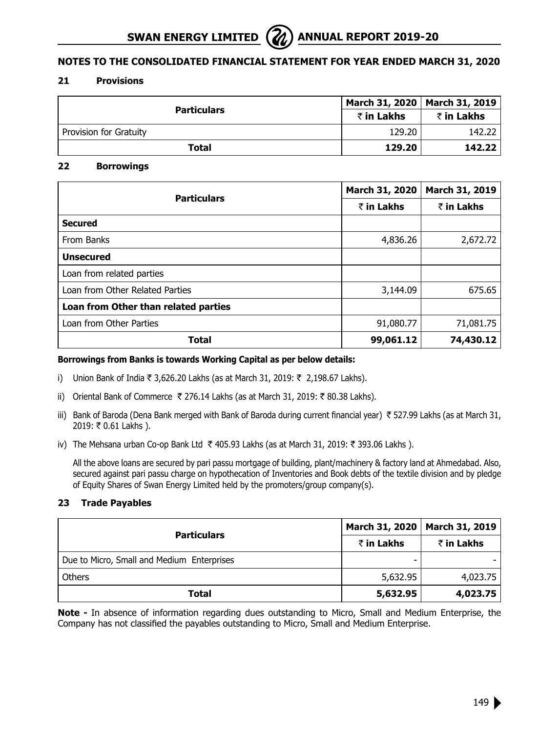## NOTES TO THE CONSOLIDATED FINANCIAL STATEMENT FOR YEAR ENDED MARCH 31, 2020

### 21 Provisions

| Particulars | March 31, 2020 | March 31, 2019 |
|---|---|---|
| | ₹ in Lakhs | ₹ in Lakhs |
| Provision for Gratuity | 129.20 | 142.22 |
| **Total** | **129.20** | **142.22** |

### 22 Borrowings

| Particulars | March 31, 2020 | March 31, 2019 |
|---|---|---|
| | ₹ in Lakhs | ₹ in Lakhs |
| **Secured** | | |
| From Banks | 4,836.26 | 2,672.72 |
| **Unsecured** | | |
| Loan from related parties | | |
| Loan from Other Related Parties | 3,144.09 | 675.65 |
| **Loan from Other than related parties** | | |
| Loan from Other Parties | 91,080.77 | 71,081.75 |
| **Total** | **99,061.12** | **74,430.12** |

**Borrowings from Banks is towards Working Capital as per below details:**

i) Union Bank of India ₹ 3,626.20 Lakhs (as at March 31, 2019: ₹ 2,198.67 Lakhs).

ii) Oriental Bank of Commerce ₹ 276.14 Lakhs (as at March 31, 2019: ₹ 80.38 Lakhs).

iii) Bank of Baroda (Dena Bank merged with Bank of Baroda during current financial year) ₹ 527.99 Lakhs (as at March 31, 2019: ₹ 0.61 Lakhs ).

iv) The Mehsana urban Co-op Bank Ltd ₹ 405.93 Lakhs (as at March 31, 2019: ₹ 393.06 Lakhs ).

All the above loans are secured by pari passu mortgage of building, plant/machinery & factory land at Ahmedabad. Also, secured against pari passu charge on hypothecation of Inventories and Book debts of the textile division and by pledge of Equity Shares of Swan Energy Limited held by the promoters/group company(s).

### 23 Trade Payables

| Particulars | March 31, 2020 | March 31, 2019 |
|---|---|---|
| | ₹ in Lakhs | ₹ in Lakhs |
| Due to Micro, Small and Medium Enterprises | - | - |
| Others | 5,632.95 | 4,023.75 |
| **Total** | **5,632.95** | **4,023.75** |

**Note -** In absence of information regarding dues outstanding to Micro, Small and Medium Enterprise, the Company has not classified the payables outstanding to Micro, Small and Medium Enterprise.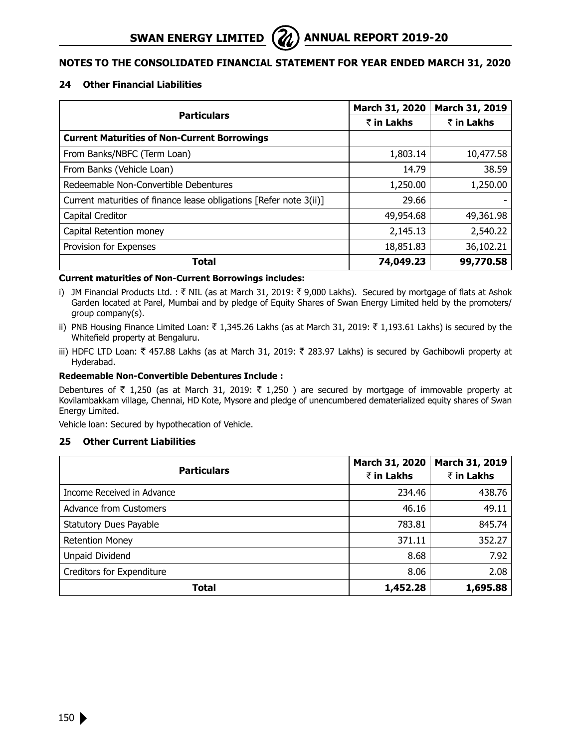## NOTES TO THE CONSOLIDATED FINANCIAL STATEMENT FOR YEAR ENDED MARCH 31, 2020

### 24 Other Financial Liabilities

| Particulars | March 31, 2020 | March 31, 2019 |
|---|---|---|
| | ₹ in Lakhs | ₹ in Lakhs |
| **Current Maturities of Non-Current Borrowings** | | |
| From Banks/NBFC (Term Loan) | 1,803.14 | 10,477.58 |
| From Banks (Vehicle Loan) | 14.79 | 38.59 |
| Redeemable Non-Convertible Debentures | 1,250.00 | 1,250.00 |
| Current maturities of finance lease obligations [Refer note 3(ii)] | 29.66 | - |
| Capital Creditor | 49,954.68 | 49,361.98 |
| Capital Retention money | 2,145.13 | 2,540.22 |
| Provision for Expenses | 18,851.83 | 36,102.21 |
| **Total** | **74,049.23** | **99,770.58** |

**Current maturities of Non-Current Borrowings includes:**

i) JM Financial Products Ltd. : ₹ NIL (as at March 31, 2019: ₹ 9,000 Lakhs). Secured by mortgage of flats at Ashok Garden located at Parel, Mumbai and by pledge of Equity Shares of Swan Energy Limited held by the promoters/ group company(s).

ii) PNB Housing Finance Limited Loan: ₹ 1,345.26 Lakhs (as at March 31, 2019: ₹ 1,193.61 Lakhs) is secured by the Whitefield property at Bengaluru.

iii) HDFC LTD Loan: ₹ 457.88 Lakhs (as at March 31, 2019: ₹ 283.97 Lakhs) is secured by Gachibowli property at Hyderabad.

**Redeemable Non-Convertible Debentures Include :**

Debentures of ₹ 1,250 (as at March 31, 2019: ₹ 1,250 ) are secured by mortgage of immovable property at Kovilambakkam village, Chennai, HD Kote, Mysore and pledge of unencumbered dematerialized equity shares of Swan Energy Limited.

Vehicle loan: Secured by hypothecation of Vehicle.

### 25 Other Current Liabilities

| Particulars | March 31, 2020 | March 31, 2019 |
|---|---|---|
| | ₹ in Lakhs | ₹ in Lakhs |
| Income Received in Advance | 234.46 | 438.76 |
| Advance from Customers | 46.16 | 49.11 |
| Statutory Dues Payable | 783.81 | 845.74 |
| Retention Money | 371.11 | 352.27 |
| Unpaid Dividend | 8.68 | 7.92 |
| Creditors for Expenditure | 8.06 | 2.08 |
| **Total** | **1,452.28** | **1,695.88** |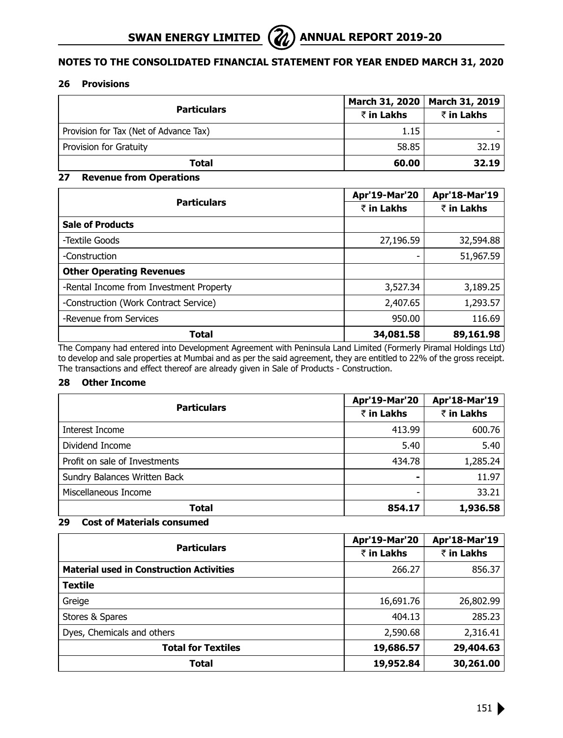## NOTES TO THE CONSOLIDATED FINANCIAL STATEMENT FOR YEAR ENDED MARCH 31, 2020

### 26 Provisions

| Particulars | March 31, 2020 | March 31, 2019 |
|---|---|---|
| | ₹ in Lakhs | ₹ in Lakhs |
| Provision for Tax (Net of Advance Tax) | 1.15 | - |
| Provision for Gratuity | 58.85 | 32.19 |
| **Total** | **60.00** | **32.19** |

### 27 Revenue from Operations

| Particulars | Apr'19-Mar'20 | Apr'18-Mar'19 |
|---|---|---|
| | ₹ in Lakhs | ₹ in Lakhs |
| **Sale of Products** | | |
| -Textile Goods | 27,196.59 | 32,594.88 |
| -Construction | - | 51,967.59 |
| **Other Operating Revenues** | | |
| -Rental Income from Investment Property | 3,527.34 | 3,189.25 |
| -Construction (Work Contract Service) | 2,407.65 | 1,293.57 |
| -Revenue from Services | 950.00 | 116.69 |
| **Total** | **34,081.58** | **89,161.98** |

The Company had entered into Development Agreement with Peninsula Land Limited (Formerly Piramal Holdings Ltd) to develop and sale properties at Mumbai and as per the said agreement, they are entitled to 22% of the gross receipt. The transactions and effect thereof are already given in Sale of Products - Construction.

### 28 Other Income

| Particulars | Apr'19-Mar'20 | Apr'18-Mar'19 |
|---|---|---|
| | ₹ in Lakhs | ₹ in Lakhs |
| Interest Income | 413.99 | 600.76 |
| Dividend Income | 5.40 | 5.40 |
| Profit on sale of Investments | 434.78 | 1,285.24 |
| Sundry Balances Written Back | - | 11.97 |
| Miscellaneous Income | - | 33.21 |
| **Total** | **854.17** | **1,936.58** |

### 29 Cost of Materials consumed

| Particulars | Apr'19-Mar'20 | Apr'18-Mar'19 |
|---|---|---|
| | ₹ in Lakhs | ₹ in Lakhs |
| **Material used in Construction Activities** | 266.27 | 856.37 |
| **Textile** | | |
| Greige | 16,691.76 | 26,802.99 |
| Stores & Spares | 404.13 | 285.23 |
| Dyes, Chemicals and others | 2,590.68 | 2,316.41 |
| **Total for Textiles** | **19,686.57** | **29,404.63** |
| **Total** | **19,952.84** | **30,261.00** |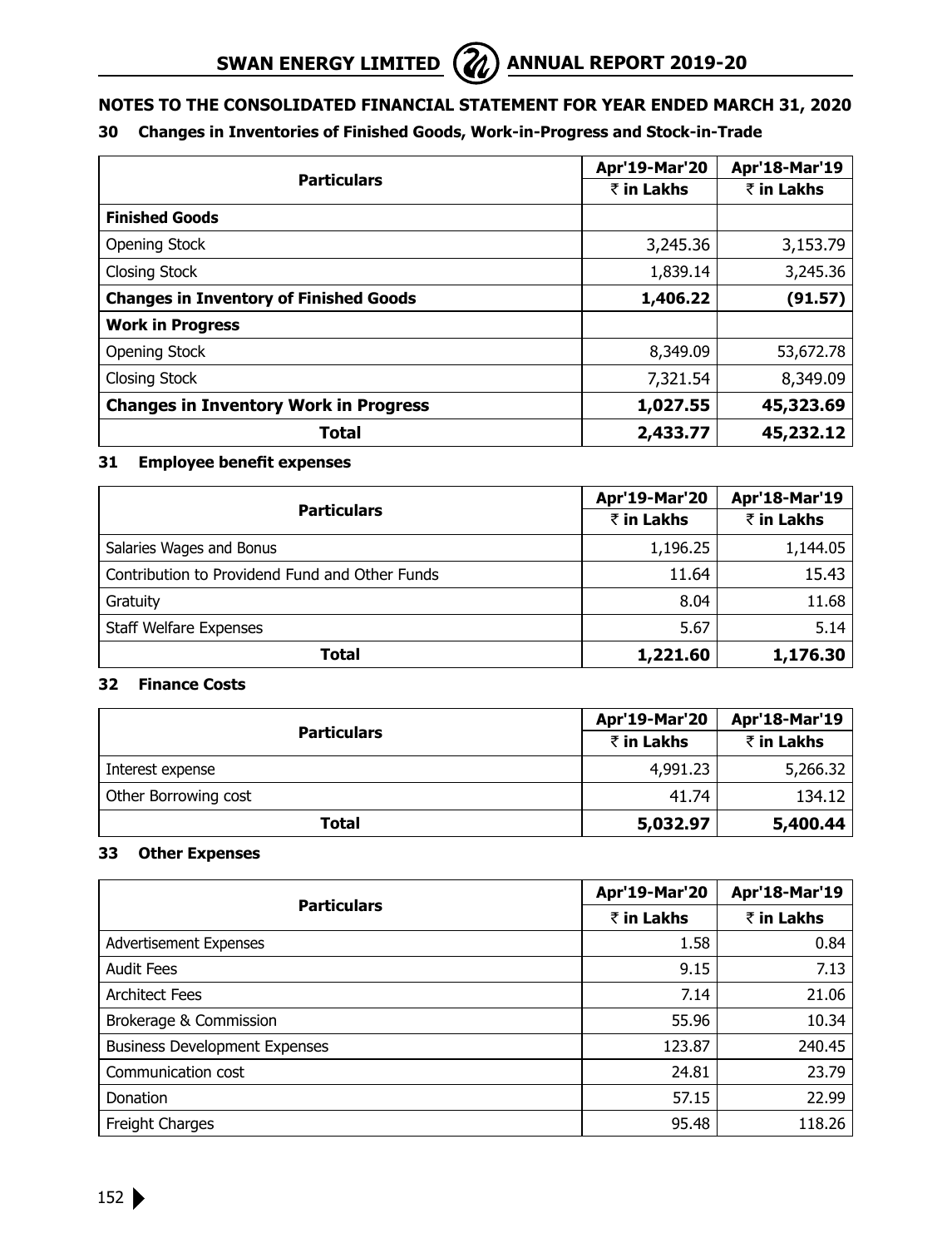## NOTES TO THE CONSOLIDATED FINANCIAL STATEMENT FOR YEAR ENDED MARCH 31, 2020

### 30 Changes in Inventories of Finished Goods, Work-in-Progress and Stock-in-Trade

| Particulars | Apr'19-Mar'20 | Apr'18-Mar'19 |
|---|---|---|
| | ₹ in Lakhs | ₹ in Lakhs |
| **Finished Goods** | | |
| Opening Stock | 3,245.36 | 3,153.79 |
| Closing Stock | 1,839.14 | 3,245.36 |
| **Changes in Inventory of Finished Goods** | **1,406.22** | **(91.57)** |
| **Work in Progress** | | |
| Opening Stock | 8,349.09 | 53,672.78 |
| Closing Stock | 7,321.54 | 8,349.09 |
| **Changes in Inventory Work in Progress** | **1,027.55** | **45,323.69** |
| **Total** | **2,433.77** | **45,232.12** |

### 31 Employee benefit expenses

| Particulars | Apr'19-Mar'20 | Apr'18-Mar'19 |
|---|---|---|
| | ₹ in Lakhs | ₹ in Lakhs |
| Salaries Wages and Bonus | 1,196.25 | 1,144.05 |
| Contribution to Providend Fund and Other Funds | 11.64 | 15.43 |
| Gratuity | 8.04 | 11.68 |
| Staff Welfare Expenses | 5.67 | 5.14 |
| **Total** | **1,221.60** | **1,176.30** |

### 32 Finance Costs

| Particulars | Apr'19-Mar'20 | Apr'18-Mar'19 |
|---|---|---|
| | ₹ in Lakhs | ₹ in Lakhs |
| Interest expense | 4,991.23 | 5,266.32 |
| Other Borrowing cost | 41.74 | 134.12 |
| **Total** | **5,032.97** | **5,400.44** |

### 33 Other Expenses

| Particulars | Apr'19-Mar'20 | Apr'18-Mar'19 |
|---|---|---|
| | ₹ in Lakhs | ₹ in Lakhs |
| Advertisement Expenses | 1.58 | 0.84 |
| Audit Fees | 9.15 | 7.13 |
| Architect Fees | 7.14 | 21.06 |
| Brokerage & Commission | 55.96 | 10.34 |
| Business Development Expenses | 123.87 | 240.45 |
| Communication cost | 24.81 | 23.79 |
| Donation | 57.15 | 22.99 |
| Freight Charges | 95.48 | 118.26 |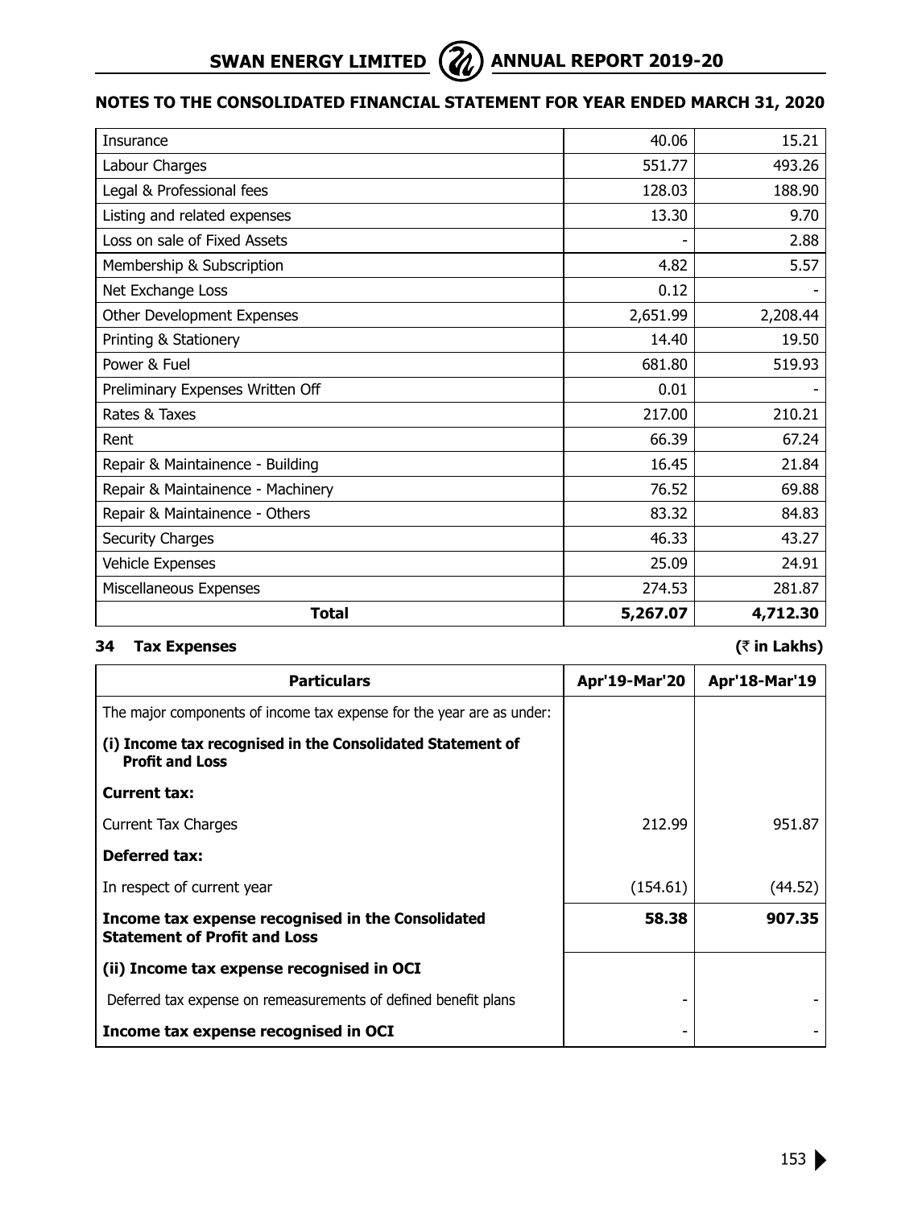## NOTES TO THE CONSOLIDATED FINANCIAL STATEMENT FOR YEAR ENDED MARCH 31, 2020

| | | |
|---|---|---|
| Insurance | 40.06 | 15.21 |
| Labour Charges | 551.77 | 493.26 |
| Legal & Professional fees | 128.03 | 188.90 |
| Listing and related expenses | 13.30 | 9.70 |
| Loss on sale of Fixed Assets | - | 2.88 |
| Membership & Subscription | 4.82 | 5.57 |
| Net Exchange Loss | 0.12 | - |
| Other Development Expenses | 2,651.99 | 2,208.44 |
| Printing & Stationery | 14.40 | 19.50 |
| Power & Fuel | 681.80 | 519.93 |
| Preliminary Expenses Written Off | 0.01 | - |
| Rates & Taxes | 217.00 | 210.21 |
| Rent | 66.39 | 67.24 |
| Repair & Maintainence - Building | 16.45 | 21.84 |
| Repair & Maintainence - Machinery | 76.52 | 69.88 |
| Repair & Maintainence - Others | 83.32 | 84.83 |
| Security Charges | 46.33 | 43.27 |
| Vehicle Expenses | 25.09 | 24.91 |
| Miscellaneous Expenses | 274.53 | 281.87 |
| **Total** | **5,267.07** | **4,712.30** |

### 34 Tax Expenses

**(₹ in Lakhs)**

| Particulars | Apr'19-Mar'20 | Apr'18-Mar'19 |
|---|---|---|
| The major components of income tax expense for the year are as under: | | |
| **(i) Income tax recognised in the Consolidated Statement of Profit and Loss** | | |
| **Current tax:** | | |
| Current Tax Charges | 212.99 | 951.87 |
| **Deferred tax:** | | |
| In respect of current year | (154.61) | (44.52) |
| **Income tax expense recognised in the Consolidated Statement of Profit and Loss** | **58.38** | **907.35** |
| **(ii) Income tax expense recognised in OCI** | | |
| Deferred tax expense on remeasurements of defined benefit plans | - | - |
| **Income tax expense recognised in OCI** | - | - |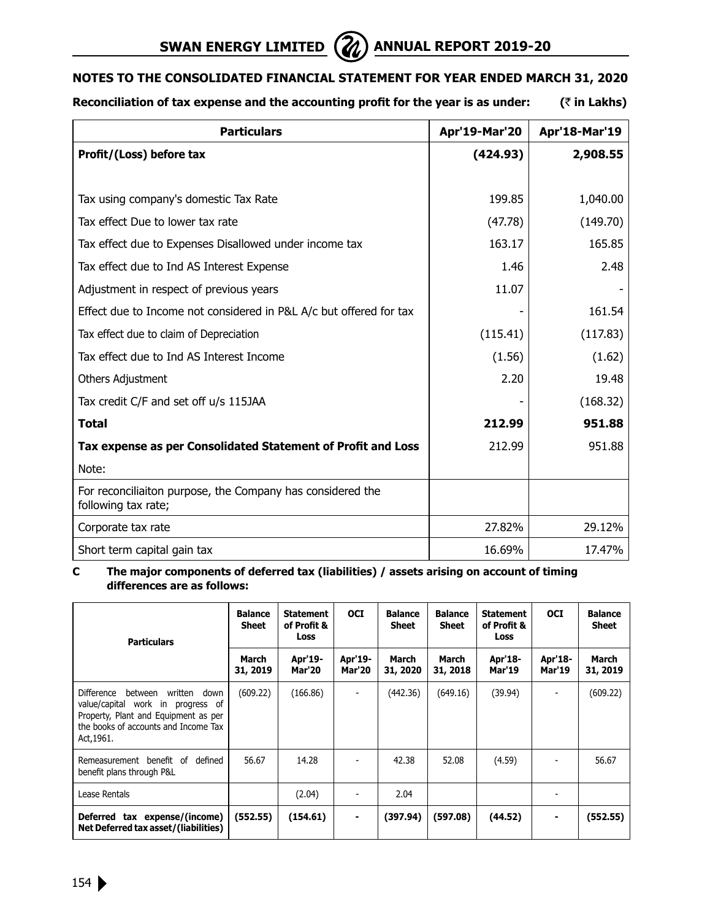## NOTES TO THE CONSOLIDATED FINANCIAL STATEMENT FOR YEAR ENDED MARCH 31, 2020

**Reconciliation of tax expense and the accounting profit for the year is as under:** **(₹ in Lakhs)**

| Particulars | Apr'19-Mar'20 | Apr'18-Mar'19 |
|---|---|---|
| **Profit/(Loss) before tax** | **(424.93)** | **2,908.55** |
| Tax using company's domestic Tax Rate | 199.85 | 1,040.00 |
| Tax effect Due to lower tax rate | (47.78) | (149.70) |
| Tax effect due to Expenses Disallowed under income tax | 163.17 | 165.85 |
| Tax effect due to Ind AS Interest Expense | 1.46 | 2.48 |
| Adjustment in respect of previous years | 11.07 | - |
| Effect due to Income not considered in P&L A/c but offered for tax | - | 161.54 |
| Tax effect due to claim of Depreciation | (115.41) | (117.83) |
| Tax effect due to Ind AS Interest Income | (1.56) | (1.62) |
| Others Adjustment | 2.20 | 19.48 |
| Tax credit C/F and set off u/s 115JAA | - | (168.32) |
| **Total** | **212.99** | **951.88** |
| **Tax expense as per Consolidated Statement of Profit and Loss** | 212.99 | 951.88 |
| Note: | | |
| For reconciliaiton purpose, the Company has considered the following tax rate; | | |
| Corporate tax rate | 27.82% | 29.12% |
| Short term capital gain tax | 16.69% | 17.47% |

**C The major components of deferred tax (liabilities) / assets arising on account of timing differences are as follows:**

| Particulars | Balance Sheet | Statement of Profit & Loss | OCI | Balance Sheet | Balance Sheet | Statement of Profit & Loss | OCI | Balance Sheet |
|---|---|---|---|---|---|---|---|---|
| | March 31, 2019 | Apr'19-Mar'20 | Apr'19-Mar'20 | March 31, 2020 | March 31, 2018 | Apr'18-Mar'19 | Apr'18-Mar'19 | March 31, 2019 |
| Difference between written down value/capital work in progress of Property, Plant and Equipment as per the books of accounts and Income Tax Act,1961. | (609.22) | (166.86) | - | (442.36) | (649.16) | (39.94) | - | (609.22) |
| Remeasurement benefit of defined benefit plans through P&L | 56.67 | 14.28 | - | 42.38 | 52.08 | (4.59) | - | 56.67 |
| Lease Rentals | | (2.04) | - | 2.04 | | | - | |
| **Deferred tax expense/(income) Net Deferred tax asset/(liabilities)** | **(552.55)** | **(154.61)** | **-** | **(397.94)** | **(597.08)** | **(44.52)** | **-** | **(552.55)** |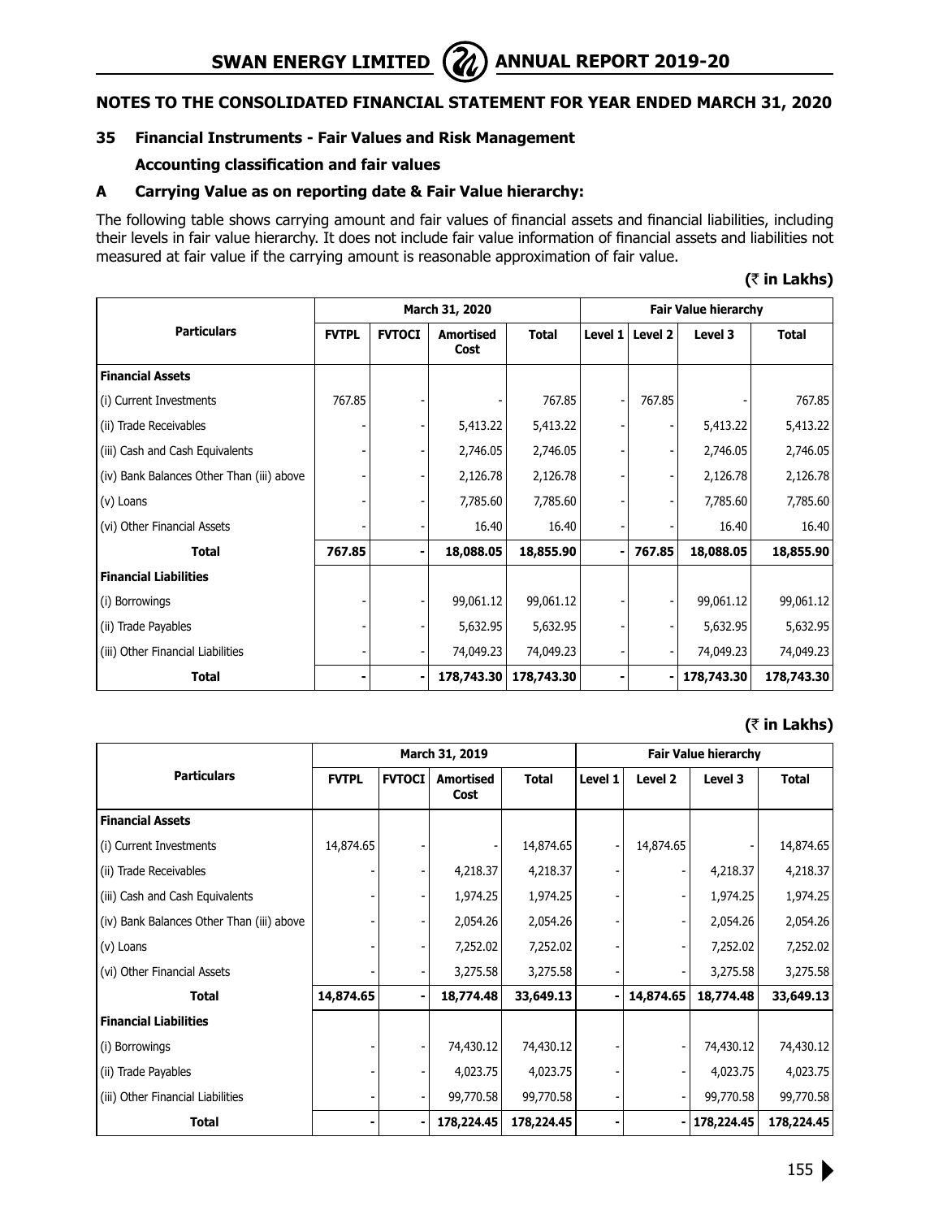## NOTES TO THE CONSOLIDATED FINANCIAL STATEMENT FOR YEAR ENDED MARCH 31, 2020

### 35 Financial Instruments - Fair Values and Risk Management

**Accounting classification and fair values**

### A Carrying Value as on reporting date & Fair Value hierarchy:

The following table shows carrying amount and fair values of financial assets and financial liabilities, including their levels in fair value hierarchy. It does not include fair value information of financial assets and liabilities not measured at fair value if the carrying amount is reasonable approximation of fair value.

**(₹ in Lakhs)**

| Particulars | March 31, 2020 | | | | Fair Value hierarchy | | | |
|---|---|---|---|---|---|---|---|---|
| | FVTPL | FVTOCI | Amortised Cost | Total | Level 1 | Level 2 | Level 3 | Total |
| **Financial Assets** | | | | | | | | |
| (i) Current Investments | 767.85 | - | - | 767.85 | - | 767.85 | - | 767.85 |
| (ii) Trade Receivables | - | - | 5,413.22 | 5,413.22 | - | - | 5,413.22 | 5,413.22 |
| (iii) Cash and Cash Equivalents | - | - | 2,746.05 | 2,746.05 | - | - | 2,746.05 | 2,746.05 |
| (iv) Bank Balances Other Than (iii) above | - | - | 2,126.78 | 2,126.78 | - | - | 2,126.78 | 2,126.78 |
| (v) Loans | - | - | 7,785.60 | 7,785.60 | - | - | 7,785.60 | 7,785.60 |
| (vi) Other Financial Assets | - | - | 16.40 | 16.40 | - | - | 16.40 | 16.40 |
| **Total** | **767.85** | **-** | **18,088.05** | **18,855.90** | **-** | **767.85** | **18,088.05** | **18,855.90** |
| **Financial Liabilities** | | | | | | | | |
| (i) Borrowings | - | - | 99,061.12 | 99,061.12 | - | - | 99,061.12 | 99,061.12 |
| (ii) Trade Payables | - | - | 5,632.95 | 5,632.95 | - | - | 5,632.95 | 5,632.95 |
| (iii) Other Financial Liabilities | - | - | 74,049.23 | 74,049.23 | - | - | 74,049.23 | 74,049.23 |
| **Total** | **-** | **-** | **178,743.30** | **178,743.30** | **-** | **-** | **178,743.30** | **178,743.30** |

**(₹ in Lakhs)**

| Particulars | March 31, 2019 | | | | Fair Value hierarchy | | | |
|---|---|---|---|---|---|---|---|---|
| | FVTPL | FVTOCI | Amortised Cost | Total | Level 1 | Level 2 | Level 3 | Total |
| **Financial Assets** | | | | | | | | |
| (i) Current Investments | 14,874.65 | - | - | 14,874.65 | - | 14,874.65 | - | 14,874.65 |
| (ii) Trade Receivables | - | - | 4,218.37 | 4,218.37 | - | - | 4,218.37 | 4,218.37 |
| (iii) Cash and Cash Equivalents | - | - | 1,974.25 | 1,974.25 | - | - | 1,974.25 | 1,974.25 |
| (iv) Bank Balances Other Than (iii) above | - | - | 2,054.26 | 2,054.26 | - | - | 2,054.26 | 2,054.26 |
| (v) Loans | - | - | 7,252.02 | 7,252.02 | - | - | 7,252.02 | 7,252.02 |
| (vi) Other Financial Assets | - | - | 3,275.58 | 3,275.58 | - | - | 3,275.58 | 3,275.58 |
| **Total** | **14,874.65** | **-** | **18,774.48** | **33,649.13** | **-** | **14,874.65** | **18,774.48** | **33,649.13** |
| **Financial Liabilities** | | | | | | | | |
| (i) Borrowings | - | - | 74,430.12 | 74,430.12 | - | - | 74,430.12 | 74,430.12 |
| (ii) Trade Payables | - | - | 4,023.75 | 4,023.75 | - | - | 4,023.75 | 4,023.75 |
| (iii) Other Financial Liabilities | - | - | 99,770.58 | 99,770.58 | - | - | 99,770.58 | 99,770.58 |
| **Total** | **-** | **-** | **178,224.45** | **178,224.45** | **-** | **-** | **178,224.45** | **178,224.45** |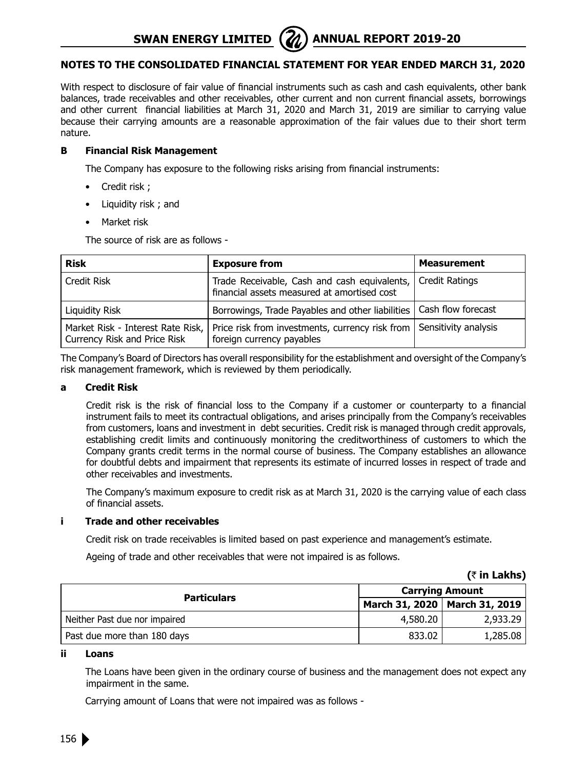## NOTES TO THE CONSOLIDATED FINANCIAL STATEMENT FOR YEAR ENDED MARCH 31, 2020

With respect to disclosure of fair value of financial instruments such as cash and cash equivalents, other bank balances, trade receivables and other receivables, other current and non current financial assets, borrowings and other current financial liabilities at March 31, 2020 and March 31, 2019 are similiar to carrying value because their carrying amounts are a reasonable approximation of the fair values due to their short term nature.

### B Financial Risk Management

The Company has exposure to the following risks arising from financial instruments:

- Credit risk ;
- Liquidity risk ; and
- Market risk

The source of risk are as follows -

| Risk | Exposure from | Measurement |
|---|---|---|
| Credit Risk | Trade Receivable, Cash and cash equivalents, financial assets measured at amortised cost | Credit Ratings |
| Liquidity Risk | Borrowings, Trade Payables and other liabilities | Cash flow forecast |
| Market Risk - Interest Rate Risk, Currency Risk and Price Risk | Price risk from investments, currency risk from foreign currency payables | Sensitivity analysis |

The Company's Board of Directors has overall responsibility for the establishment and oversight of the Company's risk management framework, which is reviewed by them periodically.

#### a Credit Risk

Credit risk is the risk of financial loss to the Company if a customer or counterparty to a financial instrument fails to meet its contractual obligations, and arises principally from the Company's receivables from customers, loans and investment in debt securities. Credit risk is managed through credit approvals, establishing credit limits and continuously monitoring the creditworthiness of customers to which the Company grants credit terms in the normal course of business. The Company establishes an allowance for doubtful debts and impairment that represents its estimate of incurred losses in respect of trade and other receivables and investments.

The Company's maximum exposure to credit risk as at March 31, 2020 is the carrying value of each class of financial assets.

#### i Trade and other receivables

Credit risk on trade receivables is limited based on past experience and management's estimate.

Ageing of trade and other receivables that were not impaired is as follows.

**(₹ in Lakhs)**

| Particulars | Carrying Amount | |
|---|---|---|
| | March 31, 2020 | March 31, 2019 |
| Neither Past due nor impaired | 4,580.20 | 2,933.29 |
| Past due more than 180 days | 833.02 | 1,285.08 |

#### ii Loans

The Loans have been given in the ordinary course of business and the management does not expect any impairment in the same.

Carrying amount of Loans that were not impaired was as follows -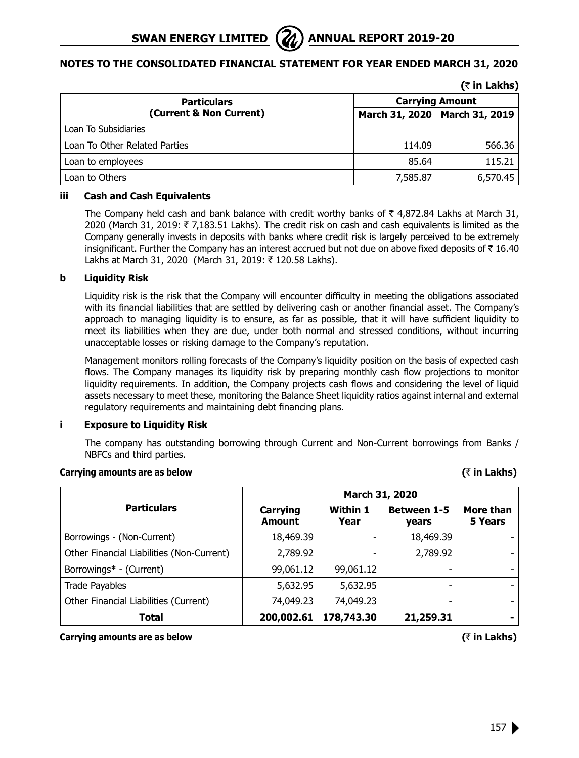## NOTES TO THE CONSOLIDATED FINANCIAL STATEMENT FOR YEAR ENDED MARCH 31, 2020

**(₹ in Lakhs)**

| Particulars (Current & Non Current) | Carrying Amount | |
|---|---|---|
| | March 31, 2020 | March 31, 2019 |
| Loan To Subsidiaries | | |
| Loan To Other Related Parties | 114.09 | 566.36 |
| Loan to employees | 85.64 | 115.21 |
| Loan to Others | 7,585.87 | 6,570.45 |

### iii Cash and Cash Equivalents

The Company held cash and bank balance with credit worthy banks of ₹ 4,872.84 Lakhs at March 31, 2020 (March 31, 2019: ₹ 7,183.51 Lakhs). The credit risk on cash and cash equivalents is limited as the Company generally invests in deposits with banks where credit risk is largely perceived to be extremely insignificant. Further the Company has an interest accrued but not due on above fixed deposits of ₹ 16.40 Lakhs at March 31, 2020 (March 31, 2019: ₹ 120.58 Lakhs).

### b Liquidity Risk

Liquidity risk is the risk that the Company will encounter difficulty in meeting the obligations associated with its financial liabilities that are settled by delivering cash or another financial asset. The Company's approach to managing liquidity is to ensure, as far as possible, that it will have sufficient liquidity to meet its liabilities when they are due, under both normal and stressed conditions, without incurring unacceptable losses or risking damage to the Company's reputation.

Management monitors rolling forecasts of the Company's liquidity position on the basis of expected cash flows. The Company manages its liquidity risk by preparing monthly cash flow projections to monitor liquidity requirements. In addition, the Company projects cash flows and considering the level of liquid assets necessary to meet these, monitoring the Balance Sheet liquidity ratios against internal and external regulatory requirements and maintaining debt financing plans.

### i Exposure to Liquidity Risk

The company has outstanding borrowing through Current and Non-Current borrowings from Banks / NBFCs and third parties.

**Carrying amounts are as below** **(₹ in Lakhs)**

| Particulars | March 31, 2020 | | | |
|---|---|---|---|---|
| | Carrying Amount | Within 1 Year | Between 1-5 years | More than 5 Years |
| Borrowings - (Non-Current) | 18,469.39 | - | 18,469.39 | - |
| Other Financial Liabilities (Non-Current) | 2,789.92 | - | 2,789.92 | - |
| Borrowings* - (Current) | 99,061.12 | 99,061.12 | - | - |
| Trade Payables | 5,632.95 | 5,632.95 | - | - |
| Other Financial Liabilities (Current) | 74,049.23 | 74,049.23 | - | - |
| **Total** | **200,002.61** | **178,743.30** | **21,259.31** | **-** |

**Carrying amounts are as below** **(₹ in Lakhs)**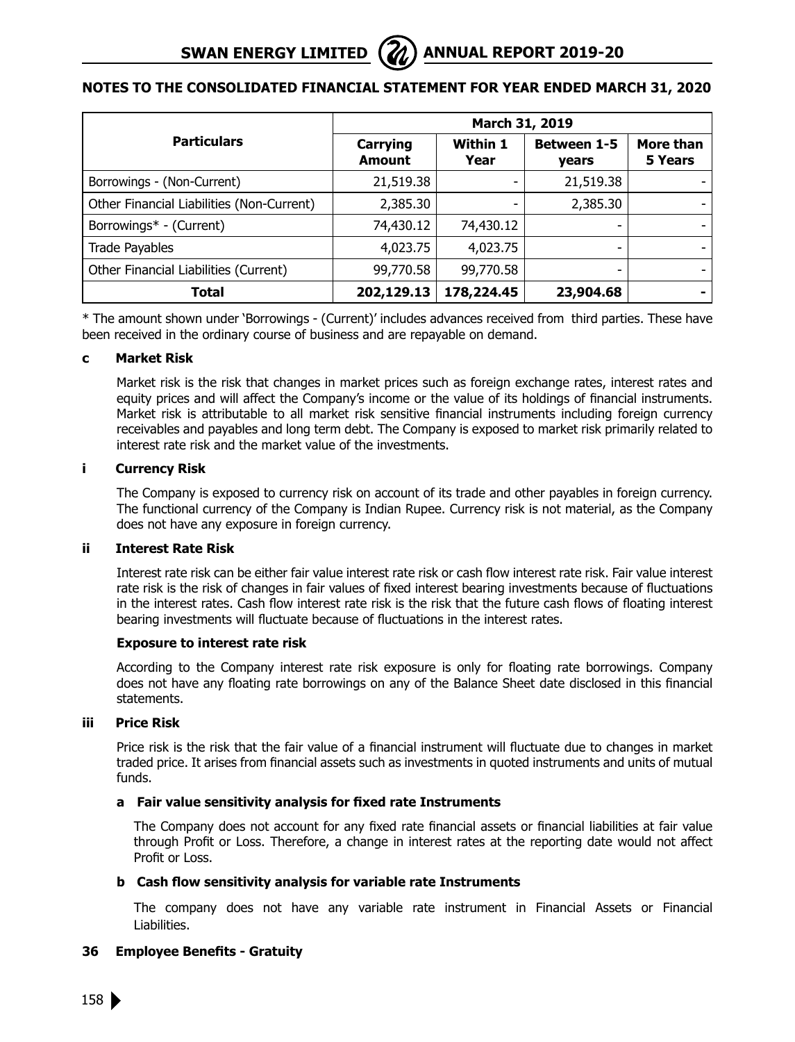## NOTES TO THE CONSOLIDATED FINANCIAL STATEMENT FOR YEAR ENDED MARCH 31, 2020

| Particulars | March 31, 2019 | | | |
|---|---|---|---|---|
| | **Carrying Amount** | **Within 1 Year** | **Between 1-5 years** | **More than 5 Years** |
| Borrowings - (Non-Current) | 21,519.38 | - | 21,519.38 | - |
| Other Financial Liabilities (Non-Current) | 2,385.30 | - | 2,385.30 | - |
| Borrowings* - (Current) | 74,430.12 | 74,430.12 | - | - |
| Trade Payables | 4,023.75 | 4,023.75 | - | - |
| Other Financial Liabilities (Current) | 99,770.58 | 99,770.58 | - | - |
| **Total** | **202,129.13** | **178,224.45** | **23,904.68** | **-** |

* The amount shown under 'Borrowings - (Current)' includes advances received from third parties. These have been received in the ordinary course of business and are repayable on demand.

**c Market Risk**

Market risk is the risk that changes in market prices such as foreign exchange rates, interest rates and equity prices and will affect the Company's income or the value of its holdings of financial instruments. Market risk is attributable to all market risk sensitive financial instruments including foreign currency receivables and payables and long term debt. The Company is exposed to market risk primarily related to interest rate risk and the market value of the investments.

**i Currency Risk**

The Company is exposed to currency risk on account of its trade and other payables in foreign currency. The functional currency of the Company is Indian Rupee. Currency risk is not material, as the Company does not have any exposure in foreign currency.

**ii Interest Rate Risk**

Interest rate risk can be either fair value interest rate risk or cash flow interest rate risk. Fair value interest rate risk is the risk of changes in fair values of fixed interest bearing investments because of fluctuations in the interest rates. Cash flow interest rate risk is the risk that the future cash flows of floating interest bearing investments will fluctuate because of fluctuations in the interest rates.

**Exposure to interest rate risk**

According to the Company interest rate risk exposure is only for floating rate borrowings. Company does not have any floating rate borrowings on any of the Balance Sheet date disclosed in this financial statements.

**iii Price Risk**

Price risk is the risk that the fair value of a financial instrument will fluctuate due to changes in market traded price. It arises from financial assets such as investments in quoted instruments and units of mutual funds.

**a Fair value sensitivity analysis for fixed rate Instruments**

The Company does not account for any fixed rate financial assets or financial liabilities at fair value through Profit or Loss. Therefore, a change in interest rates at the reporting date would not affect Profit or Loss.

**b Cash flow sensitivity analysis for variable rate Instruments**

The company does not have any variable rate instrument in Financial Assets or Financial Liabilities.

### 36 Employee Benefits - Gratuity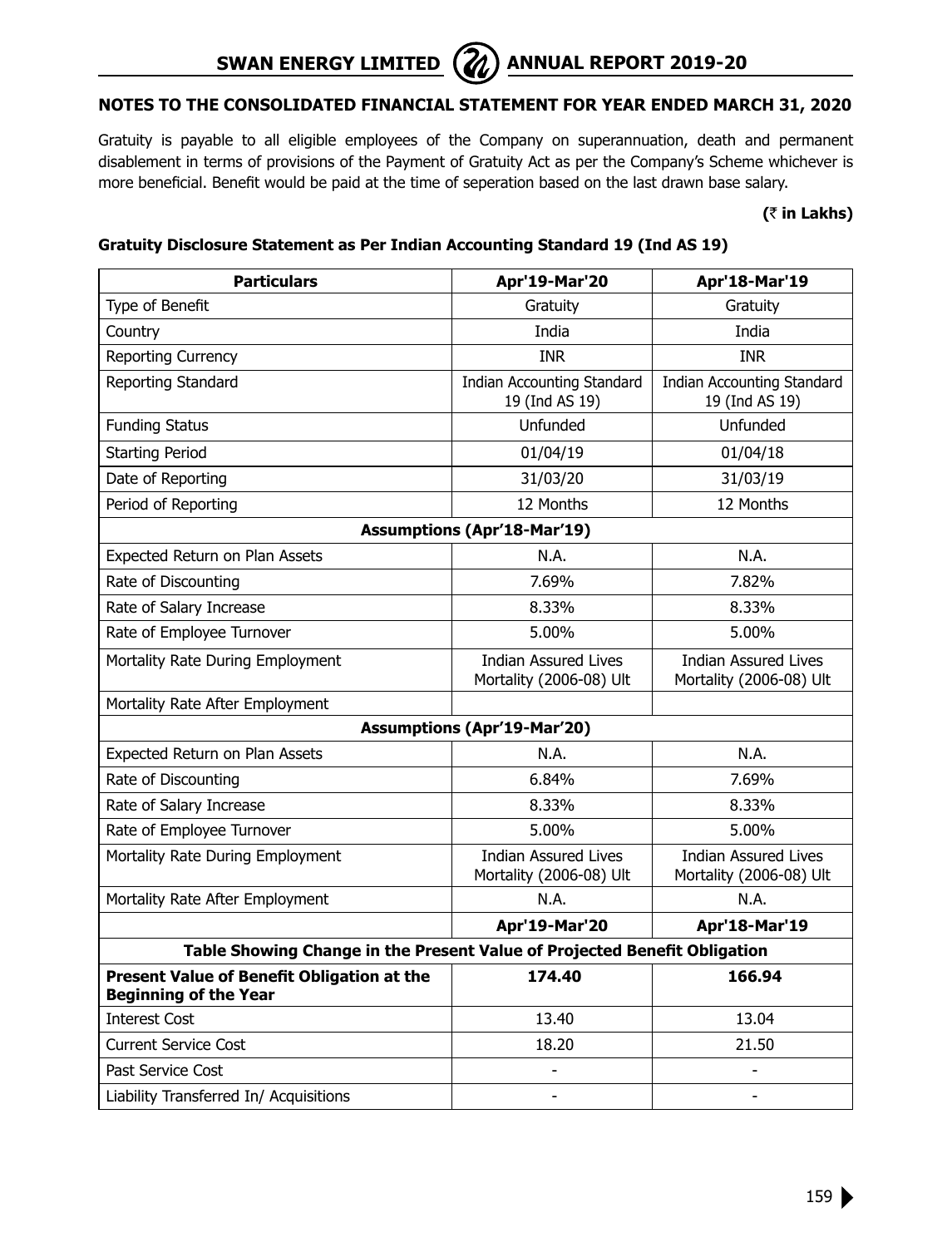## NOTES TO THE CONSOLIDATED FINANCIAL STATEMENT FOR YEAR ENDED MARCH 31, 2020

Gratuity is payable to all eligible employees of the Company on superannuation, death and permanent disablement in terms of provisions of the Payment of Gratuity Act as per the Company's Scheme whichever is more beneficial. Benefit would be paid at the time of seperation based on the last drawn base salary.

**(₹ in Lakhs)**

**Gratuity Disclosure Statement as Per Indian Accounting Standard 19 (Ind AS 19)**

| Particulars | Apr'19-Mar'20 | Apr'18-Mar'19 |
|---|---|---|
| Type of Benefit | Gratuity | Gratuity |
| Country | India | India |
| Reporting Currency | INR | INR |
| Reporting Standard | Indian Accounting Standard 19 (Ind AS 19) | Indian Accounting Standard 19 (Ind AS 19) |
| Funding Status | Unfunded | Unfunded |
| Starting Period | 01/04/19 | 01/04/18 |
| Date of Reporting | 31/03/20 | 31/03/19 |
| Period of Reporting | 12 Months | 12 Months |
| **Assumptions (Apr'18-Mar'19)** | | |
| Expected Return on Plan Assets | N.A. | N.A. |
| Rate of Discounting | 7.69% | 7.82% |
| Rate of Salary Increase | 8.33% | 8.33% |
| Rate of Employee Turnover | 5.00% | 5.00% |
| Mortality Rate During Employment | Indian Assured Lives Mortality (2006-08) Ult | Indian Assured Lives Mortality (2006-08) Ult |
| Mortality Rate After Employment | | |
| **Assumptions (Apr'19-Mar'20)** | | |
| Expected Return on Plan Assets | N.A. | N.A. |
| Rate of Discounting | 6.84% | 7.69% |
| Rate of Salary Increase | 8.33% | 8.33% |
| Rate of Employee Turnover | 5.00% | 5.00% |
| Mortality Rate During Employment | Indian Assured Lives Mortality (2006-08) Ult | Indian Assured Lives Mortality (2006-08) Ult |
| Mortality Rate After Employment | N.A. | N.A. |
| | **Apr'19-Mar'20** | **Apr'18-Mar'19** |
| **Table Showing Change in the Present Value of Projected Benefit Obligation** | | |
| **Present Value of Benefit Obligation at the Beginning of the Year** | **174.40** | **166.94** |
| Interest Cost | 13.40 | 13.04 |
| Current Service Cost | 18.20 | 21.50 |
| Past Service Cost | - | - |
| Liability Transferred In/ Acquisitions | - | - |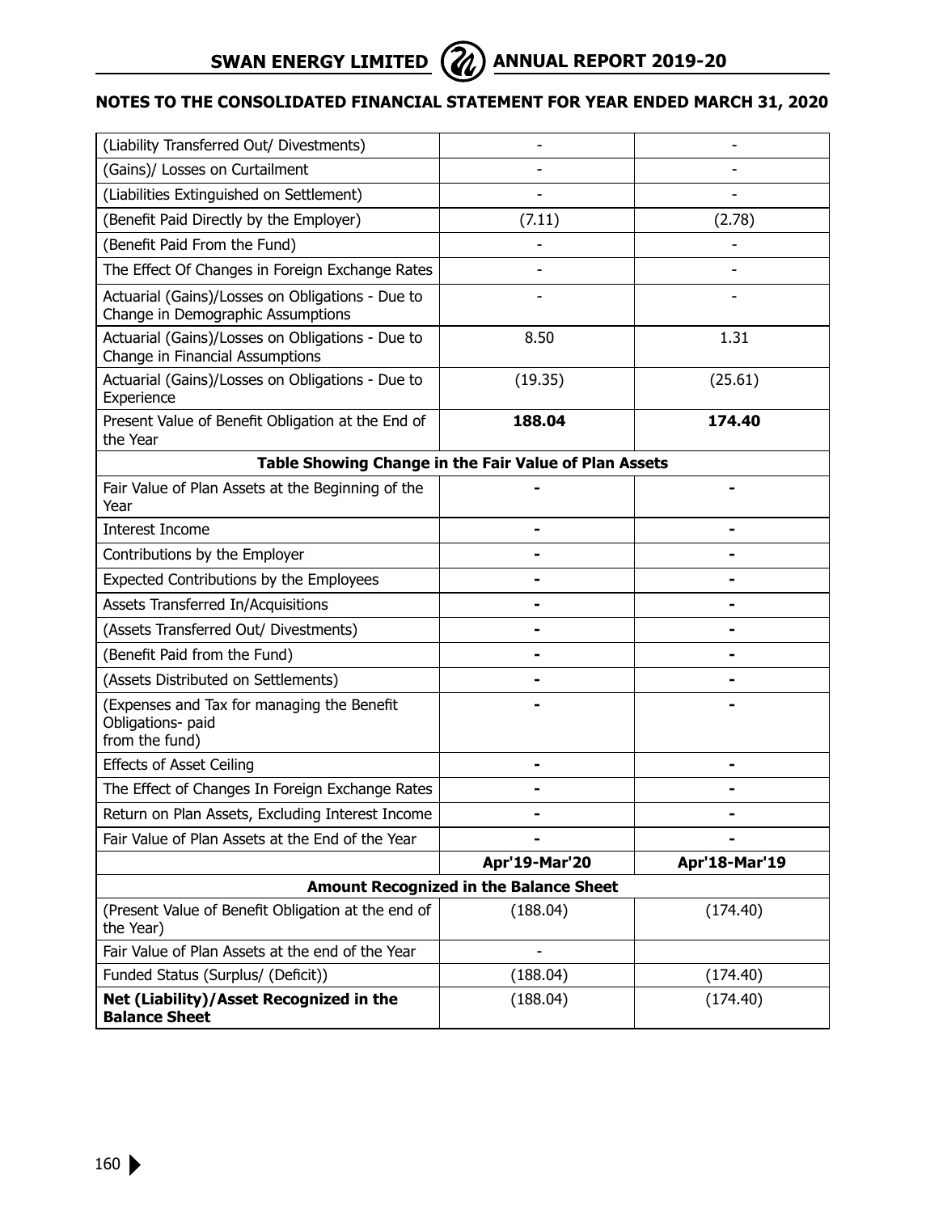## NOTES TO THE CONSOLIDATED FINANCIAL STATEMENT FOR YEAR ENDED MARCH 31, 2020

| | | |
|---|---|---|
| (Liability Transferred Out/ Divestments) | - | - |
| (Gains)/ Losses on Curtailment | - | - |
| (Liabilities Extinguished on Settlement) | - | - |
| (Benefit Paid Directly by the Employer) | (7.11) | (2.78) |
| (Benefit Paid From the Fund) | - | - |
| The Effect Of Changes in Foreign Exchange Rates | - | - |
| Actuarial (Gains)/Losses on Obligations - Due to Change in Demographic Assumptions | - | - |
| Actuarial (Gains)/Losses on Obligations - Due to Change in Financial Assumptions | 8.50 | 1.31 |
| Actuarial (Gains)/Losses on Obligations - Due to Experience | (19.35) | (25.61) |
| Present Value of Benefit Obligation at the End of the Year | **188.04** | **174.40** |
| **Table Showing Change in the Fair Value of Plan Assets** | | |
| Fair Value of Plan Assets at the Beginning of the Year | - | - |
| Interest Income | - | - |
| Contributions by the Employer | - | - |
| Expected Contributions by the Employees | - | - |
| Assets Transferred In/Acquisitions | - | - |
| (Assets Transferred Out/ Divestments) | - | - |
| (Benefit Paid from the Fund) | - | - |
| (Assets Distributed on Settlements) | - | - |
| (Expenses and Tax for managing the Benefit Obligations- paid from the fund) | - | - |
| Effects of Asset Ceiling | - | - |
| The Effect of Changes In Foreign Exchange Rates | - | - |
| Return on Plan Assets, Excluding Interest Income | - | - |
| Fair Value of Plan Assets at the End of the Year | - | - |
| | **Apr'19-Mar'20** | **Apr'18-Mar'19** |
| **Amount Recognized in the Balance Sheet** | | |
| (Present Value of Benefit Obligation at the end of the Year) | (188.04) | (174.40) |
| Fair Value of Plan Assets at the end of the Year | - | |
| Funded Status (Surplus/ (Deficit)) | (188.04) | (174.40) |
| **Net (Liability)/Asset Recognized in the Balance Sheet** | (188.04) | (174.40) |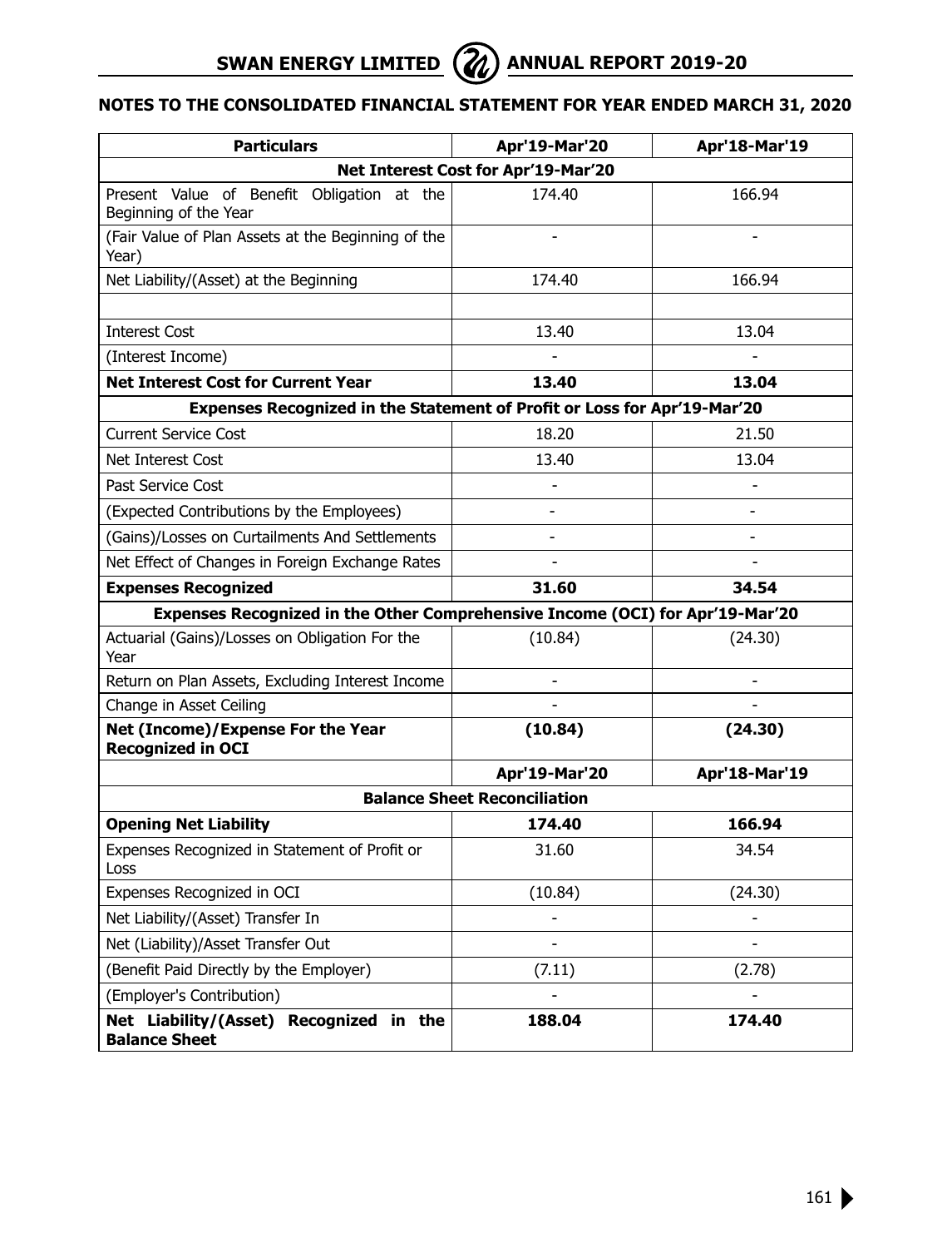## NOTES TO THE CONSOLIDATED FINANCIAL STATEMENT FOR YEAR ENDED MARCH 31, 2020

| Particulars | Apr'19-Mar'20 | Apr'18-Mar'19 |
|---|---|---|
| **Net Interest Cost for Apr'19-Mar'20** | | |
| Present Value of Benefit Obligation at the Beginning of the Year | 174.40 | 166.94 |
| (Fair Value of Plan Assets at the Beginning of the Year) | - | - |
| Net Liability/(Asset) at the Beginning | 174.40 | 166.94 |
| | | |
| Interest Cost | 13.40 | 13.04 |
| (Interest Income) | - | - |
| **Net Interest Cost for Current Year** | **13.40** | **13.04** |
| **Expenses Recognized in the Statement of Profit or Loss for Apr'19-Mar'20** | | |
| Current Service Cost | 18.20 | 21.50 |
| Net Interest Cost | 13.40 | 13.04 |
| Past Service Cost | - | - |
| (Expected Contributions by the Employees) | - | - |
| (Gains)/Losses on Curtailments And Settlements | - | - |
| Net Effect of Changes in Foreign Exchange Rates | - | - |
| **Expenses Recognized** | **31.60** | **34.54** |
| **Expenses Recognized in the Other Comprehensive Income (OCI) for Apr'19-Mar'20** | | |
| Actuarial (Gains)/Losses on Obligation For the Year | (10.84) | (24.30) |
| Return on Plan Assets, Excluding Interest Income | - | - |
| Change in Asset Ceiling | - | - |
| **Net (Income)/Expense For the Year Recognized in OCI** | **(10.84)** | **(24.30)** |
| | **Apr'19-Mar'20** | **Apr'18-Mar'19** |
| **Balance Sheet Reconciliation** | | |
| **Opening Net Liability** | **174.40** | **166.94** |
| Expenses Recognized in Statement of Profit or Loss | 31.60 | 34.54 |
| Expenses Recognized in OCI | (10.84) | (24.30) |
| Net Liability/(Asset) Transfer In | - | - |
| Net (Liability)/Asset Transfer Out | - | - |
| (Benefit Paid Directly by the Employer) | (7.11) | (2.78) |
| (Employer's Contribution) | - | - |
| **Net Liability/(Asset) Recognized in the Balance Sheet** | **188.04** | **174.40** |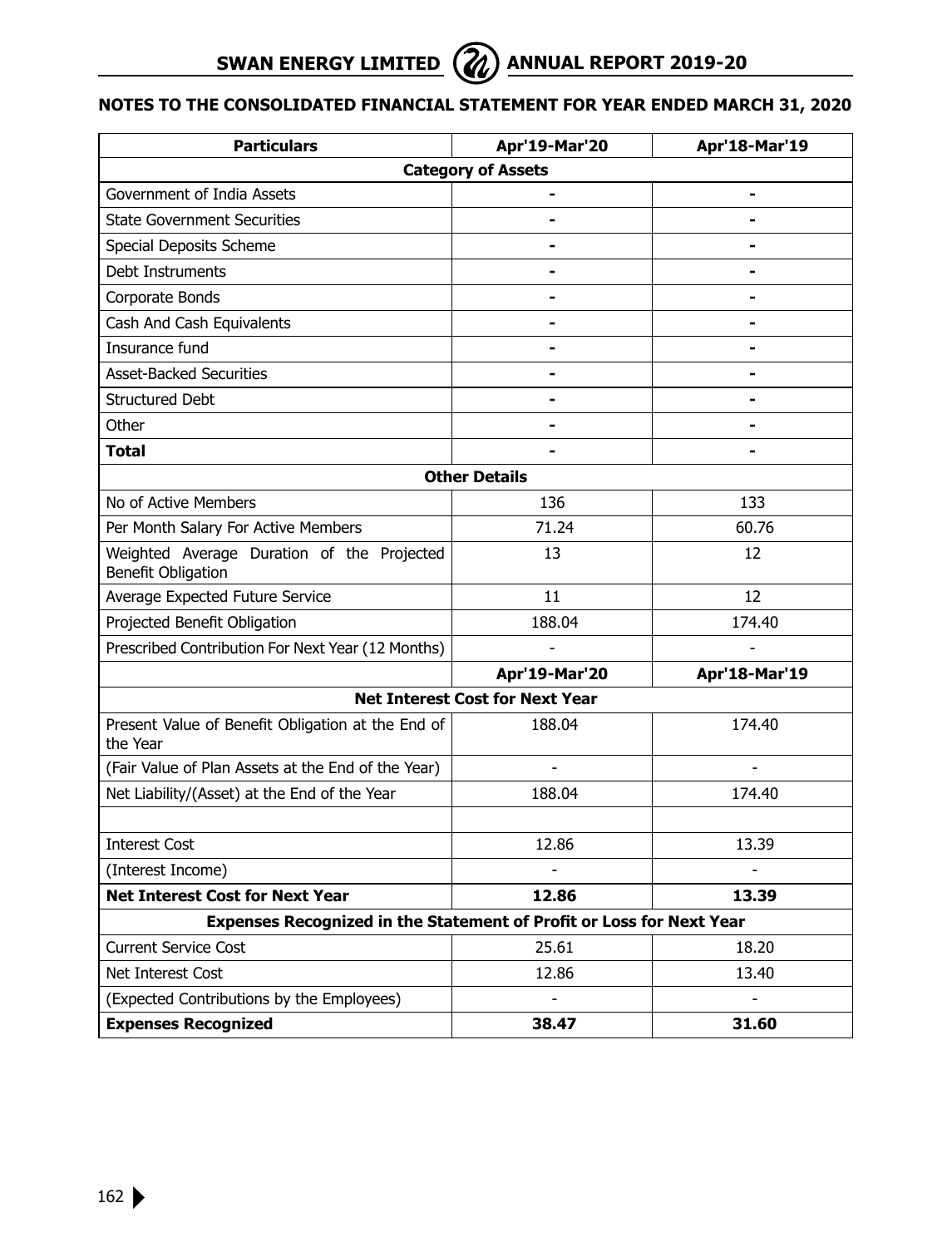## NOTES TO THE CONSOLIDATED FINANCIAL STATEMENT FOR YEAR ENDED MARCH 31, 2020

| Particulars | Apr'19-Mar'20 | Apr'18-Mar'19 |
|---|---|---|
| **Category of Assets** | | |
| Government of India Assets | - | - |
| State Government Securities | - | - |
| Special Deposits Scheme | - | - |
| Debt Instruments | - | - |
| Corporate Bonds | - | - |
| Cash And Cash Equivalents | - | - |
| Insurance fund | - | - |
| Asset-Backed Securities | - | - |
| Structured Debt | - | - |
| Other | - | - |
| **Total** | - | - |
| **Other Details** | | |
| No of Active Members | 136 | 133 |
| Per Month Salary For Active Members | 71.24 | 60.76 |
| Weighted Average Duration of the Projected Benefit Obligation | 13 | 12 |
| Average Expected Future Service | 11 | 12 |
| Projected Benefit Obligation | 188.04 | 174.40 |
| Prescribed Contribution For Next Year (12 Months) | - | - |
| | **Apr'19-Mar'20** | **Apr'18-Mar'19** |
| **Net Interest Cost for Next Year** | | |
| Present Value of Benefit Obligation at the End of the Year | 188.04 | 174.40 |
| (Fair Value of Plan Assets at the End of the Year) | - | - |
| Net Liability/(Asset) at the End of the Year | 188.04 | 174.40 |
| | | |
| Interest Cost | 12.86 | 13.39 |
| (Interest Income) | - | - |
| **Net Interest Cost for Next Year** | **12.86** | **13.39** |
| **Expenses Recognized in the Statement of Profit or Loss for Next Year** | | |
| Current Service Cost | 25.61 | 18.20 |
| Net Interest Cost | 12.86 | 13.40 |
| (Expected Contributions by the Employees) | - | - |
| **Expenses Recognized** | **38.47** | **31.60** |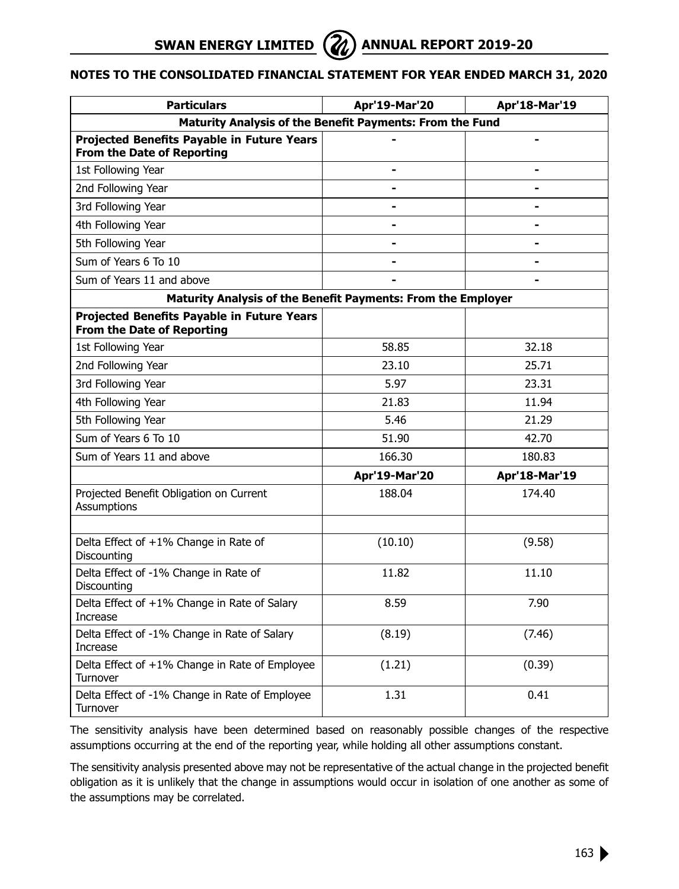## NOTES TO THE CONSOLIDATED FINANCIAL STATEMENT FOR YEAR ENDED MARCH 31, 2020

| Particulars | Apr'19-Mar'20 | Apr'18-Mar'19 |
|---|---|---|
| **Maturity Analysis of the Benefit Payments: From the Fund** | | |
| **Projected Benefits Payable in Future Years From the Date of Reporting** | - | - |
| 1st Following Year | - | - |
| 2nd Following Year | - | - |
| 3rd Following Year | - | - |
| 4th Following Year | - | - |
| 5th Following Year | - | - |
| Sum of Years 6 To 10 | - | - |
| Sum of Years 11 and above | - | - |
| **Maturity Analysis of the Benefit Payments: From the Employer** | | |
| **Projected Benefits Payable in Future Years From the Date of Reporting** | | |
| 1st Following Year | 58.85 | 32.18 |
| 2nd Following Year | 23.10 | 25.71 |
| 3rd Following Year | 5.97 | 23.31 |
| 4th Following Year | 21.83 | 11.94 |
| 5th Following Year | 5.46 | 21.29 |
| Sum of Years 6 To 10 | 51.90 | 42.70 |
| Sum of Years 11 and above | 166.30 | 180.83 |
| | **Apr'19-Mar'20** | **Apr'18-Mar'19** |
| Projected Benefit Obligation on Current Assumptions | 188.04 | 174.40 |
| | | |
| Delta Effect of +1% Change in Rate of Discounting | (10.10) | (9.58) |
| Delta Effect of -1% Change in Rate of Discounting | 11.82 | 11.10 |
| Delta Effect of +1% Change in Rate of Salary Increase | 8.59 | 7.90 |
| Delta Effect of -1% Change in Rate of Salary Increase | (8.19) | (7.46) |
| Delta Effect of +1% Change in Rate of Employee Turnover | (1.21) | (0.39) |
| Delta Effect of -1% Change in Rate of Employee Turnover | 1.31 | 0.41 |

The sensitivity analysis have been determined based on reasonably possible changes of the respective assumptions occurring at the end of the reporting year, while holding all other assumptions constant.

The sensitivity analysis presented above may not be representative of the actual change in the projected benefit obligation as it is unlikely that the change in assumptions would occur in isolation of one another as some of the assumptions may be correlated.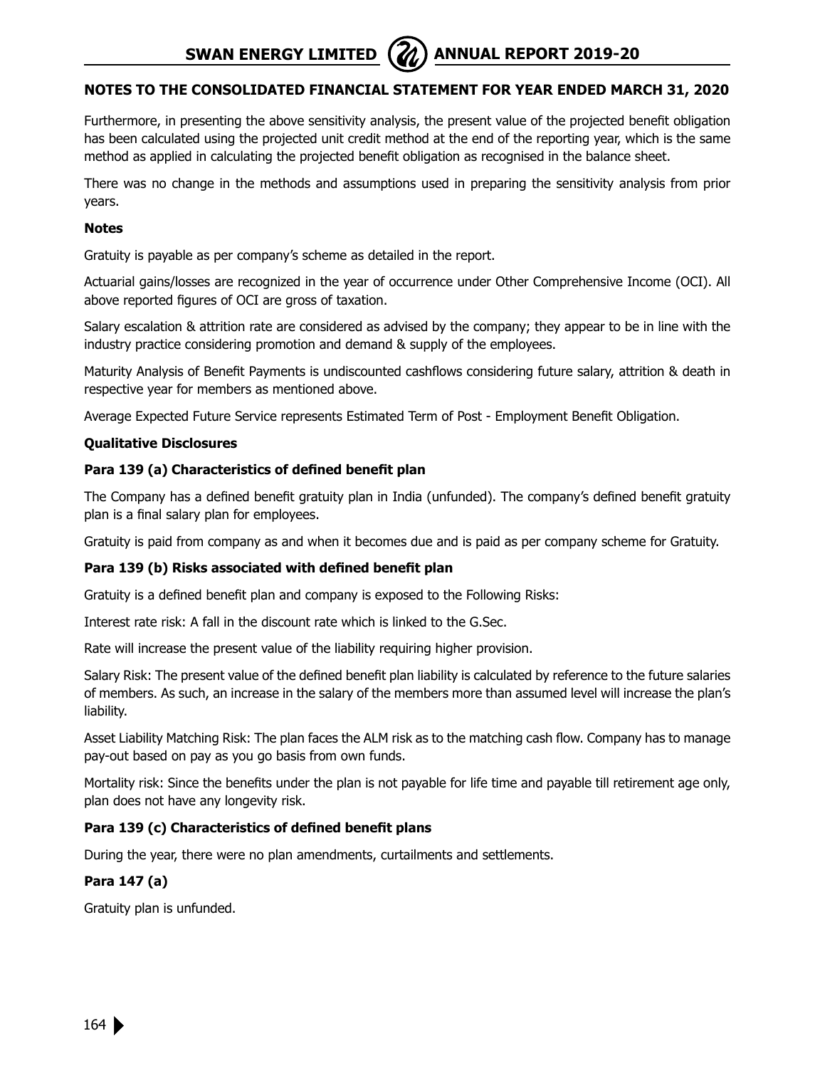## NOTES TO THE CONSOLIDATED FINANCIAL STATEMENT FOR YEAR ENDED MARCH 31, 2020

Furthermore, in presenting the above sensitivity analysis, the present value of the projected benefit obligation has been calculated using the projected unit credit method at the end of the reporting year, which is the same method as applied in calculating the projected benefit obligation as recognised in the balance sheet.

There was no change in the methods and assumptions used in preparing the sensitivity analysis from prior years.

**Notes**

Gratuity is payable as per company's scheme as detailed in the report.

Actuarial gains/losses are recognized in the year of occurrence under Other Comprehensive Income (OCI). All above reported figures of OCI are gross of taxation.

Salary escalation & attrition rate are considered as advised by the company; they appear to be in line with the industry practice considering promotion and demand & supply of the employees.

Maturity Analysis of Benefit Payments is undiscounted cashflows considering future salary, attrition & death in respective year for members as mentioned above.

Average Expected Future Service represents Estimated Term of Post - Employment Benefit Obligation.

**Qualitative Disclosures**

**Para 139 (a) Characteristics of defined benefit plan**

The Company has a defined benefit gratuity plan in India (unfunded). The company's defined benefit gratuity plan is a final salary plan for employees.

Gratuity is paid from company as and when it becomes due and is paid as per company scheme for Gratuity.

**Para 139 (b) Risks associated with defined benefit plan**

Gratuity is a defined benefit plan and company is exposed to the Following Risks:

Interest rate risk: A fall in the discount rate which is linked to the G.Sec.

Rate will increase the present value of the liability requiring higher provision.

Salary Risk: The present value of the defined benefit plan liability is calculated by reference to the future salaries of members. As such, an increase in the salary of the members more than assumed level will increase the plan's liability.

Asset Liability Matching Risk: The plan faces the ALM risk as to the matching cash flow. Company has to manage pay-out based on pay as you go basis from own funds.

Mortality risk: Since the benefits under the plan is not payable for life time and payable till retirement age only, plan does not have any longevity risk.

**Para 139 (c) Characteristics of defined benefit plans**

During the year, there were no plan amendments, curtailments and settlements.

**Para 147 (a)**

Gratuity plan is unfunded.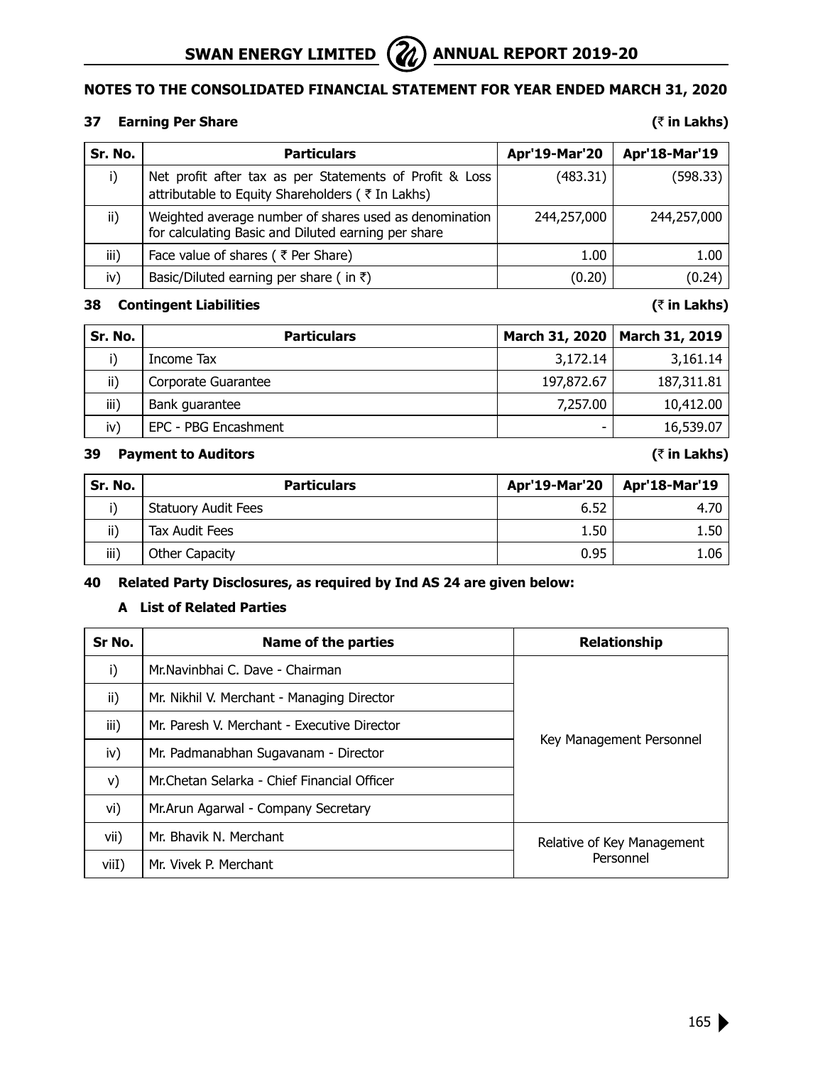## NOTES TO THE CONSOLIDATED FINANCIAL STATEMENT FOR YEAR ENDED MARCH 31, 2020

### 37 Earning Per Share

(₹ in Lakhs)

| Sr. No. | Particulars | Apr'19-Mar'20 | Apr'18-Mar'19 |
|---|---|---|---|
| i) | Net profit after tax as per Statements of Profit & Loss attributable to Equity Shareholders ( ₹ In Lakhs) | (483.31) | (598.33) |
| ii) | Weighted average number of shares used as denomination for calculating Basic and Diluted earning per share | 244,257,000 | 244,257,000 |
| iii) | Face value of shares ( ₹ Per Share) | 1.00 | 1.00 |
| iv) | Basic/Diluted earning per share ( in ₹) | (0.20) | (0.24) |

### 38 Contingent Liabilities

(₹ in Lakhs)

| Sr. No. | Particulars | March 31, 2020 | March 31, 2019 |
|---|---|---|---|
| i) | Income Tax | 3,172.14 | 3,161.14 |
| ii) | Corporate Guarantee | 197,872.67 | 187,311.81 |
| iii) | Bank guarantee | 7,257.00 | 10,412.00 |
| iv) | EPC - PBG Encashment | - | 16,539.07 |

### 39 Payment to Auditors

(₹ in Lakhs)

| Sr. No. | Particulars | Apr'19-Mar'20 | Apr'18-Mar'19 |
|---|---|---|---|
| i) | Statuory Audit Fees | 6.52 | 4.70 |
| ii) | Tax Audit Fees | 1.50 | 1.50 |
| iii) | Other Capacity | 0.95 | 1.06 |

### 40 Related Party Disclosures, as required by Ind AS 24 are given below:

#### A List of Related Parties

| Sr No. | Name of the parties | Relationship |
|---|---|---|
| i) | Mr.Navinbhai C. Dave - Chairman | Key Management Personnel |
| ii) | Mr. Nikhil V. Merchant - Managing Director | |
| iii) | Mr. Paresh V. Merchant - Executive Director | |
| iv) | Mr. Padmanabhan Sugavanam - Director | |
| v) | Mr.Chetan Selarka - Chief Financial Officer | |
| vi) | Mr.Arun Agarwal - Company Secretary | |
| vii) | Mr. Bhavik N. Merchant | Relative of Key Management Personnel |
| viiI) | Mr. Vivek P. Merchant | |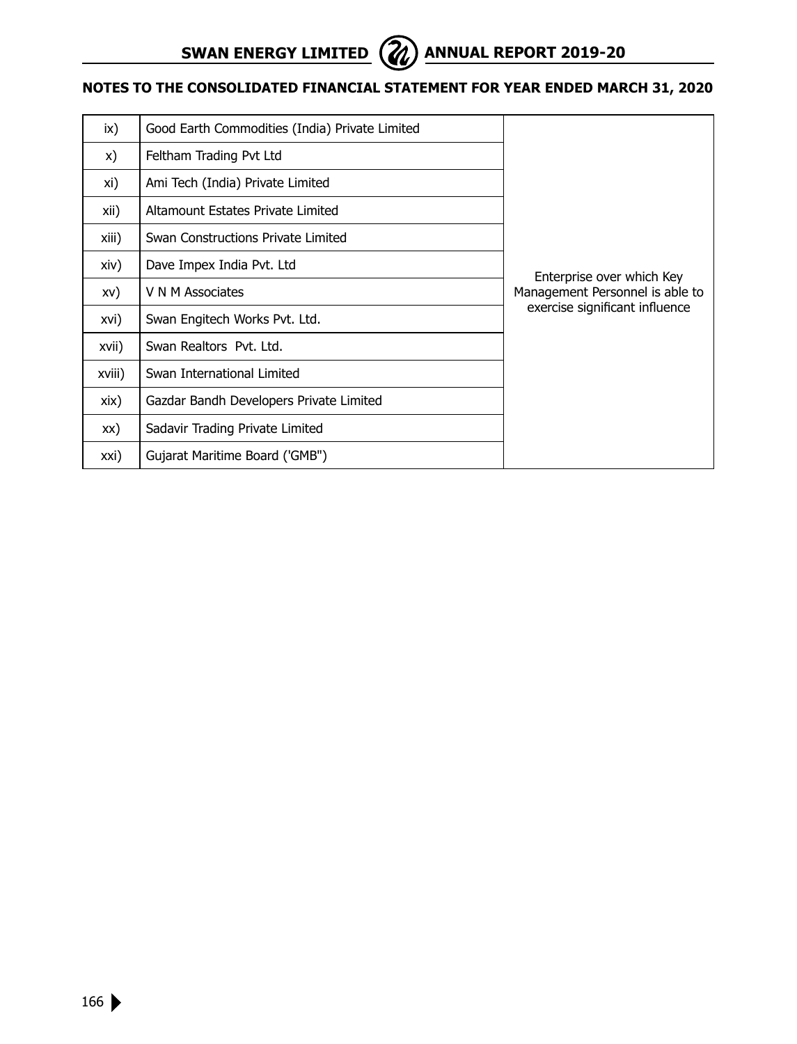## NOTES TO THE CONSOLIDATED FINANCIAL STATEMENT FOR YEAR ENDED MARCH 31, 2020

| | | |
|---|---|---|
| ix) | Good Earth Commodities (India) Private Limited | Enterprise over which Key Management Personnel is able to exercise significant influence |
| x) | Feltham Trading Pvt Ltd | |
| xi) | Ami Tech (India) Private Limited | |
| xii) | Altamount Estates Private Limited | |
| xiii) | Swan Constructions Private Limited | |
| xiv) | Dave Impex India Pvt. Ltd | |
| xv) | V N M Associates | |
| xvi) | Swan Engitech Works Pvt. Ltd. | |
| xvii) | Swan Realtors Pvt. Ltd. | |
| xviii) | Swan International Limited | |
| xix) | Gazdar Bandh Developers Private Limited | |
| xx) | Sadavir Trading Private Limited | |
| xxi) | Gujarat Maritime Board ('GMB") | |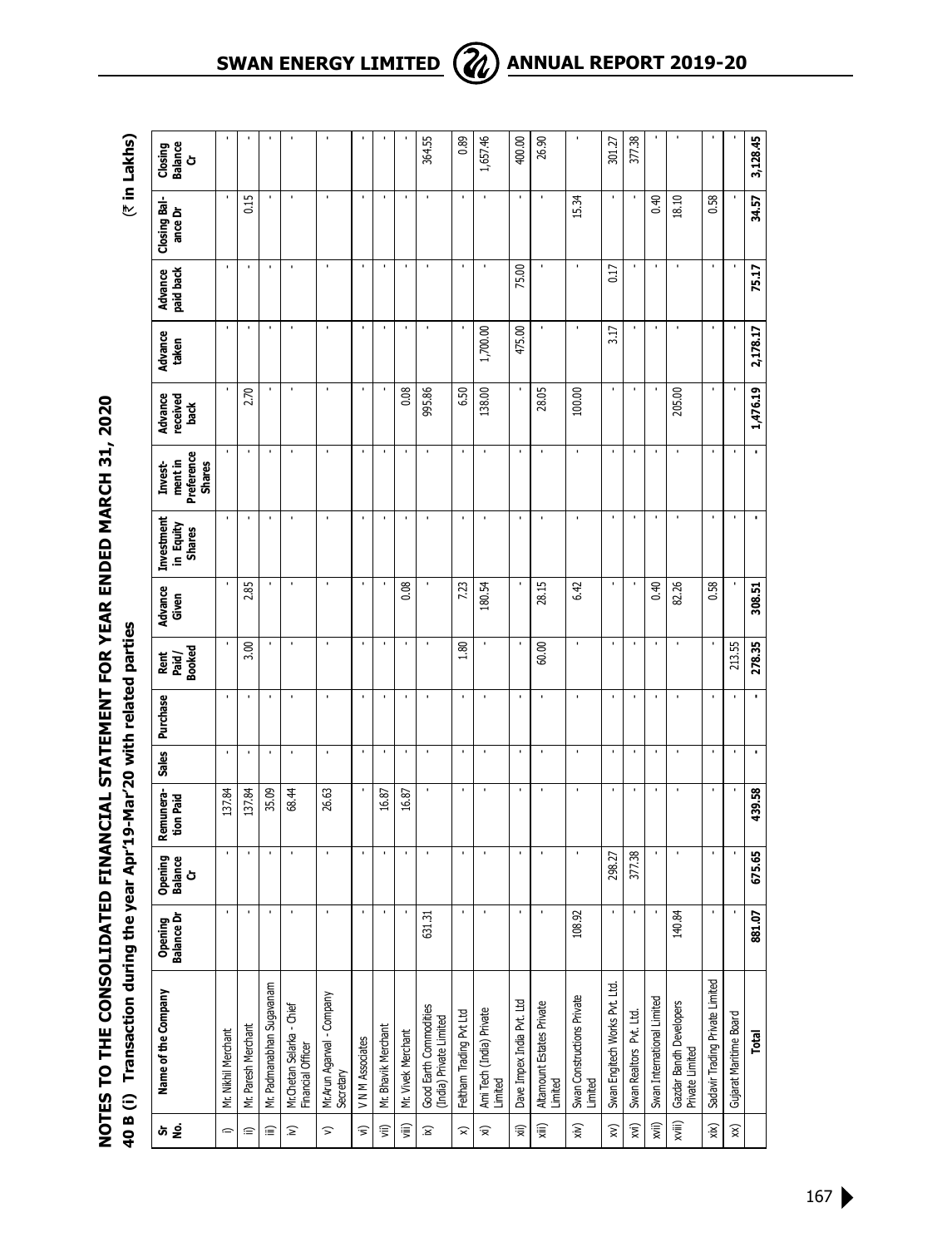# NOTES TO THE CONSOLIDATED FINANCIAL STATEMENT FOR YEAR ENDED MARCH 31, 2020

## 40 B (i) Transaction during the year Apr'19-Mar'20 with related parties

(₹ in Lakhs)

| Sr No. | Name of the Company | Opening Balance Dr | Opening Balance Cr | Remuneration Paid | Sales | Purchase | Rent Paid / Booked | Advance Given | Investment in Equity Shares | Investment in Preference Shares | Advance received back | Advance taken | Advance paid back | Closing Balance Dr | Closing Balance Cr |
|---|---|---|---|---|---|---|---|---|---|---|---|---|---|---|---|
| i) | Mr. Nikhil Merchant | - | - | 137.84 | - | - | - | - | - | - | - | - | - | - | - |
| ii) | Mr. Paresh Merchant | - | - | 137.84 | - | - | 3.00 | 2.85 | - | - | 2.70 | - | - | 0.15 | - |
| iii) | Mr. Padmanabhan Sugavanam | - | - | 35.09 | - | - | - | - | - | - | - | - | - | - | - |
| iv) | Mr.Chetan Selarka - Chief Financial Officer | - | - | 68.44 | - | - | - | - | - | - | - | - | - | - | - |
| v) | Mr.Arun Agarwal - Company Secretary | - | - | 26.63 | - | - | - | - | - | - | - | - | - | - | - |
| vi) | V N M Associates | - | - | - | - | - | - | - | - | - | - | - | - | - | - |
| vii) | Mr. Bhavik Merchant | - | - | 16.87 | - | - | - | - | - | - | - | - | - | - | - |
| viii) | Mr. Vivek Merchant | - | - | 16.87 | - | - | - | 0.08 | - | - | 0.08 | - | - | - | - |
| ix) | Good Earth Commodities (India) Private Limited | 631.31 | - | - | - | - | - | - | - | - | 995.86 | - | - | - | 364.55 |
| x) | Feltham Trading Pvt Ltd | - | - | - | - | - | 1.80 | 7.23 | - | - | 6.50 | - | - | - | 0.89 |
| xi) | Ami Tech (India) Private Limited | - | - | - | - | - | - | 180.54 | - | - | 138.00 | 1,700.00 | - | - | 1,657.46 |
| xii) | Dave Impex India Pvt. Ltd | - | - | - | - | - | - | - | - | - | - | 475.00 | 75.00 | - | 400.00 |
| xiii) | Altamount Estates Private Limited | - | - | - | - | - | 60.00 | 28.15 | - | - | 28.05 | - | - | - | 26.90 |
| xiv) | Swan Constructions Private Limited | 108.92 | - | - | - | - | - | 6.42 | - | - | 100.00 | - | - | 15.34 | - |
| xv) | Swan Engitech Works Pvt. Ltd. | - | 298.27 | - | - | - | - | - | - | - | - | 3.17 | 0.17 | - | 301.27 |
| xvi) | Swan Realtors Pvt. Ltd. | - | 377.38 | - | - | - | - | - | - | - | - | - | - | - | 377.38 |
| xvii) | Swan International Limited | - | - | - | - | - | - | 0.40 | - | - | - | - | - | 0.40 | - |
| xviii) | Gazdar Bandh Developers Private Limited | 140.84 | - | - | - | - | - | 82.26 | - | - | 205.00 | - | - | 18.10 | - |
| xix) | Sadavir Trading Private Limited | - | - | - | - | - | - | 0.58 | - | - | - | - | - | 0.58 | - |
| xx) | Gujarat Maritime Board | - | - | - | - | - | 213.55 | - | - | - | - | - | - | - | - |
| | **Total** | **881.07** | **675.65** | **439.58** | **-** | **-** | **278.35** | **308.51** | **-** | **-** | **1,476.19** | **2,178.17** | **75.17** | **34.57** | **3,128.45** |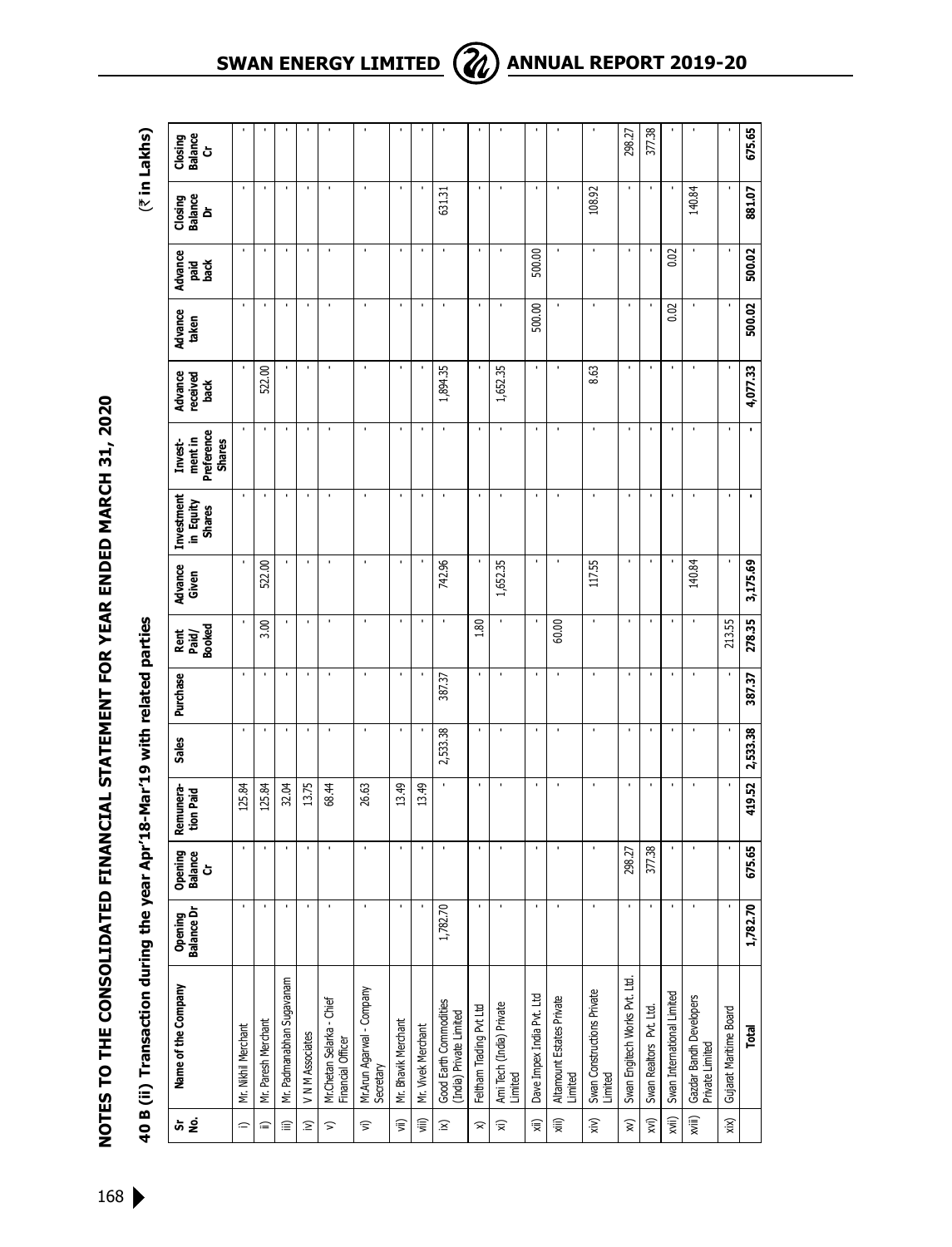# NOTES TO THE CONSOLIDATED FINANCIAL STATEMENT FOR YEAR ENDED MARCH 31, 2020

## 40 B (ii) Transaction during the year Apr'18-Mar'19 with related parties

(₹ in Lakhs)

| Sr No. | Name of the Company | Opening Balance Dr | Opening Balance Cr | Remuneration Paid | Sales | Purchase | Rent Paid/ Booked | Advance Given | Investment in Equity Shares | Investment in Preference Shares | Advance received back | Advance taken | Advance paid back | Closing Balance Dr | Closing Balance Cr |
|---|---|---|---|---|---|---|---|---|---|---|---|---|---|---|---|
| i) | Mr. Nikhil Merchant | - | - | 125.84 | - | - | - | - | - | - | - | - | - | - | - |
| ii) | Mr. Paresh Merchant | - | - | 125.84 | - | - | 3.00 | 522.00 | - | - | 522.00 | - | - | - | - |
| iii) | Mr. Padmanabhan Sugavanam | - | - | 32.04 | - | - | - | - | - | - | - | - | - | - | - |
| iv) | V N M Associates | - | - | 13.75 | - | - | - | - | - | - | - | - | - | - | - |
| v) | Mr.Chetan Selarka - Chief Financial Officer | - | - | 68.44 | - | - | - | - | - | - | - | - | - | - | - |
| vi) | Mr.Arun Agarwal - Company Secretary | - | - | 26.63 | - | - | - | - | - | - | - | - | - | - | - |
| vii) | Mr. Bhavik Merchant | - | - | 13.49 | - | - | - | - | - | - | - | - | - | - | - |
| viii) | Mr. Vivek Merchant | - | - | 13.49 | - | - | - | - | - | - | - | - | - | - | - |
| ix) | Good Earth Commodities (India) Private Limited | 1,782.70 | - | - | 2,533.38 | 387.37 | - | 742.96 | - | - | 1,894.35 | - | - | 631.31 | - |
| x) | Feltham Trading Pvt Ltd | - | - | - | - | - | 1.80 | - | - | - | - | - | - | - | - |
| xi) | Ami Tech (India) Private Limited | - | - | - | - | - | - | 1,652.35 | - | - | 1,652.35 | - | - | - | - |
| xii) | Dave Impex India Pvt. Ltd | - | - | - | - | - | - | - | - | - | - | 500.00 | 500.00 | - | - |
| xiii) | Altamount Estates Private Limited | - | - | - | - | - | 60.00 | - | - | - | - | - | - | - | - |
| xiv) | Swan Constructions Private Limited | - | - | - | - | - | - | 117.55 | - | - | 8.63 | - | - | 108.92 | - |
| xv) | Swan Engitech Works Pvt. Ltd. | - | 298.27 | - | - | - | - | - | - | - | - | - | - | - | 298.27 |
| xvi) | Swan Realtors Pvt. Ltd. | - | 377.38 | - | - | - | - | - | - | - | - | - | - | - | 377.38 |
| xvii) | Swan International Limited | - | - | - | - | - | - | - | - | - | - | 0.02 | 0.02 | - | - |
| xviii) | Gazdar Bandh Developers Private Limited | - | - | - | - | - | - | 140.84 | - | - | - | - | - | 140.84 | - |
| xix) | Gujarat Maritime Board | - | - | - | - | - | 213.55 | - | - | - | - | - | - | - | - |
| | **Total** | **1,782.70** | **675.65** | **419.52** | **2,533.38** | **387.37** | **278.35** | **3,175.69** | **-** | **-** | **4,077.33** | **500.02** | **500.02** | **881.07** | **675.65** |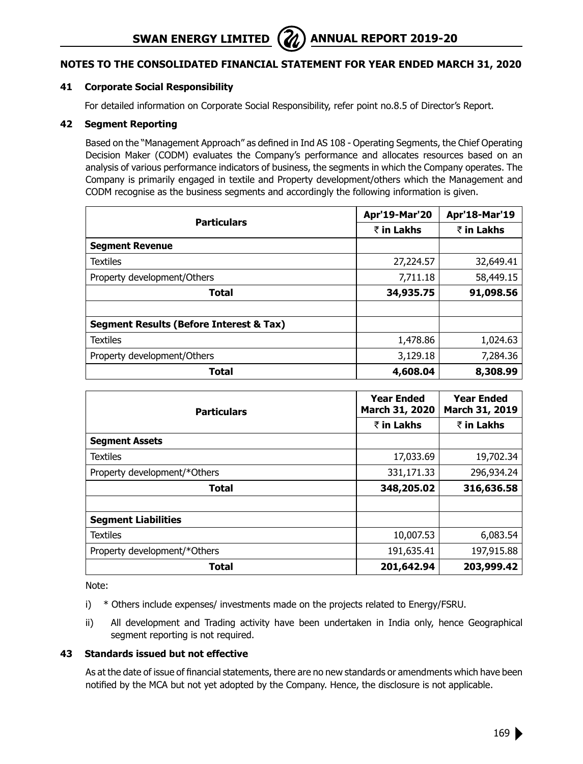## NOTES TO THE CONSOLIDATED FINANCIAL STATEMENT FOR YEAR ENDED MARCH 31, 2020

### 41 Corporate Social Responsibility

For detailed information on Corporate Social Responsibility, refer point no.8.5 of Director's Report.

### 42 Segment Reporting

Based on the "Management Approach" as defined in Ind AS 108 - Operating Segments, the Chief Operating Decision Maker (CODM) evaluates the Company's performance and allocates resources based on an analysis of various performance indicators of business, the segments in which the Company operates. The Company is primarily engaged in textile and Property development/others which the Management and CODM recognise as the business segments and accordingly the following information is given.

| Particulars | Apr'19-Mar'20 | Apr'18-Mar'19 |
|---|---|---|
| | ₹ in Lakhs | ₹ in Lakhs |
| **Segment Revenue** | | |
| Textiles | 27,224.57 | 32,649.41 |
| Property development/Others | 7,711.18 | 58,449.15 |
| **Total** | **34,935.75** | **91,098.56** |
| | | |
| **Segment Results (Before Interest & Tax)** | | |
| Textiles | 1,478.86 | 1,024.63 |
| Property development/Others | 3,129.18 | 7,284.36 |
| **Total** | **4,608.04** | **8,308.99** |

| Particulars | Year Ended March 31, 2020 | Year Ended March 31, 2019 |
|---|---|---|
| | ₹ in Lakhs | ₹ in Lakhs |
| **Segment Assets** | | |
| Textiles | 17,033.69 | 19,702.34 |
| Property development/*Others | 331,171.33 | 296,934.24 |
| **Total** | **348,205.02** | **316,636.58** |
| | | |
| **Segment Liabilities** | | |
| Textiles | 10,007.53 | 6,083.54 |
| Property development/*Others | 191,635.41 | 197,915.88 |
| **Total** | **201,642.94** | **203,999.42** |

Note:

i) * Others include expenses/ investments made on the projects related to Energy/FSRU.

ii) All development and Trading activity have been undertaken in India only, hence Geographical segment reporting is not required.

### 43 Standards issued but not effective

As at the date of issue of financial statements, there are no new standards or amendments which have been notified by the MCA but not yet adopted by the Company. Hence, the disclosure is not applicable.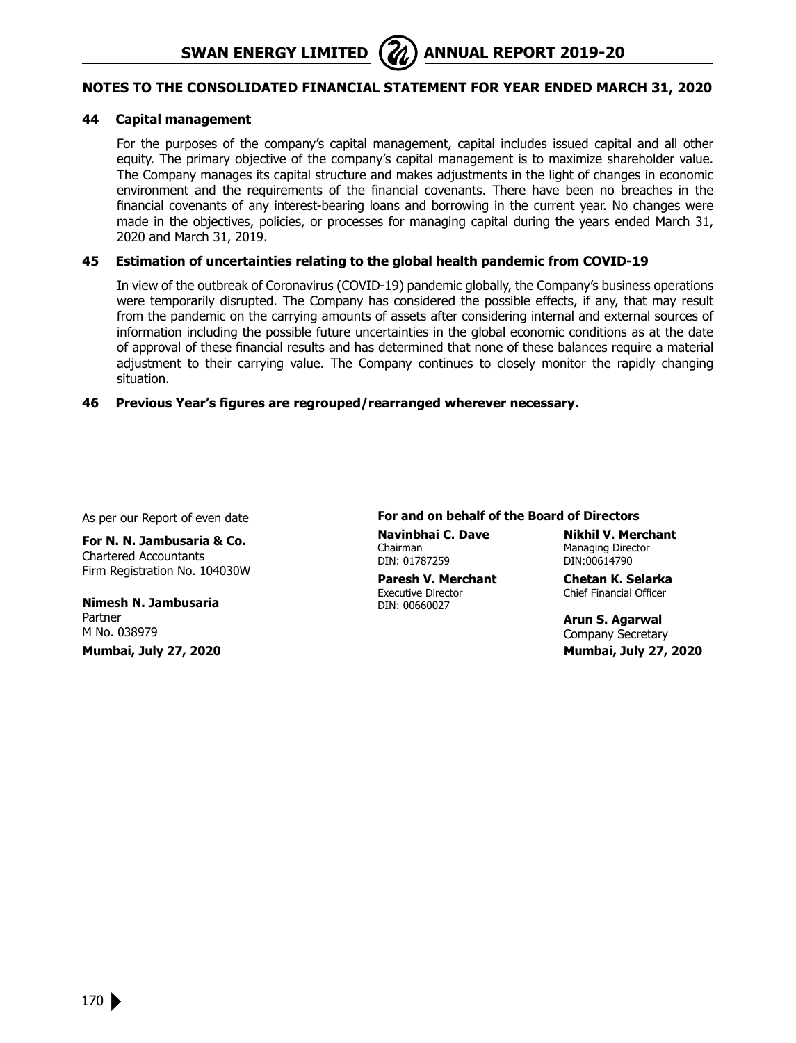## NOTES TO THE CONSOLIDATED FINANCIAL STATEMENT FOR YEAR ENDED MARCH 31, 2020

### 44 Capital management

For the purposes of the company's capital management, capital includes issued capital and all other equity. The primary objective of the company's capital management is to maximize shareholder value. The Company manages its capital structure and makes adjustments in the light of changes in economic environment and the requirements of the financial covenants. There have been no breaches in the financial covenants of any interest-bearing loans and borrowing in the current year. No changes were made in the objectives, policies, or processes for managing capital during the years ended March 31, 2020 and March 31, 2019.

### 45 Estimation of uncertainties relating to the global health pandemic from COVID-19

In view of the outbreak of Coronavirus (COVID-19) pandemic globally, the Company's business operations were temporarily disrupted. The Company has considered the possible effects, if any, that may result from the pandemic on the carrying amounts of assets after considering internal and external sources of information including the possible future uncertainties in the global economic conditions as at the date of approval of these financial results and has determined that none of these balances require a material adjustment to their carrying value. The Company continues to closely monitor the rapidly changing situation.

### 46 Previous Year's figures are regrouped/rearranged wherever necessary.

As per our Report of even date

**For N. N. Jambusaria & Co.**
Chartered Accountants
Firm Registration No. 104030W

**Nimesh N. Jambusaria**
Partner
M No. 038979
**Mumbai, July 27, 2020**

**For and on behalf of the Board of Directors**

**Navinbhai C. Dave**
Chairman
DIN: 01787259

**Nikhil V. Merchant**
Managing Director
DIN:00614790

**Paresh V. Merchant**
Executive Director
DIN: 00660027

**Chetan K. Selarka**
Chief Financial Officer

**Arun S. Agarwal**
Company Secretary
**Mumbai, July 27, 2020**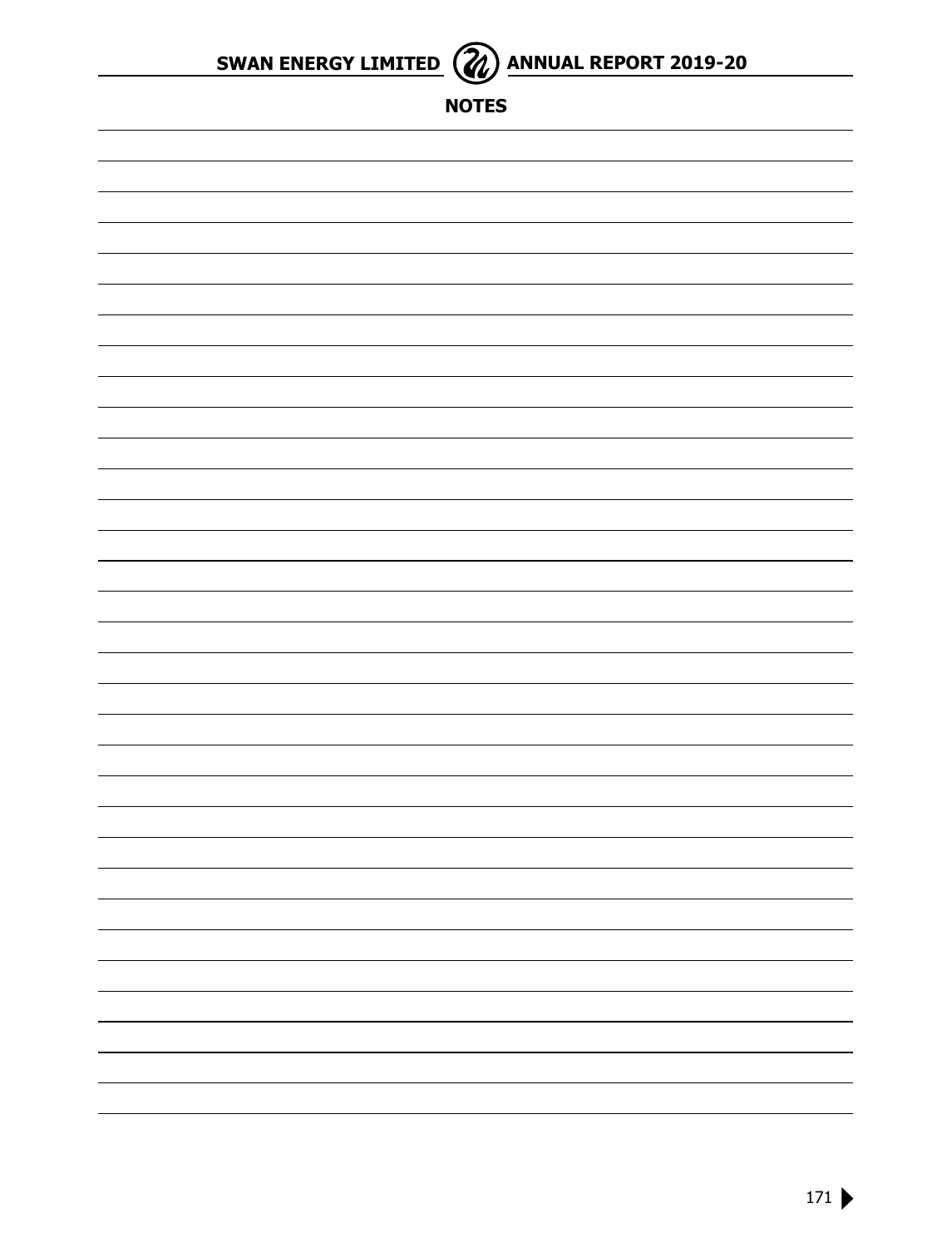# NOTES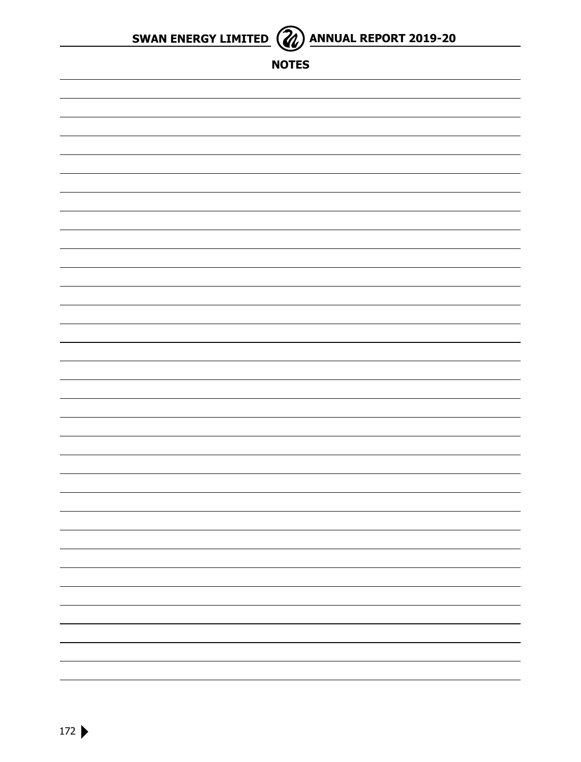# NOTES